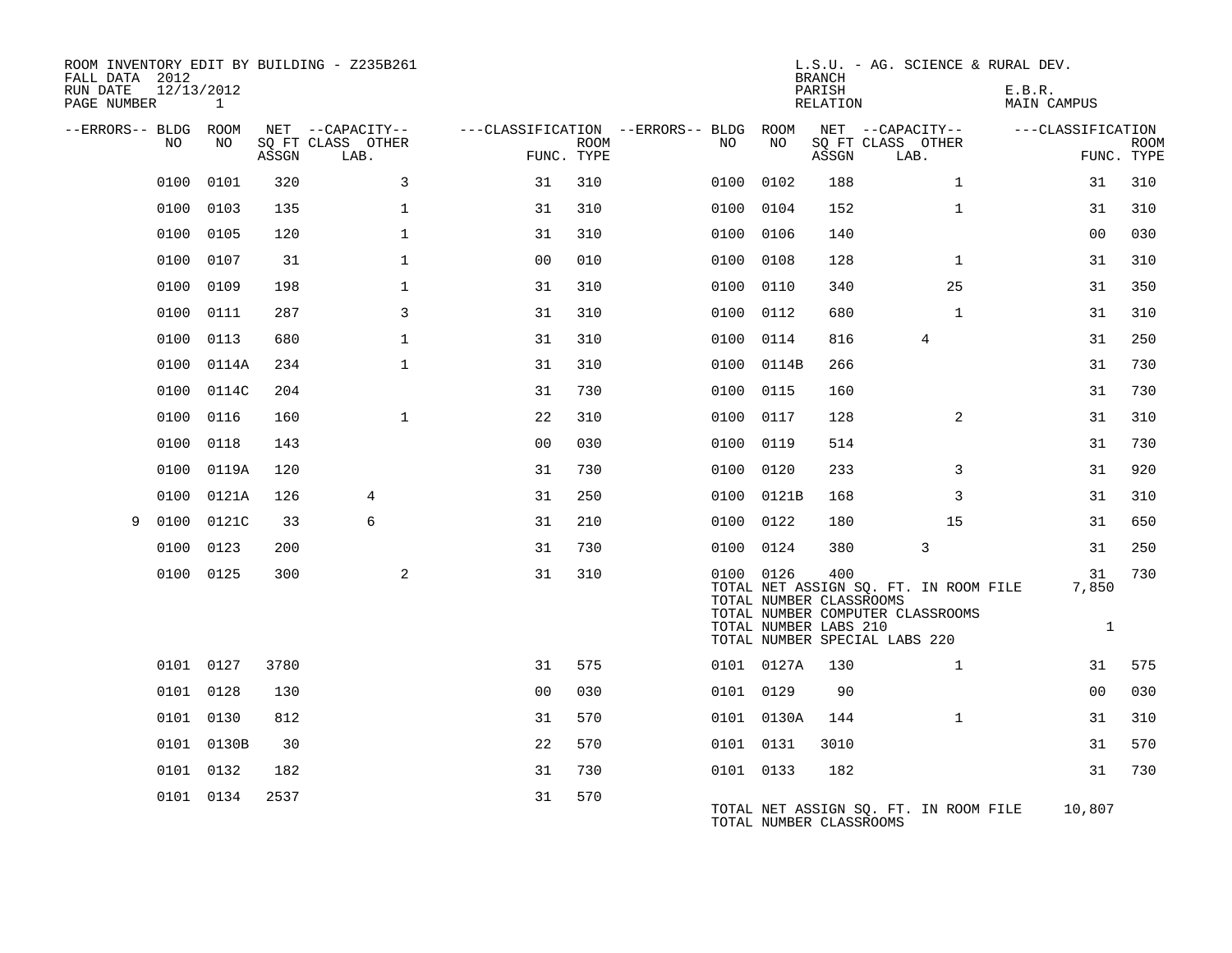ROOM INVENTORY EDIT BY BUILDING - Z235B261
FALL DATA 2012
RUN DATE 12/13/2012
PAGE NUMBER 1

L.S.U. - AG. SCIENCE & RURAL DEV.
BRANCH
PARISH E.B.R.
RELATION MAIN CAMPUS

| --ERRORS-- | BLDG NO | ROOM NO | NET SQ FT ASSGN | --CAPACITY-- CLASS LAB. | OTHER | ---CLASSIFICATION FUNC. | ROOM TYPE | --ERRORS-- | BLDG NO | ROOM NO | NET SQ FT ASSGN | --CAPACITY-- CLASS LAB. | OTHER | ---CLASSIFICATION FUNC. | ROOM TYPE |
|---|---|---|---|---|---|---|---|---|---|---|---|---|---|---|---|
| | 0100 | 0101 | 320 | | 3 | 31 | 310 | | 0100 | 0102 | 188 | | 1 | 31 | 310 |
| | 0100 | 0103 | 135 | | 1 | 31 | 310 | | 0100 | 0104 | 152 | | 1 | 31 | 310 |
| | 0100 | 0105 | 120 | | 1 | 31 | 310 | | 0100 | 0106 | 140 | | | 00 | 030 |
| | 0100 | 0107 | 31 | | 1 | 00 | 010 | | 0100 | 0108 | 128 | | 1 | 31 | 310 |
| | 0100 | 0109 | 198 | | 1 | 31 | 310 | | 0100 | 0110 | 340 | | 25 | 31 | 350 |
| | 0100 | 0111 | 287 | | 3 | 31 | 310 | | 0100 | 0112 | 680 | | 1 | 31 | 310 |
| | 0100 | 0113 | 680 | | 1 | 31 | 310 | | 0100 | 0114 | 816 | 4 | | 31 | 250 |
| | 0100 | 0114A | 234 | | 1 | 31 | 310 | | 0100 | 0114B | 266 | | | 31 | 730 |
| | 0100 | 0114C | 204 | | | 31 | 730 | | 0100 | 0115 | 160 | | | 31 | 730 |
| | 0100 | 0116 | 160 | | 1 | 22 | 310 | | 0100 | 0117 | 128 | | 2 | 31 | 310 |
| | 0100 | 0118 | 143 | | | 00 | 030 | | 0100 | 0119 | 514 | | | 31 | 730 |
| | 0100 | 0119A | 120 | | | 31 | 730 | | 0100 | 0120 | 233 | | 3 | 31 | 920 |
| | 0100 | 0121A | 126 | 4 | | 31 | 250 | | 0100 | 0121B | 168 | | 3 | 31 | 310 |
| 9 | 0100 | 0121C | 33 | 6 | | 31 | 210 | | 0100 | 0122 | 180 | | 15 | 31 | 650 |
| | 0100 | 0123 | 200 | | | 31 | 730 | | 0100 | 0124 | 380 | 3 | | 31 | 250 |
| | 0100 | 0125 | 300 | | 2 | 31 | 310 | | 0100 | 0126 | 400 | | | 31 | 730 |
| | | | | | | | | | TOTAL NET ASSIGN SQ. FT. IN ROOM FILE | | | | | 7,850 | |
| | | | | | | | | | TOTAL NUMBER CLASSROOMS | | | | | | |
| | | | | | | | | | TOTAL NUMBER COMPUTER CLASSROOMS | | | | | | |
| | | | | | | | | | TOTAL NUMBER LABS 210 | | | | | 1 | |
| | | | | | | | | | TOTAL NUMBER SPECIAL LABS 220 | | | | | | |
| | 0101 | 0127 | 3780 | | | 31 | 575 | | 0101 | 0127A | 130 | | 1 | 31 | 575 |
| | 0101 | 0128 | 130 | | | 00 | 030 | | 0101 | 0129 | 90 | | | 00 | 030 |
| | 0101 | 0130 | 812 | | | 31 | 570 | | 0101 | 0130A | 144 | | 1 | 31 | 310 |
| | 0101 | 0130B | 30 | | | 22 | 570 | | 0101 | 0131 | 3010 | | | 31 | 570 |
| | 0101 | 0132 | 182 | | | 31 | 730 | | 0101 | 0133 | 182 | | | 31 | 730 |
| | 0101 | 0134 | 2537 | | | 31 | 570 | | | | | | | | |
| | | | | | | | | | TOTAL NET ASSIGN SQ. FT. IN ROOM FILE | | | | | 10,807 | |
| | | | | | | | | | TOTAL NUMBER CLASSROOMS | | | | | | |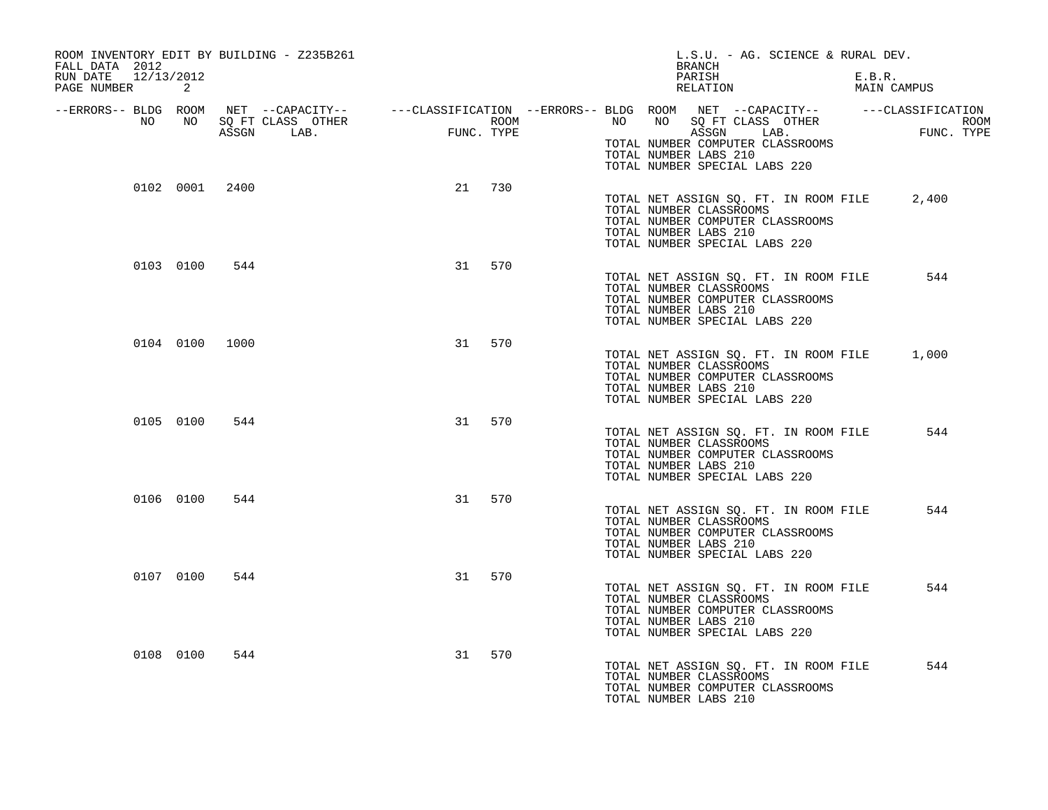ROOM INVENTORY EDIT BY BUILDING - Z235B261
FALL DATA 2012
RUN DATE 12/13/2012

L.S.U. - AG. SCIENCE & RURAL DEV.
BRANCH
PARISH E.B.R.
RELATION MAIN CAMPUS

| --ERRORS-- | BLDG NO | ROOM NO | NET SQ FT ASSGN | --CAPACITY-- CLASS LAB. | OTHER | ---CLASSIFICATION FUNC. | ROOM TYPE |
|---|---|---|---|---|---|---|---|
| | 0102 | 0001 | 2400 | | | 21 | 730 |
| | 0103 | 0100 | 544 | | | 31 | 570 |
| | 0104 | 0100 | 1000 | | | 31 | 570 |
| | 0105 | 0100 | 544 | | | 31 | 570 |
| | 0106 | 0100 | 544 | | | 31 | 570 |
| | 0107 | 0100 | 544 | | | 31 | 570 |
| | 0108 | 0100 | 544 | | | 31 | 570 |

TOTAL NUMBER COMPUTER CLASSROOMS
TOTAL NUMBER LABS 210
TOTAL NUMBER SPECIAL LABS 220

Building 0102:
TOTAL NET ASSIGN SQ. FT. IN ROOM FILE 2,400
TOTAL NUMBER CLASSROOMS
TOTAL NUMBER COMPUTER CLASSROOMS
TOTAL NUMBER LABS 210
TOTAL NUMBER SPECIAL LABS 220

Building 0103:
TOTAL NET ASSIGN SQ. FT. IN ROOM FILE 544
TOTAL NUMBER CLASSROOMS
TOTAL NUMBER COMPUTER CLASSROOMS
TOTAL NUMBER LABS 210
TOTAL NUMBER SPECIAL LABS 220

Building 0104:
TOTAL NET ASSIGN SQ. FT. IN ROOM FILE 1,000
TOTAL NUMBER CLASSROOMS
TOTAL NUMBER COMPUTER CLASSROOMS
TOTAL NUMBER LABS 210
TOTAL NUMBER SPECIAL LABS 220

Building 0105:
TOTAL NET ASSIGN SQ. FT. IN ROOM FILE 544
TOTAL NUMBER CLASSROOMS
TOTAL NUMBER COMPUTER CLASSROOMS
TOTAL NUMBER LABS 210
TOTAL NUMBER SPECIAL LABS 220

Building 0106:
TOTAL NET ASSIGN SQ. FT. IN ROOM FILE 544
TOTAL NUMBER CLASSROOMS
TOTAL NUMBER COMPUTER CLASSROOMS
TOTAL NUMBER LABS 210
TOTAL NUMBER SPECIAL LABS 220

Building 0107:
TOTAL NET ASSIGN SQ. FT. IN ROOM FILE 544
TOTAL NUMBER CLASSROOMS
TOTAL NUMBER COMPUTER CLASSROOMS
TOTAL NUMBER LABS 210
TOTAL NUMBER SPECIAL LABS 220

Building 0108:
TOTAL NET ASSIGN SQ. FT. IN ROOM FILE 544
TOTAL NUMBER CLASSROOMS
TOTAL NUMBER COMPUTER CLASSROOMS
TOTAL NUMBER LABS 210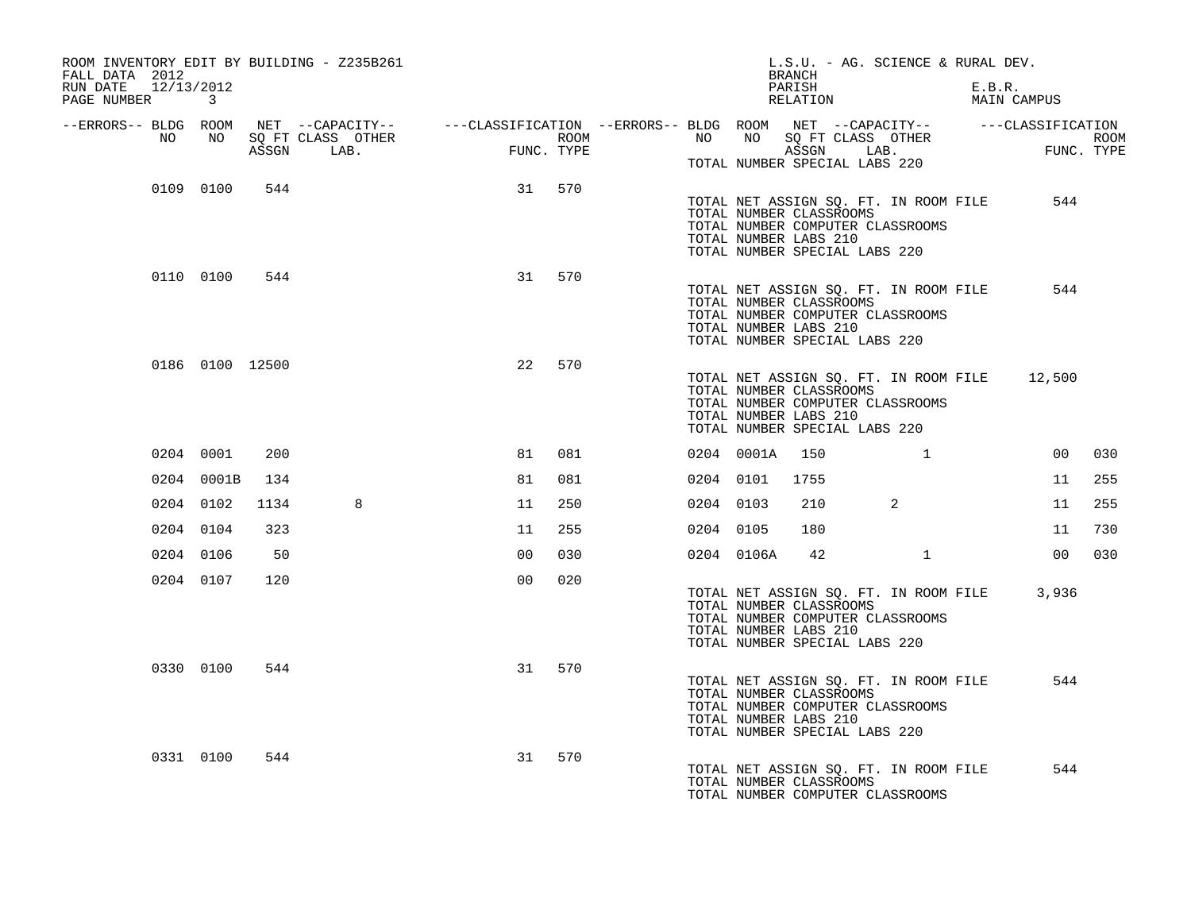ROOM INVENTORY EDIT BY BUILDING - Z235B261
FALL DATA 2012
RUN DATE 12/13/2012

L.S.U. - AG. SCIENCE & RURAL DEV.
BRANCH
PARISH E.B.R.
RELATION MAIN CAMPUS

| --ERRORS-- | BLDG NO | ROOM NO | NET SQ FT ASSGN | CAPACITY CLASS LAB. | CAPACITY OTHER | CLASSIFICATION FUNC. | ROOM TYPE | --ERRORS-- | BLDG NO | ROOM NO | NET SQ FT ASSGN | CAPACITY CLASS LAB. | CAPACITY OTHER | CLASSIFICATION FUNC. | ROOM TYPE |
|---|---|---|---|---|---|---|---|---|---|---|---|---|---|---|---|
| | | | | | | | | | TOTAL NUMBER SPECIAL LABS 220 | | | | | | |
| | 0109 | 0100 | 544 | | | 31 | 570 | | | | | | | | |
| | | | | | | | | | TOTAL NET ASSIGN SQ. FT. IN ROOM FILE | | | | | 544 | |
| | | | | | | | | | TOTAL NUMBER CLASSROOMS | | | | | | |
| | | | | | | | | | TOTAL NUMBER COMPUTER CLASSROOMS | | | | | | |
| | | | | | | | | | TOTAL NUMBER LABS 210 | | | | | | |
| | | | | | | | | | TOTAL NUMBER SPECIAL LABS 220 | | | | | | |
| | 0110 | 0100 | 544 | | | 31 | 570 | | | | | | | | |
| | | | | | | | | | TOTAL NET ASSIGN SQ. FT. IN ROOM FILE | | | | | 544 | |
| | | | | | | | | | TOTAL NUMBER CLASSROOMS | | | | | | |
| | | | | | | | | | TOTAL NUMBER COMPUTER CLASSROOMS | | | | | | |
| | | | | | | | | | TOTAL NUMBER LABS 210 | | | | | | |
| | | | | | | | | | TOTAL NUMBER SPECIAL LABS 220 | | | | | | |
| | 0186 | 0100 | 12500 | | | 22 | 570 | | | | | | | | |
| | | | | | | | | | TOTAL NET ASSIGN SQ. FT. IN ROOM FILE | | | | | 12,500 | |
| | | | | | | | | | TOTAL NUMBER CLASSROOMS | | | | | | |
| | | | | | | | | | TOTAL NUMBER COMPUTER CLASSROOMS | | | | | | |
| | | | | | | | | | TOTAL NUMBER LABS 210 | | | | | | |
| | | | | | | | | | TOTAL NUMBER SPECIAL LABS 220 | | | | | | |
| | 0204 | 0001 | 200 | | | 81 | 081 | | 0204 | 0001A | 150 | | 1 | 00 | 030 |
| | 0204 | 0001B | 134 | | | 81 | 081 | | 0204 | 0101 | 1755 | | | 11 | 255 |
| | 0204 | 0102 | 1134 | 8 | | 11 | 250 | | 0204 | 0103 | 210 | 2 | | 11 | 255 |
| | 0204 | 0104 | 323 | | | 11 | 255 | | 0204 | 0105 | 180 | | | 11 | 730 |
| | 0204 | 0106 | 50 | | | 00 | 030 | | 0204 | 0106A | 42 | | 1 | 00 | 030 |
| | 0204 | 0107 | 120 | | | 00 | 020 | | | | | | | | |
| | | | | | | | | | TOTAL NET ASSIGN SQ. FT. IN ROOM FILE | | | | | 3,936 | |
| | | | | | | | | | TOTAL NUMBER CLASSROOMS | | | | | | |
| | | | | | | | | | TOTAL NUMBER COMPUTER CLASSROOMS | | | | | | |
| | | | | | | | | | TOTAL NUMBER LABS 210 | | | | | | |
| | | | | | | | | | TOTAL NUMBER SPECIAL LABS 220 | | | | | | |
| | 0330 | 0100 | 544 | | | 31 | 570 | | | | | | | | |
| | | | | | | | | | TOTAL NET ASSIGN SQ. FT. IN ROOM FILE | | | | | 544 | |
| | | | | | | | | | TOTAL NUMBER CLASSROOMS | | | | | | |
| | | | | | | | | | TOTAL NUMBER COMPUTER CLASSROOMS | | | | | | |
| | | | | | | | | | TOTAL NUMBER LABS 210 | | | | | | |
| | | | | | | | | | TOTAL NUMBER SPECIAL LABS 220 | | | | | | |
| | 0331 | 0100 | 544 | | | 31 | 570 | | | | | | | | |
| | | | | | | | | | TOTAL NET ASSIGN SQ. FT. IN ROOM FILE | | | | | 544 | |
| | | | | | | | | | TOTAL NUMBER CLASSROOMS | | | | | | |
| | | | | | | | | | TOTAL NUMBER COMPUTER CLASSROOMS | | | | | | |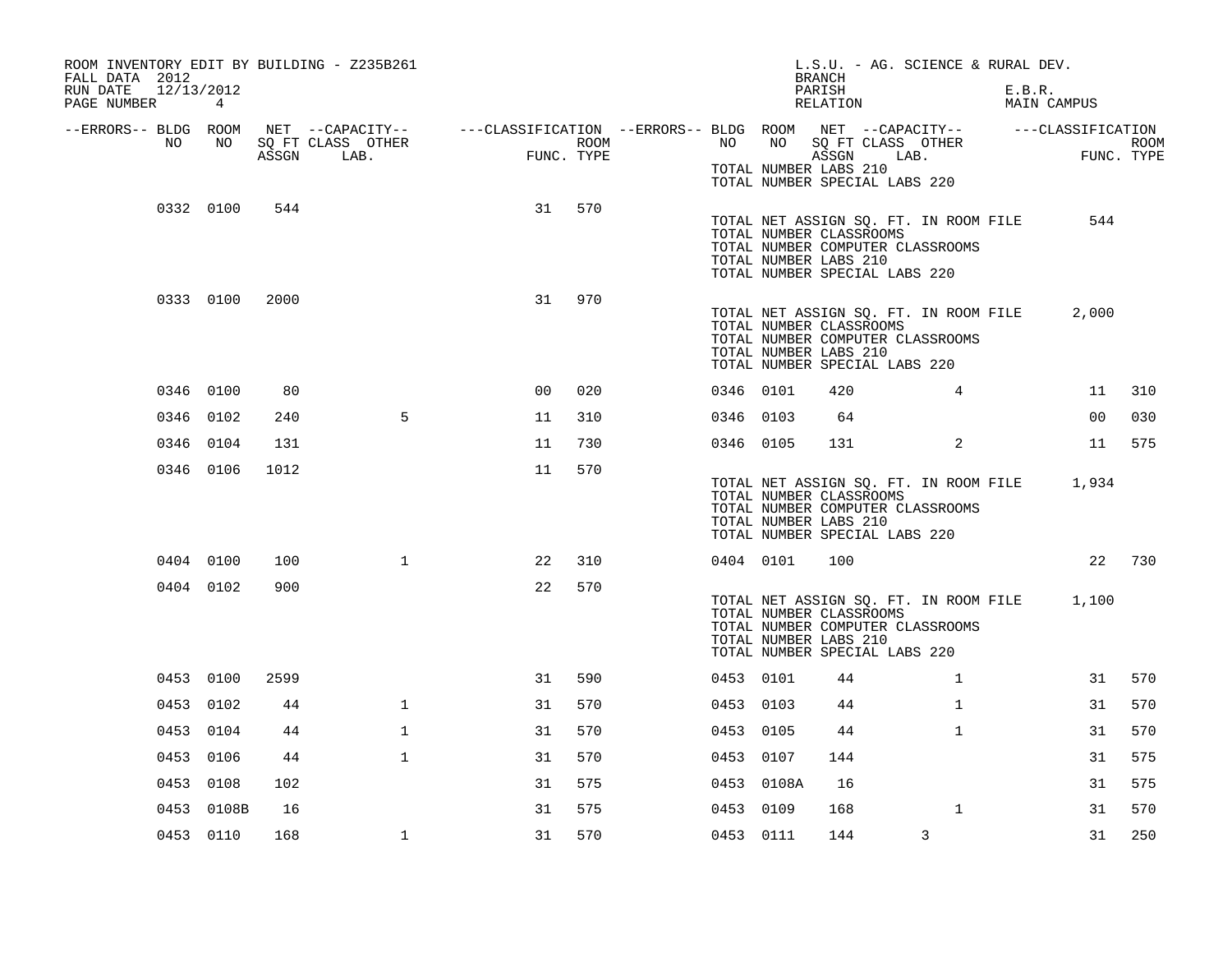ROOM INVENTORY EDIT BY BUILDING - Z235B261
FALL DATA 2012
RUN DATE 12/13/2012
PAGE NUMBER 4

L.S.U. - AG. SCIENCE & RURAL DEV.
BRANCH
PARISH E.B.R.
RELATION MAIN CAMPUS

| --ERRORS-- | BLDG NO | ROOM NO | NET SQ FT ASSGN | --CAPACITY-- CLASS | LAB. | OTHER | ---CLASSIFICATION FUNC. | ROOM TYPE | --ERRORS-- | BLDG NO | ROOM NO | NET SQ FT ASSGN | --CAPACITY-- CLASS | LAB. | OTHER | ---CLASSIFICATION FUNC. | ROOM TYPE |
|---|---|---|---|---|---|---|---|---|---|---|---|---|---|---|---|---|---|
| | | | | | | | | | | TOTAL NUMBER LABS 210 | | | | | | | |
| | | | | | | | | | | TOTAL NUMBER SPECIAL LABS 220 | | | | | | | |
| | 0332 | 0100 | 544 | | | | 31 | 570 | | | | | | | | | |
| | | | | | | | | | | TOTAL NET ASSIGN SQ. FT. IN ROOM FILE | | | | | | 544 | |
| | | | | | | | | | | TOTAL NUMBER CLASSROOMS | | | | | | | |
| | | | | | | | | | | TOTAL NUMBER COMPUTER CLASSROOMS | | | | | | | |
| | | | | | | | | | | TOTAL NUMBER LABS 210 | | | | | | | |
| | | | | | | | | | | TOTAL NUMBER SPECIAL LABS 220 | | | | | | | |
| | 0333 | 0100 | 2000 | | | | 31 | 970 | | | | | | | | | |
| | | | | | | | | | | TOTAL NET ASSIGN SQ. FT. IN ROOM FILE | | | | | | 2,000 | |
| | | | | | | | | | | TOTAL NUMBER CLASSROOMS | | | | | | | |
| | | | | | | | | | | TOTAL NUMBER COMPUTER CLASSROOMS | | | | | | | |
| | | | | | | | | | | TOTAL NUMBER LABS 210 | | | | | | | |
| | | | | | | | | | | TOTAL NUMBER SPECIAL LABS 220 | | | | | | | |
| | 0346 | 0100 | 80 | | | | 00 | 020 | | 0346 | 0101 | 420 | | 4 | | 11 | 310 |
| | 0346 | 0102 | 240 | | 5 | | 11 | 310 | | 0346 | 0103 | 64 | | | | 00 | 030 |
| | 0346 | 0104 | 131 | | | | 11 | 730 | | 0346 | 0105 | 131 | | 2 | | 11 | 575 |
| | 0346 | 0106 | 1012 | | | | 11 | 570 | | | | | | | | | |
| | | | | | | | | | | TOTAL NET ASSIGN SQ. FT. IN ROOM FILE | | | | | | 1,934 | |
| | | | | | | | | | | TOTAL NUMBER CLASSROOMS | | | | | | | |
| | | | | | | | | | | TOTAL NUMBER COMPUTER CLASSROOMS | | | | | | | |
| | | | | | | | | | | TOTAL NUMBER LABS 210 | | | | | | | |
| | | | | | | | | | | TOTAL NUMBER SPECIAL LABS 220 | | | | | | | |
| | 0404 | 0100 | 100 | | 1 | | 22 | 310 | | 0404 | 0101 | 100 | | | | 22 | 730 |
| | 0404 | 0102 | 900 | | | | 22 | 570 | | | | | | | | | |
| | | | | | | | | | | TOTAL NET ASSIGN SQ. FT. IN ROOM FILE | | | | | | 1,100 | |
| | | | | | | | | | | TOTAL NUMBER CLASSROOMS | | | | | | | |
| | | | | | | | | | | TOTAL NUMBER COMPUTER CLASSROOMS | | | | | | | |
| | | | | | | | | | | TOTAL NUMBER LABS 210 | | | | | | | |
| | | | | | | | | | | TOTAL NUMBER SPECIAL LABS 220 | | | | | | | |
| | 0453 | 0100 | 2599 | | | | 31 | 590 | | 0453 | 0101 | 44 | | 1 | | 31 | 570 |
| | 0453 | 0102 | 44 | | 1 | | 31 | 570 | | 0453 | 0103 | 44 | | 1 | | 31 | 570 |
| | 0453 | 0104 | 44 | | 1 | | 31 | 570 | | 0453 | 0105 | 44 | | 1 | | 31 | 570 |
| | 0453 | 0106 | 44 | | 1 | | 31 | 570 | | 0453 | 0107 | 144 | | | | 31 | 575 |
| | 0453 | 0108 | 102 | | | | 31 | 575 | | 0453 | 0108A | 16 | | | | 31 | 575 |
| | 0453 | 0108B | 16 | | | | 31 | 575 | | 0453 | 0109 | 168 | | 1 | | 31 | 570 |
| | 0453 | 0110 | 168 | | 1 | | 31 | 570 | | 0453 | 0111 | 144 | 3 | | | 31 | 250 |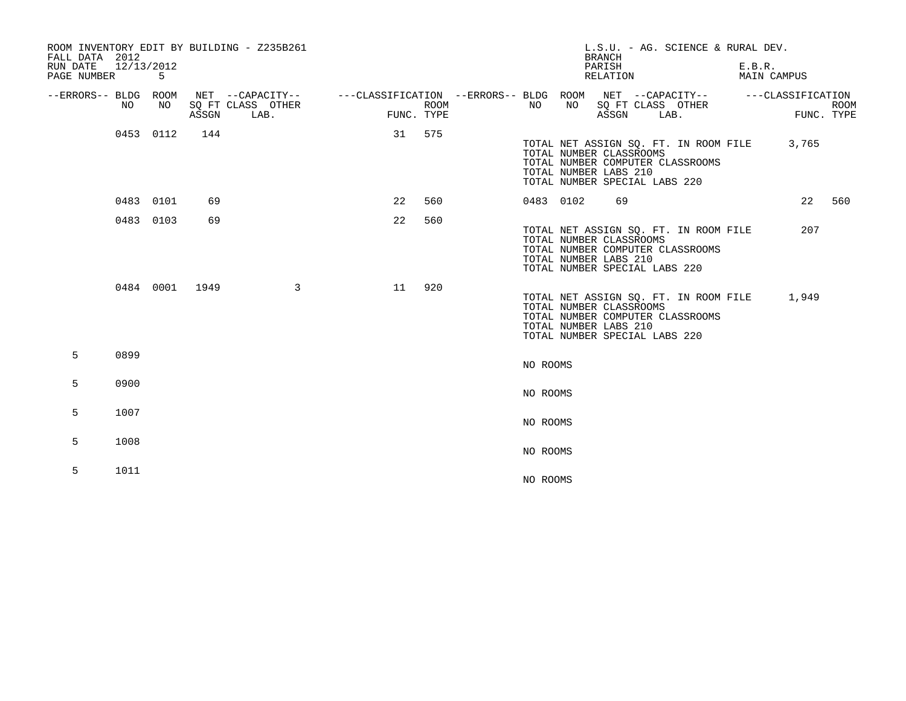ROOM INVENTORY EDIT BY BUILDING - Z235B261
FALL DATA 2012
RUN DATE 12/13/2012
PAGE NUMBER 5

L.S.U. - AG. SCIENCE & RURAL DEV.
BRANCH
PARISH E.B.R.
RELATION MAIN CAMPUS

| --ERRORS-- | BLDG NO | ROOM NO | NET SQ FT ASSGN | --CAPACITY-- CLASS LAB. | OTHER | ---CLASSIFICATION FUNC. | ROOM TYPE | --ERRORS-- | BLDG NO | ROOM NO | NET SQ FT ASSGN | --CAPACITY-- CLASS LAB. | OTHER | ---CLASSIFICATION FUNC. | ROOM TYPE |
|---|---|---|---|---|---|---|---|---|---|---|---|---|---|---|---|
| | 0453 | 0112 | 144 | | | 31 | 575 | | | | | | | | |

TOTAL NET ASSIGN SQ. FT. IN ROOM FILE 3,765
TOTAL NUMBER CLASSROOMS
TOTAL NUMBER COMPUTER CLASSROOMS
TOTAL NUMBER LABS 210
TOTAL NUMBER SPECIAL LABS 220

| --ERRORS-- | BLDG NO | ROOM NO | NET SQ FT ASSGN | --CAPACITY-- CLASS LAB. | OTHER | ---CLASSIFICATION FUNC. | ROOM TYPE | --ERRORS-- | BLDG NO | ROOM NO | NET SQ FT ASSGN | --CAPACITY-- CLASS LAB. | OTHER | ---CLASSIFICATION FUNC. | ROOM TYPE |
|---|---|---|---|---|---|---|---|---|---|---|---|---|---|---|---|
| | 0483 | 0101 | 69 | | | 22 | 560 | | 0483 | 0102 | 69 | | | 22 | 560 |
| | 0483 | 0103 | 69 | | | 22 | 560 | | | | | | | | |

TOTAL NET ASSIGN SQ. FT. IN ROOM FILE 207
TOTAL NUMBER CLASSROOMS
TOTAL NUMBER COMPUTER CLASSROOMS
TOTAL NUMBER LABS 210
TOTAL NUMBER SPECIAL LABS 220

| --ERRORS-- | BLDG NO | ROOM NO | NET SQ FT ASSGN | --CAPACITY-- CLASS LAB. | OTHER | ---CLASSIFICATION FUNC. | ROOM TYPE |
|---|---|---|---|---|---|---|---|
| | 0484 | 0001 | 1949 | | 3 | 11 | 920 |

TOTAL NET ASSIGN SQ. FT. IN ROOM FILE 1,949
TOTAL NUMBER CLASSROOMS
TOTAL NUMBER COMPUTER CLASSROOMS
TOTAL NUMBER LABS 210
TOTAL NUMBER SPECIAL LABS 220

| --ERRORS-- | BLDG NO | |
|---|---|---|
| 5 | 0899 | NO ROOMS |
| 5 | 0900 | NO ROOMS |
| 5 | 1007 | NO ROOMS |
| 5 | 1008 | NO ROOMS |
| 5 | 1011 | NO ROOMS |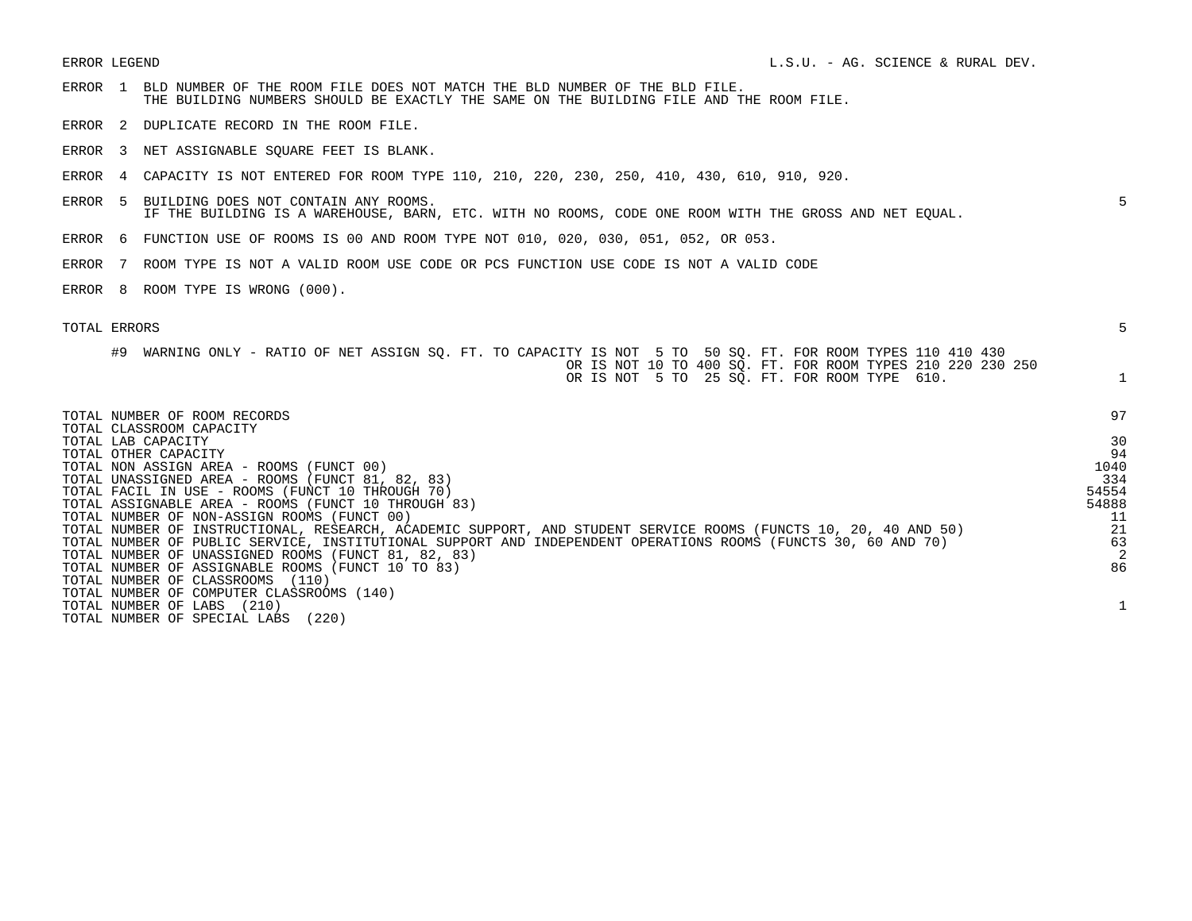ERROR LEGEND

L.S.U. - AG. SCIENCE & RURAL DEV.

| | | |
|---|---|---|
| ERROR 1 | BLD NUMBER OF THE ROOM FILE DOES NOT MATCH THE BLD NUMBER OF THE BLD FILE. THE BUILDING NUMBERS SHOULD BE EXACTLY THE SAME ON THE BUILDING FILE AND THE ROOM FILE. | |
| ERROR 2 | DUPLICATE RECORD IN THE ROOM FILE. | |
| ERROR 3 | NET ASSIGNABLE SQUARE FEET IS BLANK. | |
| ERROR 4 | CAPACITY IS NOT ENTERED FOR ROOM TYPE 110, 210, 220, 230, 250, 410, 430, 610, 910, 920. | |
| ERROR 5 | BUILDING DOES NOT CONTAIN ANY ROOMS. IF THE BUILDING IS A WAREHOUSE, BARN, ETC. WITH NO ROOMS, CODE ONE ROOM WITH THE GROSS AND NET EQUAL. | 5 |
| ERROR 6 | FUNCTION USE OF ROOMS IS 00 AND ROOM TYPE NOT 010, 020, 030, 051, 052, OR 053. | |
| ERROR 7 | ROOM TYPE IS NOT A VALID ROOM USE CODE OR PCS FUNCTION USE CODE IS NOT A VALID CODE | |
| ERROR 8 | ROOM TYPE IS WRONG (000). | |
| TOTAL ERRORS | | 5 |
| #9 | WARNING ONLY - RATIO OF NET ASSIGN SQ. FT. TO CAPACITY IS NOT 5 TO 50 SQ. FT. FOR ROOM TYPES 110 410 430 OR IS NOT 10 TO 400 SQ. FT. FOR ROOM TYPES 210 220 230 250 OR IS NOT 5 TO 25 SQ. FT. FOR ROOM TYPE 610. | 1 |

| | |
|---|---|
| TOTAL NUMBER OF ROOM RECORDS | 97 |
| TOTAL CLASSROOM CAPACITY | |
| TOTAL LAB CAPACITY | 30 |
| TOTAL OTHER CAPACITY | 94 |
| TOTAL NON ASSIGN AREA - ROOMS (FUNCT 00) | 1040 |
| TOTAL UNASSIGNED AREA - ROOMS (FUNCT 81, 82, 83) | 334 |
| TOTAL FACIL IN USE - ROOMS (FUNCT 10 THROUGH 70) | 54554 |
| TOTAL ASSIGNABLE AREA - ROOMS (FUNCT 10 THROUGH 83) | 54888 |
| TOTAL NUMBER OF NON-ASSIGN ROOMS (FUNCT 00) | 11 |
| TOTAL NUMBER OF INSTRUCTIONAL, RESEARCH, ACADEMIC SUPPORT, AND STUDENT SERVICE ROOMS (FUNCTS 10, 20, 40 AND 50) | 21 |
| TOTAL NUMBER OF PUBLIC SERVICE, INSTITUTIONAL SUPPORT AND INDEPENDENT OPERATIONS ROOMS (FUNCTS 30, 60 AND 70) | 63 |
| TOTAL NUMBER OF UNASSIGNED ROOMS (FUNCT 81, 82, 83) | 2 |
| TOTAL NUMBER OF ASSIGNABLE ROOMS (FUNCT 10 TO 83) | 86 |
| TOTAL NUMBER OF CLASSROOMS (110) | |
| TOTAL NUMBER OF COMPUTER CLASSROOMS (140) | |
| TOTAL NUMBER OF LABS (210) | 1 |
| TOTAL NUMBER OF SPECIAL LABS (220) | |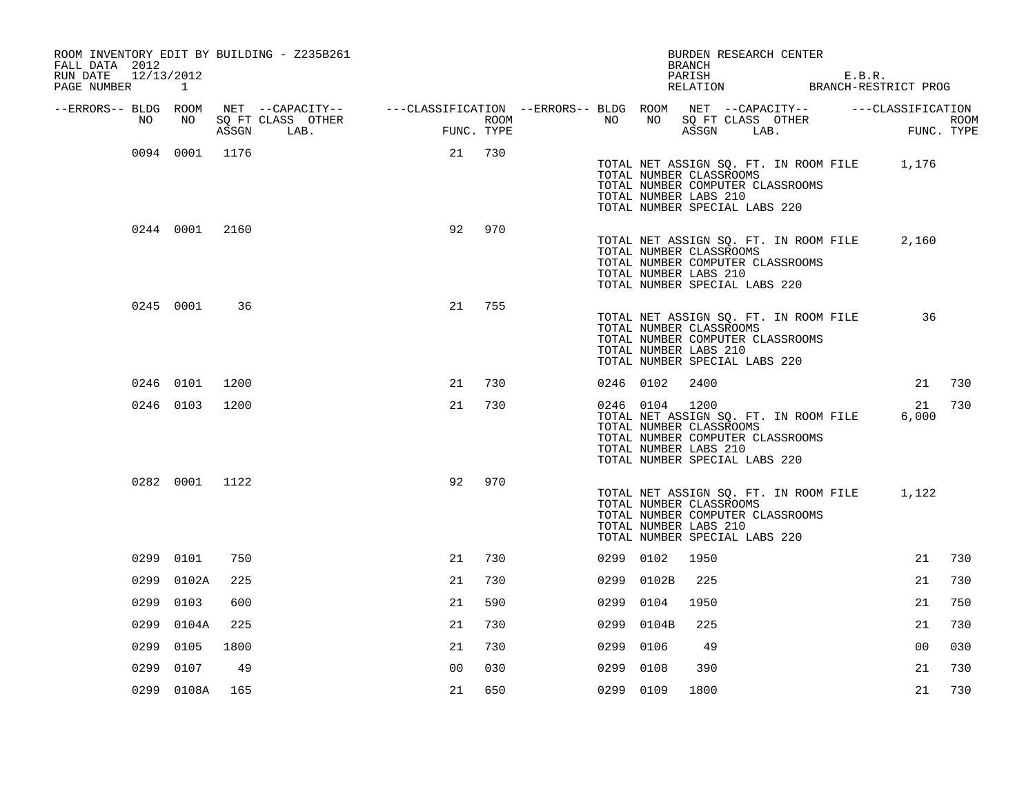ROOM INVENTORY EDIT BY BUILDING - Z235B261
FALL DATA 2012
RUN DATE 12/13/2012
PAGE NUMBER 1

BURDEN RESEARCH CENTER
BRANCH
PARISH E.B.R.
RELATION BRANCH-RESTRICT PROG

| --ERRORS-- | BLDG NO | ROOM NO | NET SQ FT ASSGN | --CAPACITY-- CLASS LAB. | OTHER | ---CLASSIFICATION FUNC. | ROOM TYPE | --ERRORS-- | BLDG NO | ROOM NO | NET SQ FT ASSGN | --CAPACITY-- CLASS LAB. | OTHER | ---CLASSIFICATION FUNC. | ROOM TYPE |
|---|---|---|---|---|---|---|---|---|---|---|---|---|---|---|---|
| | 0094 | 0001 | 1176 | | | 21 | 730 | | | | | | | | |
| | | | | | | | | | TOTAL NET ASSIGN SQ. FT. IN ROOM FILE | | | | | 1,176 | |
| | | | | | | | | | TOTAL NUMBER CLASSROOMS | | | | | | |
| | | | | | | | | | TOTAL NUMBER COMPUTER CLASSROOMS | | | | | | |
| | | | | | | | | | TOTAL NUMBER LABS 210 | | | | | | |
| | | | | | | | | | TOTAL NUMBER SPECIAL LABS 220 | | | | | | |
| | 0244 | 0001 | 2160 | | | 92 | 970 | | | | | | | | |
| | | | | | | | | | TOTAL NET ASSIGN SQ. FT. IN ROOM FILE | | | | | 2,160 | |
| | | | | | | | | | TOTAL NUMBER CLASSROOMS | | | | | | |
| | | | | | | | | | TOTAL NUMBER COMPUTER CLASSROOMS | | | | | | |
| | | | | | | | | | TOTAL NUMBER LABS 210 | | | | | | |
| | | | | | | | | | TOTAL NUMBER SPECIAL LABS 220 | | | | | | |
| | 0245 | 0001 | 36 | | | 21 | 755 | | | | | | | | |
| | | | | | | | | | TOTAL NET ASSIGN SQ. FT. IN ROOM FILE | | | | | 36 | |
| | | | | | | | | | TOTAL NUMBER CLASSROOMS | | | | | | |
| | | | | | | | | | TOTAL NUMBER COMPUTER CLASSROOMS | | | | | | |
| | | | | | | | | | TOTAL NUMBER LABS 210 | | | | | | |
| | | | | | | | | | TOTAL NUMBER SPECIAL LABS 220 | | | | | | |
| | 0246 | 0101 | 1200 | | | 21 | 730 | | 0246 | 0102 | 2400 | | | 21 | 730 |
| | 0246 | 0103 | 1200 | | | 21 | 730 | | 0246 | 0104 | 1200 | | | 21 | 730 |
| | | | | | | | | | TOTAL NET ASSIGN SQ. FT. IN ROOM FILE | | | | | 6,000 | |
| | | | | | | | | | TOTAL NUMBER CLASSROOMS | | | | | | |
| | | | | | | | | | TOTAL NUMBER COMPUTER CLASSROOMS | | | | | | |
| | | | | | | | | | TOTAL NUMBER LABS 210 | | | | | | |
| | | | | | | | | | TOTAL NUMBER SPECIAL LABS 220 | | | | | | |
| | 0282 | 0001 | 1122 | | | 92 | 970 | | | | | | | | |
| | | | | | | | | | TOTAL NET ASSIGN SQ. FT. IN ROOM FILE | | | | | 1,122 | |
| | | | | | | | | | TOTAL NUMBER CLASSROOMS | | | | | | |
| | | | | | | | | | TOTAL NUMBER COMPUTER CLASSROOMS | | | | | | |
| | | | | | | | | | TOTAL NUMBER LABS 210 | | | | | | |
| | | | | | | | | | TOTAL NUMBER SPECIAL LABS 220 | | | | | | |
| | 0299 | 0101 | 750 | | | 21 | 730 | | 0299 | 0102 | 1950 | | | 21 | 730 |
| | 0299 | 0102A | 225 | | | 21 | 730 | | 0299 | 0102B | 225 | | | 21 | 730 |
| | 0299 | 0103 | 600 | | | 21 | 590 | | 0299 | 0104 | 1950 | | | 21 | 750 |
| | 0299 | 0104A | 225 | | | 21 | 730 | | 0299 | 0104B | 225 | | | 21 | 730 |
| | 0299 | 0105 | 1800 | | | 21 | 730 | | 0299 | 0106 | 49 | | | 00 | 030 |
| | 0299 | 0107 | 49 | | | 00 | 030 | | 0299 | 0108 | 390 | | | 21 | 730 |
| | 0299 | 0108A | 165 | | | 21 | 650 | | 0299 | 0109 | 1800 | | | 21 | 730 |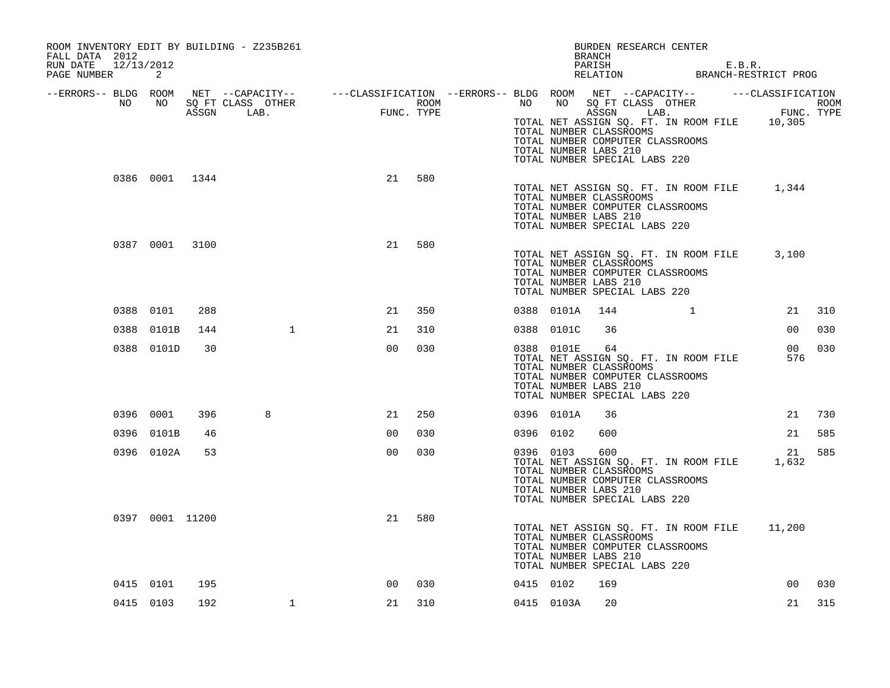ROOM INVENTORY EDIT BY BUILDING - Z235B261
FALL DATA 2012
RUN DATE 12/13/2012
PAGE NUMBER 2

BURDEN RESEARCH CENTER
BRANCH
PARISH E.B.R.
RELATION BRANCH-RESTRICT PROG

| --ERRORS-- | BLDG NO | ROOM NO | NET SQ FT ASSGN | CAPACITY CLASS | CAPACITY OTHER LAB. | CLASSIFICATION FUNC. | ROOM TYPE | --ERRORS-- | BLDG NO | ROOM NO | NET SQ FT ASSGN | CAPACITY CLASS | CAPACITY OTHER LAB. | CLASSIFICATION FUNC. | ROOM TYPE |
|---|---|---|---|---|---|---|---|---|---|---|---|---|---|---|---|
| | | | | | | | | | TOTAL NET ASSIGN SQ. FT. IN ROOM FILE | | | | | 10,305 | |
| | | | | | | | | | TOTAL NUMBER CLASSROOMS | | | | | | |
| | | | | | | | | | TOTAL NUMBER COMPUTER CLASSROOMS | | | | | | |
| | | | | | | | | | TOTAL NUMBER LABS 210 | | | | | | |
| | | | | | | | | | TOTAL NUMBER SPECIAL LABS 220 | | | | | | |
| | 0386 | 0001 | 1344 | | | 21 | 580 | | | | | | | | |
| | | | | | | | | | TOTAL NET ASSIGN SQ. FT. IN ROOM FILE | | | | | 1,344 | |
| | | | | | | | | | TOTAL NUMBER CLASSROOMS | | | | | | |
| | | | | | | | | | TOTAL NUMBER COMPUTER CLASSROOMS | | | | | | |
| | | | | | | | | | TOTAL NUMBER LABS 210 | | | | | | |
| | | | | | | | | | TOTAL NUMBER SPECIAL LABS 220 | | | | | | |
| | 0387 | 0001 | 3100 | | | 21 | 580 | | | | | | | | |
| | | | | | | | | | TOTAL NET ASSIGN SQ. FT. IN ROOM FILE | | | | | 3,100 | |
| | | | | | | | | | TOTAL NUMBER CLASSROOMS | | | | | | |
| | | | | | | | | | TOTAL NUMBER COMPUTER CLASSROOMS | | | | | | |
| | | | | | | | | | TOTAL NUMBER LABS 210 | | | | | | |
| | | | | | | | | | TOTAL NUMBER SPECIAL LABS 220 | | | | | | |
| | 0388 | 0101 | 288 | | | 21 | 350 | | 0388 | 0101A | 144 | | 1 | 21 | 310 |
| | 0388 | 0101B | 144 | | 1 | 21 | 310 | | 0388 | 0101C | 36 | | | 00 | 030 |
| | 0388 | 0101D | 30 | | | 00 | 030 | | 0388 | 0101E | 64 | | | 00 | 030 |
| | | | | | | | | | TOTAL NET ASSIGN SQ. FT. IN ROOM FILE | | | | | 576 | |
| | | | | | | | | | TOTAL NUMBER CLASSROOMS | | | | | | |
| | | | | | | | | | TOTAL NUMBER COMPUTER CLASSROOMS | | | | | | |
| | | | | | | | | | TOTAL NUMBER LABS 210 | | | | | | |
| | | | | | | | | | TOTAL NUMBER SPECIAL LABS 220 | | | | | | |
| | 0396 | 0001 | 396 | 8 | | 21 | 250 | | 0396 | 0101A | 36 | | | 21 | 730 |
| | 0396 | 0101B | 46 | | | 00 | 030 | | 0396 | 0102 | 600 | | | 21 | 585 |
| | 0396 | 0102A | 53 | | | 00 | 030 | | 0396 | 0103 | 600 | | | 21 | 585 |
| | | | | | | | | | TOTAL NET ASSIGN SQ. FT. IN ROOM FILE | | | | | 1,632 | |
| | | | | | | | | | TOTAL NUMBER CLASSROOMS | | | | | | |
| | | | | | | | | | TOTAL NUMBER COMPUTER CLASSROOMS | | | | | | |
| | | | | | | | | | TOTAL NUMBER LABS 210 | | | | | | |
| | | | | | | | | | TOTAL NUMBER SPECIAL LABS 220 | | | | | | |
| | 0397 | 0001 | 11200 | | | 21 | 580 | | | | | | | | |
| | | | | | | | | | TOTAL NET ASSIGN SQ. FT. IN ROOM FILE | | | | | 11,200 | |
| | | | | | | | | | TOTAL NUMBER CLASSROOMS | | | | | | |
| | | | | | | | | | TOTAL NUMBER COMPUTER CLASSROOMS | | | | | | |
| | | | | | | | | | TOTAL NUMBER LABS 210 | | | | | | |
| | | | | | | | | | TOTAL NUMBER SPECIAL LABS 220 | | | | | | |
| | 0415 | 0101 | 195 | | | 00 | 030 | | 0415 | 0102 | 169 | | | 00 | 030 |
| | 0415 | 0103 | 192 | | 1 | 21 | 310 | | 0415 | 0103A | 20 | | | 21 | 315 |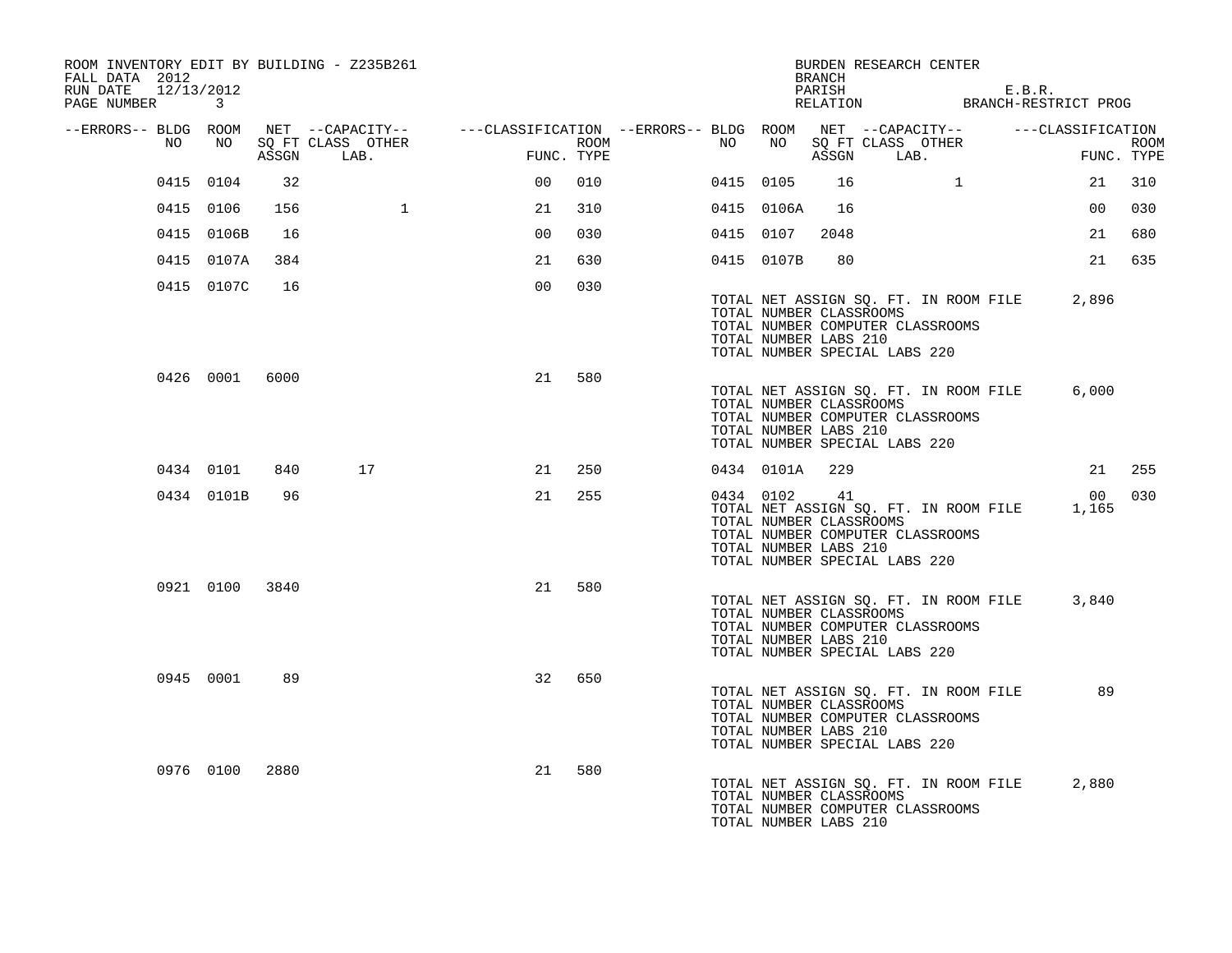ROOM INVENTORY EDIT BY BUILDING - Z235B261
FALL DATA 2012
RUN DATE 12/13/2012
PAGE NUMBER 3

BURDEN RESEARCH CENTER
BRANCH
PARISH E.B.R.
RELATION BRANCH-RESTRICT PROG

| --ERRORS-- | BLDG NO | ROOM NO | NET SQ FT ASSGN | CAPACITY CLASS LAB. | CAPACITY OTHER | CLASSIFICATION FUNC. | ROOM TYPE | --ERRORS-- | BLDG NO | ROOM NO | NET SQ FT ASSGN | CAPACITY CLASS LAB. | CAPACITY OTHER | CLASSIFICATION FUNC. | ROOM TYPE |
|---|---|---|---|---|---|---|---|---|---|---|---|---|---|---|---|
| | 0415 | 0104 | 32 | | | 00 | 010 | | 0415 | 0105 | 16 | | 1 | 21 | 310 |
| | 0415 | 0106 | 156 | | 1 | 21 | 310 | | 0415 | 0106A | 16 | | | 00 | 030 |
| | 0415 | 0106B | 16 | | | 00 | 030 | | 0415 | 0107 | 2048 | | | 21 | 680 |
| | 0415 | 0107A | 384 | | | 21 | 630 | | 0415 | 0107B | 80 | | | 21 | 635 |
| | 0415 | 0107C | 16 | | | 00 | 030 | | | | | | | | |

TOTAL NET ASSIGN SQ. FT. IN ROOM FILE 2,896
TOTAL NUMBER CLASSROOMS
TOTAL NUMBER COMPUTER CLASSROOMS
TOTAL NUMBER LABS 210
TOTAL NUMBER SPECIAL LABS 220

| --ERRORS-- | BLDG NO | ROOM NO | NET SQ FT ASSGN | CAPACITY CLASS LAB. | CAPACITY OTHER | CLASSIFICATION FUNC. | ROOM TYPE |
|---|---|---|---|---|---|---|---|
| | 0426 | 0001 | 6000 | | | 21 | 580 |

TOTAL NET ASSIGN SQ. FT. IN ROOM FILE 6,000
TOTAL NUMBER CLASSROOMS
TOTAL NUMBER COMPUTER CLASSROOMS
TOTAL NUMBER LABS 210
TOTAL NUMBER SPECIAL LABS 220

| --ERRORS-- | BLDG NO | ROOM NO | NET SQ FT ASSGN | CAPACITY CLASS LAB. | CAPACITY OTHER | CLASSIFICATION FUNC. | ROOM TYPE | --ERRORS-- | BLDG NO | ROOM NO | NET SQ FT ASSGN | CAPACITY CLASS LAB. | CAPACITY OTHER | CLASSIFICATION FUNC. | ROOM TYPE |
|---|---|---|---|---|---|---|---|---|---|---|---|---|---|---|---|
| | 0434 | 0101 | 840 | 17 | | 21 | 250 | | 0434 | 0101A | 229 | | | 21 | 255 |
| | 0434 | 0101B | 96 | | | 21 | 255 | | 0434 | 0102 | 41 | | | 00 | 030 |

TOTAL NET ASSIGN SQ. FT. IN ROOM FILE 1,165
TOTAL NUMBER CLASSROOMS
TOTAL NUMBER COMPUTER CLASSROOMS
TOTAL NUMBER LABS 210
TOTAL NUMBER SPECIAL LABS 220

| --ERRORS-- | BLDG NO | ROOM NO | NET SQ FT ASSGN | CAPACITY CLASS LAB. | CAPACITY OTHER | CLASSIFICATION FUNC. | ROOM TYPE |
|---|---|---|---|---|---|---|---|
| | 0921 | 0100 | 3840 | | | 21 | 580 |

TOTAL NET ASSIGN SQ. FT. IN ROOM FILE 3,840
TOTAL NUMBER CLASSROOMS
TOTAL NUMBER COMPUTER CLASSROOMS
TOTAL NUMBER LABS 210
TOTAL NUMBER SPECIAL LABS 220

| --ERRORS-- | BLDG NO | ROOM NO | NET SQ FT ASSGN | CAPACITY CLASS LAB. | CAPACITY OTHER | CLASSIFICATION FUNC. | ROOM TYPE |
|---|---|---|---|---|---|---|---|
| | 0945 | 0001 | 89 | | | 32 | 650 |

TOTAL NET ASSIGN SQ. FT. IN ROOM FILE 89
TOTAL NUMBER CLASSROOMS
TOTAL NUMBER COMPUTER CLASSROOMS
TOTAL NUMBER LABS 210
TOTAL NUMBER SPECIAL LABS 220

| --ERRORS-- | BLDG NO | ROOM NO | NET SQ FT ASSGN | CAPACITY CLASS LAB. | CAPACITY OTHER | CLASSIFICATION FUNC. | ROOM TYPE |
|---|---|---|---|---|---|---|---|
| | 0976 | 0100 | 2880 | | | 21 | 580 |

TOTAL NET ASSIGN SQ. FT. IN ROOM FILE 2,880
TOTAL NUMBER CLASSROOMS
TOTAL NUMBER COMPUTER CLASSROOMS
TOTAL NUMBER LABS 210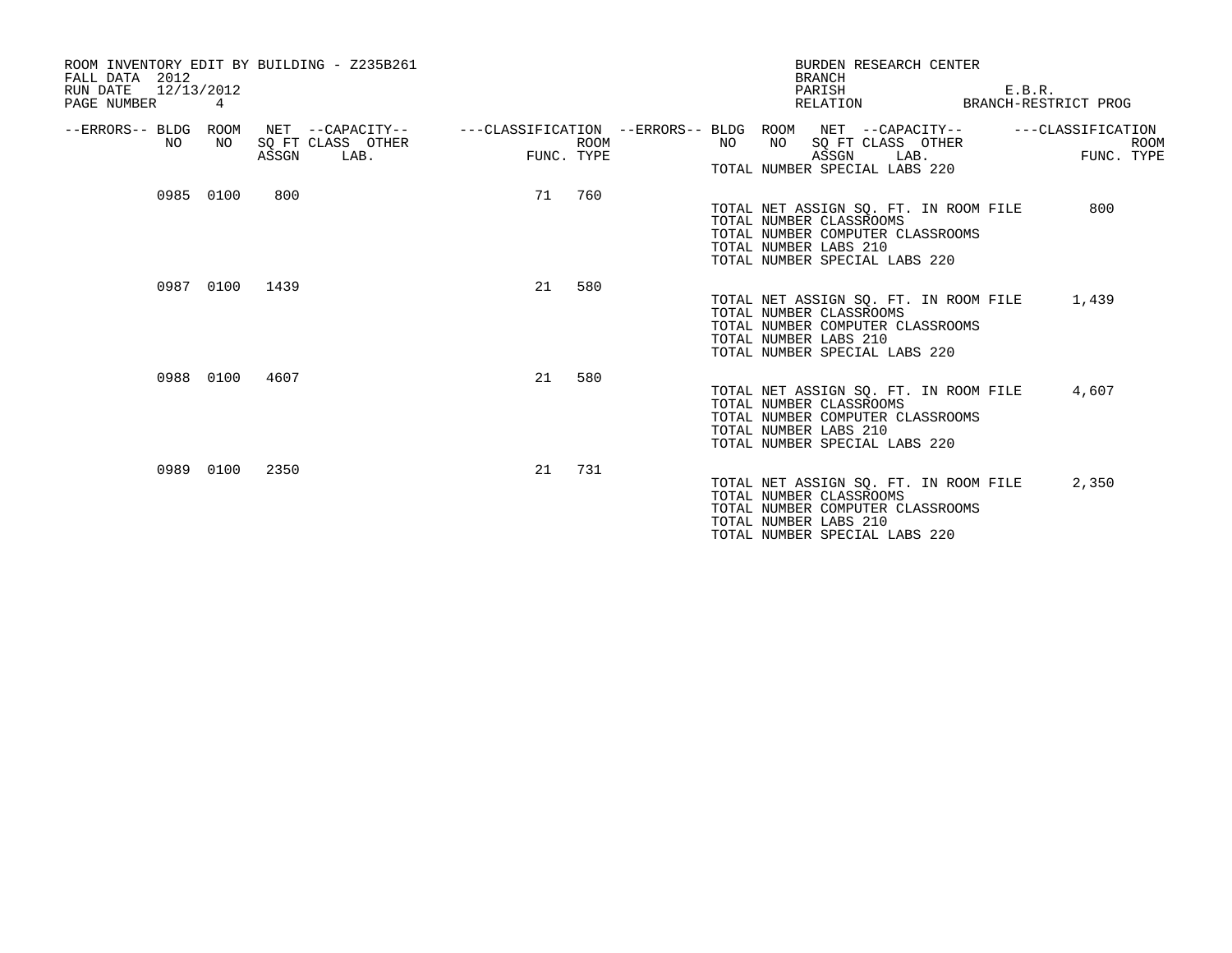ROOM INVENTORY EDIT BY BUILDING - Z235B261
FALL DATA 2012
RUN DATE 12/13/2012
PAGE NUMBER 4

BURDEN RESEARCH CENTER
BRANCH
PARISH E.B.R.
RELATION BRANCH-RESTRICT PROG

| --ERRORS-- | BLDG NO | ROOM NO | NET SQ FT ASSGN | --CAPACITY-- CLASS LAB. | OTHER | ---CLASSIFICATION FUNC. | ROOM TYPE |
|---|---|---|---|---|---|---|---|
| | 0985 | 0100 | 800 | | | 71 | 760 |
| | 0987 | 0100 | 1439 | | | 21 | 580 |
| | 0988 | 0100 | 4607 | | | 21 | 580 |
| | 0989 | 0100 | 2350 | | | 21 | 731 |

TOTAL NUMBER SPECIAL LABS 220

Building 0985:
TOTAL NET ASSIGN SQ. FT. IN ROOM FILE 800
TOTAL NUMBER CLASSROOMS
TOTAL NUMBER COMPUTER CLASSROOMS
TOTAL NUMBER LABS 210
TOTAL NUMBER SPECIAL LABS 220

Building 0987:
TOTAL NET ASSIGN SQ. FT. IN ROOM FILE 1,439
TOTAL NUMBER CLASSROOMS
TOTAL NUMBER COMPUTER CLASSROOMS
TOTAL NUMBER LABS 210
TOTAL NUMBER SPECIAL LABS 220

Building 0988:
TOTAL NET ASSIGN SQ. FT. IN ROOM FILE 4,607
TOTAL NUMBER CLASSROOMS
TOTAL NUMBER COMPUTER CLASSROOMS
TOTAL NUMBER LABS 210
TOTAL NUMBER SPECIAL LABS 220

Building 0989:
TOTAL NET ASSIGN SQ. FT. IN ROOM FILE 2,350
TOTAL NUMBER CLASSROOMS
TOTAL NUMBER COMPUTER CLASSROOMS
TOTAL NUMBER LABS 210
TOTAL NUMBER SPECIAL LABS 220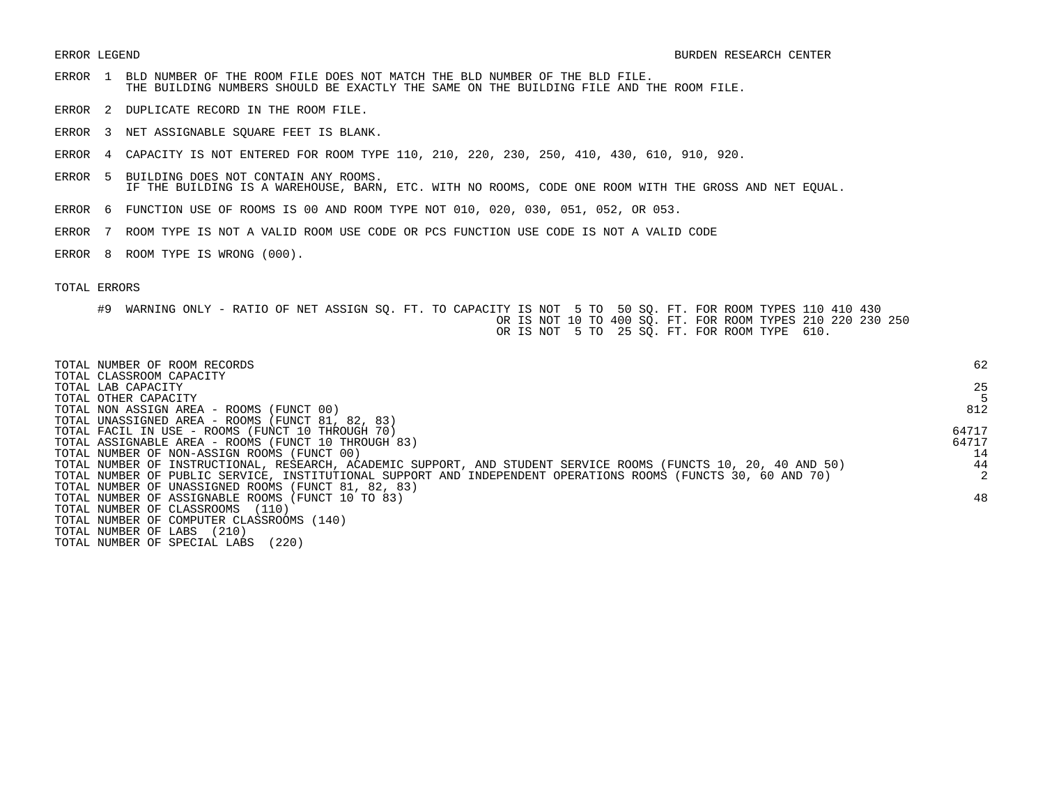ERROR LEGEND BURDEN RESEARCH CENTER

ERROR 1 BLD NUMBER OF THE ROOM FILE DOES NOT MATCH THE BLD NUMBER OF THE BLD FILE.
THE BUILDING NUMBERS SHOULD BE EXACTLY THE SAME ON THE BUILDING FILE AND THE ROOM FILE.

ERROR 2 DUPLICATE RECORD IN THE ROOM FILE.

ERROR 3 NET ASSIGNABLE SQUARE FEET IS BLANK.

ERROR 4 CAPACITY IS NOT ENTERED FOR ROOM TYPE 110, 210, 220, 230, 250, 410, 430, 610, 910, 920.

ERROR 5 BUILDING DOES NOT CONTAIN ANY ROOMS.
IF THE BUILDING IS A WAREHOUSE, BARN, ETC. WITH NO ROOMS, CODE ONE ROOM WITH THE GROSS AND NET EQUAL.

ERROR 6 FUNCTION USE OF ROOMS IS 00 AND ROOM TYPE NOT 010, 020, 030, 051, 052, OR 053.

ERROR 7 ROOM TYPE IS NOT A VALID ROOM USE CODE OR PCS FUNCTION USE CODE IS NOT A VALID CODE

ERROR 8 ROOM TYPE IS WRONG (000).

TOTAL ERRORS

#9 WARNING ONLY - RATIO OF NET ASSIGN SQ. FT. TO CAPACITY IS NOT 5 TO 50 SQ. FT. FOR ROOM TYPES 110 410 430
OR IS NOT 10 TO 400 SQ. FT. FOR ROOM TYPES 210 220 230 250
OR IS NOT 5 TO 25 SQ. FT. FOR ROOM TYPE 610.

| | |
|---|---|
| TOTAL NUMBER OF ROOM RECORDS | 62 |
| TOTAL CLASSROOM CAPACITY | |
| TOTAL LAB CAPACITY | 25 |
| TOTAL OTHER CAPACITY | 5 |
| TOTAL NON ASSIGN AREA - ROOMS (FUNCT 00) | 812 |
| TOTAL UNASSIGNED AREA - ROOMS (FUNCT 81, 82, 83) | |
| TOTAL FACIL IN USE - ROOMS (FUNCT 10 THROUGH 70) | 64717 |
| TOTAL ASSIGNABLE AREA - ROOMS (FUNCT 10 THROUGH 83) | 64717 |
| TOTAL NUMBER OF NON-ASSIGN ROOMS (FUNCT 00) | 14 |
| TOTAL NUMBER OF INSTRUCTIONAL, RESEARCH, ACADEMIC SUPPORT, AND STUDENT SERVICE ROOMS (FUNCTS 10, 20, 40 AND 50) | 44 |
| TOTAL NUMBER OF PUBLIC SERVICE, INSTITUTIONAL SUPPORT AND INDEPENDENT OPERATIONS ROOMS (FUNCTS 30, 60 AND 70) | 2 |
| TOTAL NUMBER OF UNASSIGNED ROOMS (FUNCT 81, 82, 83) | |
| TOTAL NUMBER OF ASSIGNABLE ROOMS (FUNCT 10 TO 83) | 48 |
| TOTAL NUMBER OF CLASSROOMS (110) | |
| TOTAL NUMBER OF COMPUTER CLASSROOMS (140) | |
| TOTAL NUMBER OF LABS (210) | |
| TOTAL NUMBER OF SPECIAL LABS (220) | |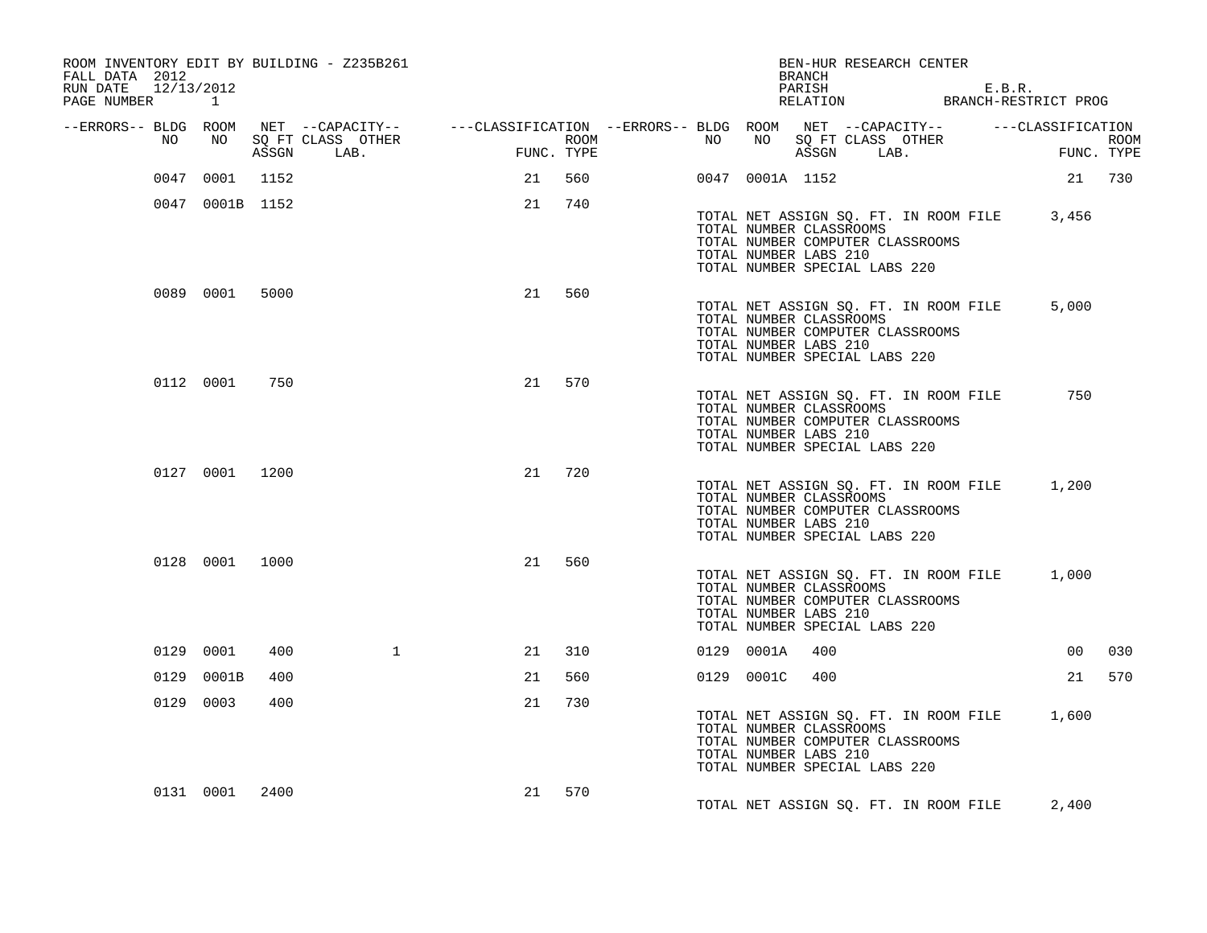ROOM INVENTORY EDIT BY BUILDING - Z235B261
FALL DATA 2012
RUN DATE 12/13/2012
PAGE NUMBER 1

BEN-HUR RESEARCH CENTER
BRANCH
PARISH E.B.R.
RELATION BRANCH-RESTRICT PROG

| --ERRORS-- | BLDG NO | ROOM NO | NET SQ FT ASSGN | CAPACITY CLASS | CAPACITY LAB. | CAPACITY OTHER | FUNC. | ROOM TYPE | --ERRORS-- | BLDG NO | ROOM NO | NET SQ FT ASSGN | CAPACITY CLASS | CAPACITY LAB. | CAPACITY OTHER | FUNC. | ROOM TYPE |
|---|---|---|---|---|---|---|---|---|---|---|---|---|---|---|---|---|---|
| | 0047 | 0001 | 1152 | | | | 21 | 560 | | 0047 | 0001A | 1152 | | | | 21 | 730 |
| | 0047 | 0001B | 1152 | | | | 21 | 740 | | | | | | | | | |

TOTAL NET ASSIGN SQ. FT. IN ROOM FILE 3,456
TOTAL NUMBER CLASSROOMS
TOTAL NUMBER COMPUTER CLASSROOMS
TOTAL NUMBER LABS 210
TOTAL NUMBER SPECIAL LABS 220

| --ERRORS-- | BLDG NO | ROOM NO | NET SQ FT ASSGN | CAPACITY CLASS | CAPACITY LAB. | CAPACITY OTHER | FUNC. | ROOM TYPE |
|---|---|---|---|---|---|---|---|---|
| | 0089 | 0001 | 5000 | | | | 21 | 560 |

TOTAL NET ASSIGN SQ. FT. IN ROOM FILE 5,000
TOTAL NUMBER CLASSROOMS
TOTAL NUMBER COMPUTER CLASSROOMS
TOTAL NUMBER LABS 210
TOTAL NUMBER SPECIAL LABS 220

| --ERRORS-- | BLDG NO | ROOM NO | NET SQ FT ASSGN | CAPACITY CLASS | CAPACITY LAB. | CAPACITY OTHER | FUNC. | ROOM TYPE |
|---|---|---|---|---|---|---|---|---|
| | 0112 | 0001 | 750 | | | | 21 | 570 |

TOTAL NET ASSIGN SQ. FT. IN ROOM FILE 750
TOTAL NUMBER CLASSROOMS
TOTAL NUMBER COMPUTER CLASSROOMS
TOTAL NUMBER LABS 210
TOTAL NUMBER SPECIAL LABS 220

| --ERRORS-- | BLDG NO | ROOM NO | NET SQ FT ASSGN | CAPACITY CLASS | CAPACITY LAB. | CAPACITY OTHER | FUNC. | ROOM TYPE |
|---|---|---|---|---|---|---|---|---|
| | 0127 | 0001 | 1200 | | | | 21 | 720 |

TOTAL NET ASSIGN SQ. FT. IN ROOM FILE 1,200
TOTAL NUMBER CLASSROOMS
TOTAL NUMBER COMPUTER CLASSROOMS
TOTAL NUMBER LABS 210
TOTAL NUMBER SPECIAL LABS 220

| --ERRORS-- | BLDG NO | ROOM NO | NET SQ FT ASSGN | CAPACITY CLASS | CAPACITY LAB. | CAPACITY OTHER | FUNC. | ROOM TYPE |
|---|---|---|---|---|---|---|---|---|
| | 0128 | 0001 | 1000 | | | | 21 | 560 |

TOTAL NET ASSIGN SQ. FT. IN ROOM FILE 1,000
TOTAL NUMBER CLASSROOMS
TOTAL NUMBER COMPUTER CLASSROOMS
TOTAL NUMBER LABS 210
TOTAL NUMBER SPECIAL LABS 220

| --ERRORS-- | BLDG NO | ROOM NO | NET SQ FT ASSGN | CAPACITY CLASS | CAPACITY LAB. | CAPACITY OTHER | FUNC. | ROOM TYPE | --ERRORS-- | BLDG NO | ROOM NO | NET SQ FT ASSGN | CAPACITY CLASS | CAPACITY LAB. | CAPACITY OTHER | FUNC. | ROOM TYPE |
|---|---|---|---|---|---|---|---|---|---|---|---|---|---|---|---|---|---|
| | 0129 | 0001 | 400 | | | 1 | 21 | 310 | | 0129 | 0001A | 400 | | | | 00 | 030 |
| | 0129 | 0001B | 400 | | | | 21 | 560 | | 0129 | 0001C | 400 | | | | 21 | 570 |
| | 0129 | 0003 | 400 | | | | 21 | 730 | | | | | | | | | |

TOTAL NET ASSIGN SQ. FT. IN ROOM FILE 1,600
TOTAL NUMBER CLASSROOMS
TOTAL NUMBER COMPUTER CLASSROOMS
TOTAL NUMBER LABS 210
TOTAL NUMBER SPECIAL LABS 220

| --ERRORS-- | BLDG NO | ROOM NO | NET SQ FT ASSGN | CAPACITY CLASS | CAPACITY LAB. | CAPACITY OTHER | FUNC. | ROOM TYPE |
|---|---|---|---|---|---|---|---|---|
| | 0131 | 0001 | 2400 | | | | 21 | 570 |

TOTAL NET ASSIGN SQ. FT. IN ROOM FILE 2,400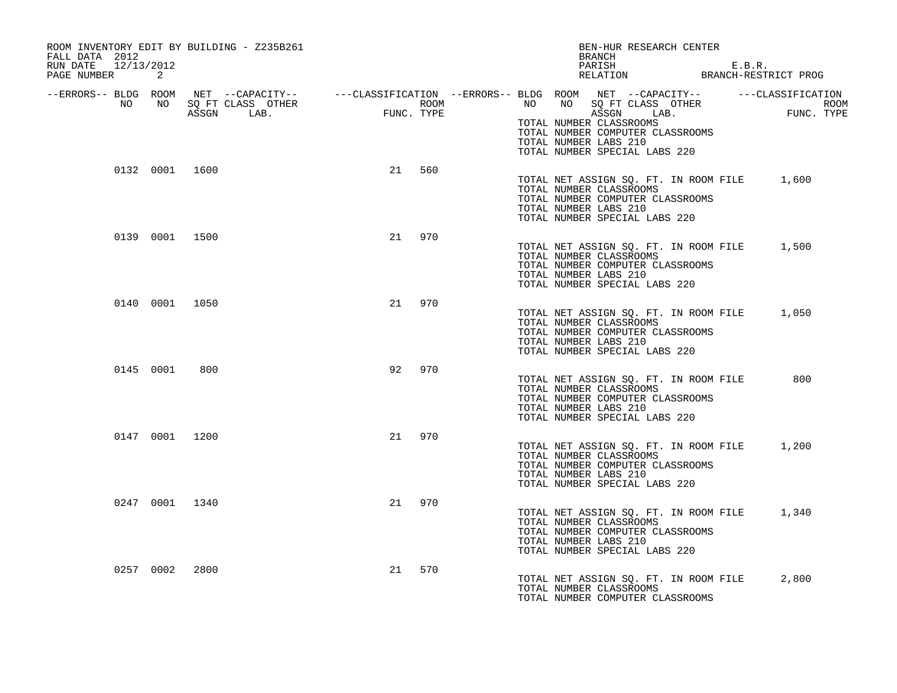ROOM INVENTORY EDIT BY BUILDING - Z235B261
FALL DATA 2012
RUN DATE 12/13/2012

BEN-HUR RESEARCH CENTER
BRANCH
PARISH E.B.R.
RELATION BRANCH-RESTRICT PROG

| --ERRORS-- | BLDG NO | ROOM NO | NET SQ FT ASSGN | --CAPACITY-- CLASS LAB. | OTHER | ---CLASSIFICATION FUNC. | ROOM TYPE |
|---|---|---|---|---|---|---|---|
| | 0132 | 0001 | 1600 | | | 21 | 560 |
| | 0139 | 0001 | 1500 | | | 21 | 970 |
| | 0140 | 0001 | 1050 | | | 21 | 970 |
| | 0145 | 0001 | 800 | | | 92 | 970 |
| | 0147 | 0001 | 1200 | | | 21 | 970 |
| | 0247 | 0001 | 1340 | | | 21 | 970 |
| | 0257 | 0002 | 2800 | | | 21 | 570 |

TOTAL NUMBER CLASSROOMS
TOTAL NUMBER COMPUTER CLASSROOMS
TOTAL NUMBER LABS 210
TOTAL NUMBER SPECIAL LABS 220

TOTAL NET ASSIGN SQ. FT. IN ROOM FILE 1,600
TOTAL NUMBER CLASSROOMS
TOTAL NUMBER COMPUTER CLASSROOMS
TOTAL NUMBER LABS 210
TOTAL NUMBER SPECIAL LABS 220

TOTAL NET ASSIGN SQ. FT. IN ROOM FILE 1,500
TOTAL NUMBER CLASSROOMS
TOTAL NUMBER COMPUTER CLASSROOMS
TOTAL NUMBER LABS 210
TOTAL NUMBER SPECIAL LABS 220

TOTAL NET ASSIGN SQ. FT. IN ROOM FILE 1,050
TOTAL NUMBER CLASSROOMS
TOTAL NUMBER COMPUTER CLASSROOMS
TOTAL NUMBER LABS 210
TOTAL NUMBER SPECIAL LABS 220

TOTAL NET ASSIGN SQ. FT. IN ROOM FILE 800
TOTAL NUMBER CLASSROOMS
TOTAL NUMBER COMPUTER CLASSROOMS
TOTAL NUMBER LABS 210
TOTAL NUMBER SPECIAL LABS 220

TOTAL NET ASSIGN SQ. FT. IN ROOM FILE 1,200
TOTAL NUMBER CLASSROOMS
TOTAL NUMBER COMPUTER CLASSROOMS
TOTAL NUMBER LABS 210
TOTAL NUMBER SPECIAL LABS 220

TOTAL NET ASSIGN SQ. FT. IN ROOM FILE 1,340
TOTAL NUMBER CLASSROOMS
TOTAL NUMBER COMPUTER CLASSROOMS
TOTAL NUMBER LABS 210
TOTAL NUMBER SPECIAL LABS 220

TOTAL NET ASSIGN SQ. FT. IN ROOM FILE 2,800
TOTAL NUMBER CLASSROOMS
TOTAL NUMBER COMPUTER CLASSROOMS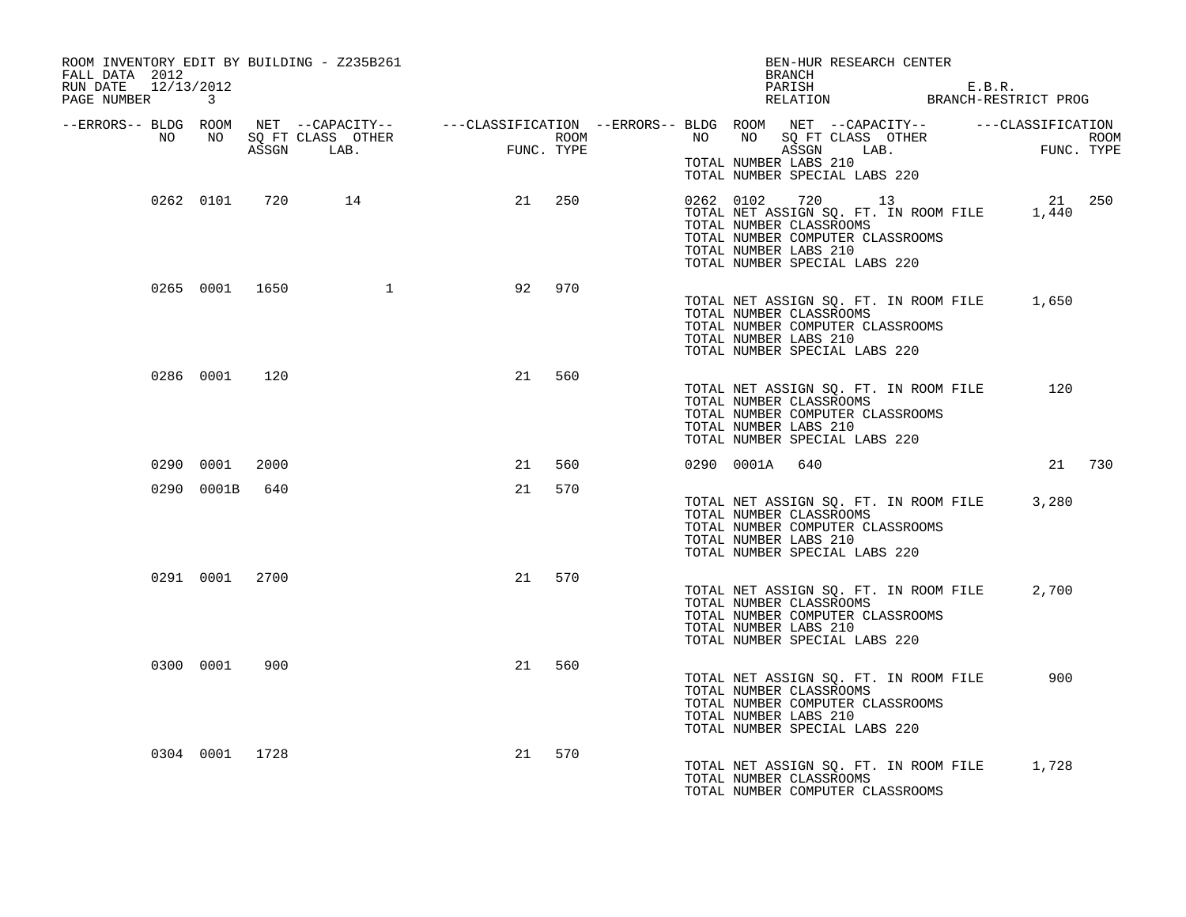ROOM INVENTORY EDIT BY BUILDING - Z235B261
FALL DATA 2012
RUN DATE 12/13/2012

BEN-HUR RESEARCH CENTER
BRANCH
PARISH E.B.R.
RELATION BRANCH-RESTRICT PROG

| --ERRORS-- | BLDG NO | ROOM NO | NET SQ FT ASSGN | --CAPACITY-- CLASS | LAB. | OTHER | ---CLASSIFICATION FUNC. | ROOM TYPE | --ERRORS-- | BLDG NO | ROOM NO | NET SQ FT ASSGN | --CAPACITY-- CLASS | LAB. | OTHER | ---CLASSIFICATION FUNC. | ROOM TYPE |
|---|---|---|---|---|---|---|---|---|---|---|---|---|---|---|---|---|---|
| | | | | | | | | | | TOTAL NUMBER LABS 210 | | | | | | | |
| | | | | | | | | | | TOTAL NUMBER SPECIAL LABS 220 | | | | | | | |
| | 0262 | 0101 | 720 | 14 | | | 21 | 250 | | 0262 | 0102 | 720 | 13 | | | 21 | 250 |
| | | | | | | | | | | TOTAL NET ASSIGN SQ. FT. IN ROOM FILE | | | | | | 1,440 | |
| | | | | | | | | | | TOTAL NUMBER CLASSROOMS | | | | | | | |
| | | | | | | | | | | TOTAL NUMBER COMPUTER CLASSROOMS | | | | | | | |
| | | | | | | | | | | TOTAL NUMBER LABS 210 | | | | | | | |
| | | | | | | | | | | TOTAL NUMBER SPECIAL LABS 220 | | | | | | | |
| | 0265 | 0001 | 1650 | | | 1 | 92 | 970 | | | | | | | | | |
| | | | | | | | | | | TOTAL NET ASSIGN SQ. FT. IN ROOM FILE | | | | | | 1,650 | |
| | | | | | | | | | | TOTAL NUMBER CLASSROOMS | | | | | | | |
| | | | | | | | | | | TOTAL NUMBER COMPUTER CLASSROOMS | | | | | | | |
| | | | | | | | | | | TOTAL NUMBER LABS 210 | | | | | | | |
| | | | | | | | | | | TOTAL NUMBER SPECIAL LABS 220 | | | | | | | |
| | 0286 | 0001 | 120 | | | | 21 | 560 | | | | | | | | | |
| | | | | | | | | | | TOTAL NET ASSIGN SQ. FT. IN ROOM FILE | | | | | | 120 | |
| | | | | | | | | | | TOTAL NUMBER CLASSROOMS | | | | | | | |
| | | | | | | | | | | TOTAL NUMBER COMPUTER CLASSROOMS | | | | | | | |
| | | | | | | | | | | TOTAL NUMBER LABS 210 | | | | | | | |
| | | | | | | | | | | TOTAL NUMBER SPECIAL LABS 220 | | | | | | | |
| | 0290 | 0001 | 2000 | | | | 21 | 560 | | 0290 | 0001A | 640 | | | | 21 | 730 |
| | 0290 | 0001B | 640 | | | | 21 | 570 | | | | | | | | | |
| | | | | | | | | | | TOTAL NET ASSIGN SQ. FT. IN ROOM FILE | | | | | | 3,280 | |
| | | | | | | | | | | TOTAL NUMBER CLASSROOMS | | | | | | | |
| | | | | | | | | | | TOTAL NUMBER COMPUTER CLASSROOMS | | | | | | | |
| | | | | | | | | | | TOTAL NUMBER LABS 210 | | | | | | | |
| | | | | | | | | | | TOTAL NUMBER SPECIAL LABS 220 | | | | | | | |
| | 0291 | 0001 | 2700 | | | | 21 | 570 | | | | | | | | | |
| | | | | | | | | | | TOTAL NET ASSIGN SQ. FT. IN ROOM FILE | | | | | | 2,700 | |
| | | | | | | | | | | TOTAL NUMBER CLASSROOMS | | | | | | | |
| | | | | | | | | | | TOTAL NUMBER COMPUTER CLASSROOMS | | | | | | | |
| | | | | | | | | | | TOTAL NUMBER LABS 210 | | | | | | | |
| | | | | | | | | | | TOTAL NUMBER SPECIAL LABS 220 | | | | | | | |
| | 0300 | 0001 | 900 | | | | 21 | 560 | | | | | | | | | |
| | | | | | | | | | | TOTAL NET ASSIGN SQ. FT. IN ROOM FILE | | | | | | 900 | |
| | | | | | | | | | | TOTAL NUMBER CLASSROOMS | | | | | | | |
| | | | | | | | | | | TOTAL NUMBER COMPUTER CLASSROOMS | | | | | | | |
| | | | | | | | | | | TOTAL NUMBER LABS 210 | | | | | | | |
| | | | | | | | | | | TOTAL NUMBER SPECIAL LABS 220 | | | | | | | |
| | 0304 | 0001 | 1728 | | | | 21 | 570 | | | | | | | | | |
| | | | | | | | | | | TOTAL NET ASSIGN SQ. FT. IN ROOM FILE | | | | | | 1,728 | |
| | | | | | | | | | | TOTAL NUMBER CLASSROOMS | | | | | | | |
| | | | | | | | | | | TOTAL NUMBER COMPUTER CLASSROOMS | | | | | | | |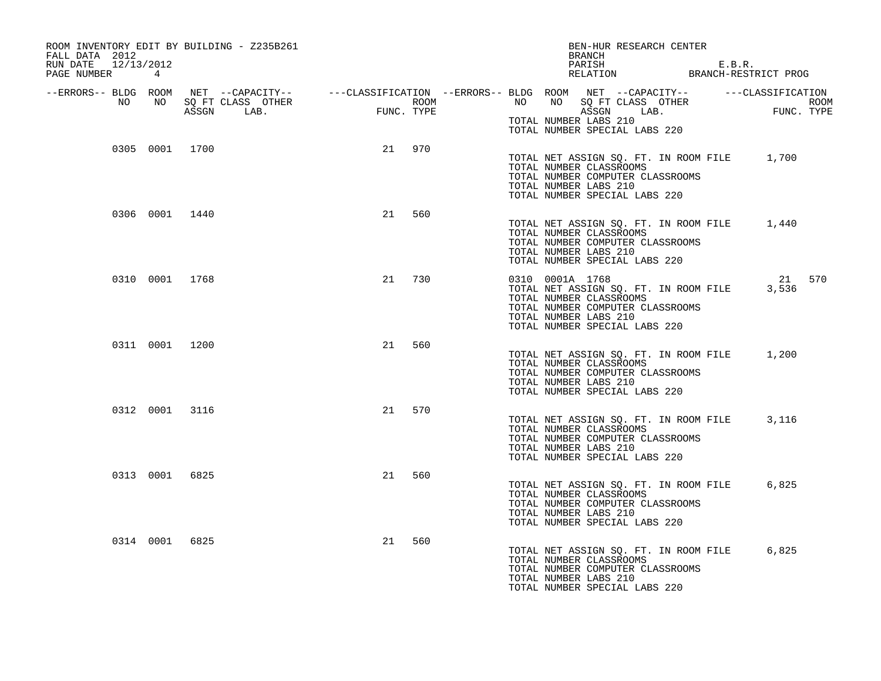ROOM INVENTORY EDIT BY BUILDING - Z235B261
FALL DATA 2012
RUN DATE 12/13/2012
PAGE NUMBER 4

BEN-HUR RESEARCH CENTER
BRANCH
PARISH E.B.R.
RELATION BRANCH-RESTRICT PROG

| --ERRORS-- | BLDG NO | ROOM NO | NET SQ FT ASSGN | CAPACITY CLASS LAB. | CAPACITY OTHER | CLASSIFICATION FUNC. | ROOM TYPE |
|---|---|---|---|---|---|---|---|
| | 0305 | 0001 | 1700 | | | 21 | 970 |
| | 0306 | 0001 | 1440 | | | 21 | 560 |
| | 0310 | 0001 | 1768 | | | 21 | 730 |
| | 0310 | 0001A | 1768 | | | 21 | 570 |
| | 0311 | 0001 | 1200 | | | 21 | 560 |
| | 0312 | 0001 | 3116 | | | 21 | 570 |
| | 0313 | 0001 | 6825 | | | 21 | 560 |
| | 0314 | 0001 | 6825 | | | 21 | 560 |

TOTAL NUMBER LABS 210
TOTAL NUMBER SPECIAL LABS 220

**Building 0305**
TOTAL NET ASSIGN SQ. FT. IN ROOM FILE 1,700
TOTAL NUMBER CLASSROOMS
TOTAL NUMBER COMPUTER CLASSROOMS
TOTAL NUMBER LABS 210
TOTAL NUMBER SPECIAL LABS 220

**Building 0306**
TOTAL NET ASSIGN SQ. FT. IN ROOM FILE 1,440
TOTAL NUMBER CLASSROOMS
TOTAL NUMBER COMPUTER CLASSROOMS
TOTAL NUMBER LABS 210
TOTAL NUMBER SPECIAL LABS 220

**Building 0310**
TOTAL NET ASSIGN SQ. FT. IN ROOM FILE 3,536
TOTAL NUMBER CLASSROOMS
TOTAL NUMBER COMPUTER CLASSROOMS
TOTAL NUMBER LABS 210
TOTAL NUMBER SPECIAL LABS 220

**Building 0311**
TOTAL NET ASSIGN SQ. FT. IN ROOM FILE 1,200
TOTAL NUMBER CLASSROOMS
TOTAL NUMBER COMPUTER CLASSROOMS
TOTAL NUMBER LABS 210
TOTAL NUMBER SPECIAL LABS 220

**Building 0312**
TOTAL NET ASSIGN SQ. FT. IN ROOM FILE 3,116
TOTAL NUMBER CLASSROOMS
TOTAL NUMBER COMPUTER CLASSROOMS
TOTAL NUMBER LABS 210
TOTAL NUMBER SPECIAL LABS 220

**Building 0313**
TOTAL NET ASSIGN SQ. FT. IN ROOM FILE 6,825
TOTAL NUMBER CLASSROOMS
TOTAL NUMBER COMPUTER CLASSROOMS
TOTAL NUMBER LABS 210
TOTAL NUMBER SPECIAL LABS 220

**Building 0314**
TOTAL NET ASSIGN SQ. FT. IN ROOM FILE 6,825
TOTAL NUMBER CLASSROOMS
TOTAL NUMBER COMPUTER CLASSROOMS
TOTAL NUMBER LABS 210
TOTAL NUMBER SPECIAL LABS 220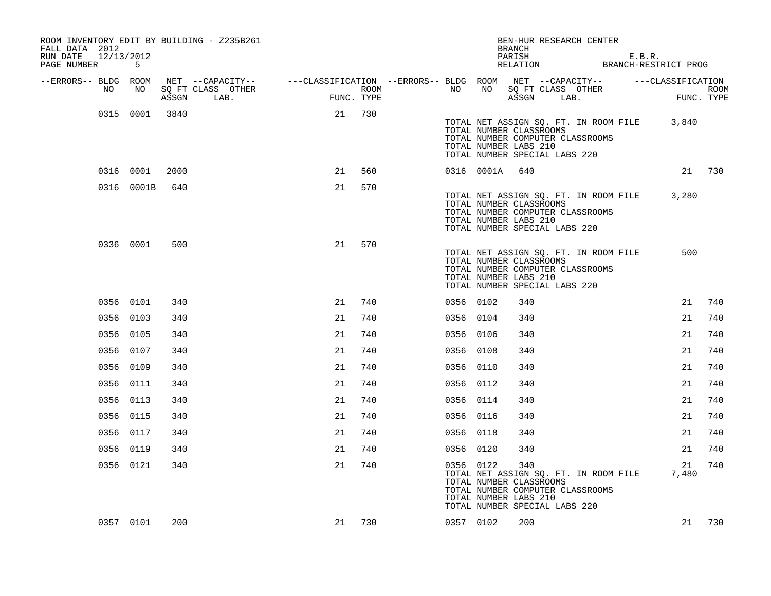ROOM INVENTORY EDIT BY BUILDING - Z235B261
FALL DATA 2012
RUN DATE 12/13/2012

BEN-HUR RESEARCH CENTER
BRANCH
PARISH E.B.R.
RELATION BRANCH-RESTRICT PROG

| --ERRORS-- | BLDG NO | ROOM NO | NET SQ FT ASSGN | CAPACITY CLASS LAB. | CAPACITY OTHER | CLASSIFICATION FUNC. | ROOM TYPE | --ERRORS-- | BLDG NO | ROOM NO | NET SQ FT ASSGN | CAPACITY CLASS LAB. | CAPACITY OTHER | CLASSIFICATION FUNC. | ROOM TYPE |
|---|---|---|---|---|---|---|---|---|---|---|---|---|---|---|---|
| | 0315 | 0001 | 3840 | | | 21 | 730 | | | | | | | | |
| | | | | | | | | | TOTAL NET ASSIGN SQ. FT. IN ROOM FILE | | | | | 3,840 | |
| | | | | | | | | | TOTAL NUMBER CLASSROOMS | | | | | | |
| | | | | | | | | | TOTAL NUMBER COMPUTER CLASSROOMS | | | | | | |
| | | | | | | | | | TOTAL NUMBER LABS 210 | | | | | | |
| | | | | | | | | | TOTAL NUMBER SPECIAL LABS 220 | | | | | | |
| | 0316 | 0001 | 2000 | | | 21 | 560 | | 0316 | 0001A | 640 | | | 21 | 730 |
| | 0316 | 0001B | 640 | | | 21 | 570 | | | | | | | | |
| | | | | | | | | | TOTAL NET ASSIGN SQ. FT. IN ROOM FILE | | | | | 3,280 | |
| | | | | | | | | | TOTAL NUMBER CLASSROOMS | | | | | | |
| | | | | | | | | | TOTAL NUMBER COMPUTER CLASSROOMS | | | | | | |
| | | | | | | | | | TOTAL NUMBER LABS 210 | | | | | | |
| | | | | | | | | | TOTAL NUMBER SPECIAL LABS 220 | | | | | | |
| | 0336 | 0001 | 500 | | | 21 | 570 | | | | | | | | |
| | | | | | | | | | TOTAL NET ASSIGN SQ. FT. IN ROOM FILE | | | | | 500 | |
| | | | | | | | | | TOTAL NUMBER CLASSROOMS | | | | | | |
| | | | | | | | | | TOTAL NUMBER COMPUTER CLASSROOMS | | | | | | |
| | | | | | | | | | TOTAL NUMBER LABS 210 | | | | | | |
| | | | | | | | | | TOTAL NUMBER SPECIAL LABS 220 | | | | | | |
| | 0356 | 0101 | 340 | | | 21 | 740 | | 0356 | 0102 | 340 | | | 21 | 740 |
| | 0356 | 0103 | 340 | | | 21 | 740 | | 0356 | 0104 | 340 | | | 21 | 740 |
| | 0356 | 0105 | 340 | | | 21 | 740 | | 0356 | 0106 | 340 | | | 21 | 740 |
| | 0356 | 0107 | 340 | | | 21 | 740 | | 0356 | 0108 | 340 | | | 21 | 740 |
| | 0356 | 0109 | 340 | | | 21 | 740 | | 0356 | 0110 | 340 | | | 21 | 740 |
| | 0356 | 0111 | 340 | | | 21 | 740 | | 0356 | 0112 | 340 | | | 21 | 740 |
| | 0356 | 0113 | 340 | | | 21 | 740 | | 0356 | 0114 | 340 | | | 21 | 740 |
| | 0356 | 0115 | 340 | | | 21 | 740 | | 0356 | 0116 | 340 | | | 21 | 740 |
| | 0356 | 0117 | 340 | | | 21 | 740 | | 0356 | 0118 | 340 | | | 21 | 740 |
| | 0356 | 0119 | 340 | | | 21 | 740 | | 0356 | 0120 | 340 | | | 21 | 740 |
| | 0356 | 0121 | 340 | | | 21 | 740 | | 0356 | 0122 | 340 | | | 21 | 740 |
| | | | | | | | | | TOTAL NET ASSIGN SQ. FT. IN ROOM FILE | | | | | 7,480 | |
| | | | | | | | | | TOTAL NUMBER CLASSROOMS | | | | | | |
| | | | | | | | | | TOTAL NUMBER COMPUTER CLASSROOMS | | | | | | |
| | | | | | | | | | TOTAL NUMBER LABS 210 | | | | | | |
| | | | | | | | | | TOTAL NUMBER SPECIAL LABS 220 | | | | | | |
| | 0357 | 0101 | 200 | | | 21 | 730 | | 0357 | 0102 | 200 | | | 21 | 730 |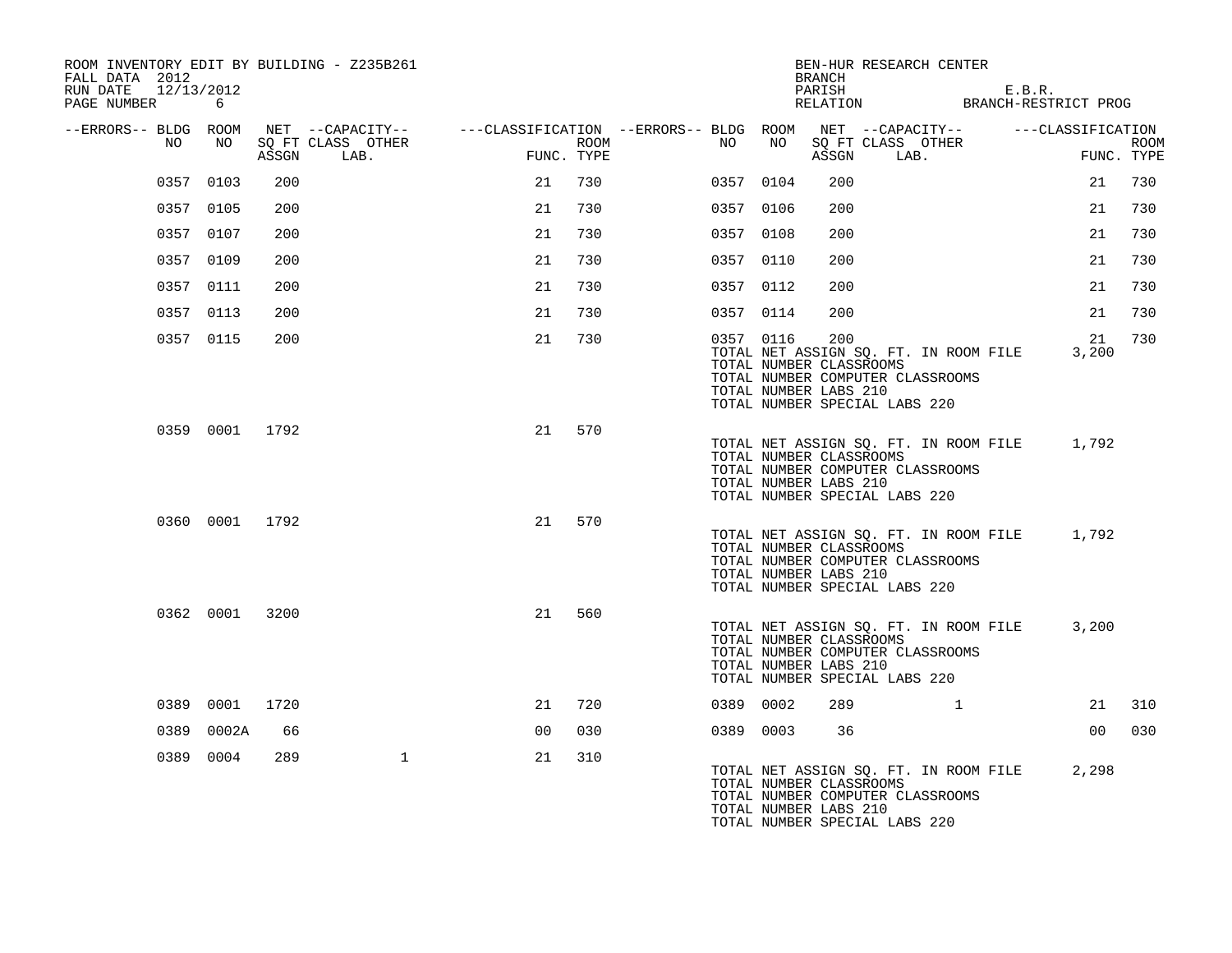ROOM INVENTORY EDIT BY BUILDING - Z235B261
FALL DATA 2012
RUN DATE 12/13/2012
PAGE NUMBER 6

BEN-HUR RESEARCH CENTER
BRANCH
PARISH E.B.R.
RELATION BRANCH-RESTRICT PROG

| --ERRORS-- | BLDG NO | ROOM NO | NET SQ FT ASSGN | --CAPACITY-- CLASS LAB. | OTHER | ---CLASSIFICATION FUNC. | ROOM TYPE | --ERRORS-- | BLDG NO | ROOM NO | NET SQ FT ASSGN | --CAPACITY-- CLASS LAB. | OTHER | ---CLASSIFICATION FUNC. | ROOM TYPE |
|---|---|---|---|---|---|---|---|---|---|---|---|---|---|---|---|
| | 0357 | 0103 | 200 | | | 21 | 730 | | 0357 | 0104 | 200 | | | 21 | 730 |
| | 0357 | 0105 | 200 | | | 21 | 730 | | 0357 | 0106 | 200 | | | 21 | 730 |
| | 0357 | 0107 | 200 | | | 21 | 730 | | 0357 | 0108 | 200 | | | 21 | 730 |
| | 0357 | 0109 | 200 | | | 21 | 730 | | 0357 | 0110 | 200 | | | 21 | 730 |
| | 0357 | 0111 | 200 | | | 21 | 730 | | 0357 | 0112 | 200 | | | 21 | 730 |
| | 0357 | 0113 | 200 | | | 21 | 730 | | 0357 | 0114 | 200 | | | 21 | 730 |
| | 0357 | 0115 | 200 | | | 21 | 730 | | 0357 | 0116 | 200 | | | 21 | 730 |

TOTAL NET ASSIGN SQ. FT. IN ROOM FILE 3,200
TOTAL NUMBER CLASSROOMS
TOTAL NUMBER COMPUTER CLASSROOMS
TOTAL NUMBER LABS 210
TOTAL NUMBER SPECIAL LABS 220

| --ERRORS-- | BLDG NO | ROOM NO | NET SQ FT ASSGN | CLASS LAB. | OTHER | FUNC. | ROOM TYPE |
|---|---|---|---|---|---|---|---|
| | 0359 | 0001 | 1792 | | | 21 | 570 |

TOTAL NET ASSIGN SQ. FT. IN ROOM FILE 1,792
TOTAL NUMBER CLASSROOMS
TOTAL NUMBER COMPUTER CLASSROOMS
TOTAL NUMBER LABS 210
TOTAL NUMBER SPECIAL LABS 220

| --ERRORS-- | BLDG NO | ROOM NO | NET SQ FT ASSGN | CLASS LAB. | OTHER | FUNC. | ROOM TYPE |
|---|---|---|---|---|---|---|---|
| | 0360 | 0001 | 1792 | | | 21 | 570 |

TOTAL NET ASSIGN SQ. FT. IN ROOM FILE 1,792
TOTAL NUMBER CLASSROOMS
TOTAL NUMBER COMPUTER CLASSROOMS
TOTAL NUMBER LABS 210
TOTAL NUMBER SPECIAL LABS 220

| --ERRORS-- | BLDG NO | ROOM NO | NET SQ FT ASSGN | CLASS LAB. | OTHER | FUNC. | ROOM TYPE |
|---|---|---|---|---|---|---|---|
| | 0362 | 0001 | 3200 | | | 21 | 560 |

TOTAL NET ASSIGN SQ. FT. IN ROOM FILE 3,200
TOTAL NUMBER CLASSROOMS
TOTAL NUMBER COMPUTER CLASSROOMS
TOTAL NUMBER LABS 210
TOTAL NUMBER SPECIAL LABS 220

| --ERRORS-- | BLDG NO | ROOM NO | NET SQ FT ASSGN | CLASS LAB. | OTHER | FUNC. | ROOM TYPE | --ERRORS-- | BLDG NO | ROOM NO | NET SQ FT ASSGN | CLASS LAB. | OTHER | FUNC. | ROOM TYPE |
|---|---|---|---|---|---|---|---|---|---|---|---|---|---|---|---|
| | 0389 | 0001 | 1720 | | | 21 | 720 | | 0389 | 0002 | 289 | | 1 | 21 | 310 |
| | 0389 | 0002A | 66 | | | 00 | 030 | | 0389 | 0003 | 36 | | | 00 | 030 |
| | 0389 | 0004 | 289 | | 1 | 21 | 310 | | | | | | | | |

TOTAL NET ASSIGN SQ. FT. IN ROOM FILE 2,298
TOTAL NUMBER CLASSROOMS
TOTAL NUMBER COMPUTER CLASSROOMS
TOTAL NUMBER LABS 210
TOTAL NUMBER SPECIAL LABS 220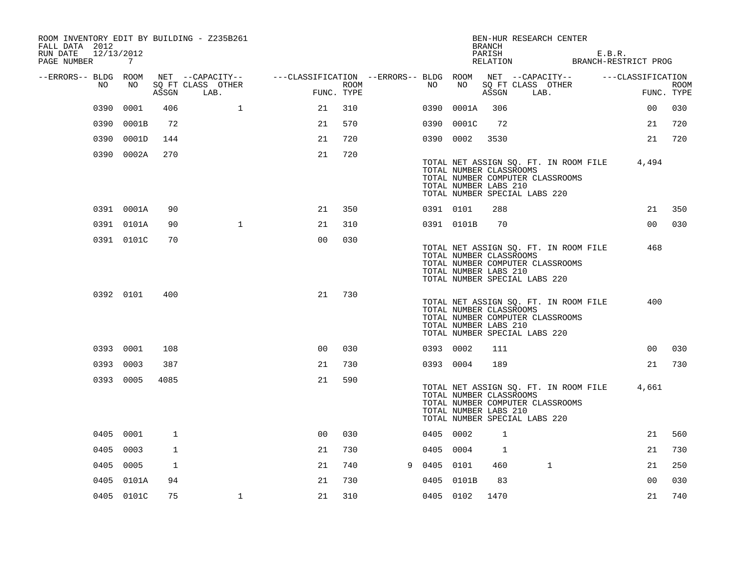ROOM INVENTORY EDIT BY BUILDING - Z235B261
FALL DATA 2012
RUN DATE 12/13/2012
PAGE NUMBER 7

BEN-HUR RESEARCH CENTER
BRANCH
PARISH E.B.R.
RELATION BRANCH-RESTRICT PROG

| --ERRORS-- | BLDG NO | ROOM NO | NET SQ FT ASSGN | CAPACITY CLASS | CAPACITY OTHER LAB. | CLASSIFICATION FUNC. | ROOM TYPE | --ERRORS-- | BLDG NO | ROOM NO | NET SQ FT ASSGN | CAPACITY CLASS | CAPACITY OTHER LAB. | CLASSIFICATION FUNC. | ROOM TYPE |
|---|---|---|---|---|---|---|---|---|---|---|---|---|---|---|---|
| | 0390 | 0001 | 406 | | 1 | 21 | 310 | | 0390 | 0001A | 306 | | | 00 | 030 |
| | 0390 | 0001B | 72 | | | 21 | 570 | | 0390 | 0001C | 72 | | | 21 | 720 |
| | 0390 | 0001D | 144 | | | 21 | 720 | | 0390 | 0002 | 3530 | | | 21 | 720 |
| | 0390 | 0002A | 270 | | | 21 | 720 | | | | | | | | |

TOTAL NET ASSIGN SQ. FT. IN ROOM FILE 4,494
TOTAL NUMBER CLASSROOMS
TOTAL NUMBER COMPUTER CLASSROOMS
TOTAL NUMBER LABS 210
TOTAL NUMBER SPECIAL LABS 220

| --ERRORS-- | BLDG NO | ROOM NO | NET SQ FT ASSGN | CAPACITY CLASS | CAPACITY OTHER LAB. | CLASSIFICATION FUNC. | ROOM TYPE | --ERRORS-- | BLDG NO | ROOM NO | NET SQ FT ASSGN | CAPACITY CLASS | CAPACITY OTHER LAB. | CLASSIFICATION FUNC. | ROOM TYPE |
|---|---|---|---|---|---|---|---|---|---|---|---|---|---|---|---|
| | 0391 | 0001A | 90 | | | 21 | 350 | | 0391 | 0101 | 288 | | | 21 | 350 |
| | 0391 | 0101A | 90 | | 1 | 21 | 310 | | 0391 | 0101B | 70 | | | 00 | 030 |
| | 0391 | 0101C | 70 | | | 00 | 030 | | | | | | | | |

TOTAL NET ASSIGN SQ. FT. IN ROOM FILE 468
TOTAL NUMBER CLASSROOMS
TOTAL NUMBER COMPUTER CLASSROOMS
TOTAL NUMBER LABS 210
TOTAL NUMBER SPECIAL LABS 220

| --ERRORS-- | BLDG NO | ROOM NO | NET SQ FT ASSGN | CAPACITY CLASS | CAPACITY OTHER LAB. | CLASSIFICATION FUNC. | ROOM TYPE |
|---|---|---|---|---|---|---|---|
| | 0392 | 0101 | 400 | | | 21 | 730 |

TOTAL NET ASSIGN SQ. FT. IN ROOM FILE 400
TOTAL NUMBER CLASSROOMS
TOTAL NUMBER COMPUTER CLASSROOMS
TOTAL NUMBER LABS 210
TOTAL NUMBER SPECIAL LABS 220

| --ERRORS-- | BLDG NO | ROOM NO | NET SQ FT ASSGN | CAPACITY CLASS | CAPACITY OTHER LAB. | CLASSIFICATION FUNC. | ROOM TYPE | --ERRORS-- | BLDG NO | ROOM NO | NET SQ FT ASSGN | CAPACITY CLASS | CAPACITY OTHER LAB. | CLASSIFICATION FUNC. | ROOM TYPE |
|---|---|---|---|---|---|---|---|---|---|---|---|---|---|---|---|
| | 0393 | 0001 | 108 | | | 00 | 030 | | 0393 | 0002 | 111 | | | 00 | 030 |
| | 0393 | 0003 | 387 | | | 21 | 730 | | 0393 | 0004 | 189 | | | 21 | 730 |
| | 0393 | 0005 | 4085 | | | 21 | 590 | | | | | | | | |

TOTAL NET ASSIGN SQ. FT. IN ROOM FILE 4,661
TOTAL NUMBER CLASSROOMS
TOTAL NUMBER COMPUTER CLASSROOMS
TOTAL NUMBER LABS 210
TOTAL NUMBER SPECIAL LABS 220

| --ERRORS-- | BLDG NO | ROOM NO | NET SQ FT ASSGN | CAPACITY CLASS | CAPACITY OTHER LAB. | CLASSIFICATION FUNC. | ROOM TYPE | --ERRORS-- | BLDG NO | ROOM NO | NET SQ FT ASSGN | CAPACITY CLASS | CAPACITY OTHER LAB. | CLASSIFICATION FUNC. | ROOM TYPE |
|---|---|---|---|---|---|---|---|---|---|---|---|---|---|---|---|
| | 0405 | 0001 | 1 | | | 00 | 030 | | 0405 | 0002 | 1 | | | 21 | 560 |
| | 0405 | 0003 | 1 | | | 21 | 730 | | 0405 | 0004 | 1 | | | 21 | 730 |
| | 0405 | 0005 | 1 | | | 21 | 740 | 9 | 0405 | 0101 | 460 | | 1 | 21 | 250 |
| | 0405 | 0101A | 94 | | | 21 | 730 | | 0405 | 0101B | 83 | | | 00 | 030 |
| | 0405 | 0101C | 75 | | 1 | 21 | 310 | | 0405 | 0102 | 1470 | | | 21 | 740 |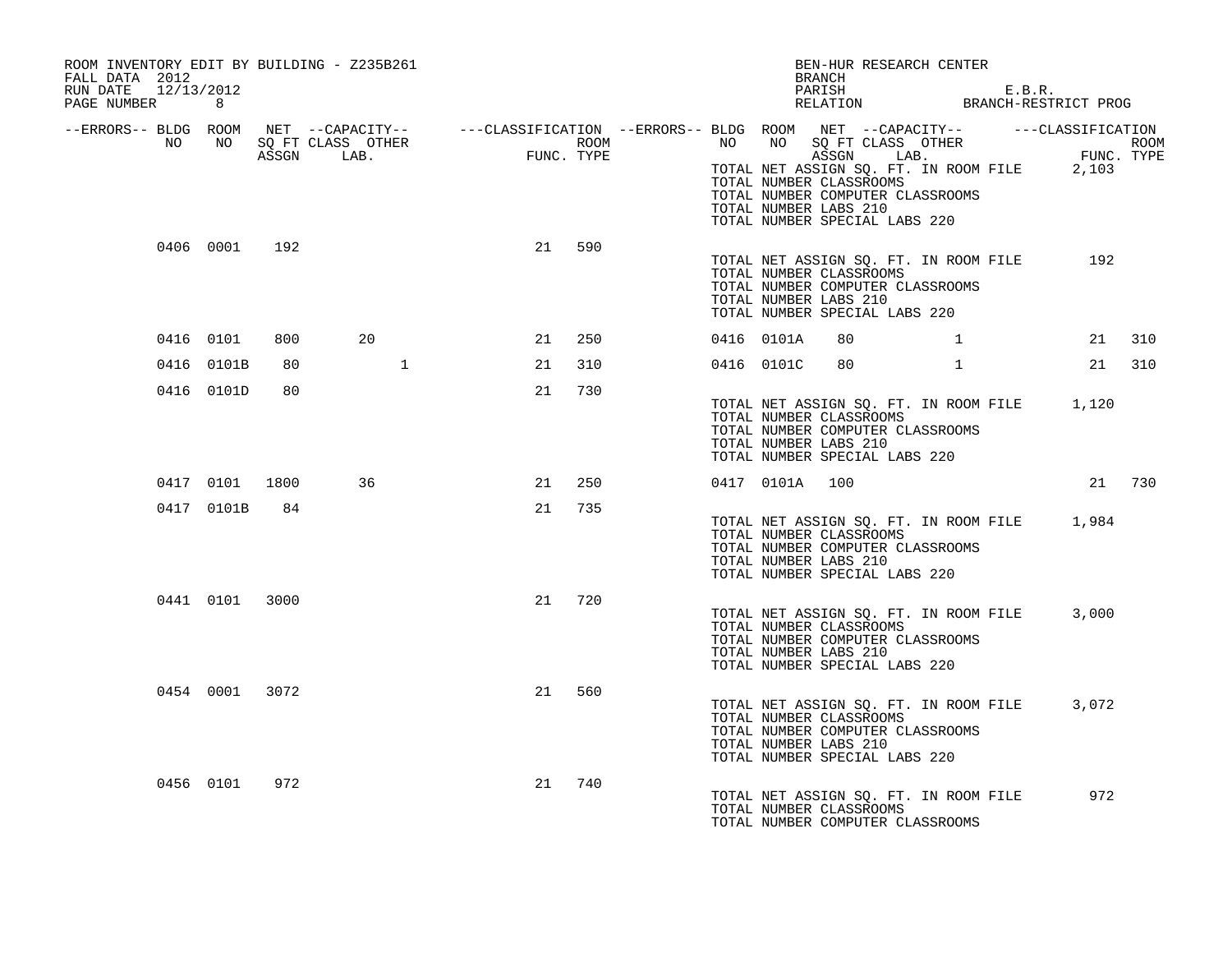ROOM INVENTORY EDIT BY BUILDING - Z235B261
FALL DATA 2012
RUN DATE 12/13/2012
PAGE NUMBER 8

BEN-HUR RESEARCH CENTER
BRANCH
PARISH E.B.R.
RELATION BRANCH-RESTRICT PROG

| --ERRORS-- | BLDG NO | ROOM NO | NET SQ FT ASSGN | --CAPACITY-- CLASS LAB. | OTHER | ---CLASSIFICATION FUNC. | ROOM TYPE | --ERRORS-- | BLDG NO | ROOM NO | NET SQ FT ASSGN | --CAPACITY-- CLASS LAB. | OTHER | ---CLASSIFICATION FUNC. | ROOM TYPE |
|---|---|---|---|---|---|---|---|---|---|---|---|---|---|---|---|
| | | | | | | | | | | | | | | | |
| | 0406 | 0001 | 192 | | | 21 | 590 | | | | | | | | |
| | 0416 | 0101 | 800 | 20 | | 21 | 250 | | 0416 | 0101A | 80 | | 1 | 21 | 310 |
| | 0416 | 0101B | 80 | | 1 | 21 | 310 | | 0416 | 0101C | 80 | | 1 | 21 | 310 |
| | 0416 | 0101D | 80 | | | 21 | 730 | | | | | | | | |
| | 0417 | 0101 | 1800 | 36 | | 21 | 250 | | 0417 | 0101A | 100 | | | 21 | 730 |
| | 0417 | 0101B | 84 | | | 21 | 735 | | | | | | | | |
| | 0441 | 0101 | 3000 | | | 21 | 720 | | | | | | | | |
| | 0454 | 0001 | 3072 | | | 21 | 560 | | | | | | | | |
| | 0456 | 0101 | 972 | | | 21 | 740 | | | | | | | | |

(Preceding building totals)
TOTAL NET ASSIGN SQ. FT. IN ROOM FILE 2,103
TOTAL NUMBER CLASSROOMS
TOTAL NUMBER COMPUTER CLASSROOMS
TOTAL NUMBER LABS 210
TOTAL NUMBER SPECIAL LABS 220

(Building 0406)
TOTAL NET ASSIGN SQ. FT. IN ROOM FILE 192
TOTAL NUMBER CLASSROOMS
TOTAL NUMBER COMPUTER CLASSROOMS
TOTAL NUMBER LABS 210
TOTAL NUMBER SPECIAL LABS 220

(Building 0416)
TOTAL NET ASSIGN SQ. FT. IN ROOM FILE 1,120
TOTAL NUMBER CLASSROOMS
TOTAL NUMBER COMPUTER CLASSROOMS
TOTAL NUMBER LABS 210
TOTAL NUMBER SPECIAL LABS 220

(Building 0417)
TOTAL NET ASSIGN SQ. FT. IN ROOM FILE 1,984
TOTAL NUMBER CLASSROOMS
TOTAL NUMBER COMPUTER CLASSROOMS
TOTAL NUMBER LABS 210
TOTAL NUMBER SPECIAL LABS 220

(Building 0441)
TOTAL NET ASSIGN SQ. FT. IN ROOM FILE 3,000
TOTAL NUMBER CLASSROOMS
TOTAL NUMBER COMPUTER CLASSROOMS
TOTAL NUMBER LABS 210
TOTAL NUMBER SPECIAL LABS 220

(Building 0454)
TOTAL NET ASSIGN SQ. FT. IN ROOM FILE 3,072
TOTAL NUMBER CLASSROOMS
TOTAL NUMBER COMPUTER CLASSROOMS
TOTAL NUMBER LABS 210
TOTAL NUMBER SPECIAL LABS 220

(Building 0456)
TOTAL NET ASSIGN SQ. FT. IN ROOM FILE 972
TOTAL NUMBER CLASSROOMS
TOTAL NUMBER COMPUTER CLASSROOMS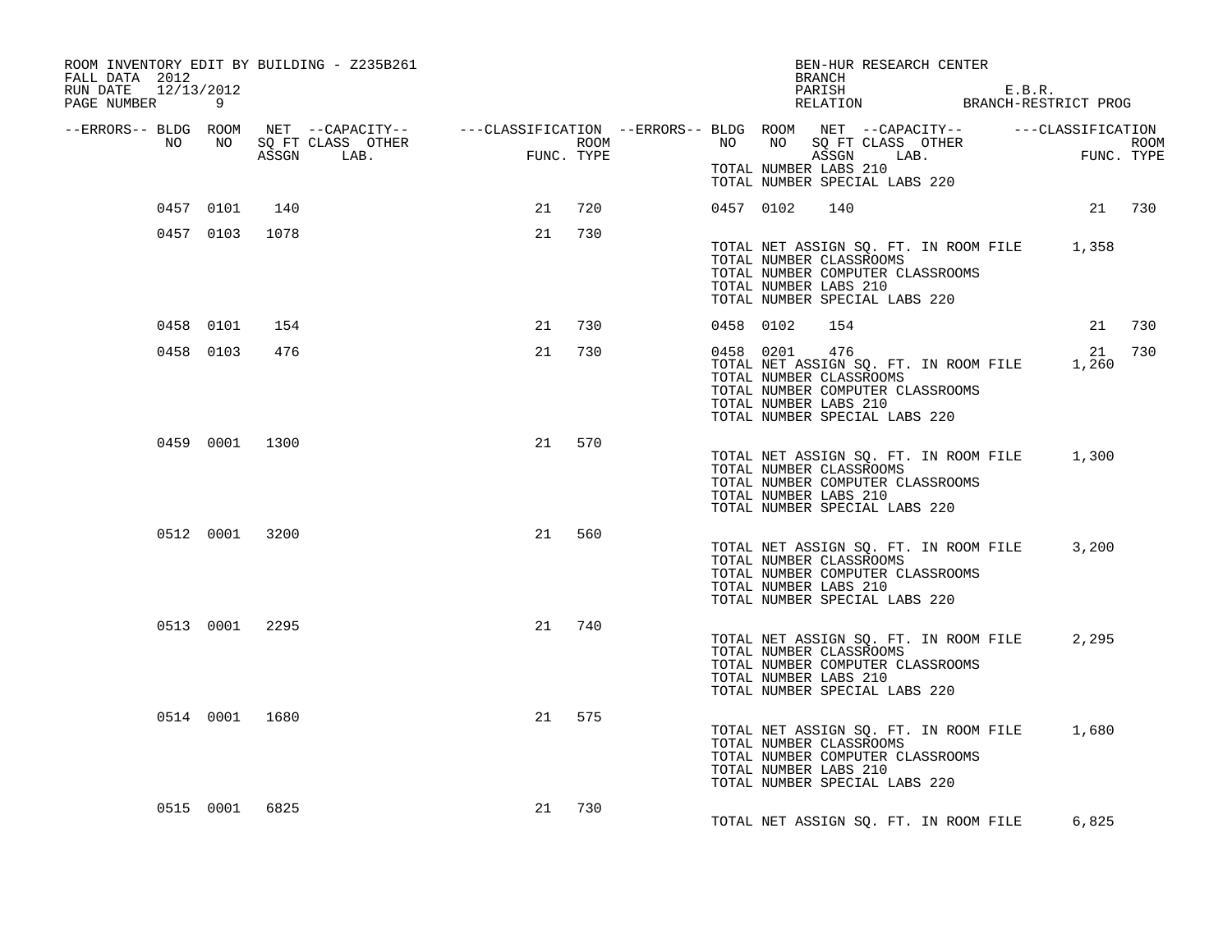ROOM INVENTORY EDIT BY BUILDING - Z235B261
FALL DATA 2012
RUN DATE 12/13/2012
PAGE NUMBER 9

BEN-HUR RESEARCH CENTER
BRANCH
PARISH E.B.R.
RELATION BRANCH-RESTRICT PROG

| --ERRORS-- | BLDG NO | ROOM NO | NET SQ FT ASSGN | --CAPACITY-- CLASS | LAB. | OTHER | ---CLASSIFICATION FUNC. | ROOM TYPE | --ERRORS-- | BLDG NO | ROOM NO | NET SQ FT ASSGN | --CAPACITY-- CLASS | LAB. | OTHER | ---CLASSIFICATION FUNC. | ROOM TYPE |
|---|---|---|---|---|---|---|---|---|---|---|---|---|---|---|---|---|---|
| | | | | | | | | | | TOTAL NUMBER LABS 210 | | | | | | | |
| | | | | | | | | | | TOTAL NUMBER SPECIAL LABS 220 | | | | | | | |
| | 0457 | 0101 | 140 | | | | 21 | 720 | | 0457 | 0102 | 140 | | | | 21 | 730 |
| | 0457 | 0103 | 1078 | | | | 21 | 730 | | | | | | | | | |
| | | | | | | | | | | TOTAL NET ASSIGN SQ. FT. IN ROOM FILE | | | | | | 1,358 | |
| | | | | | | | | | | TOTAL NUMBER CLASSROOMS | | | | | | | |
| | | | | | | | | | | TOTAL NUMBER COMPUTER CLASSROOMS | | | | | | | |
| | | | | | | | | | | TOTAL NUMBER LABS 210 | | | | | | | |
| | | | | | | | | | | TOTAL NUMBER SPECIAL LABS 220 | | | | | | | |
| | 0458 | 0101 | 154 | | | | 21 | 730 | | 0458 | 0102 | 154 | | | | 21 | 730 |
| | 0458 | 0103 | 476 | | | | 21 | 730 | | 0458 | 0201 | 476 | | | | 21 | 730 |
| | | | | | | | | | | TOTAL NET ASSIGN SQ. FT. IN ROOM FILE | | | | | | 1,260 | |
| | | | | | | | | | | TOTAL NUMBER CLASSROOMS | | | | | | | |
| | | | | | | | | | | TOTAL NUMBER COMPUTER CLASSROOMS | | | | | | | |
| | | | | | | | | | | TOTAL NUMBER LABS 210 | | | | | | | |
| | | | | | | | | | | TOTAL NUMBER SPECIAL LABS 220 | | | | | | | |
| | 0459 | 0001 | 1300 | | | | 21 | 570 | | | | | | | | | |
| | | | | | | | | | | TOTAL NET ASSIGN SQ. FT. IN ROOM FILE | | | | | | 1,300 | |
| | | | | | | | | | | TOTAL NUMBER CLASSROOMS | | | | | | | |
| | | | | | | | | | | TOTAL NUMBER COMPUTER CLASSROOMS | | | | | | | |
| | | | | | | | | | | TOTAL NUMBER LABS 210 | | | | | | | |
| | | | | | | | | | | TOTAL NUMBER SPECIAL LABS 220 | | | | | | | |
| | 0512 | 0001 | 3200 | | | | 21 | 560 | | | | | | | | | |
| | | | | | | | | | | TOTAL NET ASSIGN SQ. FT. IN ROOM FILE | | | | | | 3,200 | |
| | | | | | | | | | | TOTAL NUMBER CLASSROOMS | | | | | | | |
| | | | | | | | | | | TOTAL NUMBER COMPUTER CLASSROOMS | | | | | | | |
| | | | | | | | | | | TOTAL NUMBER LABS 210 | | | | | | | |
| | | | | | | | | | | TOTAL NUMBER SPECIAL LABS 220 | | | | | | | |
| | 0513 | 0001 | 2295 | | | | 21 | 740 | | | | | | | | | |
| | | | | | | | | | | TOTAL NET ASSIGN SQ. FT. IN ROOM FILE | | | | | | 2,295 | |
| | | | | | | | | | | TOTAL NUMBER CLASSROOMS | | | | | | | |
| | | | | | | | | | | TOTAL NUMBER COMPUTER CLASSROOMS | | | | | | | |
| | | | | | | | | | | TOTAL NUMBER LABS 210 | | | | | | | |
| | | | | | | | | | | TOTAL NUMBER SPECIAL LABS 220 | | | | | | | |
| | 0514 | 0001 | 1680 | | | | 21 | 575 | | | | | | | | | |
| | | | | | | | | | | TOTAL NET ASSIGN SQ. FT. IN ROOM FILE | | | | | | 1,680 | |
| | | | | | | | | | | TOTAL NUMBER CLASSROOMS | | | | | | | |
| | | | | | | | | | | TOTAL NUMBER COMPUTER CLASSROOMS | | | | | | | |
| | | | | | | | | | | TOTAL NUMBER LABS 210 | | | | | | | |
| | | | | | | | | | | TOTAL NUMBER SPECIAL LABS 220 | | | | | | | |
| | 0515 | 0001 | 6825 | | | | 21 | 730 | | | | | | | | | |
| | | | | | | | | | | TOTAL NET ASSIGN SQ. FT. IN ROOM FILE | | | | | | 6,825 | |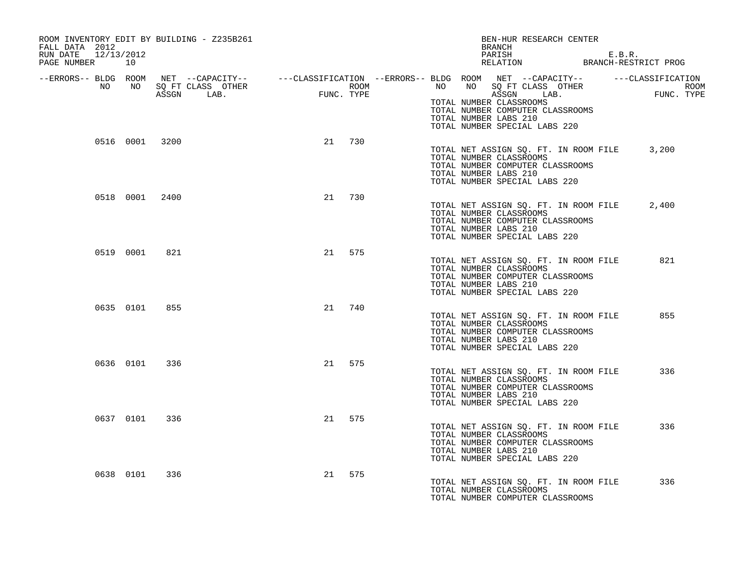ROOM INVENTORY EDIT BY BUILDING - Z235B261
FALL DATA 2012
RUN DATE 12/13/2012
PAGE NUMBER 10

BEN-HUR RESEARCH CENTER
BRANCH
PARISH E.B.R.
RELATION BRANCH-RESTRICT PROG

| --ERRORS-- | BLDG NO | ROOM NO | NET SQ FT ASSGN | --CAPACITY-- CLASS LAB. | OTHER | ---CLASSIFICATION FUNC. | ROOM TYPE |
|---|---|---|---|---|---|---|---|
| | 0516 | 0001 | 3200 | | | 21 | 730 |
| | 0518 | 0001 | 2400 | | | 21 | 730 |
| | 0519 | 0001 | 821 | | | 21 | 575 |
| | 0635 | 0101 | 855 | | | 21 | 740 |
| | 0636 | 0101 | 336 | | | 21 | 575 |
| | 0637 | 0101 | 336 | | | 21 | 575 |
| | 0638 | 0101 | 336 | | | 21 | 575 |

TOTAL NUMBER CLASSROOMS
TOTAL NUMBER COMPUTER CLASSROOMS
TOTAL NUMBER LABS 210
TOTAL NUMBER SPECIAL LABS 220

TOTAL NET ASSIGN SQ. FT. IN ROOM FILE 3,200
TOTAL NUMBER CLASSROOMS
TOTAL NUMBER COMPUTER CLASSROOMS
TOTAL NUMBER LABS 210
TOTAL NUMBER SPECIAL LABS 220

TOTAL NET ASSIGN SQ. FT. IN ROOM FILE 2,400
TOTAL NUMBER CLASSROOMS
TOTAL NUMBER COMPUTER CLASSROOMS
TOTAL NUMBER LABS 210
TOTAL NUMBER SPECIAL LABS 220

TOTAL NET ASSIGN SQ. FT. IN ROOM FILE 821
TOTAL NUMBER CLASSROOMS
TOTAL NUMBER COMPUTER CLASSROOMS
TOTAL NUMBER LABS 210
TOTAL NUMBER SPECIAL LABS 220

TOTAL NET ASSIGN SQ. FT. IN ROOM FILE 855
TOTAL NUMBER CLASSROOMS
TOTAL NUMBER COMPUTER CLASSROOMS
TOTAL NUMBER LABS 210
TOTAL NUMBER SPECIAL LABS 220

TOTAL NET ASSIGN SQ. FT. IN ROOM FILE 336
TOTAL NUMBER CLASSROOMS
TOTAL NUMBER COMPUTER CLASSROOMS
TOTAL NUMBER LABS 210
TOTAL NUMBER SPECIAL LABS 220

TOTAL NET ASSIGN SQ. FT. IN ROOM FILE 336
TOTAL NUMBER CLASSROOMS
TOTAL NUMBER COMPUTER CLASSROOMS
TOTAL NUMBER LABS 210
TOTAL NUMBER SPECIAL LABS 220

TOTAL NET ASSIGN SQ. FT. IN ROOM FILE 336
TOTAL NUMBER CLASSROOMS
TOTAL NUMBER COMPUTER CLASSROOMS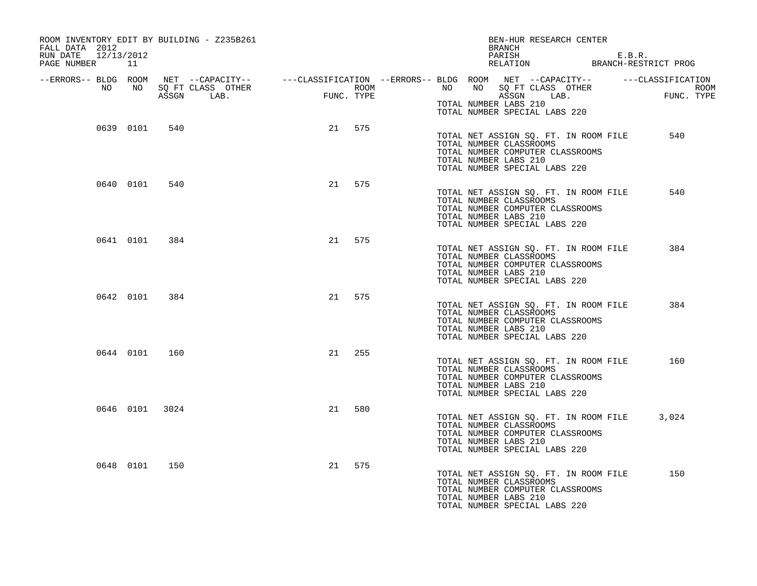ROOM INVENTORY EDIT BY BUILDING - Z235B261
FALL DATA 2012
RUN DATE 12/13/2012
PAGE NUMBER 11

BEN-HUR RESEARCH CENTER
BRANCH
PARISH E.B.R.
RELATION BRANCH-RESTRICT PROG

| --ERRORS-- | BLDG NO | ROOM NO | NET SQ FT ASSGN | --CAPACITY-- CLASS | LAB. | OTHER | ---CLASSIFICATION FUNC. | ROOM TYPE |
|---|---|---|---|---|---|---|---|---|
| | | | | | | | | |

TOTAL NUMBER LABS 210
TOTAL NUMBER SPECIAL LABS 220

| --ERRORS-- | BLDG NO | ROOM NO | NET SQ FT ASSGN | CLASS | LAB. | OTHER | FUNC. | ROOM TYPE |
|---|---|---|---|---|---|---|---|---|
| | 0639 | 0101 | 540 | | | | 21 | 575 |

TOTAL NET ASSIGN SQ. FT. IN ROOM FILE 540
TOTAL NUMBER CLASSROOMS
TOTAL NUMBER COMPUTER CLASSROOMS
TOTAL NUMBER LABS 210
TOTAL NUMBER SPECIAL LABS 220

| --ERRORS-- | BLDG NO | ROOM NO | NET SQ FT ASSGN | CLASS | LAB. | OTHER | FUNC. | ROOM TYPE |
|---|---|---|---|---|---|---|---|---|
| | 0640 | 0101 | 540 | | | | 21 | 575 |

TOTAL NET ASSIGN SQ. FT. IN ROOM FILE 540
TOTAL NUMBER CLASSROOMS
TOTAL NUMBER COMPUTER CLASSROOMS
TOTAL NUMBER LABS 210
TOTAL NUMBER SPECIAL LABS 220

| --ERRORS-- | BLDG NO | ROOM NO | NET SQ FT ASSGN | CLASS | LAB. | OTHER | FUNC. | ROOM TYPE |
|---|---|---|---|---|---|---|---|---|
| | 0641 | 0101 | 384 | | | | 21 | 575 |

TOTAL NET ASSIGN SQ. FT. IN ROOM FILE 384
TOTAL NUMBER CLASSROOMS
TOTAL NUMBER COMPUTER CLASSROOMS
TOTAL NUMBER LABS 210
TOTAL NUMBER SPECIAL LABS 220

| --ERRORS-- | BLDG NO | ROOM NO | NET SQ FT ASSGN | CLASS | LAB. | OTHER | FUNC. | ROOM TYPE |
|---|---|---|---|---|---|---|---|---|
| | 0642 | 0101 | 384 | | | | 21 | 575 |

TOTAL NET ASSIGN SQ. FT. IN ROOM FILE 384
TOTAL NUMBER CLASSROOMS
TOTAL NUMBER COMPUTER CLASSROOMS
TOTAL NUMBER LABS 210
TOTAL NUMBER SPECIAL LABS 220

| --ERRORS-- | BLDG NO | ROOM NO | NET SQ FT ASSGN | CLASS | LAB. | OTHER | FUNC. | ROOM TYPE |
|---|---|---|---|---|---|---|---|---|
| | 0644 | 0101 | 160 | | | | 21 | 255 |

TOTAL NET ASSIGN SQ. FT. IN ROOM FILE 160
TOTAL NUMBER CLASSROOMS
TOTAL NUMBER COMPUTER CLASSROOMS
TOTAL NUMBER LABS 210
TOTAL NUMBER SPECIAL LABS 220

| --ERRORS-- | BLDG NO | ROOM NO | NET SQ FT ASSGN | CLASS | LAB. | OTHER | FUNC. | ROOM TYPE |
|---|---|---|---|---|---|---|---|---|
| | 0646 | 0101 | 3024 | | | | 21 | 580 |

TOTAL NET ASSIGN SQ. FT. IN ROOM FILE 3,024
TOTAL NUMBER CLASSROOMS
TOTAL NUMBER COMPUTER CLASSROOMS
TOTAL NUMBER LABS 210
TOTAL NUMBER SPECIAL LABS 220

| --ERRORS-- | BLDG NO | ROOM NO | NET SQ FT ASSGN | CLASS | LAB. | OTHER | FUNC. | ROOM TYPE |
|---|---|---|---|---|---|---|---|---|
| | 0648 | 0101 | 150 | | | | 21 | 575 |

TOTAL NET ASSIGN SQ. FT. IN ROOM FILE 150
TOTAL NUMBER CLASSROOMS
TOTAL NUMBER COMPUTER CLASSROOMS
TOTAL NUMBER LABS 210
TOTAL NUMBER SPECIAL LABS 220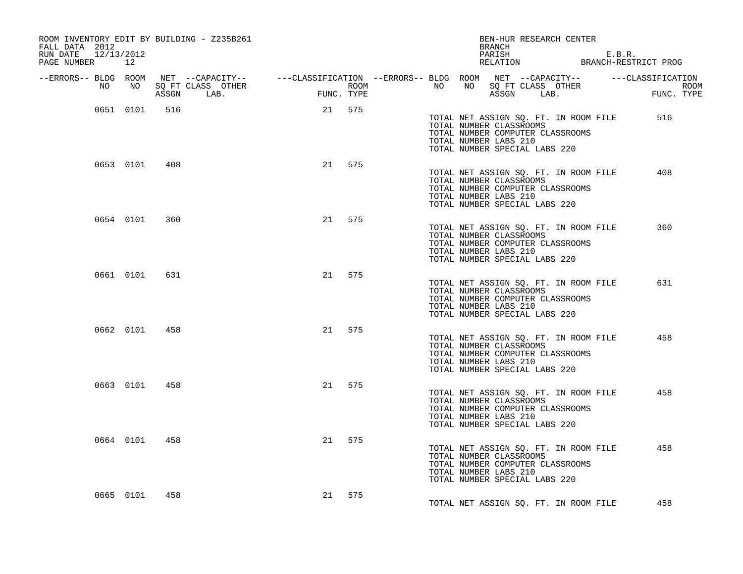ROOM INVENTORY EDIT BY BUILDING - Z235B261
FALL DATA 2012
RUN DATE 12/13/2012
PAGE NUMBER 12

BEN-HUR RESEARCH CENTER
BRANCH
PARISH E.B.R.
RELATION BRANCH-RESTRICT PROG

| --ERRORS-- | BLDG NO | ROOM NO | NET SQ FT ASSGN | --CAPACITY-- CLASS LAB. | OTHER | ---CLASSIFICATION FUNC. | ROOM TYPE |
|---|---|---|---|---|---|---|---|
| | 0651 | 0101 | 516 | | | 21 | 575 |
| | 0653 | 0101 | 408 | | | 21 | 575 |
| | 0654 | 0101 | 360 | | | 21 | 575 |
| | 0661 | 0101 | 631 | | | 21 | 575 |
| | 0662 | 0101 | 458 | | | 21 | 575 |
| | 0663 | 0101 | 458 | | | 21 | 575 |
| | 0664 | 0101 | 458 | | | 21 | 575 |
| | 0665 | 0101 | 458 | | | 21 | 575 |

Building 0651:
TOTAL NET ASSIGN SQ. FT. IN ROOM FILE 516
TOTAL NUMBER CLASSROOMS
TOTAL NUMBER COMPUTER CLASSROOMS
TOTAL NUMBER LABS 210
TOTAL NUMBER SPECIAL LABS 220

Building 0653:
TOTAL NET ASSIGN SQ. FT. IN ROOM FILE 408
TOTAL NUMBER CLASSROOMS
TOTAL NUMBER COMPUTER CLASSROOMS
TOTAL NUMBER LABS 210
TOTAL NUMBER SPECIAL LABS 220

Building 0654:
TOTAL NET ASSIGN SQ. FT. IN ROOM FILE 360
TOTAL NUMBER CLASSROOMS
TOTAL NUMBER COMPUTER CLASSROOMS
TOTAL NUMBER LABS 210
TOTAL NUMBER SPECIAL LABS 220

Building 0661:
TOTAL NET ASSIGN SQ. FT. IN ROOM FILE 631
TOTAL NUMBER CLASSROOMS
TOTAL NUMBER COMPUTER CLASSROOMS
TOTAL NUMBER LABS 210
TOTAL NUMBER SPECIAL LABS 220

Building 0662:
TOTAL NET ASSIGN SQ. FT. IN ROOM FILE 458
TOTAL NUMBER CLASSROOMS
TOTAL NUMBER COMPUTER CLASSROOMS
TOTAL NUMBER LABS 210
TOTAL NUMBER SPECIAL LABS 220

Building 0663:
TOTAL NET ASSIGN SQ. FT. IN ROOM FILE 458
TOTAL NUMBER CLASSROOMS
TOTAL NUMBER COMPUTER CLASSROOMS
TOTAL NUMBER LABS 210
TOTAL NUMBER SPECIAL LABS 220

Building 0664:
TOTAL NET ASSIGN SQ. FT. IN ROOM FILE 458
TOTAL NUMBER CLASSROOMS
TOTAL NUMBER COMPUTER CLASSROOMS
TOTAL NUMBER LABS 210
TOTAL NUMBER SPECIAL LABS 220

Building 0665:
TOTAL NET ASSIGN SQ. FT. IN ROOM FILE 458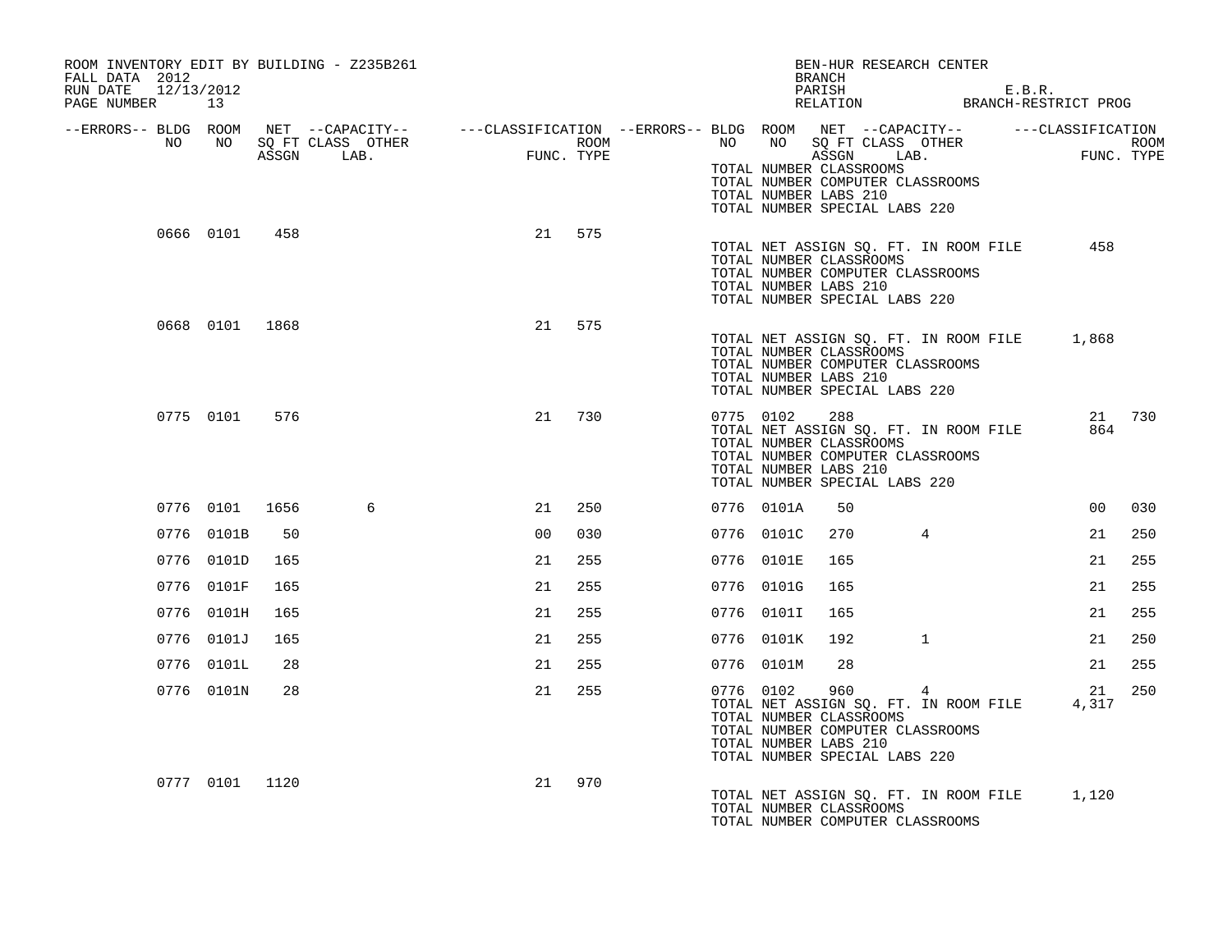ROOM INVENTORY EDIT BY BUILDING - Z235B261
FALL DATA 2012
RUN DATE 12/13/2012
PAGE NUMBER 13

BEN-HUR RESEARCH CENTER
BRANCH
PARISH E.B.R.
RELATION BRANCH-RESTRICT PROG

| --ERRORS-- | BLDG NO | ROOM NO | NET SQ FT ASSGN | --CAPACITY-- CLASS LAB. | OTHER | ---CLASSIFICATION FUNC. | ROOM TYPE | --ERRORS-- | BLDG NO | ROOM NO | NET SQ FT ASSGN | --CAPACITY-- CLASS LAB. | OTHER | ---CLASSIFICATION FUNC. | ROOM TYPE |
|---|---|---|---|---|---|---|---|---|---|---|---|---|---|---|---|
| | | | | | | | | | TOTAL NUMBER CLASSROOMS | | | | | | |
| | | | | | | | | | TOTAL NUMBER COMPUTER CLASSROOMS | | | | | | |
| | | | | | | | | | TOTAL NUMBER LABS 210 | | | | | | |
| | | | | | | | | | TOTAL NUMBER SPECIAL LABS 220 | | | | | | |
| | 0666 | 0101 | 458 | | | 21 | 575 | | | | | | | | |
| | | | | | | | | | TOTAL NET ASSIGN SQ. FT. IN ROOM FILE | | | | | 458 | |
| | | | | | | | | | TOTAL NUMBER CLASSROOMS | | | | | | |
| | | | | | | | | | TOTAL NUMBER COMPUTER CLASSROOMS | | | | | | |
| | | | | | | | | | TOTAL NUMBER LABS 210 | | | | | | |
| | | | | | | | | | TOTAL NUMBER SPECIAL LABS 220 | | | | | | |
| | 0668 | 0101 | 1868 | | | 21 | 575 | | | | | | | | |
| | | | | | | | | | TOTAL NET ASSIGN SQ. FT. IN ROOM FILE | | | | | 1,868 | |
| | | | | | | | | | TOTAL NUMBER CLASSROOMS | | | | | | |
| | | | | | | | | | TOTAL NUMBER COMPUTER CLASSROOMS | | | | | | |
| | | | | | | | | | TOTAL NUMBER LABS 210 | | | | | | |
| | | | | | | | | | TOTAL NUMBER SPECIAL LABS 220 | | | | | | |
| | 0775 | 0101 | 576 | | | 21 | 730 | | 0775 | 0102 | 288 | | | 21 | 730 |
| | | | | | | | | | TOTAL NET ASSIGN SQ. FT. IN ROOM FILE | | | | | 864 | |
| | | | | | | | | | TOTAL NUMBER CLASSROOMS | | | | | | |
| | | | | | | | | | TOTAL NUMBER COMPUTER CLASSROOMS | | | | | | |
| | | | | | | | | | TOTAL NUMBER LABS 210 | | | | | | |
| | | | | | | | | | TOTAL NUMBER SPECIAL LABS 220 | | | | | | |
| | 0776 | 0101 | 1656 | | 6 | 21 | 250 | | 0776 | 0101A | 50 | | | 00 | 030 |
| | 0776 | 0101B | 50 | | | 00 | 030 | | 0776 | 0101C | 270 | | 4 | 21 | 250 |
| | 0776 | 0101D | 165 | | | 21 | 255 | | 0776 | 0101E | 165 | | | 21 | 255 |
| | 0776 | 0101F | 165 | | | 21 | 255 | | 0776 | 0101G | 165 | | | 21 | 255 |
| | 0776 | 0101H | 165 | | | 21 | 255 | | 0776 | 0101I | 165 | | | 21 | 255 |
| | 0776 | 0101J | 165 | | | 21 | 255 | | 0776 | 0101K | 192 | | 1 | 21 | 250 |
| | 0776 | 0101L | 28 | | | 21 | 255 | | 0776 | 0101M | 28 | | | 21 | 255 |
| | 0776 | 0101N | 28 | | | 21 | 255 | | 0776 | 0102 | 960 | | 4 | 21 | 250 |
| | | | | | | | | | TOTAL NET ASSIGN SQ. FT. IN ROOM FILE | | | | | 4,317 | |
| | | | | | | | | | TOTAL NUMBER CLASSROOMS | | | | | | |
| | | | | | | | | | TOTAL NUMBER COMPUTER CLASSROOMS | | | | | | |
| | | | | | | | | | TOTAL NUMBER LABS 210 | | | | | | |
| | | | | | | | | | TOTAL NUMBER SPECIAL LABS 220 | | | | | | |
| | 0777 | 0101 | 1120 | | | 21 | 970 | | | | | | | | |
| | | | | | | | | | TOTAL NET ASSIGN SQ. FT. IN ROOM FILE | | | | | 1,120 | |
| | | | | | | | | | TOTAL NUMBER CLASSROOMS | | | | | | |
| | | | | | | | | | TOTAL NUMBER COMPUTER CLASSROOMS | | | | | | |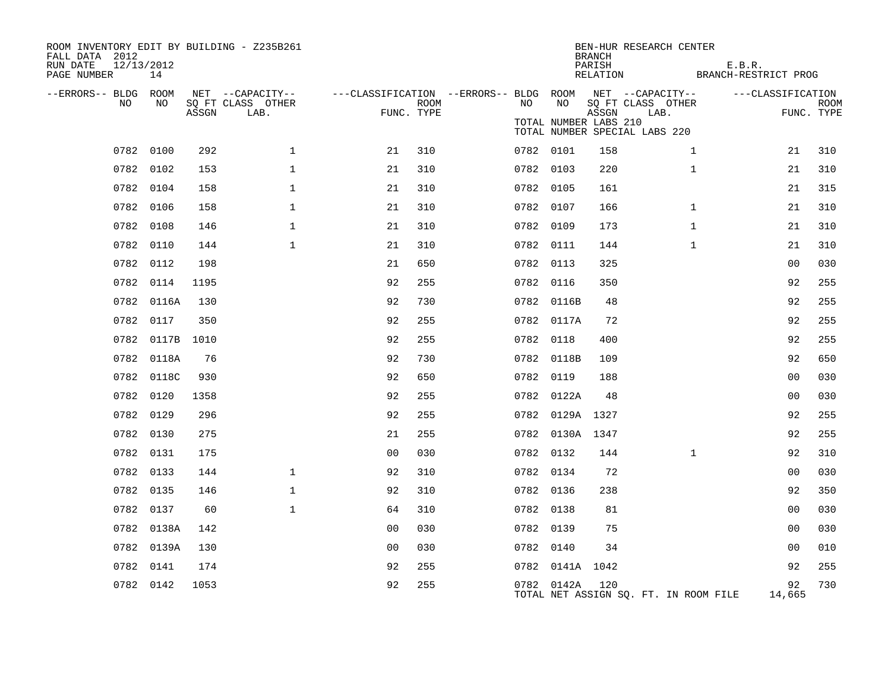ROOM INVENTORY EDIT BY BUILDING - Z235B261
FALL DATA 2012
RUN DATE 12/13/2012
PAGE NUMBER 14

BEN-HUR RESEARCH CENTER
BRANCH
PARISH E.B.R.
RELATION BRANCH-RESTRICT PROG

TOTAL NUMBER LABS 210
TOTAL NUMBER SPECIAL LABS 220

| --ERRORS-- | BLDG NO | ROOM NO | NET SQ FT ASSGN | CLASS LAB. | OTHER | FUNC. | ROOM TYPE | --ERRORS-- | BLDG NO | ROOM NO | NET SQ FT ASSGN | CLASS LAB. | OTHER | FUNC. | ROOM TYPE |
|---|---|---|---|---|---|---|---|---|---|---|---|---|---|---|---|
| | 0782 | 0100 | 292 | 1 | | 21 | 310 | | 0782 | 0101 | 158 | 1 | | 21 | 310 |
| | 0782 | 0102 | 153 | 1 | | 21 | 310 | | 0782 | 0103 | 220 | 1 | | 21 | 310 |
| | 0782 | 0104 | 158 | 1 | | 21 | 310 | | 0782 | 0105 | 161 | | | 21 | 315 |
| | 0782 | 0106 | 158 | 1 | | 21 | 310 | | 0782 | 0107 | 166 | 1 | | 21 | 310 |
| | 0782 | 0108 | 146 | 1 | | 21 | 310 | | 0782 | 0109 | 173 | 1 | | 21 | 310 |
| | 0782 | 0110 | 144 | 1 | | 21 | 310 | | 0782 | 0111 | 144 | 1 | | 21 | 310 |
| | 0782 | 0112 | 198 | | | 21 | 650 | | 0782 | 0113 | 325 | | | 00 | 030 |
| | 0782 | 0114 | 1195 | | | 92 | 255 | | 0782 | 0116 | 350 | | | 92 | 255 |
| | 0782 | 0116A | 130 | | | 92 | 730 | | 0782 | 0116B | 48 | | | 92 | 255 |
| | 0782 | 0117 | 350 | | | 92 | 255 | | 0782 | 0117A | 72 | | | 92 | 255 |
| | 0782 | 0117B | 1010 | | | 92 | 255 | | 0782 | 0118 | 400 | | | 92 | 255 |
| | 0782 | 0118A | 76 | | | 92 | 730 | | 0782 | 0118B | 109 | | | 92 | 650 |
| | 0782 | 0118C | 930 | | | 92 | 650 | | 0782 | 0119 | 188 | | | 00 | 030 |
| | 0782 | 0120 | 1358 | | | 92 | 255 | | 0782 | 0122A | 48 | | | 00 | 030 |
| | 0782 | 0129 | 296 | | | 92 | 255 | | 0782 | 0129A | 1327 | | | 92 | 255 |
| | 0782 | 0130 | 275 | | | 21 | 255 | | 0782 | 0130A | 1347 | | | 92 | 255 |
| | 0782 | 0131 | 175 | | | 00 | 030 | | 0782 | 0132 | 144 | 1 | | 92 | 310 |
| | 0782 | 0133 | 144 | 1 | | 92 | 310 | | 0782 | 0134 | 72 | | | 00 | 030 |
| | 0782 | 0135 | 146 | 1 | | 92 | 310 | | 0782 | 0136 | 238 | | | 92 | 350 |
| | 0782 | 0137 | 60 | 1 | | 64 | 310 | | 0782 | 0138 | 81 | | | 00 | 030 |
| | 0782 | 0138A | 142 | | | 00 | 030 | | 0782 | 0139 | 75 | | | 00 | 030 |
| | 0782 | 0139A | 130 | | | 00 | 030 | | 0782 | 0140 | 34 | | | 00 | 010 |
| | 0782 | 0141 | 174 | | | 92 | 255 | | 0782 | 0141A | 1042 | | | 92 | 255 |
| | 0782 | 0142 | 1053 | | | 92 | 255 | | 0782 | 0142A | 120 | | | 92 | 730 |

TOTAL NET ASSIGN SQ. FT. IN ROOM FILE 14,665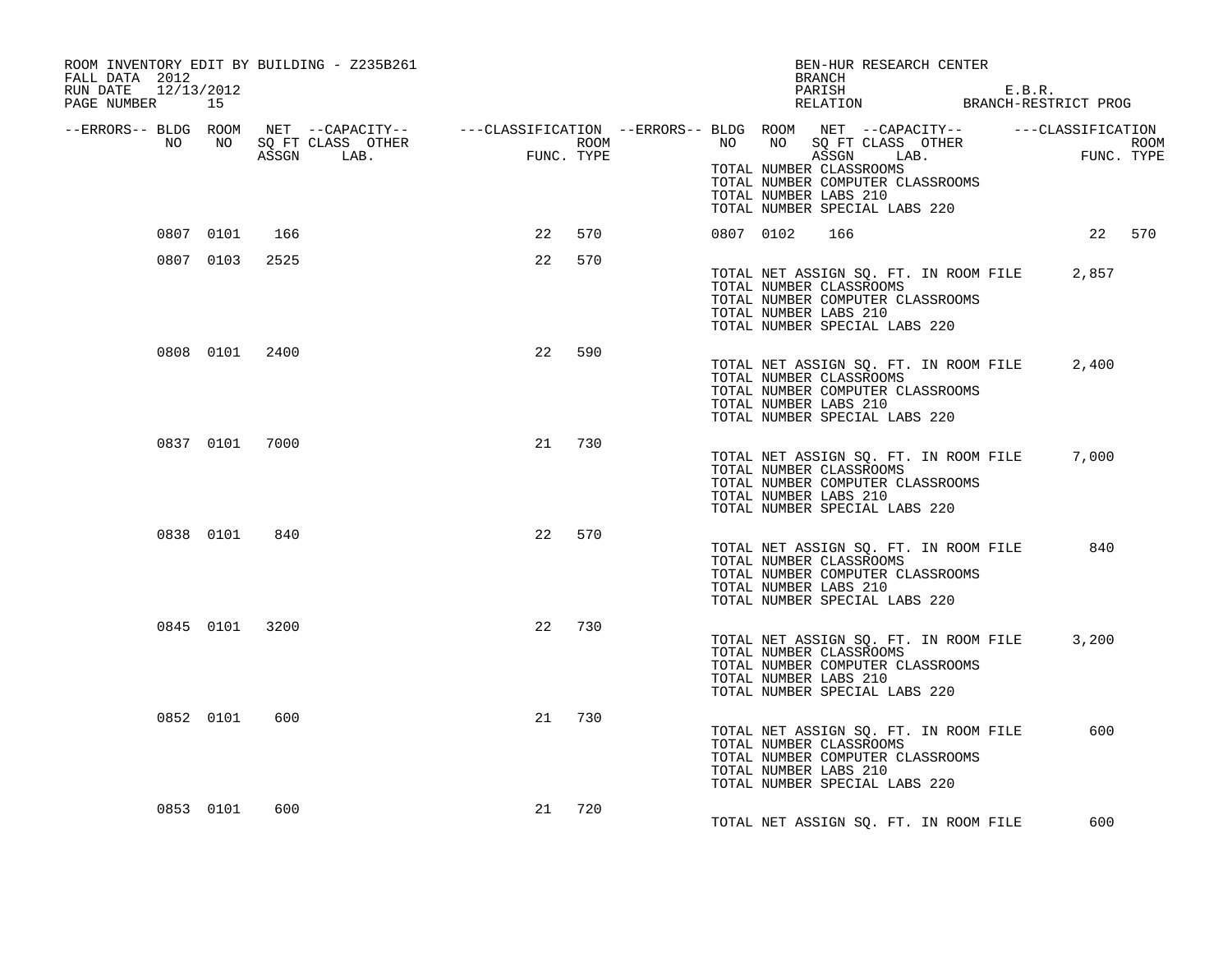ROOM INVENTORY EDIT BY BUILDING - Z235B261
FALL DATA 2012
RUN DATE 12/13/2012

BEN-HUR RESEARCH CENTER
BRANCH
PARISH E.B.R.
RELATION BRANCH-RESTRICT PROG

| --ERRORS-- | BLDG NO | ROOM NO | NET SQ FT ASSGN | --CAPACITY-- CLASS LAB. | OTHER | ---CLASSIFICATION FUNC. | ROOM TYPE | --ERRORS-- | BLDG NO | ROOM NO | NET SQ FT ASSGN | --CAPACITY-- CLASS LAB. | OTHER | ---CLASSIFICATION FUNC. | ROOM TYPE |
|---|---|---|---|---|---|---|---|---|---|---|---|---|---|---|---|
| | 0807 | 0101 | 166 | | | 22 | 570 | | 0807 | 0102 | 166 | | | 22 | 570 |
| | 0807 | 0103 | 2525 | | | 22 | 570 | | | | | | | | |
| | 0808 | 0101 | 2400 | | | 22 | 590 | | | | | | | | |
| | 0837 | 0101 | 7000 | | | 21 | 730 | | | | | | | | |
| | 0838 | 0101 | 840 | | | 22 | 570 | | | | | | | | |
| | 0845 | 0101 | 3200 | | | 22 | 730 | | | | | | | | |
| | 0852 | 0101 | 600 | | | 21 | 730 | | | | | | | | |
| | 0853 | 0101 | 600 | | | 21 | 720 | | | | | | | | |

TOTAL NUMBER CLASSROOMS
TOTAL NUMBER COMPUTER CLASSROOMS
TOTAL NUMBER LABS 210
TOTAL NUMBER SPECIAL LABS 220

Building 0807:
TOTAL NET ASSIGN SQ. FT. IN ROOM FILE 2,857
TOTAL NUMBER CLASSROOMS
TOTAL NUMBER COMPUTER CLASSROOMS
TOTAL NUMBER LABS 210
TOTAL NUMBER SPECIAL LABS 220

Building 0808:
TOTAL NET ASSIGN SQ. FT. IN ROOM FILE 2,400
TOTAL NUMBER CLASSROOMS
TOTAL NUMBER COMPUTER CLASSROOMS
TOTAL NUMBER LABS 210
TOTAL NUMBER SPECIAL LABS 220

Building 0837:
TOTAL NET ASSIGN SQ. FT. IN ROOM FILE 7,000
TOTAL NUMBER CLASSROOMS
TOTAL NUMBER COMPUTER CLASSROOMS
TOTAL NUMBER LABS 210
TOTAL NUMBER SPECIAL LABS 220

Building 0838:
TOTAL NET ASSIGN SQ. FT. IN ROOM FILE 840
TOTAL NUMBER CLASSROOMS
TOTAL NUMBER COMPUTER CLASSROOMS
TOTAL NUMBER LABS 210
TOTAL NUMBER SPECIAL LABS 220

Building 0845:
TOTAL NET ASSIGN SQ. FT. IN ROOM FILE 3,200
TOTAL NUMBER CLASSROOMS
TOTAL NUMBER COMPUTER CLASSROOMS
TOTAL NUMBER LABS 210
TOTAL NUMBER SPECIAL LABS 220

Building 0852:
TOTAL NET ASSIGN SQ. FT. IN ROOM FILE 600
TOTAL NUMBER CLASSROOMS
TOTAL NUMBER COMPUTER CLASSROOMS
TOTAL NUMBER LABS 210
TOTAL NUMBER SPECIAL LABS 220

Building 0853:
TOTAL NET ASSIGN SQ. FT. IN ROOM FILE 600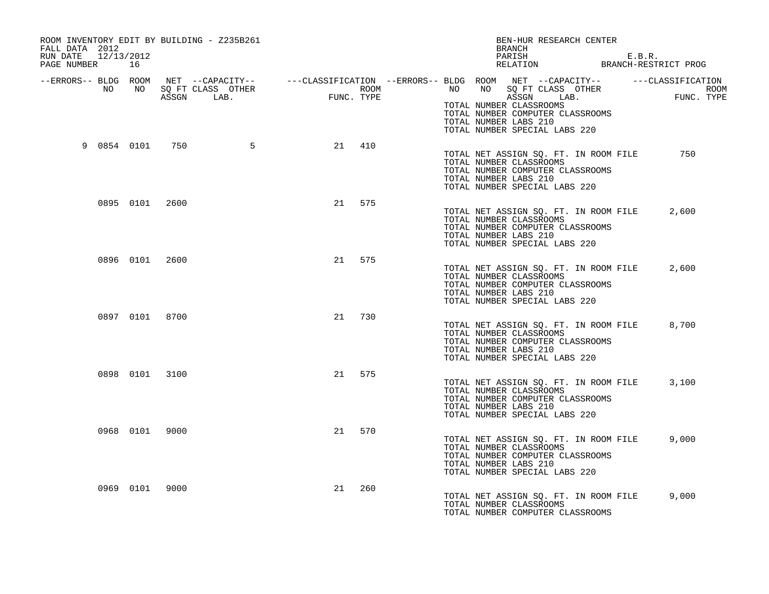ROOM INVENTORY EDIT BY BUILDING - Z235B261
FALL DATA 2012
RUN DATE 12/13/2012
PAGE NUMBER 16

BEN-HUR RESEARCH CENTER
BRANCH
PARISH E.B.R.
RELATION BRANCH-RESTRICT PROG

| --ERRORS-- | BLDG NO | ROOM NO | NET SQ FT ASSGN | --CAPACITY-- CLASS | LAB. | OTHER | ---CLASSIFICATION FUNC. | ROOM TYPE |
|---|---|---|---|---|---|---|---|---|
| | | | | | | | | |

TOTAL NUMBER CLASSROOMS
TOTAL NUMBER COMPUTER CLASSROOMS
TOTAL NUMBER LABS 210
TOTAL NUMBER SPECIAL LABS 220

| --ERRORS-- | BLDG NO | ROOM NO | NET SQ FT ASSGN | CLASS | LAB. | OTHER | FUNC. | ROOM TYPE |
|---|---|---|---|---|---|---|---|---|
| 9 | 0854 | 0101 | 750 | | | 5 | 21 | 410 |

TOTAL NET ASSIGN SQ. FT. IN ROOM FILE 750
TOTAL NUMBER CLASSROOMS
TOTAL NUMBER COMPUTER CLASSROOMS
TOTAL NUMBER LABS 210
TOTAL NUMBER SPECIAL LABS 220

| --ERRORS-- | BLDG NO | ROOM NO | NET SQ FT ASSGN | CLASS | LAB. | OTHER | FUNC. | ROOM TYPE |
|---|---|---|---|---|---|---|---|---|
| | 0895 | 0101 | 2600 | | | | 21 | 575 |

TOTAL NET ASSIGN SQ. FT. IN ROOM FILE 2,600
TOTAL NUMBER CLASSROOMS
TOTAL NUMBER COMPUTER CLASSROOMS
TOTAL NUMBER LABS 210
TOTAL NUMBER SPECIAL LABS 220

| --ERRORS-- | BLDG NO | ROOM NO | NET SQ FT ASSGN | CLASS | LAB. | OTHER | FUNC. | ROOM TYPE |
|---|---|---|---|---|---|---|---|---|
| | 0896 | 0101 | 2600 | | | | 21 | 575 |

TOTAL NET ASSIGN SQ. FT. IN ROOM FILE 2,600
TOTAL NUMBER CLASSROOMS
TOTAL NUMBER COMPUTER CLASSROOMS
TOTAL NUMBER LABS 210
TOTAL NUMBER SPECIAL LABS 220

| --ERRORS-- | BLDG NO | ROOM NO | NET SQ FT ASSGN | CLASS | LAB. | OTHER | FUNC. | ROOM TYPE |
|---|---|---|---|---|---|---|---|---|
| | 0897 | 0101 | 8700 | | | | 21 | 730 |

TOTAL NET ASSIGN SQ. FT. IN ROOM FILE 8,700
TOTAL NUMBER CLASSROOMS
TOTAL NUMBER COMPUTER CLASSROOMS
TOTAL NUMBER LABS 210
TOTAL NUMBER SPECIAL LABS 220

| --ERRORS-- | BLDG NO | ROOM NO | NET SQ FT ASSGN | CLASS | LAB. | OTHER | FUNC. | ROOM TYPE |
|---|---|---|---|---|---|---|---|---|
| | 0898 | 0101 | 3100 | | | | 21 | 575 |

TOTAL NET ASSIGN SQ. FT. IN ROOM FILE 3,100
TOTAL NUMBER CLASSROOMS
TOTAL NUMBER COMPUTER CLASSROOMS
TOTAL NUMBER LABS 210
TOTAL NUMBER SPECIAL LABS 220

| --ERRORS-- | BLDG NO | ROOM NO | NET SQ FT ASSGN | CLASS | LAB. | OTHER | FUNC. | ROOM TYPE |
|---|---|---|---|---|---|---|---|---|
| | 0968 | 0101 | 9000 | | | | 21 | 570 |

TOTAL NET ASSIGN SQ. FT. IN ROOM FILE 9,000
TOTAL NUMBER CLASSROOMS
TOTAL NUMBER COMPUTER CLASSROOMS
TOTAL NUMBER LABS 210
TOTAL NUMBER SPECIAL LABS 220

| --ERRORS-- | BLDG NO | ROOM NO | NET SQ FT ASSGN | CLASS | LAB. | OTHER | FUNC. | ROOM TYPE |
|---|---|---|---|---|---|---|---|---|
| | 0969 | 0101 | 9000 | | | | 21 | 260 |

TOTAL NET ASSIGN SQ. FT. IN ROOM FILE 9,000
TOTAL NUMBER CLASSROOMS
TOTAL NUMBER COMPUTER CLASSROOMS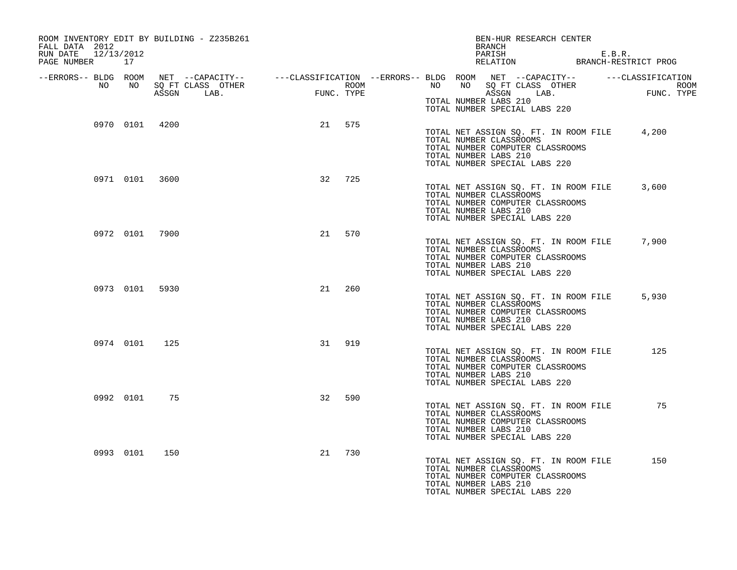ROOM INVENTORY EDIT BY BUILDING - Z235B261
FALL DATA 2012
RUN DATE 12/13/2012

BEN-HUR RESEARCH CENTER
BRANCH
PARISH E.B.R.
RELATION BRANCH-RESTRICT PROG

| --ERRORS-- | BLDG NO | ROOM NO | NET SQ FT ASSGN | --CAPACITY-- CLASS | OTHER LAB. | ---CLASSIFICATION FUNC. | ROOM TYPE |
|---|---|---|---|---|---|---|---|
| | | | | | | | |

TOTAL NUMBER LABS 210
TOTAL NUMBER SPECIAL LABS 220

| --ERRORS-- | BLDG NO | ROOM NO | NET SQ FT ASSGN | CLASS | OTHER LAB. | FUNC. | ROOM TYPE |
|---|---|---|---|---|---|---|---|
| | 0970 | 0101 | 4200 | | | 21 | 575 |

TOTAL NET ASSIGN SQ. FT. IN ROOM FILE 4,200
TOTAL NUMBER CLASSROOMS
TOTAL NUMBER COMPUTER CLASSROOMS
TOTAL NUMBER LABS 210
TOTAL NUMBER SPECIAL LABS 220

| --ERRORS-- | BLDG NO | ROOM NO | NET SQ FT ASSGN | CLASS | OTHER LAB. | FUNC. | ROOM TYPE |
|---|---|---|---|---|---|---|---|
| | 0971 | 0101 | 3600 | | | 32 | 725 |

TOTAL NET ASSIGN SQ. FT. IN ROOM FILE 3,600
TOTAL NUMBER CLASSROOMS
TOTAL NUMBER COMPUTER CLASSROOMS
TOTAL NUMBER LABS 210
TOTAL NUMBER SPECIAL LABS 220

| --ERRORS-- | BLDG NO | ROOM NO | NET SQ FT ASSGN | CLASS | OTHER LAB. | FUNC. | ROOM TYPE |
|---|---|---|---|---|---|---|---|
| | 0972 | 0101 | 7900 | | | 21 | 570 |

TOTAL NET ASSIGN SQ. FT. IN ROOM FILE 7,900
TOTAL NUMBER CLASSROOMS
TOTAL NUMBER COMPUTER CLASSROOMS
TOTAL NUMBER LABS 210
TOTAL NUMBER SPECIAL LABS 220

| --ERRORS-- | BLDG NO | ROOM NO | NET SQ FT ASSGN | CLASS | OTHER LAB. | FUNC. | ROOM TYPE |
|---|---|---|---|---|---|---|---|
| | 0973 | 0101 | 5930 | | | 21 | 260 |

TOTAL NET ASSIGN SQ. FT. IN ROOM FILE 5,930
TOTAL NUMBER CLASSROOMS
TOTAL NUMBER COMPUTER CLASSROOMS
TOTAL NUMBER LABS 210
TOTAL NUMBER SPECIAL LABS 220

| --ERRORS-- | BLDG NO | ROOM NO | NET SQ FT ASSGN | CLASS | OTHER LAB. | FUNC. | ROOM TYPE |
|---|---|---|---|---|---|---|---|
| | 0974 | 0101 | 125 | | | 31 | 919 |

TOTAL NET ASSIGN SQ. FT. IN ROOM FILE 125
TOTAL NUMBER CLASSROOMS
TOTAL NUMBER COMPUTER CLASSROOMS
TOTAL NUMBER LABS 210
TOTAL NUMBER SPECIAL LABS 220

| --ERRORS-- | BLDG NO | ROOM NO | NET SQ FT ASSGN | CLASS | OTHER LAB. | FUNC. | ROOM TYPE |
|---|---|---|---|---|---|---|---|
| | 0992 | 0101 | 75 | | | 32 | 590 |

TOTAL NET ASSIGN SQ. FT. IN ROOM FILE 75
TOTAL NUMBER CLASSROOMS
TOTAL NUMBER COMPUTER CLASSROOMS
TOTAL NUMBER LABS 210
TOTAL NUMBER SPECIAL LABS 220

| --ERRORS-- | BLDG NO | ROOM NO | NET SQ FT ASSGN | CLASS | OTHER LAB. | FUNC. | ROOM TYPE |
|---|---|---|---|---|---|---|---|
| | 0993 | 0101 | 150 | | | 21 | 730 |

TOTAL NET ASSIGN SQ. FT. IN ROOM FILE 150
TOTAL NUMBER CLASSROOMS
TOTAL NUMBER COMPUTER CLASSROOMS
TOTAL NUMBER LABS 210
TOTAL NUMBER SPECIAL LABS 220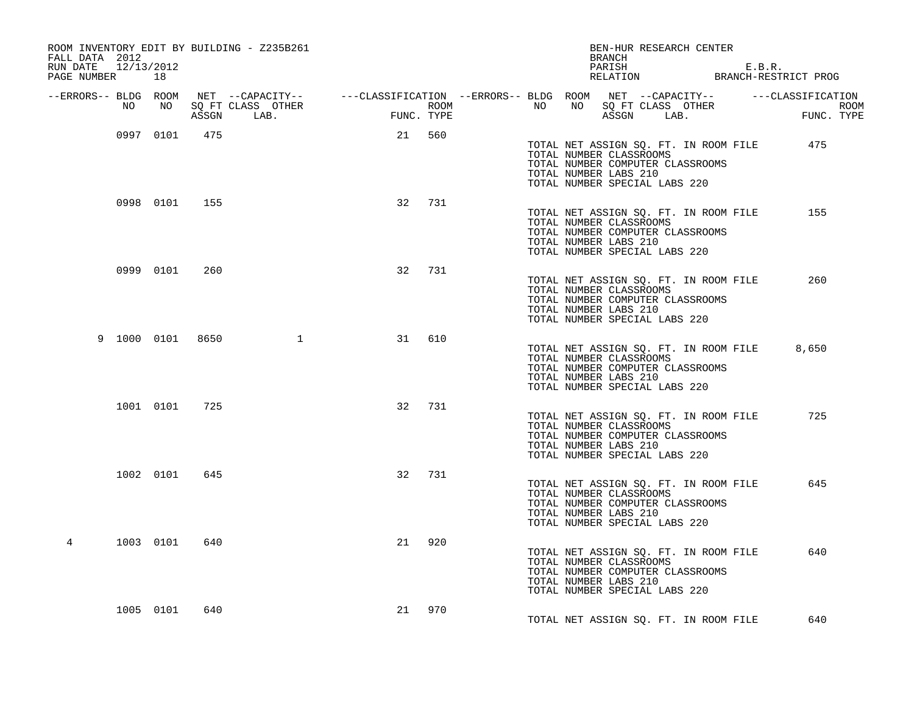ROOM INVENTORY EDIT BY BUILDING - Z235B261
FALL DATA 2012
RUN DATE 12/13/2012
PAGE NUMBER 18

BEN-HUR RESEARCH CENTER
BRANCH
PARISH E.B.R.
RELATION BRANCH-RESTRICT PROG

| --ERRORS-- | BLDG NO | ROOM NO | NET SQ FT ASSGN | --CAPACITY-- CLASS | LAB. | OTHER | ---CLASSIFICATION FUNC. | ROOM TYPE |
|---|---|---|---|---|---|---|---|---|
| | 0997 | 0101 | 475 | | | | 21 | 560 |
| | 0998 | 0101 | 155 | | | | 32 | 731 |
| | 0999 | 0101 | 260 | | | | 32 | 731 |
| 9 | 1000 | 0101 | 8650 | | | 1 | 31 | 610 |
| | 1001 | 0101 | 725 | | | | 32 | 731 |
| | 1002 | 0101 | 645 | | | | 32 | 731 |
| 4 | 1003 | 0101 | 640 | | | | 21 | 920 |
| | 1005 | 0101 | 640 | | | | 21 | 970 |

Building 0997:
TOTAL NET ASSIGN SQ. FT. IN ROOM FILE 475
TOTAL NUMBER CLASSROOMS
TOTAL NUMBER COMPUTER CLASSROOMS
TOTAL NUMBER LABS 210
TOTAL NUMBER SPECIAL LABS 220

Building 0998:
TOTAL NET ASSIGN SQ. FT. IN ROOM FILE 155
TOTAL NUMBER CLASSROOMS
TOTAL NUMBER COMPUTER CLASSROOMS
TOTAL NUMBER LABS 210
TOTAL NUMBER SPECIAL LABS 220

Building 0999:
TOTAL NET ASSIGN SQ. FT. IN ROOM FILE 260
TOTAL NUMBER CLASSROOMS
TOTAL NUMBER COMPUTER CLASSROOMS
TOTAL NUMBER LABS 210
TOTAL NUMBER SPECIAL LABS 220

Building 1000:
TOTAL NET ASSIGN SQ. FT. IN ROOM FILE 8,650
TOTAL NUMBER CLASSROOMS
TOTAL NUMBER COMPUTER CLASSROOMS
TOTAL NUMBER LABS 210
TOTAL NUMBER SPECIAL LABS 220

Building 1001:
TOTAL NET ASSIGN SQ. FT. IN ROOM FILE 725
TOTAL NUMBER CLASSROOMS
TOTAL NUMBER COMPUTER CLASSROOMS
TOTAL NUMBER LABS 210
TOTAL NUMBER SPECIAL LABS 220

Building 1002:
TOTAL NET ASSIGN SQ. FT. IN ROOM FILE 645
TOTAL NUMBER CLASSROOMS
TOTAL NUMBER COMPUTER CLASSROOMS
TOTAL NUMBER LABS 210
TOTAL NUMBER SPECIAL LABS 220

Building 1003:
TOTAL NET ASSIGN SQ. FT. IN ROOM FILE 640
TOTAL NUMBER CLASSROOMS
TOTAL NUMBER COMPUTER CLASSROOMS
TOTAL NUMBER LABS 210
TOTAL NUMBER SPECIAL LABS 220

Building 1005:
TOTAL NET ASSIGN SQ. FT. IN ROOM FILE 640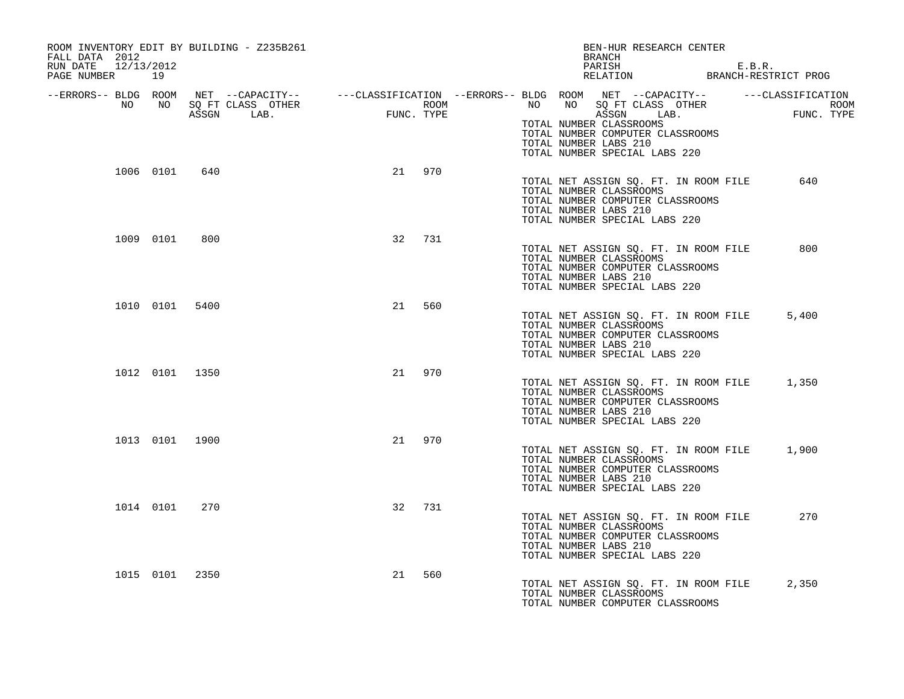ROOM INVENTORY EDIT BY BUILDING - Z235B261
FALL DATA 2012
RUN DATE 12/13/2012

BEN-HUR RESEARCH CENTER
BRANCH
PARISH E.B.R.
RELATION BRANCH-RESTRICT PROG

| --ERRORS-- | BLDG NO | ROOM NO | NET SQ FT ASSGN | --CAPACITY-- CLASS LAB. | OTHER | ---CLASSIFICATION FUNC. | ROOM TYPE |
|---|---|---|---|---|---|---|---|
| | 1006 | 0101 | 640 | | | 21 | 970 |
| | 1009 | 0101 | 800 | | | 32 | 731 |
| | 1010 | 0101 | 5400 | | | 21 | 560 |
| | 1012 | 0101 | 1350 | | | 21 | 970 |
| | 1013 | 0101 | 1900 | | | 21 | 970 |
| | 1014 | 0101 | 270 | | | 32 | 731 |
| | 1015 | 0101 | 2350 | | | 21 | 560 |

TOTAL NUMBER CLASSROOMS
TOTAL NUMBER COMPUTER CLASSROOMS
TOTAL NUMBER LABS 210
TOTAL NUMBER SPECIAL LABS 220

TOTAL NET ASSIGN SQ. FT. IN ROOM FILE 640
TOTAL NUMBER CLASSROOMS
TOTAL NUMBER COMPUTER CLASSROOMS
TOTAL NUMBER LABS 210
TOTAL NUMBER SPECIAL LABS 220

TOTAL NET ASSIGN SQ. FT. IN ROOM FILE 800
TOTAL NUMBER CLASSROOMS
TOTAL NUMBER COMPUTER CLASSROOMS
TOTAL NUMBER LABS 210
TOTAL NUMBER SPECIAL LABS 220

TOTAL NET ASSIGN SQ. FT. IN ROOM FILE 5,400
TOTAL NUMBER CLASSROOMS
TOTAL NUMBER COMPUTER CLASSROOMS
TOTAL NUMBER LABS 210
TOTAL NUMBER SPECIAL LABS 220

TOTAL NET ASSIGN SQ. FT. IN ROOM FILE 1,350
TOTAL NUMBER CLASSROOMS
TOTAL NUMBER COMPUTER CLASSROOMS
TOTAL NUMBER LABS 210
TOTAL NUMBER SPECIAL LABS 220

TOTAL NET ASSIGN SQ. FT. IN ROOM FILE 1,900
TOTAL NUMBER CLASSROOMS
TOTAL NUMBER COMPUTER CLASSROOMS
TOTAL NUMBER LABS 210
TOTAL NUMBER SPECIAL LABS 220

TOTAL NET ASSIGN SQ. FT. IN ROOM FILE 270
TOTAL NUMBER CLASSROOMS
TOTAL NUMBER COMPUTER CLASSROOMS
TOTAL NUMBER LABS 210
TOTAL NUMBER SPECIAL LABS 220

TOTAL NET ASSIGN SQ. FT. IN ROOM FILE 2,350
TOTAL NUMBER CLASSROOMS
TOTAL NUMBER COMPUTER CLASSROOMS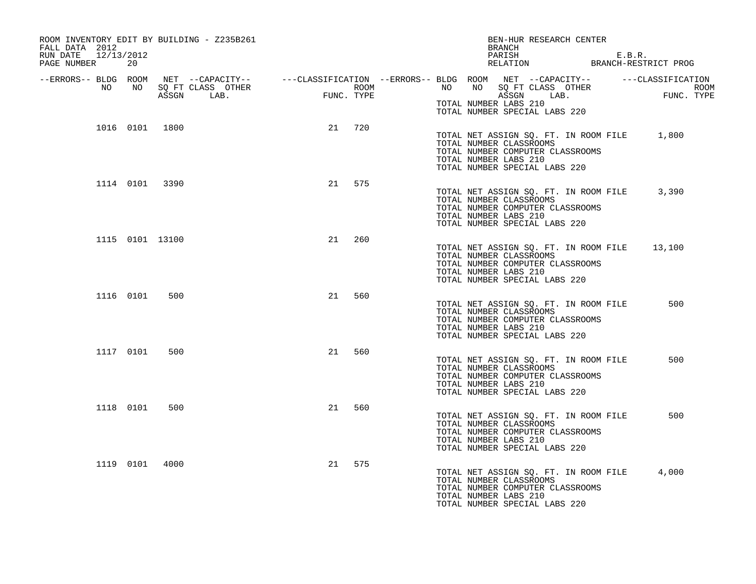ROOM INVENTORY EDIT BY BUILDING - Z235B261
FALL DATA 2012
RUN DATE 12/13/2012
PAGE NUMBER 20

BEN-HUR RESEARCH CENTER
BRANCH
PARISH E.B.R.
RELATION BRANCH-RESTRICT PROG

| --ERRORS-- | BLDG NO | ROOM NO | NET SQ FT ASSGN | --CAPACITY-- CLASS | LAB. | OTHER | ---CLASSIFICATION FUNC. | ROOM TYPE | |
|---|---|---|---|---|---|---|---|---|---|
| | | | | | | | | | TOTAL NUMBER LABS 210<br>TOTAL NUMBER SPECIAL LABS 220 |
| | 1016 | 0101 | 1800 | | | | 21 | 720 | TOTAL NET ASSIGN SQ. FT. IN ROOM FILE 1,800<br>TOTAL NUMBER CLASSROOMS<br>TOTAL NUMBER COMPUTER CLASSROOMS<br>TOTAL NUMBER LABS 210<br>TOTAL NUMBER SPECIAL LABS 220 |
| | 1114 | 0101 | 3390 | | | | 21 | 575 | TOTAL NET ASSIGN SQ. FT. IN ROOM FILE 3,390<br>TOTAL NUMBER CLASSROOMS<br>TOTAL NUMBER COMPUTER CLASSROOMS<br>TOTAL NUMBER LABS 210<br>TOTAL NUMBER SPECIAL LABS 220 |
| | 1115 | 0101 | 13100 | | | | 21 | 260 | TOTAL NET ASSIGN SQ. FT. IN ROOM FILE 13,100<br>TOTAL NUMBER CLASSROOMS<br>TOTAL NUMBER COMPUTER CLASSROOMS<br>TOTAL NUMBER LABS 210<br>TOTAL NUMBER SPECIAL LABS 220 |
| | 1116 | 0101 | 500 | | | | 21 | 560 | TOTAL NET ASSIGN SQ. FT. IN ROOM FILE 500<br>TOTAL NUMBER CLASSROOMS<br>TOTAL NUMBER COMPUTER CLASSROOMS<br>TOTAL NUMBER LABS 210<br>TOTAL NUMBER SPECIAL LABS 220 |
| | 1117 | 0101 | 500 | | | | 21 | 560 | TOTAL NET ASSIGN SQ. FT. IN ROOM FILE 500<br>TOTAL NUMBER CLASSROOMS<br>TOTAL NUMBER COMPUTER CLASSROOMS<br>TOTAL NUMBER LABS 210<br>TOTAL NUMBER SPECIAL LABS 220 |
| | 1118 | 0101 | 500 | | | | 21 | 560 | TOTAL NET ASSIGN SQ. FT. IN ROOM FILE 500<br>TOTAL NUMBER CLASSROOMS<br>TOTAL NUMBER COMPUTER CLASSROOMS<br>TOTAL NUMBER LABS 210<br>TOTAL NUMBER SPECIAL LABS 220 |
| | 1119 | 0101 | 4000 | | | | 21 | 575 | TOTAL NET ASSIGN SQ. FT. IN ROOM FILE 4,000<br>TOTAL NUMBER CLASSROOMS<br>TOTAL NUMBER COMPUTER CLASSROOMS<br>TOTAL NUMBER LABS 210<br>TOTAL NUMBER SPECIAL LABS 220 |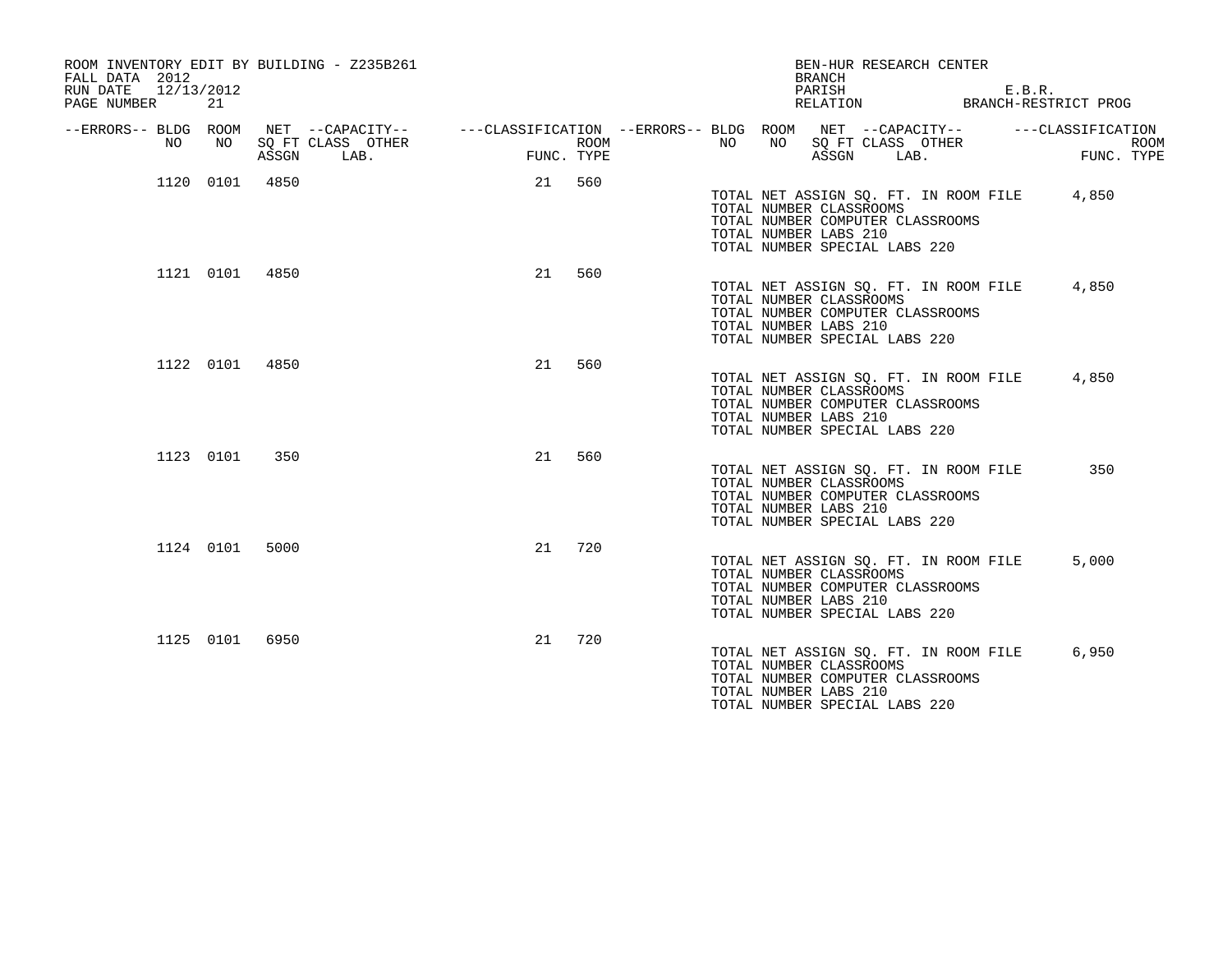ROOM INVENTORY EDIT BY BUILDING - Z235B261
FALL DATA 2012
RUN DATE 12/13/2012

BEN-HUR RESEARCH CENTER
BRANCH
PARISH E.B.R.
RELATION BRANCH-RESTRICT PROG

| --ERRORS-- | BLDG NO | ROOM NO | NET SQ FT ASSGN | --CAPACITY-- CLASS LAB. | OTHER | ---CLASSIFICATION FUNC. | ROOM TYPE |
|---|---|---|---|---|---|---|---|
| | 1120 | 0101 | 4850 | | | 21 | 560 |
| | 1121 | 0101 | 4850 | | | 21 | 560 |
| | 1122 | 0101 | 4850 | | | 21 | 560 |
| | 1123 | 0101 | 350 | | | 21 | 560 |
| | 1124 | 0101 | 5000 | | | 21 | 720 |
| | 1125 | 0101 | 6950 | | | 21 | 720 |

**Building 1120:**
TOTAL NET ASSIGN SQ. FT. IN ROOM FILE 4,850
TOTAL NUMBER CLASSROOMS
TOTAL NUMBER COMPUTER CLASSROOMS
TOTAL NUMBER LABS 210
TOTAL NUMBER SPECIAL LABS 220

**Building 1121:**
TOTAL NET ASSIGN SQ. FT. IN ROOM FILE 4,850
TOTAL NUMBER CLASSROOMS
TOTAL NUMBER COMPUTER CLASSROOMS
TOTAL NUMBER LABS 210
TOTAL NUMBER SPECIAL LABS 220

**Building 1122:**
TOTAL NET ASSIGN SQ. FT. IN ROOM FILE 4,850
TOTAL NUMBER CLASSROOMS
TOTAL NUMBER COMPUTER CLASSROOMS
TOTAL NUMBER LABS 210
TOTAL NUMBER SPECIAL LABS 220

**Building 1123:**
TOTAL NET ASSIGN SQ. FT. IN ROOM FILE 350
TOTAL NUMBER CLASSROOMS
TOTAL NUMBER COMPUTER CLASSROOMS
TOTAL NUMBER LABS 210
TOTAL NUMBER SPECIAL LABS 220

**Building 1124:**
TOTAL NET ASSIGN SQ. FT. IN ROOM FILE 5,000
TOTAL NUMBER CLASSROOMS
TOTAL NUMBER COMPUTER CLASSROOMS
TOTAL NUMBER LABS 210
TOTAL NUMBER SPECIAL LABS 220

**Building 1125:**
TOTAL NET ASSIGN SQ. FT. IN ROOM FILE 6,950
TOTAL NUMBER CLASSROOMS
TOTAL NUMBER COMPUTER CLASSROOMS
TOTAL NUMBER LABS 210
TOTAL NUMBER SPECIAL LABS 220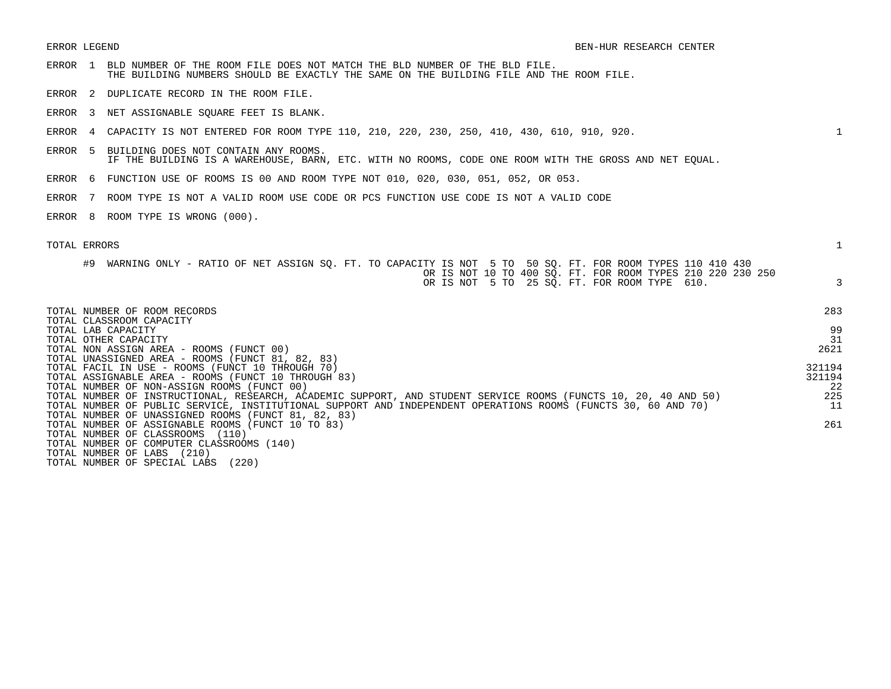ERROR LEGEND — BEN-HUR RESEARCH CENTER

| Error | Description | Count |
|---|---|---|
| ERROR 1 | BLD NUMBER OF THE ROOM FILE DOES NOT MATCH THE BLD NUMBER OF THE BLD FILE. THE BUILDING NUMBERS SHOULD BE EXACTLY THE SAME ON THE BUILDING FILE AND THE ROOM FILE. | |
| ERROR 2 | DUPLICATE RECORD IN THE ROOM FILE. | |
| ERROR 3 | NET ASSIGNABLE SQUARE FEET IS BLANK. | |
| ERROR 4 | CAPACITY IS NOT ENTERED FOR ROOM TYPE 110, 210, 220, 230, 250, 410, 430, 610, 910, 920. | 1 |
| ERROR 5 | BUILDING DOES NOT CONTAIN ANY ROOMS. IF THE BUILDING IS A WAREHOUSE, BARN, ETC. WITH NO ROOMS, CODE ONE ROOM WITH THE GROSS AND NET EQUAL. | |
| ERROR 6 | FUNCTION USE OF ROOMS IS 00 AND ROOM TYPE NOT 010, 020, 030, 051, 052, OR 053. | |
| ERROR 7 | ROOM TYPE IS NOT A VALID ROOM USE CODE OR PCS FUNCTION USE CODE IS NOT A VALID CODE | |
| ERROR 8 | ROOM TYPE IS WRONG (000). | |
| TOTAL ERRORS | | 1 |
| #9 | WARNING ONLY - RATIO OF NET ASSIGN SQ. FT. TO CAPACITY IS NOT 5 TO 50 SQ. FT. FOR ROOM TYPES 110 410 430 OR IS NOT 10 TO 400 SQ. FT. FOR ROOM TYPES 210 220 230 250 OR IS NOT 5 TO 25 SQ. FT. FOR ROOM TYPE 610. | 3 |

| Item | Value |
|---|---|
| TOTAL NUMBER OF ROOM RECORDS | 283 |
| TOTAL CLASSROOM CAPACITY | |
| TOTAL LAB CAPACITY | 99 |
| TOTAL OTHER CAPACITY | 31 |
| TOTAL NON ASSIGN AREA - ROOMS (FUNCT 00) | 2621 |
| TOTAL UNASSIGNED AREA - ROOMS (FUNCT 81, 82, 83) | |
| TOTAL FACIL IN USE - ROOMS (FUNCT 10 THROUGH 70) | 321194 |
| TOTAL ASSIGNABLE AREA - ROOMS (FUNCT 10 THROUGH 83) | 321194 |
| TOTAL NUMBER OF NON-ASSIGN ROOMS (FUNCT 00) | 22 |
| TOTAL NUMBER OF INSTRUCTIONAL, RESEARCH, ACADEMIC SUPPORT, AND STUDENT SERVICE ROOMS (FUNCTS 10, 20, 40 AND 50) | 225 |
| TOTAL NUMBER OF PUBLIC SERVICE, INSTITUTIONAL SUPPORT AND INDEPENDENT OPERATIONS ROOMS (FUNCTS 30, 60 AND 70) | 11 |
| TOTAL NUMBER OF UNASSIGNED ROOMS (FUNCT 81, 82, 83) | |
| TOTAL NUMBER OF ASSIGNABLE ROOMS (FUNCT 10 TO 83) | 261 |
| TOTAL NUMBER OF CLASSROOMS (110) | |
| TOTAL NUMBER OF COMPUTER CLASSROOMS (140) | |
| TOTAL NUMBER OF LABS (210) | |
| TOTAL NUMBER OF SPECIAL LABS (220) | |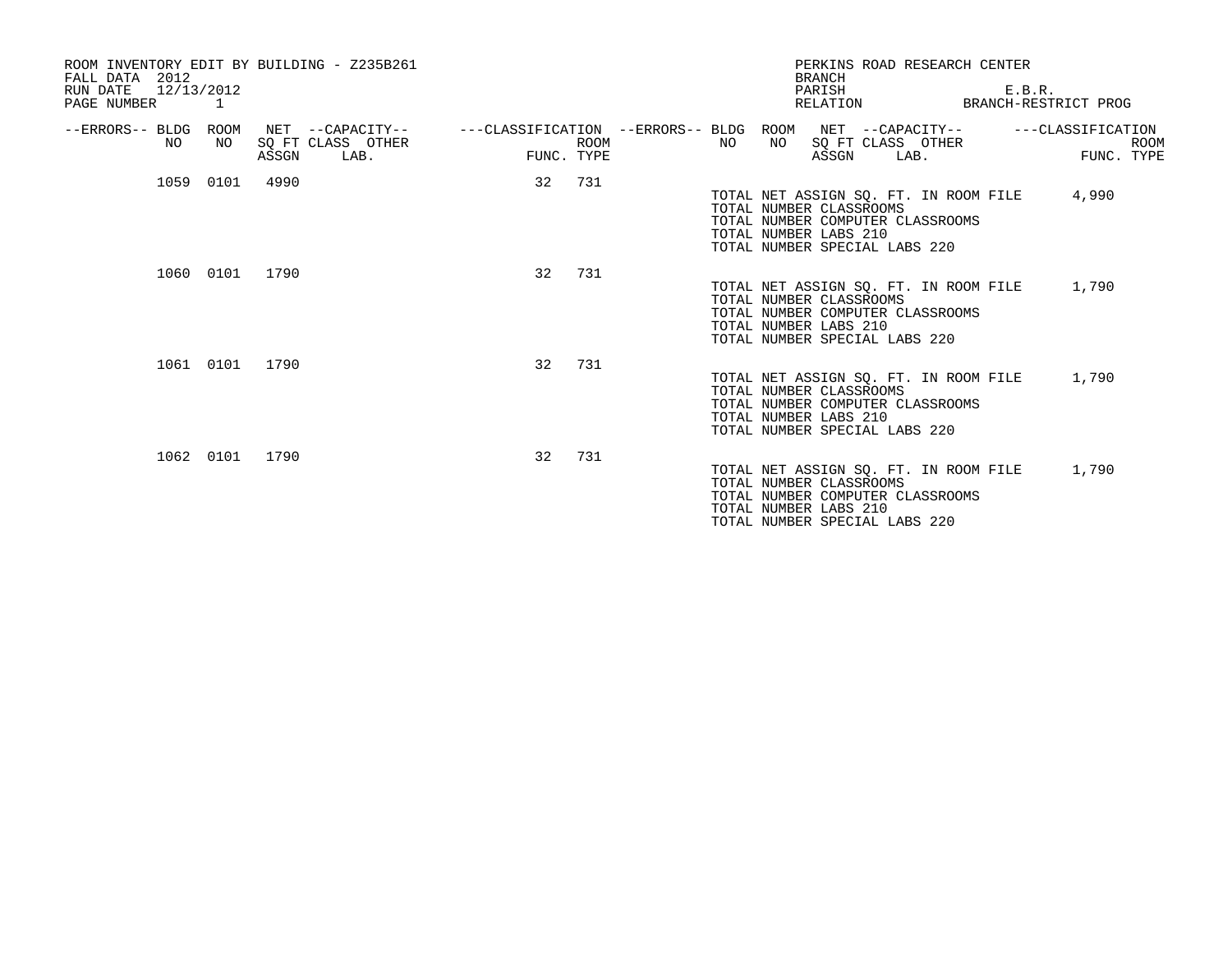ROOM INVENTORY EDIT BY BUILDING - Z235B261
FALL DATA 2012
RUN DATE 12/13/2012
PAGE NUMBER 1

PERKINS ROAD RESEARCH CENTER
BRANCH
PARISH E.B.R.
RELATION BRANCH-RESTRICT PROG

| --ERRORS-- | BLDG NO | ROOM NO | NET SQ FT ASSGN | --CAPACITY-- CLASS | OTHER LAB. | ---CLASSIFICATION FUNC. | ROOM TYPE |
|---|---|---|---|---|---|---|---|
| | 1059 | 0101 | 4990 | | | 32 | 731 |
| | 1060 | 0101 | 1790 | | | 32 | 731 |
| | 1061 | 0101 | 1790 | | | 32 | 731 |
| | 1062 | 0101 | 1790 | | | 32 | 731 |

Building 1059:
TOTAL NET ASSIGN SQ. FT. IN ROOM FILE 4,990
TOTAL NUMBER CLASSROOMS
TOTAL NUMBER COMPUTER CLASSROOMS
TOTAL NUMBER LABS 210
TOTAL NUMBER SPECIAL LABS 220

Building 1060:
TOTAL NET ASSIGN SQ. FT. IN ROOM FILE 1,790
TOTAL NUMBER CLASSROOMS
TOTAL NUMBER COMPUTER CLASSROOMS
TOTAL NUMBER LABS 210
TOTAL NUMBER SPECIAL LABS 220

Building 1061:
TOTAL NET ASSIGN SQ. FT. IN ROOM FILE 1,790
TOTAL NUMBER CLASSROOMS
TOTAL NUMBER COMPUTER CLASSROOMS
TOTAL NUMBER LABS 210
TOTAL NUMBER SPECIAL LABS 220

Building 1062:
TOTAL NET ASSIGN SQ. FT. IN ROOM FILE 1,790
TOTAL NUMBER CLASSROOMS
TOTAL NUMBER COMPUTER CLASSROOMS
TOTAL NUMBER LABS 210
TOTAL NUMBER SPECIAL LABS 220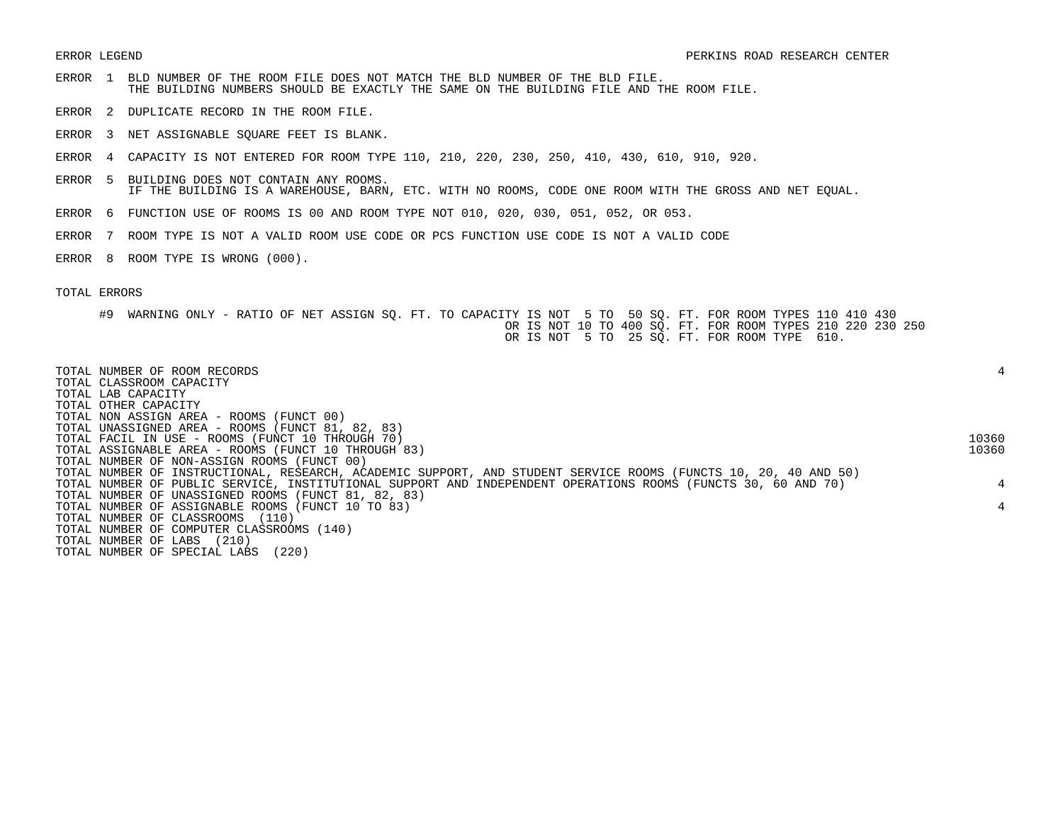ERROR LEGEND PERKINS ROAD RESEARCH CENTER

ERROR 1 BLD NUMBER OF THE ROOM FILE DOES NOT MATCH THE BLD NUMBER OF THE BLD FILE.
THE BUILDING NUMBERS SHOULD BE EXACTLY THE SAME ON THE BUILDING FILE AND THE ROOM FILE.

ERROR 2 DUPLICATE RECORD IN THE ROOM FILE.

ERROR 3 NET ASSIGNABLE SQUARE FEET IS BLANK.

ERROR 4 CAPACITY IS NOT ENTERED FOR ROOM TYPE 110, 210, 220, 230, 250, 410, 430, 610, 910, 920.

ERROR 5 BUILDING DOES NOT CONTAIN ANY ROOMS.
IF THE BUILDING IS A WAREHOUSE, BARN, ETC. WITH NO ROOMS, CODE ONE ROOM WITH THE GROSS AND NET EQUAL.

ERROR 6 FUNCTION USE OF ROOMS IS 00 AND ROOM TYPE NOT 010, 020, 030, 051, 052, OR 053.

ERROR 7 ROOM TYPE IS NOT A VALID ROOM USE CODE OR PCS FUNCTION USE CODE IS NOT A VALID CODE

ERROR 8 ROOM TYPE IS WRONG (000).

TOTAL ERRORS

#9 WARNING ONLY - RATIO OF NET ASSIGN SQ. FT. TO CAPACITY IS NOT 5 TO 50 SQ. FT. FOR ROOM TYPES 110 410 430
OR IS NOT 10 TO 400 SQ. FT. FOR ROOM TYPES 210 220 230 250
OR IS NOT 5 TO 25 SQ. FT. FOR ROOM TYPE 610.

| | |
|---|---|
| TOTAL NUMBER OF ROOM RECORDS | 4 |
| TOTAL CLASSROOM CAPACITY | |
| TOTAL LAB CAPACITY | |
| TOTAL OTHER CAPACITY | |
| TOTAL NON ASSIGN AREA - ROOMS (FUNCT 00) | |
| TOTAL UNASSIGNED AREA - ROOMS (FUNCT 81, 82, 83) | |
| TOTAL FACIL IN USE - ROOMS (FUNCT 10 THROUGH 70) | 10360 |
| TOTAL ASSIGNABLE AREA - ROOMS (FUNCT 10 THROUGH 83) | 10360 |
| TOTAL NUMBER OF NON-ASSIGN ROOMS (FUNCT 00) | |
| TOTAL NUMBER OF INSTRUCTIONAL, RESEARCH, ACADEMIC SUPPORT, AND STUDENT SERVICE ROOMS (FUNCTS 10, 20, 40 AND 50) | |
| TOTAL NUMBER OF PUBLIC SERVICE, INSTITUTIONAL SUPPORT AND INDEPENDENT OPERATIONS ROOMS (FUNCTS 30, 60 AND 70) | 4 |
| TOTAL NUMBER OF UNASSIGNED ROOMS (FUNCT 81, 82, 83) | |
| TOTAL NUMBER OF ASSIGNABLE ROOMS (FUNCT 10 TO 83) | 4 |
| TOTAL NUMBER OF CLASSROOMS (110) | |
| TOTAL NUMBER OF COMPUTER CLASSROOMS (140) | |
| TOTAL NUMBER OF LABS (210) | |
| TOTAL NUMBER OF SPECIAL LABS (220) | |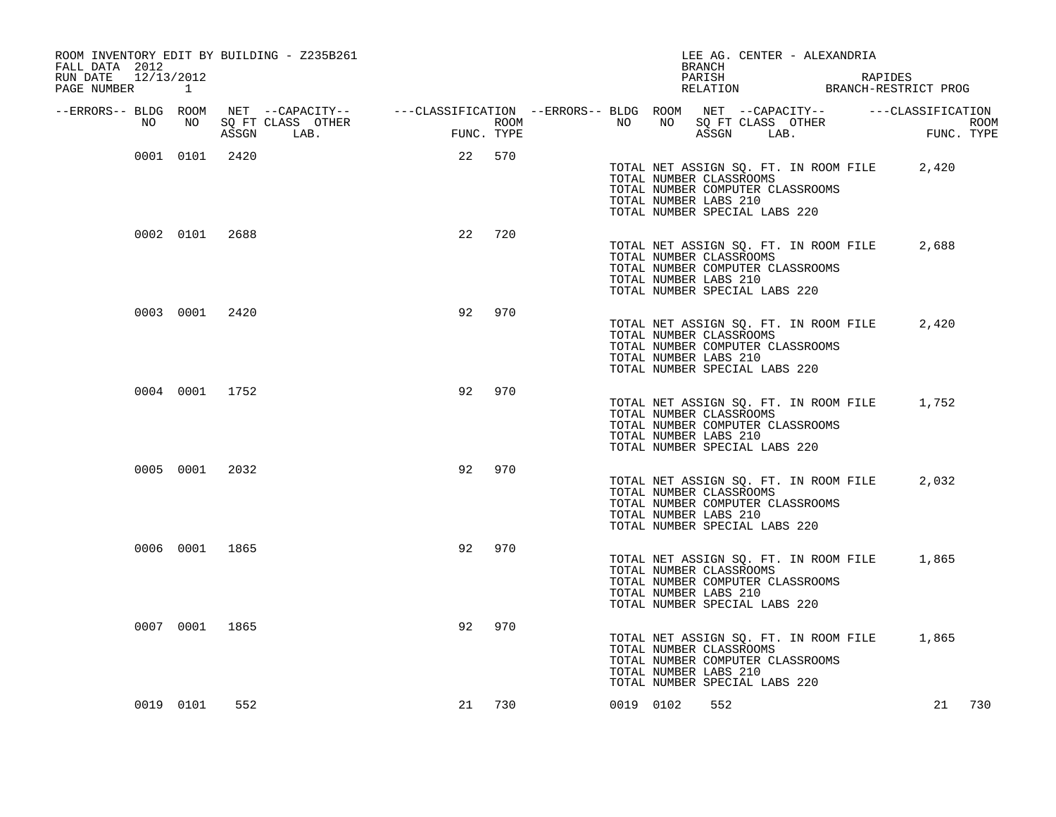ROOM INVENTORY EDIT BY BUILDING - Z235B261
FALL DATA 2012
RUN DATE 12/13/2012
PAGE NUMBER 1

LEE AG. CENTER - ALEXANDRIA
BRANCH
PARISH RAPIDES
RELATION BRANCH-RESTRICT PROG

| --ERRORS-- | BLDG NO | ROOM NO | NET SQ FT ASSGN | --CAPACITY-- CLASS LAB. | OTHER | ---CLASSIFICATION FUNC. | ROOM TYPE | --ERRORS-- | BLDG NO | ROOM NO | NET SQ FT ASSGN | --CAPACITY-- CLASS LAB. | OTHER | ---CLASSIFICATION FUNC. | ROOM TYPE |
|---|---|---|---|---|---|---|---|---|---|---|---|---|---|---|---|
| | 0001 | 0101 | 2420 | | | 22 | 570 | | | | | | | | |
| | 0002 | 0101 | 2688 | | | 22 | 720 | | | | | | | | |
| | 0003 | 0001 | 2420 | | | 92 | 970 | | | | | | | | |
| | 0004 | 0001 | 1752 | | | 92 | 970 | | | | | | | | |
| | 0005 | 0001 | 2032 | | | 92 | 970 | | | | | | | | |
| | 0006 | 0001 | 1865 | | | 92 | 970 | | | | | | | | |
| | 0007 | 0001 | 1865 | | | 92 | 970 | | | | | | | | |
| | 0019 | 0101 | 552 | | | 21 | 730 | | 0019 | 0102 | 552 | | | 21 | 730 |

Building 0001:
TOTAL NET ASSIGN SQ. FT. IN ROOM FILE 2,420
TOTAL NUMBER CLASSROOMS
TOTAL NUMBER COMPUTER CLASSROOMS
TOTAL NUMBER LABS 210
TOTAL NUMBER SPECIAL LABS 220

Building 0002:
TOTAL NET ASSIGN SQ. FT. IN ROOM FILE 2,688
TOTAL NUMBER CLASSROOMS
TOTAL NUMBER COMPUTER CLASSROOMS
TOTAL NUMBER LABS 210
TOTAL NUMBER SPECIAL LABS 220

Building 0003:
TOTAL NET ASSIGN SQ. FT. IN ROOM FILE 2,420
TOTAL NUMBER CLASSROOMS
TOTAL NUMBER COMPUTER CLASSROOMS
TOTAL NUMBER LABS 210
TOTAL NUMBER SPECIAL LABS 220

Building 0004:
TOTAL NET ASSIGN SQ. FT. IN ROOM FILE 1,752
TOTAL NUMBER CLASSROOMS
TOTAL NUMBER COMPUTER CLASSROOMS
TOTAL NUMBER LABS 210
TOTAL NUMBER SPECIAL LABS 220

Building 0005:
TOTAL NET ASSIGN SQ. FT. IN ROOM FILE 2,032
TOTAL NUMBER CLASSROOMS
TOTAL NUMBER COMPUTER CLASSROOMS
TOTAL NUMBER LABS 210
TOTAL NUMBER SPECIAL LABS 220

Building 0006:
TOTAL NET ASSIGN SQ. FT. IN ROOM FILE 1,865
TOTAL NUMBER CLASSROOMS
TOTAL NUMBER COMPUTER CLASSROOMS
TOTAL NUMBER LABS 210
TOTAL NUMBER SPECIAL LABS 220

Building 0007:
TOTAL NET ASSIGN SQ. FT. IN ROOM FILE 1,865
TOTAL NUMBER CLASSROOMS
TOTAL NUMBER COMPUTER CLASSROOMS
TOTAL NUMBER LABS 210
TOTAL NUMBER SPECIAL LABS 220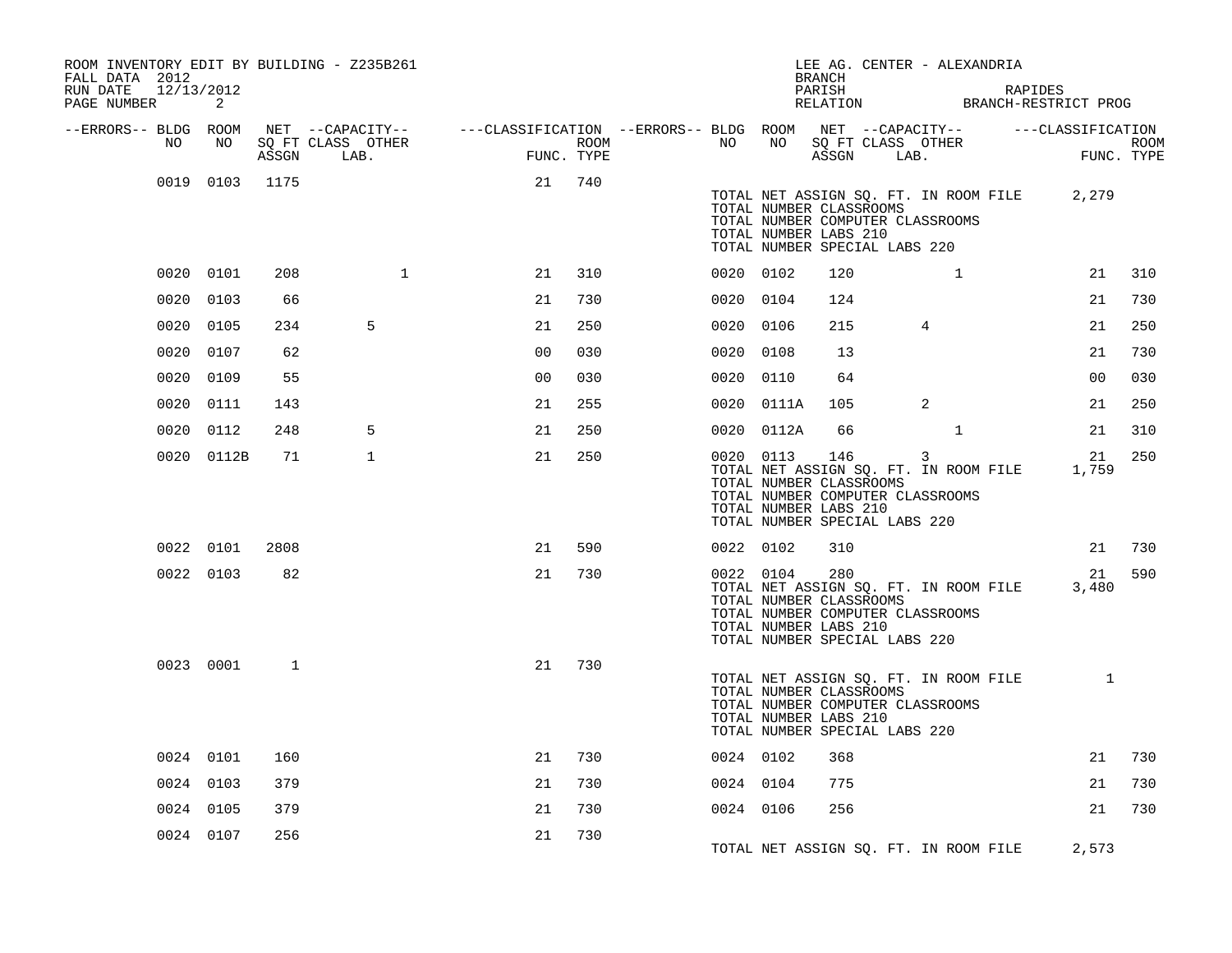ROOM INVENTORY EDIT BY BUILDING - Z235B261
FALL DATA 2012
RUN DATE 12/13/2012
PAGE NUMBER 2

LEE AG. CENTER - ALEXANDRIA
BRANCH
PARISH RAPIDES
RELATION BRANCH-RESTRICT PROG

| --ERRORS-- | BLDG NO | ROOM NO | NET SQ FT ASSGN | CAPACITY CLASS LAB. | CAPACITY OTHER | CLASSIFICATION FUNC. | ROOM TYPE | --ERRORS-- | BLDG NO | ROOM NO | NET SQ FT ASSGN | CAPACITY CLASS LAB. | CAPACITY OTHER | CLASSIFICATION FUNC. | ROOM TYPE |
|---|---|---|---|---|---|---|---|---|---|---|---|---|---|---|---|
| | 0019 | 0103 | 1175 | | | 21 | 740 | | | | | | | | |
| | | | | | | | | | TOTAL NET ASSIGN SQ. FT. IN ROOM FILE | | 2,279 | | | | |
| | | | | | | | | | TOTAL NUMBER CLASSROOMS | | | | | | |
| | | | | | | | | | TOTAL NUMBER COMPUTER CLASSROOMS | | | | | | |
| | | | | | | | | | TOTAL NUMBER LABS 210 | | | | | | |
| | | | | | | | | | TOTAL NUMBER SPECIAL LABS 220 | | | | | | |
| | 0020 | 0101 | 208 | | 1 | 21 | 310 | | 0020 | 0102 | 120 | | 1 | 21 | 310 |
| | 0020 | 0103 | 66 | | | 21 | 730 | | 0020 | 0104 | 124 | | | 21 | 730 |
| | 0020 | 0105 | 234 | 5 | | 21 | 250 | | 0020 | 0106 | 215 | 4 | | 21 | 250 |
| | 0020 | 0107 | 62 | | | 00 | 030 | | 0020 | 0108 | 13 | | | 21 | 730 |
| | 0020 | 0109 | 55 | | | 00 | 030 | | 0020 | 0110 | 64 | | | 00 | 030 |
| | 0020 | 0111 | 143 | | | 21 | 255 | | 0020 | 0111A | 105 | 2 | | 21 | 250 |
| | 0020 | 0112 | 248 | 5 | | 21 | 250 | | 0020 | 0112A | 66 | | 1 | 21 | 310 |
| | 0020 | 0112B | 71 | 1 | | 21 | 250 | | 0020 | 0113 | 146 | 3 | | 21 | 250 |
| | | | | | | | | | TOTAL NET ASSIGN SQ. FT. IN ROOM FILE | | 1,759 | | | | |
| | | | | | | | | | TOTAL NUMBER CLASSROOMS | | | | | | |
| | | | | | | | | | TOTAL NUMBER COMPUTER CLASSROOMS | | | | | | |
| | | | | | | | | | TOTAL NUMBER LABS 210 | | | | | | |
| | | | | | | | | | TOTAL NUMBER SPECIAL LABS 220 | | | | | | |
| | 0022 | 0101 | 2808 | | | 21 | 590 | | 0022 | 0102 | 310 | | | 21 | 730 |
| | 0022 | 0103 | 82 | | | 21 | 730 | | 0022 | 0104 | 280 | | | 21 | 590 |
| | | | | | | | | | TOTAL NET ASSIGN SQ. FT. IN ROOM FILE | | 3,480 | | | | |
| | | | | | | | | | TOTAL NUMBER CLASSROOMS | | | | | | |
| | | | | | | | | | TOTAL NUMBER COMPUTER CLASSROOMS | | | | | | |
| | | | | | | | | | TOTAL NUMBER LABS 210 | | | | | | |
| | | | | | | | | | TOTAL NUMBER SPECIAL LABS 220 | | | | | | |
| | 0023 | 0001 | 1 | | | 21 | 730 | | | | | | | | |
| | | | | | | | | | TOTAL NET ASSIGN SQ. FT. IN ROOM FILE | | 1 | | | | |
| | | | | | | | | | TOTAL NUMBER CLASSROOMS | | | | | | |
| | | | | | | | | | TOTAL NUMBER COMPUTER CLASSROOMS | | | | | | |
| | | | | | | | | | TOTAL NUMBER LABS 210 | | | | | | |
| | | | | | | | | | TOTAL NUMBER SPECIAL LABS 220 | | | | | | |
| | 0024 | 0101 | 160 | | | 21 | 730 | | 0024 | 0102 | 368 | | | 21 | 730 |
| | 0024 | 0103 | 379 | | | 21 | 730 | | 0024 | 0104 | 775 | | | 21 | 730 |
| | 0024 | 0105 | 379 | | | 21 | 730 | | 0024 | 0106 | 256 | | | 21 | 730 |
| | 0024 | 0107 | 256 | | | 21 | 730 | | | | | | | | |
| | | | | | | | | | TOTAL NET ASSIGN SQ. FT. IN ROOM FILE | | 2,573 | | | | |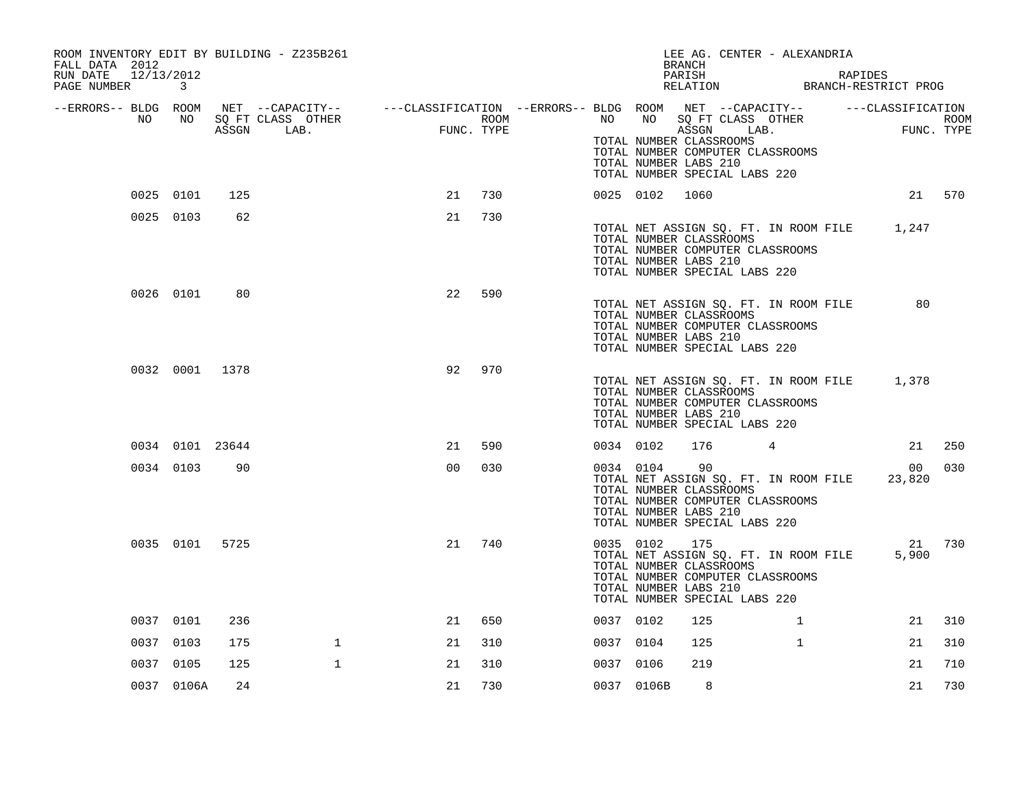ROOM INVENTORY EDIT BY BUILDING - Z235B261
FALL DATA 2012
RUN DATE 12/13/2012
PAGE NUMBER 3

LEE AG. CENTER - ALEXANDRIA
BRANCH
PARISH RAPIDES
RELATION BRANCH-RESTRICT PROG

| --ERRORS-- | BLDG NO | ROOM NO | NET SQ FT ASSGN | --CAPACITY-- CLASS | LAB. | OTHER | ---CLASSIFICATION FUNC. | ROOM TYPE | --ERRORS-- | BLDG NO | ROOM NO | NET SQ FT ASSGN | --CAPACITY-- CLASS | LAB. | OTHER | ---CLASSIFICATION FUNC. | ROOM TYPE |
|---|---|---|---|---|---|---|---|---|---|---|---|---|---|---|---|---|---|
| | | | | | | | | | | TOTAL NUMBER CLASSROOMS<br>TOTAL NUMBER COMPUTER CLASSROOMS<br>TOTAL NUMBER LABS 210<br>TOTAL NUMBER SPECIAL LABS 220 | | | | | | | |
| | 0025 | 0101 | 125 | | | | 21 | 730 | | 0025 | 0102 | 1060 | | | | 21 | 570 |
| | 0025 | 0103 | 62 | | | | 21 | 730 | | | TOTAL NET ASSIGN SQ. FT. IN ROOM FILE<br>TOTAL NUMBER CLASSROOMS<br>TOTAL NUMBER COMPUTER CLASSROOMS<br>TOTAL NUMBER LABS 210<br>TOTAL NUMBER SPECIAL LABS 220 | | | | | 1,247 | |
| | 0026 | 0101 | 80 | | | | 22 | 590 | | | TOTAL NET ASSIGN SQ. FT. IN ROOM FILE<br>TOTAL NUMBER CLASSROOMS<br>TOTAL NUMBER COMPUTER CLASSROOMS<br>TOTAL NUMBER LABS 210<br>TOTAL NUMBER SPECIAL LABS 220 | | | | | 80 | |
| | 0032 | 0001 | 1378 | | | | 92 | 970 | | | TOTAL NET ASSIGN SQ. FT. IN ROOM FILE<br>TOTAL NUMBER CLASSROOMS<br>TOTAL NUMBER COMPUTER CLASSROOMS<br>TOTAL NUMBER LABS 210<br>TOTAL NUMBER SPECIAL LABS 220 | | | | | 1,378 | |
| | 0034 | 0101 | 23644 | | | | 21 | 590 | | 0034 | 0102 | 176 | 4 | | | 21 | 250 |
| | 0034 | 0103 | 90 | | | | 00 | 030 | | 0034 | 0104 | 90 | | | | 00 | 030 |
| | | | | | | | | | | | TOTAL NET ASSIGN SQ. FT. IN ROOM FILE<br>TOTAL NUMBER CLASSROOMS<br>TOTAL NUMBER COMPUTER CLASSROOMS<br>TOTAL NUMBER LABS 210<br>TOTAL NUMBER SPECIAL LABS 220 | | | | | 23,820 | |
| | 0035 | 0101 | 5725 | | | | 21 | 740 | | 0035 | 0102 | 175 | | | | 21 | 730 |
| | | | | | | | | | | | TOTAL NET ASSIGN SQ. FT. IN ROOM FILE<br>TOTAL NUMBER CLASSROOMS<br>TOTAL NUMBER COMPUTER CLASSROOMS<br>TOTAL NUMBER LABS 210<br>TOTAL NUMBER SPECIAL LABS 220 | | | | | 5,900 | |
| | 0037 | 0101 | 236 | | | | 21 | 650 | | 0037 | 0102 | 125 | | | 1 | 21 | 310 |
| | 0037 | 0103 | 175 | | | 1 | 21 | 310 | | 0037 | 0104 | 125 | | | 1 | 21 | 310 |
| | 0037 | 0105 | 125 | | | 1 | 21 | 310 | | 0037 | 0106 | 219 | | | | 21 | 710 |
| | 0037 | 0106A | 24 | | | | 21 | 730 | | 0037 | 0106B | 8 | | | | 21 | 730 |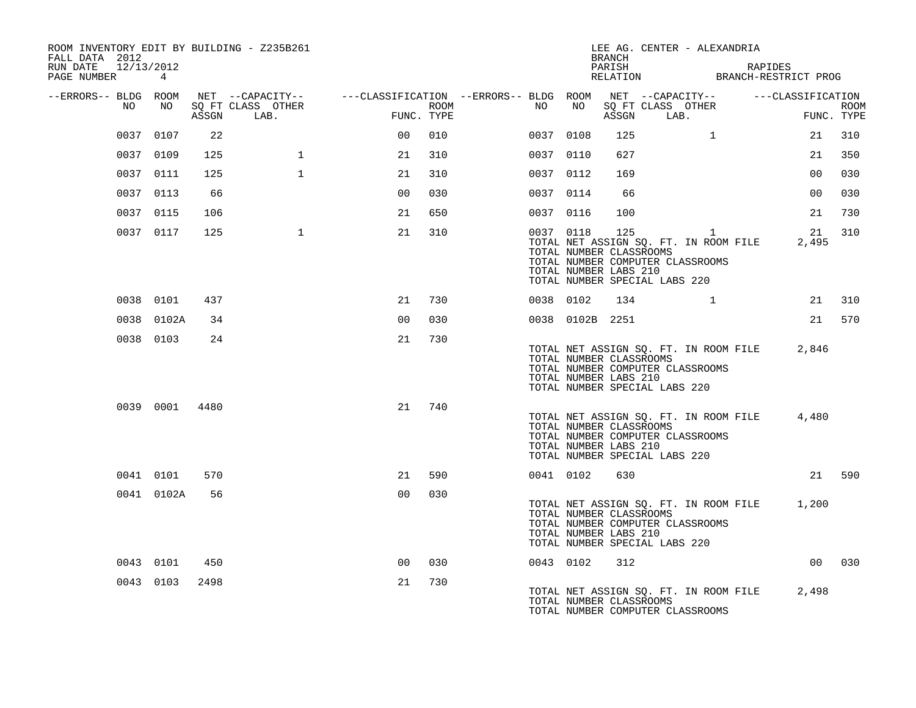ROOM INVENTORY EDIT BY BUILDING - Z235B261
FALL DATA 2012
RUN DATE 12/13/2012
PAGE NUMBER 4

LEE AG. CENTER - ALEXANDRIA
BRANCH
PARISH RAPIDES
RELATION BRANCH-RESTRICT PROG

| --ERRORS-- | BLDG NO | ROOM NO | NET SQ FT ASSGN | --CAPACITY-- CLASS LAB. | OTHER | ---CLASSIFICATION FUNC. | ROOM TYPE | --ERRORS-- | BLDG NO | ROOM NO | NET SQ FT ASSGN | --CAPACITY-- CLASS LAB. | OTHER | ---CLASSIFICATION FUNC. | ROOM TYPE |
|---|---|---|---|---|---|---|---|---|---|---|---|---|---|---|---|
| | 0037 | 0107 | 22 | | | 00 | 010 | | 0037 | 0108 | 125 | 1 | | 21 | 310 |
| | 0037 | 0109 | 125 | 1 | | 21 | 310 | | 0037 | 0110 | 627 | | | 21 | 350 |
| | 0037 | 0111 | 125 | 1 | | 21 | 310 | | 0037 | 0112 | 169 | | | 00 | 030 |
| | 0037 | 0113 | 66 | | | 00 | 030 | | 0037 | 0114 | 66 | | | 00 | 030 |
| | 0037 | 0115 | 106 | | | 21 | 650 | | 0037 | 0116 | 100 | | | 21 | 730 |
| | 0037 | 0117 | 125 | 1 | | 21 | 310 | | 0037 | 0118 | 125 | 1 | | 21 | 310 |

TOTAL NET ASSIGN SQ. FT. IN ROOM FILE 2,495
TOTAL NUMBER CLASSROOMS
TOTAL NUMBER COMPUTER CLASSROOMS
TOTAL NUMBER LABS 210
TOTAL NUMBER SPECIAL LABS 220

| --ERRORS-- | BLDG NO | ROOM NO | NET SQ FT ASSGN | --CAPACITY-- CLASS LAB. | OTHER | ---CLASSIFICATION FUNC. | ROOM TYPE | --ERRORS-- | BLDG NO | ROOM NO | NET SQ FT ASSGN | --CAPACITY-- CLASS LAB. | OTHER | ---CLASSIFICATION FUNC. | ROOM TYPE |
|---|---|---|---|---|---|---|---|---|---|---|---|---|---|---|---|
| | 0038 | 0101 | 437 | | | 21 | 730 | | 0038 | 0102 | 134 | 1 | | 21 | 310 |
| | 0038 | 0102A | 34 | | | 00 | 030 | | 0038 | 0102B | 2251 | | | 21 | 570 |
| | 0038 | 0103 | 24 | | | 21 | 730 | | | | | | | | |

TOTAL NET ASSIGN SQ. FT. IN ROOM FILE 2,846
TOTAL NUMBER CLASSROOMS
TOTAL NUMBER COMPUTER CLASSROOMS
TOTAL NUMBER LABS 210
TOTAL NUMBER SPECIAL LABS 220

| --ERRORS-- | BLDG NO | ROOM NO | NET SQ FT ASSGN | --CAPACITY-- CLASS LAB. | OTHER | ---CLASSIFICATION FUNC. | ROOM TYPE |
|---|---|---|---|---|---|---|---|
| | 0039 | 0001 | 4480 | | | 21 | 740 |

TOTAL NET ASSIGN SQ. FT. IN ROOM FILE 4,480
TOTAL NUMBER CLASSROOMS
TOTAL NUMBER COMPUTER CLASSROOMS
TOTAL NUMBER LABS 210
TOTAL NUMBER SPECIAL LABS 220

| --ERRORS-- | BLDG NO | ROOM NO | NET SQ FT ASSGN | --CAPACITY-- CLASS LAB. | OTHER | ---CLASSIFICATION FUNC. | ROOM TYPE | --ERRORS-- | BLDG NO | ROOM NO | NET SQ FT ASSGN | --CAPACITY-- CLASS LAB. | OTHER | ---CLASSIFICATION FUNC. | ROOM TYPE |
|---|---|---|---|---|---|---|---|---|---|---|---|---|---|---|---|
| | 0041 | 0101 | 570 | | | 21 | 590 | | 0041 | 0102 | 630 | | | 21 | 590 |
| | 0041 | 0102A | 56 | | | 00 | 030 | | | | | | | | |

TOTAL NET ASSIGN SQ. FT. IN ROOM FILE 1,200
TOTAL NUMBER CLASSROOMS
TOTAL NUMBER COMPUTER CLASSROOMS
TOTAL NUMBER LABS 210
TOTAL NUMBER SPECIAL LABS 220

| --ERRORS-- | BLDG NO | ROOM NO | NET SQ FT ASSGN | --CAPACITY-- CLASS LAB. | OTHER | ---CLASSIFICATION FUNC. | ROOM TYPE | --ERRORS-- | BLDG NO | ROOM NO | NET SQ FT ASSGN | --CAPACITY-- CLASS LAB. | OTHER | ---CLASSIFICATION FUNC. | ROOM TYPE |
|---|---|---|---|---|---|---|---|---|---|---|---|---|---|---|---|
| | 0043 | 0101 | 450 | | | 00 | 030 | | 0043 | 0102 | 312 | | | 00 | 030 |
| | 0043 | 0103 | 2498 | | | 21 | 730 | | | | | | | | |

TOTAL NET ASSIGN SQ. FT. IN ROOM FILE 2,498
TOTAL NUMBER CLASSROOMS
TOTAL NUMBER COMPUTER CLASSROOMS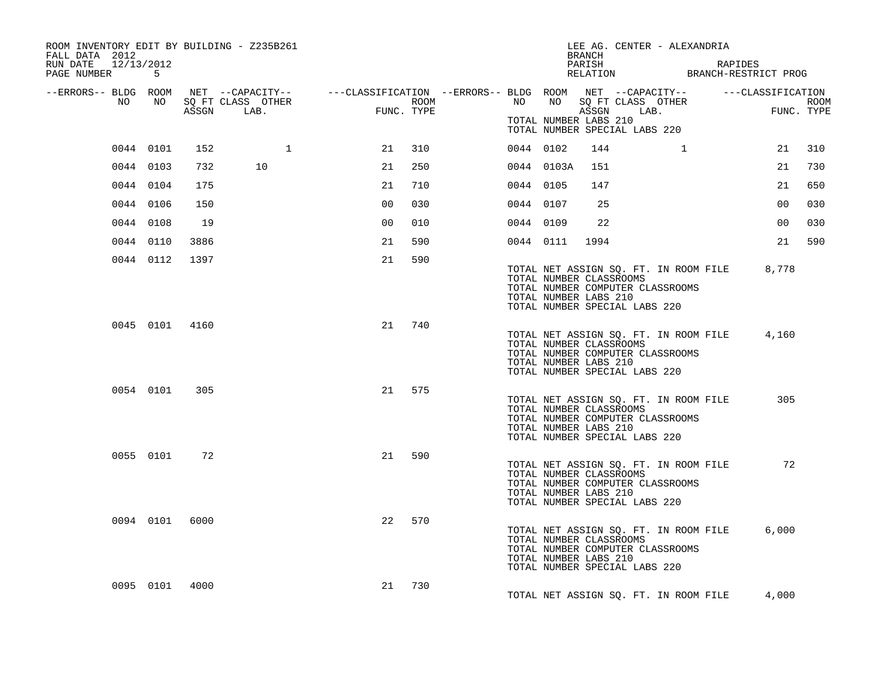ROOM INVENTORY EDIT BY BUILDING - Z235B261
FALL DATA 2012
RUN DATE 12/13/2012
PAGE NUMBER 5

LEE AG. CENTER - ALEXANDRIA
BRANCH
PARISH RAPIDES
RELATION BRANCH-RESTRICT PROG

| --ERRORS-- | BLDG NO | ROOM NO | NET ASSGN SQ FT | CAPACITY CLASS LAB. | CAPACITY OTHER | FUNC. | ROOM TYPE | --ERRORS-- | BLDG NO | ROOM NO | NET ASSGN SQ FT | CAPACITY CLASS LAB. | CAPACITY OTHER | FUNC. | ROOM TYPE |
|---|---|---|---|---|---|---|---|---|---|---|---|---|---|---|---|
| | 0044 | 0101 | 152 | | 1 | 21 | 310 | | 0044 | 0102 | 144 | | 1 | 21 | 310 |
| | 0044 | 0103 | 732 | 10 | | 21 | 250 | | 0044 | 0103A | 151 | | | 21 | 730 |
| | 0044 | 0104 | 175 | | | 21 | 710 | | 0044 | 0105 | 147 | | | 21 | 650 |
| | 0044 | 0106 | 150 | | | 00 | 030 | | 0044 | 0107 | 25 | | | 00 | 030 |
| | 0044 | 0108 | 19 | | | 00 | 010 | | 0044 | 0109 | 22 | | | 00 | 030 |
| | 0044 | 0110 | 3886 | | | 21 | 590 | | 0044 | 0111 | 1994 | | | 21 | 590 |
| | 0044 | 0112 | 1397 | | | 21 | 590 | | | | | | | | |

TOTAL NET ASSIGN SQ. FT. IN ROOM FILE 8,778
TOTAL NUMBER CLASSROOMS
TOTAL NUMBER COMPUTER CLASSROOMS
TOTAL NUMBER LABS 210
TOTAL NUMBER SPECIAL LABS 220

| BLDG NO | ROOM NO | NET ASSGN SQ FT | FUNC. | ROOM TYPE |
|---|---|---|---|---|
| 0045 | 0101 | 4160 | 21 | 740 |

TOTAL NET ASSIGN SQ. FT. IN ROOM FILE 4,160
TOTAL NUMBER CLASSROOMS
TOTAL NUMBER COMPUTER CLASSROOMS
TOTAL NUMBER LABS 210
TOTAL NUMBER SPECIAL LABS 220

| BLDG NO | ROOM NO | NET ASSGN SQ FT | FUNC. | ROOM TYPE |
|---|---|---|---|---|
| 0054 | 0101 | 305 | 21 | 575 |

TOTAL NET ASSIGN SQ. FT. IN ROOM FILE 305
TOTAL NUMBER CLASSROOMS
TOTAL NUMBER COMPUTER CLASSROOMS
TOTAL NUMBER LABS 210
TOTAL NUMBER SPECIAL LABS 220

| BLDG NO | ROOM NO | NET ASSGN SQ FT | FUNC. | ROOM TYPE |
|---|---|---|---|---|
| 0055 | 0101 | 72 | 21 | 590 |

TOTAL NET ASSIGN SQ. FT. IN ROOM FILE 72
TOTAL NUMBER CLASSROOMS
TOTAL NUMBER COMPUTER CLASSROOMS
TOTAL NUMBER LABS 210
TOTAL NUMBER SPECIAL LABS 220

| BLDG NO | ROOM NO | NET ASSGN SQ FT | FUNC. | ROOM TYPE |
|---|---|---|---|---|
| 0094 | 0101 | 6000 | 22 | 570 |

TOTAL NET ASSIGN SQ. FT. IN ROOM FILE 6,000
TOTAL NUMBER CLASSROOMS
TOTAL NUMBER COMPUTER CLASSROOMS
TOTAL NUMBER LABS 210
TOTAL NUMBER SPECIAL LABS 220

| BLDG NO | ROOM NO | NET ASSGN SQ FT | FUNC. | ROOM TYPE |
|---|---|---|---|---|
| 0095 | 0101 | 4000 | 21 | 730 |

TOTAL NET ASSIGN SQ. FT. IN ROOM FILE 4,000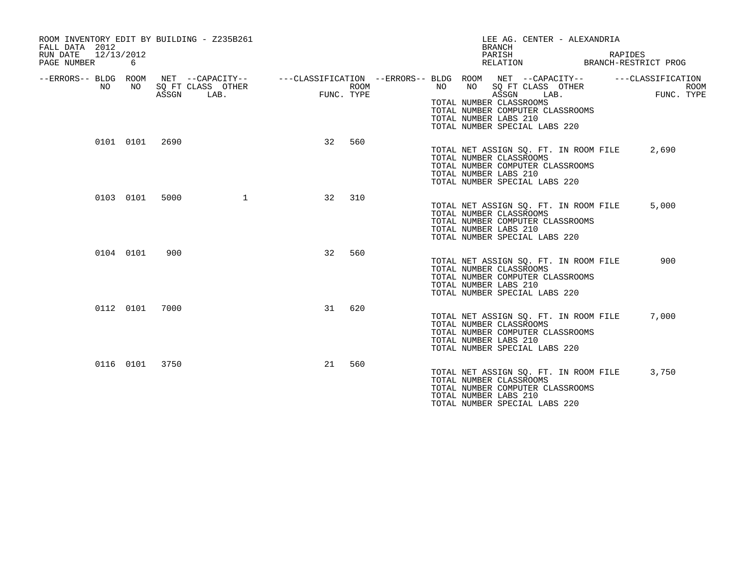ROOM INVENTORY EDIT BY BUILDING - Z235B261
FALL DATA 2012
RUN DATE 12/13/2012
PAGE NUMBER 6

LEE AG. CENTER - ALEXANDRIA
BRANCH
PARISH RAPIDES
RELATION BRANCH-RESTRICT PROG

| --ERRORS-- | BLDG NO | ROOM NO | NET SQ FT ASSGN | --CAPACITY-- CLASS | LAB. | OTHER | ---CLASSIFICATION FUNC. | ROOM TYPE |
|---|---|---|---|---|---|---|---|---|
| | 0101 | 0101 | 2690 | | | | 32 | 560 |
| | 0103 | 0101 | 5000 | | | 1 | 32 | 310 |
| | 0104 | 0101 | 900 | | | | 32 | 560 |
| | 0112 | 0101 | 7000 | | | | 31 | 620 |
| | 0116 | 0101 | 3750 | | | | 21 | 560 |

TOTAL NUMBER CLASSROOMS
TOTAL NUMBER COMPUTER CLASSROOMS
TOTAL NUMBER LABS 210
TOTAL NUMBER SPECIAL LABS 220

TOTAL NET ASSIGN SQ. FT. IN ROOM FILE 2,690
TOTAL NUMBER CLASSROOMS
TOTAL NUMBER COMPUTER CLASSROOMS
TOTAL NUMBER LABS 210
TOTAL NUMBER SPECIAL LABS 220

TOTAL NET ASSIGN SQ. FT. IN ROOM FILE 5,000
TOTAL NUMBER CLASSROOMS
TOTAL NUMBER COMPUTER CLASSROOMS
TOTAL NUMBER LABS 210
TOTAL NUMBER SPECIAL LABS 220

TOTAL NET ASSIGN SQ. FT. IN ROOM FILE 900
TOTAL NUMBER CLASSROOMS
TOTAL NUMBER COMPUTER CLASSROOMS
TOTAL NUMBER LABS 210
TOTAL NUMBER SPECIAL LABS 220

TOTAL NET ASSIGN SQ. FT. IN ROOM FILE 7,000
TOTAL NUMBER CLASSROOMS
TOTAL NUMBER COMPUTER CLASSROOMS
TOTAL NUMBER LABS 210
TOTAL NUMBER SPECIAL LABS 220

TOTAL NET ASSIGN SQ. FT. IN ROOM FILE 3,750
TOTAL NUMBER CLASSROOMS
TOTAL NUMBER COMPUTER CLASSROOMS
TOTAL NUMBER LABS 210
TOTAL NUMBER SPECIAL LABS 220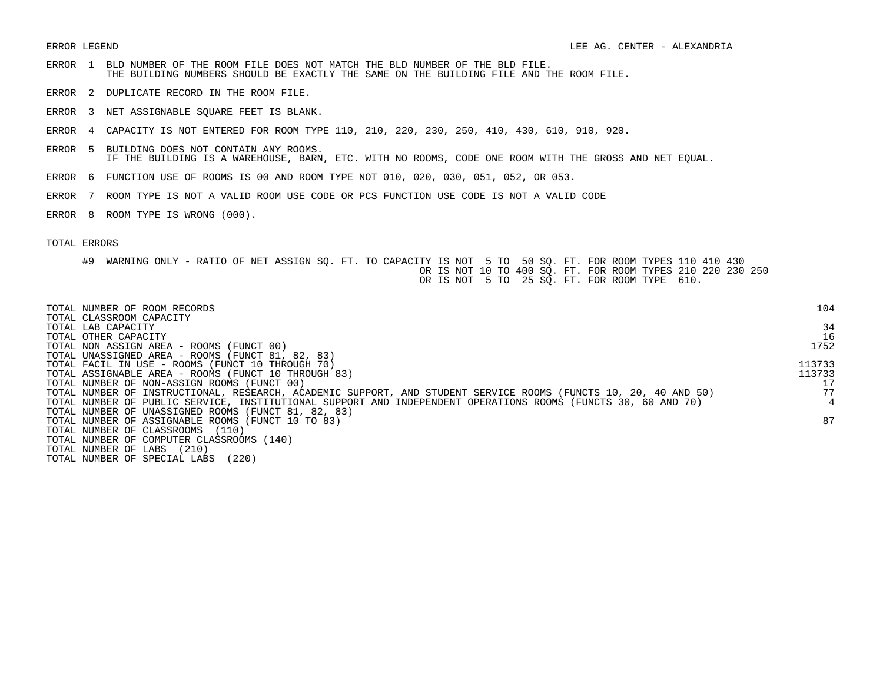ERROR LEGEND

LEE AG. CENTER - ALEXANDRIA

ERROR 1 BLD NUMBER OF THE ROOM FILE DOES NOT MATCH THE BLD NUMBER OF THE BLD FILE.
THE BUILDING NUMBERS SHOULD BE EXACTLY THE SAME ON THE BUILDING FILE AND THE ROOM FILE.

ERROR 2 DUPLICATE RECORD IN THE ROOM FILE.

ERROR 3 NET ASSIGNABLE SQUARE FEET IS BLANK.

ERROR 4 CAPACITY IS NOT ENTERED FOR ROOM TYPE 110, 210, 220, 230, 250, 410, 430, 610, 910, 920.

ERROR 5 BUILDING DOES NOT CONTAIN ANY ROOMS.
IF THE BUILDING IS A WAREHOUSE, BARN, ETC. WITH NO ROOMS, CODE ONE ROOM WITH THE GROSS AND NET EQUAL.

ERROR 6 FUNCTION USE OF ROOMS IS 00 AND ROOM TYPE NOT 010, 020, 030, 051, 052, OR 053.

ERROR 7 ROOM TYPE IS NOT A VALID ROOM USE CODE OR PCS FUNCTION USE CODE IS NOT A VALID CODE

ERROR 8 ROOM TYPE IS WRONG (000).

TOTAL ERRORS

#9 WARNING ONLY - RATIO OF NET ASSIGN SQ. FT. TO CAPACITY IS NOT 5 TO 50 SQ. FT. FOR ROOM TYPES 110 410 430
OR IS NOT 10 TO 400 SQ. FT. FOR ROOM TYPES 210 220 230 250
OR IS NOT 5 TO 25 SQ. FT. FOR ROOM TYPE 610.

| | |
|---|---|
| TOTAL NUMBER OF ROOM RECORDS | 104 |
| TOTAL CLASSROOM CAPACITY | |
| TOTAL LAB CAPACITY | 34 |
| TOTAL OTHER CAPACITY | 16 |
| TOTAL NON ASSIGN AREA - ROOMS (FUNCT 00) | 1752 |
| TOTAL UNASSIGNED AREA - ROOMS (FUNCT 81, 82, 83) | |
| TOTAL FACIL IN USE - ROOMS (FUNCT 10 THROUGH 70) | 113733 |
| TOTAL ASSIGNABLE AREA - ROOMS (FUNCT 10 THROUGH 83) | 113733 |
| TOTAL NUMBER OF NON-ASSIGN ROOMS (FUNCT 00) | 17 |
| TOTAL NUMBER OF INSTRUCTIONAL, RESEARCH, ACADEMIC SUPPORT, AND STUDENT SERVICE ROOMS (FUNCTS 10, 20, 40 AND 50) | 77 |
| TOTAL NUMBER OF PUBLIC SERVICE, INSTITUTIONAL SUPPORT AND INDEPENDENT OPERATIONS ROOMS (FUNCTS 30, 60 AND 70) | 4 |
| TOTAL NUMBER OF UNASSIGNED ROOMS (FUNCT 81, 82, 83) | |
| TOTAL NUMBER OF ASSIGNABLE ROOMS (FUNCT 10 TO 83) | 87 |
| TOTAL NUMBER OF CLASSROOMS (110) | |
| TOTAL NUMBER OF COMPUTER CLASSROOMS (140) | |
| TOTAL NUMBER OF LABS (210) | |
| TOTAL NUMBER OF SPECIAL LABS (220) | |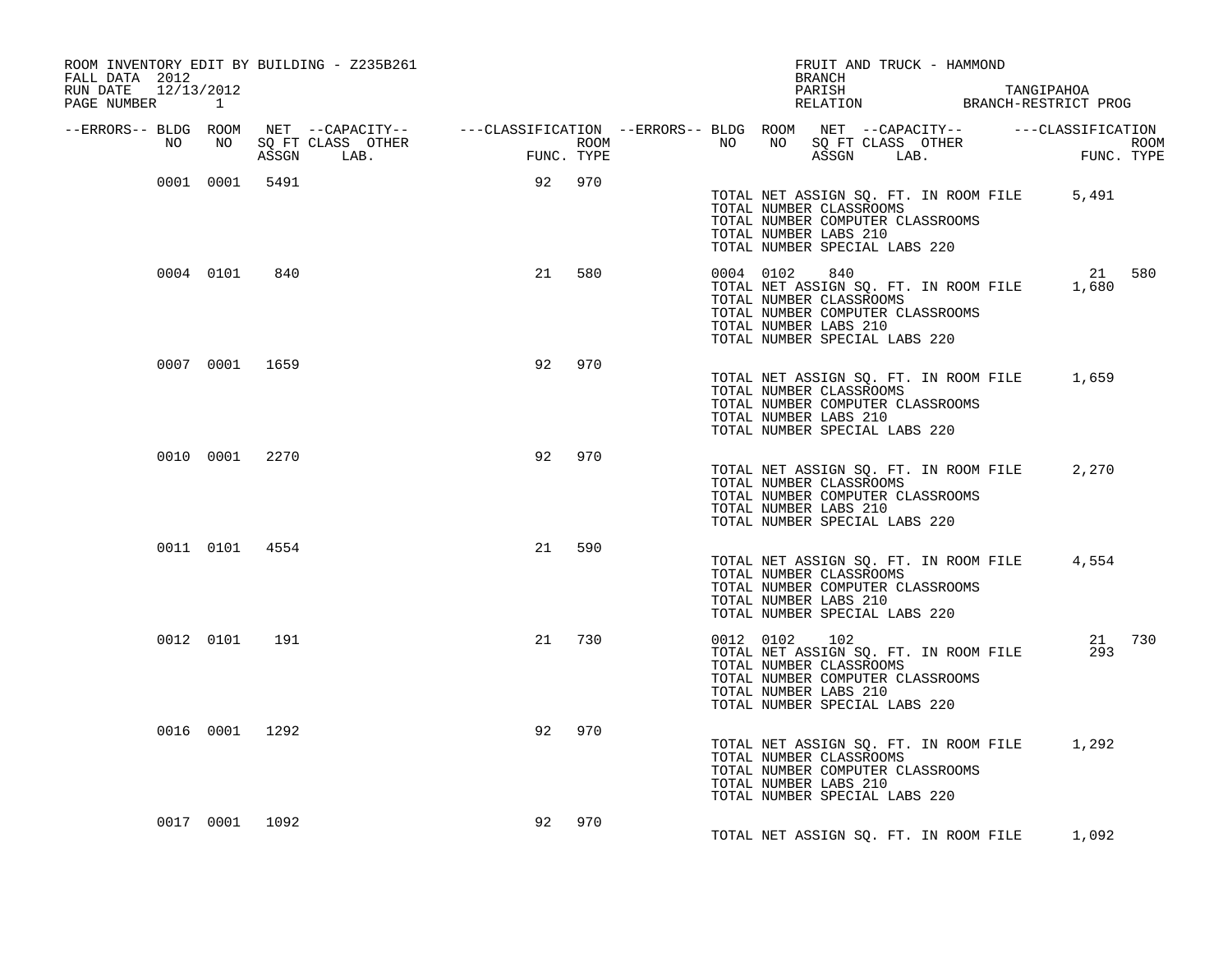ROOM INVENTORY EDIT BY BUILDING - Z235B261
FALL DATA 2012
RUN DATE 12/13/2012
PAGE NUMBER 1

FRUIT AND TRUCK - HAMMOND
BRANCH
PARISH TANGIPAHOA
RELATION BRANCH-RESTRICT PROG

| --ERRORS-- | BLDG NO | ROOM NO | NET SQ FT ASSGN | --CAPACITY-- CLASS LAB. | OTHER | ---CLASSIFICATION FUNC. | ROOM TYPE | --ERRORS-- | BLDG NO | ROOM NO | NET SQ FT ASSGN | --CAPACITY-- CLASS LAB. | OTHER | ---CLASSIFICATION FUNC. | ROOM TYPE |
|---|---|---|---|---|---|---|---|---|---|---|---|---|---|---|---|
| | 0001 | 0001 | 5491 | | | 92 | 970 | | | | | | | | |
| | | | | | | | | | TOTAL NET ASSIGN SQ. FT. IN ROOM FILE | | | | | 5,491 | |
| | | | | | | | | | TOTAL NUMBER CLASSROOMS | | | | | | |
| | | | | | | | | | TOTAL NUMBER COMPUTER CLASSROOMS | | | | | | |
| | | | | | | | | | TOTAL NUMBER LABS 210 | | | | | | |
| | | | | | | | | | TOTAL NUMBER SPECIAL LABS 220 | | | | | | |
| | 0004 | 0101 | 840 | | | 21 | 580 | | 0004 | 0102 | 840 | | | 21 | 580 |
| | | | | | | | | | TOTAL NET ASSIGN SQ. FT. IN ROOM FILE | | | | | 1,680 | |
| | | | | | | | | | TOTAL NUMBER CLASSROOMS | | | | | | |
| | | | | | | | | | TOTAL NUMBER COMPUTER CLASSROOMS | | | | | | |
| | | | | | | | | | TOTAL NUMBER LABS 210 | | | | | | |
| | | | | | | | | | TOTAL NUMBER SPECIAL LABS 220 | | | | | | |
| | 0007 | 0001 | 1659 | | | 92 | 970 | | | | | | | | |
| | | | | | | | | | TOTAL NET ASSIGN SQ. FT. IN ROOM FILE | | | | | 1,659 | |
| | | | | | | | | | TOTAL NUMBER CLASSROOMS | | | | | | |
| | | | | | | | | | TOTAL NUMBER COMPUTER CLASSROOMS | | | | | | |
| | | | | | | | | | TOTAL NUMBER LABS 210 | | | | | | |
| | | | | | | | | | TOTAL NUMBER SPECIAL LABS 220 | | | | | | |
| | 0010 | 0001 | 2270 | | | 92 | 970 | | | | | | | | |
| | | | | | | | | | TOTAL NET ASSIGN SQ. FT. IN ROOM FILE | | | | | 2,270 | |
| | | | | | | | | | TOTAL NUMBER CLASSROOMS | | | | | | |
| | | | | | | | | | TOTAL NUMBER COMPUTER CLASSROOMS | | | | | | |
| | | | | | | | | | TOTAL NUMBER LABS 210 | | | | | | |
| | | | | | | | | | TOTAL NUMBER SPECIAL LABS 220 | | | | | | |
| | 0011 | 0101 | 4554 | | | 21 | 590 | | | | | | | | |
| | | | | | | | | | TOTAL NET ASSIGN SQ. FT. IN ROOM FILE | | | | | 4,554 | |
| | | | | | | | | | TOTAL NUMBER CLASSROOMS | | | | | | |
| | | | | | | | | | TOTAL NUMBER COMPUTER CLASSROOMS | | | | | | |
| | | | | | | | | | TOTAL NUMBER LABS 210 | | | | | | |
| | | | | | | | | | TOTAL NUMBER SPECIAL LABS 220 | | | | | | |
| | 0012 | 0101 | 191 | | | 21 | 730 | | 0012 | 0102 | 102 | | | 21 | 730 |
| | | | | | | | | | TOTAL NET ASSIGN SQ. FT. IN ROOM FILE | | | | | 293 | |
| | | | | | | | | | TOTAL NUMBER CLASSROOMS | | | | | | |
| | | | | | | | | | TOTAL NUMBER COMPUTER CLASSROOMS | | | | | | |
| | | | | | | | | | TOTAL NUMBER LABS 210 | | | | | | |
| | | | | | | | | | TOTAL NUMBER SPECIAL LABS 220 | | | | | | |
| | 0016 | 0001 | 1292 | | | 92 | 970 | | | | | | | | |
| | | | | | | | | | TOTAL NET ASSIGN SQ. FT. IN ROOM FILE | | | | | 1,292 | |
| | | | | | | | | | TOTAL NUMBER CLASSROOMS | | | | | | |
| | | | | | | | | | TOTAL NUMBER COMPUTER CLASSROOMS | | | | | | |
| | | | | | | | | | TOTAL NUMBER LABS 210 | | | | | | |
| | | | | | | | | | TOTAL NUMBER SPECIAL LABS 220 | | | | | | |
| | 0017 | 0001 | 1092 | | | 92 | 970 | | | | | | | | |
| | | | | | | | | | TOTAL NET ASSIGN SQ. FT. IN ROOM FILE | | | | | 1,092 | |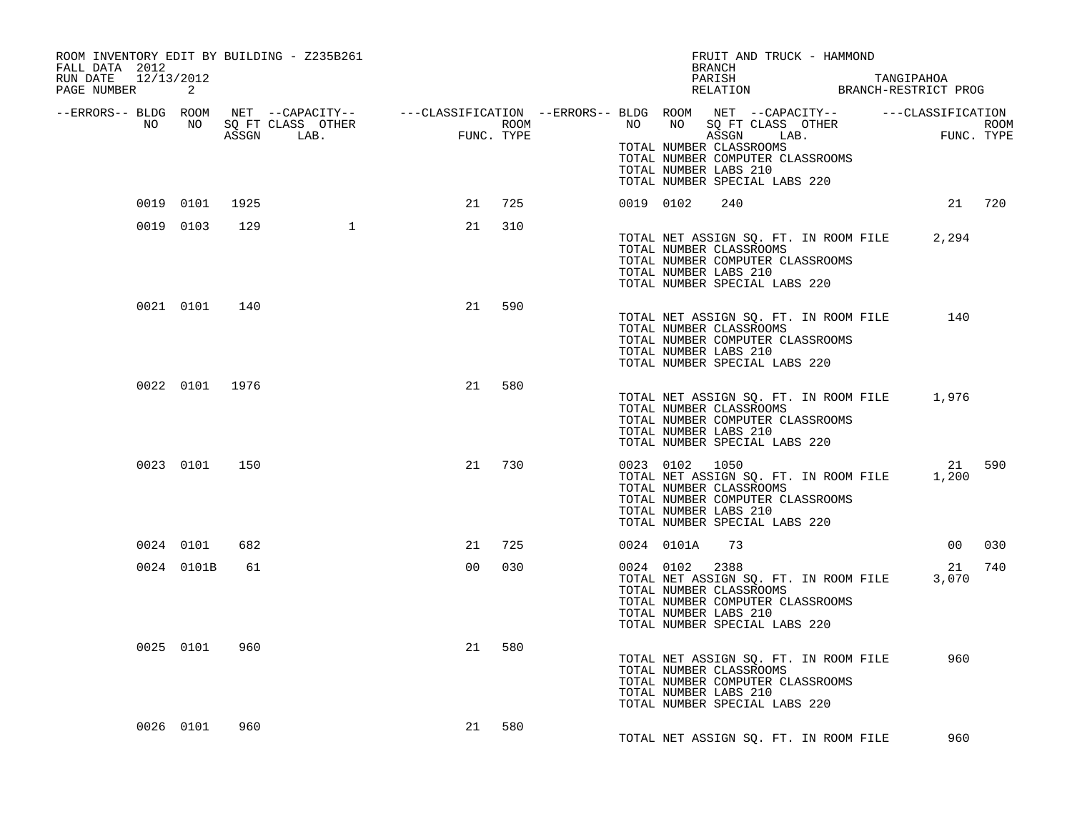ROOM INVENTORY EDIT BY BUILDING - Z235B261
FALL DATA 2012
RUN DATE 12/13/2012
PAGE NUMBER 2

FRUIT AND TRUCK - HAMMOND
BRANCH
PARISH TANGIPAHOA
RELATION BRANCH-RESTRICT PROG

| --ERRORS-- | BLDG NO | ROOM NO | NET SQ FT ASSGN | --CAPACITY-- CLASS LAB. | OTHER | ---CLASSIFICATION FUNC. | ROOM TYPE | --ERRORS-- | BLDG NO | ROOM NO | NET SQ FT ASSGN | --CAPACITY-- CLASS LAB. | OTHER | ---CLASSIFICATION FUNC. | ROOM TYPE |
|---|---|---|---|---|---|---|---|---|---|---|---|---|---|---|---|
| | | | | | | | | | TOTAL NUMBER CLASSROOMS | | | | | | |
| | | | | | | | | | TOTAL NUMBER COMPUTER CLASSROOMS | | | | | | |
| | | | | | | | | | TOTAL NUMBER LABS 210 | | | | | | |
| | | | | | | | | | TOTAL NUMBER SPECIAL LABS 220 | | | | | | |
| | 0019 | 0101 | 1925 | | | 21 | 725 | | 0019 | 0102 | 240 | | | 21 | 720 |
| | 0019 | 0103 | 129 | 1 | | 21 | 310 | | | | | | | | |
| | | | | | | | | | TOTAL NET ASSIGN SQ. FT. IN ROOM FILE | | | | | 2,294 | |
| | | | | | | | | | TOTAL NUMBER CLASSROOMS | | | | | | |
| | | | | | | | | | TOTAL NUMBER COMPUTER CLASSROOMS | | | | | | |
| | | | | | | | | | TOTAL NUMBER LABS 210 | | | | | | |
| | | | | | | | | | TOTAL NUMBER SPECIAL LABS 220 | | | | | | |
| | 0021 | 0101 | 140 | | | 21 | 590 | | | | | | | | |
| | | | | | | | | | TOTAL NET ASSIGN SQ. FT. IN ROOM FILE | | | | | 140 | |
| | | | | | | | | | TOTAL NUMBER CLASSROOMS | | | | | | |
| | | | | | | | | | TOTAL NUMBER COMPUTER CLASSROOMS | | | | | | |
| | | | | | | | | | TOTAL NUMBER LABS 210 | | | | | | |
| | | | | | | | | | TOTAL NUMBER SPECIAL LABS 220 | | | | | | |
| | 0022 | 0101 | 1976 | | | 21 | 580 | | | | | | | | |
| | | | | | | | | | TOTAL NET ASSIGN SQ. FT. IN ROOM FILE | | | | | 1,976 | |
| | | | | | | | | | TOTAL NUMBER CLASSROOMS | | | | | | |
| | | | | | | | | | TOTAL NUMBER COMPUTER CLASSROOMS | | | | | | |
| | | | | | | | | | TOTAL NUMBER LABS 210 | | | | | | |
| | | | | | | | | | TOTAL NUMBER SPECIAL LABS 220 | | | | | | |
| | 0023 | 0101 | 150 | | | 21 | 730 | | 0023 | 0102 | 1050 | | | 21 | 590 |
| | | | | | | | | | TOTAL NET ASSIGN SQ. FT. IN ROOM FILE | | | | | 1,200 | |
| | | | | | | | | | TOTAL NUMBER CLASSROOMS | | | | | | |
| | | | | | | | | | TOTAL NUMBER COMPUTER CLASSROOMS | | | | | | |
| | | | | | | | | | TOTAL NUMBER LABS 210 | | | | | | |
| | | | | | | | | | TOTAL NUMBER SPECIAL LABS 220 | | | | | | |
| | 0024 | 0101 | 682 | | | 21 | 725 | | 0024 | 0101A | 73 | | | 00 | 030 |
| | 0024 | 0101B | 61 | | | 00 | 030 | | 0024 | 0102 | 2388 | | | 21 | 740 |
| | | | | | | | | | TOTAL NET ASSIGN SQ. FT. IN ROOM FILE | | | | | 3,070 | |
| | | | | | | | | | TOTAL NUMBER CLASSROOMS | | | | | | |
| | | | | | | | | | TOTAL NUMBER COMPUTER CLASSROOMS | | | | | | |
| | | | | | | | | | TOTAL NUMBER LABS 210 | | | | | | |
| | | | | | | | | | TOTAL NUMBER SPECIAL LABS 220 | | | | | | |
| | 0025 | 0101 | 960 | | | 21 | 580 | | | | | | | | |
| | | | | | | | | | TOTAL NET ASSIGN SQ. FT. IN ROOM FILE | | | | | 960 | |
| | | | | | | | | | TOTAL NUMBER CLASSROOMS | | | | | | |
| | | | | | | | | | TOTAL NUMBER COMPUTER CLASSROOMS | | | | | | |
| | | | | | | | | | TOTAL NUMBER LABS 210 | | | | | | |
| | | | | | | | | | TOTAL NUMBER SPECIAL LABS 220 | | | | | | |
| | 0026 | 0101 | 960 | | | 21 | 580 | | | | | | | | |
| | | | | | | | | | TOTAL NET ASSIGN SQ. FT. IN ROOM FILE | | | | | 960 | |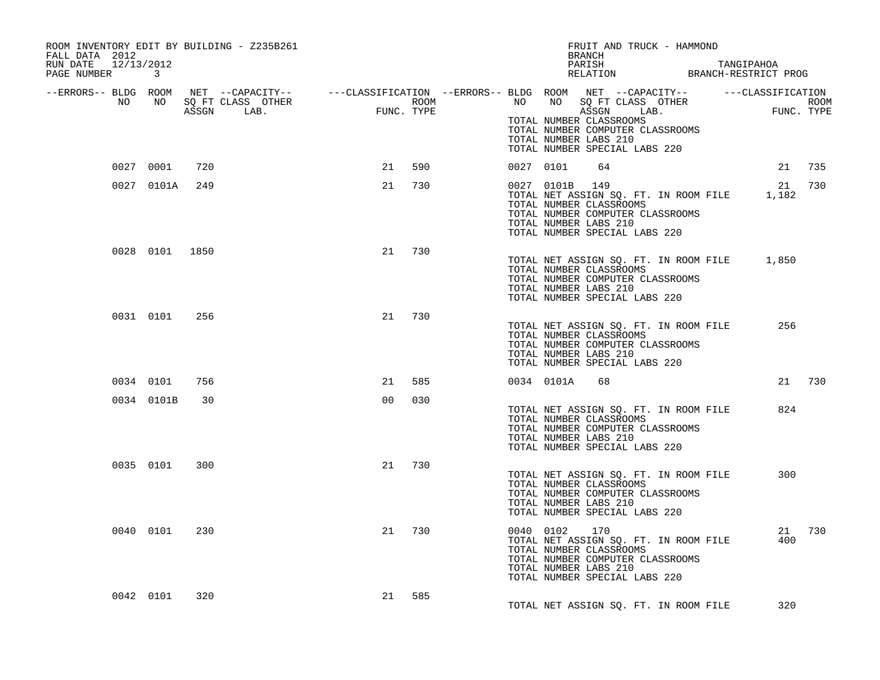ROOM INVENTORY EDIT BY BUILDING - Z235B261
FALL DATA 2012
RUN DATE 12/13/2012
PAGE NUMBER 3

FRUIT AND TRUCK - HAMMOND
BRANCH
PARISH TANGIPAHOA
RELATION BRANCH-RESTRICT PROG

| --ERRORS-- | BLDG NO | ROOM NO | NET SQ FT ASSGN | --CAPACITY-- CLASS LAB. | OTHER | ---CLASSIFICATION FUNC. | ROOM TYPE | --ERRORS-- | BLDG NO | ROOM NO | NET SQ FT ASSGN | --CAPACITY-- CLASS LAB. | OTHER | ---CLASSIFICATION FUNC. | ROOM TYPE |
|---|---|---|---|---|---|---|---|---|---|---|---|---|---|---|---|
| | | | | | | | | | TOTAL NUMBER CLASSROOMS | | | | | | |
| | | | | | | | | | TOTAL NUMBER COMPUTER CLASSROOMS | | | | | | |
| | | | | | | | | | TOTAL NUMBER LABS 210 | | | | | | |
| | | | | | | | | | TOTAL NUMBER SPECIAL LABS 220 | | | | | | |
| | 0027 | 0001 | 720 | | | 21 | 590 | | 0027 | 0101 | 64 | | | 21 | 735 |
| | 0027 | 0101A | 249 | | | 21 | 730 | | 0027 | 0101B | 149 | | | 21 | 730 |
| | | | | | | | | | TOTAL NET ASSIGN SQ. FT. IN ROOM FILE | | | | | 1,182 | |
| | | | | | | | | | TOTAL NUMBER CLASSROOMS | | | | | | |
| | | | | | | | | | TOTAL NUMBER COMPUTER CLASSROOMS | | | | | | |
| | | | | | | | | | TOTAL NUMBER LABS 210 | | | | | | |
| | | | | | | | | | TOTAL NUMBER SPECIAL LABS 220 | | | | | | |
| | 0028 | 0101 | 1850 | | | 21 | 730 | | | | | | | | |
| | | | | | | | | | TOTAL NET ASSIGN SQ. FT. IN ROOM FILE | | | | | 1,850 | |
| | | | | | | | | | TOTAL NUMBER CLASSROOMS | | | | | | |
| | | | | | | | | | TOTAL NUMBER COMPUTER CLASSROOMS | | | | | | |
| | | | | | | | | | TOTAL NUMBER LABS 210 | | | | | | |
| | | | | | | | | | TOTAL NUMBER SPECIAL LABS 220 | | | | | | |
| | 0031 | 0101 | 256 | | | 21 | 730 | | | | | | | | |
| | | | | | | | | | TOTAL NET ASSIGN SQ. FT. IN ROOM FILE | | | | | 256 | |
| | | | | | | | | | TOTAL NUMBER CLASSROOMS | | | | | | |
| | | | | | | | | | TOTAL NUMBER COMPUTER CLASSROOMS | | | | | | |
| | | | | | | | | | TOTAL NUMBER LABS 210 | | | | | | |
| | | | | | | | | | TOTAL NUMBER SPECIAL LABS 220 | | | | | | |
| | 0034 | 0101 | 756 | | | 21 | 585 | | 0034 | 0101A | 68 | | | 21 | 730 |
| | 0034 | 0101B | 30 | | | 00 | 030 | | | | | | | | |
| | | | | | | | | | TOTAL NET ASSIGN SQ. FT. IN ROOM FILE | | | | | 824 | |
| | | | | | | | | | TOTAL NUMBER CLASSROOMS | | | | | | |
| | | | | | | | | | TOTAL NUMBER COMPUTER CLASSROOMS | | | | | | |
| | | | | | | | | | TOTAL NUMBER LABS 210 | | | | | | |
| | | | | | | | | | TOTAL NUMBER SPECIAL LABS 220 | | | | | | |
| | 0035 | 0101 | 300 | | | 21 | 730 | | | | | | | | |
| | | | | | | | | | TOTAL NET ASSIGN SQ. FT. IN ROOM FILE | | | | | 300 | |
| | | | | | | | | | TOTAL NUMBER CLASSROOMS | | | | | | |
| | | | | | | | | | TOTAL NUMBER COMPUTER CLASSROOMS | | | | | | |
| | | | | | | | | | TOTAL NUMBER LABS 210 | | | | | | |
| | | | | | | | | | TOTAL NUMBER SPECIAL LABS 220 | | | | | | |
| | 0040 | 0101 | 230 | | | 21 | 730 | | 0040 | 0102 | 170 | | | 21 | 730 |
| | | | | | | | | | TOTAL NET ASSIGN SQ. FT. IN ROOM FILE | | | | | 400 | |
| | | | | | | | | | TOTAL NUMBER CLASSROOMS | | | | | | |
| | | | | | | | | | TOTAL NUMBER COMPUTER CLASSROOMS | | | | | | |
| | | | | | | | | | TOTAL NUMBER LABS 210 | | | | | | |
| | | | | | | | | | TOTAL NUMBER SPECIAL LABS 220 | | | | | | |
| | 0042 | 0101 | 320 | | | 21 | 585 | | | | | | | | |
| | | | | | | | | | TOTAL NET ASSIGN SQ. FT. IN ROOM FILE | | | | | 320 | |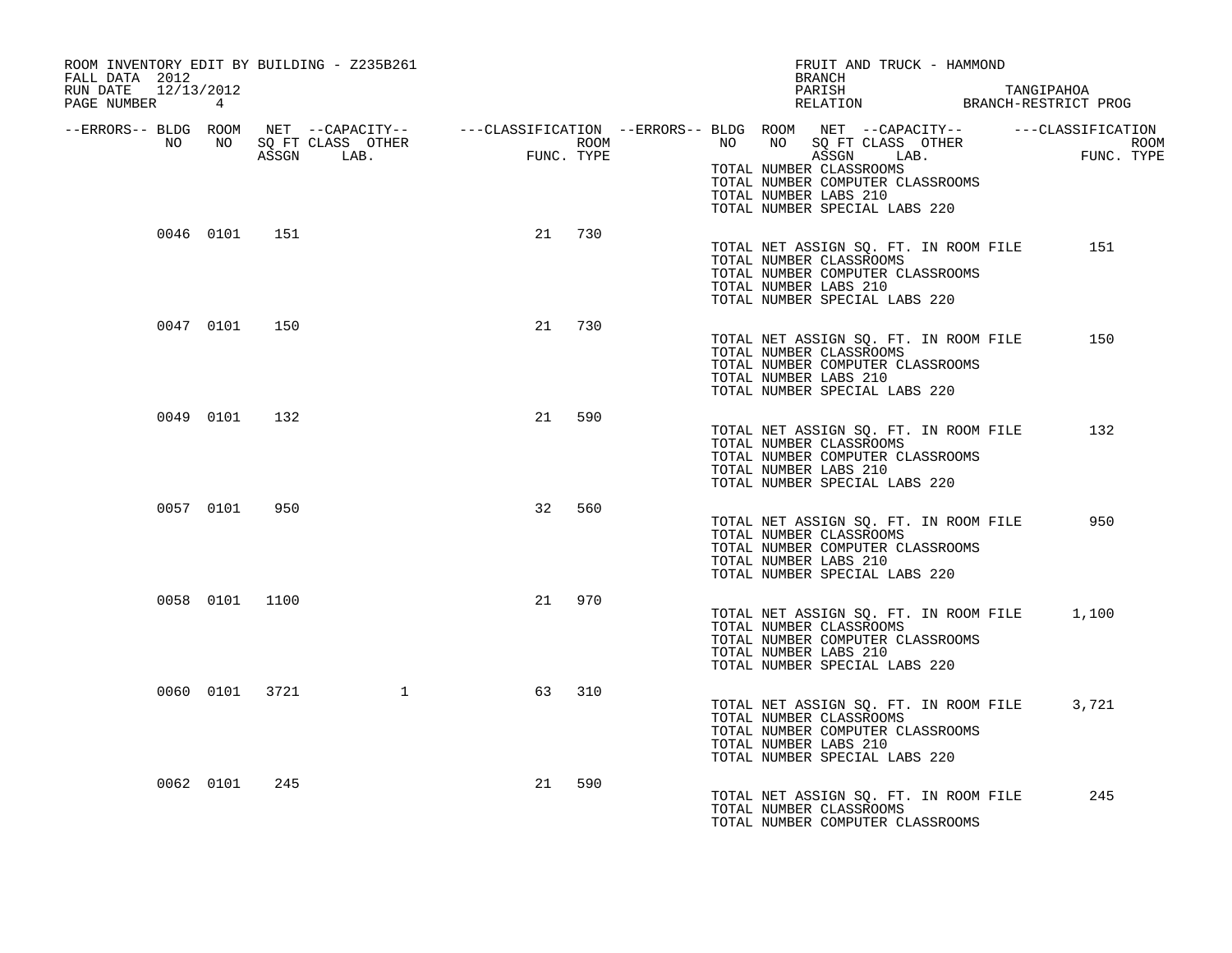ROOM INVENTORY EDIT BY BUILDING - Z235B261
FALL DATA 2012
RUN DATE 12/13/2012

FRUIT AND TRUCK - HAMMOND
BRANCH
PARISH TANGIPAHOA
RELATION BRANCH-RESTRICT PROG

| --ERRORS-- | BLDG NO | ROOM NO | NET SQ FT ASSGN | --CAPACITY-- CLASS LAB. | OTHER | ---CLASSIFICATION FUNC. | ROOM TYPE |
|---|---|---|---|---|---|---|---|
| | | | | | | | |

TOTAL NUMBER CLASSROOMS
TOTAL NUMBER COMPUTER CLASSROOMS
TOTAL NUMBER LABS 210
TOTAL NUMBER SPECIAL LABS 220

| --ERRORS-- | BLDG NO | ROOM NO | NET SQ FT ASSGN | CLASS LAB. | OTHER | FUNC. | ROOM TYPE |
|---|---|---|---|---|---|---|---|
| | 0046 | 0101 | 151 | | | 21 | 730 |

TOTAL NET ASSIGN SQ. FT. IN ROOM FILE 151
TOTAL NUMBER CLASSROOMS
TOTAL NUMBER COMPUTER CLASSROOMS
TOTAL NUMBER LABS 210
TOTAL NUMBER SPECIAL LABS 220

| --ERRORS-- | BLDG NO | ROOM NO | NET SQ FT ASSGN | CLASS LAB. | OTHER | FUNC. | ROOM TYPE |
|---|---|---|---|---|---|---|---|
| | 0047 | 0101 | 150 | | | 21 | 730 |

TOTAL NET ASSIGN SQ. FT. IN ROOM FILE 150
TOTAL NUMBER CLASSROOMS
TOTAL NUMBER COMPUTER CLASSROOMS
TOTAL NUMBER LABS 210
TOTAL NUMBER SPECIAL LABS 220

| --ERRORS-- | BLDG NO | ROOM NO | NET SQ FT ASSGN | CLASS LAB. | OTHER | FUNC. | ROOM TYPE |
|---|---|---|---|---|---|---|---|
| | 0049 | 0101 | 132 | | | 21 | 590 |

TOTAL NET ASSIGN SQ. FT. IN ROOM FILE 132
TOTAL NUMBER CLASSROOMS
TOTAL NUMBER COMPUTER CLASSROOMS
TOTAL NUMBER LABS 210
TOTAL NUMBER SPECIAL LABS 220

| --ERRORS-- | BLDG NO | ROOM NO | NET SQ FT ASSGN | CLASS LAB. | OTHER | FUNC. | ROOM TYPE |
|---|---|---|---|---|---|---|---|
| | 0057 | 0101 | 950 | | | 32 | 560 |

TOTAL NET ASSIGN SQ. FT. IN ROOM FILE 950
TOTAL NUMBER CLASSROOMS
TOTAL NUMBER COMPUTER CLASSROOMS
TOTAL NUMBER LABS 210
TOTAL NUMBER SPECIAL LABS 220

| --ERRORS-- | BLDG NO | ROOM NO | NET SQ FT ASSGN | CLASS LAB. | OTHER | FUNC. | ROOM TYPE |
|---|---|---|---|---|---|---|---|
| | 0058 | 0101 | 1100 | | | 21 | 970 |

TOTAL NET ASSIGN SQ. FT. IN ROOM FILE 1,100
TOTAL NUMBER CLASSROOMS
TOTAL NUMBER COMPUTER CLASSROOMS
TOTAL NUMBER LABS 210
TOTAL NUMBER SPECIAL LABS 220

| --ERRORS-- | BLDG NO | ROOM NO | NET SQ FT ASSGN | CLASS LAB. | OTHER | FUNC. | ROOM TYPE |
|---|---|---|---|---|---|---|---|
| | 0060 | 0101 | 3721 | | 1 | 63 | 310 |

TOTAL NET ASSIGN SQ. FT. IN ROOM FILE 3,721
TOTAL NUMBER CLASSROOMS
TOTAL NUMBER COMPUTER CLASSROOMS
TOTAL NUMBER LABS 210
TOTAL NUMBER SPECIAL LABS 220

| --ERRORS-- | BLDG NO | ROOM NO | NET SQ FT ASSGN | CLASS LAB. | OTHER | FUNC. | ROOM TYPE |
|---|---|---|---|---|---|---|---|
| | 0062 | 0101 | 245 | | | 21 | 590 |

TOTAL NET ASSIGN SQ. FT. IN ROOM FILE 245
TOTAL NUMBER CLASSROOMS
TOTAL NUMBER COMPUTER CLASSROOMS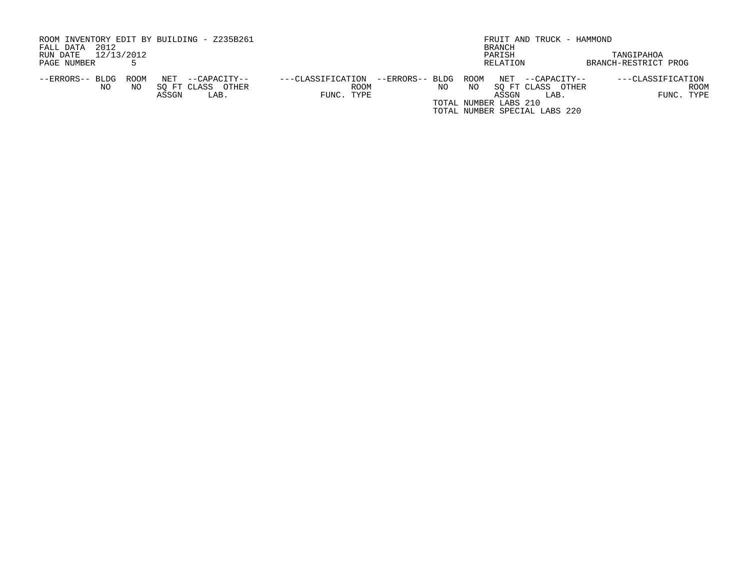ROOM INVENTORY EDIT BY BUILDING - Z235B261
FALL DATA 2012
RUN DATE 12/13/2012
PAGE NUMBER 5

FRUIT AND TRUCK - HAMMOND
BRANCH
PARISH TANGIPAHOA
RELATION BRANCH-RESTRICT PROG

| --ERRORS-- | BLDG NO | ROOM NO | NET SQ FT ASSGN | --CAPACITY-- CLASS | LAB. OTHER | ---CLASSIFICATION FUNC. | ROOM TYPE | --ERRORS-- | BLDG NO | ROOM NO | NET SQ FT ASSGN | --CAPACITY-- CLASS | LAB. OTHER | ---CLASSIFICATION FUNC. | ROOM TYPE |
|---|---|---|---|---|---|---|---|---|---|---|---|---|---|---|---|

TOTAL NUMBER LABS 210
TOTAL NUMBER SPECIAL LABS 220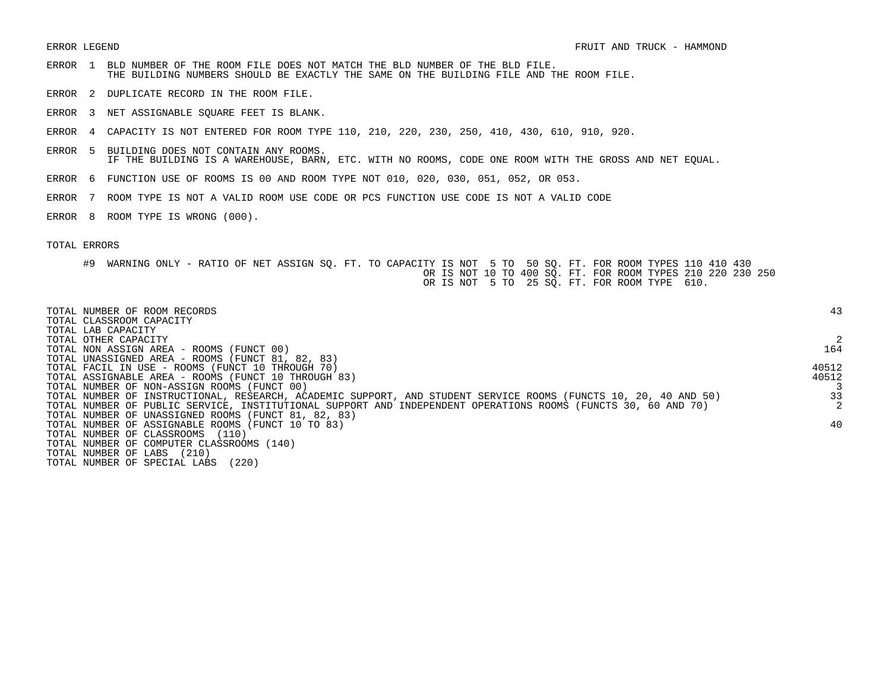ERROR LEGEND

FRUIT AND TRUCK - HAMMOND

ERROR 1 BLD NUMBER OF THE ROOM FILE DOES NOT MATCH THE BLD NUMBER OF THE BLD FILE.
THE BUILDING NUMBERS SHOULD BE EXACTLY THE SAME ON THE BUILDING FILE AND THE ROOM FILE.

ERROR 2 DUPLICATE RECORD IN THE ROOM FILE.

ERROR 3 NET ASSIGNABLE SQUARE FEET IS BLANK.

ERROR 4 CAPACITY IS NOT ENTERED FOR ROOM TYPE 110, 210, 220, 230, 250, 410, 430, 610, 910, 920.

ERROR 5 BUILDING DOES NOT CONTAIN ANY ROOMS.
IF THE BUILDING IS A WAREHOUSE, BARN, ETC. WITH NO ROOMS, CODE ONE ROOM WITH THE GROSS AND NET EQUAL.

ERROR 6 FUNCTION USE OF ROOMS IS 00 AND ROOM TYPE NOT 010, 020, 030, 051, 052, OR 053.

ERROR 7 ROOM TYPE IS NOT A VALID ROOM USE CODE OR PCS FUNCTION USE CODE IS NOT A VALID CODE

ERROR 8 ROOM TYPE IS WRONG (000).

TOTAL ERRORS

#9 WARNING ONLY - RATIO OF NET ASSIGN SQ. FT. TO CAPACITY IS NOT 5 TO 50 SQ. FT. FOR ROOM TYPES 110 410 430
OR IS NOT 10 TO 400 SQ. FT. FOR ROOM TYPES 210 220 230 250
OR IS NOT 5 TO 25 SQ. FT. FOR ROOM TYPE 610.

| | |
|---|---|
| TOTAL NUMBER OF ROOM RECORDS | 43 |
| TOTAL CLASSROOM CAPACITY | |
| TOTAL LAB CAPACITY | |
| TOTAL OTHER CAPACITY | 2 |
| TOTAL NON ASSIGN AREA - ROOMS (FUNCT 00) | 164 |
| TOTAL UNASSIGNED AREA - ROOMS (FUNCT 81, 82, 83) | |
| TOTAL FACIL IN USE - ROOMS (FUNCT 10 THROUGH 70) | 40512 |
| TOTAL ASSIGNABLE AREA - ROOMS (FUNCT 10 THROUGH 83) | 40512 |
| TOTAL NUMBER OF NON-ASSIGN ROOMS (FUNCT 00) | 3 |
| TOTAL NUMBER OF INSTRUCTIONAL, RESEARCH, ACADEMIC SUPPORT, AND STUDENT SERVICE ROOMS (FUNCTS 10, 20, 40 AND 50) | 33 |
| TOTAL NUMBER OF PUBLIC SERVICE, INSTITUTIONAL SUPPORT AND INDEPENDENT OPERATIONS ROOMS (FUNCTS 30, 60 AND 70) | 2 |
| TOTAL NUMBER OF UNASSIGNED ROOMS (FUNCT 81, 82, 83) | |
| TOTAL NUMBER OF ASSIGNABLE ROOMS (FUNCT 10 TO 83) | 40 |
| TOTAL NUMBER OF CLASSROOMS (110) | |
| TOTAL NUMBER OF COMPUTER CLASSROOMS (140) | |
| TOTAL NUMBER OF LABS (210) | |
| TOTAL NUMBER OF SPECIAL LABS (220) | |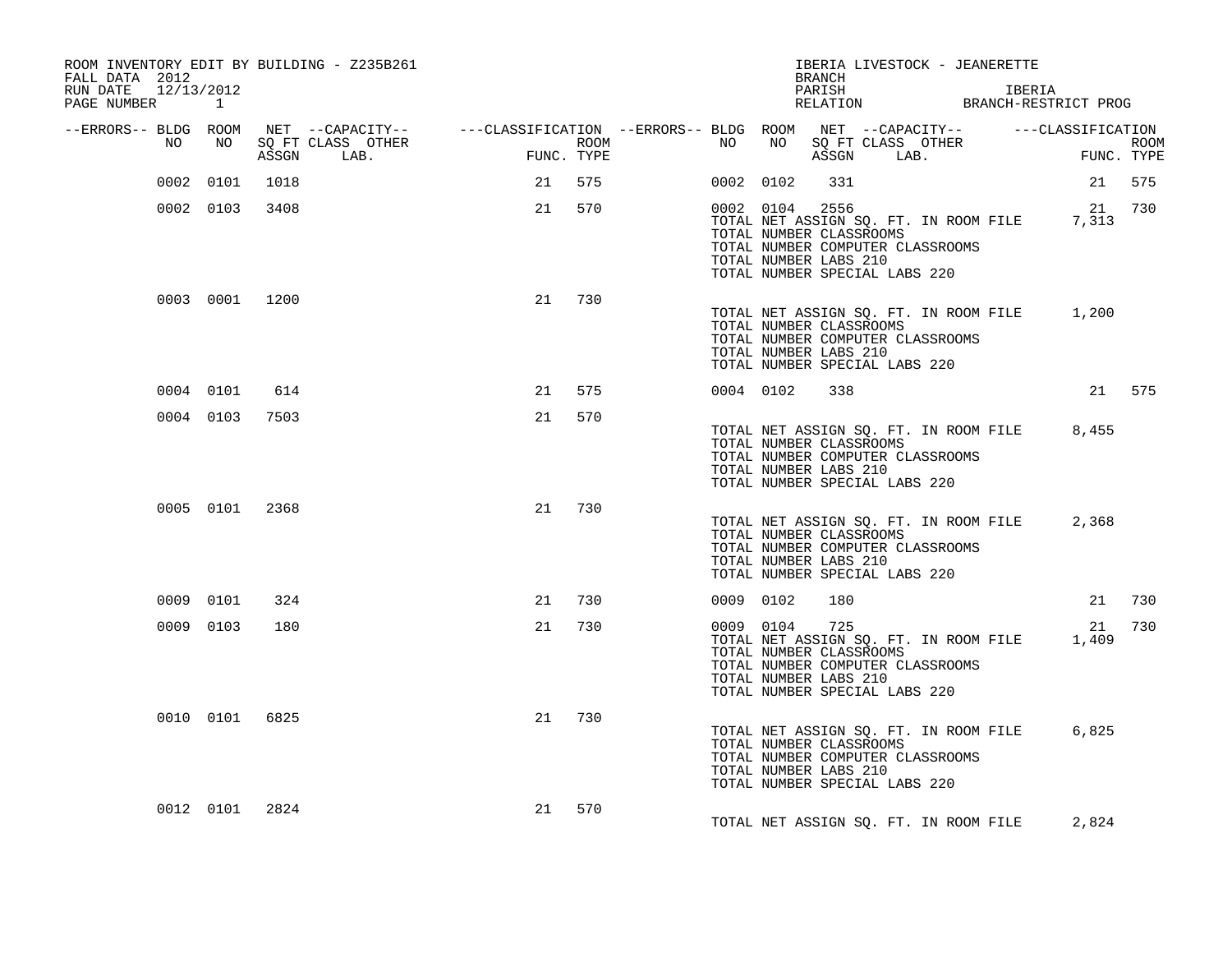ROOM INVENTORY EDIT BY BUILDING - Z235B261
FALL DATA 2012
RUN DATE 12/13/2012
PAGE NUMBER 1

IBERIA LIVESTOCK - JEANERETTE
BRANCH
PARISH IBERIA
RELATION BRANCH-RESTRICT PROG

| --ERRORS-- | BLDG NO | ROOM NO | NET ASSGN SQ FT | --CAPACITY-- CLASS LAB. | OTHER | ---CLASSIFICATION FUNC. | ROOM TYPE | --ERRORS-- | BLDG NO | ROOM NO | NET ASSGN SQ FT | --CAPACITY-- CLASS LAB. | OTHER | ---CLASSIFICATION FUNC. | ROOM TYPE |
|---|---|---|---|---|---|---|---|---|---|---|---|---|---|---|---|
| | 0002 | 0101 | 1018 | | | 21 | 575 | | 0002 | 0102 | 331 | | | 21 | 575 |
| | 0002 | 0103 | 3408 | | | 21 | 570 | | 0002 | 0104 | 2556 | | | 21 | 730 |
| | | | | | | | | | TOTAL NET ASSIGN SQ. FT. IN ROOM FILE | | | | | 7,313 | |
| | | | | | | | | | TOTAL NUMBER CLASSROOMS | | | | | | |
| | | | | | | | | | TOTAL NUMBER COMPUTER CLASSROOMS | | | | | | |
| | | | | | | | | | TOTAL NUMBER LABS 210 | | | | | | |
| | | | | | | | | | TOTAL NUMBER SPECIAL LABS 220 | | | | | | |
| | 0003 | 0001 | 1200 | | | 21 | 730 | | | | | | | | |
| | | | | | | | | | TOTAL NET ASSIGN SQ. FT. IN ROOM FILE | | | | | 1,200 | |
| | | | | | | | | | TOTAL NUMBER CLASSROOMS | | | | | | |
| | | | | | | | | | TOTAL NUMBER COMPUTER CLASSROOMS | | | | | | |
| | | | | | | | | | TOTAL NUMBER LABS 210 | | | | | | |
| | | | | | | | | | TOTAL NUMBER SPECIAL LABS 220 | | | | | | |
| | 0004 | 0101 | 614 | | | 21 | 575 | | 0004 | 0102 | 338 | | | 21 | 575 |
| | 0004 | 0103 | 7503 | | | 21 | 570 | | | | | | | | |
| | | | | | | | | | TOTAL NET ASSIGN SQ. FT. IN ROOM FILE | | | | | 8,455 | |
| | | | | | | | | | TOTAL NUMBER CLASSROOMS | | | | | | |
| | | | | | | | | | TOTAL NUMBER COMPUTER CLASSROOMS | | | | | | |
| | | | | | | | | | TOTAL NUMBER LABS 210 | | | | | | |
| | | | | | | | | | TOTAL NUMBER SPECIAL LABS 220 | | | | | | |
| | 0005 | 0101 | 2368 | | | 21 | 730 | | | | | | | | |
| | | | | | | | | | TOTAL NET ASSIGN SQ. FT. IN ROOM FILE | | | | | 2,368 | |
| | | | | | | | | | TOTAL NUMBER CLASSROOMS | | | | | | |
| | | | | | | | | | TOTAL NUMBER COMPUTER CLASSROOMS | | | | | | |
| | | | | | | | | | TOTAL NUMBER LABS 210 | | | | | | |
| | | | | | | | | | TOTAL NUMBER SPECIAL LABS 220 | | | | | | |
| | 0009 | 0101 | 324 | | | 21 | 730 | | 0009 | 0102 | 180 | | | 21 | 730 |
| | 0009 | 0103 | 180 | | | 21 | 730 | | 0009 | 0104 | 725 | | | 21 | 730 |
| | | | | | | | | | TOTAL NET ASSIGN SQ. FT. IN ROOM FILE | | | | | 1,409 | |
| | | | | | | | | | TOTAL NUMBER CLASSROOMS | | | | | | |
| | | | | | | | | | TOTAL NUMBER COMPUTER CLASSROOMS | | | | | | |
| | | | | | | | | | TOTAL NUMBER LABS 210 | | | | | | |
| | | | | | | | | | TOTAL NUMBER SPECIAL LABS 220 | | | | | | |
| | 0010 | 0101 | 6825 | | | 21 | 730 | | | | | | | | |
| | | | | | | | | | TOTAL NET ASSIGN SQ. FT. IN ROOM FILE | | | | | 6,825 | |
| | | | | | | | | | TOTAL NUMBER CLASSROOMS | | | | | | |
| | | | | | | | | | TOTAL NUMBER COMPUTER CLASSROOMS | | | | | | |
| | | | | | | | | | TOTAL NUMBER LABS 210 | | | | | | |
| | | | | | | | | | TOTAL NUMBER SPECIAL LABS 220 | | | | | | |
| | 0012 | 0101 | 2824 | | | 21 | 570 | | | | | | | | |
| | | | | | | | | | TOTAL NET ASSIGN SQ. FT. IN ROOM FILE | | | | | 2,824 | |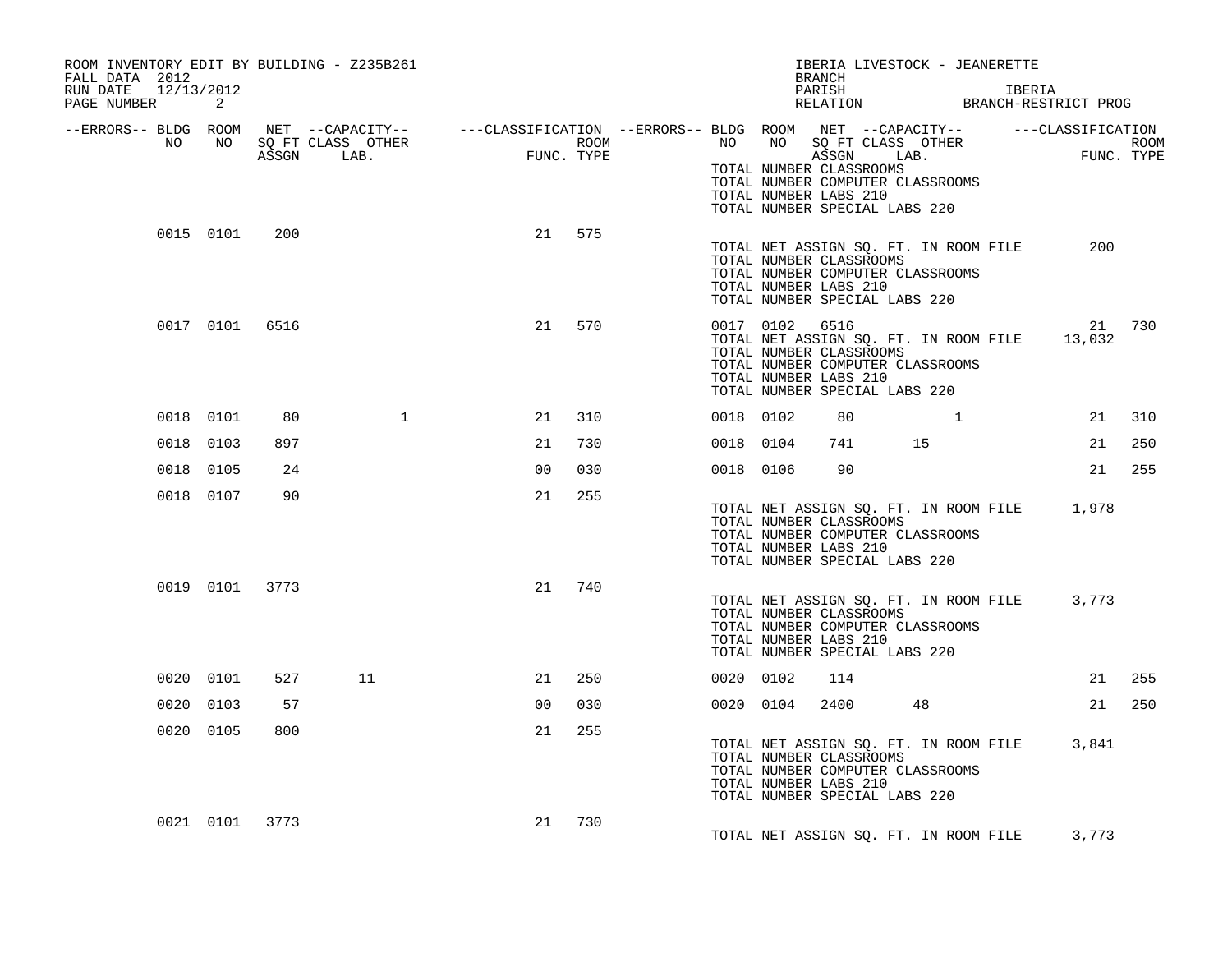ROOM INVENTORY EDIT BY BUILDING - Z235B261
FALL DATA 2012
RUN DATE 12/13/2012
PAGE NUMBER 2

IBERIA LIVESTOCK - JEANERETTE
BRANCH
PARISH IBERIA
RELATION BRANCH-RESTRICT PROG

| --ERRORS-- | BLDG NO | ROOM NO | NET SQ FT ASSGN | --CAPACITY-- CLASS LAB. | OTHER | ---CLASSIFICATION FUNC. | ROOM TYPE | --ERRORS-- | BLDG NO | ROOM NO | NET SQ FT ASSGN | --CAPACITY-- CLASS LAB. | OTHER | ---CLASSIFICATION FUNC. | ROOM TYPE |
|---|---|---|---|---|---|---|---|---|---|---|---|---|---|---|---|
| | | | | | | | | | TOTAL NUMBER CLASSROOMS | | | | | | |
| | | | | | | | | | TOTAL NUMBER COMPUTER CLASSROOMS | | | | | | |
| | | | | | | | | | TOTAL NUMBER LABS 210 | | | | | | |
| | | | | | | | | | TOTAL NUMBER SPECIAL LABS 220 | | | | | | |
| | 0015 | 0101 | 200 | | | 21 | 575 | | | | | | | | |
| | | | | | | | | | TOTAL NET ASSIGN SQ. FT. IN ROOM FILE | | | | | 200 | |
| | | | | | | | | | TOTAL NUMBER CLASSROOMS | | | | | | |
| | | | | | | | | | TOTAL NUMBER COMPUTER CLASSROOMS | | | | | | |
| | | | | | | | | | TOTAL NUMBER LABS 210 | | | | | | |
| | | | | | | | | | TOTAL NUMBER SPECIAL LABS 220 | | | | | | |
| | 0017 | 0101 | 6516 | | | 21 | 570 | | 0017 | 0102 | 6516 | | | 21 | 730 |
| | | | | | | | | | TOTAL NET ASSIGN SQ. FT. IN ROOM FILE | | | | | 13,032 | |
| | | | | | | | | | TOTAL NUMBER CLASSROOMS | | | | | | |
| | | | | | | | | | TOTAL NUMBER COMPUTER CLASSROOMS | | | | | | |
| | | | | | | | | | TOTAL NUMBER LABS 210 | | | | | | |
| | | | | | | | | | TOTAL NUMBER SPECIAL LABS 220 | | | | | | |
| | 0018 | 0101 | 80 | | 1 | 21 | 310 | | 0018 | 0102 | 80 | | 1 | 21 | 310 |
| | 0018 | 0103 | 897 | | | 21 | 730 | | 0018 | 0104 | 741 | 15 | | 21 | 250 |
| | 0018 | 0105 | 24 | | | 00 | 030 | | 0018 | 0106 | 90 | | | 21 | 255 |
| | 0018 | 0107 | 90 | | | 21 | 255 | | | | | | | | |
| | | | | | | | | | TOTAL NET ASSIGN SQ. FT. IN ROOM FILE | | | | | 1,978 | |
| | | | | | | | | | TOTAL NUMBER CLASSROOMS | | | | | | |
| | | | | | | | | | TOTAL NUMBER COMPUTER CLASSROOMS | | | | | | |
| | | | | | | | | | TOTAL NUMBER LABS 210 | | | | | | |
| | | | | | | | | | TOTAL NUMBER SPECIAL LABS 220 | | | | | | |
| | 0019 | 0101 | 3773 | | | 21 | 740 | | | | | | | | |
| | | | | | | | | | TOTAL NET ASSIGN SQ. FT. IN ROOM FILE | | | | | 3,773 | |
| | | | | | | | | | TOTAL NUMBER CLASSROOMS | | | | | | |
| | | | | | | | | | TOTAL NUMBER COMPUTER CLASSROOMS | | | | | | |
| | | | | | | | | | TOTAL NUMBER LABS 210 | | | | | | |
| | | | | | | | | | TOTAL NUMBER SPECIAL LABS 220 | | | | | | |
| | 0020 | 0101 | 527 | 11 | | 21 | 250 | | 0020 | 0102 | 114 | | | 21 | 255 |
| | 0020 | 0103 | 57 | | | 00 | 030 | | 0020 | 0104 | 2400 | 48 | | 21 | 250 |
| | 0020 | 0105 | 800 | | | 21 | 255 | | | | | | | | |
| | | | | | | | | | TOTAL NET ASSIGN SQ. FT. IN ROOM FILE | | | | | 3,841 | |
| | | | | | | | | | TOTAL NUMBER CLASSROOMS | | | | | | |
| | | | | | | | | | TOTAL NUMBER COMPUTER CLASSROOMS | | | | | | |
| | | | | | | | | | TOTAL NUMBER LABS 210 | | | | | | |
| | | | | | | | | | TOTAL NUMBER SPECIAL LABS 220 | | | | | | |
| | 0021 | 0101 | 3773 | | | 21 | 730 | | | | | | | | |
| | | | | | | | | | TOTAL NET ASSIGN SQ. FT. IN ROOM FILE | | | | | 3,773 | |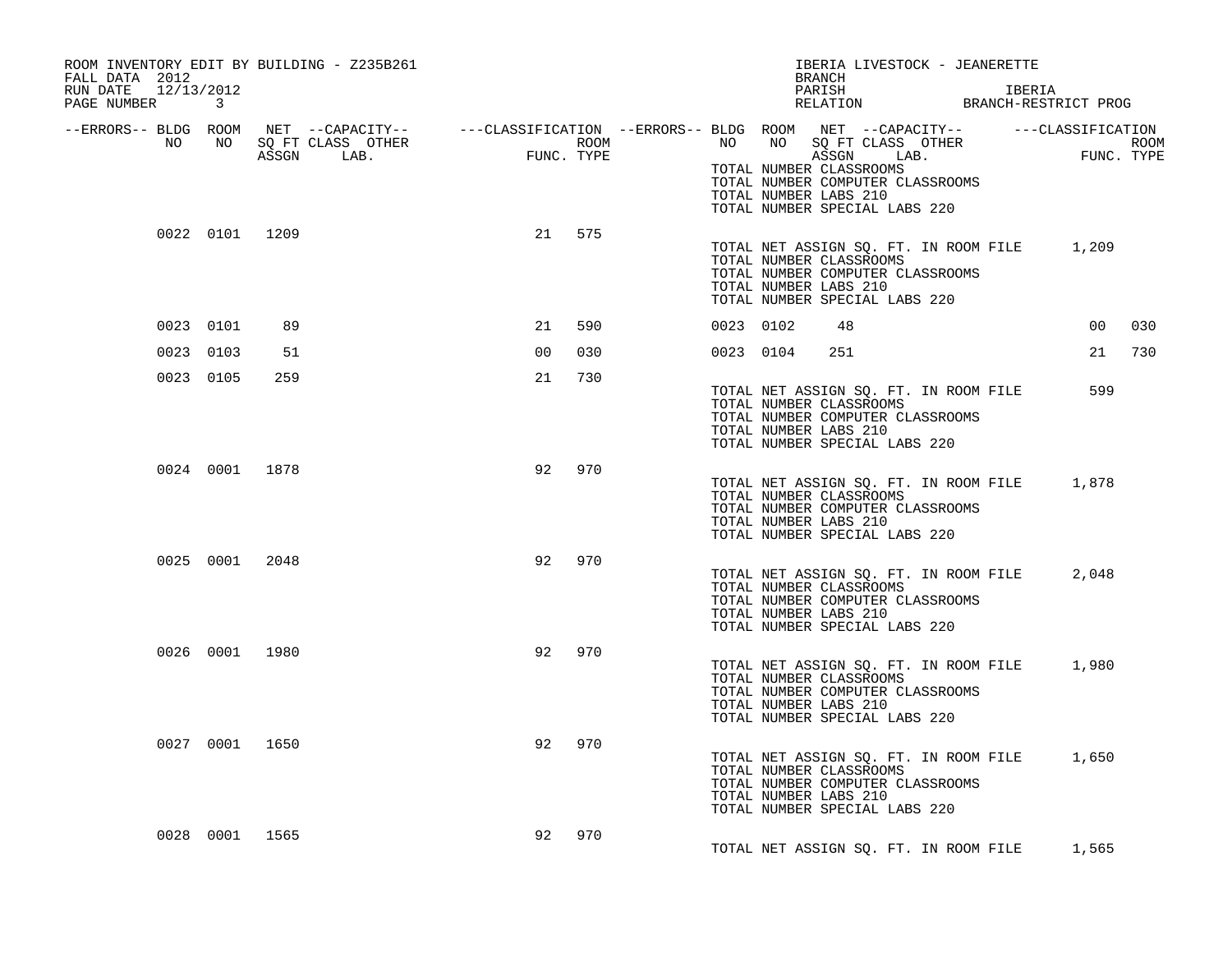ROOM INVENTORY EDIT BY BUILDING - Z235B261
FALL DATA 2012
RUN DATE 12/13/2012
PAGE NUMBER 3

IBERIA LIVESTOCK - JEANERETTE
BRANCH
PARISH IBERIA
RELATION BRANCH-RESTRICT PROG

| --ERRORS-- | BLDG NO | ROOM NO | NET SQ FT ASSGN | --CAPACITY-- CLASS LAB. | OTHER | ---CLASSIFICATION FUNC. | ROOM TYPE | --ERRORS-- | BLDG NO | ROOM NO | NET SQ FT ASSGN | --CAPACITY-- CLASS LAB. | OTHER | ---CLASSIFICATION FUNC. | ROOM TYPE |
|---|---|---|---|---|---|---|---|---|---|---|---|---|---|---|---|
| | | | | | | | | | | | | | | | |

TOTAL NUMBER CLASSROOMS
TOTAL NUMBER COMPUTER CLASSROOMS
TOTAL NUMBER LABS 210
TOTAL NUMBER SPECIAL LABS 220

| | 0022 | 0101 | 1209 | | | 21 | 575 | | | | | | | | |
|---|---|---|---|---|---|---|---|---|---|---|---|---|---|---|---|

TOTAL NET ASSIGN SQ. FT. IN ROOM FILE 1,209
TOTAL NUMBER CLASSROOMS
TOTAL NUMBER COMPUTER CLASSROOMS
TOTAL NUMBER LABS 210
TOTAL NUMBER SPECIAL LABS 220

| | 0023 | 0101 | 89 | | | 21 | 590 | | 0023 | 0102 | 48 | | | 00 | 030 |
|---|---|---|---|---|---|---|---|---|---|---|---|---|---|---|---|
| | 0023 | 0103 | 51 | | | 00 | 030 | | 0023 | 0104 | 251 | | | 21 | 730 |
| | 0023 | 0105 | 259 | | | 21 | 730 | | | | | | | | |

TOTAL NET ASSIGN SQ. FT. IN ROOM FILE 599
TOTAL NUMBER CLASSROOMS
TOTAL NUMBER COMPUTER CLASSROOMS
TOTAL NUMBER LABS 210
TOTAL NUMBER SPECIAL LABS 220

| | 0024 | 0001 | 1878 | | | 92 | 970 | | | | | | | | |
|---|---|---|---|---|---|---|---|---|---|---|---|---|---|---|---|

TOTAL NET ASSIGN SQ. FT. IN ROOM FILE 1,878
TOTAL NUMBER CLASSROOMS
TOTAL NUMBER COMPUTER CLASSROOMS
TOTAL NUMBER LABS 210
TOTAL NUMBER SPECIAL LABS 220

| | 0025 | 0001 | 2048 | | | 92 | 970 | | | | | | | | |
|---|---|---|---|---|---|---|---|---|---|---|---|---|---|---|---|

TOTAL NET ASSIGN SQ. FT. IN ROOM FILE 2,048
TOTAL NUMBER CLASSROOMS
TOTAL NUMBER COMPUTER CLASSROOMS
TOTAL NUMBER LABS 210
TOTAL NUMBER SPECIAL LABS 220

| | 0026 | 0001 | 1980 | | | 92 | 970 | | | | | | | | |
|---|---|---|---|---|---|---|---|---|---|---|---|---|---|---|---|

TOTAL NET ASSIGN SQ. FT. IN ROOM FILE 1,980
TOTAL NUMBER CLASSROOMS
TOTAL NUMBER COMPUTER CLASSROOMS
TOTAL NUMBER LABS 210
TOTAL NUMBER SPECIAL LABS 220

| | 0027 | 0001 | 1650 | | | 92 | 970 | | | | | | | | |
|---|---|---|---|---|---|---|---|---|---|---|---|---|---|---|---|

TOTAL NET ASSIGN SQ. FT. IN ROOM FILE 1,650
TOTAL NUMBER CLASSROOMS
TOTAL NUMBER COMPUTER CLASSROOMS
TOTAL NUMBER LABS 210
TOTAL NUMBER SPECIAL LABS 220

| | 0028 | 0001 | 1565 | | | 92 | 970 | | | | | | | | |
|---|---|---|---|---|---|---|---|---|---|---|---|---|---|---|---|

TOTAL NET ASSIGN SQ. FT. IN ROOM FILE 1,565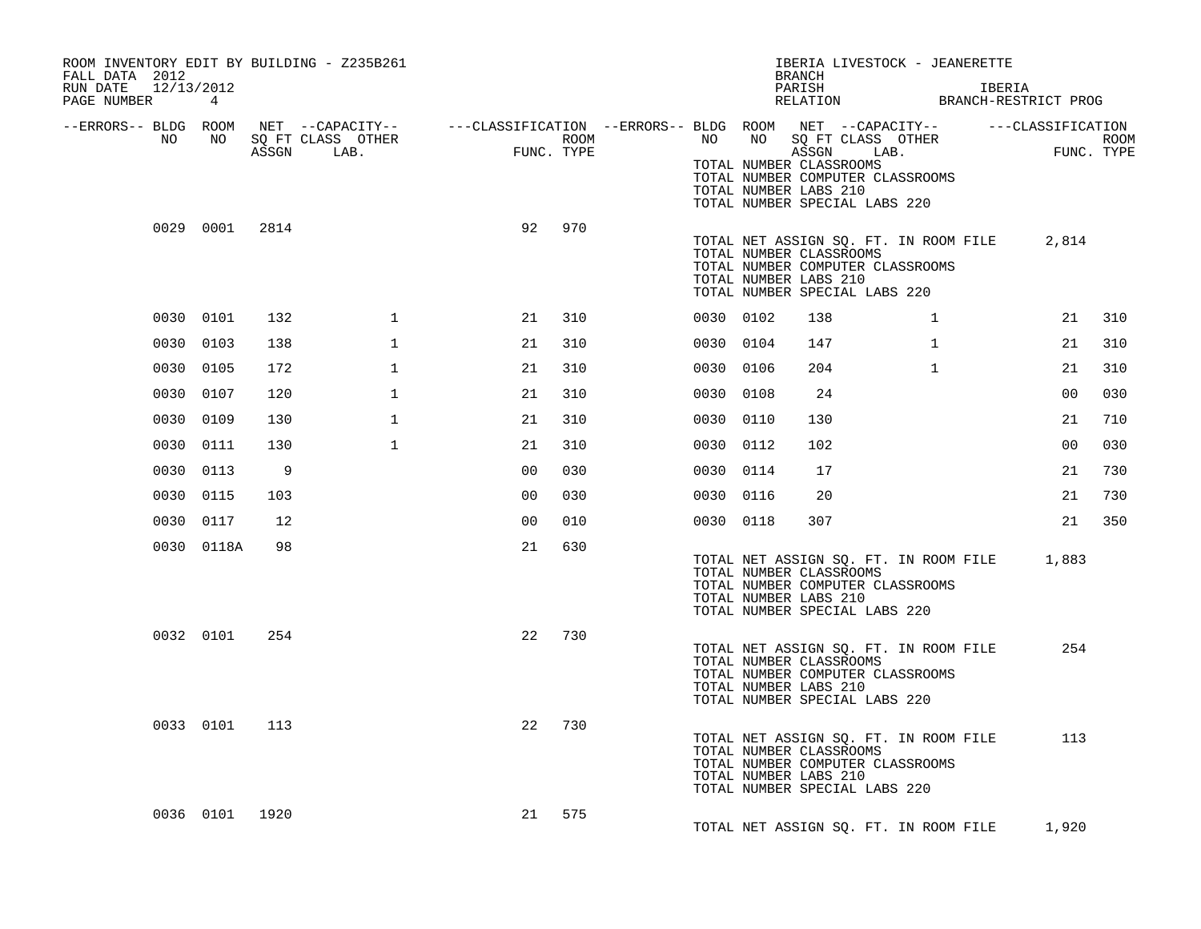ROOM INVENTORY EDIT BY BUILDING - Z235B261
FALL DATA 2012
RUN DATE 12/13/2012
PAGE NUMBER 4

IBERIA LIVESTOCK - JEANERETTE
BRANCH
PARISH IBERIA
RELATION BRANCH-RESTRICT PROG

| --ERRORS-- | BLDG NO | ROOM NO | NET SQ FT ASSGN | CAPACITY CLASS LAB. | CAPACITY OTHER | CLASSIFICATION FUNC. | ROOM TYPE | --ERRORS-- | BLDG NO | ROOM NO | NET SQ FT ASSGN | CAPACITY CLASS LAB. | CAPACITY OTHER | CLASSIFICATION FUNC. | ROOM TYPE |
|---|---|---|---|---|---|---|---|---|---|---|---|---|---|---|---|
| | | | | | | | | | TOTAL NUMBER CLASSROOMS | | | | | | |
| | | | | | | | | | TOTAL NUMBER COMPUTER CLASSROOMS | | | | | | |
| | | | | | | | | | TOTAL NUMBER LABS 210 | | | | | | |
| | | | | | | | | | TOTAL NUMBER SPECIAL LABS 220 | | | | | | |
| | 0029 | 0001 | 2814 | | | 92 | 970 | | | | | | | | |
| | | | | | | | | | TOTAL NET ASSIGN SQ. FT. IN ROOM FILE | | | | | 2,814 | |
| | | | | | | | | | TOTAL NUMBER CLASSROOMS | | | | | | |
| | | | | | | | | | TOTAL NUMBER COMPUTER CLASSROOMS | | | | | | |
| | | | | | | | | | TOTAL NUMBER LABS 210 | | | | | | |
| | | | | | | | | | TOTAL NUMBER SPECIAL LABS 220 | | | | | | |
| | 0030 | 0101 | 132 | | 1 | 21 | 310 | | 0030 | 0102 | 138 | | 1 | 21 | 310 |
| | 0030 | 0103 | 138 | | 1 | 21 | 310 | | 0030 | 0104 | 147 | | 1 | 21 | 310 |
| | 0030 | 0105 | 172 | | 1 | 21 | 310 | | 0030 | 0106 | 204 | | 1 | 21 | 310 |
| | 0030 | 0107 | 120 | | 1 | 21 | 310 | | 0030 | 0108 | 24 | | | 00 | 030 |
| | 0030 | 0109 | 130 | | 1 | 21 | 310 | | 0030 | 0110 | 130 | | | 21 | 710 |
| | 0030 | 0111 | 130 | | 1 | 21 | 310 | | 0030 | 0112 | 102 | | | 00 | 030 |
| | 0030 | 0113 | 9 | | | 00 | 030 | | 0030 | 0114 | 17 | | | 21 | 730 |
| | 0030 | 0115 | 103 | | | 00 | 030 | | 0030 | 0116 | 20 | | | 21 | 730 |
| | 0030 | 0117 | 12 | | | 00 | 010 | | 0030 | 0118 | 307 | | | 21 | 350 |
| | 0030 | 0118A | 98 | | | 21 | 630 | | | | | | | | |
| | | | | | | | | | TOTAL NET ASSIGN SQ. FT. IN ROOM FILE | | | | | 1,883 | |
| | | | | | | | | | TOTAL NUMBER CLASSROOMS | | | | | | |
| | | | | | | | | | TOTAL NUMBER COMPUTER CLASSROOMS | | | | | | |
| | | | | | | | | | TOTAL NUMBER LABS 210 | | | | | | |
| | | | | | | | | | TOTAL NUMBER SPECIAL LABS 220 | | | | | | |
| | 0032 | 0101 | 254 | | | 22 | 730 | | | | | | | | |
| | | | | | | | | | TOTAL NET ASSIGN SQ. FT. IN ROOM FILE | | | | | 254 | |
| | | | | | | | | | TOTAL NUMBER CLASSROOMS | | | | | | |
| | | | | | | | | | TOTAL NUMBER COMPUTER CLASSROOMS | | | | | | |
| | | | | | | | | | TOTAL NUMBER LABS 210 | | | | | | |
| | | | | | | | | | TOTAL NUMBER SPECIAL LABS 220 | | | | | | |
| | 0033 | 0101 | 113 | | | 22 | 730 | | | | | | | | |
| | | | | | | | | | TOTAL NET ASSIGN SQ. FT. IN ROOM FILE | | | | | 113 | |
| | | | | | | | | | TOTAL NUMBER CLASSROOMS | | | | | | |
| | | | | | | | | | TOTAL NUMBER COMPUTER CLASSROOMS | | | | | | |
| | | | | | | | | | TOTAL NUMBER LABS 210 | | | | | | |
| | | | | | | | | | TOTAL NUMBER SPECIAL LABS 220 | | | | | | |
| | 0036 | 0101 | 1920 | | | 21 | 575 | | | | | | | | |
| | | | | | | | | | TOTAL NET ASSIGN SQ. FT. IN ROOM FILE | | | | | 1,920 | |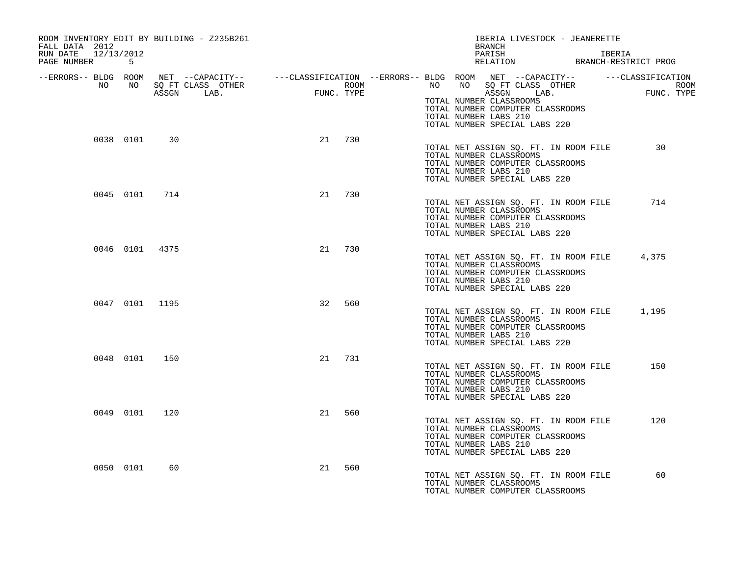ROOM INVENTORY EDIT BY BUILDING - Z235B261
FALL DATA 2012
RUN DATE 12/13/2012
PAGE NUMBER 5

IBERIA LIVESTOCK - JEANERETTE
BRANCH
PARISH IBERIA
RELATION BRANCH-RESTRICT PROG

| --ERRORS-- | BLDG NO | ROOM NO | NET SQ FT ASSGN | --CAPACITY-- CLASS | LAB. | OTHER | ---CLASSIFICATION FUNC. | ROOM TYPE |
|---|---|---|---|---|---|---|---|---|
| | 0038 | 0101 | 30 | | | | 21 | 730 |
| | 0045 | 0101 | 714 | | | | 21 | 730 |
| | 0046 | 0101 | 4375 | | | | 21 | 730 |
| | 0047 | 0101 | 1195 | | | | 32 | 560 |
| | 0048 | 0101 | 150 | | | | 21 | 731 |
| | 0049 | 0101 | 120 | | | | 21 | 560 |
| | 0050 | 0101 | 60 | | | | 21 | 560 |

TOTAL NUMBER CLASSROOMS
TOTAL NUMBER COMPUTER CLASSROOMS
TOTAL NUMBER LABS 210
TOTAL NUMBER SPECIAL LABS 220

TOTAL NET ASSIGN SQ. FT. IN ROOM FILE 30
TOTAL NUMBER CLASSROOMS
TOTAL NUMBER COMPUTER CLASSROOMS
TOTAL NUMBER LABS 210
TOTAL NUMBER SPECIAL LABS 220

TOTAL NET ASSIGN SQ. FT. IN ROOM FILE 714
TOTAL NUMBER CLASSROOMS
TOTAL NUMBER COMPUTER CLASSROOMS
TOTAL NUMBER LABS 210
TOTAL NUMBER SPECIAL LABS 220

TOTAL NET ASSIGN SQ. FT. IN ROOM FILE 4,375
TOTAL NUMBER CLASSROOMS
TOTAL NUMBER COMPUTER CLASSROOMS
TOTAL NUMBER LABS 210
TOTAL NUMBER SPECIAL LABS 220

TOTAL NET ASSIGN SQ. FT. IN ROOM FILE 1,195
TOTAL NUMBER CLASSROOMS
TOTAL NUMBER COMPUTER CLASSROOMS
TOTAL NUMBER LABS 210
TOTAL NUMBER SPECIAL LABS 220

TOTAL NET ASSIGN SQ. FT. IN ROOM FILE 150
TOTAL NUMBER CLASSROOMS
TOTAL NUMBER COMPUTER CLASSROOMS
TOTAL NUMBER LABS 210
TOTAL NUMBER SPECIAL LABS 220

TOTAL NET ASSIGN SQ. FT. IN ROOM FILE 120
TOTAL NUMBER CLASSROOMS
TOTAL NUMBER COMPUTER CLASSROOMS
TOTAL NUMBER LABS 210
TOTAL NUMBER SPECIAL LABS 220

TOTAL NET ASSIGN SQ. FT. IN ROOM FILE 60
TOTAL NUMBER CLASSROOMS
TOTAL NUMBER COMPUTER CLASSROOMS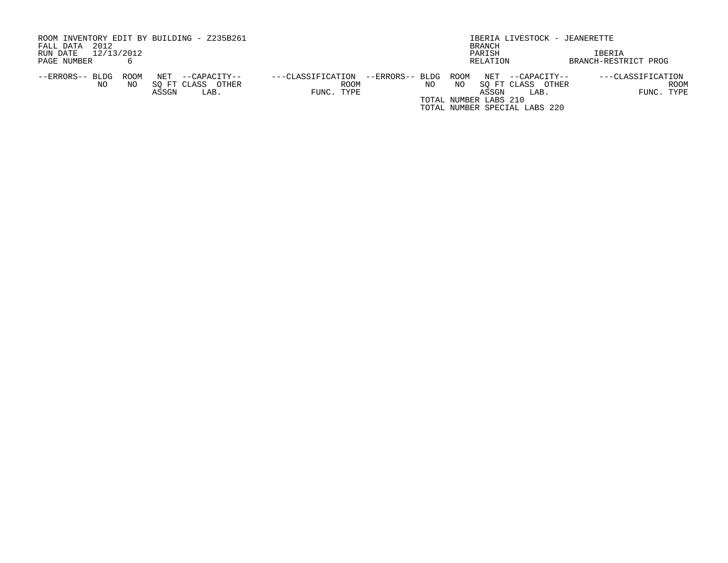ROOM INVENTORY EDIT BY BUILDING - Z235B261
FALL DATA 2012
RUN DATE 12/13/2012
PAGE NUMBER 6

IBERIA LIVESTOCK - JEANERETTE
BRANCH
PARISH IBERIA
RELATION BRANCH-RESTRICT PROG

| --ERRORS-- | BLDG NO | ROOM NO | NET SQ FT ASSGN | --CAPACITY-- CLASS | OTHER LAB. | ---CLASSIFICATION FUNC. | ROOM TYPE | --ERRORS-- | BLDG NO | ROOM NO | NET SQ FT ASSGN | --CAPACITY-- CLASS | OTHER LAB. | ---CLASSIFICATION FUNC. | ROOM TYPE |
|---|---|---|---|---|---|---|---|---|---|---|---|---|---|---|---|

TOTAL NUMBER LABS 210
TOTAL NUMBER SPECIAL LABS 220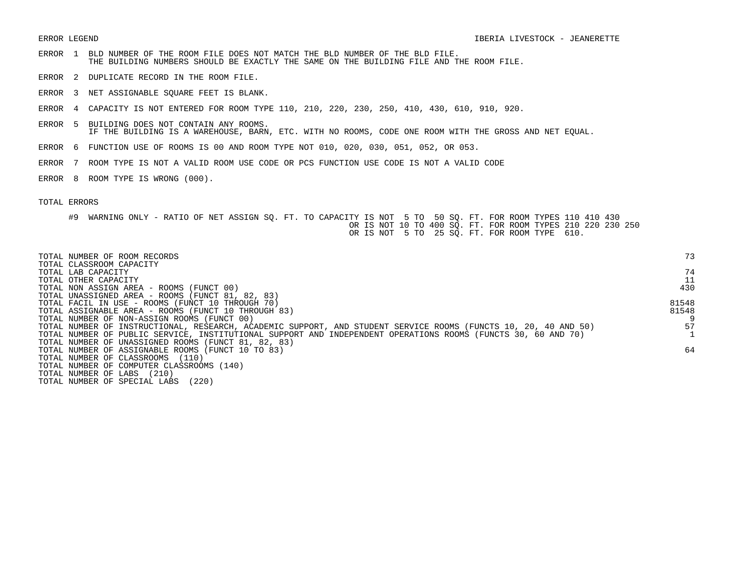ERROR LEGEND

IBERIA LIVESTOCK - JEANERETTE

ERROR 1 BLD NUMBER OF THE ROOM FILE DOES NOT MATCH THE BLD NUMBER OF THE BLD FILE.
THE BUILDING NUMBERS SHOULD BE EXACTLY THE SAME ON THE BUILDING FILE AND THE ROOM FILE.

ERROR 2 DUPLICATE RECORD IN THE ROOM FILE.

ERROR 3 NET ASSIGNABLE SQUARE FEET IS BLANK.

ERROR 4 CAPACITY IS NOT ENTERED FOR ROOM TYPE 110, 210, 220, 230, 250, 410, 430, 610, 910, 920.

ERROR 5 BUILDING DOES NOT CONTAIN ANY ROOMS.
IF THE BUILDING IS A WAREHOUSE, BARN, ETC. WITH NO ROOMS, CODE ONE ROOM WITH THE GROSS AND NET EQUAL.

ERROR 6 FUNCTION USE OF ROOMS IS 00 AND ROOM TYPE NOT 010, 020, 030, 051, 052, OR 053.

ERROR 7 ROOM TYPE IS NOT A VALID ROOM USE CODE OR PCS FUNCTION USE CODE IS NOT A VALID CODE

ERROR 8 ROOM TYPE IS WRONG (000).

TOTAL ERRORS

#9 WARNING ONLY - RATIO OF NET ASSIGN SQ. FT. TO CAPACITY IS NOT 5 TO 50 SQ. FT. FOR ROOM TYPES 110 410 430
OR IS NOT 10 TO 400 SQ. FT. FOR ROOM TYPES 210 220 230 250
OR IS NOT 5 TO 25 SQ. FT. FOR ROOM TYPE 610.

| | |
|---|---|
| TOTAL NUMBER OF ROOM RECORDS | 73 |
| TOTAL CLASSROOM CAPACITY | |
| TOTAL LAB CAPACITY | 74 |
| TOTAL OTHER CAPACITY | 11 |
| TOTAL NON ASSIGN AREA - ROOMS (FUNCT 00) | 430 |
| TOTAL UNASSIGNED AREA - ROOMS (FUNCT 81, 82, 83) | |
| TOTAL FACIL IN USE - ROOMS (FUNCT 10 THROUGH 70) | 81548 |
| TOTAL ASSIGNABLE AREA - ROOMS (FUNCT 10 THROUGH 83) | 81548 |
| TOTAL NUMBER OF NON-ASSIGN ROOMS (FUNCT 00) | 9 |
| TOTAL NUMBER OF INSTRUCTIONAL, RESEARCH, ACADEMIC SUPPORT, AND STUDENT SERVICE ROOMS (FUNCTS 10, 20, 40 AND 50) | 57 |
| TOTAL NUMBER OF PUBLIC SERVICE, INSTITUTIONAL SUPPORT AND INDEPENDENT OPERATIONS ROOMS (FUNCTS 30, 60 AND 70) | 1 |
| TOTAL NUMBER OF UNASSIGNED ROOMS (FUNCT 81, 82, 83) | |
| TOTAL NUMBER OF ASSIGNABLE ROOMS (FUNCT 10 TO 83) | 64 |
| TOTAL NUMBER OF CLASSROOMS (110) | |
| TOTAL NUMBER OF COMPUTER CLASSROOMS (140) | |
| TOTAL NUMBER OF LABS (210) | |
| TOTAL NUMBER OF SPECIAL LABS (220) | |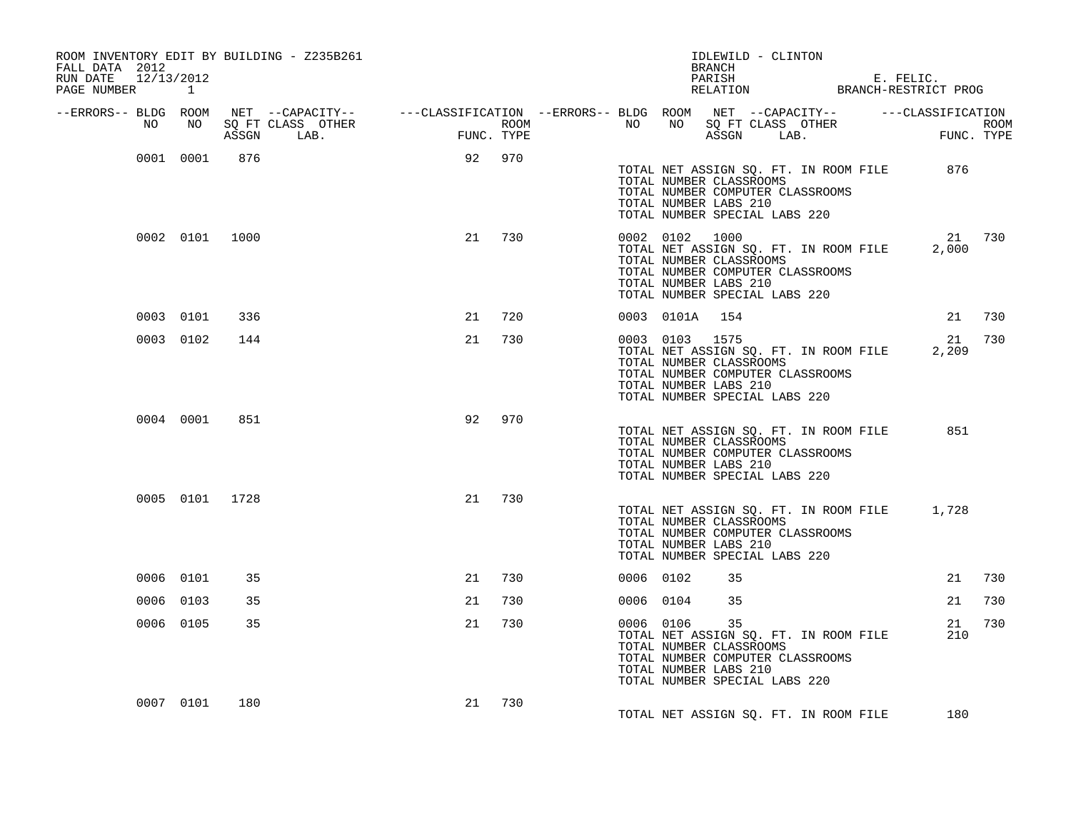ROOM INVENTORY EDIT BY BUILDING - Z235B261
FALL DATA 2012
RUN DATE 12/13/2012
PAGE NUMBER 1

IDLEWILD - CLINTON
BRANCH
PARISH E. FELIC.
RELATION BRANCH-RESTRICT PROG

| --ERRORS-- | BLDG NO | ROOM NO | NET SQ FT ASSGN | --CAPACITY-- CLASS LAB. | OTHER | ---CLASSIFICATION FUNC. | ROOM TYPE | --ERRORS-- | BLDG NO | ROOM NO | NET SQ FT ASSGN | --CAPACITY-- CLASS LAB. | OTHER | ---CLASSIFICATION FUNC. | ROOM TYPE |
|---|---|---|---|---|---|---|---|---|---|---|---|---|---|---|---|
| | 0001 | 0001 | 876 | | | 92 | 970 | | | | | | | | |
| | | | | | | | | | TOTAL NET ASSIGN SQ. FT. IN ROOM FILE | | | | | 876 | |
| | | | | | | | | | TOTAL NUMBER CLASSROOMS | | | | | | |
| | | | | | | | | | TOTAL NUMBER COMPUTER CLASSROOMS | | | | | | |
| | | | | | | | | | TOTAL NUMBER LABS 210 | | | | | | |
| | | | | | | | | | TOTAL NUMBER SPECIAL LABS 220 | | | | | | |
| | 0002 | 0101 | 1000 | | | 21 | 730 | | 0002 | 0102 | 1000 | | | 21 | 730 |
| | | | | | | | | | TOTAL NET ASSIGN SQ. FT. IN ROOM FILE | | | | | 2,000 | |
| | | | | | | | | | TOTAL NUMBER CLASSROOMS | | | | | | |
| | | | | | | | | | TOTAL NUMBER COMPUTER CLASSROOMS | | | | | | |
| | | | | | | | | | TOTAL NUMBER LABS 210 | | | | | | |
| | | | | | | | | | TOTAL NUMBER SPECIAL LABS 220 | | | | | | |
| | 0003 | 0101 | 336 | | | 21 | 720 | | 0003 | 0101A | 154 | | | 21 | 730 |
| | 0003 | 0102 | 144 | | | 21 | 730 | | 0003 | 0103 | 1575 | | | 21 | 730 |
| | | | | | | | | | TOTAL NET ASSIGN SQ. FT. IN ROOM FILE | | | | | 2,209 | |
| | | | | | | | | | TOTAL NUMBER CLASSROOMS | | | | | | |
| | | | | | | | | | TOTAL NUMBER COMPUTER CLASSROOMS | | | | | | |
| | | | | | | | | | TOTAL NUMBER LABS 210 | | | | | | |
| | | | | | | | | | TOTAL NUMBER SPECIAL LABS 220 | | | | | | |
| | 0004 | 0001 | 851 | | | 92 | 970 | | | | | | | | |
| | | | | | | | | | TOTAL NET ASSIGN SQ. FT. IN ROOM FILE | | | | | 851 | |
| | | | | | | | | | TOTAL NUMBER CLASSROOMS | | | | | | |
| | | | | | | | | | TOTAL NUMBER COMPUTER CLASSROOMS | | | | | | |
| | | | | | | | | | TOTAL NUMBER LABS 210 | | | | | | |
| | | | | | | | | | TOTAL NUMBER SPECIAL LABS 220 | | | | | | |
| | 0005 | 0101 | 1728 | | | 21 | 730 | | | | | | | | |
| | | | | | | | | | TOTAL NET ASSIGN SQ. FT. IN ROOM FILE | | | | | 1,728 | |
| | | | | | | | | | TOTAL NUMBER CLASSROOMS | | | | | | |
| | | | | | | | | | TOTAL NUMBER COMPUTER CLASSROOMS | | | | | | |
| | | | | | | | | | TOTAL NUMBER LABS 210 | | | | | | |
| | | | | | | | | | TOTAL NUMBER SPECIAL LABS 220 | | | | | | |
| | 0006 | 0101 | 35 | | | 21 | 730 | | 0006 | 0102 | 35 | | | 21 | 730 |
| | 0006 | 0103 | 35 | | | 21 | 730 | | 0006 | 0104 | 35 | | | 21 | 730 |
| | 0006 | 0105 | 35 | | | 21 | 730 | | 0006 | 0106 | 35 | | | 21 | 730 |
| | | | | | | | | | TOTAL NET ASSIGN SQ. FT. IN ROOM FILE | | | | | 210 | |
| | | | | | | | | | TOTAL NUMBER CLASSROOMS | | | | | | |
| | | | | | | | | | TOTAL NUMBER COMPUTER CLASSROOMS | | | | | | |
| | | | | | | | | | TOTAL NUMBER LABS 210 | | | | | | |
| | | | | | | | | | TOTAL NUMBER SPECIAL LABS 220 | | | | | | |
| | 0007 | 0101 | 180 | | | 21 | 730 | | | | | | | | |
| | | | | | | | | | TOTAL NET ASSIGN SQ. FT. IN ROOM FILE | | | | | 180 | |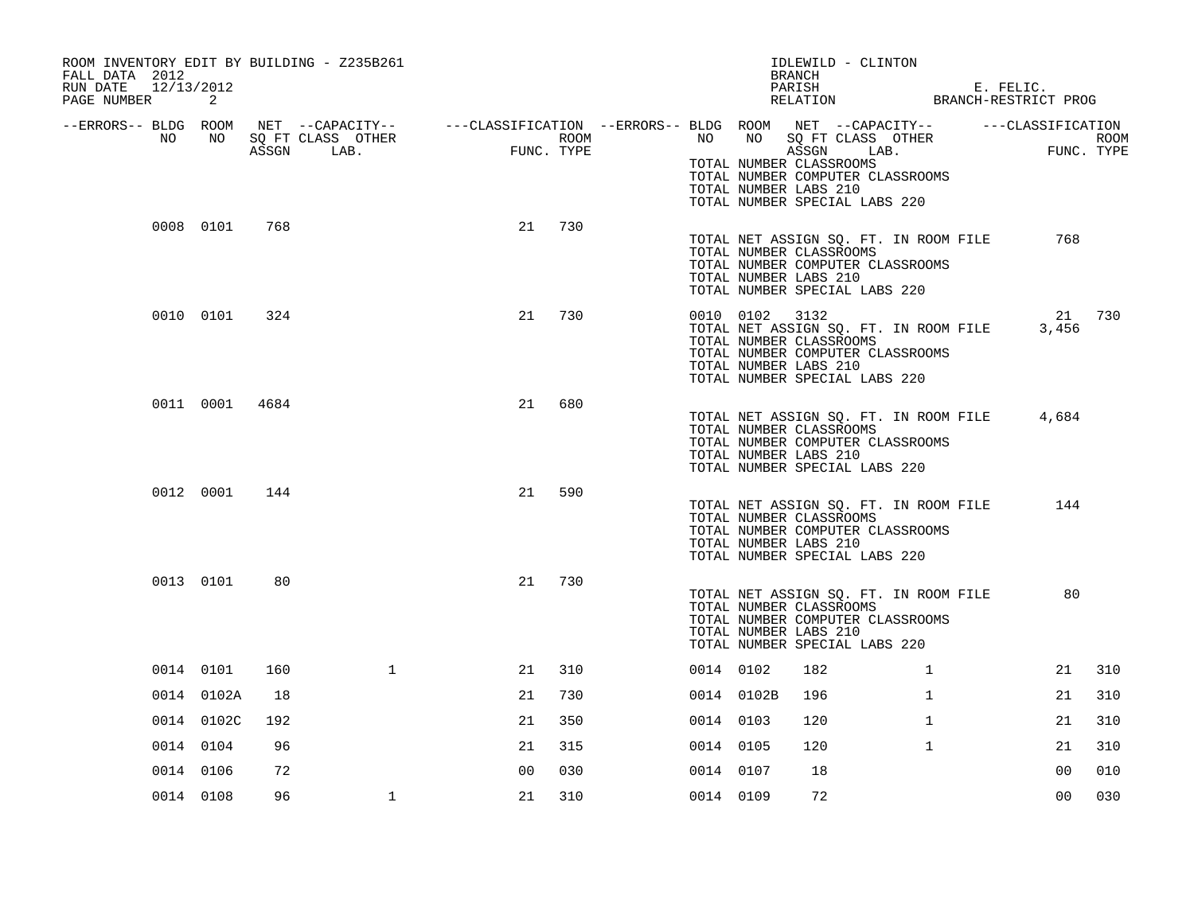ROOM INVENTORY EDIT BY BUILDING - Z235B261
FALL DATA 2012
RUN DATE 12/13/2012
PAGE NUMBER 2

IDLEWILD - CLINTON
BRANCH
PARISH E. FELIC.
RELATION BRANCH-RESTRICT PROG

| --ERRORS-- | BLDG NO | ROOM NO | NET SQ FT ASSGN | --CAPACITY-- CLASS LAB. | OTHER | ---CLASSIFICATION FUNC. | ROOM TYPE | --ERRORS-- | BLDG NO | ROOM NO | NET SQ FT ASSGN | --CAPACITY-- CLASS LAB. | OTHER | ---CLASSIFICATION FUNC. | ROOM TYPE |
|---|---|---|---|---|---|---|---|---|---|---|---|---|---|---|---|
| | | | | | | | | | TOTAL NUMBER CLASSROOMS | | | | | | |
| | | | | | | | | | TOTAL NUMBER COMPUTER CLASSROOMS | | | | | | |
| | | | | | | | | | TOTAL NUMBER LABS 210 | | | | | | |
| | | | | | | | | | TOTAL NUMBER SPECIAL LABS 220 | | | | | | |
| | 0008 | 0101 | 768 | | | 21 | 730 | | | | | | | | |
| | | | | | | | | | TOTAL NET ASSIGN SQ. FT. IN ROOM FILE | | | | | 768 | |
| | | | | | | | | | TOTAL NUMBER CLASSROOMS | | | | | | |
| | | | | | | | | | TOTAL NUMBER COMPUTER CLASSROOMS | | | | | | |
| | | | | | | | | | TOTAL NUMBER LABS 210 | | | | | | |
| | | | | | | | | | TOTAL NUMBER SPECIAL LABS 220 | | | | | | |
| | 0010 | 0101 | 324 | | | 21 | 730 | | 0010 | 0102 | 3132 | | | 21 | 730 |
| | | | | | | | | | TOTAL NET ASSIGN SQ. FT. IN ROOM FILE | | | | | 3,456 | |
| | | | | | | | | | TOTAL NUMBER CLASSROOMS | | | | | | |
| | | | | | | | | | TOTAL NUMBER COMPUTER CLASSROOMS | | | | | | |
| | | | | | | | | | TOTAL NUMBER LABS 210 | | | | | | |
| | | | | | | | | | TOTAL NUMBER SPECIAL LABS 220 | | | | | | |
| | 0011 | 0001 | 4684 | | | 21 | 680 | | | | | | | | |
| | | | | | | | | | TOTAL NET ASSIGN SQ. FT. IN ROOM FILE | | | | | 4,684 | |
| | | | | | | | | | TOTAL NUMBER CLASSROOMS | | | | | | |
| | | | | | | | | | TOTAL NUMBER COMPUTER CLASSROOMS | | | | | | |
| | | | | | | | | | TOTAL NUMBER LABS 210 | | | | | | |
| | | | | | | | | | TOTAL NUMBER SPECIAL LABS 220 | | | | | | |
| | 0012 | 0001 | 144 | | | 21 | 590 | | | | | | | | |
| | | | | | | | | | TOTAL NET ASSIGN SQ. FT. IN ROOM FILE | | | | | 144 | |
| | | | | | | | | | TOTAL NUMBER CLASSROOMS | | | | | | |
| | | | | | | | | | TOTAL NUMBER COMPUTER CLASSROOMS | | | | | | |
| | | | | | | | | | TOTAL NUMBER LABS 210 | | | | | | |
| | | | | | | | | | TOTAL NUMBER SPECIAL LABS 220 | | | | | | |
| | 0013 | 0101 | 80 | | | 21 | 730 | | | | | | | | |
| | | | | | | | | | TOTAL NET ASSIGN SQ. FT. IN ROOM FILE | | | | | 80 | |
| | | | | | | | | | TOTAL NUMBER CLASSROOMS | | | | | | |
| | | | | | | | | | TOTAL NUMBER COMPUTER CLASSROOMS | | | | | | |
| | | | | | | | | | TOTAL NUMBER LABS 210 | | | | | | |
| | | | | | | | | | TOTAL NUMBER SPECIAL LABS 220 | | | | | | |
| | 0014 | 0101 | 160 | | 1 | 21 | 310 | | 0014 | 0102 | 182 | | 1 | 21 | 310 |
| | 0014 | 0102A | 18 | | | 21 | 730 | | 0014 | 0102B | 196 | | 1 | 21 | 310 |
| | 0014 | 0102C | 192 | | | 21 | 350 | | 0014 | 0103 | 120 | | 1 | 21 | 310 |
| | 0014 | 0104 | 96 | | | 21 | 315 | | 0014 | 0105 | 120 | | 1 | 21 | 310 |
| | 0014 | 0106 | 72 | | | 00 | 030 | | 0014 | 0107 | 18 | | | 00 | 010 |
| | 0014 | 0108 | 96 | | 1 | 21 | 310 | | 0014 | 0109 | 72 | | | 00 | 030 |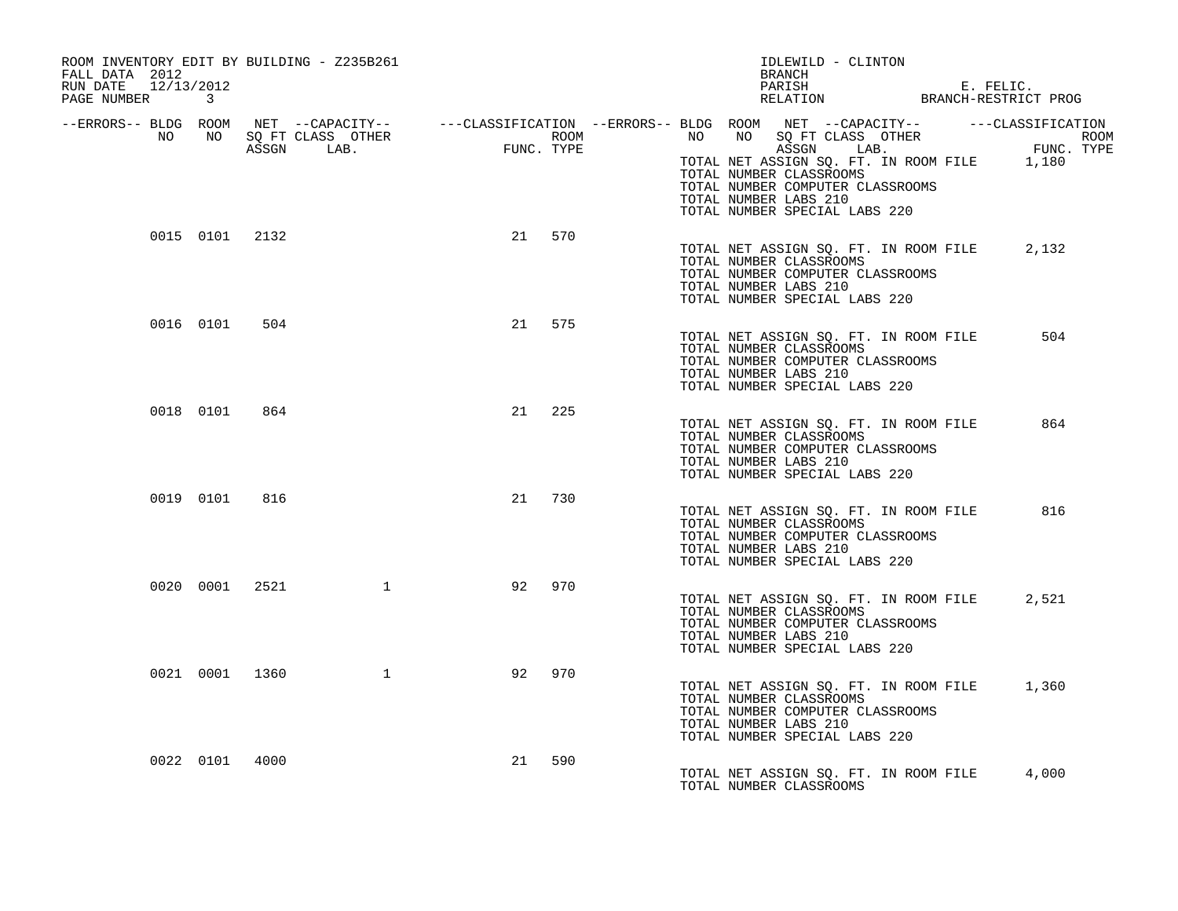ROOM INVENTORY EDIT BY BUILDING - Z235B261
FALL DATA 2012
RUN DATE 12/13/2012
PAGE NUMBER 3

IDLEWILD - CLINTON
BRANCH
PARISH E. FELIC.
RELATION BRANCH-RESTRICT PROG

| --ERRORS-- | BLDG NO | ROOM NO | NET SQ FT ASSGN | --CAPACITY-- CLASS | LAB. | OTHER | ---CLASSIFICATION FUNC. | ROOM TYPE |
|---|---|---|---|---|---|---|---|---|
| | | | | | | | | |

TOTAL NET ASSIGN SQ. FT. IN ROOM FILE 1,180
TOTAL NUMBER CLASSROOMS
TOTAL NUMBER COMPUTER CLASSROOMS
TOTAL NUMBER LABS 210
TOTAL NUMBER SPECIAL LABS 220

| --ERRORS-- | BLDG NO | ROOM NO | NET SQ FT ASSGN | CLASS | LAB. | OTHER | FUNC. | ROOM TYPE |
|---|---|---|---|---|---|---|---|---|
| | 0015 | 0101 | 2132 | | | | 21 | 570 |

TOTAL NET ASSIGN SQ. FT. IN ROOM FILE 2,132
TOTAL NUMBER CLASSROOMS
TOTAL NUMBER COMPUTER CLASSROOMS
TOTAL NUMBER LABS 210
TOTAL NUMBER SPECIAL LABS 220

| --ERRORS-- | BLDG NO | ROOM NO | NET SQ FT ASSGN | CLASS | LAB. | OTHER | FUNC. | ROOM TYPE |
|---|---|---|---|---|---|---|---|---|
| | 0016 | 0101 | 504 | | | | 21 | 575 |

TOTAL NET ASSIGN SQ. FT. IN ROOM FILE 504
TOTAL NUMBER CLASSROOMS
TOTAL NUMBER COMPUTER CLASSROOMS
TOTAL NUMBER LABS 210
TOTAL NUMBER SPECIAL LABS 220

| --ERRORS-- | BLDG NO | ROOM NO | NET SQ FT ASSGN | CLASS | LAB. | OTHER | FUNC. | ROOM TYPE |
|---|---|---|---|---|---|---|---|---|
| | 0018 | 0101 | 864 | | | | 21 | 225 |

TOTAL NET ASSIGN SQ. FT. IN ROOM FILE 864
TOTAL NUMBER CLASSROOMS
TOTAL NUMBER COMPUTER CLASSROOMS
TOTAL NUMBER LABS 210
TOTAL NUMBER SPECIAL LABS 220

| --ERRORS-- | BLDG NO | ROOM NO | NET SQ FT ASSGN | CLASS | LAB. | OTHER | FUNC. | ROOM TYPE |
|---|---|---|---|---|---|---|---|---|
| | 0019 | 0101 | 816 | | | | 21 | 730 |

TOTAL NET ASSIGN SQ. FT. IN ROOM FILE 816
TOTAL NUMBER CLASSROOMS
TOTAL NUMBER COMPUTER CLASSROOMS
TOTAL NUMBER LABS 210
TOTAL NUMBER SPECIAL LABS 220

| --ERRORS-- | BLDG NO | ROOM NO | NET SQ FT ASSGN | CLASS | LAB. | OTHER | FUNC. | ROOM TYPE |
|---|---|---|---|---|---|---|---|---|
| | 0020 | 0001 | 2521 | | | 1 | 92 | 970 |

TOTAL NET ASSIGN SQ. FT. IN ROOM FILE 2,521
TOTAL NUMBER CLASSROOMS
TOTAL NUMBER COMPUTER CLASSROOMS
TOTAL NUMBER LABS 210
TOTAL NUMBER SPECIAL LABS 220

| --ERRORS-- | BLDG NO | ROOM NO | NET SQ FT ASSGN | CLASS | LAB. | OTHER | FUNC. | ROOM TYPE |
|---|---|---|---|---|---|---|---|---|
| | 0021 | 0001 | 1360 | | | 1 | 92 | 970 |

TOTAL NET ASSIGN SQ. FT. IN ROOM FILE 1,360
TOTAL NUMBER CLASSROOMS
TOTAL NUMBER COMPUTER CLASSROOMS
TOTAL NUMBER LABS 210
TOTAL NUMBER SPECIAL LABS 220

| --ERRORS-- | BLDG NO | ROOM NO | NET SQ FT ASSGN | CLASS | LAB. | OTHER | FUNC. | ROOM TYPE |
|---|---|---|---|---|---|---|---|---|
| | 0022 | 0101 | 4000 | | | | 21 | 590 |

TOTAL NET ASSIGN SQ. FT. IN ROOM FILE 4,000
TOTAL NUMBER CLASSROOMS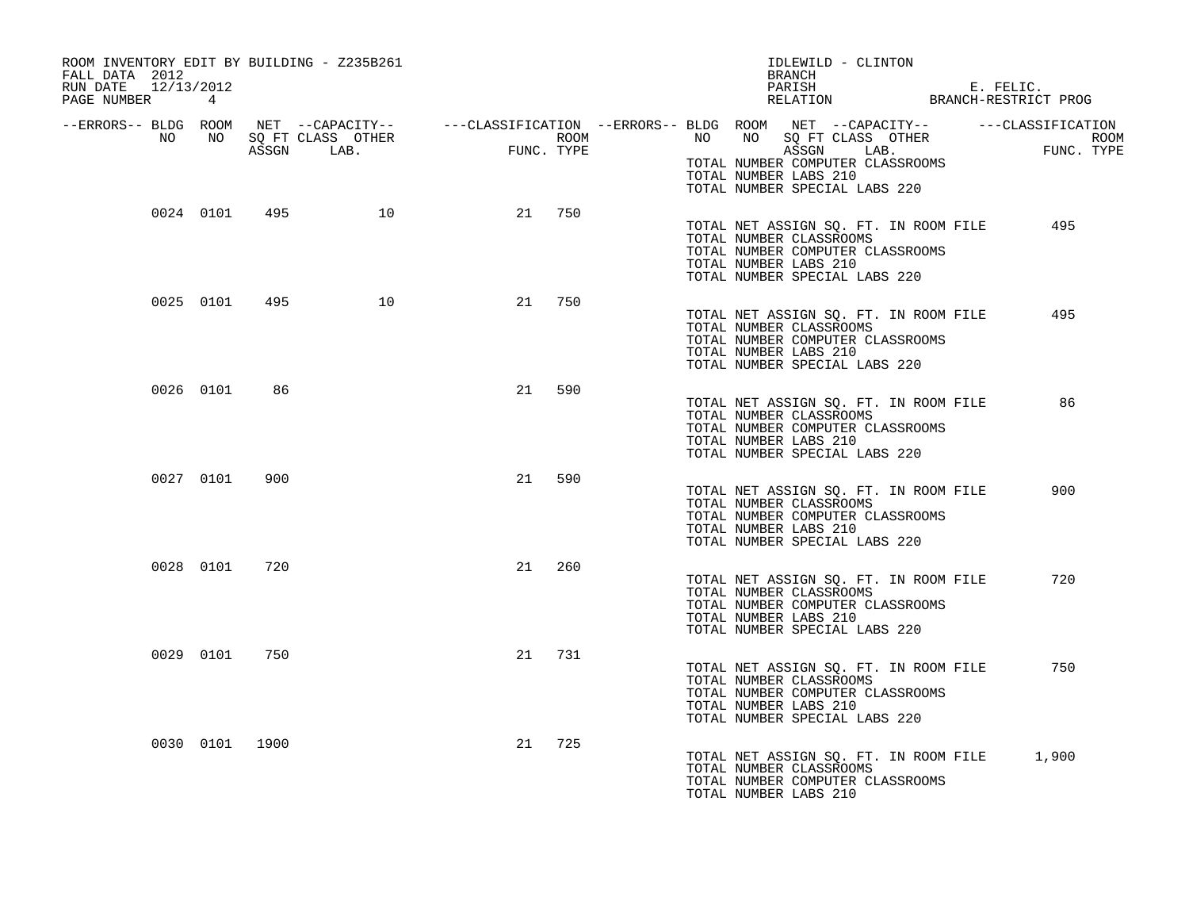ROOM INVENTORY EDIT BY BUILDING - Z235B261
FALL DATA 2012
RUN DATE 12/13/2012
PAGE NUMBER 4

IDLEWILD - CLINTON
BRANCH
PARISH E. FELIC.
RELATION BRANCH-RESTRICT PROG

| --ERRORS-- | BLDG NO | ROOM NO | NET SQ FT ASSGN | --CAPACITY-- CLASS LAB. | OTHER | ---CLASSIFICATION FUNC. | ROOM TYPE |
|---|---|---|---|---|---|---|---|
| | | | | | | | |

TOTAL NUMBER COMPUTER CLASSROOMS
TOTAL NUMBER LABS 210
TOTAL NUMBER SPECIAL LABS 220

| --ERRORS-- | BLDG NO | ROOM NO | NET SQ FT ASSGN | CLASS LAB. | OTHER | FUNC. | ROOM TYPE |
|---|---|---|---|---|---|---|---|
| | 0024 | 0101 | 495 | | 10 | 21 | 750 |

TOTAL NET ASSIGN SQ. FT. IN ROOM FILE 495
TOTAL NUMBER CLASSROOMS
TOTAL NUMBER COMPUTER CLASSROOMS
TOTAL NUMBER LABS 210
TOTAL NUMBER SPECIAL LABS 220

| --ERRORS-- | BLDG NO | ROOM NO | NET SQ FT ASSGN | CLASS LAB. | OTHER | FUNC. | ROOM TYPE |
|---|---|---|---|---|---|---|---|
| | 0025 | 0101 | 495 | | 10 | 21 | 750 |

TOTAL NET ASSIGN SQ. FT. IN ROOM FILE 495
TOTAL NUMBER CLASSROOMS
TOTAL NUMBER COMPUTER CLASSROOMS
TOTAL NUMBER LABS 210
TOTAL NUMBER SPECIAL LABS 220

| --ERRORS-- | BLDG NO | ROOM NO | NET SQ FT ASSGN | CLASS LAB. | OTHER | FUNC. | ROOM TYPE |
|---|---|---|---|---|---|---|---|
| | 0026 | 0101 | 86 | | | 21 | 590 |

TOTAL NET ASSIGN SQ. FT. IN ROOM FILE 86
TOTAL NUMBER CLASSROOMS
TOTAL NUMBER COMPUTER CLASSROOMS
TOTAL NUMBER LABS 210
TOTAL NUMBER SPECIAL LABS 220

| --ERRORS-- | BLDG NO | ROOM NO | NET SQ FT ASSGN | CLASS LAB. | OTHER | FUNC. | ROOM TYPE |
|---|---|---|---|---|---|---|---|
| | 0027 | 0101 | 900 | | | 21 | 590 |

TOTAL NET ASSIGN SQ. FT. IN ROOM FILE 900
TOTAL NUMBER CLASSROOMS
TOTAL NUMBER COMPUTER CLASSROOMS
TOTAL NUMBER LABS 210
TOTAL NUMBER SPECIAL LABS 220

| --ERRORS-- | BLDG NO | ROOM NO | NET SQ FT ASSGN | CLASS LAB. | OTHER | FUNC. | ROOM TYPE |
|---|---|---|---|---|---|---|---|
| | 0028 | 0101 | 720 | | | 21 | 260 |

TOTAL NET ASSIGN SQ. FT. IN ROOM FILE 720
TOTAL NUMBER CLASSROOMS
TOTAL NUMBER COMPUTER CLASSROOMS
TOTAL NUMBER LABS 210
TOTAL NUMBER SPECIAL LABS 220

| --ERRORS-- | BLDG NO | ROOM NO | NET SQ FT ASSGN | CLASS LAB. | OTHER | FUNC. | ROOM TYPE |
|---|---|---|---|---|---|---|---|
| | 0029 | 0101 | 750 | | | 21 | 731 |

TOTAL NET ASSIGN SQ. FT. IN ROOM FILE 750
TOTAL NUMBER CLASSROOMS
TOTAL NUMBER COMPUTER CLASSROOMS
TOTAL NUMBER LABS 210
TOTAL NUMBER SPECIAL LABS 220

| --ERRORS-- | BLDG NO | ROOM NO | NET SQ FT ASSGN | CLASS LAB. | OTHER | FUNC. | ROOM TYPE |
|---|---|---|---|---|---|---|---|
| | 0030 | 0101 | 1900 | | | 21 | 725 |

TOTAL NET ASSIGN SQ. FT. IN ROOM FILE 1,900
TOTAL NUMBER CLASSROOMS
TOTAL NUMBER COMPUTER CLASSROOMS
TOTAL NUMBER LABS 210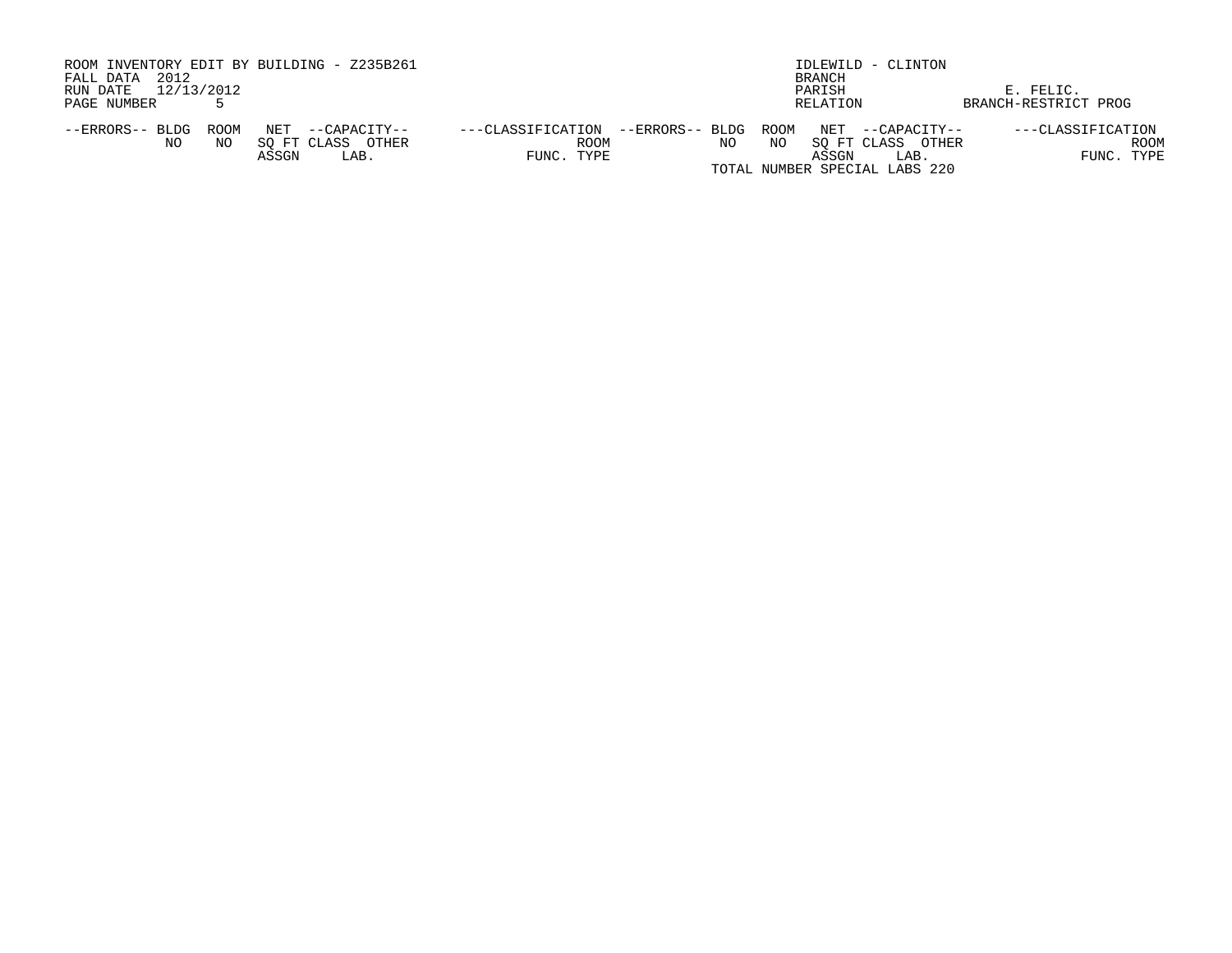ROOM INVENTORY EDIT BY BUILDING - Z235B261
FALL DATA 2012
RUN DATE 12/13/2012
PAGE NUMBER 5

IDLEWILD - CLINTON
BRANCH
PARISH E. FELIC.
RELATION BRANCH-RESTRICT PROG

| --ERRORS-- | BLDG NO | ROOM NO | NET SQ FT ASSGN | --CAPACITY-- CLASS | OTHER LAB. | ---CLASSIFICATION FUNC. | ROOM TYPE | --ERRORS-- | BLDG NO | ROOM NO | NET SQ FT ASSGN | --CAPACITY-- CLASS | OTHER LAB. | ---CLASSIFICATION FUNC. | ROOM TYPE |
|---|---|---|---|---|---|---|---|---|---|---|---|---|---|---|---|

TOTAL NUMBER SPECIAL LABS 220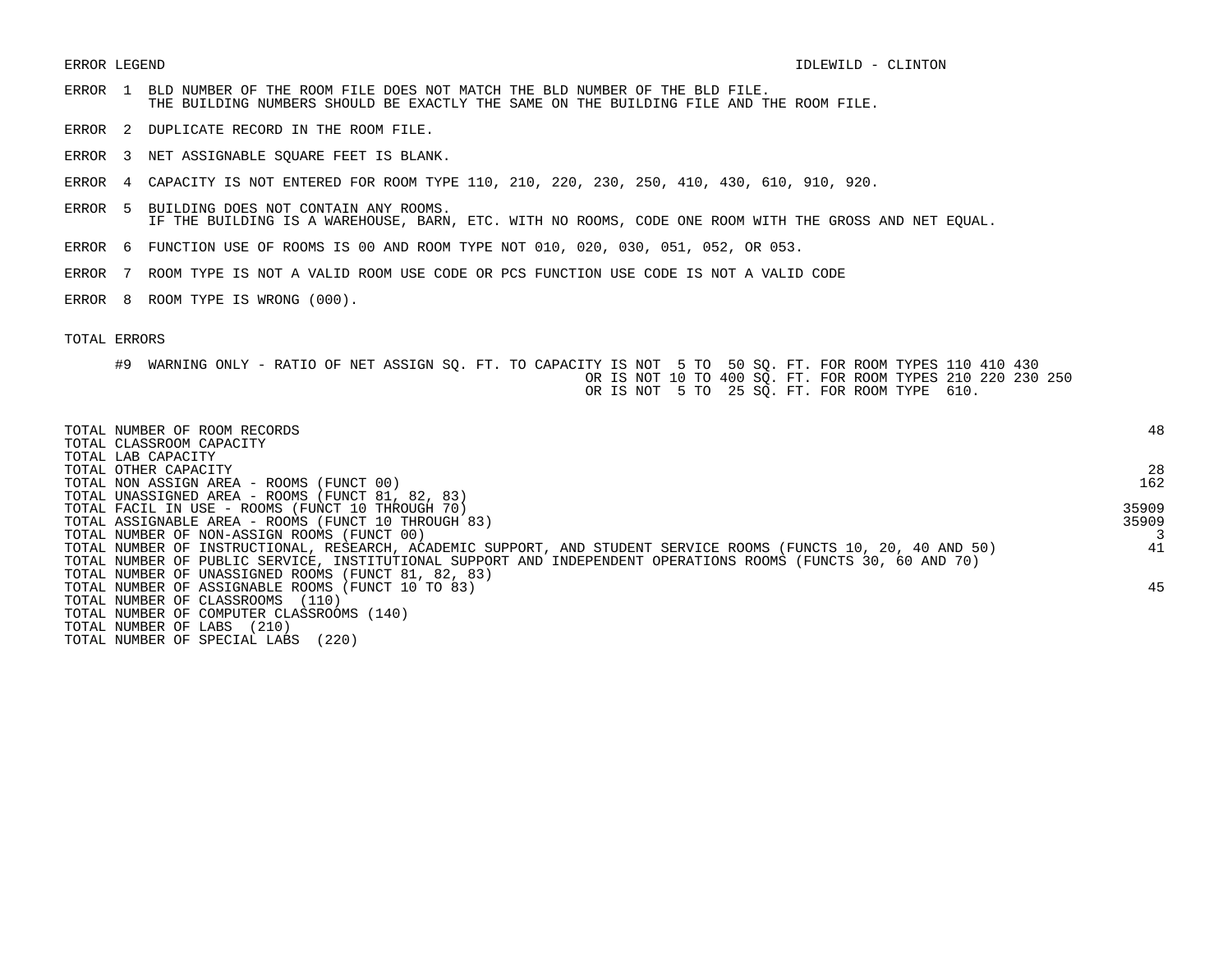ERROR LEGEND

IDLEWILD - CLINTON

ERROR 1 BLD NUMBER OF THE ROOM FILE DOES NOT MATCH THE BLD NUMBER OF THE BLD FILE.
THE BUILDING NUMBERS SHOULD BE EXACTLY THE SAME ON THE BUILDING FILE AND THE ROOM FILE.

ERROR 2 DUPLICATE RECORD IN THE ROOM FILE.

ERROR 3 NET ASSIGNABLE SQUARE FEET IS BLANK.

ERROR 4 CAPACITY IS NOT ENTERED FOR ROOM TYPE 110, 210, 220, 230, 250, 410, 430, 610, 910, 920.

ERROR 5 BUILDING DOES NOT CONTAIN ANY ROOMS.
IF THE BUILDING IS A WAREHOUSE, BARN, ETC. WITH NO ROOMS, CODE ONE ROOM WITH THE GROSS AND NET EQUAL.

ERROR 6 FUNCTION USE OF ROOMS IS 00 AND ROOM TYPE NOT 010, 020, 030, 051, 052, OR 053.

ERROR 7 ROOM TYPE IS NOT A VALID ROOM USE CODE OR PCS FUNCTION USE CODE IS NOT A VALID CODE

ERROR 8 ROOM TYPE IS WRONG (000).

TOTAL ERRORS

#9 WARNING ONLY - RATIO OF NET ASSIGN SQ. FT. TO CAPACITY IS NOT 5 TO 50 SQ. FT. FOR ROOM TYPES 110 410 430
OR IS NOT 10 TO 400 SQ. FT. FOR ROOM TYPES 210 220 230 250
OR IS NOT 5 TO 25 SQ. FT. FOR ROOM TYPE 610.

| | |
|---|---|
| TOTAL NUMBER OF ROOM RECORDS | 48 |
| TOTAL CLASSROOM CAPACITY | |
| TOTAL LAB CAPACITY | |
| TOTAL OTHER CAPACITY | 28 |
| TOTAL NON ASSIGN AREA - ROOMS (FUNCT 00) | 162 |
| TOTAL UNASSIGNED AREA - ROOMS (FUNCT 81, 82, 83) | |
| TOTAL FACIL IN USE - ROOMS (FUNCT 10 THROUGH 70) | 35909 |
| TOTAL ASSIGNABLE AREA - ROOMS (FUNCT 10 THROUGH 83) | 35909 |
| TOTAL NUMBER OF NON-ASSIGN ROOMS (FUNCT 00) | 3 |
| TOTAL NUMBER OF INSTRUCTIONAL, RESEARCH, ACADEMIC SUPPORT, AND STUDENT SERVICE ROOMS (FUNCTS 10, 20, 40 AND 50) | 41 |
| TOTAL NUMBER OF PUBLIC SERVICE, INSTITUTIONAL SUPPORT AND INDEPENDENT OPERATIONS ROOMS (FUNCTS 30, 60 AND 70) | |
| TOTAL NUMBER OF UNASSIGNED ROOMS (FUNCT 81, 82, 83) | |
| TOTAL NUMBER OF ASSIGNABLE ROOMS (FUNCT 10 TO 83) | 45 |
| TOTAL NUMBER OF CLASSROOMS (110) | |
| TOTAL NUMBER OF COMPUTER CLASSROOMS (140) | |
| TOTAL NUMBER OF LABS (210) | |
| TOTAL NUMBER OF SPECIAL LABS (220) | |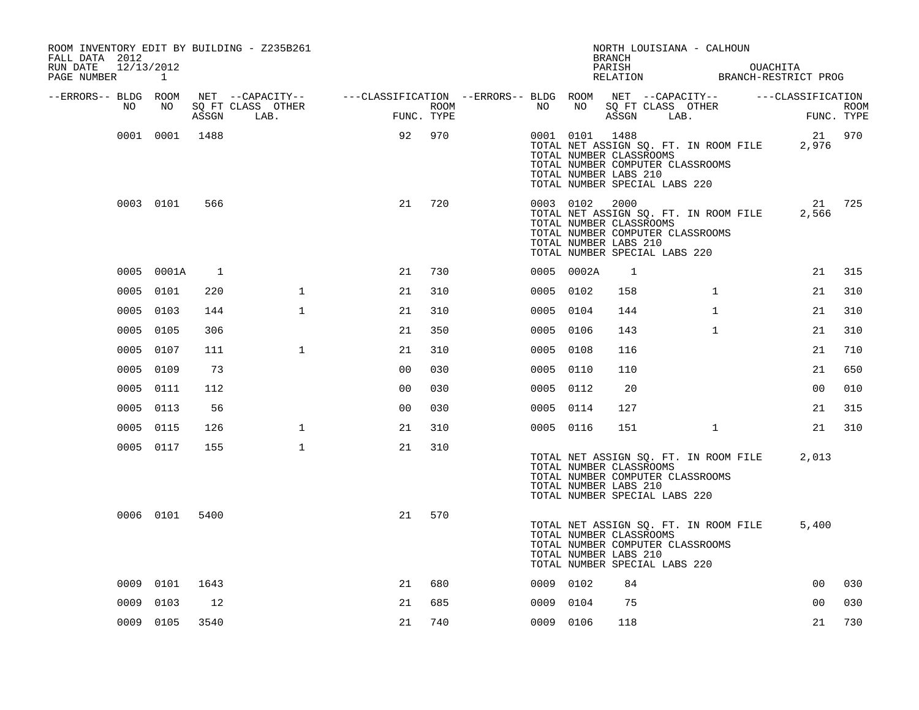ROOM INVENTORY EDIT BY BUILDING - Z235B261
FALL DATA 2012
RUN DATE 12/13/2012

NORTH LOUISIANA - CALHOUN
BRANCH
PARISH OUACHITA
RELATION BRANCH-RESTRICT PROG

| --ERRORS-- | BLDG NO | ROOM NO | NET SQ FT ASSGN | CAPACITY CLASS LAB. | CAPACITY OTHER | CLASSIFICATION FUNC. | ROOM TYPE | --ERRORS-- | BLDG NO | ROOM NO | NET SQ FT ASSGN | CAPACITY CLASS LAB. | CAPACITY OTHER | CLASSIFICATION FUNC. | ROOM TYPE |
|---|---|---|---|---|---|---|---|---|---|---|---|---|---|---|---|
| | 0001 | 0001 | 1488 | | | 92 | 970 | | 0001 | 0101 | 1488 | | | 21 | 970 |
| | | | | | | | | | TOTAL NET ASSIGN SQ. FT. IN ROOM FILE | | | | | 2,976 | |
| | | | | | | | | | TOTAL NUMBER CLASSROOMS | | | | | | |
| | | | | | | | | | TOTAL NUMBER COMPUTER CLASSROOMS | | | | | | |
| | | | | | | | | | TOTAL NUMBER LABS 210 | | | | | | |
| | | | | | | | | | TOTAL NUMBER SPECIAL LABS 220 | | | | | | |
| | 0003 | 0101 | 566 | | | 21 | 720 | | 0003 | 0102 | 2000 | | | 21 | 725 |
| | | | | | | | | | TOTAL NET ASSIGN SQ. FT. IN ROOM FILE | | | | | 2,566 | |
| | | | | | | | | | TOTAL NUMBER CLASSROOMS | | | | | | |
| | | | | | | | | | TOTAL NUMBER COMPUTER CLASSROOMS | | | | | | |
| | | | | | | | | | TOTAL NUMBER LABS 210 | | | | | | |
| | | | | | | | | | TOTAL NUMBER SPECIAL LABS 220 | | | | | | |
| | 0005 | 0001A | 1 | | | 21 | 730 | | 0005 | 0002A | 1 | | | 21 | 315 |
| | 0005 | 0101 | 220 | | 1 | 21 | 310 | | 0005 | 0102 | 158 | | 1 | 21 | 310 |
| | 0005 | 0103 | 144 | | 1 | 21 | 310 | | 0005 | 0104 | 144 | | 1 | 21 | 310 |
| | 0005 | 0105 | 306 | | | 21 | 350 | | 0005 | 0106 | 143 | | 1 | 21 | 310 |
| | 0005 | 0107 | 111 | | 1 | 21 | 310 | | 0005 | 0108 | 116 | | | 21 | 710 |
| | 0005 | 0109 | 73 | | | 00 | 030 | | 0005 | 0110 | 110 | | | 21 | 650 |
| | 0005 | 0111 | 112 | | | 00 | 030 | | 0005 | 0112 | 20 | | | 00 | 010 |
| | 0005 | 0113 | 56 | | | 00 | 030 | | 0005 | 0114 | 127 | | | 21 | 315 |
| | 0005 | 0115 | 126 | | 1 | 21 | 310 | | 0005 | 0116 | 151 | | 1 | 21 | 310 |
| | 0005 | 0117 | 155 | | 1 | 21 | 310 | | | | | | | | |
| | | | | | | | | | TOTAL NET ASSIGN SQ. FT. IN ROOM FILE | | | | | 2,013 | |
| | | | | | | | | | TOTAL NUMBER CLASSROOMS | | | | | | |
| | | | | | | | | | TOTAL NUMBER COMPUTER CLASSROOMS | | | | | | |
| | | | | | | | | | TOTAL NUMBER LABS 210 | | | | | | |
| | | | | | | | | | TOTAL NUMBER SPECIAL LABS 220 | | | | | | |
| | 0006 | 0101 | 5400 | | | 21 | 570 | | | | | | | | |
| | | | | | | | | | TOTAL NET ASSIGN SQ. FT. IN ROOM FILE | | | | | 5,400 | |
| | | | | | | | | | TOTAL NUMBER CLASSROOMS | | | | | | |
| | | | | | | | | | TOTAL NUMBER COMPUTER CLASSROOMS | | | | | | |
| | | | | | | | | | TOTAL NUMBER LABS 210 | | | | | | |
| | | | | | | | | | TOTAL NUMBER SPECIAL LABS 220 | | | | | | |
| | 0009 | 0101 | 1643 | | | 21 | 680 | | 0009 | 0102 | 84 | | | 00 | 030 |
| | 0009 | 0103 | 12 | | | 21 | 685 | | 0009 | 0104 | 75 | | | 00 | 030 |
| | 0009 | 0105 | 3540 | | | 21 | 740 | | 0009 | 0106 | 118 | | | 21 | 730 |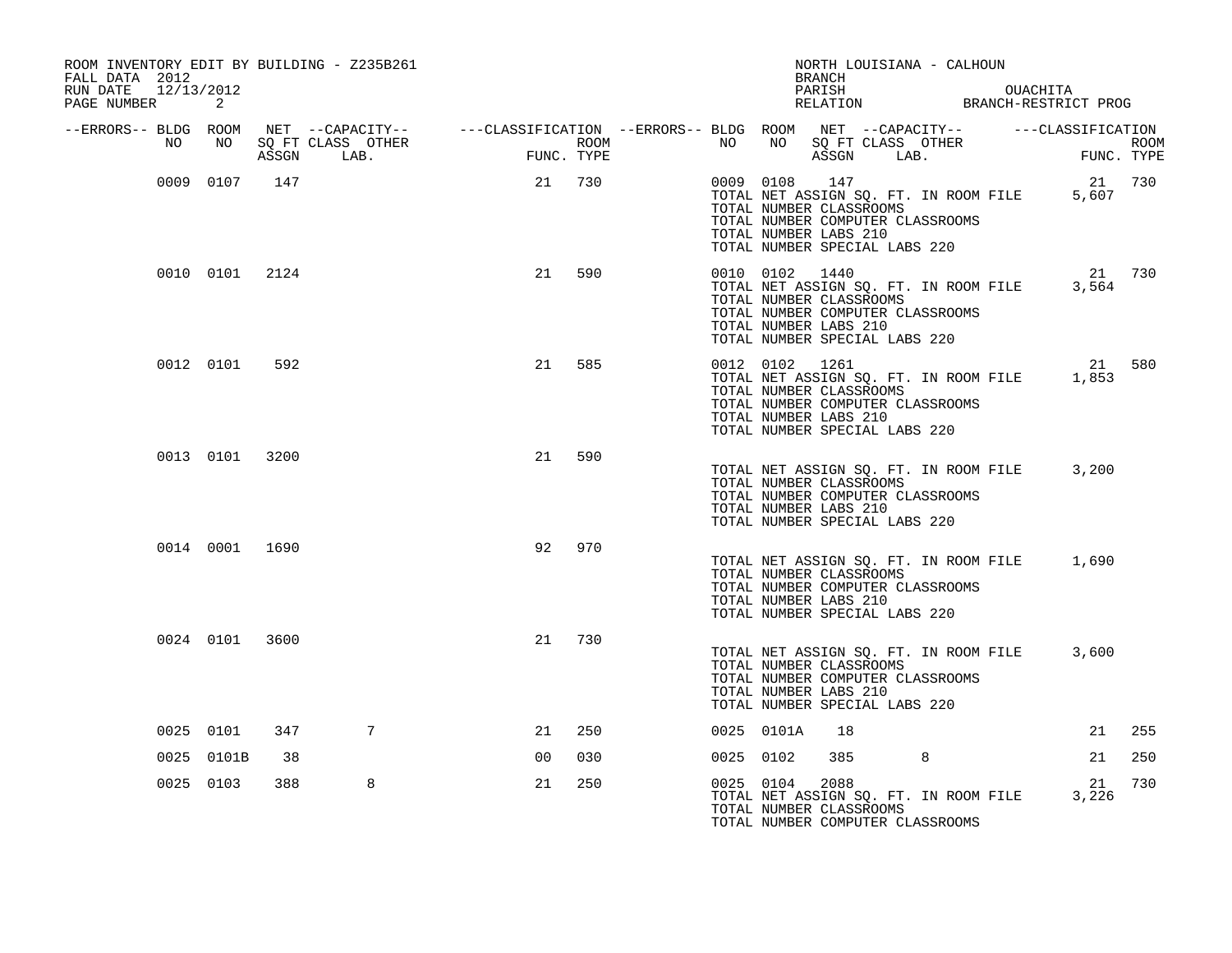ROOM INVENTORY EDIT BY BUILDING - Z235B261
FALL DATA 2012
RUN DATE 12/13/2012
PAGE NUMBER 2

NORTH LOUISIANA - CALHOUN
BRANCH
PARISH OUACHITA
RELATION BRANCH-RESTRICT PROG

| --ERRORS-- | BLDG NO | ROOM NO | NET SQ FT ASSGN | --CAPACITY-- CLASS LAB. | OTHER | ---CLASSIFICATION FUNC. | ROOM TYPE | --ERRORS-- | BLDG NO | ROOM NO | NET SQ FT ASSGN | --CAPACITY-- CLASS LAB. | OTHER | ---CLASSIFICATION FUNC. | ROOM TYPE |
|---|---|---|---|---|---|---|---|---|---|---|---|---|---|---|---|
| | 0009 | 0107 | 147 | | | 21 | 730 | | 0009 | 0108 | 147 | | | 21 | 730 |
| | | | | | | | | | TOTAL NET ASSIGN SQ. FT. IN ROOM FILE | | | | | 5,607 | |
| | | | | | | | | | TOTAL NUMBER CLASSROOMS | | | | | | |
| | | | | | | | | | TOTAL NUMBER COMPUTER CLASSROOMS | | | | | | |
| | | | | | | | | | TOTAL NUMBER LABS 210 | | | | | | |
| | | | | | | | | | TOTAL NUMBER SPECIAL LABS 220 | | | | | | |
| | 0010 | 0101 | 2124 | | | 21 | 590 | | 0010 | 0102 | 1440 | | | 21 | 730 |
| | | | | | | | | | TOTAL NET ASSIGN SQ. FT. IN ROOM FILE | | | | | 3,564 | |
| | | | | | | | | | TOTAL NUMBER CLASSROOMS | | | | | | |
| | | | | | | | | | TOTAL NUMBER COMPUTER CLASSROOMS | | | | | | |
| | | | | | | | | | TOTAL NUMBER LABS 210 | | | | | | |
| | | | | | | | | | TOTAL NUMBER SPECIAL LABS 220 | | | | | | |
| | 0012 | 0101 | 592 | | | 21 | 585 | | 0012 | 0102 | 1261 | | | 21 | 580 |
| | | | | | | | | | TOTAL NET ASSIGN SQ. FT. IN ROOM FILE | | | | | 1,853 | |
| | | | | | | | | | TOTAL NUMBER CLASSROOMS | | | | | | |
| | | | | | | | | | TOTAL NUMBER COMPUTER CLASSROOMS | | | | | | |
| | | | | | | | | | TOTAL NUMBER LABS 210 | | | | | | |
| | | | | | | | | | TOTAL NUMBER SPECIAL LABS 220 | | | | | | |
| | 0013 | 0101 | 3200 | | | 21 | 590 | | | | | | | | |
| | | | | | | | | | TOTAL NET ASSIGN SQ. FT. IN ROOM FILE | | | | | 3,200 | |
| | | | | | | | | | TOTAL NUMBER CLASSROOMS | | | | | | |
| | | | | | | | | | TOTAL NUMBER COMPUTER CLASSROOMS | | | | | | |
| | | | | | | | | | TOTAL NUMBER LABS 210 | | | | | | |
| | | | | | | | | | TOTAL NUMBER SPECIAL LABS 220 | | | | | | |
| | 0014 | 0001 | 1690 | | | 92 | 970 | | | | | | | | |
| | | | | | | | | | TOTAL NET ASSIGN SQ. FT. IN ROOM FILE | | | | | 1,690 | |
| | | | | | | | | | TOTAL NUMBER CLASSROOMS | | | | | | |
| | | | | | | | | | TOTAL NUMBER COMPUTER CLASSROOMS | | | | | | |
| | | | | | | | | | TOTAL NUMBER LABS 210 | | | | | | |
| | | | | | | | | | TOTAL NUMBER SPECIAL LABS 220 | | | | | | |
| | 0024 | 0101 | 3600 | | | 21 | 730 | | | | | | | | |
| | | | | | | | | | TOTAL NET ASSIGN SQ. FT. IN ROOM FILE | | | | | 3,600 | |
| | | | | | | | | | TOTAL NUMBER CLASSROOMS | | | | | | |
| | | | | | | | | | TOTAL NUMBER COMPUTER CLASSROOMS | | | | | | |
| | | | | | | | | | TOTAL NUMBER LABS 210 | | | | | | |
| | | | | | | | | | TOTAL NUMBER SPECIAL LABS 220 | | | | | | |
| | 0025 | 0101 | 347 | 7 | | 21 | 250 | | 0025 | 0101A | 18 | | | 21 | 255 |
| | 0025 | 0101B | 38 | | | 00 | 030 | | 0025 | 0102 | 385 | 8 | | 21 | 250 |
| | 0025 | 0103 | 388 | 8 | | 21 | 250 | | 0025 | 0104 | 2088 | | | 21 | 730 |
| | | | | | | | | | TOTAL NET ASSIGN SQ. FT. IN ROOM FILE | | | | | 3,226 | |
| | | | | | | | | | TOTAL NUMBER CLASSROOMS | | | | | | |
| | | | | | | | | | TOTAL NUMBER COMPUTER CLASSROOMS | | | | | | |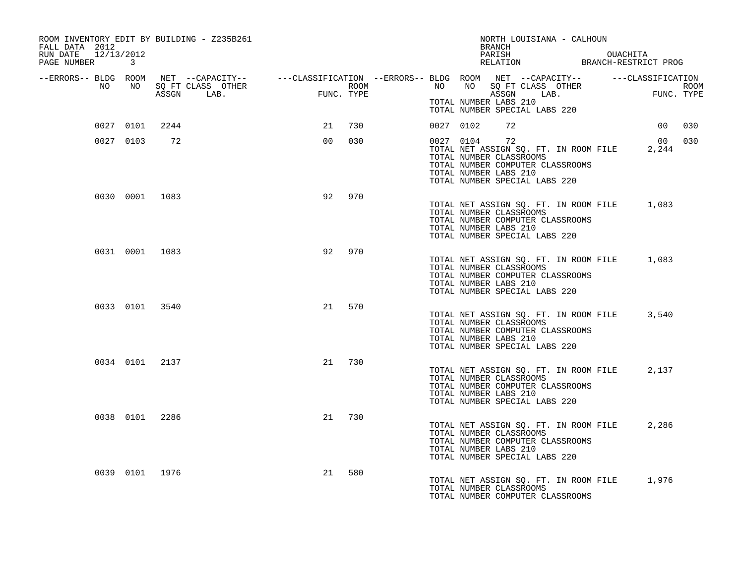ROOM INVENTORY EDIT BY BUILDING - Z235B261
FALL DATA 2012
RUN DATE 12/13/2012

NORTH LOUISIANA - CALHOUN
BRANCH
PARISH OUACHITA
RELATION BRANCH-RESTRICT PROG

| --ERRORS-- | BLDG NO | ROOM NO | NET SQ FT ASSGN | --CAPACITY-- CLASS LAB. | OTHER | ---CLASSIFICATION FUNC. | ROOM TYPE | --ERRORS-- | BLDG NO | ROOM NO | NET SQ FT ASSGN | --CAPACITY-- CLASS LAB. | OTHER | ---CLASSIFICATION FUNC. | ROOM TYPE |
|---|---|---|---|---|---|---|---|---|---|---|---|---|---|---|---|
| | | | | | | | | | TOTAL NUMBER LABS 210 | | | | | | |
| | | | | | | | | | TOTAL NUMBER SPECIAL LABS 220 | | | | | | |
| | 0027 | 0101 | 2244 | | | 21 | 730 | | 0027 | 0102 | 72 | | | 00 | 030 |
| | 0027 | 0103 | 72 | | | 00 | 030 | | 0027 | 0104 | 72 | | | 00 | 030 |
| | | | | | | | | | TOTAL NET ASSIGN SQ. FT. IN ROOM FILE | | | | | 2,244 | |
| | | | | | | | | | TOTAL NUMBER CLASSROOMS | | | | | | |
| | | | | | | | | | TOTAL NUMBER COMPUTER CLASSROOMS | | | | | | |
| | | | | | | | | | TOTAL NUMBER LABS 210 | | | | | | |
| | | | | | | | | | TOTAL NUMBER SPECIAL LABS 220 | | | | | | |
| | 0030 | 0001 | 1083 | | | 92 | 970 | | | | | | | | |
| | | | | | | | | | TOTAL NET ASSIGN SQ. FT. IN ROOM FILE | | | | | 1,083 | |
| | | | | | | | | | TOTAL NUMBER CLASSROOMS | | | | | | |
| | | | | | | | | | TOTAL NUMBER COMPUTER CLASSROOMS | | | | | | |
| | | | | | | | | | TOTAL NUMBER LABS 210 | | | | | | |
| | | | | | | | | | TOTAL NUMBER SPECIAL LABS 220 | | | | | | |
| | 0031 | 0001 | 1083 | | | 92 | 970 | | | | | | | | |
| | | | | | | | | | TOTAL NET ASSIGN SQ. FT. IN ROOM FILE | | | | | 1,083 | |
| | | | | | | | | | TOTAL NUMBER CLASSROOMS | | | | | | |
| | | | | | | | | | TOTAL NUMBER COMPUTER CLASSROOMS | | | | | | |
| | | | | | | | | | TOTAL NUMBER LABS 210 | | | | | | |
| | | | | | | | | | TOTAL NUMBER SPECIAL LABS 220 | | | | | | |
| | 0033 | 0101 | 3540 | | | 21 | 570 | | | | | | | | |
| | | | | | | | | | TOTAL NET ASSIGN SQ. FT. IN ROOM FILE | | | | | 3,540 | |
| | | | | | | | | | TOTAL NUMBER CLASSROOMS | | | | | | |
| | | | | | | | | | TOTAL NUMBER COMPUTER CLASSROOMS | | | | | | |
| | | | | | | | | | TOTAL NUMBER LABS 210 | | | | | | |
| | | | | | | | | | TOTAL NUMBER SPECIAL LABS 220 | | | | | | |
| | 0034 | 0101 | 2137 | | | 21 | 730 | | | | | | | | |
| | | | | | | | | | TOTAL NET ASSIGN SQ. FT. IN ROOM FILE | | | | | 2,137 | |
| | | | | | | | | | TOTAL NUMBER CLASSROOMS | | | | | | |
| | | | | | | | | | TOTAL NUMBER COMPUTER CLASSROOMS | | | | | | |
| | | | | | | | | | TOTAL NUMBER LABS 210 | | | | | | |
| | | | | | | | | | TOTAL NUMBER SPECIAL LABS 220 | | | | | | |
| | 0038 | 0101 | 2286 | | | 21 | 730 | | | | | | | | |
| | | | | | | | | | TOTAL NET ASSIGN SQ. FT. IN ROOM FILE | | | | | 2,286 | |
| | | | | | | | | | TOTAL NUMBER CLASSROOMS | | | | | | |
| | | | | | | | | | TOTAL NUMBER COMPUTER CLASSROOMS | | | | | | |
| | | | | | | | | | TOTAL NUMBER LABS 210 | | | | | | |
| | | | | | | | | | TOTAL NUMBER SPECIAL LABS 220 | | | | | | |
| | 0039 | 0101 | 1976 | | | 21 | 580 | | | | | | | | |
| | | | | | | | | | TOTAL NET ASSIGN SQ. FT. IN ROOM FILE | | | | | 1,976 | |
| | | | | | | | | | TOTAL NUMBER CLASSROOMS | | | | | | |
| | | | | | | | | | TOTAL NUMBER COMPUTER CLASSROOMS | | | | | | |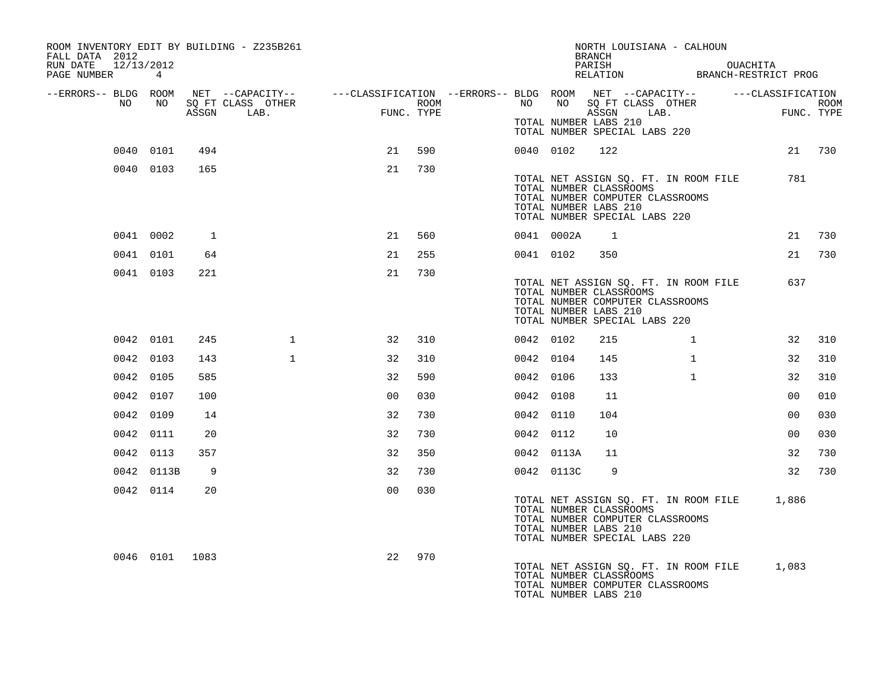ROOM INVENTORY EDIT BY BUILDING - Z235B261
FALL DATA 2012
RUN DATE 12/13/2012
PAGE NUMBER 4

NORTH LOUISIANA - CALHOUN
BRANCH
PARISH OUACHITA
RELATION BRANCH-RESTRICT PROG

| --ERRORS-- | BLDG NO | ROOM NO | NET ASSGN SQ FT | CAPACITY CLASS LAB. | CAPACITY OTHER | CLASSIFICATION FUNC. | ROOM TYPE | --ERRORS-- | BLDG NO | ROOM NO | NET ASSGN SQ FT | CAPACITY CLASS LAB. | CAPACITY OTHER | CLASSIFICATION FUNC. | ROOM TYPE |
|---|---|---|---|---|---|---|---|---|---|---|---|---|---|---|---|
| | | | | | | | | | TOTAL NUMBER LABS 210 | | | | | | |
| | | | | | | | | | TOTAL NUMBER SPECIAL LABS 220 | | | | | | |
| | 0040 | 0101 | 494 | | | 21 | 590 | | 0040 | 0102 | 122 | | | 21 | 730 |
| | 0040 | 0103 | 165 | | | 21 | 730 | | | | | | | | |
| | | | | | | | | | TOTAL NET ASSIGN SQ. FT. IN ROOM FILE | | | | | 781 | |
| | | | | | | | | | TOTAL NUMBER CLASSROOMS | | | | | | |
| | | | | | | | | | TOTAL NUMBER COMPUTER CLASSROOMS | | | | | | |
| | | | | | | | | | TOTAL NUMBER LABS 210 | | | | | | |
| | | | | | | | | | TOTAL NUMBER SPECIAL LABS 220 | | | | | | |
| | 0041 | 0002 | 1 | | | 21 | 560 | | 0041 | 0002A | 1 | | | 21 | 730 |
| | 0041 | 0101 | 64 | | | 21 | 255 | | 0041 | 0102 | 350 | | | 21 | 730 |
| | 0041 | 0103 | 221 | | | 21 | 730 | | | | | | | | |
| | | | | | | | | | TOTAL NET ASSIGN SQ. FT. IN ROOM FILE | | | | | 637 | |
| | | | | | | | | | TOTAL NUMBER CLASSROOMS | | | | | | |
| | | | | | | | | | TOTAL NUMBER COMPUTER CLASSROOMS | | | | | | |
| | | | | | | | | | TOTAL NUMBER LABS 210 | | | | | | |
| | | | | | | | | | TOTAL NUMBER SPECIAL LABS 220 | | | | | | |
| | 0042 | 0101 | 245 | | 1 | 32 | 310 | | 0042 | 0102 | 215 | | 1 | 32 | 310 |
| | 0042 | 0103 | 143 | | 1 | 32 | 310 | | 0042 | 0104 | 145 | | 1 | 32 | 310 |
| | 0042 | 0105 | 585 | | | 32 | 590 | | 0042 | 0106 | 133 | | 1 | 32 | 310 |
| | 0042 | 0107 | 100 | | | 00 | 030 | | 0042 | 0108 | 11 | | | 00 | 010 |
| | 0042 | 0109 | 14 | | | 32 | 730 | | 0042 | 0110 | 104 | | | 00 | 030 |
| | 0042 | 0111 | 20 | | | 32 | 730 | | 0042 | 0112 | 10 | | | 00 | 030 |
| | 0042 | 0113 | 357 | | | 32 | 350 | | 0042 | 0113A | 11 | | | 32 | 730 |
| | 0042 | 0113B | 9 | | | 32 | 730 | | 0042 | 0113C | 9 | | | 32 | 730 |
| | 0042 | 0114 | 20 | | | 00 | 030 | | | | | | | | |
| | | | | | | | | | TOTAL NET ASSIGN SQ. FT. IN ROOM FILE | | | | | 1,886 | |
| | | | | | | | | | TOTAL NUMBER CLASSROOMS | | | | | | |
| | | | | | | | | | TOTAL NUMBER COMPUTER CLASSROOMS | | | | | | |
| | | | | | | | | | TOTAL NUMBER LABS 210 | | | | | | |
| | | | | | | | | | TOTAL NUMBER SPECIAL LABS 220 | | | | | | |
| | 0046 | 0101 | 1083 | | | 22 | 970 | | | | | | | | |
| | | | | | | | | | TOTAL NET ASSIGN SQ. FT. IN ROOM FILE | | | | | 1,083 | |
| | | | | | | | | | TOTAL NUMBER CLASSROOMS | | | | | | |
| | | | | | | | | | TOTAL NUMBER COMPUTER CLASSROOMS | | | | | | |
| | | | | | | | | | TOTAL NUMBER LABS 210 | | | | | | |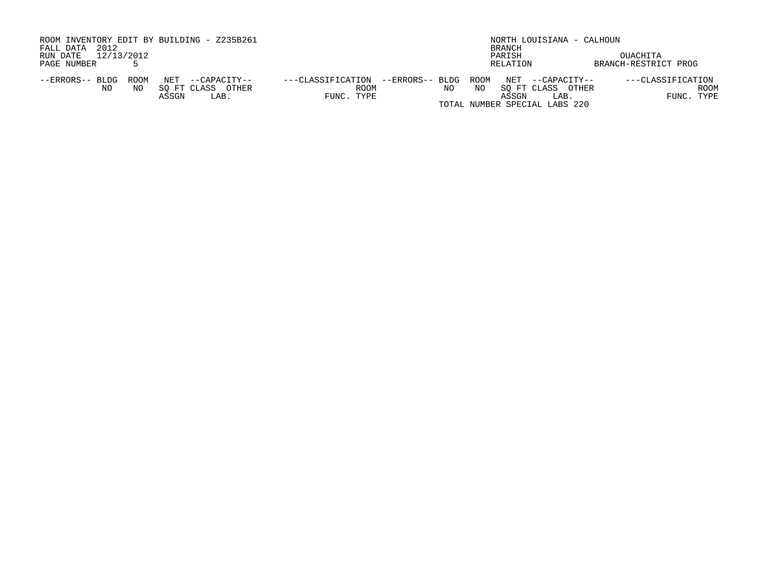ROOM INVENTORY EDIT BY BUILDING - Z235B261
FALL DATA 2012
RUN DATE 12/13/2012
PAGE NUMBER 5

NORTH LOUISIANA - CALHOUN
BRANCH
PARISH OUACHITA
RELATION BRANCH-RESTRICT PROG

| --ERRORS-- | BLDG NO | ROOM NO | NET SQ FT ASSGN | --CAPACITY-- CLASS LAB. | OTHER | ---CLASSIFICATION FUNC. | ROOM TYPE | --ERRORS-- | BLDG NO | ROOM NO | NET SQ FT ASSGN | --CAPACITY-- CLASS LAB. | OTHER | ---CLASSIFICATION FUNC. | ROOM TYPE |
|---|---|---|---|---|---|---|---|---|---|---|---|---|---|---|---|

TOTAL NUMBER SPECIAL LABS 220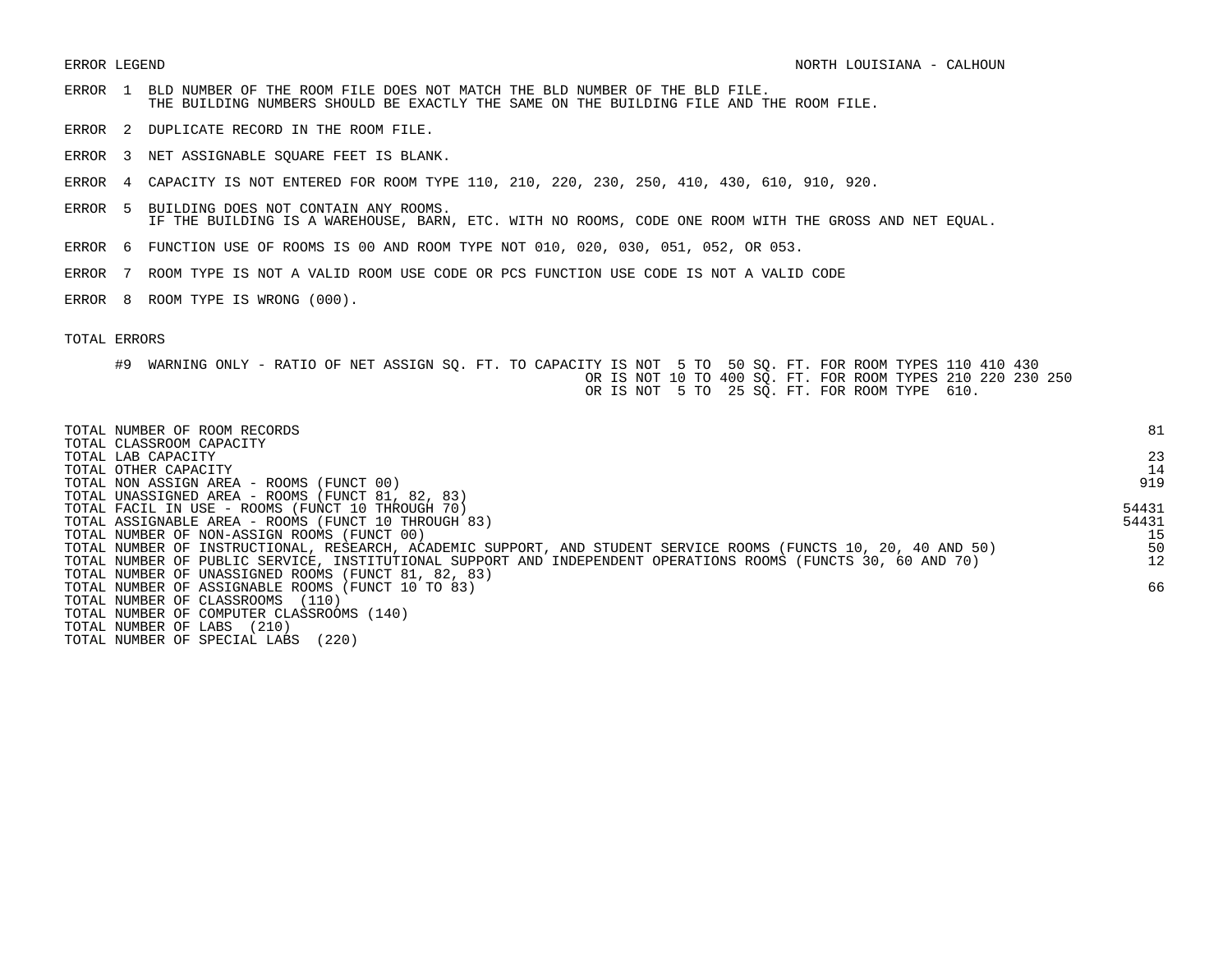ERROR LEGEND

NORTH LOUISIANA - CALHOUN

- ERROR 1 BLD NUMBER OF THE ROOM FILE DOES NOT MATCH THE BLD NUMBER OF THE BLD FILE. THE BUILDING NUMBERS SHOULD BE EXACTLY THE SAME ON THE BUILDING FILE AND THE ROOM FILE.
- ERROR 2 DUPLICATE RECORD IN THE ROOM FILE.
- ERROR 3 NET ASSIGNABLE SQUARE FEET IS BLANK.
- ERROR 4 CAPACITY IS NOT ENTERED FOR ROOM TYPE 110, 210, 220, 230, 250, 410, 430, 610, 910, 920.
- ERROR 5 BUILDING DOES NOT CONTAIN ANY ROOMS. IF THE BUILDING IS A WAREHOUSE, BARN, ETC. WITH NO ROOMS, CODE ONE ROOM WITH THE GROSS AND NET EQUAL.
- ERROR 6 FUNCTION USE OF ROOMS IS 00 AND ROOM TYPE NOT 010, 020, 030, 051, 052, OR 053.
- ERROR 7 ROOM TYPE IS NOT A VALID ROOM USE CODE OR PCS FUNCTION USE CODE IS NOT A VALID CODE
- ERROR 8 ROOM TYPE IS WRONG (000).

TOTAL ERRORS

#9 WARNING ONLY - RATIO OF NET ASSIGN SQ. FT. TO CAPACITY IS NOT 5 TO 50 SQ. FT. FOR ROOM TYPES 110 410 430
OR IS NOT 10 TO 400 SQ. FT. FOR ROOM TYPES 210 220 230 250
OR IS NOT 5 TO 25 SQ. FT. FOR ROOM TYPE 610.

| | |
|---|---|
| TOTAL NUMBER OF ROOM RECORDS | 81 |
| TOTAL CLASSROOM CAPACITY | |
| TOTAL LAB CAPACITY | 23 |
| TOTAL OTHER CAPACITY | 14 |
| TOTAL NON ASSIGN AREA - ROOMS (FUNCT 00) | 919 |
| TOTAL UNASSIGNED AREA - ROOMS (FUNCT 81, 82, 83) | |
| TOTAL FACIL IN USE - ROOMS (FUNCT 10 THROUGH 70) | 54431 |
| TOTAL ASSIGNABLE AREA - ROOMS (FUNCT 10 THROUGH 83) | 54431 |
| TOTAL NUMBER OF NON-ASSIGN ROOMS (FUNCT 00) | 15 |
| TOTAL NUMBER OF INSTRUCTIONAL, RESEARCH, ACADEMIC SUPPORT, AND STUDENT SERVICE ROOMS (FUNCTS 10, 20, 40 AND 50) | 50 |
| TOTAL NUMBER OF PUBLIC SERVICE, INSTITUTIONAL SUPPORT AND INDEPENDENT OPERATIONS ROOMS (FUNCTS 30, 60 AND 70) | 12 |
| TOTAL NUMBER OF UNASSIGNED ROOMS (FUNCT 81, 82, 83) | |
| TOTAL NUMBER OF ASSIGNABLE ROOMS (FUNCT 10 TO 83) | 66 |
| TOTAL NUMBER OF CLASSROOMS (110) | |
| TOTAL NUMBER OF COMPUTER CLASSROOMS (140) | |
| TOTAL NUMBER OF LABS (210) | |
| TOTAL NUMBER OF SPECIAL LABS (220) | |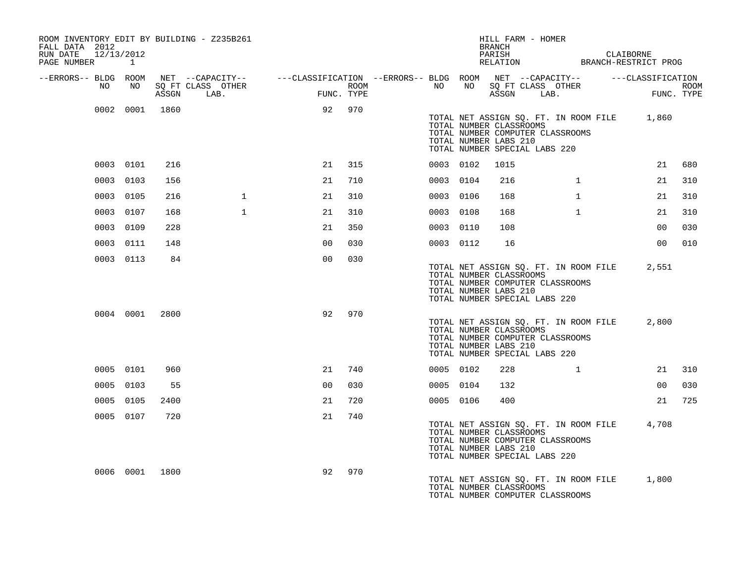ROOM INVENTORY EDIT BY BUILDING - Z235B261
FALL DATA 2012
RUN DATE 12/13/2012

HILL FARM - HOMER
BRANCH
PARISH CLAIBORNE
RELATION BRANCH-RESTRICT PROG

| --ERRORS-- | BLDG NO | ROOM NO | NET SQ FT ASSGN | CAPACITY CLASS LAB. | CAPACITY OTHER | CLASSIFICATION FUNC. | ROOM TYPE | --ERRORS-- | BLDG NO | ROOM NO | NET SQ FT ASSGN | CAPACITY CLASS LAB. | CAPACITY OTHER | CLASSIFICATION FUNC. | ROOM TYPE |
|---|---|---|---|---|---|---|---|---|---|---|---|---|---|---|---|
| | 0002 | 0001 | 1860 | | | 92 | 970 | | | | | | | | |

TOTAL NET ASSIGN SQ. FT. IN ROOM FILE 1,860
TOTAL NUMBER CLASSROOMS
TOTAL NUMBER COMPUTER CLASSROOMS
TOTAL NUMBER LABS 210
TOTAL NUMBER SPECIAL LABS 220

| --ERRORS-- | BLDG NO | ROOM NO | NET SQ FT ASSGN | CAPACITY CLASS LAB. | CAPACITY OTHER | CLASSIFICATION FUNC. | ROOM TYPE | --ERRORS-- | BLDG NO | ROOM NO | NET SQ FT ASSGN | CAPACITY CLASS LAB. | CAPACITY OTHER | CLASSIFICATION FUNC. | ROOM TYPE |
|---|---|---|---|---|---|---|---|---|---|---|---|---|---|---|---|
| | 0003 | 0101 | 216 | | | 21 | 315 | | 0003 | 0102 | 1015 | | | 21 | 680 |
| | 0003 | 0103 | 156 | | | 21 | 710 | | 0003 | 0104 | 216 | 1 | | 21 | 310 |
| | 0003 | 0105 | 216 | 1 | | 21 | 310 | | 0003 | 0106 | 168 | 1 | | 21 | 310 |
| | 0003 | 0107 | 168 | 1 | | 21 | 310 | | 0003 | 0108 | 168 | 1 | | 21 | 310 |
| | 0003 | 0109 | 228 | | | 21 | 350 | | 0003 | 0110 | 108 | | | 00 | 030 |
| | 0003 | 0111 | 148 | | | 00 | 030 | | 0003 | 0112 | 16 | | | 00 | 010 |
| | 0003 | 0113 | 84 | | | 00 | 030 | | | | | | | | |

TOTAL NET ASSIGN SQ. FT. IN ROOM FILE 2,551
TOTAL NUMBER CLASSROOMS
TOTAL NUMBER COMPUTER CLASSROOMS
TOTAL NUMBER LABS 210
TOTAL NUMBER SPECIAL LABS 220

| --ERRORS-- | BLDG NO | ROOM NO | NET SQ FT ASSGN | CAPACITY CLASS LAB. | CAPACITY OTHER | CLASSIFICATION FUNC. | ROOM TYPE | --ERRORS-- | BLDG NO | ROOM NO | NET SQ FT ASSGN | CAPACITY CLASS LAB. | CAPACITY OTHER | CLASSIFICATION FUNC. | ROOM TYPE |
|---|---|---|---|---|---|---|---|---|---|---|---|---|---|---|---|
| | 0004 | 0001 | 2800 | | | 92 | 970 | | | | | | | | |

TOTAL NET ASSIGN SQ. FT. IN ROOM FILE 2,800
TOTAL NUMBER CLASSROOMS
TOTAL NUMBER COMPUTER CLASSROOMS
TOTAL NUMBER LABS 210
TOTAL NUMBER SPECIAL LABS 220

| --ERRORS-- | BLDG NO | ROOM NO | NET SQ FT ASSGN | CAPACITY CLASS LAB. | CAPACITY OTHER | CLASSIFICATION FUNC. | ROOM TYPE | --ERRORS-- | BLDG NO | ROOM NO | NET SQ FT ASSGN | CAPACITY CLASS LAB. | CAPACITY OTHER | CLASSIFICATION FUNC. | ROOM TYPE |
|---|---|---|---|---|---|---|---|---|---|---|---|---|---|---|---|
| | 0005 | 0101 | 960 | | | 21 | 740 | | 0005 | 0102 | 228 | 1 | | 21 | 310 |
| | 0005 | 0103 | 55 | | | 00 | 030 | | 0005 | 0104 | 132 | | | 00 | 030 |
| | 0005 | 0105 | 2400 | | | 21 | 720 | | 0005 | 0106 | 400 | | | 21 | 725 |
| | 0005 | 0107 | 720 | | | 21 | 740 | | | | | | | | |

TOTAL NET ASSIGN SQ. FT. IN ROOM FILE 4,708
TOTAL NUMBER CLASSROOMS
TOTAL NUMBER COMPUTER CLASSROOMS
TOTAL NUMBER LABS 210
TOTAL NUMBER SPECIAL LABS 220

| --ERRORS-- | BLDG NO | ROOM NO | NET SQ FT ASSGN | CAPACITY CLASS LAB. | CAPACITY OTHER | CLASSIFICATION FUNC. | ROOM TYPE | --ERRORS-- | BLDG NO | ROOM NO | NET SQ FT ASSGN | CAPACITY CLASS LAB. | CAPACITY OTHER | CLASSIFICATION FUNC. | ROOM TYPE |
|---|---|---|---|---|---|---|---|---|---|---|---|---|---|---|---|
| | 0006 | 0001 | 1800 | | | 92 | 970 | | | | | | | | |

TOTAL NET ASSIGN SQ. FT. IN ROOM FILE 1,800
TOTAL NUMBER CLASSROOMS
TOTAL NUMBER COMPUTER CLASSROOMS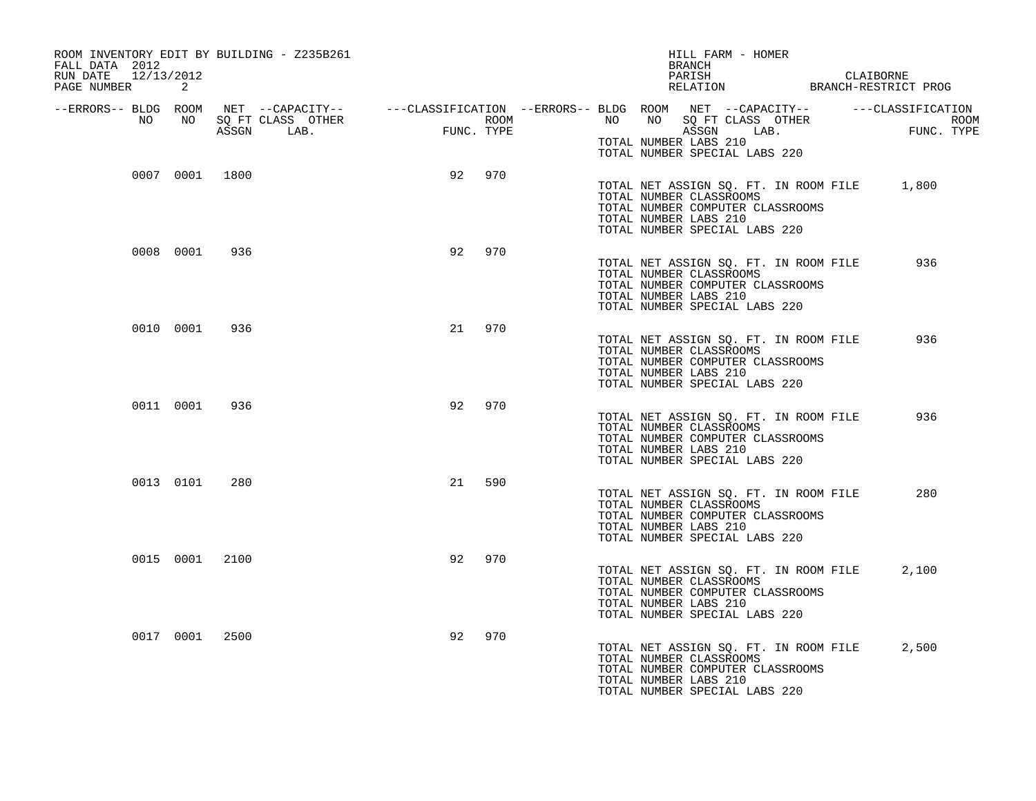ROOM INVENTORY EDIT BY BUILDING - Z235B261
FALL DATA 2012
RUN DATE 12/13/2012
PAGE NUMBER 2

HILL FARM - HOMER
BRANCH
PARISH CLAIBORNE
RELATION BRANCH-RESTRICT PROG

| --ERRORS-- | BLDG NO | ROOM NO | NET SQ FT ASSGN | --CAPACITY-- CLASS | LAB. | OTHER | ---CLASSIFICATION FUNC. | ROOM TYPE |
|---|---|---|---|---|---|---|---|---|
| | | | | | | | | |

TOTAL NUMBER LABS 210
TOTAL NUMBER SPECIAL LABS 220

| --ERRORS-- | BLDG NO | ROOM NO | NET SQ FT ASSGN | CLASS | LAB. | OTHER | FUNC. | ROOM TYPE |
|---|---|---|---|---|---|---|---|---|
| | 0007 | 0001 | 1800 | | | | 92 | 970 |

TOTAL NET ASSIGN SQ. FT. IN ROOM FILE 1,800
TOTAL NUMBER CLASSROOMS
TOTAL NUMBER COMPUTER CLASSROOMS
TOTAL NUMBER LABS 210
TOTAL NUMBER SPECIAL LABS 220

| --ERRORS-- | BLDG NO | ROOM NO | NET SQ FT ASSGN | CLASS | LAB. | OTHER | FUNC. | ROOM TYPE |
|---|---|---|---|---|---|---|---|---|
| | 0008 | 0001 | 936 | | | | 92 | 970 |

TOTAL NET ASSIGN SQ. FT. IN ROOM FILE 936
TOTAL NUMBER CLASSROOMS
TOTAL NUMBER COMPUTER CLASSROOMS
TOTAL NUMBER LABS 210
TOTAL NUMBER SPECIAL LABS 220

| --ERRORS-- | BLDG NO | ROOM NO | NET SQ FT ASSGN | CLASS | LAB. | OTHER | FUNC. | ROOM TYPE |
|---|---|---|---|---|---|---|---|---|
| | 0010 | 0001 | 936 | | | | 21 | 970 |

TOTAL NET ASSIGN SQ. FT. IN ROOM FILE 936
TOTAL NUMBER CLASSROOMS
TOTAL NUMBER COMPUTER CLASSROOMS
TOTAL NUMBER LABS 210
TOTAL NUMBER SPECIAL LABS 220

| --ERRORS-- | BLDG NO | ROOM NO | NET SQ FT ASSGN | CLASS | LAB. | OTHER | FUNC. | ROOM TYPE |
|---|---|---|---|---|---|---|---|---|
| | 0011 | 0001 | 936 | | | | 92 | 970 |

TOTAL NET ASSIGN SQ. FT. IN ROOM FILE 936
TOTAL NUMBER CLASSROOMS
TOTAL NUMBER COMPUTER CLASSROOMS
TOTAL NUMBER LABS 210
TOTAL NUMBER SPECIAL LABS 220

| --ERRORS-- | BLDG NO | ROOM NO | NET SQ FT ASSGN | CLASS | LAB. | OTHER | FUNC. | ROOM TYPE |
|---|---|---|---|---|---|---|---|---|
| | 0013 | 0101 | 280 | | | | 21 | 590 |

TOTAL NET ASSIGN SQ. FT. IN ROOM FILE 280
TOTAL NUMBER CLASSROOMS
TOTAL NUMBER COMPUTER CLASSROOMS
TOTAL NUMBER LABS 210
TOTAL NUMBER SPECIAL LABS 220

| --ERRORS-- | BLDG NO | ROOM NO | NET SQ FT ASSGN | CLASS | LAB. | OTHER | FUNC. | ROOM TYPE |
|---|---|---|---|---|---|---|---|---|
| | 0015 | 0001 | 2100 | | | | 92 | 970 |

TOTAL NET ASSIGN SQ. FT. IN ROOM FILE 2,100
TOTAL NUMBER CLASSROOMS
TOTAL NUMBER COMPUTER CLASSROOMS
TOTAL NUMBER LABS 210
TOTAL NUMBER SPECIAL LABS 220

| --ERRORS-- | BLDG NO | ROOM NO | NET SQ FT ASSGN | CLASS | LAB. | OTHER | FUNC. | ROOM TYPE |
|---|---|---|---|---|---|---|---|---|
| | 0017 | 0001 | 2500 | | | | 92 | 970 |

TOTAL NET ASSIGN SQ. FT. IN ROOM FILE 2,500
TOTAL NUMBER CLASSROOMS
TOTAL NUMBER COMPUTER CLASSROOMS
TOTAL NUMBER LABS 210
TOTAL NUMBER SPECIAL LABS 220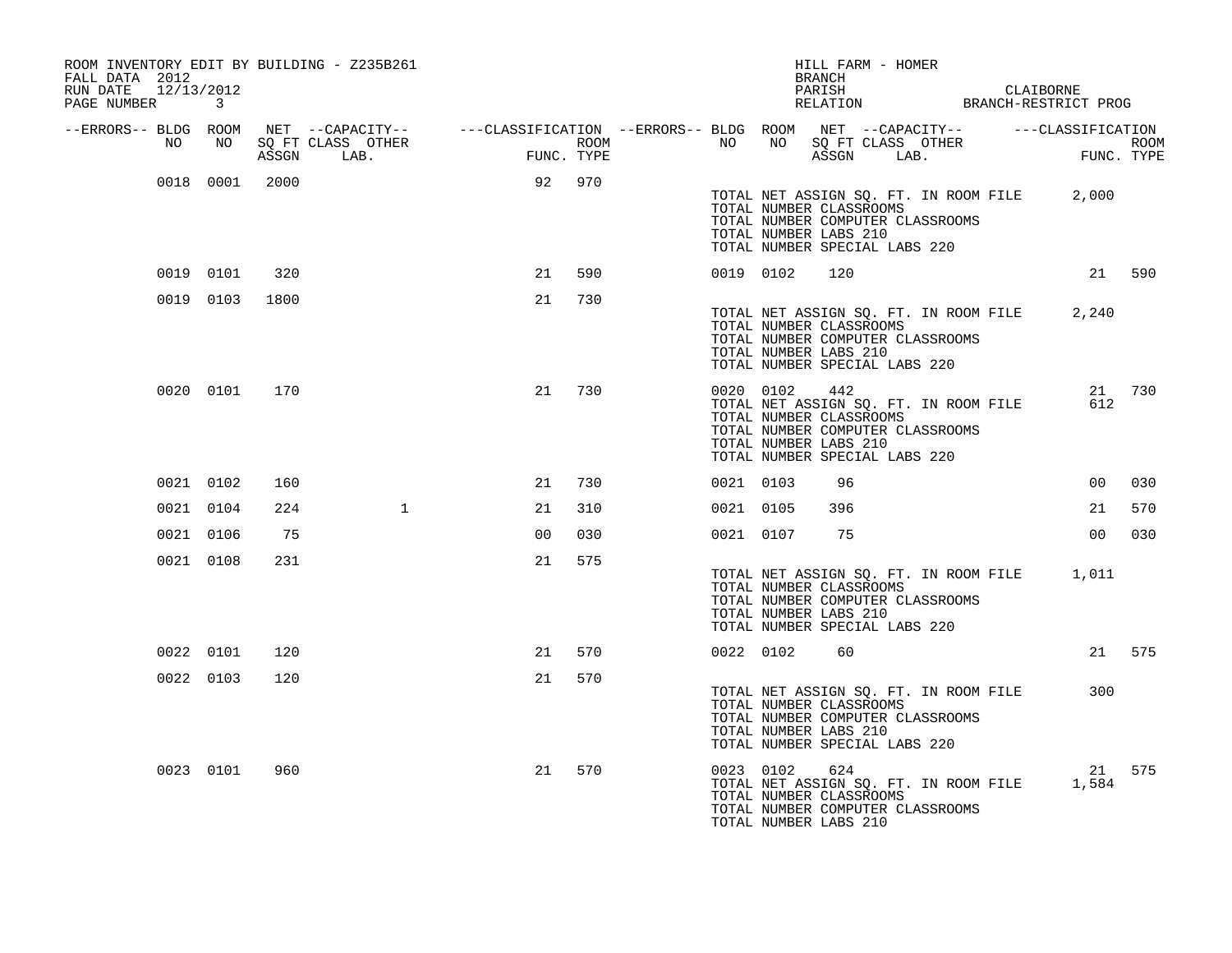ROOM INVENTORY EDIT BY BUILDING - Z235B261
FALL DATA 2012
RUN DATE 12/13/2012
PAGE NUMBER 3

HILL FARM - HOMER
BRANCH
PARISH CLAIBORNE
RELATION BRANCH-RESTRICT PROG

| --ERRORS-- | BLDG NO | ROOM NO | NET SQ FT ASSGN | CAPACITY CLASS | CAPACITY LAB. | CAPACITY OTHER | FUNC. | ROOM TYPE | --ERRORS-- | BLDG NO | ROOM NO | NET SQ FT ASSGN | CAPACITY CLASS | CAPACITY LAB. | CAPACITY OTHER | FUNC. | ROOM TYPE |
|---|---|---|---|---|---|---|---|---|---|---|---|---|---|---|---|---|---|
| | 0018 | 0001 | 2000 | | | | 92 | 970 | | | | | | | | | |
| | | | | | | | | | | TOTAL NET ASSIGN SQ. FT. IN ROOM FILE | | 2,000 | | | | | |
| | | | | | | | | | | TOTAL NUMBER CLASSROOMS | | | | | | | |
| | | | | | | | | | | TOTAL NUMBER COMPUTER CLASSROOMS | | | | | | | |
| | | | | | | | | | | TOTAL NUMBER LABS 210 | | | | | | | |
| | | | | | | | | | | TOTAL NUMBER SPECIAL LABS 220 | | | | | | | |
| | 0019 | 0101 | 320 | | | | 21 | 590 | | 0019 | 0102 | 120 | | | | 21 | 590 |
| | 0019 | 0103 | 1800 | | | | 21 | 730 | | | | | | | | | |
| | | | | | | | | | | TOTAL NET ASSIGN SQ. FT. IN ROOM FILE | | 2,240 | | | | | |
| | | | | | | | | | | TOTAL NUMBER CLASSROOMS | | | | | | | |
| | | | | | | | | | | TOTAL NUMBER COMPUTER CLASSROOMS | | | | | | | |
| | | | | | | | | | | TOTAL NUMBER LABS 210 | | | | | | | |
| | | | | | | | | | | TOTAL NUMBER SPECIAL LABS 220 | | | | | | | |
| | 0020 | 0101 | 170 | | | | 21 | 730 | | 0020 | 0102 | 442 | | | | 21 | 730 |
| | | | | | | | | | | TOTAL NET ASSIGN SQ. FT. IN ROOM FILE | | 612 | | | | | |
| | | | | | | | | | | TOTAL NUMBER CLASSROOMS | | | | | | | |
| | | | | | | | | | | TOTAL NUMBER COMPUTER CLASSROOMS | | | | | | | |
| | | | | | | | | | | TOTAL NUMBER LABS 210 | | | | | | | |
| | | | | | | | | | | TOTAL NUMBER SPECIAL LABS 220 | | | | | | | |
| | 0021 | 0102 | 160 | | | | 21 | 730 | | 0021 | 0103 | 96 | | | | 00 | 030 |
| | 0021 | 0104 | 224 | | | 1 | 21 | 310 | | 0021 | 0105 | 396 | | | | 21 | 570 |
| | 0021 | 0106 | 75 | | | | 00 | 030 | | 0021 | 0107 | 75 | | | | 00 | 030 |
| | 0021 | 0108 | 231 | | | | 21 | 575 | | | | | | | | | |
| | | | | | | | | | | TOTAL NET ASSIGN SQ. FT. IN ROOM FILE | | 1,011 | | | | | |
| | | | | | | | | | | TOTAL NUMBER CLASSROOMS | | | | | | | |
| | | | | | | | | | | TOTAL NUMBER COMPUTER CLASSROOMS | | | | | | | |
| | | | | | | | | | | TOTAL NUMBER LABS 210 | | | | | | | |
| | | | | | | | | | | TOTAL NUMBER SPECIAL LABS 220 | | | | | | | |
| | 0022 | 0101 | 120 | | | | 21 | 570 | | 0022 | 0102 | 60 | | | | 21 | 575 |
| | 0022 | 0103 | 120 | | | | 21 | 570 | | | | | | | | | |
| | | | | | | | | | | TOTAL NET ASSIGN SQ. FT. IN ROOM FILE | | 300 | | | | | |
| | | | | | | | | | | TOTAL NUMBER CLASSROOMS | | | | | | | |
| | | | | | | | | | | TOTAL NUMBER COMPUTER CLASSROOMS | | | | | | | |
| | | | | | | | | | | TOTAL NUMBER LABS 210 | | | | | | | |
| | | | | | | | | | | TOTAL NUMBER SPECIAL LABS 220 | | | | | | | |
| | 0023 | 0101 | 960 | | | | 21 | 570 | | 0023 | 0102 | 624 | | | | 21 | 575 |
| | | | | | | | | | | TOTAL NET ASSIGN SQ. FT. IN ROOM FILE | | 1,584 | | | | | |
| | | | | | | | | | | TOTAL NUMBER CLASSROOMS | | | | | | | |
| | | | | | | | | | | TOTAL NUMBER COMPUTER CLASSROOMS | | | | | | | |
| | | | | | | | | | | TOTAL NUMBER LABS 210 | | | | | | | |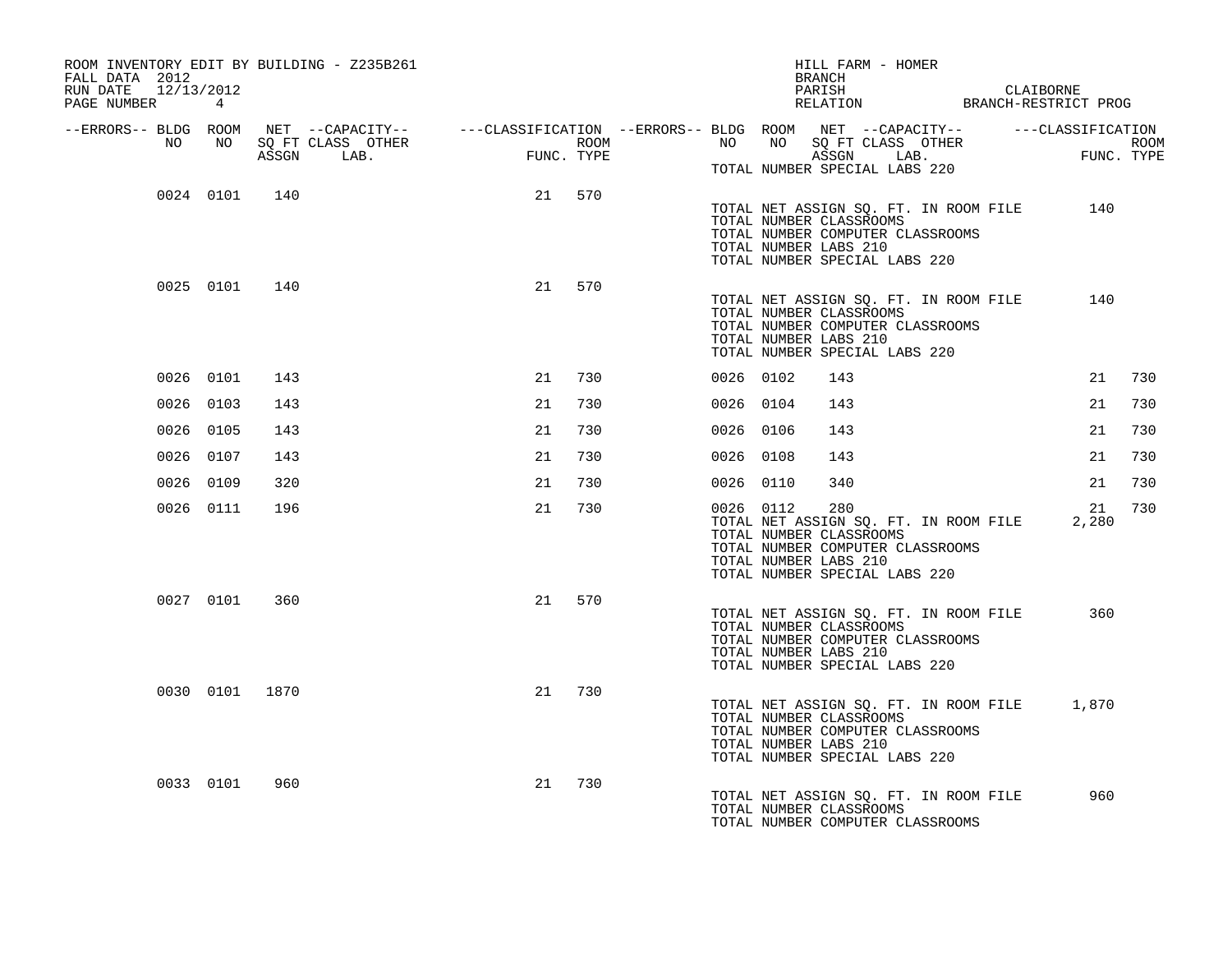ROOM INVENTORY EDIT BY BUILDING - Z235B261
FALL DATA 2012
RUN DATE 12/13/2012
PAGE NUMBER 4

HILL FARM - HOMER
BRANCH
PARISH CLAIBORNE
RELATION BRANCH-RESTRICT PROG

| --ERRORS-- | BLDG NO | ROOM NO | NET SQ FT ASSGN | --CAPACITY-- CLASS LAB. | OTHER | ---CLASSIFICATION FUNC. | ROOM TYPE | --ERRORS-- | BLDG NO | ROOM NO | NET SQ FT ASSGN | --CAPACITY-- CLASS LAB. | OTHER | ---CLASSIFICATION FUNC. | ROOM TYPE |
|---|---|---|---|---|---|---|---|---|---|---|---|---|---|---|---|
| | | | | | | | | | TOTAL NUMBER SPECIAL LABS 220 | | | | | | |
| | 0024 | 0101 | 140 | | | 21 | 570 | | | | | | | | |
| | | | | | | | | | TOTAL NET ASSIGN SQ. FT. IN ROOM FILE | | | | | 140 | |
| | | | | | | | | | TOTAL NUMBER CLASSROOMS | | | | | | |
| | | | | | | | | | TOTAL NUMBER COMPUTER CLASSROOMS | | | | | | |
| | | | | | | | | | TOTAL NUMBER LABS 210 | | | | | | |
| | | | | | | | | | TOTAL NUMBER SPECIAL LABS 220 | | | | | | |
| | 0025 | 0101 | 140 | | | 21 | 570 | | | | | | | | |
| | | | | | | | | | TOTAL NET ASSIGN SQ. FT. IN ROOM FILE | | | | | 140 | |
| | | | | | | | | | TOTAL NUMBER CLASSROOMS | | | | | | |
| | | | | | | | | | TOTAL NUMBER COMPUTER CLASSROOMS | | | | | | |
| | | | | | | | | | TOTAL NUMBER LABS 210 | | | | | | |
| | | | | | | | | | TOTAL NUMBER SPECIAL LABS 220 | | | | | | |
| | 0026 | 0101 | 143 | | | 21 | 730 | | 0026 | 0102 | 143 | | | 21 | 730 |
| | 0026 | 0103 | 143 | | | 21 | 730 | | 0026 | 0104 | 143 | | | 21 | 730 |
| | 0026 | 0105 | 143 | | | 21 | 730 | | 0026 | 0106 | 143 | | | 21 | 730 |
| | 0026 | 0107 | 143 | | | 21 | 730 | | 0026 | 0108 | 143 | | | 21 | 730 |
| | 0026 | 0109 | 320 | | | 21 | 730 | | 0026 | 0110 | 340 | | | 21 | 730 |
| | 0026 | 0111 | 196 | | | 21 | 730 | | 0026 | 0112 | 280 | | | 21 | 730 |
| | | | | | | | | | TOTAL NET ASSIGN SQ. FT. IN ROOM FILE | | | | | 2,280 | |
| | | | | | | | | | TOTAL NUMBER CLASSROOMS | | | | | | |
| | | | | | | | | | TOTAL NUMBER COMPUTER CLASSROOMS | | | | | | |
| | | | | | | | | | TOTAL NUMBER LABS 210 | | | | | | |
| | | | | | | | | | TOTAL NUMBER SPECIAL LABS 220 | | | | | | |
| | 0027 | 0101 | 360 | | | 21 | 570 | | | | | | | | |
| | | | | | | | | | TOTAL NET ASSIGN SQ. FT. IN ROOM FILE | | | | | 360 | |
| | | | | | | | | | TOTAL NUMBER CLASSROOMS | | | | | | |
| | | | | | | | | | TOTAL NUMBER COMPUTER CLASSROOMS | | | | | | |
| | | | | | | | | | TOTAL NUMBER LABS 210 | | | | | | |
| | | | | | | | | | TOTAL NUMBER SPECIAL LABS 220 | | | | | | |
| | 0030 | 0101 | 1870 | | | 21 | 730 | | | | | | | | |
| | | | | | | | | | TOTAL NET ASSIGN SQ. FT. IN ROOM FILE | | | | | 1,870 | |
| | | | | | | | | | TOTAL NUMBER CLASSROOMS | | | | | | |
| | | | | | | | | | TOTAL NUMBER COMPUTER CLASSROOMS | | | | | | |
| | | | | | | | | | TOTAL NUMBER LABS 210 | | | | | | |
| | | | | | | | | | TOTAL NUMBER SPECIAL LABS 220 | | | | | | |
| | 0033 | 0101 | 960 | | | 21 | 730 | | | | | | | | |
| | | | | | | | | | TOTAL NET ASSIGN SQ. FT. IN ROOM FILE | | | | | 960 | |
| | | | | | | | | | TOTAL NUMBER CLASSROOMS | | | | | | |
| | | | | | | | | | TOTAL NUMBER COMPUTER CLASSROOMS | | | | | | |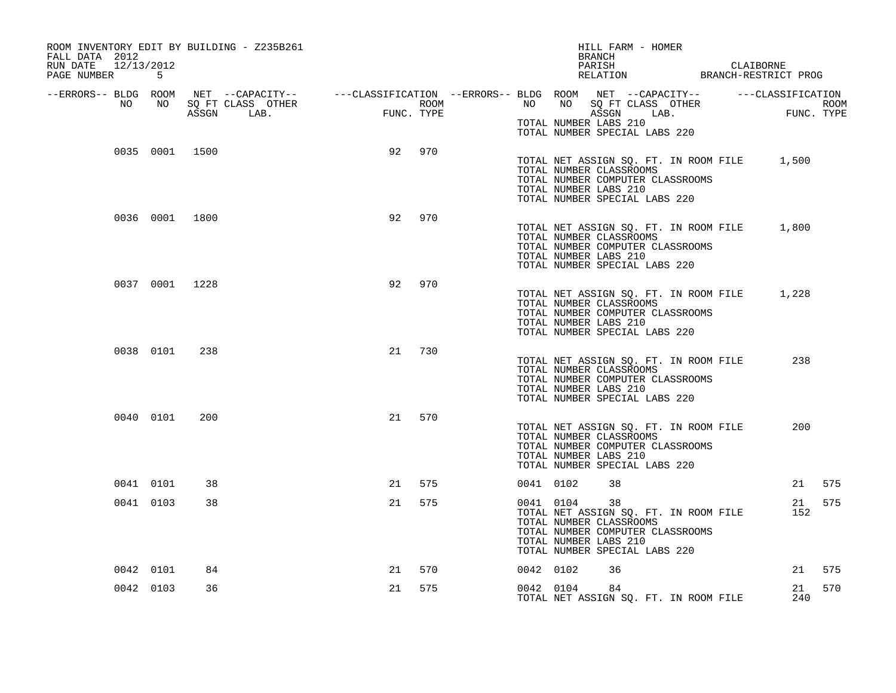ROOM INVENTORY EDIT BY BUILDING - Z235B261
FALL DATA 2012
RUN DATE 12/13/2012
PAGE NUMBER 5

HILL FARM - HOMER
BRANCH
PARISH CLAIBORNE
RELATION BRANCH-RESTRICT PROG

| --ERRORS-- | BLDG NO | ROOM NO | NET SQ FT ASSGN | --CAPACITY-- CLASS | OTHER LAB. | ---CLASSIFICATION FUNC. | ROOM TYPE | --ERRORS-- | BLDG NO | ROOM NO | NET SQ FT ASSGN | --CAPACITY-- CLASS | OTHER LAB. | ---CLASSIFICATION FUNC. | ROOM TYPE |
|---|---|---|---|---|---|---|---|---|---|---|---|---|---|---|---|
| | | | | | | | | | TOTAL NUMBER LABS 210 | | | | | | |
| | | | | | | | | | TOTAL NUMBER SPECIAL LABS 220 | | | | | | |
| | 0035 | 0001 | 1500 | | | 92 | 970 | | | | | | | | |
| | | | | | | | | | TOTAL NET ASSIGN SQ. FT. IN ROOM FILE | | | | | 1,500 | |
| | | | | | | | | | TOTAL NUMBER CLASSROOMS | | | | | | |
| | | | | | | | | | TOTAL NUMBER COMPUTER CLASSROOMS | | | | | | |
| | | | | | | | | | TOTAL NUMBER LABS 210 | | | | | | |
| | | | | | | | | | TOTAL NUMBER SPECIAL LABS 220 | | | | | | |
| | 0036 | 0001 | 1800 | | | 92 | 970 | | | | | | | | |
| | | | | | | | | | TOTAL NET ASSIGN SQ. FT. IN ROOM FILE | | | | | 1,800 | |
| | | | | | | | | | TOTAL NUMBER CLASSROOMS | | | | | | |
| | | | | | | | | | TOTAL NUMBER COMPUTER CLASSROOMS | | | | | | |
| | | | | | | | | | TOTAL NUMBER LABS 210 | | | | | | |
| | | | | | | | | | TOTAL NUMBER SPECIAL LABS 220 | | | | | | |
| | 0037 | 0001 | 1228 | | | 92 | 970 | | | | | | | | |
| | | | | | | | | | TOTAL NET ASSIGN SQ. FT. IN ROOM FILE | | | | | 1,228 | |
| | | | | | | | | | TOTAL NUMBER CLASSROOMS | | | | | | |
| | | | | | | | | | TOTAL NUMBER COMPUTER CLASSROOMS | | | | | | |
| | | | | | | | | | TOTAL NUMBER LABS 210 | | | | | | |
| | | | | | | | | | TOTAL NUMBER SPECIAL LABS 220 | | | | | | |
| | 0038 | 0101 | 238 | | | 21 | 730 | | | | | | | | |
| | | | | | | | | | TOTAL NET ASSIGN SQ. FT. IN ROOM FILE | | | | | 238 | |
| | | | | | | | | | TOTAL NUMBER CLASSROOMS | | | | | | |
| | | | | | | | | | TOTAL NUMBER COMPUTER CLASSROOMS | | | | | | |
| | | | | | | | | | TOTAL NUMBER LABS 210 | | | | | | |
| | | | | | | | | | TOTAL NUMBER SPECIAL LABS 220 | | | | | | |
| | 0040 | 0101 | 200 | | | 21 | 570 | | | | | | | | |
| | | | | | | | | | TOTAL NET ASSIGN SQ. FT. IN ROOM FILE | | | | | 200 | |
| | | | | | | | | | TOTAL NUMBER CLASSROOMS | | | | | | |
| | | | | | | | | | TOTAL NUMBER COMPUTER CLASSROOMS | | | | | | |
| | | | | | | | | | TOTAL NUMBER LABS 210 | | | | | | |
| | | | | | | | | | TOTAL NUMBER SPECIAL LABS 220 | | | | | | |
| | 0041 | 0101 | 38 | | | 21 | 575 | | 0041 | 0102 | 38 | | | 21 | 575 |
| | 0041 | 0103 | 38 | | | 21 | 575 | | 0041 | 0104 | 38 | | | 21 | 575 |
| | | | | | | | | | TOTAL NET ASSIGN SQ. FT. IN ROOM FILE | | | | | 152 | |
| | | | | | | | | | TOTAL NUMBER CLASSROOMS | | | | | | |
| | | | | | | | | | TOTAL NUMBER COMPUTER CLASSROOMS | | | | | | |
| | | | | | | | | | TOTAL NUMBER LABS 210 | | | | | | |
| | | | | | | | | | TOTAL NUMBER SPECIAL LABS 220 | | | | | | |
| | 0042 | 0101 | 84 | | | 21 | 570 | | 0042 | 0102 | 36 | | | 21 | 575 |
| | 0042 | 0103 | 36 | | | 21 | 575 | | 0042 | 0104 | 84 | | | 21 | 570 |
| | | | | | | | | | TOTAL NET ASSIGN SQ. FT. IN ROOM FILE | | | | | 240 | |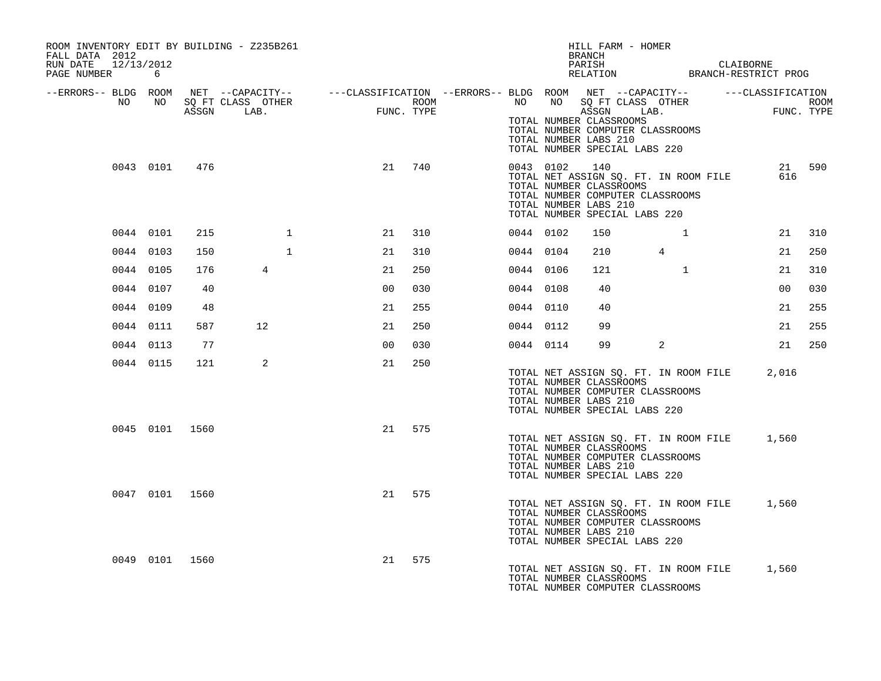ROOM INVENTORY EDIT BY BUILDING - Z235B261
FALL DATA 2012
RUN DATE 12/13/2012
PAGE NUMBER 6

HILL FARM - HOMER
BRANCH
PARISH CLAIBORNE
RELATION BRANCH-RESTRICT PROG

| --ERRORS-- | BLDG NO | ROOM NO | NET SQ FT ASSGN | --CAPACITY-- CLASS LAB. | OTHER | ---CLASSIFICATION FUNC. | ROOM TYPE | --ERRORS-- | BLDG NO | ROOM NO | NET SQ FT ASSGN | --CAPACITY-- CLASS LAB. | OTHER | ---CLASSIFICATION FUNC. | ROOM TYPE |
|---|---|---|---|---|---|---|---|---|---|---|---|---|---|---|---|
| | | | | | | | | | TOTAL NUMBER CLASSROOMS | | | | | | |
| | | | | | | | | | TOTAL NUMBER COMPUTER CLASSROOMS | | | | | | |
| | | | | | | | | | TOTAL NUMBER LABS 210 | | | | | | |
| | | | | | | | | | TOTAL NUMBER SPECIAL LABS 220 | | | | | | |
| | 0043 | 0101 | 476 | | | 21 | 740 | | 0043 | 0102 | 140 | | | 21 | 590 |
| | | | | | | | | | TOTAL NET ASSIGN SQ. FT. IN ROOM FILE | | | | | 616 | |
| | | | | | | | | | TOTAL NUMBER CLASSROOMS | | | | | | |
| | | | | | | | | | TOTAL NUMBER COMPUTER CLASSROOMS | | | | | | |
| | | | | | | | | | TOTAL NUMBER LABS 210 | | | | | | |
| | | | | | | | | | TOTAL NUMBER SPECIAL LABS 220 | | | | | | |
| | 0044 | 0101 | 215 | | 1 | 21 | 310 | | 0044 | 0102 | 150 | | 1 | 21 | 310 |
| | 0044 | 0103 | 150 | | 1 | 21 | 310 | | 0044 | 0104 | 210 | 4 | | 21 | 250 |
| | 0044 | 0105 | 176 | 4 | | 21 | 250 | | 0044 | 0106 | 121 | | 1 | 21 | 310 |
| | 0044 | 0107 | 40 | | | 00 | 030 | | 0044 | 0108 | 40 | | | 00 | 030 |
| | 0044 | 0109 | 48 | | | 21 | 255 | | 0044 | 0110 | 40 | | | 21 | 255 |
| | 0044 | 0111 | 587 | 12 | | 21 | 250 | | 0044 | 0112 | 99 | | | 21 | 255 |
| | 0044 | 0113 | 77 | | | 00 | 030 | | 0044 | 0114 | 99 | 2 | | 21 | 250 |
| | 0044 | 0115 | 121 | 2 | | 21 | 250 | | | | | | | | |
| | | | | | | | | | TOTAL NET ASSIGN SQ. FT. IN ROOM FILE | | | | | 2,016 | |
| | | | | | | | | | TOTAL NUMBER CLASSROOMS | | | | | | |
| | | | | | | | | | TOTAL NUMBER COMPUTER CLASSROOMS | | | | | | |
| | | | | | | | | | TOTAL NUMBER LABS 210 | | | | | | |
| | | | | | | | | | TOTAL NUMBER SPECIAL LABS 220 | | | | | | |
| | 0045 | 0101 | 1560 | | | 21 | 575 | | | | | | | | |
| | | | | | | | | | TOTAL NET ASSIGN SQ. FT. IN ROOM FILE | | | | | 1,560 | |
| | | | | | | | | | TOTAL NUMBER CLASSROOMS | | | | | | |
| | | | | | | | | | TOTAL NUMBER COMPUTER CLASSROOMS | | | | | | |
| | | | | | | | | | TOTAL NUMBER LABS 210 | | | | | | |
| | | | | | | | | | TOTAL NUMBER SPECIAL LABS 220 | | | | | | |
| | 0047 | 0101 | 1560 | | | 21 | 575 | | | | | | | | |
| | | | | | | | | | TOTAL NET ASSIGN SQ. FT. IN ROOM FILE | | | | | 1,560 | |
| | | | | | | | | | TOTAL NUMBER CLASSROOMS | | | | | | |
| | | | | | | | | | TOTAL NUMBER COMPUTER CLASSROOMS | | | | | | |
| | | | | | | | | | TOTAL NUMBER LABS 210 | | | | | | |
| | | | | | | | | | TOTAL NUMBER SPECIAL LABS 220 | | | | | | |
| | 0049 | 0101 | 1560 | | | 21 | 575 | | | | | | | | |
| | | | | | | | | | TOTAL NET ASSIGN SQ. FT. IN ROOM FILE | | | | | 1,560 | |
| | | | | | | | | | TOTAL NUMBER CLASSROOMS | | | | | | |
| | | | | | | | | | TOTAL NUMBER COMPUTER CLASSROOMS | | | | | | |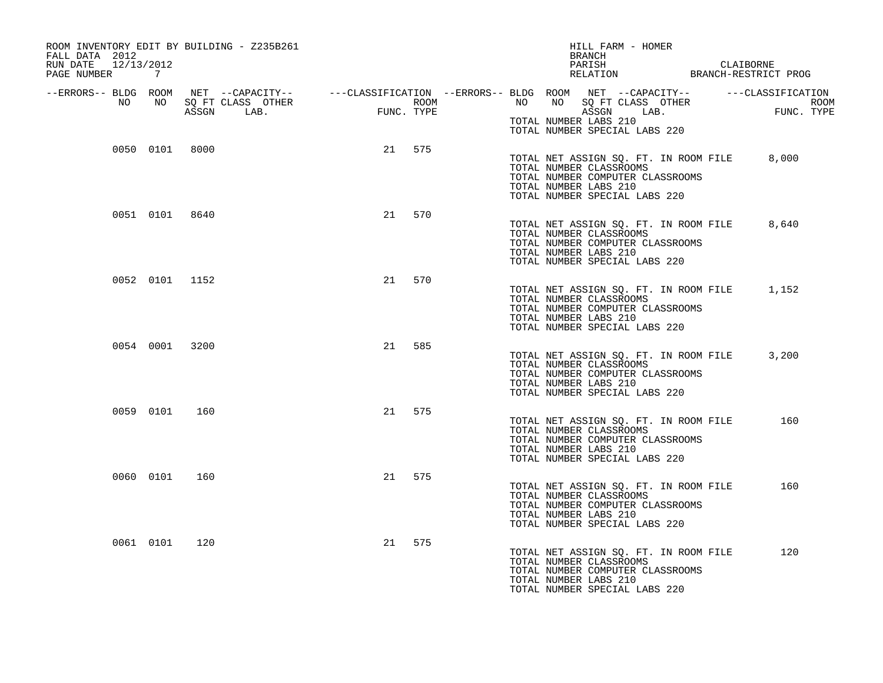ROOM INVENTORY EDIT BY BUILDING - Z235B261
FALL DATA 2012
RUN DATE 12/13/2012

HILL FARM - HOMER
BRANCH
PARISH CLAIBORNE
RELATION BRANCH-RESTRICT PROG

| --ERRORS-- | BLDG NO | ROOM NO | NET SQ FT ASSGN | --CAPACITY-- CLASS LAB. | OTHER | ---CLASSIFICATION FUNC. | ROOM TYPE |
|---|---|---|---|---|---|---|---|
| | 0050 | 0101 | 8000 | | | 21 | 575 |
| | 0051 | 0101 | 8640 | | | 21 | 570 |
| | 0052 | 0101 | 1152 | | | 21 | 570 |
| | 0054 | 0001 | 3200 | | | 21 | 585 |
| | 0059 | 0101 | 160 | | | 21 | 575 |
| | 0060 | 0101 | 160 | | | 21 | 575 |
| | 0061 | 0101 | 120 | | | 21 | 575 |

TOTAL NUMBER LABS 210
TOTAL NUMBER SPECIAL LABS 220

Building 0050:
TOTAL NET ASSIGN SQ. FT. IN ROOM FILE 8,000
TOTAL NUMBER CLASSROOMS
TOTAL NUMBER COMPUTER CLASSROOMS
TOTAL NUMBER LABS 210
TOTAL NUMBER SPECIAL LABS 220

Building 0051:
TOTAL NET ASSIGN SQ. FT. IN ROOM FILE 8,640
TOTAL NUMBER CLASSROOMS
TOTAL NUMBER COMPUTER CLASSROOMS
TOTAL NUMBER LABS 210
TOTAL NUMBER SPECIAL LABS 220

Building 0052:
TOTAL NET ASSIGN SQ. FT. IN ROOM FILE 1,152
TOTAL NUMBER CLASSROOMS
TOTAL NUMBER COMPUTER CLASSROOMS
TOTAL NUMBER LABS 210
TOTAL NUMBER SPECIAL LABS 220

Building 0054:
TOTAL NET ASSIGN SQ. FT. IN ROOM FILE 3,200
TOTAL NUMBER CLASSROOMS
TOTAL NUMBER COMPUTER CLASSROOMS
TOTAL NUMBER LABS 210
TOTAL NUMBER SPECIAL LABS 220

Building 0059:
TOTAL NET ASSIGN SQ. FT. IN ROOM FILE 160
TOTAL NUMBER CLASSROOMS
TOTAL NUMBER COMPUTER CLASSROOMS
TOTAL NUMBER LABS 210
TOTAL NUMBER SPECIAL LABS 220

Building 0060:
TOTAL NET ASSIGN SQ. FT. IN ROOM FILE 160
TOTAL NUMBER CLASSROOMS
TOTAL NUMBER COMPUTER CLASSROOMS
TOTAL NUMBER LABS 210
TOTAL NUMBER SPECIAL LABS 220

Building 0061:
TOTAL NET ASSIGN SQ. FT. IN ROOM FILE 120
TOTAL NUMBER CLASSROOMS
TOTAL NUMBER COMPUTER CLASSROOMS
TOTAL NUMBER LABS 210
TOTAL NUMBER SPECIAL LABS 220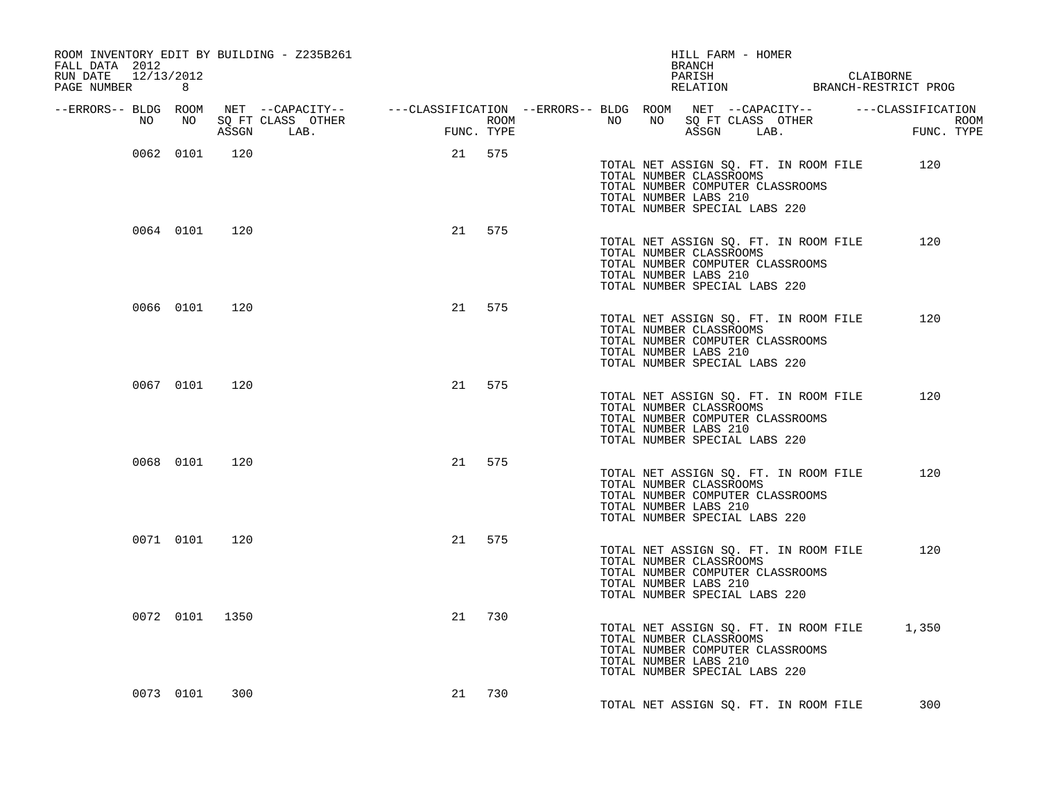ROOM INVENTORY EDIT BY BUILDING - Z235B261
FALL DATA 2012
RUN DATE 12/13/2012
PAGE NUMBER 8

HILL FARM - HOMER
BRANCH
PARISH CLAIBORNE
RELATION BRANCH-RESTRICT PROG

| --ERRORS-- | BLDG NO | ROOM NO | NET SQ FT ASSGN | --CAPACITY-- CLASS LAB. | OTHER | ---CLASSIFICATION FUNC. | ROOM TYPE | |
|---|---|---|---|---|---|---|---|---|
| | 0062 | 0101 | 120 | | | 21 | 575 | TOTAL NET ASSIGN SQ. FT. IN ROOM FILE 120<br>TOTAL NUMBER CLASSROOMS<br>TOTAL NUMBER COMPUTER CLASSROOMS<br>TOTAL NUMBER LABS 210<br>TOTAL NUMBER SPECIAL LABS 220 |
| | 0064 | 0101 | 120 | | | 21 | 575 | TOTAL NET ASSIGN SQ. FT. IN ROOM FILE 120<br>TOTAL NUMBER CLASSROOMS<br>TOTAL NUMBER COMPUTER CLASSROOMS<br>TOTAL NUMBER LABS 210<br>TOTAL NUMBER SPECIAL LABS 220 |
| | 0066 | 0101 | 120 | | | 21 | 575 | TOTAL NET ASSIGN SQ. FT. IN ROOM FILE 120<br>TOTAL NUMBER CLASSROOMS<br>TOTAL NUMBER COMPUTER CLASSROOMS<br>TOTAL NUMBER LABS 210<br>TOTAL NUMBER SPECIAL LABS 220 |
| | 0067 | 0101 | 120 | | | 21 | 575 | TOTAL NET ASSIGN SQ. FT. IN ROOM FILE 120<br>TOTAL NUMBER CLASSROOMS<br>TOTAL NUMBER COMPUTER CLASSROOMS<br>TOTAL NUMBER LABS 210<br>TOTAL NUMBER SPECIAL LABS 220 |
| | 0068 | 0101 | 120 | | | 21 | 575 | TOTAL NET ASSIGN SQ. FT. IN ROOM FILE 120<br>TOTAL NUMBER CLASSROOMS<br>TOTAL NUMBER COMPUTER CLASSROOMS<br>TOTAL NUMBER LABS 210<br>TOTAL NUMBER SPECIAL LABS 220 |
| | 0071 | 0101 | 120 | | | 21 | 575 | TOTAL NET ASSIGN SQ. FT. IN ROOM FILE 120<br>TOTAL NUMBER CLASSROOMS<br>TOTAL NUMBER COMPUTER CLASSROOMS<br>TOTAL NUMBER LABS 210<br>TOTAL NUMBER SPECIAL LABS 220 |
| | 0072 | 0101 | 1350 | | | 21 | 730 | TOTAL NET ASSIGN SQ. FT. IN ROOM FILE 1,350<br>TOTAL NUMBER CLASSROOMS<br>TOTAL NUMBER COMPUTER CLASSROOMS<br>TOTAL NUMBER LABS 210<br>TOTAL NUMBER SPECIAL LABS 220 |
| | 0073 | 0101 | 300 | | | 21 | 730 | TOTAL NET ASSIGN SQ. FT. IN ROOM FILE 300 |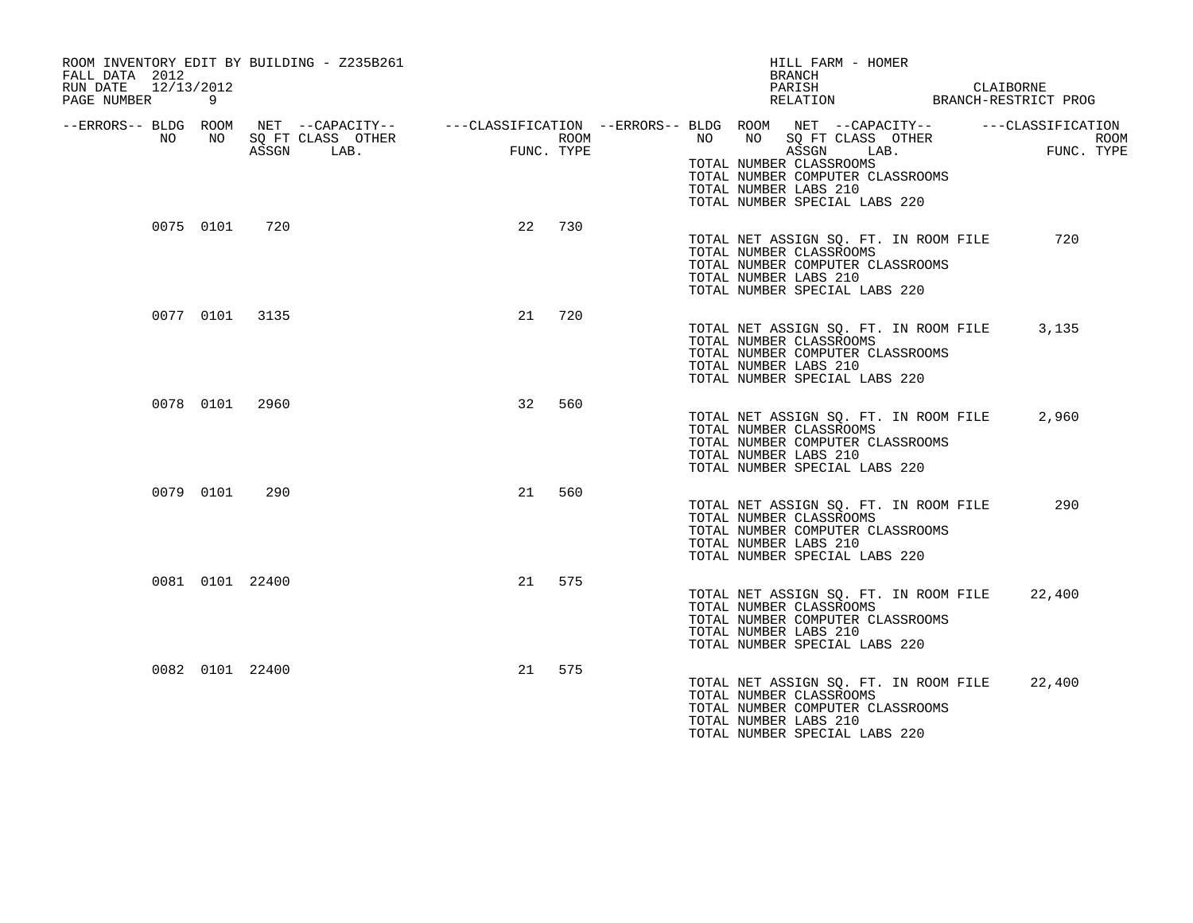ROOM INVENTORY EDIT BY BUILDING - Z235B261
FALL DATA 2012
RUN DATE 12/13/2012
PAGE NUMBER 9

HILL FARM - HOMER
BRANCH
PARISH CLAIBORNE
RELATION BRANCH-RESTRICT PROG

| --ERRORS-- | BLDG NO | ROOM NO | NET SQ FT ASSGN | --CAPACITY-- CLASS LAB. | OTHER | ---CLASSIFICATION FUNC. | ROOM TYPE |
|---|---|---|---|---|---|---|---|
| | | | | | | | |

TOTAL NUMBER CLASSROOMS
TOTAL NUMBER COMPUTER CLASSROOMS
TOTAL NUMBER LABS 210
TOTAL NUMBER SPECIAL LABS 220

| --ERRORS-- | BLDG NO | ROOM NO | NET SQ FT ASSGN | --CAPACITY-- CLASS LAB. | OTHER | ---CLASSIFICATION FUNC. | ROOM TYPE |
|---|---|---|---|---|---|---|---|
| | 0075 | 0101 | 720 | | | 22 | 730 |

TOTAL NET ASSIGN SQ. FT. IN ROOM FILE 720
TOTAL NUMBER CLASSROOMS
TOTAL NUMBER COMPUTER CLASSROOMS
TOTAL NUMBER LABS 210
TOTAL NUMBER SPECIAL LABS 220

| --ERRORS-- | BLDG NO | ROOM NO | NET SQ FT ASSGN | --CAPACITY-- CLASS LAB. | OTHER | ---CLASSIFICATION FUNC. | ROOM TYPE |
|---|---|---|---|---|---|---|---|
| | 0077 | 0101 | 3135 | | | 21 | 720 |

TOTAL NET ASSIGN SQ. FT. IN ROOM FILE 3,135
TOTAL NUMBER CLASSROOMS
TOTAL NUMBER COMPUTER CLASSROOMS
TOTAL NUMBER LABS 210
TOTAL NUMBER SPECIAL LABS 220

| --ERRORS-- | BLDG NO | ROOM NO | NET SQ FT ASSGN | --CAPACITY-- CLASS LAB. | OTHER | ---CLASSIFICATION FUNC. | ROOM TYPE |
|---|---|---|---|---|---|---|---|
| | 0078 | 0101 | 2960 | | | 32 | 560 |

TOTAL NET ASSIGN SQ. FT. IN ROOM FILE 2,960
TOTAL NUMBER CLASSROOMS
TOTAL NUMBER COMPUTER CLASSROOMS
TOTAL NUMBER LABS 210
TOTAL NUMBER SPECIAL LABS 220

| --ERRORS-- | BLDG NO | ROOM NO | NET SQ FT ASSGN | --CAPACITY-- CLASS LAB. | OTHER | ---CLASSIFICATION FUNC. | ROOM TYPE |
|---|---|---|---|---|---|---|---|
| | 0079 | 0101 | 290 | | | 21 | 560 |

TOTAL NET ASSIGN SQ. FT. IN ROOM FILE 290
TOTAL NUMBER CLASSROOMS
TOTAL NUMBER COMPUTER CLASSROOMS
TOTAL NUMBER LABS 210
TOTAL NUMBER SPECIAL LABS 220

| --ERRORS-- | BLDG NO | ROOM NO | NET SQ FT ASSGN | --CAPACITY-- CLASS LAB. | OTHER | ---CLASSIFICATION FUNC. | ROOM TYPE |
|---|---|---|---|---|---|---|---|
| | 0081 | 0101 | 22400 | | | 21 | 575 |

TOTAL NET ASSIGN SQ. FT. IN ROOM FILE 22,400
TOTAL NUMBER CLASSROOMS
TOTAL NUMBER COMPUTER CLASSROOMS
TOTAL NUMBER LABS 210
TOTAL NUMBER SPECIAL LABS 220

| --ERRORS-- | BLDG NO | ROOM NO | NET SQ FT ASSGN | --CAPACITY-- CLASS LAB. | OTHER | ---CLASSIFICATION FUNC. | ROOM TYPE |
|---|---|---|---|---|---|---|---|
| | 0082 | 0101 | 22400 | | | 21 | 575 |

TOTAL NET ASSIGN SQ. FT. IN ROOM FILE 22,400
TOTAL NUMBER CLASSROOMS
TOTAL NUMBER COMPUTER CLASSROOMS
TOTAL NUMBER LABS 210
TOTAL NUMBER SPECIAL LABS 220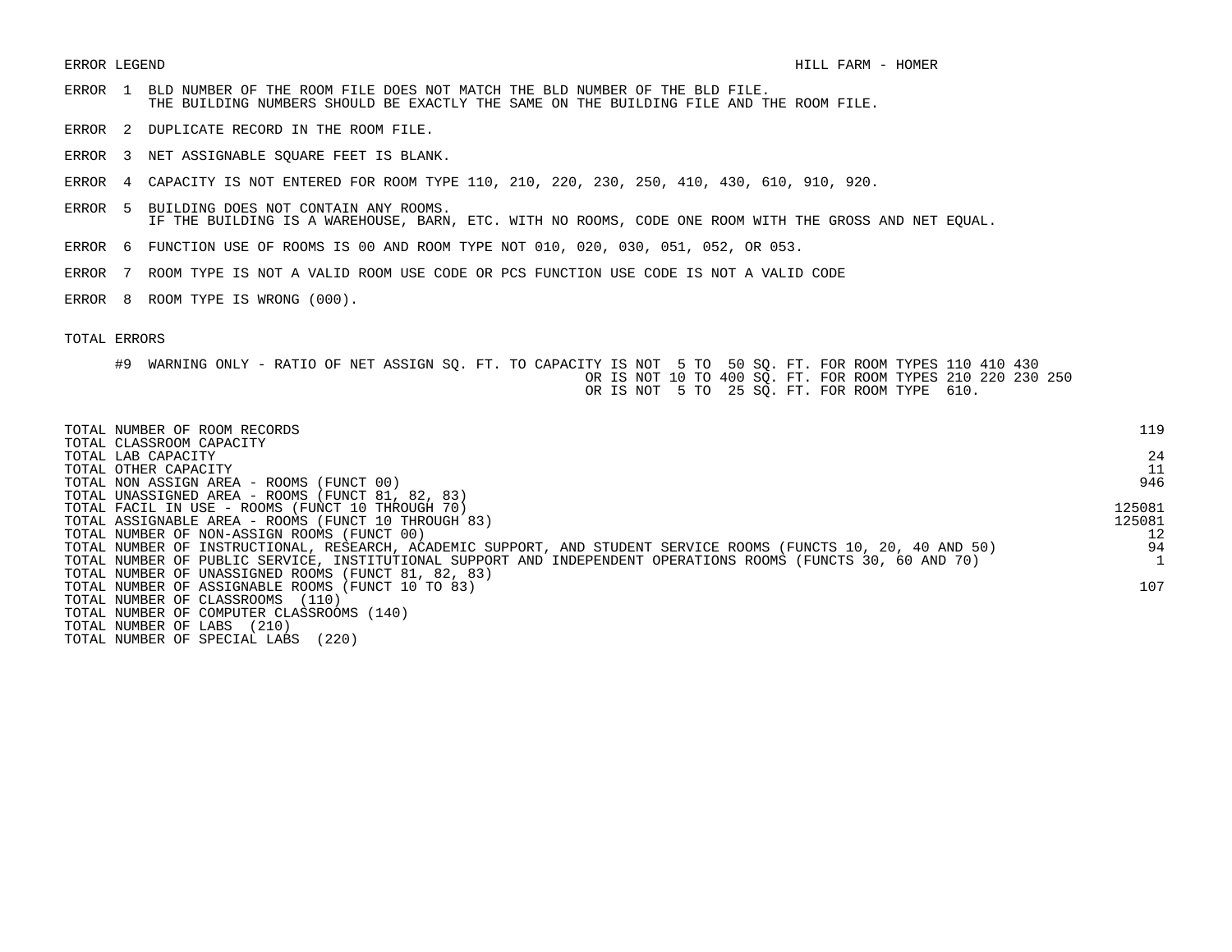ERROR LEGEND

HILL FARM - HOMER

ERROR 1 BLD NUMBER OF THE ROOM FILE DOES NOT MATCH THE BLD NUMBER OF THE BLD FILE.
THE BUILDING NUMBERS SHOULD BE EXACTLY THE SAME ON THE BUILDING FILE AND THE ROOM FILE.

ERROR 2 DUPLICATE RECORD IN THE ROOM FILE.

ERROR 3 NET ASSIGNABLE SQUARE FEET IS BLANK.

ERROR 4 CAPACITY IS NOT ENTERED FOR ROOM TYPE 110, 210, 220, 230, 250, 410, 430, 610, 910, 920.

ERROR 5 BUILDING DOES NOT CONTAIN ANY ROOMS.
IF THE BUILDING IS A WAREHOUSE, BARN, ETC. WITH NO ROOMS, CODE ONE ROOM WITH THE GROSS AND NET EQUAL.

ERROR 6 FUNCTION USE OF ROOMS IS 00 AND ROOM TYPE NOT 010, 020, 030, 051, 052, OR 053.

ERROR 7 ROOM TYPE IS NOT A VALID ROOM USE CODE OR PCS FUNCTION USE CODE IS NOT A VALID CODE

ERROR 8 ROOM TYPE IS WRONG (000).

TOTAL ERRORS

#9 WARNING ONLY - RATIO OF NET ASSIGN SQ. FT. TO CAPACITY IS NOT 5 TO 50 SQ. FT. FOR ROOM TYPES 110 410 430
OR IS NOT 10 TO 400 SQ. FT. FOR ROOM TYPES 210 220 230 250
OR IS NOT 5 TO 25 SQ. FT. FOR ROOM TYPE 610.

| | |
|---|---|
| TOTAL NUMBER OF ROOM RECORDS | 119 |
| TOTAL CLASSROOM CAPACITY | |
| TOTAL LAB CAPACITY | 24 |
| TOTAL OTHER CAPACITY | 11 |
| TOTAL NON ASSIGN AREA - ROOMS (FUNCT 00) | 946 |
| TOTAL UNASSIGNED AREA - ROOMS (FUNCT 81, 82, 83) | |
| TOTAL FACIL IN USE - ROOMS (FUNCT 10 THROUGH 70) | 125081 |
| TOTAL ASSIGNABLE AREA - ROOMS (FUNCT 10 THROUGH 83) | 125081 |
| TOTAL NUMBER OF NON-ASSIGN ROOMS (FUNCT 00) | 12 |
| TOTAL NUMBER OF INSTRUCTIONAL, RESEARCH, ACADEMIC SUPPORT, AND STUDENT SERVICE ROOMS (FUNCTS 10, 20, 40 AND 50) | 94 |
| TOTAL NUMBER OF PUBLIC SERVICE, INSTITUTIONAL SUPPORT AND INDEPENDENT OPERATIONS ROOMS (FUNCTS 30, 60 AND 70) | 1 |
| TOTAL NUMBER OF UNASSIGNED ROOMS (FUNCT 81, 82, 83) | |
| TOTAL NUMBER OF ASSIGNABLE ROOMS (FUNCT 10 TO 83) | 107 |
| TOTAL NUMBER OF CLASSROOMS (110) | |
| TOTAL NUMBER OF COMPUTER CLASSROOMS (140) | |
| TOTAL NUMBER OF LABS (210) | |
| TOTAL NUMBER OF SPECIAL LABS (220) | |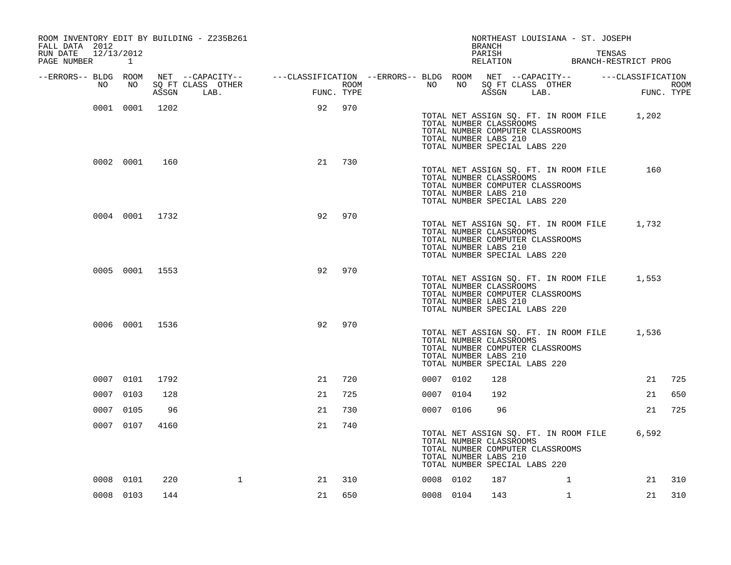ROOM INVENTORY EDIT BY BUILDING - Z235B261
FALL DATA 2012
RUN DATE 12/13/2012
PAGE NUMBER 1

NORTHEAST LOUISIANA - ST. JOSEPH
BRANCH
PARISH TENSAS
RELATION BRANCH-RESTRICT PROG

| --ERRORS-- | BLDG NO | ROOM NO | NET SQ FT ASSGN | CAPACITY CLASS LAB. | CAPACITY OTHER | CLASSIFICATION FUNC. | ROOM TYPE | --ERRORS-- | BLDG NO | ROOM NO | NET SQ FT ASSGN | CAPACITY CLASS LAB. | CAPACITY OTHER | CLASSIFICATION FUNC. | ROOM TYPE |
|---|---|---|---|---|---|---|---|---|---|---|---|---|---|---|---|
| | 0001 | 0001 | 1202 | | | 92 | 970 | | | | | | | | |

TOTAL NET ASSIGN SQ. FT. IN ROOM FILE 1,202
TOTAL NUMBER CLASSROOMS
TOTAL NUMBER COMPUTER CLASSROOMS
TOTAL NUMBER LABS 210
TOTAL NUMBER SPECIAL LABS 220

| --ERRORS-- | BLDG NO | ROOM NO | NET SQ FT ASSGN | CAPACITY CLASS LAB. | CAPACITY OTHER | CLASSIFICATION FUNC. | ROOM TYPE | --ERRORS-- | BLDG NO | ROOM NO | NET SQ FT ASSGN | CAPACITY CLASS LAB. | CAPACITY OTHER | CLASSIFICATION FUNC. | ROOM TYPE |
|---|---|---|---|---|---|---|---|---|---|---|---|---|---|---|---|
| | 0002 | 0001 | 160 | | | 21 | 730 | | | | | | | | |

TOTAL NET ASSIGN SQ. FT. IN ROOM FILE 160
TOTAL NUMBER CLASSROOMS
TOTAL NUMBER COMPUTER CLASSROOMS
TOTAL NUMBER LABS 210
TOTAL NUMBER SPECIAL LABS 220

| --ERRORS-- | BLDG NO | ROOM NO | NET SQ FT ASSGN | CAPACITY CLASS LAB. | CAPACITY OTHER | CLASSIFICATION FUNC. | ROOM TYPE | --ERRORS-- | BLDG NO | ROOM NO | NET SQ FT ASSGN | CAPACITY CLASS LAB. | CAPACITY OTHER | CLASSIFICATION FUNC. | ROOM TYPE |
|---|---|---|---|---|---|---|---|---|---|---|---|---|---|---|---|
| | 0004 | 0001 | 1732 | | | 92 | 970 | | | | | | | | |

TOTAL NET ASSIGN SQ. FT. IN ROOM FILE 1,732
TOTAL NUMBER CLASSROOMS
TOTAL NUMBER COMPUTER CLASSROOMS
TOTAL NUMBER LABS 210
TOTAL NUMBER SPECIAL LABS 220

| --ERRORS-- | BLDG NO | ROOM NO | NET SQ FT ASSGN | CAPACITY CLASS LAB. | CAPACITY OTHER | CLASSIFICATION FUNC. | ROOM TYPE | --ERRORS-- | BLDG NO | ROOM NO | NET SQ FT ASSGN | CAPACITY CLASS LAB. | CAPACITY OTHER | CLASSIFICATION FUNC. | ROOM TYPE |
|---|---|---|---|---|---|---|---|---|---|---|---|---|---|---|---|
| | 0005 | 0001 | 1553 | | | 92 | 970 | | | | | | | | |

TOTAL NET ASSIGN SQ. FT. IN ROOM FILE 1,553
TOTAL NUMBER CLASSROOMS
TOTAL NUMBER COMPUTER CLASSROOMS
TOTAL NUMBER LABS 210
TOTAL NUMBER SPECIAL LABS 220

| --ERRORS-- | BLDG NO | ROOM NO | NET SQ FT ASSGN | CAPACITY CLASS LAB. | CAPACITY OTHER | CLASSIFICATION FUNC. | ROOM TYPE | --ERRORS-- | BLDG NO | ROOM NO | NET SQ FT ASSGN | CAPACITY CLASS LAB. | CAPACITY OTHER | CLASSIFICATION FUNC. | ROOM TYPE |
|---|---|---|---|---|---|---|---|---|---|---|---|---|---|---|---|
| | 0006 | 0001 | 1536 | | | 92 | 970 | | | | | | | | |

TOTAL NET ASSIGN SQ. FT. IN ROOM FILE 1,536
TOTAL NUMBER CLASSROOMS
TOTAL NUMBER COMPUTER CLASSROOMS
TOTAL NUMBER LABS 210
TOTAL NUMBER SPECIAL LABS 220

| --ERRORS-- | BLDG NO | ROOM NO | NET SQ FT ASSGN | CAPACITY CLASS LAB. | CAPACITY OTHER | CLASSIFICATION FUNC. | ROOM TYPE | --ERRORS-- | BLDG NO | ROOM NO | NET SQ FT ASSGN | CAPACITY CLASS LAB. | CAPACITY OTHER | CLASSIFICATION FUNC. | ROOM TYPE |
|---|---|---|---|---|---|---|---|---|---|---|---|---|---|---|---|
| | 0007 | 0101 | 1792 | | | 21 | 720 | | 0007 | 0102 | 128 | | | 21 | 725 |
| | 0007 | 0103 | 128 | | | 21 | 725 | | 0007 | 0104 | 192 | | | 21 | 650 |
| | 0007 | 0105 | 96 | | | 21 | 730 | | 0007 | 0106 | 96 | | | 21 | 725 |
| | 0007 | 0107 | 4160 | | | 21 | 740 | | | | | | | | |

TOTAL NET ASSIGN SQ. FT. IN ROOM FILE 6,592
TOTAL NUMBER CLASSROOMS
TOTAL NUMBER COMPUTER CLASSROOMS
TOTAL NUMBER LABS 210
TOTAL NUMBER SPECIAL LABS 220

| --ERRORS-- | BLDG NO | ROOM NO | NET SQ FT ASSGN | CAPACITY CLASS LAB. | CAPACITY OTHER | CLASSIFICATION FUNC. | ROOM TYPE | --ERRORS-- | BLDG NO | ROOM NO | NET SQ FT ASSGN | CAPACITY CLASS LAB. | CAPACITY OTHER | CLASSIFICATION FUNC. | ROOM TYPE |
|---|---|---|---|---|---|---|---|---|---|---|---|---|---|---|---|
| | 0008 | 0101 | 220 | | 1 | 21 | 310 | | 0008 | 0102 | 187 | | 1 | 21 | 310 |
| | 0008 | 0103 | 144 | | | 21 | 650 | | 0008 | 0104 | 143 | | 1 | 21 | 310 |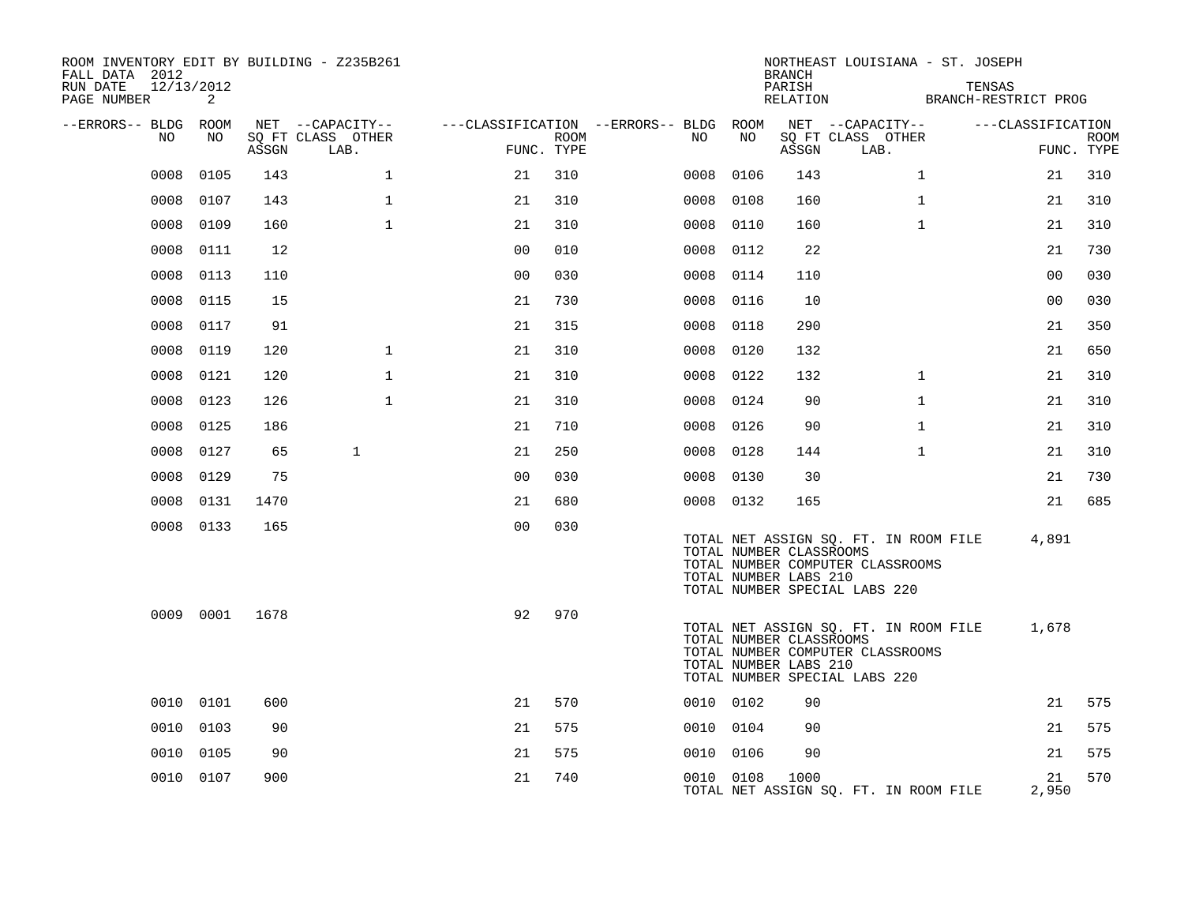ROOM INVENTORY EDIT BY BUILDING - Z235B261
FALL DATA 2012
RUN DATE 12/13/2012
PAGE NUMBER 2

NORTHEAST LOUISIANA - ST. JOSEPH
BRANCH
PARISH TENSAS
RELATION BRANCH-RESTRICT PROG

| --ERRORS-- | BLDG NO | ROOM NO | NET SQ FT ASSGN | CAPACITY CLASS LAB. | CAPACITY OTHER | FUNC. | ROOM TYPE | --ERRORS-- | BLDG NO | ROOM NO | NET SQ FT ASSGN | CAPACITY CLASS LAB. | CAPACITY OTHER | FUNC. | ROOM TYPE |
|---|---|---|---|---|---|---|---|---|---|---|---|---|---|---|---|
| | 0008 | 0105 | 143 | | 1 | 21 | 310 | | 0008 | 0106 | 143 | | 1 | 21 | 310 |
| | 0008 | 0107 | 143 | | 1 | 21 | 310 | | 0008 | 0108 | 160 | | 1 | 21 | 310 |
| | 0008 | 0109 | 160 | | 1 | 21 | 310 | | 0008 | 0110 | 160 | | 1 | 21 | 310 |
| | 0008 | 0111 | 12 | | | 00 | 010 | | 0008 | 0112 | 22 | | | 21 | 730 |
| | 0008 | 0113 | 110 | | | 00 | 030 | | 0008 | 0114 | 110 | | | 00 | 030 |
| | 0008 | 0115 | 15 | | | 21 | 730 | | 0008 | 0116 | 10 | | | 00 | 030 |
| | 0008 | 0117 | 91 | | | 21 | 315 | | 0008 | 0118 | 290 | | | 21 | 350 |
| | 0008 | 0119 | 120 | | 1 | 21 | 310 | | 0008 | 0120 | 132 | | | 21 | 650 |
| | 0008 | 0121 | 120 | | 1 | 21 | 310 | | 0008 | 0122 | 132 | | 1 | 21 | 310 |
| | 0008 | 0123 | 126 | | 1 | 21 | 310 | | 0008 | 0124 | 90 | | 1 | 21 | 310 |
| | 0008 | 0125 | 186 | | | 21 | 710 | | 0008 | 0126 | 90 | | 1 | 21 | 310 |
| | 0008 | 0127 | 65 | 1 | | 21 | 250 | | 0008 | 0128 | 144 | | 1 | 21 | 310 |
| | 0008 | 0129 | 75 | | | 00 | 030 | | 0008 | 0130 | 30 | | | 21 | 730 |
| | 0008 | 0131 | 1470 | | | 21 | 680 | | 0008 | 0132 | 165 | | | 21 | 685 |
| | 0008 | 0133 | 165 | | | 00 | 030 | | | | | | | | |

TOTAL NET ASSIGN SQ. FT. IN ROOM FILE 4,891
TOTAL NUMBER CLASSROOMS
TOTAL NUMBER COMPUTER CLASSROOMS
TOTAL NUMBER LABS 210
TOTAL NUMBER SPECIAL LABS 220

| --ERRORS-- | BLDG NO | ROOM NO | NET SQ FT ASSGN | CAPACITY CLASS LAB. | CAPACITY OTHER | FUNC. | ROOM TYPE |
|---|---|---|---|---|---|---|---|
| | 0009 | 0001 | 1678 | | | 92 | 970 |

TOTAL NET ASSIGN SQ. FT. IN ROOM FILE 1,678
TOTAL NUMBER CLASSROOMS
TOTAL NUMBER COMPUTER CLASSROOMS
TOTAL NUMBER LABS 210
TOTAL NUMBER SPECIAL LABS 220

| --ERRORS-- | BLDG NO | ROOM NO | NET SQ FT ASSGN | CAPACITY CLASS LAB. | CAPACITY OTHER | FUNC. | ROOM TYPE | --ERRORS-- | BLDG NO | ROOM NO | NET SQ FT ASSGN | CAPACITY CLASS LAB. | CAPACITY OTHER | FUNC. | ROOM TYPE |
|---|---|---|---|---|---|---|---|---|---|---|---|---|---|---|---|
| | 0010 | 0101 | 600 | | | 21 | 570 | | 0010 | 0102 | 90 | | | 21 | 575 |
| | 0010 | 0103 | 90 | | | 21 | 575 | | 0010 | 0104 | 90 | | | 21 | 575 |
| | 0010 | 0105 | 90 | | | 21 | 575 | | 0010 | 0106 | 90 | | | 21 | 575 |
| | 0010 | 0107 | 900 | | | 21 | 740 | | 0010 | 0108 | 1000 | | | 21 | 570 |

TOTAL NET ASSIGN SQ. FT. IN ROOM FILE 2,950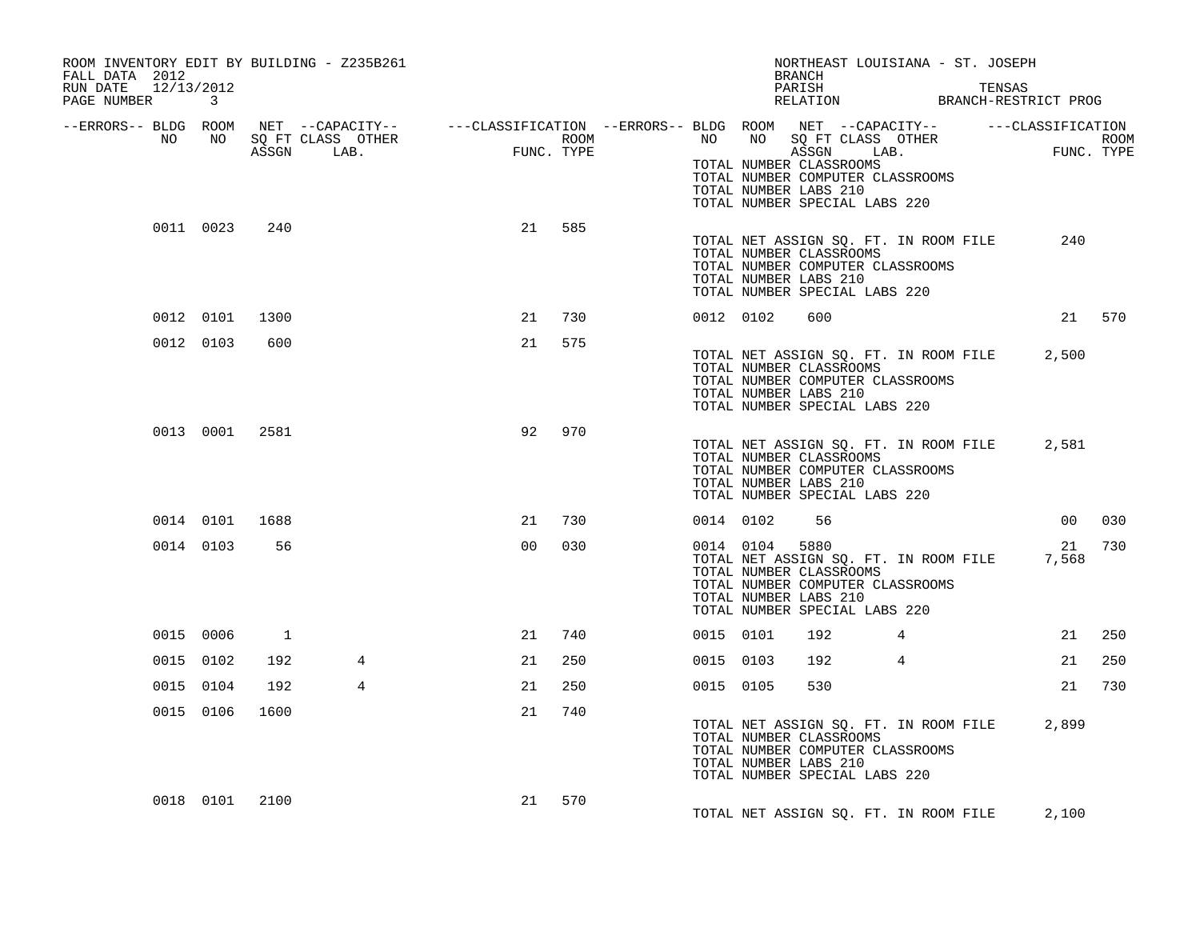ROOM INVENTORY EDIT BY BUILDING - Z235B261
FALL DATA 2012
RUN DATE 12/13/2012
PAGE NUMBER 3

NORTHEAST LOUISIANA - ST. JOSEPH
BRANCH
PARISH TENSAS
RELATION BRANCH-RESTRICT PROG

| --ERRORS-- | BLDG NO | ROOM NO | NET SQ FT ASSGN | --CAPACITY-- CLASS LAB. | OTHER | ---CLASSIFICATION FUNC. | ROOM TYPE | --ERRORS-- | BLDG NO | ROOM NO | NET SQ FT ASSGN | --CAPACITY-- CLASS LAB. | OTHER | ---CLASSIFICATION FUNC. | ROOM TYPE |
|---|---|---|---|---|---|---|---|---|---|---|---|---|---|---|---|
| | | | | | | | | | TOTAL NUMBER CLASSROOMS | | | | | | |
| | | | | | | | | | TOTAL NUMBER COMPUTER CLASSROOMS | | | | | | |
| | | | | | | | | | TOTAL NUMBER LABS 210 | | | | | | |
| | | | | | | | | | TOTAL NUMBER SPECIAL LABS 220 | | | | | | |
| | 0011 | 0023 | 240 | | | 21 | 585 | | | | | | | | |
| | | | | | | | | | TOTAL NET ASSIGN SQ. FT. IN ROOM FILE | | | | | 240 | |
| | | | | | | | | | TOTAL NUMBER CLASSROOMS | | | | | | |
| | | | | | | | | | TOTAL NUMBER COMPUTER CLASSROOMS | | | | | | |
| | | | | | | | | | TOTAL NUMBER LABS 210 | | | | | | |
| | | | | | | | | | TOTAL NUMBER SPECIAL LABS 220 | | | | | | |
| | 0012 | 0101 | 1300 | | | 21 | 730 | | 0012 | 0102 | 600 | | | 21 | 570 |
| | 0012 | 0103 | 600 | | | 21 | 575 | | | | | | | | |
| | | | | | | | | | TOTAL NET ASSIGN SQ. FT. IN ROOM FILE | | | | | 2,500 | |
| | | | | | | | | | TOTAL NUMBER CLASSROOMS | | | | | | |
| | | | | | | | | | TOTAL NUMBER COMPUTER CLASSROOMS | | | | | | |
| | | | | | | | | | TOTAL NUMBER LABS 210 | | | | | | |
| | | | | | | | | | TOTAL NUMBER SPECIAL LABS 220 | | | | | | |
| | 0013 | 0001 | 2581 | | | 92 | 970 | | | | | | | | |
| | | | | | | | | | TOTAL NET ASSIGN SQ. FT. IN ROOM FILE | | | | | 2,581 | |
| | | | | | | | | | TOTAL NUMBER CLASSROOMS | | | | | | |
| | | | | | | | | | TOTAL NUMBER COMPUTER CLASSROOMS | | | | | | |
| | | | | | | | | | TOTAL NUMBER LABS 210 | | | | | | |
| | | | | | | | | | TOTAL NUMBER SPECIAL LABS 220 | | | | | | |
| | 0014 | 0101 | 1688 | | | 21 | 730 | | 0014 | 0102 | 56 | | | 00 | 030 |
| | 0014 | 0103 | 56 | | | 00 | 030 | | 0014 | 0104 | 5880 | | | 21 | 730 |
| | | | | | | | | | TOTAL NET ASSIGN SQ. FT. IN ROOM FILE | | | | | 7,568 | |
| | | | | | | | | | TOTAL NUMBER CLASSROOMS | | | | | | |
| | | | | | | | | | TOTAL NUMBER COMPUTER CLASSROOMS | | | | | | |
| | | | | | | | | | TOTAL NUMBER LABS 210 | | | | | | |
| | | | | | | | | | TOTAL NUMBER SPECIAL LABS 220 | | | | | | |
| | 0015 | 0006 | 1 | | | 21 | 740 | | 0015 | 0101 | 192 | 4 | | 21 | 250 |
| | 0015 | 0102 | 192 | 4 | | 21 | 250 | | 0015 | 0103 | 192 | 4 | | 21 | 250 |
| | 0015 | 0104 | 192 | 4 | | 21 | 250 | | 0015 | 0105 | 530 | | | 21 | 730 |
| | 0015 | 0106 | 1600 | | | 21 | 740 | | | | | | | | |
| | | | | | | | | | TOTAL NET ASSIGN SQ. FT. IN ROOM FILE | | | | | 2,899 | |
| | | | | | | | | | TOTAL NUMBER CLASSROOMS | | | | | | |
| | | | | | | | | | TOTAL NUMBER COMPUTER CLASSROOMS | | | | | | |
| | | | | | | | | | TOTAL NUMBER LABS 210 | | | | | | |
| | | | | | | | | | TOTAL NUMBER SPECIAL LABS 220 | | | | | | |
| | 0018 | 0101 | 2100 | | | 21 | 570 | | | | | | | | |
| | | | | | | | | | TOTAL NET ASSIGN SQ. FT. IN ROOM FILE | | | | | 2,100 | |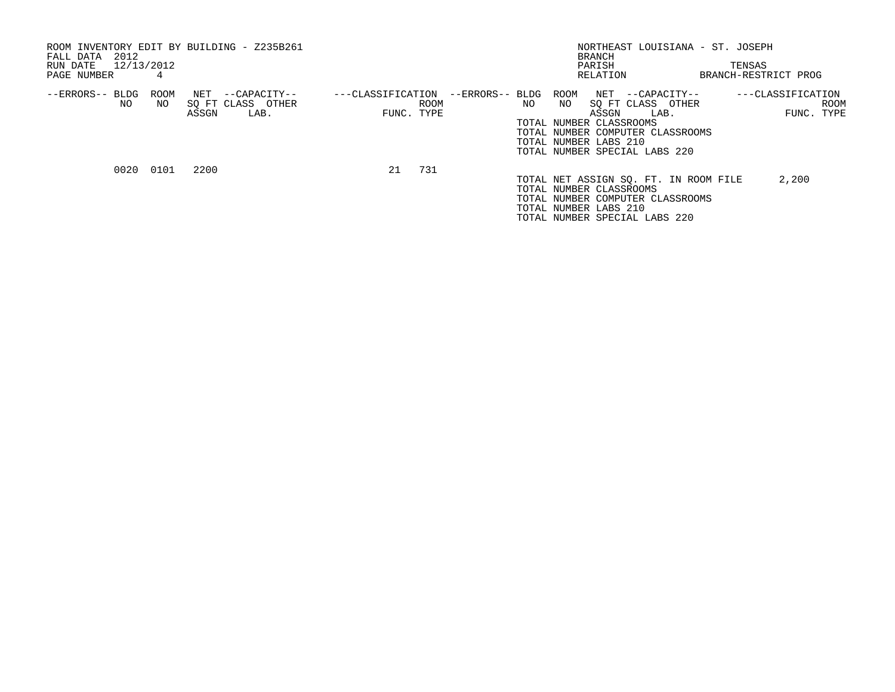ROOM INVENTORY EDIT BY BUILDING - Z235B261
FALL DATA 2012
RUN DATE 12/13/2012
PAGE NUMBER 4

NORTHEAST LOUISIANA - ST. JOSEPH
BRANCH
PARISH TENSAS
RELATION BRANCH-RESTRICT PROG

| --ERRORS-- | BLDG NO | ROOM NO | NET SQ FT ASSGN | --CAPACITY-- CLASS | OTHER LAB. | ---CLASSIFICATION FUNC. | ROOM TYPE |
|---|---|---|---|---|---|---|---|
| | 0020 | 0101 | 2200 | | | 21 | 731 |

TOTAL NUMBER CLASSROOMS
TOTAL NUMBER COMPUTER CLASSROOMS
TOTAL NUMBER LABS 210
TOTAL NUMBER SPECIAL LABS 220

TOTAL NET ASSIGN SQ. FT. IN ROOM FILE 2,200
TOTAL NUMBER CLASSROOMS
TOTAL NUMBER COMPUTER CLASSROOMS
TOTAL NUMBER LABS 210
TOTAL NUMBER SPECIAL LABS 220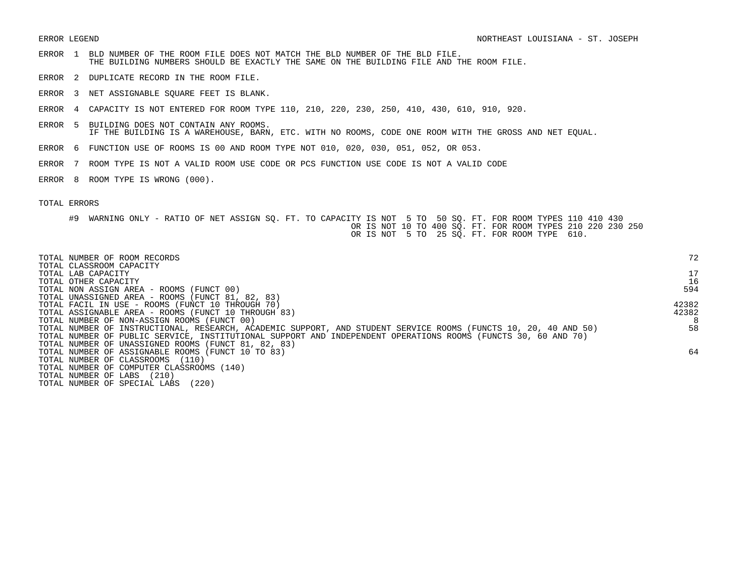ERROR LEGEND

NORTHEAST LOUISIANA - ST. JOSEPH

ERROR 1 BLD NUMBER OF THE ROOM FILE DOES NOT MATCH THE BLD NUMBER OF THE BLD FILE.
THE BUILDING NUMBERS SHOULD BE EXACTLY THE SAME ON THE BUILDING FILE AND THE ROOM FILE.

ERROR 2 DUPLICATE RECORD IN THE ROOM FILE.

ERROR 3 NET ASSIGNABLE SQUARE FEET IS BLANK.

ERROR 4 CAPACITY IS NOT ENTERED FOR ROOM TYPE 110, 210, 220, 230, 250, 410, 430, 610, 910, 920.

ERROR 5 BUILDING DOES NOT CONTAIN ANY ROOMS.
IF THE BUILDING IS A WAREHOUSE, BARN, ETC. WITH NO ROOMS, CODE ONE ROOM WITH THE GROSS AND NET EQUAL.

ERROR 6 FUNCTION USE OF ROOMS IS 00 AND ROOM TYPE NOT 010, 020, 030, 051, 052, OR 053.

ERROR 7 ROOM TYPE IS NOT A VALID ROOM USE CODE OR PCS FUNCTION USE CODE IS NOT A VALID CODE

ERROR 8 ROOM TYPE IS WRONG (000).

TOTAL ERRORS

#9 WARNING ONLY - RATIO OF NET ASSIGN SQ. FT. TO CAPACITY IS NOT 5 TO 50 SQ. FT. FOR ROOM TYPES 110 410 430
OR IS NOT 10 TO 400 SQ. FT. FOR ROOM TYPES 210 220 230 250
OR IS NOT 5 TO 25 SQ. FT. FOR ROOM TYPE 610.

| | |
|---|---|
| TOTAL NUMBER OF ROOM RECORDS | 72 |
| TOTAL CLASSROOM CAPACITY | |
| TOTAL LAB CAPACITY | 17 |
| TOTAL OTHER CAPACITY | 16 |
| TOTAL NON ASSIGN AREA - ROOMS (FUNCT 00) | 594 |
| TOTAL UNASSIGNED AREA - ROOMS (FUNCT 81, 82, 83) | |
| TOTAL FACIL IN USE - ROOMS (FUNCT 10 THROUGH 70) | 42382 |
| TOTAL ASSIGNABLE AREA - ROOMS (FUNCT 10 THROUGH 83) | 42382 |
| TOTAL NUMBER OF NON-ASSIGN ROOMS (FUNCT 00) | 8 |
| TOTAL NUMBER OF INSTRUCTIONAL, RESEARCH, ACADEMIC SUPPORT, AND STUDENT SERVICE ROOMS (FUNCTS 10, 20, 40 AND 50) | 58 |
| TOTAL NUMBER OF PUBLIC SERVICE, INSTITUTIONAL SUPPORT AND INDEPENDENT OPERATIONS ROOMS (FUNCTS 30, 60 AND 70) | |
| TOTAL NUMBER OF UNASSIGNED ROOMS (FUNCT 81, 82, 83) | |
| TOTAL NUMBER OF ASSIGNABLE ROOMS (FUNCT 10 TO 83) | 64 |
| TOTAL NUMBER OF CLASSROOMS (110) | |
| TOTAL NUMBER OF COMPUTER CLASSROOMS (140) | |
| TOTAL NUMBER OF LABS (210) | |
| TOTAL NUMBER OF SPECIAL LABS (220) | |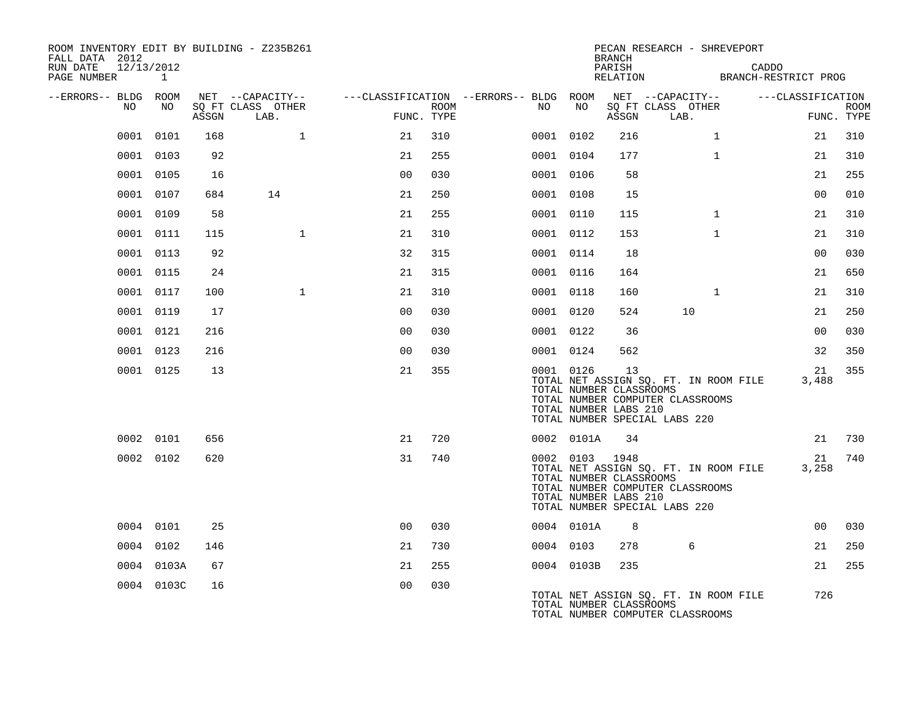ROOM INVENTORY EDIT BY BUILDING - Z235B261
FALL DATA 2012
RUN DATE 12/13/2012
PAGE NUMBER 1

PECAN RESEARCH - SHREVEPORT
BRANCH
PARISH CADDO
RELATION BRANCH-RESTRICT PROG

| --ERRORS-- | BLDG NO | ROOM NO | NET SQ FT ASSGN | CAPACITY CLASS LAB. | CAPACITY OTHER | CLASSIFICATION FUNC. | ROOM TYPE | --ERRORS-- | BLDG NO | ROOM NO | NET SQ FT ASSGN | CAPACITY CLASS LAB. | CAPACITY OTHER | CLASSIFICATION FUNC. | ROOM TYPE |
|---|---|---|---|---|---|---|---|---|---|---|---|---|---|---|---|
| | 0001 | 0101 | 168 | | 1 | 21 | 310 | | 0001 | 0102 | 216 | | 1 | 21 | 310 |
| | 0001 | 0103 | 92 | | | 21 | 255 | | 0001 | 0104 | 177 | | 1 | 21 | 310 |
| | 0001 | 0105 | 16 | | | 00 | 030 | | 0001 | 0106 | 58 | | | 21 | 255 |
| | 0001 | 0107 | 684 | 14 | | 21 | 250 | | 0001 | 0108 | 15 | | | 00 | 010 |
| | 0001 | 0109 | 58 | | | 21 | 255 | | 0001 | 0110 | 115 | | 1 | 21 | 310 |
| | 0001 | 0111 | 115 | | 1 | 21 | 310 | | 0001 | 0112 | 153 | | 1 | 21 | 310 |
| | 0001 | 0113 | 92 | | | 32 | 315 | | 0001 | 0114 | 18 | | | 00 | 030 |
| | 0001 | 0115 | 24 | | | 21 | 315 | | 0001 | 0116 | 164 | | | 21 | 650 |
| | 0001 | 0117 | 100 | | 1 | 21 | 310 | | 0001 | 0118 | 160 | | 1 | 21 | 310 |
| | 0001 | 0119 | 17 | | | 00 | 030 | | 0001 | 0120 | 524 | 10 | | 21 | 250 |
| | 0001 | 0121 | 216 | | | 00 | 030 | | 0001 | 0122 | 36 | | | 00 | 030 |
| | 0001 | 0123 | 216 | | | 00 | 030 | | 0001 | 0124 | 562 | | | 32 | 350 |
| | 0001 | 0125 | 13 | | | 21 | 355 | | 0001 | 0126 | 13 | | | 21 | 355 |

TOTAL NET ASSIGN SQ. FT. IN ROOM FILE 3,488
TOTAL NUMBER CLASSROOMS
TOTAL NUMBER COMPUTER CLASSROOMS
TOTAL NUMBER LABS 210
TOTAL NUMBER SPECIAL LABS 220

| --ERRORS-- | BLDG NO | ROOM NO | NET SQ FT ASSGN | CAPACITY CLASS LAB. | CAPACITY OTHER | CLASSIFICATION FUNC. | ROOM TYPE | --ERRORS-- | BLDG NO | ROOM NO | NET SQ FT ASSGN | CAPACITY CLASS LAB. | CAPACITY OTHER | CLASSIFICATION FUNC. | ROOM TYPE |
|---|---|---|---|---|---|---|---|---|---|---|---|---|---|---|---|
| | 0002 | 0101 | 656 | | | 21 | 720 | | 0002 | 0101A | 34 | | | 21 | 730 |
| | 0002 | 0102 | 620 | | | 31 | 740 | | 0002 | 0103 | 1948 | | | 21 | 740 |

TOTAL NET ASSIGN SQ. FT. IN ROOM FILE 3,258
TOTAL NUMBER CLASSROOMS
TOTAL NUMBER COMPUTER CLASSROOMS
TOTAL NUMBER LABS 210
TOTAL NUMBER SPECIAL LABS 220

| --ERRORS-- | BLDG NO | ROOM NO | NET SQ FT ASSGN | CAPACITY CLASS LAB. | CAPACITY OTHER | CLASSIFICATION FUNC. | ROOM TYPE | --ERRORS-- | BLDG NO | ROOM NO | NET SQ FT ASSGN | CAPACITY CLASS LAB. | CAPACITY OTHER | CLASSIFICATION FUNC. | ROOM TYPE |
|---|---|---|---|---|---|---|---|---|---|---|---|---|---|---|---|
| | 0004 | 0101 | 25 | | | 00 | 030 | | 0004 | 0101A | 8 | | | 00 | 030 |
| | 0004 | 0102 | 146 | | | 21 | 730 | | 0004 | 0103 | 278 | 6 | | 21 | 250 |
| | 0004 | 0103A | 67 | | | 21 | 255 | | 0004 | 0103B | 235 | | | 21 | 255 |
| | 0004 | 0103C | 16 | | | 00 | 030 | | | | | | | | |

TOTAL NET ASSIGN SQ. FT. IN ROOM FILE 726
TOTAL NUMBER CLASSROOMS
TOTAL NUMBER COMPUTER CLASSROOMS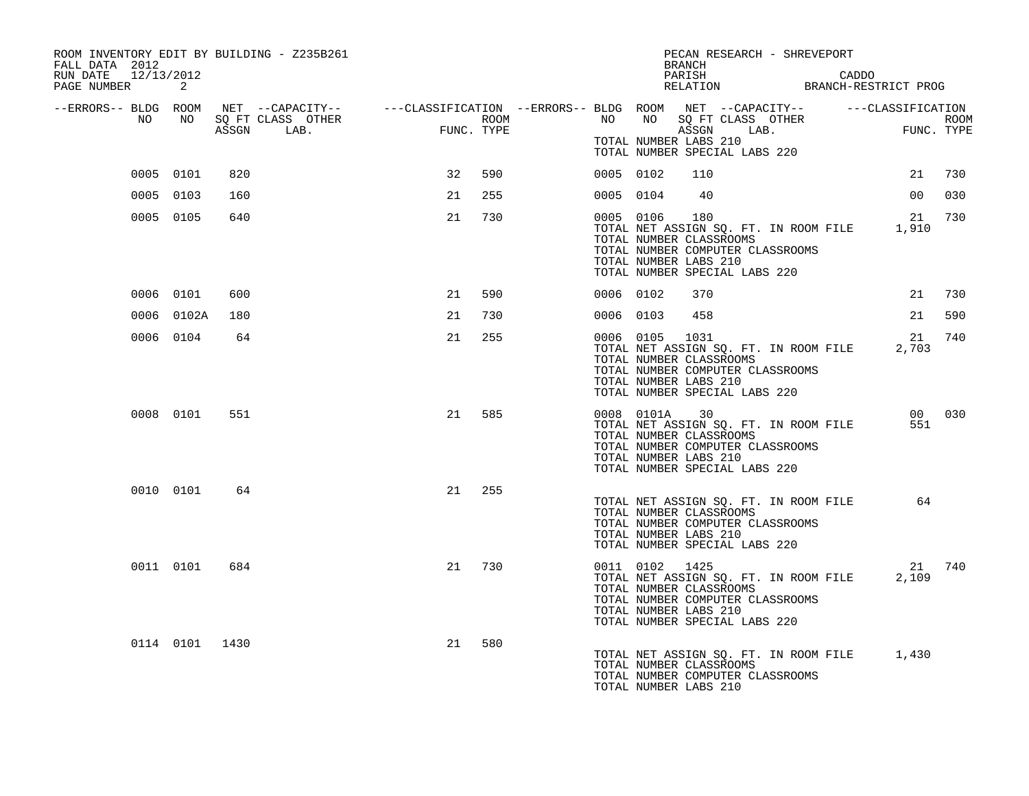ROOM INVENTORY EDIT BY BUILDING - Z235B261
FALL DATA 2012
RUN DATE 12/13/2012
PAGE NUMBER 2

PECAN RESEARCH - SHREVEPORT
BRANCH
PARISH CADDO
RELATION BRANCH-RESTRICT PROG

| --ERRORS-- | BLDG NO | ROOM NO | NET SQ FT ASSGN | --CAPACITY-- CLASS LAB. | OTHER | ---CLASSIFICATION FUNC. | ROOM TYPE | --ERRORS-- | BLDG NO | ROOM NO | NET SQ FT ASSGN | --CAPACITY-- CLASS LAB. | OTHER | ---CLASSIFICATION FUNC. | ROOM TYPE |
|---|---|---|---|---|---|---|---|---|---|---|---|---|---|---|---|
| | | | | | | | | | TOTAL NUMBER LABS 210 | | | | | | |
| | | | | | | | | | TOTAL NUMBER SPECIAL LABS 220 | | | | | | |
| | 0005 | 0101 | 820 | | | 32 | 590 | | 0005 | 0102 | 110 | | | 21 | 730 |
| | 0005 | 0103 | 160 | | | 21 | 255 | | 0005 | 0104 | 40 | | | 00 | 030 |
| | 0005 | 0105 | 640 | | | 21 | 730 | | 0005 | 0106 | 180 | | | 21 | 730 |
| | | | | | | | | | TOTAL NET ASSIGN SQ. FT. IN ROOM FILE | | | | | 1,910 | |
| | | | | | | | | | TOTAL NUMBER CLASSROOMS | | | | | | |
| | | | | | | | | | TOTAL NUMBER COMPUTER CLASSROOMS | | | | | | |
| | | | | | | | | | TOTAL NUMBER LABS 210 | | | | | | |
| | | | | | | | | | TOTAL NUMBER SPECIAL LABS 220 | | | | | | |
| | 0006 | 0101 | 600 | | | 21 | 590 | | 0006 | 0102 | 370 | | | 21 | 730 |
| | 0006 | 0102A | 180 | | | 21 | 730 | | 0006 | 0103 | 458 | | | 21 | 590 |
| | 0006 | 0104 | 64 | | | 21 | 255 | | 0006 | 0105 | 1031 | | | 21 | 740 |
| | | | | | | | | | TOTAL NET ASSIGN SQ. FT. IN ROOM FILE | | | | | 2,703 | |
| | | | | | | | | | TOTAL NUMBER CLASSROOMS | | | | | | |
| | | | | | | | | | TOTAL NUMBER COMPUTER CLASSROOMS | | | | | | |
| | | | | | | | | | TOTAL NUMBER LABS 210 | | | | | | |
| | | | | | | | | | TOTAL NUMBER SPECIAL LABS 220 | | | | | | |
| | 0008 | 0101 | 551 | | | 21 | 585 | | 0008 | 0101A | 30 | | | 00 | 030 |
| | | | | | | | | | TOTAL NET ASSIGN SQ. FT. IN ROOM FILE | | | | | 551 | |
| | | | | | | | | | TOTAL NUMBER CLASSROOMS | | | | | | |
| | | | | | | | | | TOTAL NUMBER COMPUTER CLASSROOMS | | | | | | |
| | | | | | | | | | TOTAL NUMBER LABS 210 | | | | | | |
| | | | | | | | | | TOTAL NUMBER SPECIAL LABS 220 | | | | | | |
| | 0010 | 0101 | 64 | | | 21 | 255 | | | | | | | | |
| | | | | | | | | | TOTAL NET ASSIGN SQ. FT. IN ROOM FILE | | | | | 64 | |
| | | | | | | | | | TOTAL NUMBER CLASSROOMS | | | | | | |
| | | | | | | | | | TOTAL NUMBER COMPUTER CLASSROOMS | | | | | | |
| | | | | | | | | | TOTAL NUMBER LABS 210 | | | | | | |
| | | | | | | | | | TOTAL NUMBER SPECIAL LABS 220 | | | | | | |
| | 0011 | 0101 | 684 | | | 21 | 730 | | 0011 | 0102 | 1425 | | | 21 | 740 |
| | | | | | | | | | TOTAL NET ASSIGN SQ. FT. IN ROOM FILE | | | | | 2,109 | |
| | | | | | | | | | TOTAL NUMBER CLASSROOMS | | | | | | |
| | | | | | | | | | TOTAL NUMBER COMPUTER CLASSROOMS | | | | | | |
| | | | | | | | | | TOTAL NUMBER LABS 210 | | | | | | |
| | | | | | | | | | TOTAL NUMBER SPECIAL LABS 220 | | | | | | |
| | 0114 | 0101 | 1430 | | | 21 | 580 | | | | | | | | |
| | | | | | | | | | TOTAL NET ASSIGN SQ. FT. IN ROOM FILE | | | | | 1,430 | |
| | | | | | | | | | TOTAL NUMBER CLASSROOMS | | | | | | |
| | | | | | | | | | TOTAL NUMBER COMPUTER CLASSROOMS | | | | | | |
| | | | | | | | | | TOTAL NUMBER LABS 210 | | | | | | |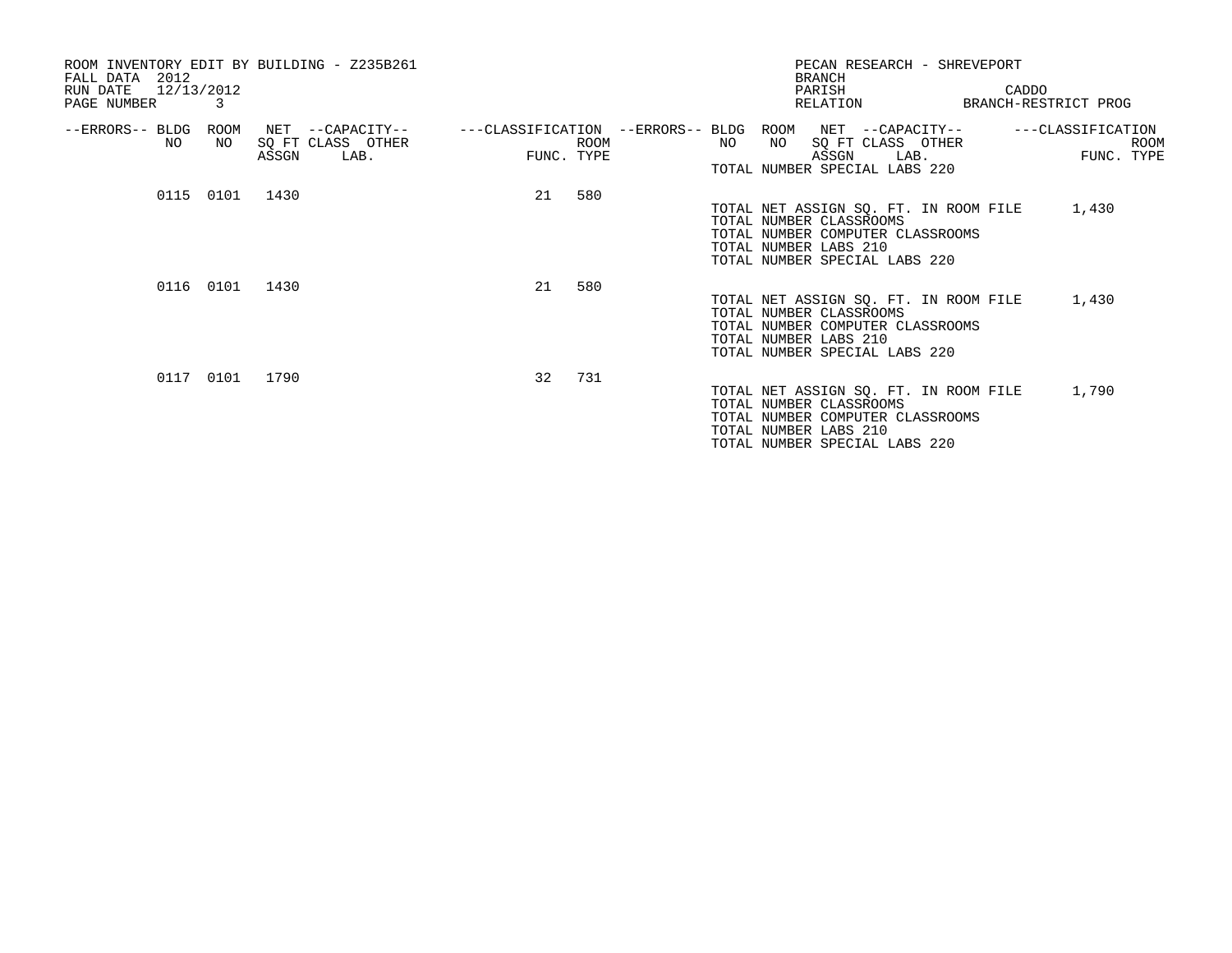ROOM INVENTORY EDIT BY BUILDING - Z235B261
FALL DATA 2012
RUN DATE 12/13/2012
PAGE NUMBER 3

PECAN RESEARCH - SHREVEPORT
BRANCH
PARISH CADDO
RELATION BRANCH-RESTRICT PROG

| --ERRORS-- | BLDG NO | ROOM NO | NET SQ FT ASSGN | --CAPACITY-- CLASS LAB. | OTHER | ---CLASSIFICATION FUNC. | ROOM TYPE |
|---|---|---|---|---|---|---|---|
| | 0115 | 0101 | 1430 | | | 21 | 580 |
| | 0116 | 0101 | 1430 | | | 21 | 580 |
| | 0117 | 0101 | 1790 | | | 32 | 731 |

TOTAL NUMBER SPECIAL LABS 220

Building 0115:
TOTAL NET ASSIGN SQ. FT. IN ROOM FILE 1,430
TOTAL NUMBER CLASSROOMS
TOTAL NUMBER COMPUTER CLASSROOMS
TOTAL NUMBER LABS 210
TOTAL NUMBER SPECIAL LABS 220

Building 0116:
TOTAL NET ASSIGN SQ. FT. IN ROOM FILE 1,430
TOTAL NUMBER CLASSROOMS
TOTAL NUMBER COMPUTER CLASSROOMS
TOTAL NUMBER LABS 210
TOTAL NUMBER SPECIAL LABS 220

Building 0117:
TOTAL NET ASSIGN SQ. FT. IN ROOM FILE 1,790
TOTAL NUMBER CLASSROOMS
TOTAL NUMBER COMPUTER CLASSROOMS
TOTAL NUMBER LABS 210
TOTAL NUMBER SPECIAL LABS 220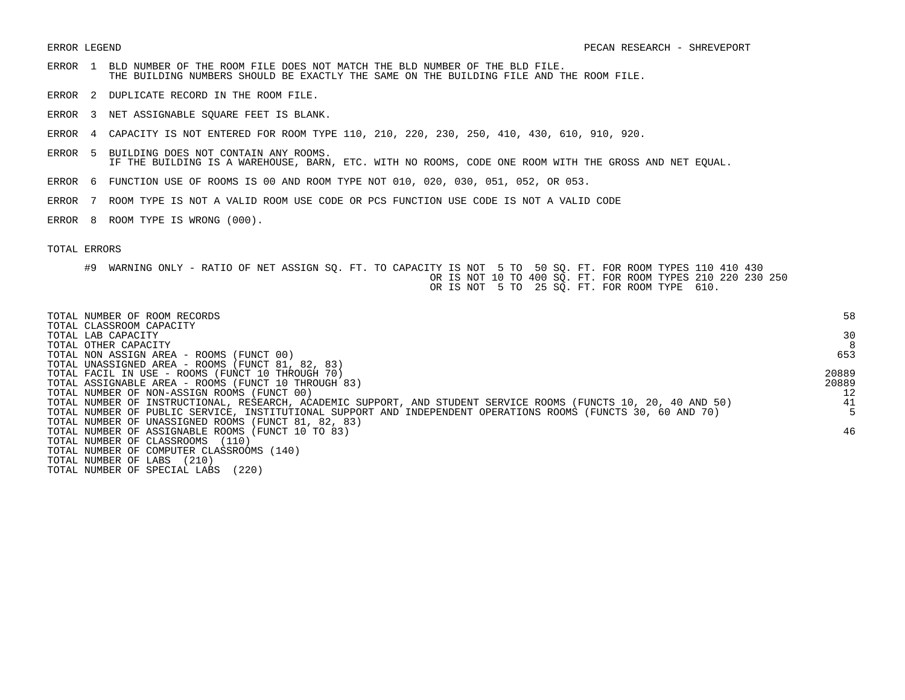ERROR LEGEND

PECAN RESEARCH - SHREVEPORT

ERROR 1 BLD NUMBER OF THE ROOM FILE DOES NOT MATCH THE BLD NUMBER OF THE BLD FILE.
THE BUILDING NUMBERS SHOULD BE EXACTLY THE SAME ON THE BUILDING FILE AND THE ROOM FILE.

ERROR 2 DUPLICATE RECORD IN THE ROOM FILE.

ERROR 3 NET ASSIGNABLE SQUARE FEET IS BLANK.

ERROR 4 CAPACITY IS NOT ENTERED FOR ROOM TYPE 110, 210, 220, 230, 250, 410, 430, 610, 910, 920.

ERROR 5 BUILDING DOES NOT CONTAIN ANY ROOMS.
IF THE BUILDING IS A WAREHOUSE, BARN, ETC. WITH NO ROOMS, CODE ONE ROOM WITH THE GROSS AND NET EQUAL.

ERROR 6 FUNCTION USE OF ROOMS IS 00 AND ROOM TYPE NOT 010, 020, 030, 051, 052, OR 053.

ERROR 7 ROOM TYPE IS NOT A VALID ROOM USE CODE OR PCS FUNCTION USE CODE IS NOT A VALID CODE

ERROR 8 ROOM TYPE IS WRONG (000).

TOTAL ERRORS

#9 WARNING ONLY - RATIO OF NET ASSIGN SQ. FT. TO CAPACITY IS NOT 5 TO 50 SQ. FT. FOR ROOM TYPES 110 410 430
OR IS NOT 10 TO 400 SQ. FT. FOR ROOM TYPES 210 220 230 250
OR IS NOT 5 TO 25 SQ. FT. FOR ROOM TYPE 610.

| | |
|---|---|
| TOTAL NUMBER OF ROOM RECORDS | 58 |
| TOTAL CLASSROOM CAPACITY | |
| TOTAL LAB CAPACITY | 30 |
| TOTAL OTHER CAPACITY | 8 |
| TOTAL NON ASSIGN AREA - ROOMS (FUNCT 00) | 653 |
| TOTAL UNASSIGNED AREA - ROOMS (FUNCT 81, 82, 83) | |
| TOTAL FACIL IN USE - ROOMS (FUNCT 10 THROUGH 70) | 20889 |
| TOTAL ASSIGNABLE AREA - ROOMS (FUNCT 10 THROUGH 83) | 20889 |
| TOTAL NUMBER OF NON-ASSIGN ROOMS (FUNCT 00) | 12 |
| TOTAL NUMBER OF INSTRUCTIONAL, RESEARCH, ACADEMIC SUPPORT, AND STUDENT SERVICE ROOMS (FUNCTS 10, 20, 40 AND 50) | 41 |
| TOTAL NUMBER OF PUBLIC SERVICE, INSTITUTIONAL SUPPORT AND INDEPENDENT OPERATIONS ROOMS (FUNCTS 30, 60 AND 70) | 5 |
| TOTAL NUMBER OF UNASSIGNED ROOMS (FUNCT 81, 82, 83) | |
| TOTAL NUMBER OF ASSIGNABLE ROOMS (FUNCT 10 TO 83) | 46 |
| TOTAL NUMBER OF CLASSROOMS (110) | |
| TOTAL NUMBER OF COMPUTER CLASSROOMS (140) | |
| TOTAL NUMBER OF LABS (210) | |
| TOTAL NUMBER OF SPECIAL LABS (220) | |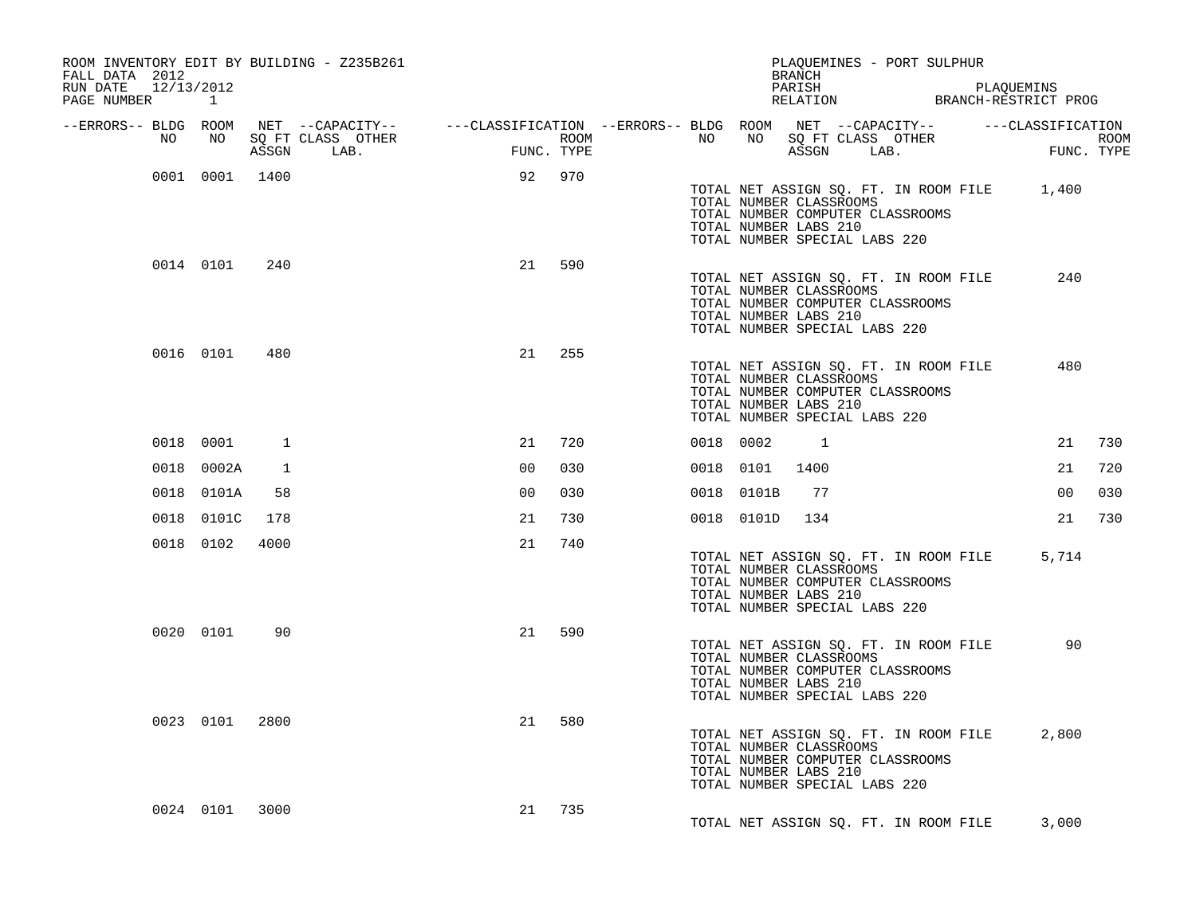ROOM INVENTORY EDIT BY BUILDING - Z235B261
FALL DATA 2012
RUN DATE 12/13/2012
PAGE NUMBER 1

PLAQUEMINES - PORT SULPHUR
BRANCH
PARISH PLAQUEMINS
RELATION BRANCH-RESTRICT PROG

| --ERRORS-- | BLDG NO | ROOM NO | NET SQ FT ASSGN | --CAPACITY-- CLASS | OTHER LAB. | ---CLASSIFICATION FUNC. | ROOM TYPE | --ERRORS-- | BLDG NO | ROOM NO | NET SQ FT ASSGN | --CAPACITY-- CLASS | OTHER LAB. | ---CLASSIFICATION FUNC. | ROOM TYPE |
|---|---|---|---|---|---|---|---|---|---|---|---|---|---|---|---|
| | 0001 | 0001 | 1400 | | | 92 | 970 | | | | | | | | |

TOTAL NET ASSIGN SQ. FT. IN ROOM FILE 1,400
TOTAL NUMBER CLASSROOMS
TOTAL NUMBER COMPUTER CLASSROOMS
TOTAL NUMBER LABS 210
TOTAL NUMBER SPECIAL LABS 220

| --ERRORS-- | BLDG NO | ROOM NO | NET SQ FT ASSGN | --CAPACITY-- CLASS | OTHER LAB. | ---CLASSIFICATION FUNC. | ROOM TYPE | --ERRORS-- | BLDG NO | ROOM NO | NET SQ FT ASSGN | --CAPACITY-- CLASS | OTHER LAB. | ---CLASSIFICATION FUNC. | ROOM TYPE |
|---|---|---|---|---|---|---|---|---|---|---|---|---|---|---|---|
| | 0014 | 0101 | 240 | | | 21 | 590 | | | | | | | | |

TOTAL NET ASSIGN SQ. FT. IN ROOM FILE 240
TOTAL NUMBER CLASSROOMS
TOTAL NUMBER COMPUTER CLASSROOMS
TOTAL NUMBER LABS 210
TOTAL NUMBER SPECIAL LABS 220

| --ERRORS-- | BLDG NO | ROOM NO | NET SQ FT ASSGN | --CAPACITY-- CLASS | OTHER LAB. | ---CLASSIFICATION FUNC. | ROOM TYPE | --ERRORS-- | BLDG NO | ROOM NO | NET SQ FT ASSGN | --CAPACITY-- CLASS | OTHER LAB. | ---CLASSIFICATION FUNC. | ROOM TYPE |
|---|---|---|---|---|---|---|---|---|---|---|---|---|---|---|---|
| | 0016 | 0101 | 480 | | | 21 | 255 | | | | | | | | |

TOTAL NET ASSIGN SQ. FT. IN ROOM FILE 480
TOTAL NUMBER CLASSROOMS
TOTAL NUMBER COMPUTER CLASSROOMS
TOTAL NUMBER LABS 210
TOTAL NUMBER SPECIAL LABS 220

| --ERRORS-- | BLDG NO | ROOM NO | NET SQ FT ASSGN | --CAPACITY-- CLASS | OTHER LAB. | ---CLASSIFICATION FUNC. | ROOM TYPE | --ERRORS-- | BLDG NO | ROOM NO | NET SQ FT ASSGN | --CAPACITY-- CLASS | OTHER LAB. | ---CLASSIFICATION FUNC. | ROOM TYPE |
|---|---|---|---|---|---|---|---|---|---|---|---|---|---|---|---|
| | 0018 | 0001 | 1 | | | 21 | 720 | | 0018 | 0002 | 1 | | | 21 | 730 |
| | 0018 | 0002A | 1 | | | 00 | 030 | | 0018 | 0101 | 1400 | | | 21 | 720 |
| | 0018 | 0101A | 58 | | | 00 | 030 | | 0018 | 0101B | 77 | | | 00 | 030 |
| | 0018 | 0101C | 178 | | | 21 | 730 | | 0018 | 0101D | 134 | | | 21 | 730 |
| | 0018 | 0102 | 4000 | | | 21 | 740 | | | | | | | | |

TOTAL NET ASSIGN SQ. FT. IN ROOM FILE 5,714
TOTAL NUMBER CLASSROOMS
TOTAL NUMBER COMPUTER CLASSROOMS
TOTAL NUMBER LABS 210
TOTAL NUMBER SPECIAL LABS 220

| --ERRORS-- | BLDG NO | ROOM NO | NET SQ FT ASSGN | --CAPACITY-- CLASS | OTHER LAB. | ---CLASSIFICATION FUNC. | ROOM TYPE | --ERRORS-- | BLDG NO | ROOM NO | NET SQ FT ASSGN | --CAPACITY-- CLASS | OTHER LAB. | ---CLASSIFICATION FUNC. | ROOM TYPE |
|---|---|---|---|---|---|---|---|---|---|---|---|---|---|---|---|
| | 0020 | 0101 | 90 | | | 21 | 590 | | | | | | | | |

TOTAL NET ASSIGN SQ. FT. IN ROOM FILE 90
TOTAL NUMBER CLASSROOMS
TOTAL NUMBER COMPUTER CLASSROOMS
TOTAL NUMBER LABS 210
TOTAL NUMBER SPECIAL LABS 220

| --ERRORS-- | BLDG NO | ROOM NO | NET SQ FT ASSGN | --CAPACITY-- CLASS | OTHER LAB. | ---CLASSIFICATION FUNC. | ROOM TYPE | --ERRORS-- | BLDG NO | ROOM NO | NET SQ FT ASSGN | --CAPACITY-- CLASS | OTHER LAB. | ---CLASSIFICATION FUNC. | ROOM TYPE |
|---|---|---|---|---|---|---|---|---|---|---|---|---|---|---|---|
| | 0023 | 0101 | 2800 | | | 21 | 580 | | | | | | | | |

TOTAL NET ASSIGN SQ. FT. IN ROOM FILE 2,800
TOTAL NUMBER CLASSROOMS
TOTAL NUMBER COMPUTER CLASSROOMS
TOTAL NUMBER LABS 210
TOTAL NUMBER SPECIAL LABS 220

| --ERRORS-- | BLDG NO | ROOM NO | NET SQ FT ASSGN | --CAPACITY-- CLASS | OTHER LAB. | ---CLASSIFICATION FUNC. | ROOM TYPE | --ERRORS-- | BLDG NO | ROOM NO | NET SQ FT ASSGN | --CAPACITY-- CLASS | OTHER LAB. | ---CLASSIFICATION FUNC. | ROOM TYPE |
|---|---|---|---|---|---|---|---|---|---|---|---|---|---|---|---|
| | 0024 | 0101 | 3000 | | | 21 | 735 | | | | | | | | |

TOTAL NET ASSIGN SQ. FT. IN ROOM FILE 3,000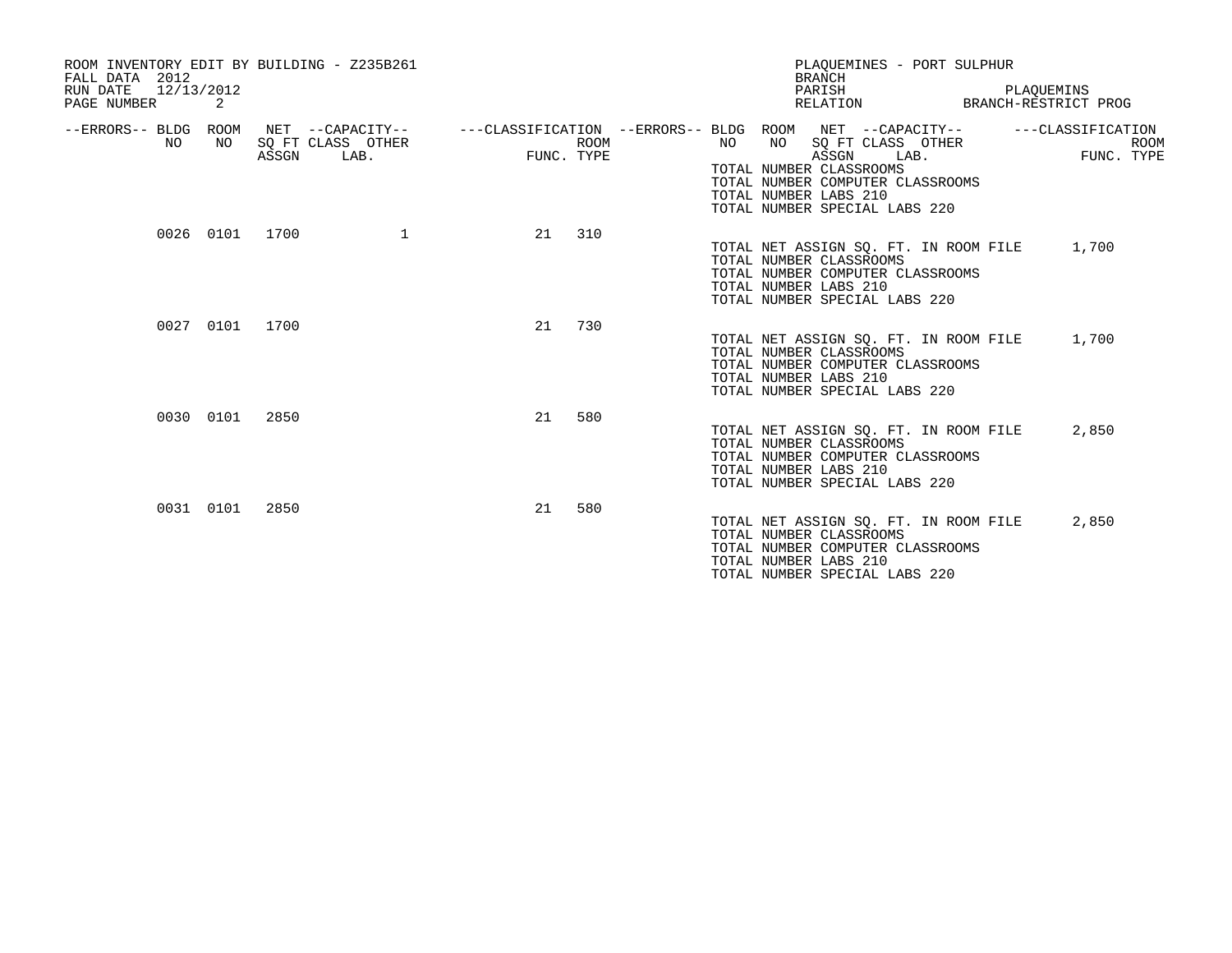ROOM INVENTORY EDIT BY BUILDING - Z235B261
FALL DATA 2012
RUN DATE 12/13/2012
PAGE NUMBER 2

PLAQUEMINES - PORT SULPHUR
BRANCH
PARISH PLAQUEMINS
RELATION BRANCH-RESTRICT PROG

| --ERRORS-- | BLDG NO | ROOM NO | NET SQ FT ASSGN | --CAPACITY-- CLASS LAB. | OTHER | ---CLASSIFICATION FUNC. | ROOM TYPE |
|---|---|---|---|---|---|---|---|
| | 0026 | 0101 | 1700 | | 1 | 21 | 310 |
| | 0027 | 0101 | 1700 | | | 21 | 730 |
| | 0030 | 0101 | 2850 | | | 21 | 580 |
| | 0031 | 0101 | 2850 | | | 21 | 580 |

TOTAL NUMBER CLASSROOMS
TOTAL NUMBER COMPUTER CLASSROOMS
TOTAL NUMBER LABS 210
TOTAL NUMBER SPECIAL LABS 220

TOTAL NET ASSIGN SQ. FT. IN ROOM FILE 1,700
TOTAL NUMBER CLASSROOMS
TOTAL NUMBER COMPUTER CLASSROOMS
TOTAL NUMBER LABS 210
TOTAL NUMBER SPECIAL LABS 220

TOTAL NET ASSIGN SQ. FT. IN ROOM FILE 1,700
TOTAL NUMBER CLASSROOMS
TOTAL NUMBER COMPUTER CLASSROOMS
TOTAL NUMBER LABS 210
TOTAL NUMBER SPECIAL LABS 220

TOTAL NET ASSIGN SQ. FT. IN ROOM FILE 2,850
TOTAL NUMBER CLASSROOMS
TOTAL NUMBER COMPUTER CLASSROOMS
TOTAL NUMBER LABS 210
TOTAL NUMBER SPECIAL LABS 220

TOTAL NET ASSIGN SQ. FT. IN ROOM FILE 2,850
TOTAL NUMBER CLASSROOMS
TOTAL NUMBER COMPUTER CLASSROOMS
TOTAL NUMBER LABS 210
TOTAL NUMBER SPECIAL LABS 220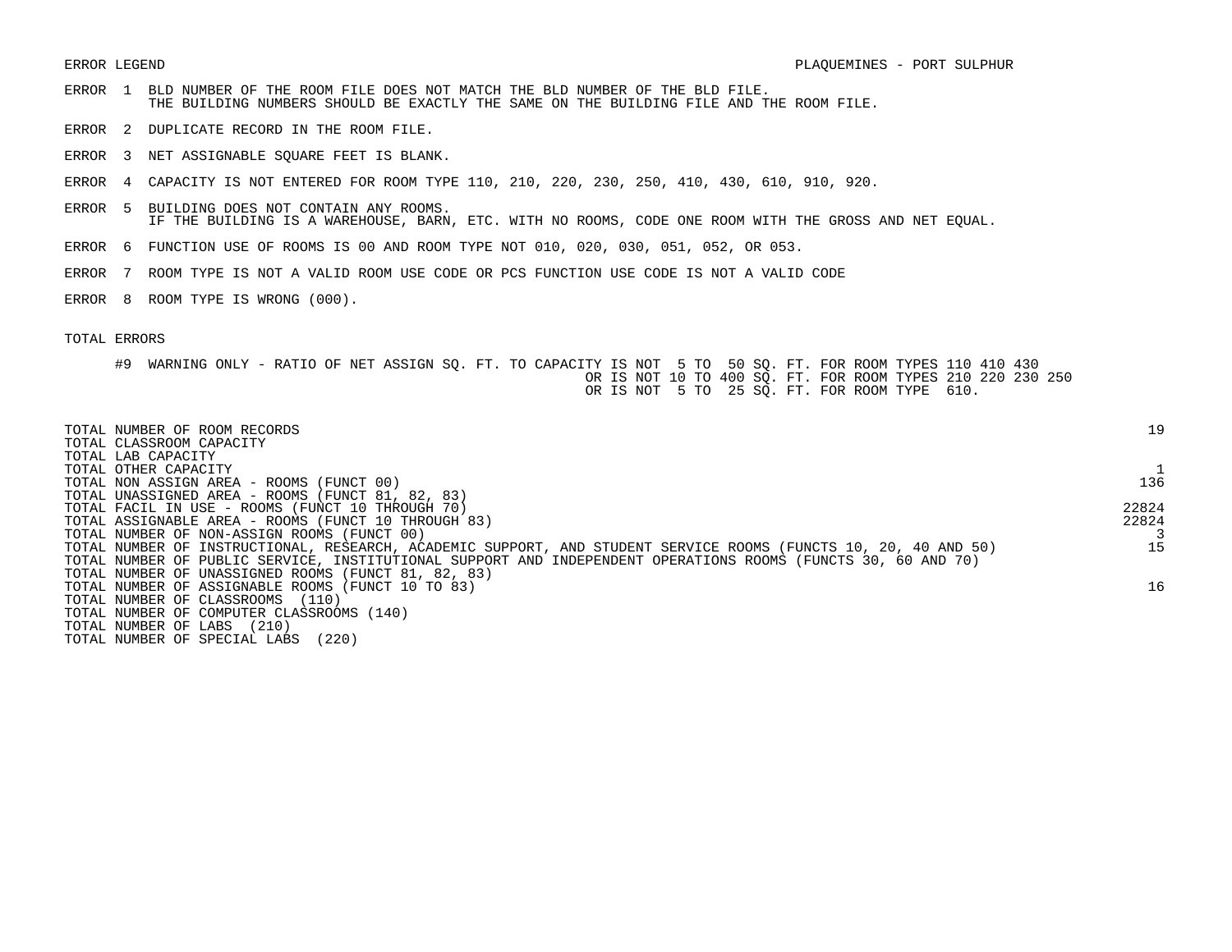ERROR LEGEND PLAQUEMINES - PORT SULPHUR

ERROR 1 BLD NUMBER OF THE ROOM FILE DOES NOT MATCH THE BLD NUMBER OF THE BLD FILE.
THE BUILDING NUMBERS SHOULD BE EXACTLY THE SAME ON THE BUILDING FILE AND THE ROOM FILE.

ERROR 2 DUPLICATE RECORD IN THE ROOM FILE.

ERROR 3 NET ASSIGNABLE SQUARE FEET IS BLANK.

ERROR 4 CAPACITY IS NOT ENTERED FOR ROOM TYPE 110, 210, 220, 230, 250, 410, 430, 610, 910, 920.

ERROR 5 BUILDING DOES NOT CONTAIN ANY ROOMS.
IF THE BUILDING IS A WAREHOUSE, BARN, ETC. WITH NO ROOMS, CODE ONE ROOM WITH THE GROSS AND NET EQUAL.

ERROR 6 FUNCTION USE OF ROOMS IS 00 AND ROOM TYPE NOT 010, 020, 030, 051, 052, OR 053.

ERROR 7 ROOM TYPE IS NOT A VALID ROOM USE CODE OR PCS FUNCTION USE CODE IS NOT A VALID CODE

ERROR 8 ROOM TYPE IS WRONG (000).

TOTAL ERRORS

#9 WARNING ONLY - RATIO OF NET ASSIGN SQ. FT. TO CAPACITY IS NOT 5 TO 50 SQ. FT. FOR ROOM TYPES 110 410 430
OR IS NOT 10 TO 400 SQ. FT. FOR ROOM TYPES 210 220 230 250
OR IS NOT 5 TO 25 SQ. FT. FOR ROOM TYPE 610.

| | |
|---|---|
| TOTAL NUMBER OF ROOM RECORDS | 19 |
| TOTAL CLASSROOM CAPACITY | |
| TOTAL LAB CAPACITY | |
| TOTAL OTHER CAPACITY | 1 |
| TOTAL NON ASSIGN AREA - ROOMS (FUNCT 00) | 136 |
| TOTAL UNASSIGNED AREA - ROOMS (FUNCT 81, 82, 83) | |
| TOTAL FACIL IN USE - ROOMS (FUNCT 10 THROUGH 70) | 22824 |
| TOTAL ASSIGNABLE AREA - ROOMS (FUNCT 10 THROUGH 83) | 22824 |
| TOTAL NUMBER OF NON-ASSIGN ROOMS (FUNCT 00) | 3 |
| TOTAL NUMBER OF INSTRUCTIONAL, RESEARCH, ACADEMIC SUPPORT, AND STUDENT SERVICE ROOMS (FUNCTS 10, 20, 40 AND 50) | 15 |
| TOTAL NUMBER OF PUBLIC SERVICE, INSTITUTIONAL SUPPORT AND INDEPENDENT OPERATIONS ROOMS (FUNCTS 30, 60 AND 70) | |
| TOTAL NUMBER OF UNASSIGNED ROOMS (FUNCT 81, 82, 83) | |
| TOTAL NUMBER OF ASSIGNABLE ROOMS (FUNCT 10 TO 83) | 16 |
| TOTAL NUMBER OF CLASSROOMS (110) | |
| TOTAL NUMBER OF COMPUTER CLASSROOMS (140) | |
| TOTAL NUMBER OF LABS (210) | |
| TOTAL NUMBER OF SPECIAL LABS (220) | |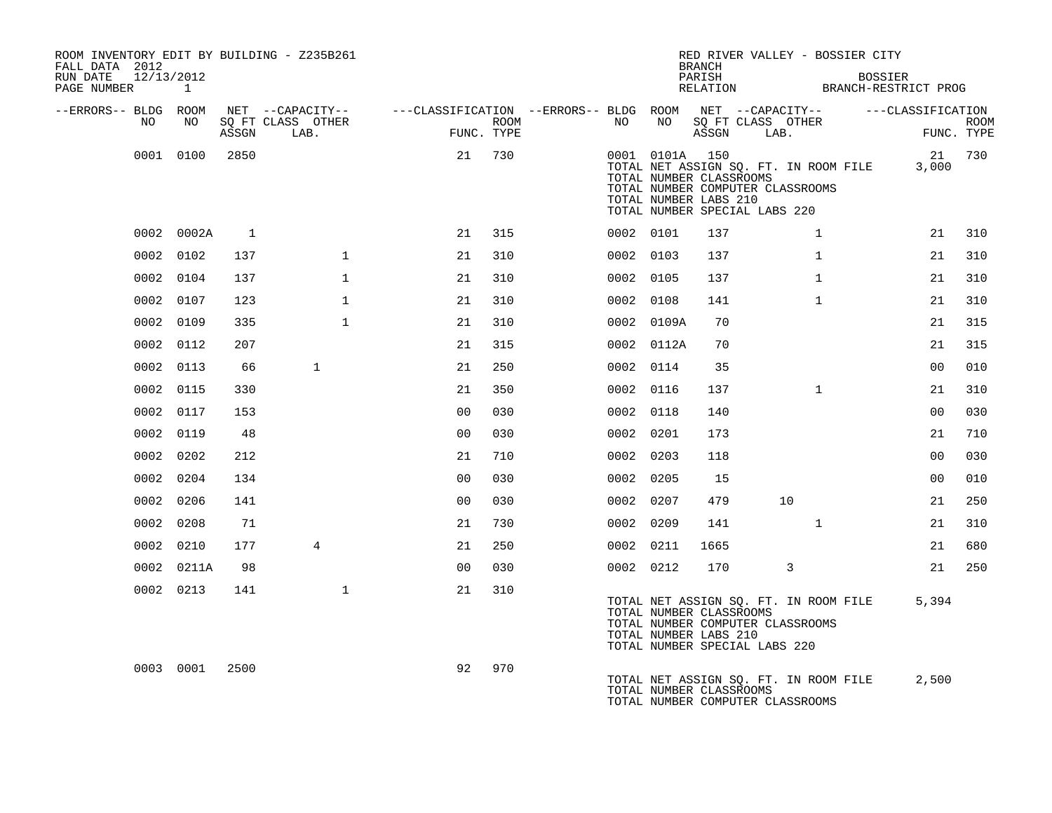ROOM INVENTORY EDIT BY BUILDING - Z235B261
FALL DATA 2012
RUN DATE 12/13/2012
PAGE NUMBER 1

RED RIVER VALLEY - BOSSIER CITY
BRANCH
PARISH BOSSIER
RELATION BRANCH-RESTRICT PROG

| --ERRORS-- | BLDG NO | ROOM NO | NET SQ FT ASSGN | CAPACITY CLASS LAB. | CAPACITY OTHER | FUNC. | ROOM TYPE | --ERRORS-- | BLDG NO | ROOM NO | NET SQ FT ASSGN | CAPACITY CLASS LAB. | CAPACITY OTHER | FUNC. | ROOM TYPE |
|---|---|---|---|---|---|---|---|---|---|---|---|---|---|---|---|
| | 0001 | 0100 | 2850 | | | 21 | 730 | | 0001 | 0101A | 150 | | | 21 | 730 |
| | | | | | | | | | TOTAL NET ASSIGN SQ. FT. IN ROOM FILE | | | | | 3,000 | |
| | | | | | | | | | TOTAL NUMBER CLASSROOMS | | | | | | |
| | | | | | | | | | TOTAL NUMBER COMPUTER CLASSROOMS | | | | | | |
| | | | | | | | | | TOTAL NUMBER LABS 210 | | | | | | |
| | | | | | | | | | TOTAL NUMBER SPECIAL LABS 220 | | | | | | |
| | 0002 | 0002A | 1 | | | 21 | 315 | | 0002 | 0101 | 137 | | 1 | 21 | 310 |
| | 0002 | 0102 | 137 | | 1 | 21 | 310 | | 0002 | 0103 | 137 | | 1 | 21 | 310 |
| | 0002 | 0104 | 137 | | 1 | 21 | 310 | | 0002 | 0105 | 137 | | 1 | 21 | 310 |
| | 0002 | 0107 | 123 | | 1 | 21 | 310 | | 0002 | 0108 | 141 | | 1 | 21 | 310 |
| | 0002 | 0109 | 335 | | 1 | 21 | 310 | | 0002 | 0109A | 70 | | | 21 | 315 |
| | 0002 | 0112 | 207 | | | 21 | 315 | | 0002 | 0112A | 70 | | | 21 | 315 |
| | 0002 | 0113 | 66 | 1 | | 21 | 250 | | 0002 | 0114 | 35 | | | 00 | 010 |
| | 0002 | 0115 | 330 | | | 21 | 350 | | 0002 | 0116 | 137 | | 1 | 21 | 310 |
| | 0002 | 0117 | 153 | | | 00 | 030 | | 0002 | 0118 | 140 | | | 00 | 030 |
| | 0002 | 0119 | 48 | | | 00 | 030 | | 0002 | 0201 | 173 | | | 21 | 710 |
| | 0002 | 0202 | 212 | | | 21 | 710 | | 0002 | 0203 | 118 | | | 00 | 030 |
| | 0002 | 0204 | 134 | | | 00 | 030 | | 0002 | 0205 | 15 | | | 00 | 010 |
| | 0002 | 0206 | 141 | | | 00 | 030 | | 0002 | 0207 | 479 | 10 | | 21 | 250 |
| | 0002 | 0208 | 71 | | | 21 | 730 | | 0002 | 0209 | 141 | | 1 | 21 | 310 |
| | 0002 | 0210 | 177 | 4 | | 21 | 250 | | 0002 | 0211 | 1665 | | | 21 | 680 |
| | 0002 | 0211A | 98 | | | 00 | 030 | | 0002 | 0212 | 170 | 3 | | 21 | 250 |
| | 0002 | 0213 | 141 | | 1 | 21 | 310 | | | | | | | | |
| | | | | | | | | | TOTAL NET ASSIGN SQ. FT. IN ROOM FILE | | | | | 5,394 | |
| | | | | | | | | | TOTAL NUMBER CLASSROOMS | | | | | | |
| | | | | | | | | | TOTAL NUMBER COMPUTER CLASSROOMS | | | | | | |
| | | | | | | | | | TOTAL NUMBER LABS 210 | | | | | | |
| | | | | | | | | | TOTAL NUMBER SPECIAL LABS 220 | | | | | | |
| | 0003 | 0001 | 2500 | | | 92 | 970 | | | | | | | | |
| | | | | | | | | | TOTAL NET ASSIGN SQ. FT. IN ROOM FILE | | | | | 2,500 | |
| | | | | | | | | | TOTAL NUMBER CLASSROOMS | | | | | | |
| | | | | | | | | | TOTAL NUMBER COMPUTER CLASSROOMS | | | | | | |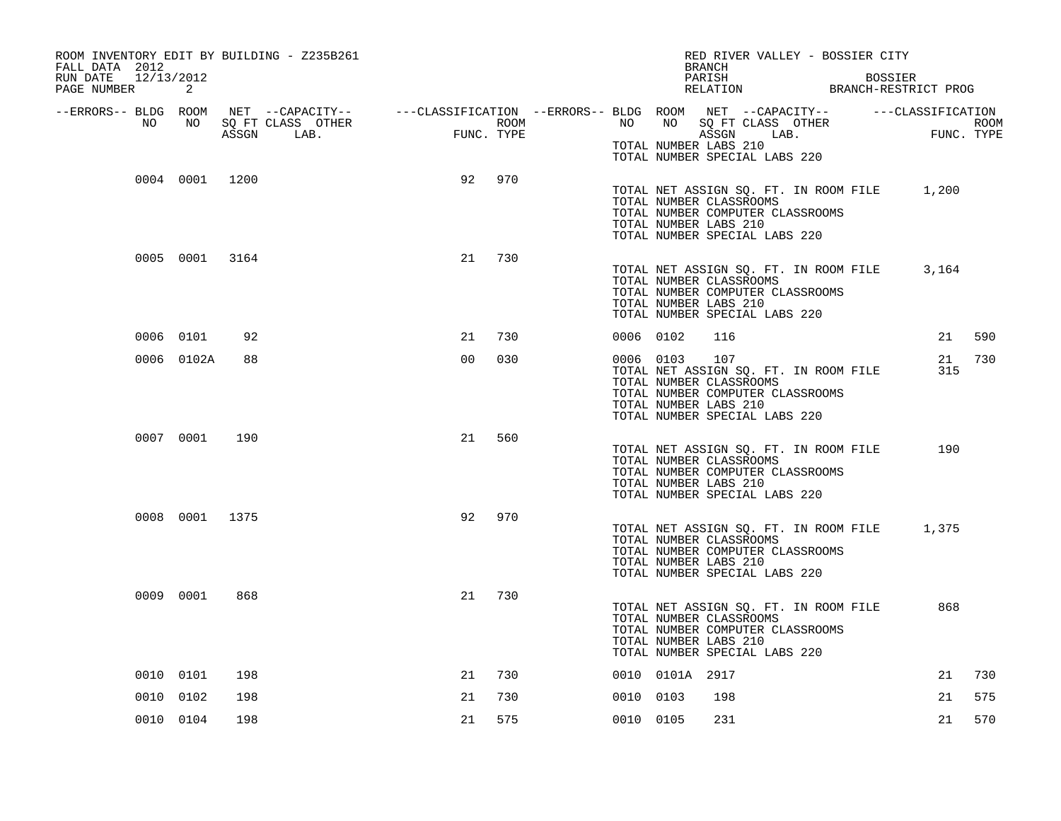ROOM INVENTORY EDIT BY BUILDING - Z235B261
FALL DATA 2012
RUN DATE 12/13/2012
PAGE NUMBER 2

RED RIVER VALLEY - BOSSIER CITY
BRANCH
PARISH BOSSIER
RELATION BRANCH-RESTRICT PROG

| --ERRORS-- | BLDG NO | ROOM NO | NET SQ FT ASSGN | --CAPACITY-- CLASS LAB. | OTHER | ---CLASSIFICATION FUNC. | ROOM TYPE | --ERRORS-- | BLDG NO | ROOM NO | NET SQ FT ASSGN | --CAPACITY-- CLASS LAB. | OTHER | ---CLASSIFICATION FUNC. | ROOM TYPE |
|---|---|---|---|---|---|---|---|---|---|---|---|---|---|---|---|
| | | | | | | | | | TOTAL NUMBER LABS 210 | | | | | | |
| | | | | | | | | | TOTAL NUMBER SPECIAL LABS 220 | | | | | | |
| | 0004 | 0001 | 1200 | | | 92 | 970 | | | | | | | | |
| | | | | | | | | | TOTAL NET ASSIGN SQ. FT. IN ROOM FILE | | | | | 1,200 | |
| | | | | | | | | | TOTAL NUMBER CLASSROOMS | | | | | | |
| | | | | | | | | | TOTAL NUMBER COMPUTER CLASSROOMS | | | | | | |
| | | | | | | | | | TOTAL NUMBER LABS 210 | | | | | | |
| | | | | | | | | | TOTAL NUMBER SPECIAL LABS 220 | | | | | | |
| | 0005 | 0001 | 3164 | | | 21 | 730 | | | | | | | | |
| | | | | | | | | | TOTAL NET ASSIGN SQ. FT. IN ROOM FILE | | | | | 3,164 | |
| | | | | | | | | | TOTAL NUMBER CLASSROOMS | | | | | | |
| | | | | | | | | | TOTAL NUMBER COMPUTER CLASSROOMS | | | | | | |
| | | | | | | | | | TOTAL NUMBER LABS 210 | | | | | | |
| | | | | | | | | | TOTAL NUMBER SPECIAL LABS 220 | | | | | | |
| | 0006 | 0101 | 92 | | | 21 | 730 | | 0006 | 0102 | 116 | | | 21 | 590 |
| | 0006 | 0102A | 88 | | | 00 | 030 | | 0006 | 0103 | 107 | | | 21 | 730 |
| | | | | | | | | | TOTAL NET ASSIGN SQ. FT. IN ROOM FILE | | | | | 315 | |
| | | | | | | | | | TOTAL NUMBER CLASSROOMS | | | | | | |
| | | | | | | | | | TOTAL NUMBER COMPUTER CLASSROOMS | | | | | | |
| | | | | | | | | | TOTAL NUMBER LABS 210 | | | | | | |
| | | | | | | | | | TOTAL NUMBER SPECIAL LABS 220 | | | | | | |
| | 0007 | 0001 | 190 | | | 21 | 560 | | | | | | | | |
| | | | | | | | | | TOTAL NET ASSIGN SQ. FT. IN ROOM FILE | | | | | 190 | |
| | | | | | | | | | TOTAL NUMBER CLASSROOMS | | | | | | |
| | | | | | | | | | TOTAL NUMBER COMPUTER CLASSROOMS | | | | | | |
| | | | | | | | | | TOTAL NUMBER LABS 210 | | | | | | |
| | | | | | | | | | TOTAL NUMBER SPECIAL LABS 220 | | | | | | |
| | 0008 | 0001 | 1375 | | | 92 | 970 | | | | | | | | |
| | | | | | | | | | TOTAL NET ASSIGN SQ. FT. IN ROOM FILE | | | | | 1,375 | |
| | | | | | | | | | TOTAL NUMBER CLASSROOMS | | | | | | |
| | | | | | | | | | TOTAL NUMBER COMPUTER CLASSROOMS | | | | | | |
| | | | | | | | | | TOTAL NUMBER LABS 210 | | | | | | |
| | | | | | | | | | TOTAL NUMBER SPECIAL LABS 220 | | | | | | |
| | 0009 | 0001 | 868 | | | 21 | 730 | | | | | | | | |
| | | | | | | | | | TOTAL NET ASSIGN SQ. FT. IN ROOM FILE | | | | | 868 | |
| | | | | | | | | | TOTAL NUMBER CLASSROOMS | | | | | | |
| | | | | | | | | | TOTAL NUMBER COMPUTER CLASSROOMS | | | | | | |
| | | | | | | | | | TOTAL NUMBER LABS 210 | | | | | | |
| | | | | | | | | | TOTAL NUMBER SPECIAL LABS 220 | | | | | | |
| | 0010 | 0101 | 198 | | | 21 | 730 | | 0010 | 0101A | 2917 | | | 21 | 730 |
| | 0010 | 0102 | 198 | | | 21 | 730 | | 0010 | 0103 | 198 | | | 21 | 575 |
| | 0010 | 0104 | 198 | | | 21 | 575 | | 0010 | 0105 | 231 | | | 21 | 570 |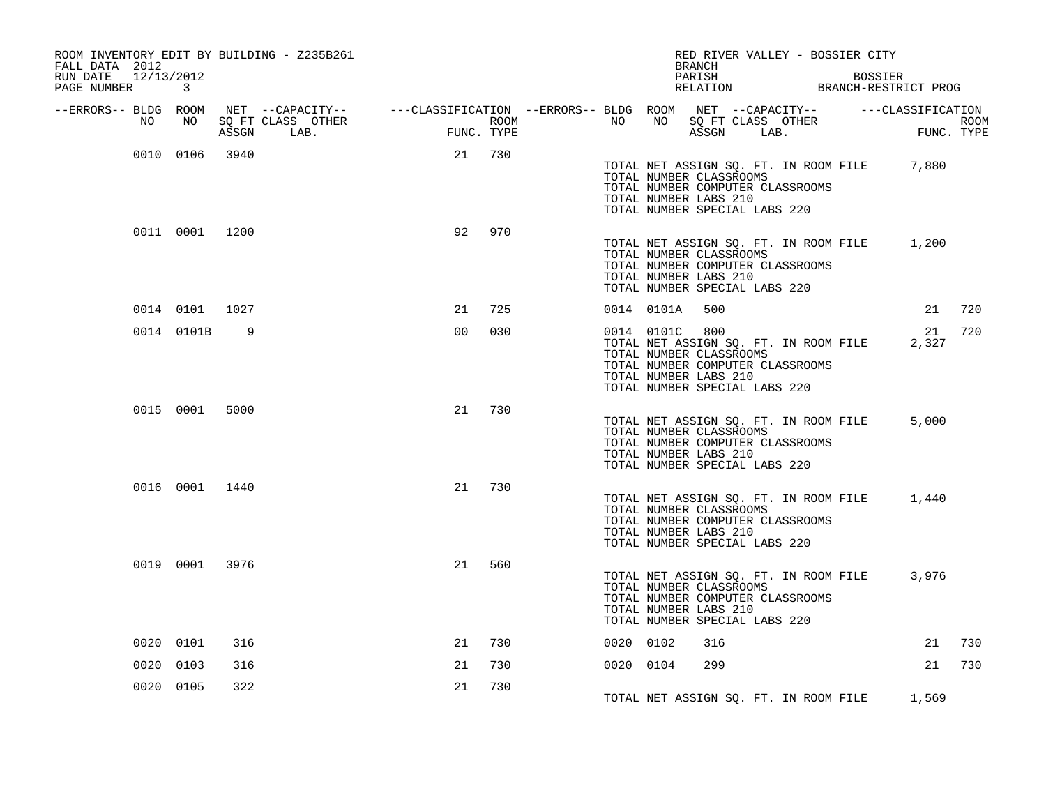ROOM INVENTORY EDIT BY BUILDING - Z235B261
FALL DATA 2012
RUN DATE 12/13/2012
PAGE NUMBER 3

RED RIVER VALLEY - BOSSIER CITY
BRANCH
PARISH BOSSIER
RELATION BRANCH-RESTRICT PROG

| --ERRORS-- | BLDG NO | ROOM NO | NET SQ FT ASSGN | --CAPACITY-- CLASS LAB. | OTHER | ---CLASSIFICATION FUNC. | ROOM TYPE | --ERRORS-- | BLDG NO | ROOM NO | NET SQ FT ASSGN | --CAPACITY-- CLASS LAB. | OTHER | ---CLASSIFICATION FUNC. | ROOM TYPE |
|---|---|---|---|---|---|---|---|---|---|---|---|---|---|---|---|
| | 0010 | 0106 | 3940 | | | 21 | 730 | | | | | | | | |
| | | | | | | | | | TOTAL NET ASSIGN SQ. FT. IN ROOM FILE | | | | | 7,880 | |
| | | | | | | | | | TOTAL NUMBER CLASSROOMS | | | | | | |
| | | | | | | | | | TOTAL NUMBER COMPUTER CLASSROOMS | | | | | | |
| | | | | | | | | | TOTAL NUMBER LABS 210 | | | | | | |
| | | | | | | | | | TOTAL NUMBER SPECIAL LABS 220 | | | | | | |
| | 0011 | 0001 | 1200 | | | 92 | 970 | | | | | | | | |
| | | | | | | | | | TOTAL NET ASSIGN SQ. FT. IN ROOM FILE | | | | | 1,200 | |
| | | | | | | | | | TOTAL NUMBER CLASSROOMS | | | | | | |
| | | | | | | | | | TOTAL NUMBER COMPUTER CLASSROOMS | | | | | | |
| | | | | | | | | | TOTAL NUMBER LABS 210 | | | | | | |
| | | | | | | | | | TOTAL NUMBER SPECIAL LABS 220 | | | | | | |
| | 0014 | 0101 | 1027 | | | 21 | 725 | | 0014 | 0101A | 500 | | | 21 | 720 |
| | 0014 | 0101B | 9 | | | 00 | 030 | | 0014 | 0101C | 800 | | | 21 | 720 |
| | | | | | | | | | TOTAL NET ASSIGN SQ. FT. IN ROOM FILE | | | | | 2,327 | |
| | | | | | | | | | TOTAL NUMBER CLASSROOMS | | | | | | |
| | | | | | | | | | TOTAL NUMBER COMPUTER CLASSROOMS | | | | | | |
| | | | | | | | | | TOTAL NUMBER LABS 210 | | | | | | |
| | | | | | | | | | TOTAL NUMBER SPECIAL LABS 220 | | | | | | |
| | 0015 | 0001 | 5000 | | | 21 | 730 | | | | | | | | |
| | | | | | | | | | TOTAL NET ASSIGN SQ. FT. IN ROOM FILE | | | | | 5,000 | |
| | | | | | | | | | TOTAL NUMBER CLASSROOMS | | | | | | |
| | | | | | | | | | TOTAL NUMBER COMPUTER CLASSROOMS | | | | | | |
| | | | | | | | | | TOTAL NUMBER LABS 210 | | | | | | |
| | | | | | | | | | TOTAL NUMBER SPECIAL LABS 220 | | | | | | |
| | 0016 | 0001 | 1440 | | | 21 | 730 | | | | | | | | |
| | | | | | | | | | TOTAL NET ASSIGN SQ. FT. IN ROOM FILE | | | | | 1,440 | |
| | | | | | | | | | TOTAL NUMBER CLASSROOMS | | | | | | |
| | | | | | | | | | TOTAL NUMBER COMPUTER CLASSROOMS | | | | | | |
| | | | | | | | | | TOTAL NUMBER LABS 210 | | | | | | |
| | | | | | | | | | TOTAL NUMBER SPECIAL LABS 220 | | | | | | |
| | 0019 | 0001 | 3976 | | | 21 | 560 | | | | | | | | |
| | | | | | | | | | TOTAL NET ASSIGN SQ. FT. IN ROOM FILE | | | | | 3,976 | |
| | | | | | | | | | TOTAL NUMBER CLASSROOMS | | | | | | |
| | | | | | | | | | TOTAL NUMBER COMPUTER CLASSROOMS | | | | | | |
| | | | | | | | | | TOTAL NUMBER LABS 210 | | | | | | |
| | | | | | | | | | TOTAL NUMBER SPECIAL LABS 220 | | | | | | |
| | 0020 | 0101 | 316 | | | 21 | 730 | | 0020 | 0102 | 316 | | | 21 | 730 |
| | 0020 | 0103 | 316 | | | 21 | 730 | | 0020 | 0104 | 299 | | | 21 | 730 |
| | 0020 | 0105 | 322 | | | 21 | 730 | | | | | | | | |
| | | | | | | | | | TOTAL NET ASSIGN SQ. FT. IN ROOM FILE | | | | | 1,569 | |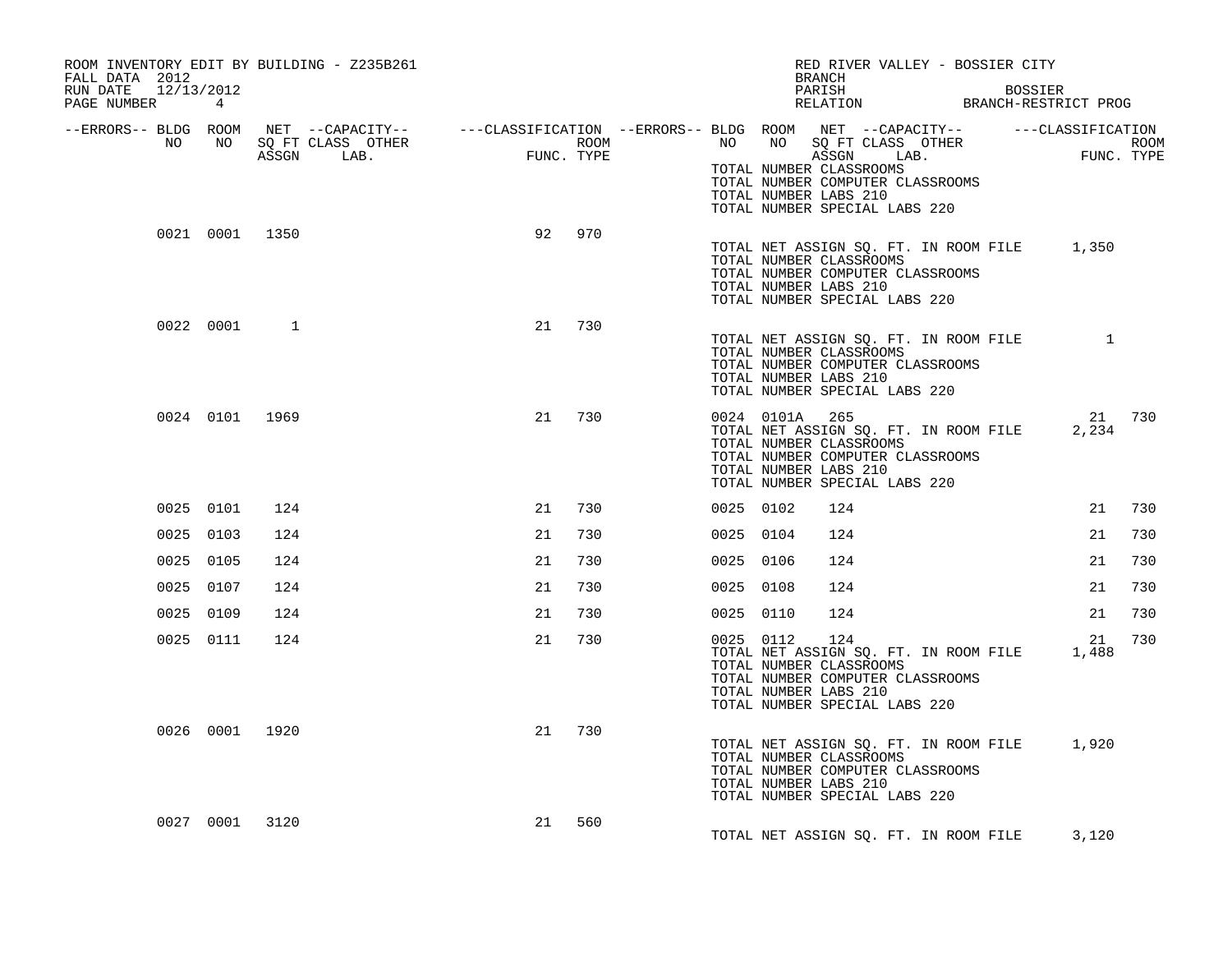ROOM INVENTORY EDIT BY BUILDING - Z235B261
FALL DATA 2012
RUN DATE 12/13/2012
PAGE NUMBER 4

RED RIVER VALLEY - BOSSIER CITY
BRANCH
PARISH BOSSIER
RELATION BRANCH-RESTRICT PROG

| --ERRORS-- | BLDG NO | ROOM NO | NET SQ FT ASSGN | --CAPACITY-- CLASS | LAB. | OTHER | ---CLASSIFICATION FUNC. | ROOM TYPE | --ERRORS-- | BLDG NO | ROOM NO | NET SQ FT ASSGN | --CAPACITY-- CLASS | LAB. | OTHER | ---CLASSIFICATION FUNC. | ROOM TYPE |
|---|---|---|---|---|---|---|---|---|---|---|---|---|---|---|---|---|---|
| | | | | | | | | | | TOTAL NUMBER CLASSROOMS | | | | | | | |
| | | | | | | | | | | TOTAL NUMBER COMPUTER CLASSROOMS | | | | | | | |
| | | | | | | | | | | TOTAL NUMBER LABS 210 | | | | | | | |
| | | | | | | | | | | TOTAL NUMBER SPECIAL LABS 220 | | | | | | | |
| | 0021 | 0001 | 1350 | | | | 92 | 970 | | | | | | | | | |
| | | | | | | | | | | TOTAL NET ASSIGN SQ. FT. IN ROOM FILE | | 1,350 | | | | | |
| | | | | | | | | | | TOTAL NUMBER CLASSROOMS | | | | | | | |
| | | | | | | | | | | TOTAL NUMBER COMPUTER CLASSROOMS | | | | | | | |
| | | | | | | | | | | TOTAL NUMBER LABS 210 | | | | | | | |
| | | | | | | | | | | TOTAL NUMBER SPECIAL LABS 220 | | | | | | | |
| | 0022 | 0001 | 1 | | | | 21 | 730 | | | | | | | | | |
| | | | | | | | | | | TOTAL NET ASSIGN SQ. FT. IN ROOM FILE | | 1 | | | | | |
| | | | | | | | | | | TOTAL NUMBER CLASSROOMS | | | | | | | |
| | | | | | | | | | | TOTAL NUMBER COMPUTER CLASSROOMS | | | | | | | |
| | | | | | | | | | | TOTAL NUMBER LABS 210 | | | | | | | |
| | | | | | | | | | | TOTAL NUMBER SPECIAL LABS 220 | | | | | | | |
| | 0024 | 0101 | 1969 | | | | 21 | 730 | | 0024 | 0101A | 265 | | | | 21 | 730 |
| | | | | | | | | | | TOTAL NET ASSIGN SQ. FT. IN ROOM FILE | | 2,234 | | | | | |
| | | | | | | | | | | TOTAL NUMBER CLASSROOMS | | | | | | | |
| | | | | | | | | | | TOTAL NUMBER COMPUTER CLASSROOMS | | | | | | | |
| | | | | | | | | | | TOTAL NUMBER LABS 210 | | | | | | | |
| | | | | | | | | | | TOTAL NUMBER SPECIAL LABS 220 | | | | | | | |
| | 0025 | 0101 | 124 | | | | 21 | 730 | | 0025 | 0102 | 124 | | | | 21 | 730 |
| | 0025 | 0103 | 124 | | | | 21 | 730 | | 0025 | 0104 | 124 | | | | 21 | 730 |
| | 0025 | 0105 | 124 | | | | 21 | 730 | | 0025 | 0106 | 124 | | | | 21 | 730 |
| | 0025 | 0107 | 124 | | | | 21 | 730 | | 0025 | 0108 | 124 | | | | 21 | 730 |
| | 0025 | 0109 | 124 | | | | 21 | 730 | | 0025 | 0110 | 124 | | | | 21 | 730 |
| | 0025 | 0111 | 124 | | | | 21 | 730 | | 0025 | 0112 | 124 | | | | 21 | 730 |
| | | | | | | | | | | TOTAL NET ASSIGN SQ. FT. IN ROOM FILE | | 1,488 | | | | | |
| | | | | | | | | | | TOTAL NUMBER CLASSROOMS | | | | | | | |
| | | | | | | | | | | TOTAL NUMBER COMPUTER CLASSROOMS | | | | | | | |
| | | | | | | | | | | TOTAL NUMBER LABS 210 | | | | | | | |
| | | | | | | | | | | TOTAL NUMBER SPECIAL LABS 220 | | | | | | | |
| | 0026 | 0001 | 1920 | | | | 21 | 730 | | | | | | | | | |
| | | | | | | | | | | TOTAL NET ASSIGN SQ. FT. IN ROOM FILE | | 1,920 | | | | | |
| | | | | | | | | | | TOTAL NUMBER CLASSROOMS | | | | | | | |
| | | | | | | | | | | TOTAL NUMBER COMPUTER CLASSROOMS | | | | | | | |
| | | | | | | | | | | TOTAL NUMBER LABS 210 | | | | | | | |
| | | | | | | | | | | TOTAL NUMBER SPECIAL LABS 220 | | | | | | | |
| | 0027 | 0001 | 3120 | | | | 21 | 560 | | | | | | | | | |
| | | | | | | | | | | TOTAL NET ASSIGN SQ. FT. IN ROOM FILE | | 3,120 | | | | | |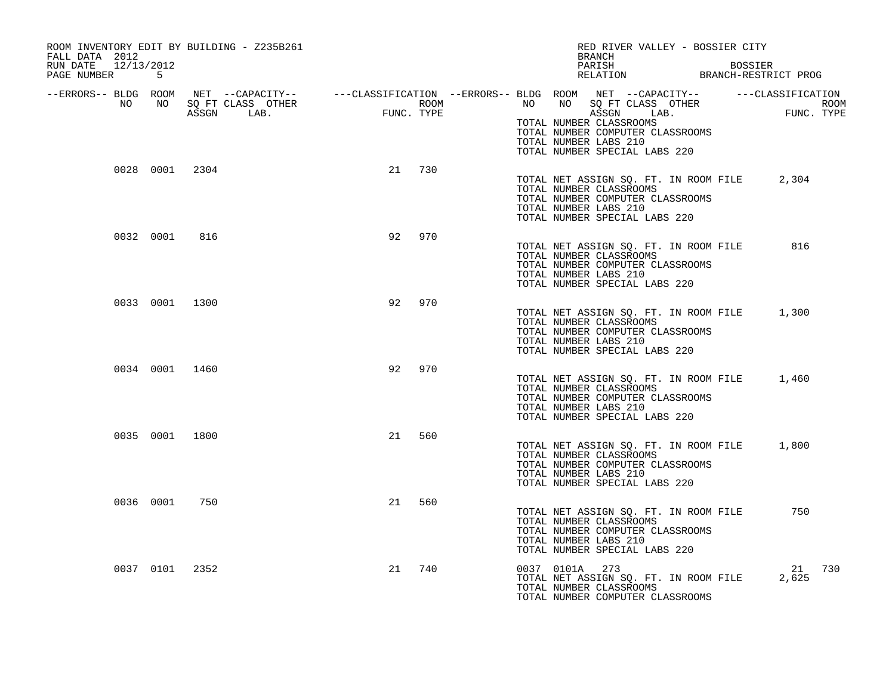ROOM INVENTORY EDIT BY BUILDING - Z235B261
FALL DATA 2012
RUN DATE 12/13/2012
PAGE NUMBER 5

RED RIVER VALLEY - BOSSIER CITY
BRANCH
PARISH BOSSIER
RELATION BRANCH-RESTRICT PROG

| --ERRORS-- | BLDG NO | ROOM NO | NET SQ FT ASSGN | --CAPACITY-- CLASS LAB. | OTHER | ---CLASSIFICATION FUNC. | ROOM TYPE | --ERRORS-- | BLDG NO | ROOM NO | NET SQ FT ASSGN | --CAPACITY-- CLASS LAB. | OTHER | ---CLASSIFICATION FUNC. | ROOM TYPE |
|---|---|---|---|---|---|---|---|---|---|---|---|---|---|---|---|
| | | | | | | | | | TOTAL NUMBER CLASSROOMS<br>TOTAL NUMBER COMPUTER CLASSROOMS<br>TOTAL NUMBER LABS 210<br>TOTAL NUMBER SPECIAL LABS 220 | | | | | | |
| | 0028 | 0001 | 2304 | | | 21 | 730 | | TOTAL NET ASSIGN SQ. FT. IN ROOM FILE<br>TOTAL NUMBER CLASSROOMS<br>TOTAL NUMBER COMPUTER CLASSROOMS<br>TOTAL NUMBER LABS 210<br>TOTAL NUMBER SPECIAL LABS 220 | | | | | 2,304 | |
| | 0032 | 0001 | 816 | | | 92 | 970 | | TOTAL NET ASSIGN SQ. FT. IN ROOM FILE<br>TOTAL NUMBER CLASSROOMS<br>TOTAL NUMBER COMPUTER CLASSROOMS<br>TOTAL NUMBER LABS 210<br>TOTAL NUMBER SPECIAL LABS 220 | | | | | 816 | |
| | 0033 | 0001 | 1300 | | | 92 | 970 | | TOTAL NET ASSIGN SQ. FT. IN ROOM FILE<br>TOTAL NUMBER CLASSROOMS<br>TOTAL NUMBER COMPUTER CLASSROOMS<br>TOTAL NUMBER LABS 210<br>TOTAL NUMBER SPECIAL LABS 220 | | | | | 1,300 | |
| | 0034 | 0001 | 1460 | | | 92 | 970 | | TOTAL NET ASSIGN SQ. FT. IN ROOM FILE<br>TOTAL NUMBER CLASSROOMS<br>TOTAL NUMBER COMPUTER CLASSROOMS<br>TOTAL NUMBER LABS 210<br>TOTAL NUMBER SPECIAL LABS 220 | | | | | 1,460 | |
| | 0035 | 0001 | 1800 | | | 21 | 560 | | TOTAL NET ASSIGN SQ. FT. IN ROOM FILE<br>TOTAL NUMBER CLASSROOMS<br>TOTAL NUMBER COMPUTER CLASSROOMS<br>TOTAL NUMBER LABS 210<br>TOTAL NUMBER SPECIAL LABS 220 | | | | | 1,800 | |
| | 0036 | 0001 | 750 | | | 21 | 560 | | TOTAL NET ASSIGN SQ. FT. IN ROOM FILE<br>TOTAL NUMBER CLASSROOMS<br>TOTAL NUMBER COMPUTER CLASSROOMS<br>TOTAL NUMBER LABS 210<br>TOTAL NUMBER SPECIAL LABS 220 | | | | | 750 | |
| | 0037 | 0101 | 2352 | | | 21 | 740 | | 0037 | 0101A | 273 | | | 21 | 730 |
| | | | | | | | | | TOTAL NET ASSIGN SQ. FT. IN ROOM FILE<br>TOTAL NUMBER CLASSROOMS<br>TOTAL NUMBER COMPUTER CLASSROOMS | | | | | 2,625 | |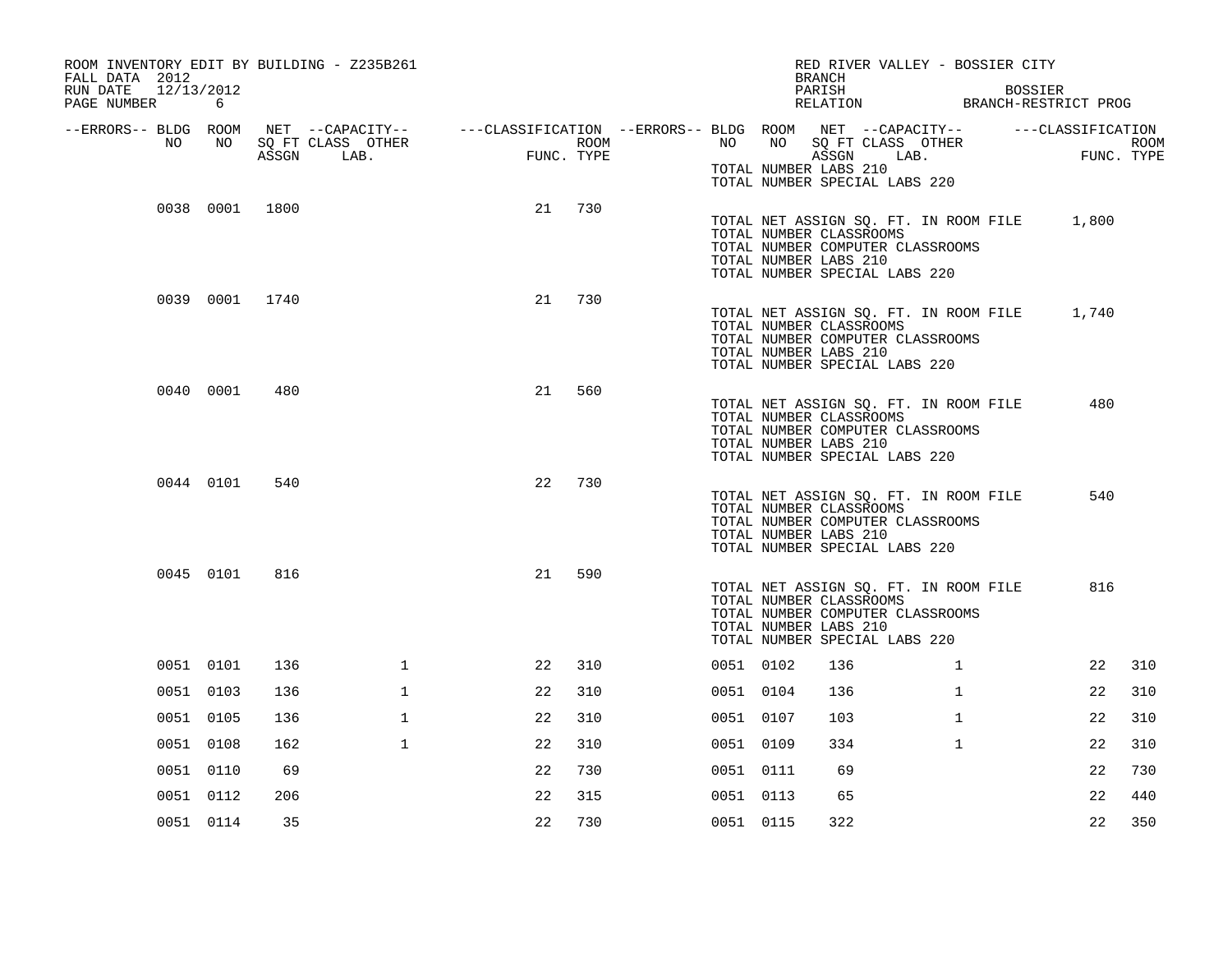ROOM INVENTORY EDIT BY BUILDING - Z235B261
FALL DATA 2012
RUN DATE 12/13/2012
PAGE NUMBER 6

RED RIVER VALLEY - BOSSIER CITY
BRANCH
PARISH BOSSIER
RELATION BRANCH-RESTRICT PROG

| --ERRORS-- | BLDG NO | ROOM NO | NET SQ FT ASSGN | --CAPACITY-- CLASS LAB. | OTHER | ---CLASSIFICATION FUNC. | ROOM TYPE | --ERRORS-- | BLDG NO | ROOM NO | NET SQ FT ASSGN | --CAPACITY-- CLASS LAB. | OTHER | ---CLASSIFICATION FUNC. | ROOM TYPE |
|---|---|---|---|---|---|---|---|---|---|---|---|---|---|---|---|
| | | | | | | | | | TOTAL NUMBER LABS 210 | | | | | | |
| | | | | | | | | | TOTAL NUMBER SPECIAL LABS 220 | | | | | | |
| | 0038 | 0001 | 1800 | | | 21 | 730 | | | | | | | | |
| | | | | | | | | | TOTAL NET ASSIGN SQ. FT. IN ROOM FILE | | | | | 1,800 | |
| | | | | | | | | | TOTAL NUMBER CLASSROOMS | | | | | | |
| | | | | | | | | | TOTAL NUMBER COMPUTER CLASSROOMS | | | | | | |
| | | | | | | | | | TOTAL NUMBER LABS 210 | | | | | | |
| | | | | | | | | | TOTAL NUMBER SPECIAL LABS 220 | | | | | | |
| | 0039 | 0001 | 1740 | | | 21 | 730 | | | | | | | | |
| | | | | | | | | | TOTAL NET ASSIGN SQ. FT. IN ROOM FILE | | | | | 1,740 | |
| | | | | | | | | | TOTAL NUMBER CLASSROOMS | | | | | | |
| | | | | | | | | | TOTAL NUMBER COMPUTER CLASSROOMS | | | | | | |
| | | | | | | | | | TOTAL NUMBER LABS 210 | | | | | | |
| | | | | | | | | | TOTAL NUMBER SPECIAL LABS 220 | | | | | | |
| | 0040 | 0001 | 480 | | | 21 | 560 | | | | | | | | |
| | | | | | | | | | TOTAL NET ASSIGN SQ. FT. IN ROOM FILE | | | | | 480 | |
| | | | | | | | | | TOTAL NUMBER CLASSROOMS | | | | | | |
| | | | | | | | | | TOTAL NUMBER COMPUTER CLASSROOMS | | | | | | |
| | | | | | | | | | TOTAL NUMBER LABS 210 | | | | | | |
| | | | | | | | | | TOTAL NUMBER SPECIAL LABS 220 | | | | | | |
| | 0044 | 0101 | 540 | | | 22 | 730 | | | | | | | | |
| | | | | | | | | | TOTAL NET ASSIGN SQ. FT. IN ROOM FILE | | | | | 540 | |
| | | | | | | | | | TOTAL NUMBER CLASSROOMS | | | | | | |
| | | | | | | | | | TOTAL NUMBER COMPUTER CLASSROOMS | | | | | | |
| | | | | | | | | | TOTAL NUMBER LABS 210 | | | | | | |
| | | | | | | | | | TOTAL NUMBER SPECIAL LABS 220 | | | | | | |
| | 0045 | 0101 | 816 | | | 21 | 590 | | | | | | | | |
| | | | | | | | | | TOTAL NET ASSIGN SQ. FT. IN ROOM FILE | | | | | 816 | |
| | | | | | | | | | TOTAL NUMBER CLASSROOMS | | | | | | |
| | | | | | | | | | TOTAL NUMBER COMPUTER CLASSROOMS | | | | | | |
| | | | | | | | | | TOTAL NUMBER LABS 210 | | | | | | |
| | | | | | | | | | TOTAL NUMBER SPECIAL LABS 220 | | | | | | |
| | 0051 | 0101 | 136 | | 1 | 22 | 310 | | 0051 | 0102 | 136 | | 1 | 22 | 310 |
| | 0051 | 0103 | 136 | | 1 | 22 | 310 | | 0051 | 0104 | 136 | | 1 | 22 | 310 |
| | 0051 | 0105 | 136 | | 1 | 22 | 310 | | 0051 | 0107 | 103 | | 1 | 22 | 310 |
| | 0051 | 0108 | 162 | | 1 | 22 | 310 | | 0051 | 0109 | 334 | | 1 | 22 | 310 |
| | 0051 | 0110 | 69 | | | 22 | 730 | | 0051 | 0111 | 69 | | | 22 | 730 |
| | 0051 | 0112 | 206 | | | 22 | 315 | | 0051 | 0113 | 65 | | | 22 | 440 |
| | 0051 | 0114 | 35 | | | 22 | 730 | | 0051 | 0115 | 322 | | | 22 | 350 |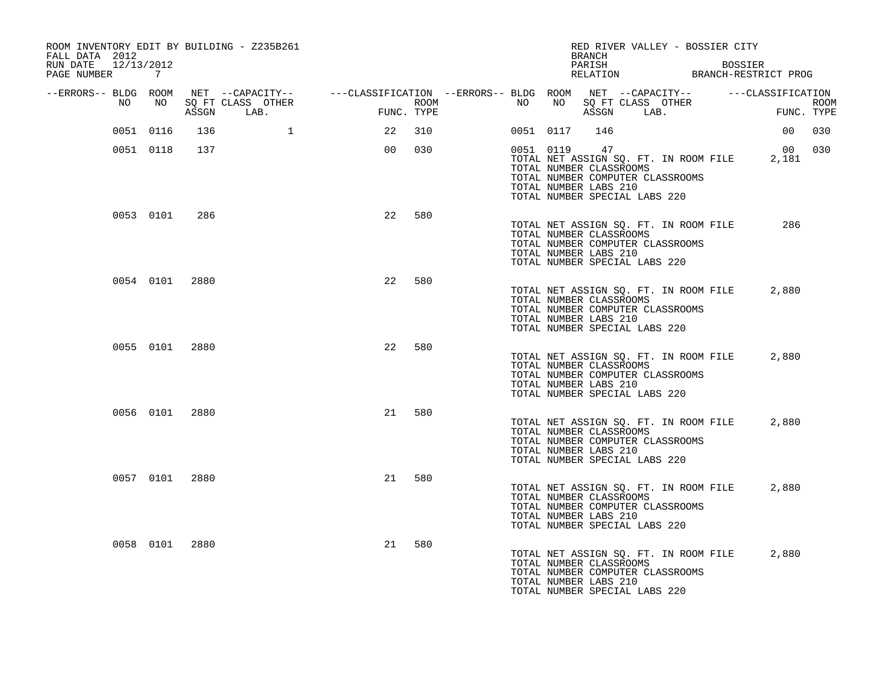ROOM INVENTORY EDIT BY BUILDING - Z235B261
FALL DATA 2012
RUN DATE 12/13/2012

RED RIVER VALLEY - BOSSIER CITY
BRANCH
PARISH BOSSIER
RELATION BRANCH-RESTRICT PROG

| --ERRORS-- | BLDG NO | ROOM NO | NET SQ FT ASSGN | --CAPACITY-- CLASS LAB. | OTHER | ---CLASSIFICATION FUNC. | ROOM TYPE | --ERRORS-- | BLDG NO | ROOM NO | NET SQ FT ASSGN | --CAPACITY-- CLASS LAB. | OTHER | ---CLASSIFICATION FUNC. | ROOM TYPE |
|---|---|---|---|---|---|---|---|---|---|---|---|---|---|---|---|
| | 0051 | 0116 | 136 | | 1 | 22 | 310 | | 0051 | 0117 | 146 | | | 00 | 030 |
| | 0051 | 0118 | 137 | | | 00 | 030 | | 0051 | 0119 | 47 | | | 00 | 030 |

TOTAL NET ASSIGN SQ. FT. IN ROOM FILE 2,181
TOTAL NUMBER CLASSROOMS
TOTAL NUMBER COMPUTER CLASSROOMS
TOTAL NUMBER LABS 210
TOTAL NUMBER SPECIAL LABS 220

| --ERRORS-- | BLDG NO | ROOM NO | NET SQ FT ASSGN | --CAPACITY-- CLASS LAB. | OTHER | ---CLASSIFICATION FUNC. | ROOM TYPE |
|---|---|---|---|---|---|---|---|
| | 0053 | 0101 | 286 | | | 22 | 580 |

TOTAL NET ASSIGN SQ. FT. IN ROOM FILE 286
TOTAL NUMBER CLASSROOMS
TOTAL NUMBER COMPUTER CLASSROOMS
TOTAL NUMBER LABS 210
TOTAL NUMBER SPECIAL LABS 220

| --ERRORS-- | BLDG NO | ROOM NO | NET SQ FT ASSGN | --CAPACITY-- CLASS LAB. | OTHER | ---CLASSIFICATION FUNC. | ROOM TYPE |
|---|---|---|---|---|---|---|---|
| | 0054 | 0101 | 2880 | | | 22 | 580 |

TOTAL NET ASSIGN SQ. FT. IN ROOM FILE 2,880
TOTAL NUMBER CLASSROOMS
TOTAL NUMBER COMPUTER CLASSROOMS
TOTAL NUMBER LABS 210
TOTAL NUMBER SPECIAL LABS 220

| --ERRORS-- | BLDG NO | ROOM NO | NET SQ FT ASSGN | --CAPACITY-- CLASS LAB. | OTHER | ---CLASSIFICATION FUNC. | ROOM TYPE |
|---|---|---|---|---|---|---|---|
| | 0055 | 0101 | 2880 | | | 22 | 580 |

TOTAL NET ASSIGN SQ. FT. IN ROOM FILE 2,880
TOTAL NUMBER CLASSROOMS
TOTAL NUMBER COMPUTER CLASSROOMS
TOTAL NUMBER LABS 210
TOTAL NUMBER SPECIAL LABS 220

| --ERRORS-- | BLDG NO | ROOM NO | NET SQ FT ASSGN | --CAPACITY-- CLASS LAB. | OTHER | ---CLASSIFICATION FUNC. | ROOM TYPE |
|---|---|---|---|---|---|---|---|
| | 0056 | 0101 | 2880 | | | 21 | 580 |

TOTAL NET ASSIGN SQ. FT. IN ROOM FILE 2,880
TOTAL NUMBER CLASSROOMS
TOTAL NUMBER COMPUTER CLASSROOMS
TOTAL NUMBER LABS 210
TOTAL NUMBER SPECIAL LABS 220

| --ERRORS-- | BLDG NO | ROOM NO | NET SQ FT ASSGN | --CAPACITY-- CLASS LAB. | OTHER | ---CLASSIFICATION FUNC. | ROOM TYPE |
|---|---|---|---|---|---|---|---|
| | 0057 | 0101 | 2880 | | | 21 | 580 |

TOTAL NET ASSIGN SQ. FT. IN ROOM FILE 2,880
TOTAL NUMBER CLASSROOMS
TOTAL NUMBER COMPUTER CLASSROOMS
TOTAL NUMBER LABS 210
TOTAL NUMBER SPECIAL LABS 220

| --ERRORS-- | BLDG NO | ROOM NO | NET SQ FT ASSGN | --CAPACITY-- CLASS LAB. | OTHER | ---CLASSIFICATION FUNC. | ROOM TYPE |
|---|---|---|---|---|---|---|---|
| | 0058 | 0101 | 2880 | | | 21 | 580 |

TOTAL NET ASSIGN SQ. FT. IN ROOM FILE 2,880
TOTAL NUMBER CLASSROOMS
TOTAL NUMBER COMPUTER CLASSROOMS
TOTAL NUMBER LABS 210
TOTAL NUMBER SPECIAL LABS 220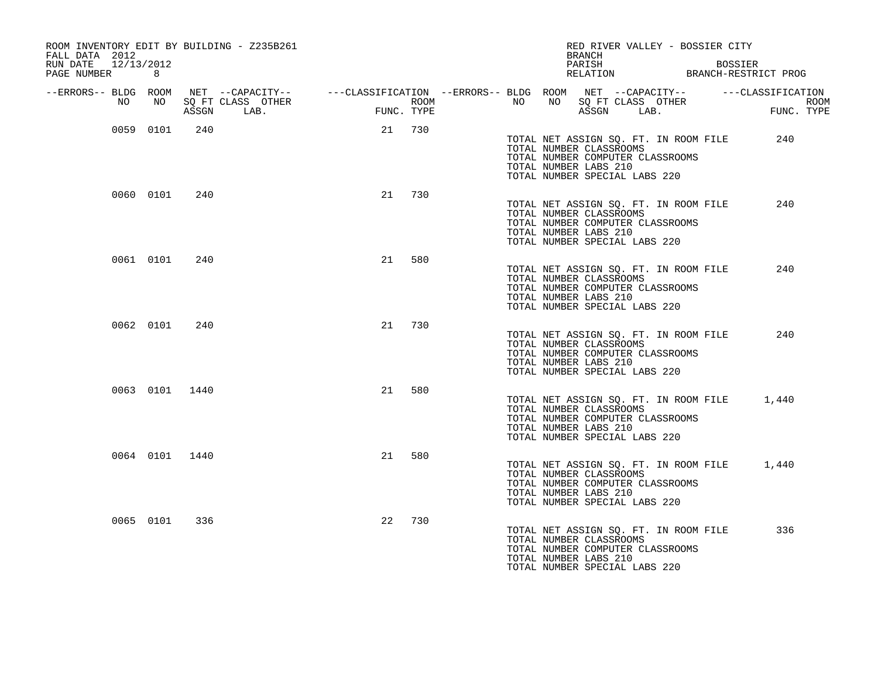ROOM INVENTORY EDIT BY BUILDING - Z235B261
FALL DATA 2012
RUN DATE 12/13/2012
PAGE NUMBER 8

RED RIVER VALLEY - BOSSIER CITY
BRANCH
PARISH BOSSIER
RELATION BRANCH-RESTRICT PROG

| --ERRORS-- | BLDG NO | ROOM NO | NET SQ FT ASSGN | --CAPACITY-- CLASS LAB. | OTHER | ---CLASSIFICATION FUNC. | ROOM TYPE |
|---|---|---|---|---|---|---|---|
| | 0059 | 0101 | 240 | | | 21 | 730 |
| | 0060 | 0101 | 240 | | | 21 | 730 |
| | 0061 | 0101 | 240 | | | 21 | 580 |
| | 0062 | 0101 | 240 | | | 21 | 730 |
| | 0063 | 0101 | 1440 | | | 21 | 580 |
| | 0064 | 0101 | 1440 | | | 21 | 580 |
| | 0065 | 0101 | 336 | | | 22 | 730 |

Building 0059:
TOTAL NET ASSIGN SQ. FT. IN ROOM FILE 240
TOTAL NUMBER CLASSROOMS
TOTAL NUMBER COMPUTER CLASSROOMS
TOTAL NUMBER LABS 210
TOTAL NUMBER SPECIAL LABS 220

Building 0060:
TOTAL NET ASSIGN SQ. FT. IN ROOM FILE 240
TOTAL NUMBER CLASSROOMS
TOTAL NUMBER COMPUTER CLASSROOMS
TOTAL NUMBER LABS 210
TOTAL NUMBER SPECIAL LABS 220

Building 0061:
TOTAL NET ASSIGN SQ. FT. IN ROOM FILE 240
TOTAL NUMBER CLASSROOMS
TOTAL NUMBER COMPUTER CLASSROOMS
TOTAL NUMBER LABS 210
TOTAL NUMBER SPECIAL LABS 220

Building 0062:
TOTAL NET ASSIGN SQ. FT. IN ROOM FILE 240
TOTAL NUMBER CLASSROOMS
TOTAL NUMBER COMPUTER CLASSROOMS
TOTAL NUMBER LABS 210
TOTAL NUMBER SPECIAL LABS 220

Building 0063:
TOTAL NET ASSIGN SQ. FT. IN ROOM FILE 1,440
TOTAL NUMBER CLASSROOMS
TOTAL NUMBER COMPUTER CLASSROOMS
TOTAL NUMBER LABS 210
TOTAL NUMBER SPECIAL LABS 220

Building 0064:
TOTAL NET ASSIGN SQ. FT. IN ROOM FILE 1,440
TOTAL NUMBER CLASSROOMS
TOTAL NUMBER COMPUTER CLASSROOMS
TOTAL NUMBER LABS 210
TOTAL NUMBER SPECIAL LABS 220

Building 0065:
TOTAL NET ASSIGN SQ. FT. IN ROOM FILE 336
TOTAL NUMBER CLASSROOMS
TOTAL NUMBER COMPUTER CLASSROOMS
TOTAL NUMBER LABS 210
TOTAL NUMBER SPECIAL LABS 220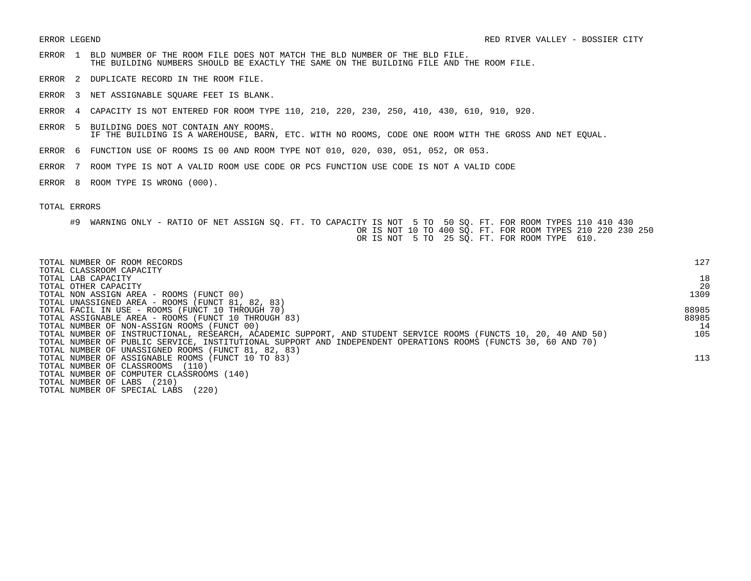ERROR LEGEND

RED RIVER VALLEY - BOSSIER CITY

ERROR 1 BLD NUMBER OF THE ROOM FILE DOES NOT MATCH THE BLD NUMBER OF THE BLD FILE.
THE BUILDING NUMBERS SHOULD BE EXACTLY THE SAME ON THE BUILDING FILE AND THE ROOM FILE.

ERROR 2 DUPLICATE RECORD IN THE ROOM FILE.

ERROR 3 NET ASSIGNABLE SQUARE FEET IS BLANK.

ERROR 4 CAPACITY IS NOT ENTERED FOR ROOM TYPE 110, 210, 220, 230, 250, 410, 430, 610, 910, 920.

ERROR 5 BUILDING DOES NOT CONTAIN ANY ROOMS.
IF THE BUILDING IS A WAREHOUSE, BARN, ETC. WITH NO ROOMS, CODE ONE ROOM WITH THE GROSS AND NET EQUAL.

ERROR 6 FUNCTION USE OF ROOMS IS 00 AND ROOM TYPE NOT 010, 020, 030, 051, 052, OR 053.

ERROR 7 ROOM TYPE IS NOT A VALID ROOM USE CODE OR PCS FUNCTION USE CODE IS NOT A VALID CODE

ERROR 8 ROOM TYPE IS WRONG (000).

TOTAL ERRORS

#9 WARNING ONLY - RATIO OF NET ASSIGN SQ. FT. TO CAPACITY IS NOT 5 TO 50 SQ. FT. FOR ROOM TYPES 110 410 430
OR IS NOT 10 TO 400 SQ. FT. FOR ROOM TYPES 210 220 230 250
OR IS NOT 5 TO 25 SQ. FT. FOR ROOM TYPE 610.

| | |
|---|---|
| TOTAL NUMBER OF ROOM RECORDS | 127 |
| TOTAL CLASSROOM CAPACITY | |
| TOTAL LAB CAPACITY | 18 |
| TOTAL OTHER CAPACITY | 20 |
| TOTAL NON ASSIGN AREA - ROOMS (FUNCT 00) | 1309 |
| TOTAL UNASSIGNED AREA - ROOMS (FUNCT 81, 82, 83) | |
| TOTAL FACIL IN USE - ROOMS (FUNCT 10 THROUGH 70) | 88985 |
| TOTAL ASSIGNABLE AREA - ROOMS (FUNCT 10 THROUGH 83) | 88985 |
| TOTAL NUMBER OF NON-ASSIGN ROOMS (FUNCT 00) | 14 |
| TOTAL NUMBER OF INSTRUCTIONAL, RESEARCH, ACADEMIC SUPPORT, AND STUDENT SERVICE ROOMS (FUNCTS 10, 20, 40 AND 50) | 105 |
| TOTAL NUMBER OF PUBLIC SERVICE, INSTITUTIONAL SUPPORT AND INDEPENDENT OPERATIONS ROOMS (FUNCTS 30, 60 AND 70) | |
| TOTAL NUMBER OF UNASSIGNED ROOMS (FUNCT 81, 82, 83) | |
| TOTAL NUMBER OF ASSIGNABLE ROOMS (FUNCT 10 TO 83) | 113 |
| TOTAL NUMBER OF CLASSROOMS (110) | |
| TOTAL NUMBER OF COMPUTER CLASSROOMS (140) | |
| TOTAL NUMBER OF LABS (210) | |
| TOTAL NUMBER OF SPECIAL LABS (220) | |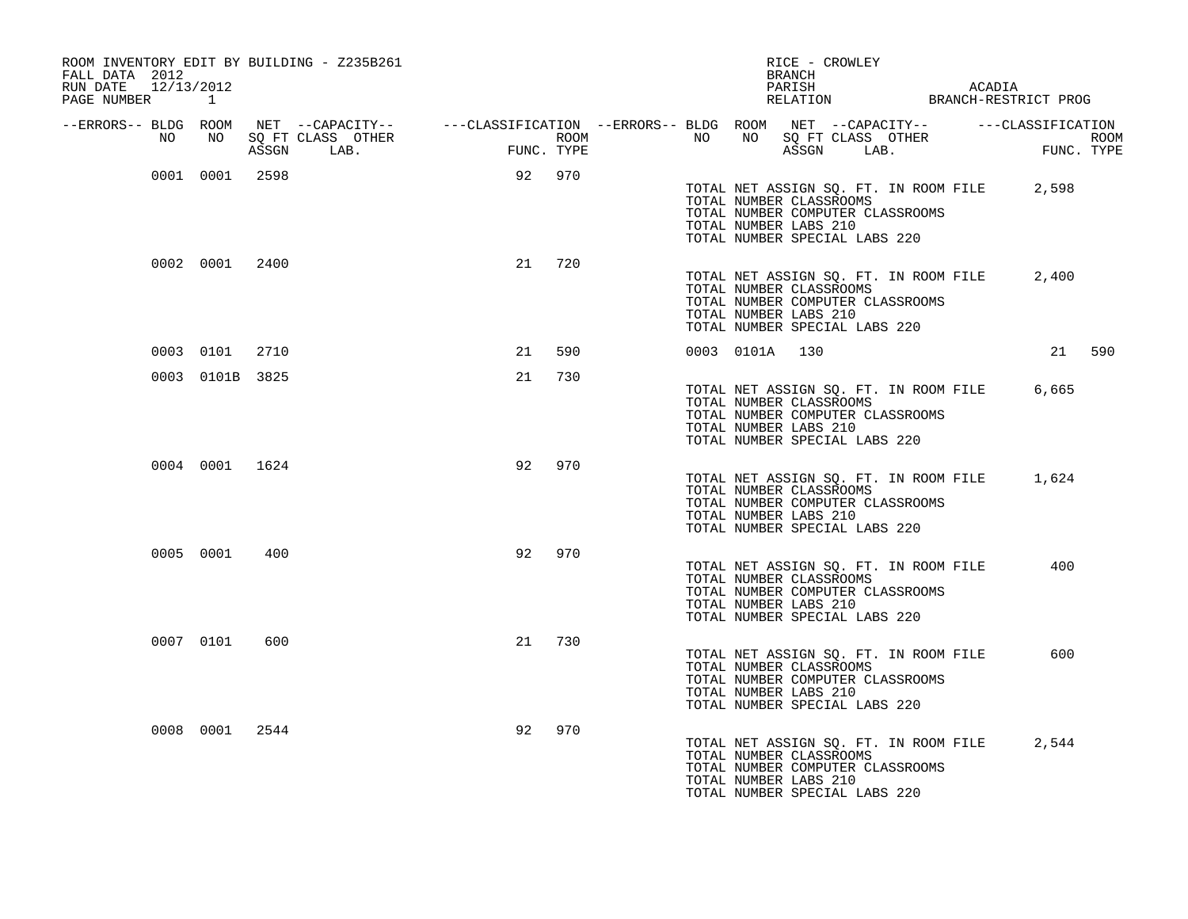ROOM INVENTORY EDIT BY BUILDING - Z235B261
FALL DATA 2012
RUN DATE 12/13/2012
PAGE NUMBER 1

RICE - CROWLEY
BRANCH
PARISH ACADIA
RELATION BRANCH-RESTRICT PROG

| --ERRORS-- | BLDG NO | ROOM NO | NET SQ FT ASSGN | --CAPACITY-- CLASS | OTHER LAB. | ---CLASSIFICATION FUNC. | ROOM TYPE | --ERRORS-- | BLDG NO | ROOM NO | NET SQ FT ASSGN | --CAPACITY-- CLASS | OTHER LAB. | ---CLASSIFICATION FUNC. | ROOM TYPE |
|---|---|---|---|---|---|---|---|---|---|---|---|---|---|---|---|
| | 0001 | 0001 | 2598 | | | 92 | 970 | | | | | | | | |
| | 0002 | 0001 | 2400 | | | 21 | 720 | | | | | | | | |
| | 0003 | 0101 | 2710 | | | 21 | 590 | | 0003 | 0101A | 130 | | | 21 | 590 |
| | 0003 | 0101B | 3825 | | | 21 | 730 | | | | | | | | |
| | 0004 | 0001 | 1624 | | | 92 | 970 | | | | | | | | |
| | 0005 | 0001 | 400 | | | 92 | 970 | | | | | | | | |
| | 0007 | 0101 | 600 | | | 21 | 730 | | | | | | | | |
| | 0008 | 0001 | 2544 | | | 92 | 970 | | | | | | | | |

Building 0001:
TOTAL NET ASSIGN SQ. FT. IN ROOM FILE 2,598
TOTAL NUMBER CLASSROOMS
TOTAL NUMBER COMPUTER CLASSROOMS
TOTAL NUMBER LABS 210
TOTAL NUMBER SPECIAL LABS 220

Building 0002:
TOTAL NET ASSIGN SQ. FT. IN ROOM FILE 2,400
TOTAL NUMBER CLASSROOMS
TOTAL NUMBER COMPUTER CLASSROOMS
TOTAL NUMBER LABS 210
TOTAL NUMBER SPECIAL LABS 220

Building 0003:
TOTAL NET ASSIGN SQ. FT. IN ROOM FILE 6,665
TOTAL NUMBER CLASSROOMS
TOTAL NUMBER COMPUTER CLASSROOMS
TOTAL NUMBER LABS 210
TOTAL NUMBER SPECIAL LABS 220

Building 0004:
TOTAL NET ASSIGN SQ. FT. IN ROOM FILE 1,624
TOTAL NUMBER CLASSROOMS
TOTAL NUMBER COMPUTER CLASSROOMS
TOTAL NUMBER LABS 210
TOTAL NUMBER SPECIAL LABS 220

Building 0005:
TOTAL NET ASSIGN SQ. FT. IN ROOM FILE 400
TOTAL NUMBER CLASSROOMS
TOTAL NUMBER COMPUTER CLASSROOMS
TOTAL NUMBER LABS 210
TOTAL NUMBER SPECIAL LABS 220

Building 0007:
TOTAL NET ASSIGN SQ. FT. IN ROOM FILE 600
TOTAL NUMBER CLASSROOMS
TOTAL NUMBER COMPUTER CLASSROOMS
TOTAL NUMBER LABS 210
TOTAL NUMBER SPECIAL LABS 220

Building 0008:
TOTAL NET ASSIGN SQ. FT. IN ROOM FILE 2,544
TOTAL NUMBER CLASSROOMS
TOTAL NUMBER COMPUTER CLASSROOMS
TOTAL NUMBER LABS 210
TOTAL NUMBER SPECIAL LABS 220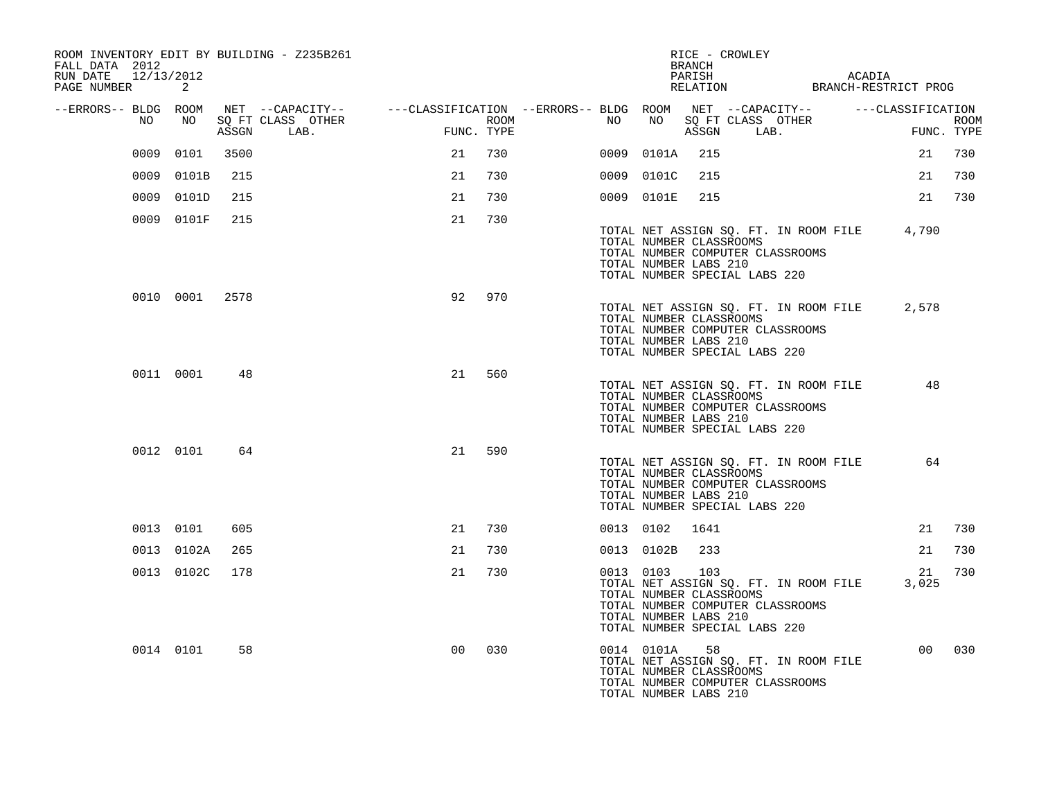ROOM INVENTORY EDIT BY BUILDING - Z235B261
FALL DATA 2012
RUN DATE 12/13/2012
PAGE NUMBER 2

RICE - CROWLEY
BRANCH
PARISH ACADIA
RELATION BRANCH-RESTRICT PROG

| --ERRORS-- | BLDG NO | ROOM NO | NET SQ FT ASSGN | --CAPACITY-- CLASS LAB. | OTHER | ---CLASSIFICATION FUNC. | ROOM TYPE | --ERRORS-- | BLDG NO | ROOM NO | NET SQ FT ASSGN | --CAPACITY-- CLASS LAB. | OTHER | ---CLASSIFICATION FUNC. | ROOM TYPE |
|---|---|---|---|---|---|---|---|---|---|---|---|---|---|---|---|
| | 0009 | 0101 | 3500 | | | 21 | 730 | | 0009 | 0101A | 215 | | | 21 | 730 |
| | 0009 | 0101B | 215 | | | 21 | 730 | | 0009 | 0101C | 215 | | | 21 | 730 |
| | 0009 | 0101D | 215 | | | 21 | 730 | | 0009 | 0101E | 215 | | | 21 | 730 |
| | 0009 | 0101F | 215 | | | 21 | 730 | | | | | | | | |

TOTAL NET ASSIGN SQ. FT. IN ROOM FILE 4,790
TOTAL NUMBER CLASSROOMS
TOTAL NUMBER COMPUTER CLASSROOMS
TOTAL NUMBER LABS 210
TOTAL NUMBER SPECIAL LABS 220

| --ERRORS-- | BLDG NO | ROOM NO | NET SQ FT ASSGN | --CAPACITY-- CLASS LAB. | OTHER | ---CLASSIFICATION FUNC. | ROOM TYPE |
|---|---|---|---|---|---|---|---|
| | 0010 | 0001 | 2578 | | | 92 | 970 |

TOTAL NET ASSIGN SQ. FT. IN ROOM FILE 2,578
TOTAL NUMBER CLASSROOMS
TOTAL NUMBER COMPUTER CLASSROOMS
TOTAL NUMBER LABS 210
TOTAL NUMBER SPECIAL LABS 220

| --ERRORS-- | BLDG NO | ROOM NO | NET SQ FT ASSGN | --CAPACITY-- CLASS LAB. | OTHER | ---CLASSIFICATION FUNC. | ROOM TYPE |
|---|---|---|---|---|---|---|---|
| | 0011 | 0001 | 48 | | | 21 | 560 |

TOTAL NET ASSIGN SQ. FT. IN ROOM FILE 48
TOTAL NUMBER CLASSROOMS
TOTAL NUMBER COMPUTER CLASSROOMS
TOTAL NUMBER LABS 210
TOTAL NUMBER SPECIAL LABS 220

| --ERRORS-- | BLDG NO | ROOM NO | NET SQ FT ASSGN | --CAPACITY-- CLASS LAB. | OTHER | ---CLASSIFICATION FUNC. | ROOM TYPE |
|---|---|---|---|---|---|---|---|
| | 0012 | 0101 | 64 | | | 21 | 590 |

TOTAL NET ASSIGN SQ. FT. IN ROOM FILE 64
TOTAL NUMBER CLASSROOMS
TOTAL NUMBER COMPUTER CLASSROOMS
TOTAL NUMBER LABS 210
TOTAL NUMBER SPECIAL LABS 220

| --ERRORS-- | BLDG NO | ROOM NO | NET SQ FT ASSGN | --CAPACITY-- CLASS LAB. | OTHER | ---CLASSIFICATION FUNC. | ROOM TYPE | --ERRORS-- | BLDG NO | ROOM NO | NET SQ FT ASSGN | --CAPACITY-- CLASS LAB. | OTHER | ---CLASSIFICATION FUNC. | ROOM TYPE |
|---|---|---|---|---|---|---|---|---|---|---|---|---|---|---|---|
| | 0013 | 0101 | 605 | | | 21 | 730 | | 0013 | 0102 | 1641 | | | 21 | 730 |
| | 0013 | 0102A | 265 | | | 21 | 730 | | 0013 | 0102B | 233 | | | 21 | 730 |
| | 0013 | 0102C | 178 | | | 21 | 730 | | 0013 | 0103 | 103 | | | 21 | 730 |

TOTAL NET ASSIGN SQ. FT. IN ROOM FILE 3,025
TOTAL NUMBER CLASSROOMS
TOTAL NUMBER COMPUTER CLASSROOMS
TOTAL NUMBER LABS 210
TOTAL NUMBER SPECIAL LABS 220

| --ERRORS-- | BLDG NO | ROOM NO | NET SQ FT ASSGN | --CAPACITY-- CLASS LAB. | OTHER | ---CLASSIFICATION FUNC. | ROOM TYPE | --ERRORS-- | BLDG NO | ROOM NO | NET SQ FT ASSGN | --CAPACITY-- CLASS LAB. | OTHER | ---CLASSIFICATION FUNC. | ROOM TYPE |
|---|---|---|---|---|---|---|---|---|---|---|---|---|---|---|---|
| | 0014 | 0101 | 58 | | | 00 | 030 | | 0014 | 0101A | 58 | | | 00 | 030 |

TOTAL NET ASSIGN SQ. FT. IN ROOM FILE
TOTAL NUMBER CLASSROOMS
TOTAL NUMBER COMPUTER CLASSROOMS
TOTAL NUMBER LABS 210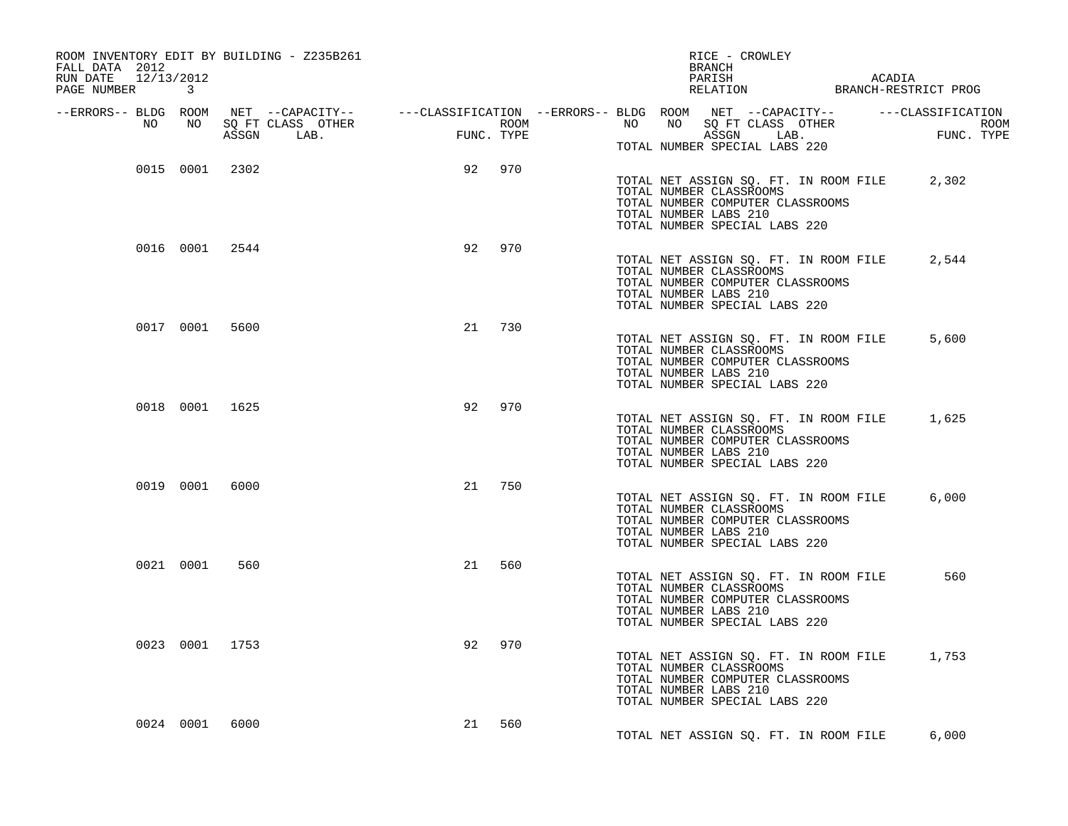ROOM INVENTORY EDIT BY BUILDING - Z235B261
FALL DATA 2012
RUN DATE 12/13/2012
PAGE NUMBER 3

RICE - CROWLEY
BRANCH
PARISH ACADIA
RELATION BRANCH-RESTRICT PROG

| --ERRORS-- | BLDG NO | ROOM NO | NET SQ FT ASSGN | --CAPACITY-- CLASS LAB. | OTHER | ---CLASSIFICATION FUNC. | ROOM TYPE |
|---|---|---|---|---|---|---|---|
| | | | | | | | |

TOTAL NUMBER SPECIAL LABS 220

| --ERRORS-- | BLDG NO | ROOM NO | NET SQ FT ASSGN | CLASS LAB. | OTHER | FUNC. | ROOM TYPE |
|---|---|---|---|---|---|---|---|
| | 0015 | 0001 | 2302 | | | 92 | 970 |

TOTAL NET ASSIGN SQ. FT. IN ROOM FILE 2,302
TOTAL NUMBER CLASSROOMS
TOTAL NUMBER COMPUTER CLASSROOMS
TOTAL NUMBER LABS 210
TOTAL NUMBER SPECIAL LABS 220

| --ERRORS-- | BLDG NO | ROOM NO | NET SQ FT ASSGN | CLASS LAB. | OTHER | FUNC. | ROOM TYPE |
|---|---|---|---|---|---|---|---|
| | 0016 | 0001 | 2544 | | | 92 | 970 |

TOTAL NET ASSIGN SQ. FT. IN ROOM FILE 2,544
TOTAL NUMBER CLASSROOMS
TOTAL NUMBER COMPUTER CLASSROOMS
TOTAL NUMBER LABS 210
TOTAL NUMBER SPECIAL LABS 220

| --ERRORS-- | BLDG NO | ROOM NO | NET SQ FT ASSGN | CLASS LAB. | OTHER | FUNC. | ROOM TYPE |
|---|---|---|---|---|---|---|---|
| | 0017 | 0001 | 5600 | | | 21 | 730 |

TOTAL NET ASSIGN SQ. FT. IN ROOM FILE 5,600
TOTAL NUMBER CLASSROOMS
TOTAL NUMBER COMPUTER CLASSROOMS
TOTAL NUMBER LABS 210
TOTAL NUMBER SPECIAL LABS 220

| --ERRORS-- | BLDG NO | ROOM NO | NET SQ FT ASSGN | CLASS LAB. | OTHER | FUNC. | ROOM TYPE |
|---|---|---|---|---|---|---|---|
| | 0018 | 0001 | 1625 | | | 92 | 970 |

TOTAL NET ASSIGN SQ. FT. IN ROOM FILE 1,625
TOTAL NUMBER CLASSROOMS
TOTAL NUMBER COMPUTER CLASSROOMS
TOTAL NUMBER LABS 210
TOTAL NUMBER SPECIAL LABS 220

| --ERRORS-- | BLDG NO | ROOM NO | NET SQ FT ASSGN | CLASS LAB. | OTHER | FUNC. | ROOM TYPE |
|---|---|---|---|---|---|---|---|
| | 0019 | 0001 | 6000 | | | 21 | 750 |

TOTAL NET ASSIGN SQ. FT. IN ROOM FILE 6,000
TOTAL NUMBER CLASSROOMS
TOTAL NUMBER COMPUTER CLASSROOMS
TOTAL NUMBER LABS 210
TOTAL NUMBER SPECIAL LABS 220

| --ERRORS-- | BLDG NO | ROOM NO | NET SQ FT ASSGN | CLASS LAB. | OTHER | FUNC. | ROOM TYPE |
|---|---|---|---|---|---|---|---|
| | 0021 | 0001 | 560 | | | 21 | 560 |

TOTAL NET ASSIGN SQ. FT. IN ROOM FILE 560
TOTAL NUMBER CLASSROOMS
TOTAL NUMBER COMPUTER CLASSROOMS
TOTAL NUMBER LABS 210
TOTAL NUMBER SPECIAL LABS 220

| --ERRORS-- | BLDG NO | ROOM NO | NET SQ FT ASSGN | CLASS LAB. | OTHER | FUNC. | ROOM TYPE |
|---|---|---|---|---|---|---|---|
| | 0023 | 0001 | 1753 | | | 92 | 970 |

TOTAL NET ASSIGN SQ. FT. IN ROOM FILE 1,753
TOTAL NUMBER CLASSROOMS
TOTAL NUMBER COMPUTER CLASSROOMS
TOTAL NUMBER LABS 210
TOTAL NUMBER SPECIAL LABS 220

| --ERRORS-- | BLDG NO | ROOM NO | NET SQ FT ASSGN | CLASS LAB. | OTHER | FUNC. | ROOM TYPE |
|---|---|---|---|---|---|---|---|
| | 0024 | 0001 | 6000 | | | 21 | 560 |

TOTAL NET ASSIGN SQ. FT. IN ROOM FILE 6,000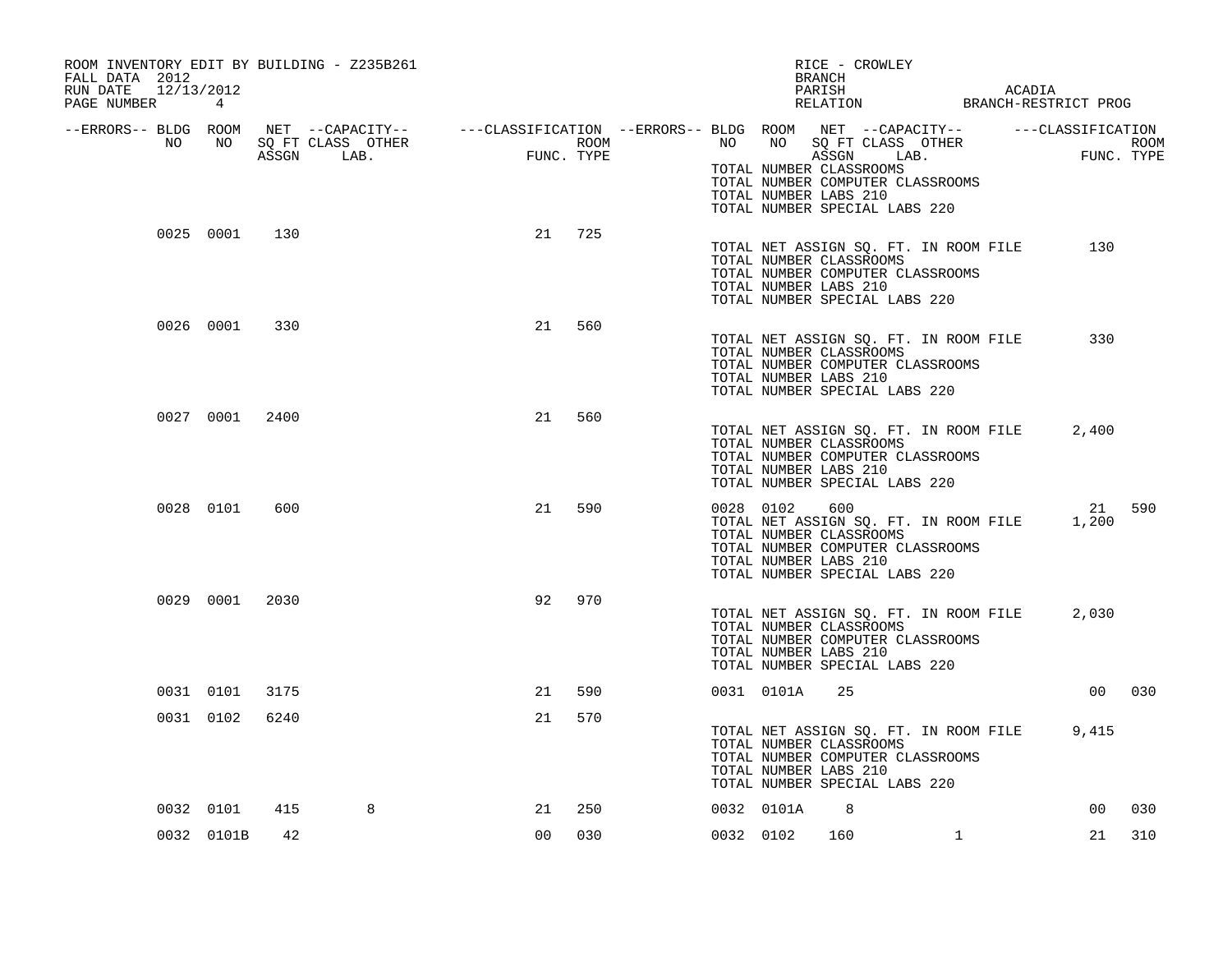ROOM INVENTORY EDIT BY BUILDING - Z235B261
FALL DATA 2012
RUN DATE 12/13/2012

RICE - CROWLEY
BRANCH
PARISH ACADIA
RELATION BRANCH-RESTRICT PROG

| --ERRORS-- | BLDG NO | ROOM NO | NET SQ FT ASSGN | --CAPACITY-- CLASS LAB. | OTHER | ---CLASSIFICATION FUNC. | ROOM TYPE | --ERRORS-- | BLDG NO | ROOM NO | NET SQ FT ASSGN | --CAPACITY-- CLASS LAB. | OTHER | ---CLASSIFICATION FUNC. | ROOM TYPE |
|---|---|---|---|---|---|---|---|---|---|---|---|---|---|---|---|
| | | | | | | | | | TOTAL NUMBER CLASSROOMS | | | | | | |
| | | | | | | | | | TOTAL NUMBER COMPUTER CLASSROOMS | | | | | | |
| | | | | | | | | | TOTAL NUMBER LABS 210 | | | | | | |
| | | | | | | | | | TOTAL NUMBER SPECIAL LABS 220 | | | | | | |
| | 0025 | 0001 | 130 | | | 21 | 725 | | | | | | | | |
| | | | | | | | | | TOTAL NET ASSIGN SQ. FT. IN ROOM FILE | | | | | 130 | |
| | | | | | | | | | TOTAL NUMBER CLASSROOMS | | | | | | |
| | | | | | | | | | TOTAL NUMBER COMPUTER CLASSROOMS | | | | | | |
| | | | | | | | | | TOTAL NUMBER LABS 210 | | | | | | |
| | | | | | | | | | TOTAL NUMBER SPECIAL LABS 220 | | | | | | |
| | 0026 | 0001 | 330 | | | 21 | 560 | | | | | | | | |
| | | | | | | | | | TOTAL NET ASSIGN SQ. FT. IN ROOM FILE | | | | | 330 | |
| | | | | | | | | | TOTAL NUMBER CLASSROOMS | | | | | | |
| | | | | | | | | | TOTAL NUMBER COMPUTER CLASSROOMS | | | | | | |
| | | | | | | | | | TOTAL NUMBER LABS 210 | | | | | | |
| | | | | | | | | | TOTAL NUMBER SPECIAL LABS 220 | | | | | | |
| | 0027 | 0001 | 2400 | | | 21 | 560 | | | | | | | | |
| | | | | | | | | | TOTAL NET ASSIGN SQ. FT. IN ROOM FILE | | | | | 2,400 | |
| | | | | | | | | | TOTAL NUMBER CLASSROOMS | | | | | | |
| | | | | | | | | | TOTAL NUMBER COMPUTER CLASSROOMS | | | | | | |
| | | | | | | | | | TOTAL NUMBER LABS 210 | | | | | | |
| | | | | | | | | | TOTAL NUMBER SPECIAL LABS 220 | | | | | | |
| | 0028 | 0101 | 600 | | | 21 | 590 | | 0028 | 0102 | 600 | | | 21 | 590 |
| | | | | | | | | | TOTAL NET ASSIGN SQ. FT. IN ROOM FILE | | | | | 1,200 | |
| | | | | | | | | | TOTAL NUMBER CLASSROOMS | | | | | | |
| | | | | | | | | | TOTAL NUMBER COMPUTER CLASSROOMS | | | | | | |
| | | | | | | | | | TOTAL NUMBER LABS 210 | | | | | | |
| | | | | | | | | | TOTAL NUMBER SPECIAL LABS 220 | | | | | | |
| | 0029 | 0001 | 2030 | | | 92 | 970 | | | | | | | | |
| | | | | | | | | | TOTAL NET ASSIGN SQ. FT. IN ROOM FILE | | | | | 2,030 | |
| | | | | | | | | | TOTAL NUMBER CLASSROOMS | | | | | | |
| | | | | | | | | | TOTAL NUMBER COMPUTER CLASSROOMS | | | | | | |
| | | | | | | | | | TOTAL NUMBER LABS 210 | | | | | | |
| | | | | | | | | | TOTAL NUMBER SPECIAL LABS 220 | | | | | | |
| | 0031 | 0101 | 3175 | | | 21 | 590 | | 0031 | 0101A | 25 | | | 00 | 030 |
| | 0031 | 0102 | 6240 | | | 21 | 570 | | | | | | | | |
| | | | | | | | | | TOTAL NET ASSIGN SQ. FT. IN ROOM FILE | | | | | 9,415 | |
| | | | | | | | | | TOTAL NUMBER CLASSROOMS | | | | | | |
| | | | | | | | | | TOTAL NUMBER COMPUTER CLASSROOMS | | | | | | |
| | | | | | | | | | TOTAL NUMBER LABS 210 | | | | | | |
| | | | | | | | | | TOTAL NUMBER SPECIAL LABS 220 | | | | | | |
| | 0032 | 0101 | 415 | 8 | | 21 | 250 | | 0032 | 0101A | 8 | | | 00 | 030 |
| | 0032 | 0101B | 42 | | | 00 | 030 | | 0032 | 0102 | 160 | 1 | | 21 | 310 |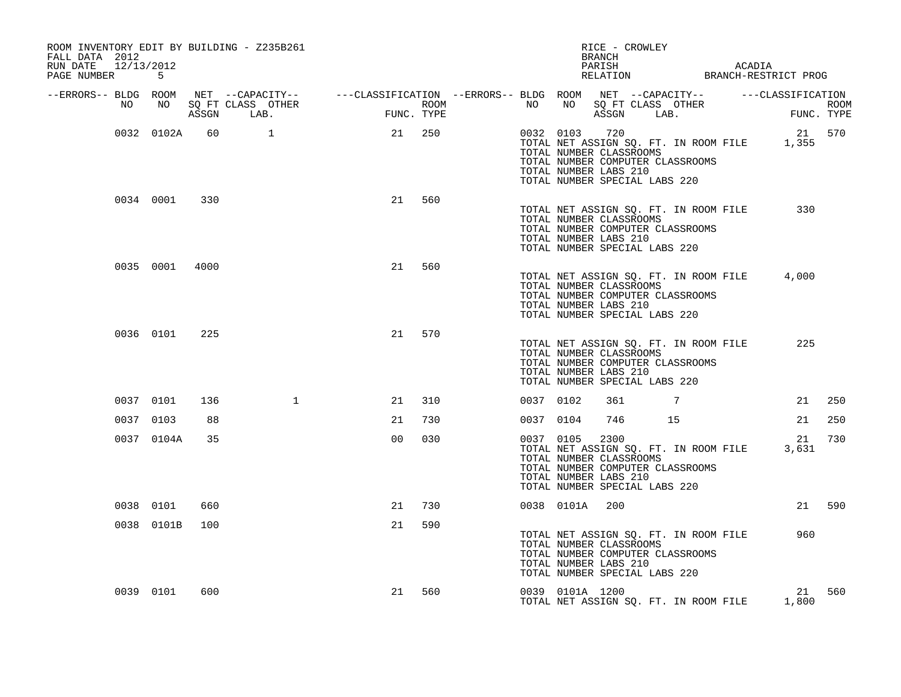ROOM INVENTORY EDIT BY BUILDING - Z235B261
FALL DATA 2012
RUN DATE 12/13/2012
PAGE NUMBER 5

RICE - CROWLEY
BRANCH
PARISH ACADIA
RELATION BRANCH-RESTRICT PROG

| --ERRORS-- | BLDG NO | ROOM NO | NET SQ FT ASSGN | CAPACITY CLASS | CAPACITY OTHER LAB. | CLASSIFICATION FUNC. | ROOM TYPE | --ERRORS-- | BLDG NO | ROOM NO | NET SQ FT ASSGN | CAPACITY CLASS | CAPACITY OTHER LAB. | CLASSIFICATION FUNC. | ROOM TYPE |
|---|---|---|---|---|---|---|---|---|---|---|---|---|---|---|---|
| | 0032 | 0102A | 60 | 1 | | 21 | 250 | | 0032 | 0103 | 720 | | | 21 | 570 |
| | | | | | | | | | TOTAL NET ASSIGN SQ. FT. IN ROOM FILE | | | | | 1,355 | |
| | | | | | | | | | TOTAL NUMBER CLASSROOMS | | | | | | |
| | | | | | | | | | TOTAL NUMBER COMPUTER CLASSROOMS | | | | | | |
| | | | | | | | | | TOTAL NUMBER LABS 210 | | | | | | |
| | | | | | | | | | TOTAL NUMBER SPECIAL LABS 220 | | | | | | |
| | 0034 | 0001 | 330 | | | 21 | 560 | | | | | | | | |
| | | | | | | | | | TOTAL NET ASSIGN SQ. FT. IN ROOM FILE | | | | | 330 | |
| | | | | | | | | | TOTAL NUMBER CLASSROOMS | | | | | | |
| | | | | | | | | | TOTAL NUMBER COMPUTER CLASSROOMS | | | | | | |
| | | | | | | | | | TOTAL NUMBER LABS 210 | | | | | | |
| | | | | | | | | | TOTAL NUMBER SPECIAL LABS 220 | | | | | | |
| | 0035 | 0001 | 4000 | | | 21 | 560 | | | | | | | | |
| | | | | | | | | | TOTAL NET ASSIGN SQ. FT. IN ROOM FILE | | | | | 4,000 | |
| | | | | | | | | | TOTAL NUMBER CLASSROOMS | | | | | | |
| | | | | | | | | | TOTAL NUMBER COMPUTER CLASSROOMS | | | | | | |
| | | | | | | | | | TOTAL NUMBER LABS 210 | | | | | | |
| | | | | | | | | | TOTAL NUMBER SPECIAL LABS 220 | | | | | | |
| | 0036 | 0101 | 225 | | | 21 | 570 | | | | | | | | |
| | | | | | | | | | TOTAL NET ASSIGN SQ. FT. IN ROOM FILE | | | | | 225 | |
| | | | | | | | | | TOTAL NUMBER CLASSROOMS | | | | | | |
| | | | | | | | | | TOTAL NUMBER COMPUTER CLASSROOMS | | | | | | |
| | | | | | | | | | TOTAL NUMBER LABS 210 | | | | | | |
| | | | | | | | | | TOTAL NUMBER SPECIAL LABS 220 | | | | | | |
| | 0037 | 0101 | 136 | | 1 | 21 | 310 | | 0037 | 0102 | 361 | 7 | | 21 | 250 |
| | 0037 | 0103 | 88 | | | 21 | 730 | | 0037 | 0104 | 746 | 15 | | 21 | 250 |
| | 0037 | 0104A | 35 | | | 00 | 030 | | 0037 | 0105 | 2300 | | | 21 | 730 |
| | | | | | | | | | TOTAL NET ASSIGN SQ. FT. IN ROOM FILE | | | | | 3,631 | |
| | | | | | | | | | TOTAL NUMBER CLASSROOMS | | | | | | |
| | | | | | | | | | TOTAL NUMBER COMPUTER CLASSROOMS | | | | | | |
| | | | | | | | | | TOTAL NUMBER LABS 210 | | | | | | |
| | | | | | | | | | TOTAL NUMBER SPECIAL LABS 220 | | | | | | |
| | 0038 | 0101 | 660 | | | 21 | 730 | | 0038 | 0101A | 200 | | | 21 | 590 |
| | 0038 | 0101B | 100 | | | 21 | 590 | | | | | | | | |
| | | | | | | | | | TOTAL NET ASSIGN SQ. FT. IN ROOM FILE | | | | | 960 | |
| | | | | | | | | | TOTAL NUMBER CLASSROOMS | | | | | | |
| | | | | | | | | | TOTAL NUMBER COMPUTER CLASSROOMS | | | | | | |
| | | | | | | | | | TOTAL NUMBER LABS 210 | | | | | | |
| | | | | | | | | | TOTAL NUMBER SPECIAL LABS 220 | | | | | | |
| | 0039 | 0101 | 600 | | | 21 | 560 | | 0039 | 0101A | 1200 | | | 21 | 560 |
| | | | | | | | | | TOTAL NET ASSIGN SQ. FT. IN ROOM FILE | | | | | 1,800 | |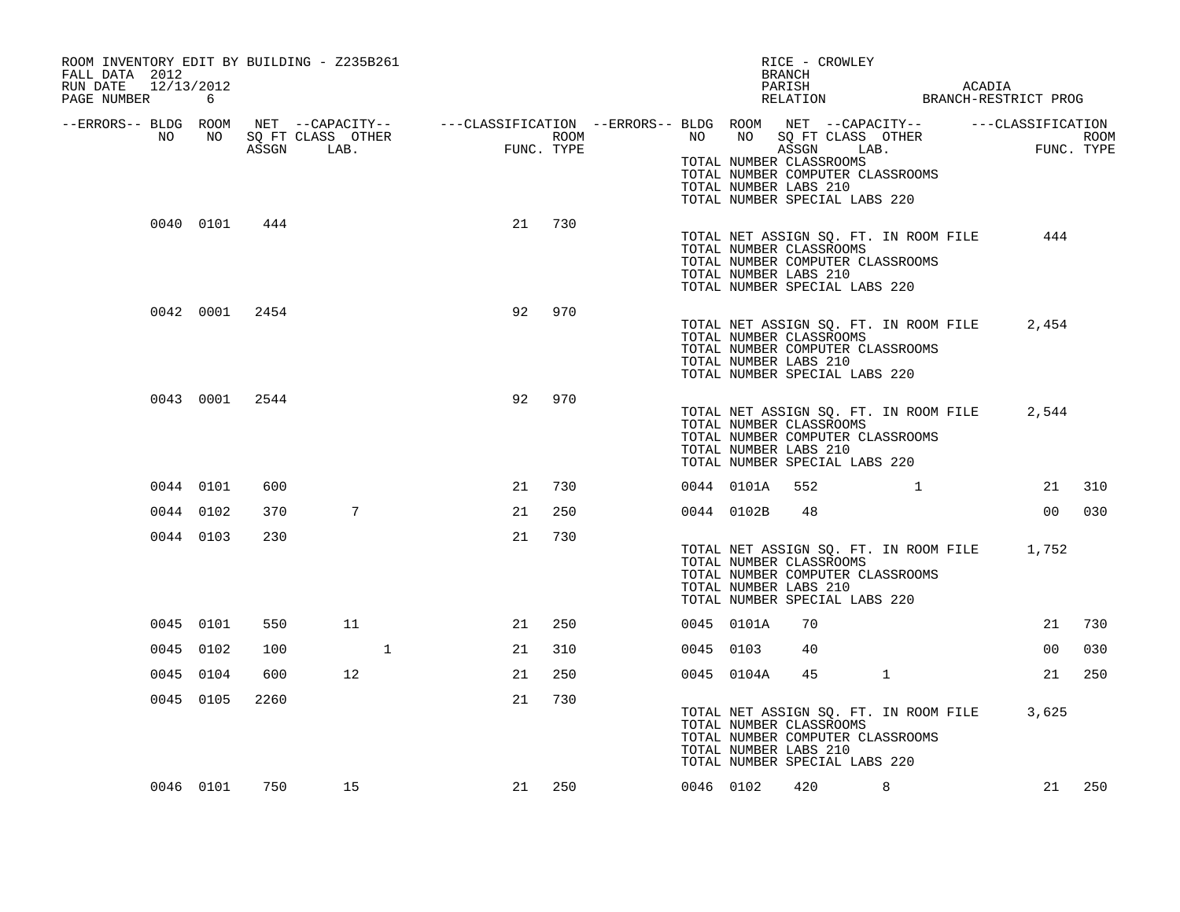ROOM INVENTORY EDIT BY BUILDING - Z235B261
FALL DATA 2012
RUN DATE 12/13/2012
PAGE NUMBER 6

RICE - CROWLEY
BRANCH
PARISH ACADIA
RELATION BRANCH-RESTRICT PROG

| --ERRORS-- | BLDG NO | ROOM NO | NET SQ FT ASSGN | --CAPACITY-- CLASS | OTHER LAB. | ---CLASSIFICATION FUNC. | ROOM TYPE | --ERRORS-- | BLDG NO | ROOM NO | NET SQ FT ASSGN | --CAPACITY-- CLASS | OTHER LAB. | ---CLASSIFICATION FUNC. | ROOM TYPE |
|---|---|---|---|---|---|---|---|---|---|---|---|---|---|---|---|
| | | | | | | | | | TOTAL NUMBER CLASSROOMS<br>TOTAL NUMBER COMPUTER CLASSROOMS<br>TOTAL NUMBER LABS 210<br>TOTAL NUMBER SPECIAL LABS 220 | | | | | | |
| | 0040 | 0101 | 444 | | | 21 | 730 | | | | | | | | |
| | | | | | | | | | TOTAL NET ASSIGN SQ. FT. IN ROOM FILE<br>TOTAL NUMBER CLASSROOMS<br>TOTAL NUMBER COMPUTER CLASSROOMS<br>TOTAL NUMBER LABS 210<br>TOTAL NUMBER SPECIAL LABS 220 | | | | | 444 | |
| | 0042 | 0001 | 2454 | | | 92 | 970 | | | | | | | | |
| | | | | | | | | | TOTAL NET ASSIGN SQ. FT. IN ROOM FILE<br>TOTAL NUMBER CLASSROOMS<br>TOTAL NUMBER COMPUTER CLASSROOMS<br>TOTAL NUMBER LABS 210<br>TOTAL NUMBER SPECIAL LABS 220 | | | | | 2,454 | |
| | 0043 | 0001 | 2544 | | | 92 | 970 | | | | | | | | |
| | | | | | | | | | TOTAL NET ASSIGN SQ. FT. IN ROOM FILE<br>TOTAL NUMBER CLASSROOMS<br>TOTAL NUMBER COMPUTER CLASSROOMS<br>TOTAL NUMBER LABS 210<br>TOTAL NUMBER SPECIAL LABS 220 | | | | | 2,544 | |
| | 0044 | 0101 | 600 | | | 21 | 730 | | 0044 | 0101A | 552 | | 1 | 21 | 310 |
| | 0044 | 0102 | 370 | 7 | | 21 | 250 | | 0044 | 0102B | 48 | | | 00 | 030 |
| | 0044 | 0103 | 230 | | | 21 | 730 | | | | | | | | |
| | | | | | | | | | TOTAL NET ASSIGN SQ. FT. IN ROOM FILE<br>TOTAL NUMBER CLASSROOMS<br>TOTAL NUMBER COMPUTER CLASSROOMS<br>TOTAL NUMBER LABS 210<br>TOTAL NUMBER SPECIAL LABS 220 | | | | | 1,752 | |
| | 0045 | 0101 | 550 | 11 | | 21 | 250 | | 0045 | 0101A | 70 | | | 21 | 730 |
| | 0045 | 0102 | 100 | | 1 | 21 | 310 | | 0045 | 0103 | 40 | | | 00 | 030 |
| | 0045 | 0104 | 600 | 12 | | 21 | 250 | | 0045 | 0104A | 45 | 1 | | 21 | 250 |
| | 0045 | 0105 | 2260 | | | 21 | 730 | | | | | | | | |
| | | | | | | | | | TOTAL NET ASSIGN SQ. FT. IN ROOM FILE<br>TOTAL NUMBER CLASSROOMS<br>TOTAL NUMBER COMPUTER CLASSROOMS<br>TOTAL NUMBER LABS 210<br>TOTAL NUMBER SPECIAL LABS 220 | | | | | 3,625 | |
| | 0046 | 0101 | 750 | 15 | | 21 | 250 | | 0046 | 0102 | 420 | 8 | | 21 | 250 |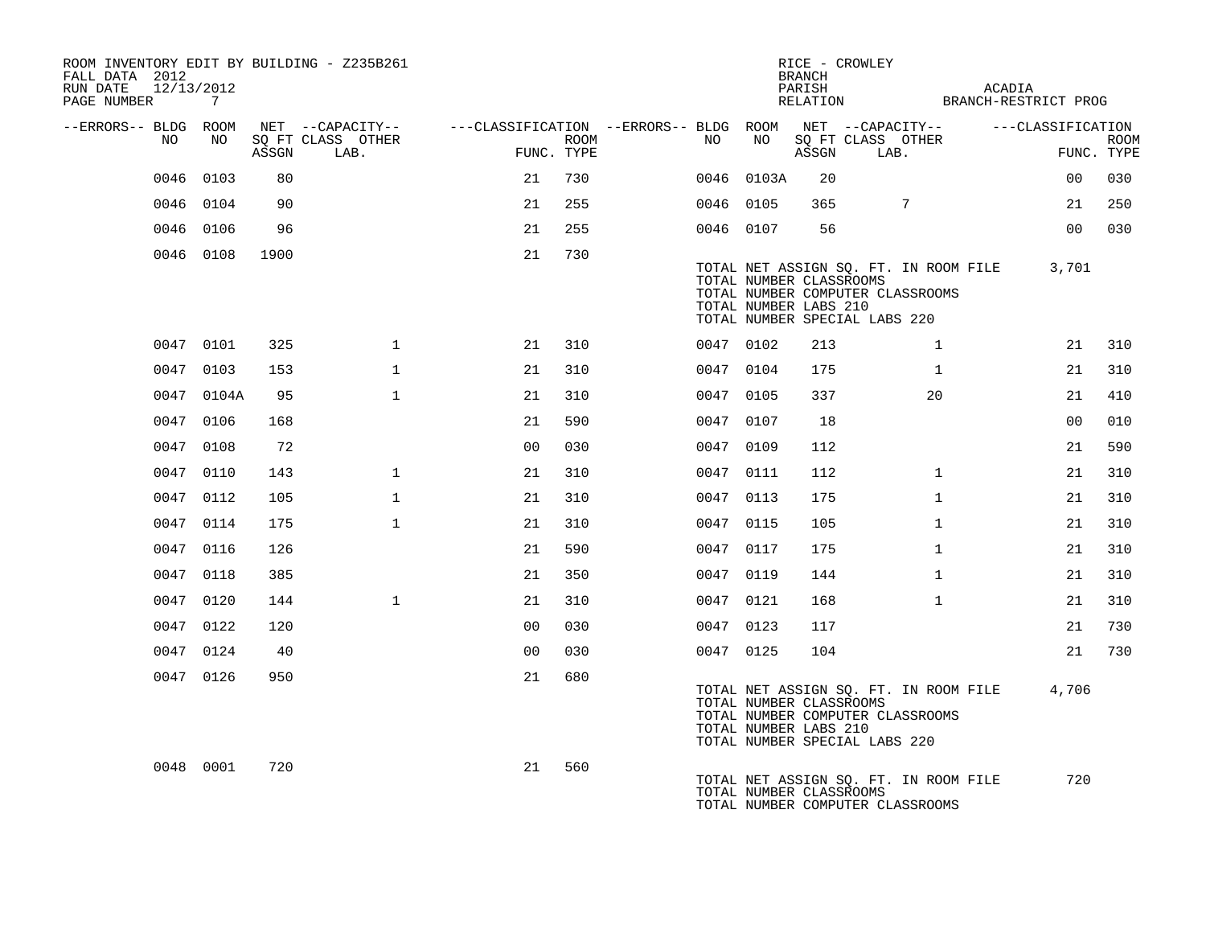ROOM INVENTORY EDIT BY BUILDING - Z235B261
FALL DATA 2012
RUN DATE 12/13/2012
PAGE NUMBER 7

RICE - CROWLEY
BRANCH
PARISH ACADIA
RELATION BRANCH-RESTRICT PROG

| --ERRORS-- | BLDG NO | ROOM NO | NET SQ FT ASSGN | CAPACITY CLASS LAB. | CAPACITY OTHER | CLASSIFICATION FUNC. | ROOM TYPE | --ERRORS-- | BLDG NO | ROOM NO | NET SQ FT ASSGN | CAPACITY CLASS LAB. | CAPACITY OTHER | CLASSIFICATION FUNC. | ROOM TYPE |
|---|---|---|---|---|---|---|---|---|---|---|---|---|---|---|---|
| | 0046 | 0103 | 80 | | | 21 | 730 | | 0046 | 0103A | 20 | | | 00 | 030 |
| | 0046 | 0104 | 90 | | | 21 | 255 | | 0046 | 0105 | 365 | 7 | | 21 | 250 |
| | 0046 | 0106 | 96 | | | 21 | 255 | | 0046 | 0107 | 56 | | | 00 | 030 |
| | 0046 | 0108 | 1900 | | | 21 | 730 | | | | | | | | |

TOTAL NET ASSIGN SQ. FT. IN ROOM FILE 3,701
TOTAL NUMBER CLASSROOMS
TOTAL NUMBER COMPUTER CLASSROOMS
TOTAL NUMBER LABS 210
TOTAL NUMBER SPECIAL LABS 220

| --ERRORS-- | BLDG NO | ROOM NO | NET SQ FT ASSGN | CAPACITY CLASS LAB. | CAPACITY OTHER | CLASSIFICATION FUNC. | ROOM TYPE | --ERRORS-- | BLDG NO | ROOM NO | NET SQ FT ASSGN | CAPACITY CLASS LAB. | CAPACITY OTHER | CLASSIFICATION FUNC. | ROOM TYPE |
|---|---|---|---|---|---|---|---|---|---|---|---|---|---|---|---|
| | 0047 | 0101 | 325 | | 1 | 21 | 310 | | 0047 | 0102 | 213 | | 1 | 21 | 310 |
| | 0047 | 0103 | 153 | | 1 | 21 | 310 | | 0047 | 0104 | 175 | | 1 | 21 | 310 |
| | 0047 | 0104A | 95 | | 1 | 21 | 310 | | 0047 | 0105 | 337 | | 20 | 21 | 410 |
| | 0047 | 0106 | 168 | | | 21 | 590 | | 0047 | 0107 | 18 | | | 00 | 010 |
| | 0047 | 0108 | 72 | | | 00 | 030 | | 0047 | 0109 | 112 | | | 21 | 590 |
| | 0047 | 0110 | 143 | | 1 | 21 | 310 | | 0047 | 0111 | 112 | | 1 | 21 | 310 |
| | 0047 | 0112 | 105 | | 1 | 21 | 310 | | 0047 | 0113 | 175 | | 1 | 21 | 310 |
| | 0047 | 0114 | 175 | | 1 | 21 | 310 | | 0047 | 0115 | 105 | | 1 | 21 | 310 |
| | 0047 | 0116 | 126 | | | 21 | 590 | | 0047 | 0117 | 175 | | 1 | 21 | 310 |
| | 0047 | 0118 | 385 | | | 21 | 350 | | 0047 | 0119 | 144 | | 1 | 21 | 310 |
| | 0047 | 0120 | 144 | | 1 | 21 | 310 | | 0047 | 0121 | 168 | | 1 | 21 | 310 |
| | 0047 | 0122 | 120 | | | 00 | 030 | | 0047 | 0123 | 117 | | | 21 | 730 |
| | 0047 | 0124 | 40 | | | 00 | 030 | | 0047 | 0125 | 104 | | | 21 | 730 |
| | 0047 | 0126 | 950 | | | 21 | 680 | | | | | | | | |

TOTAL NET ASSIGN SQ. FT. IN ROOM FILE 4,706
TOTAL NUMBER CLASSROOMS
TOTAL NUMBER COMPUTER CLASSROOMS
TOTAL NUMBER LABS 210
TOTAL NUMBER SPECIAL LABS 220

| --ERRORS-- | BLDG NO | ROOM NO | NET SQ FT ASSGN | CAPACITY CLASS LAB. | CAPACITY OTHER | CLASSIFICATION FUNC. | ROOM TYPE |
|---|---|---|---|---|---|---|---|
| | 0048 | 0001 | 720 | | | 21 | 560 |

TOTAL NET ASSIGN SQ. FT. IN ROOM FILE 720
TOTAL NUMBER CLASSROOMS
TOTAL NUMBER COMPUTER CLASSROOMS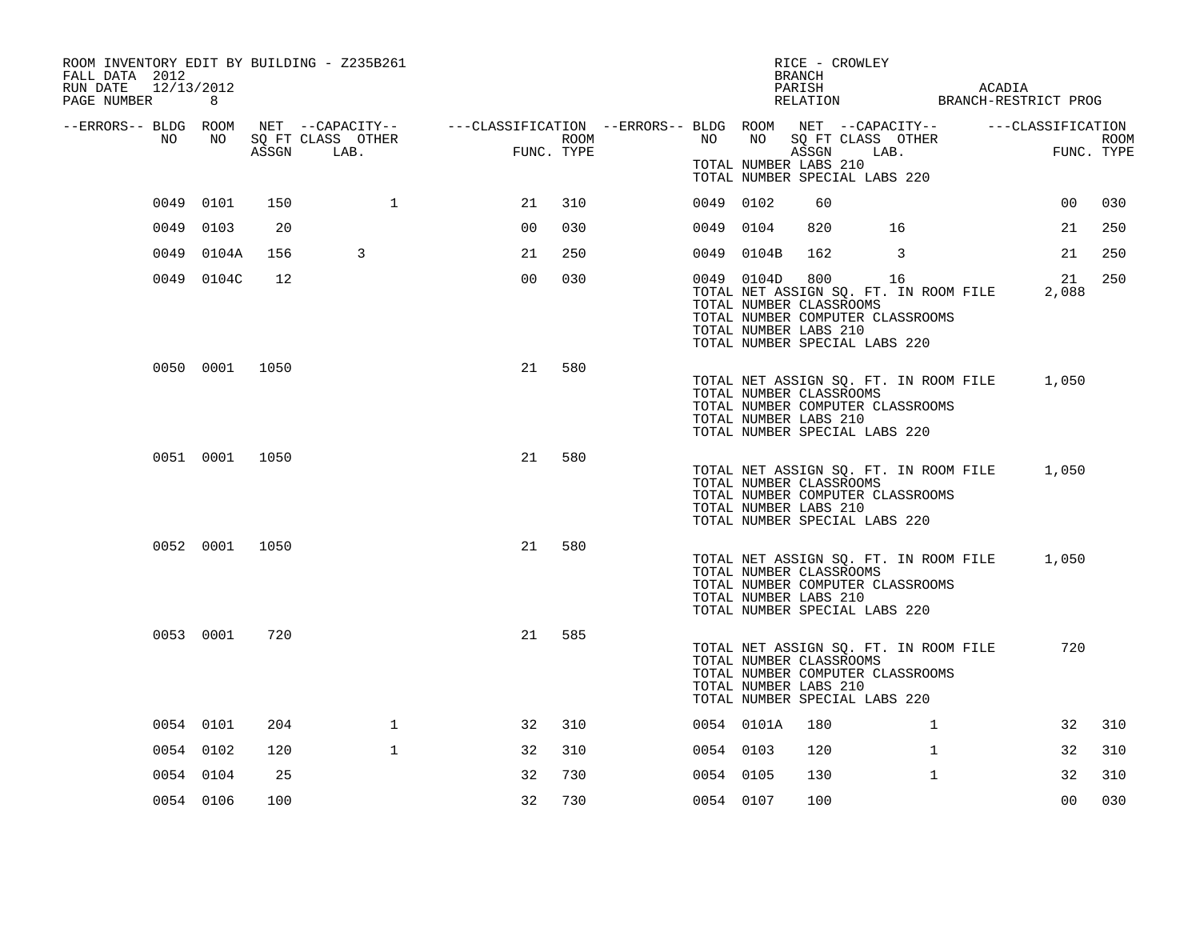ROOM INVENTORY EDIT BY BUILDING - Z235B261
FALL DATA 2012
RUN DATE 12/13/2012

RICE - CROWLEY
BRANCH
PARISH ACADIA
RELATION BRANCH-RESTRICT PROG

| --ERRORS-- | BLDG NO | ROOM NO | NET SQ FT ASSGN | CAPACITY CLASS LAB. | CAPACITY OTHER | FUNC. | ROOM TYPE | --ERRORS-- | BLDG NO | ROOM NO | NET SQ FT ASSGN | CAPACITY CLASS LAB. | CAPACITY OTHER | FUNC. | ROOM TYPE |
|---|---|---|---|---|---|---|---|---|---|---|---|---|---|---|---|
| | | | | | | | | | TOTAL NUMBER LABS 210 | | | | | | |
| | | | | | | | | | TOTAL NUMBER SPECIAL LABS 220 | | | | | | |
| | 0049 | 0101 | 150 | | 1 | 21 | 310 | | 0049 | 0102 | 60 | | | 00 | 030 |
| | 0049 | 0103 | 20 | | | 00 | 030 | | 0049 | 0104 | 820 | 16 | | 21 | 250 |
| | 0049 | 0104A | 156 | 3 | | 21 | 250 | | 0049 | 0104B | 162 | 3 | | 21 | 250 |
| | 0049 | 0104C | 12 | | | 00 | 030 | | 0049 | 0104D | 800 | 16 | | 21 | 250 |
| | | | | | | | | | TOTAL NET ASSIGN SQ. FT. IN ROOM FILE | | | | | 2,088 | |
| | | | | | | | | | TOTAL NUMBER CLASSROOMS | | | | | | |
| | | | | | | | | | TOTAL NUMBER COMPUTER CLASSROOMS | | | | | | |
| | | | | | | | | | TOTAL NUMBER LABS 210 | | | | | | |
| | | | | | | | | | TOTAL NUMBER SPECIAL LABS 220 | | | | | | |
| | 0050 | 0001 | 1050 | | | 21 | 580 | | | | | | | | |
| | | | | | | | | | TOTAL NET ASSIGN SQ. FT. IN ROOM FILE | | | | | 1,050 | |
| | | | | | | | | | TOTAL NUMBER CLASSROOMS | | | | | | |
| | | | | | | | | | TOTAL NUMBER COMPUTER CLASSROOMS | | | | | | |
| | | | | | | | | | TOTAL NUMBER LABS 210 | | | | | | |
| | | | | | | | | | TOTAL NUMBER SPECIAL LABS 220 | | | | | | |
| | 0051 | 0001 | 1050 | | | 21 | 580 | | | | | | | | |
| | | | | | | | | | TOTAL NET ASSIGN SQ. FT. IN ROOM FILE | | | | | 1,050 | |
| | | | | | | | | | TOTAL NUMBER CLASSROOMS | | | | | | |
| | | | | | | | | | TOTAL NUMBER COMPUTER CLASSROOMS | | | | | | |
| | | | | | | | | | TOTAL NUMBER LABS 210 | | | | | | |
| | | | | | | | | | TOTAL NUMBER SPECIAL LABS 220 | | | | | | |
| | 0052 | 0001 | 1050 | | | 21 | 580 | | | | | | | | |
| | | | | | | | | | TOTAL NET ASSIGN SQ. FT. IN ROOM FILE | | | | | 1,050 | |
| | | | | | | | | | TOTAL NUMBER CLASSROOMS | | | | | | |
| | | | | | | | | | TOTAL NUMBER COMPUTER CLASSROOMS | | | | | | |
| | | | | | | | | | TOTAL NUMBER LABS 210 | | | | | | |
| | | | | | | | | | TOTAL NUMBER SPECIAL LABS 220 | | | | | | |
| | 0053 | 0001 | 720 | | | 21 | 585 | | | | | | | | |
| | | | | | | | | | TOTAL NET ASSIGN SQ. FT. IN ROOM FILE | | | | | 720 | |
| | | | | | | | | | TOTAL NUMBER CLASSROOMS | | | | | | |
| | | | | | | | | | TOTAL NUMBER COMPUTER CLASSROOMS | | | | | | |
| | | | | | | | | | TOTAL NUMBER LABS 210 | | | | | | |
| | | | | | | | | | TOTAL NUMBER SPECIAL LABS 220 | | | | | | |
| | 0054 | 0101 | 204 | | 1 | 32 | 310 | | 0054 | 0101A | 180 | | 1 | 32 | 310 |
| | 0054 | 0102 | 120 | | 1 | 32 | 310 | | 0054 | 0103 | 120 | | 1 | 32 | 310 |
| | 0054 | 0104 | 25 | | | 32 | 730 | | 0054 | 0105 | 130 | | 1 | 32 | 310 |
| | 0054 | 0106 | 100 | | | 32 | 730 | | 0054 | 0107 | 100 | | | 00 | 030 |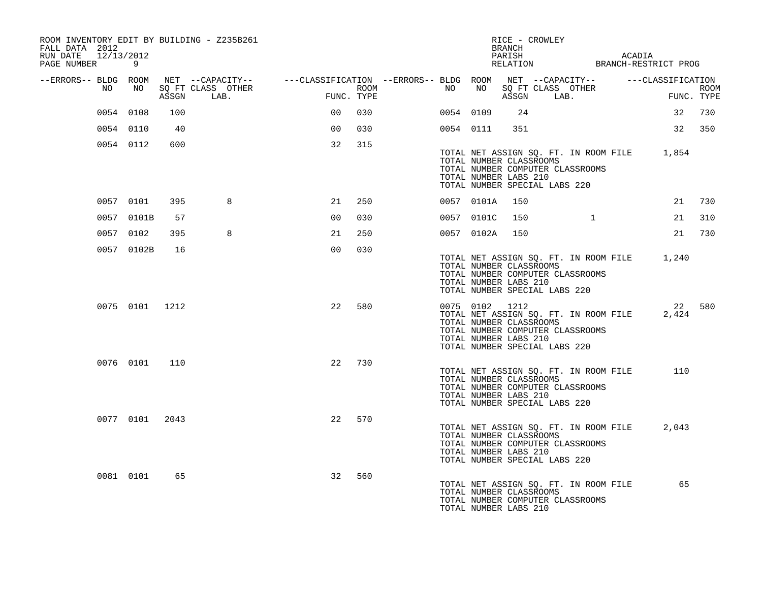ROOM INVENTORY EDIT BY BUILDING - Z235B261
FALL DATA 2012
RUN DATE 12/13/2012
PAGE NUMBER 9

RICE - CROWLEY
BRANCH
PARISH ACADIA
RELATION BRANCH-RESTRICT PROG

| --ERRORS-- | BLDG NO | ROOM NO | NET SQ FT ASSGN | --CAPACITY-- CLASS LAB. | OTHER | ---CLASSIFICATION FUNC. | ROOM TYPE | --ERRORS-- | BLDG NO | ROOM NO | NET SQ FT ASSGN | --CAPACITY-- CLASS LAB. | OTHER | ---CLASSIFICATION FUNC. | ROOM TYPE |
|---|---|---|---|---|---|---|---|---|---|---|---|---|---|---|---|
| | 0054 | 0108 | 100 | | | 00 | 030 | | 0054 | 0109 | 24 | | | 32 | 730 |
| | 0054 | 0110 | 40 | | | 00 | 030 | | 0054 | 0111 | 351 | | | 32 | 350 |
| | 0054 | 0112 | 600 | | | 32 | 315 | | | | | | | | |

TOTAL NET ASSIGN SQ. FT. IN ROOM FILE 1,854
TOTAL NUMBER CLASSROOMS
TOTAL NUMBER COMPUTER CLASSROOMS
TOTAL NUMBER LABS 210
TOTAL NUMBER SPECIAL LABS 220

| --ERRORS-- | BLDG NO | ROOM NO | NET SQ FT ASSGN | --CAPACITY-- CLASS LAB. | OTHER | ---CLASSIFICATION FUNC. | ROOM TYPE | --ERRORS-- | BLDG NO | ROOM NO | NET SQ FT ASSGN | --CAPACITY-- CLASS LAB. | OTHER | ---CLASSIFICATION FUNC. | ROOM TYPE |
|---|---|---|---|---|---|---|---|---|---|---|---|---|---|---|---|
| | 0057 | 0101 | 395 | 8 | | 21 | 250 | | 0057 | 0101A | 150 | | | 21 | 730 |
| | 0057 | 0101B | 57 | | | 00 | 030 | | 0057 | 0101C | 150 | | 1 | 21 | 310 |
| | 0057 | 0102 | 395 | 8 | | 21 | 250 | | 0057 | 0102A | 150 | | | 21 | 730 |
| | 0057 | 0102B | 16 | | | 00 | 030 | | | | | | | | |

TOTAL NET ASSIGN SQ. FT. IN ROOM FILE 1,240
TOTAL NUMBER CLASSROOMS
TOTAL NUMBER COMPUTER CLASSROOMS
TOTAL NUMBER LABS 210
TOTAL NUMBER SPECIAL LABS 220

| --ERRORS-- | BLDG NO | ROOM NO | NET SQ FT ASSGN | --CAPACITY-- CLASS LAB. | OTHER | ---CLASSIFICATION FUNC. | ROOM TYPE | --ERRORS-- | BLDG NO | ROOM NO | NET SQ FT ASSGN | --CAPACITY-- CLASS LAB. | OTHER | ---CLASSIFICATION FUNC. | ROOM TYPE |
|---|---|---|---|---|---|---|---|---|---|---|---|---|---|---|---|
| | 0075 | 0101 | 1212 | | | 22 | 580 | | 0075 | 0102 | 1212 | | | 22 | 580 |

TOTAL NET ASSIGN SQ. FT. IN ROOM FILE 2,424
TOTAL NUMBER CLASSROOMS
TOTAL NUMBER COMPUTER CLASSROOMS
TOTAL NUMBER LABS 210
TOTAL NUMBER SPECIAL LABS 220

| --ERRORS-- | BLDG NO | ROOM NO | NET SQ FT ASSGN | --CAPACITY-- CLASS LAB. | OTHER | ---CLASSIFICATION FUNC. | ROOM TYPE |
|---|---|---|---|---|---|---|---|
| | 0076 | 0101 | 110 | | | 22 | 730 |

TOTAL NET ASSIGN SQ. FT. IN ROOM FILE 110
TOTAL NUMBER CLASSROOMS
TOTAL NUMBER COMPUTER CLASSROOMS
TOTAL NUMBER LABS 210
TOTAL NUMBER SPECIAL LABS 220

| --ERRORS-- | BLDG NO | ROOM NO | NET SQ FT ASSGN | --CAPACITY-- CLASS LAB. | OTHER | ---CLASSIFICATION FUNC. | ROOM TYPE |
|---|---|---|---|---|---|---|---|
| | 0077 | 0101 | 2043 | | | 22 | 570 |

TOTAL NET ASSIGN SQ. FT. IN ROOM FILE 2,043
TOTAL NUMBER CLASSROOMS
TOTAL NUMBER COMPUTER CLASSROOMS
TOTAL NUMBER LABS 210
TOTAL NUMBER SPECIAL LABS 220

| --ERRORS-- | BLDG NO | ROOM NO | NET SQ FT ASSGN | --CAPACITY-- CLASS LAB. | OTHER | ---CLASSIFICATION FUNC. | ROOM TYPE |
|---|---|---|---|---|---|---|---|
| | 0081 | 0101 | 65 | | | 32 | 560 |

TOTAL NET ASSIGN SQ. FT. IN ROOM FILE 65
TOTAL NUMBER CLASSROOMS
TOTAL NUMBER COMPUTER CLASSROOMS
TOTAL NUMBER LABS 210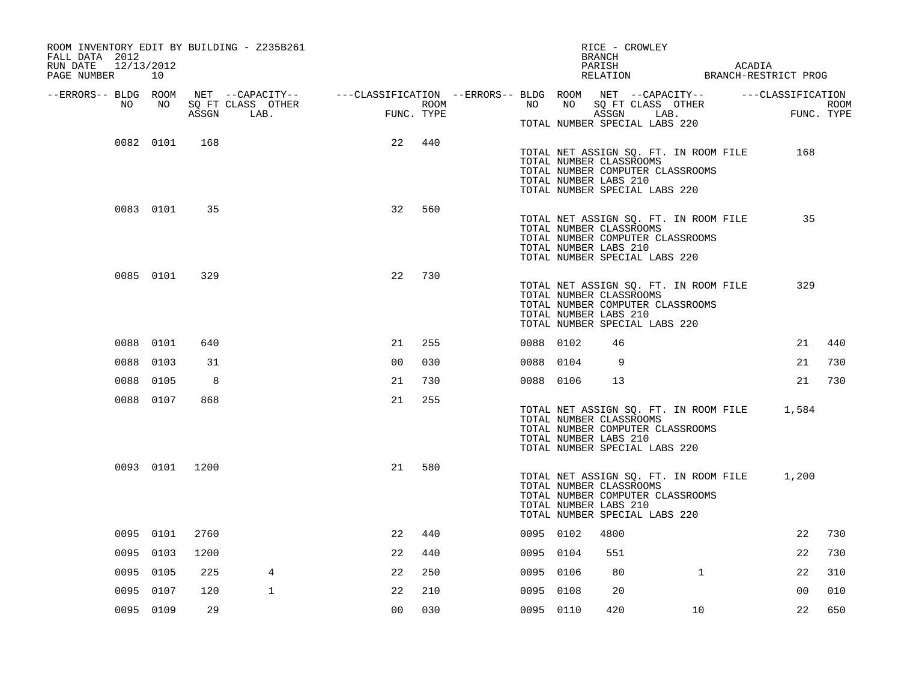ROOM INVENTORY EDIT BY BUILDING - Z235B261
FALL DATA 2012
RUN DATE 12/13/2012
PAGE NUMBER 10

RICE - CROWLEY
BRANCH
PARISH ACADIA
RELATION BRANCH-RESTRICT PROG

| --ERRORS-- | BLDG NO | ROOM NO | NET SQ FT ASSGN | --CAPACITY-- CLASS | OTHER LAB. | ---CLASSIFICATION FUNC. | ROOM TYPE | --ERRORS-- | BLDG NO | ROOM NO | NET SQ FT ASSGN | --CAPACITY-- CLASS | OTHER LAB. | ---CLASSIFICATION FUNC. | ROOM TYPE |
|---|---|---|---|---|---|---|---|---|---|---|---|---|---|---|---|
| | | | | | | | | | TOTAL NUMBER SPECIAL LABS 220 | | | | | | |
| | 0082 | 0101 | 168 | | | 22 | 440 | | | | | | | | |
| | | | | | | | | | TOTAL NET ASSIGN SQ. FT. IN ROOM FILE | | | | | 168 | |
| | | | | | | | | | TOTAL NUMBER CLASSROOMS | | | | | | |
| | | | | | | | | | TOTAL NUMBER COMPUTER CLASSROOMS | | | | | | |
| | | | | | | | | | TOTAL NUMBER LABS 210 | | | | | | |
| | | | | | | | | | TOTAL NUMBER SPECIAL LABS 220 | | | | | | |
| | 0083 | 0101 | 35 | | | 32 | 560 | | | | | | | | |
| | | | | | | | | | TOTAL NET ASSIGN SQ. FT. IN ROOM FILE | | | | | 35 | |
| | | | | | | | | | TOTAL NUMBER CLASSROOMS | | | | | | |
| | | | | | | | | | TOTAL NUMBER COMPUTER CLASSROOMS | | | | | | |
| | | | | | | | | | TOTAL NUMBER LABS 210 | | | | | | |
| | | | | | | | | | TOTAL NUMBER SPECIAL LABS 220 | | | | | | |
| | 0085 | 0101 | 329 | | | 22 | 730 | | | | | | | | |
| | | | | | | | | | TOTAL NET ASSIGN SQ. FT. IN ROOM FILE | | | | | 329 | |
| | | | | | | | | | TOTAL NUMBER CLASSROOMS | | | | | | |
| | | | | | | | | | TOTAL NUMBER COMPUTER CLASSROOMS | | | | | | |
| | | | | | | | | | TOTAL NUMBER LABS 210 | | | | | | |
| | | | | | | | | | TOTAL NUMBER SPECIAL LABS 220 | | | | | | |
| | 0088 | 0101 | 640 | | | 21 | 255 | | 0088 | 0102 | 46 | | | 21 | 440 |
| | 0088 | 0103 | 31 | | | 00 | 030 | | 0088 | 0104 | 9 | | | 21 | 730 |
| | 0088 | 0105 | 8 | | | 21 | 730 | | 0088 | 0106 | 13 | | | 21 | 730 |
| | 0088 | 0107 | 868 | | | 21 | 255 | | | | | | | | |
| | | | | | | | | | TOTAL NET ASSIGN SQ. FT. IN ROOM FILE | | | | | 1,584 | |
| | | | | | | | | | TOTAL NUMBER CLASSROOMS | | | | | | |
| | | | | | | | | | TOTAL NUMBER COMPUTER CLASSROOMS | | | | | | |
| | | | | | | | | | TOTAL NUMBER LABS 210 | | | | | | |
| | | | | | | | | | TOTAL NUMBER SPECIAL LABS 220 | | | | | | |
| | 0093 | 0101 | 1200 | | | 21 | 580 | | | | | | | | |
| | | | | | | | | | TOTAL NET ASSIGN SQ. FT. IN ROOM FILE | | | | | 1,200 | |
| | | | | | | | | | TOTAL NUMBER CLASSROOMS | | | | | | |
| | | | | | | | | | TOTAL NUMBER COMPUTER CLASSROOMS | | | | | | |
| | | | | | | | | | TOTAL NUMBER LABS 210 | | | | | | |
| | | | | | | | | | TOTAL NUMBER SPECIAL LABS 220 | | | | | | |
| | 0095 | 0101 | 2760 | | | 22 | 440 | | 0095 | 0102 | 4800 | | | 22 | 730 |
| | 0095 | 0103 | 1200 | | | 22 | 440 | | 0095 | 0104 | 551 | | | 22 | 730 |
| | 0095 | 0105 | 225 | 4 | | 22 | 250 | | 0095 | 0106 | 80 | 1 | | 22 | 310 |
| | 0095 | 0107 | 120 | 1 | | 22 | 210 | | 0095 | 0108 | 20 | | | 00 | 010 |
| | 0095 | 0109 | 29 | | | 00 | 030 | | 0095 | 0110 | 420 | 10 | | 22 | 650 |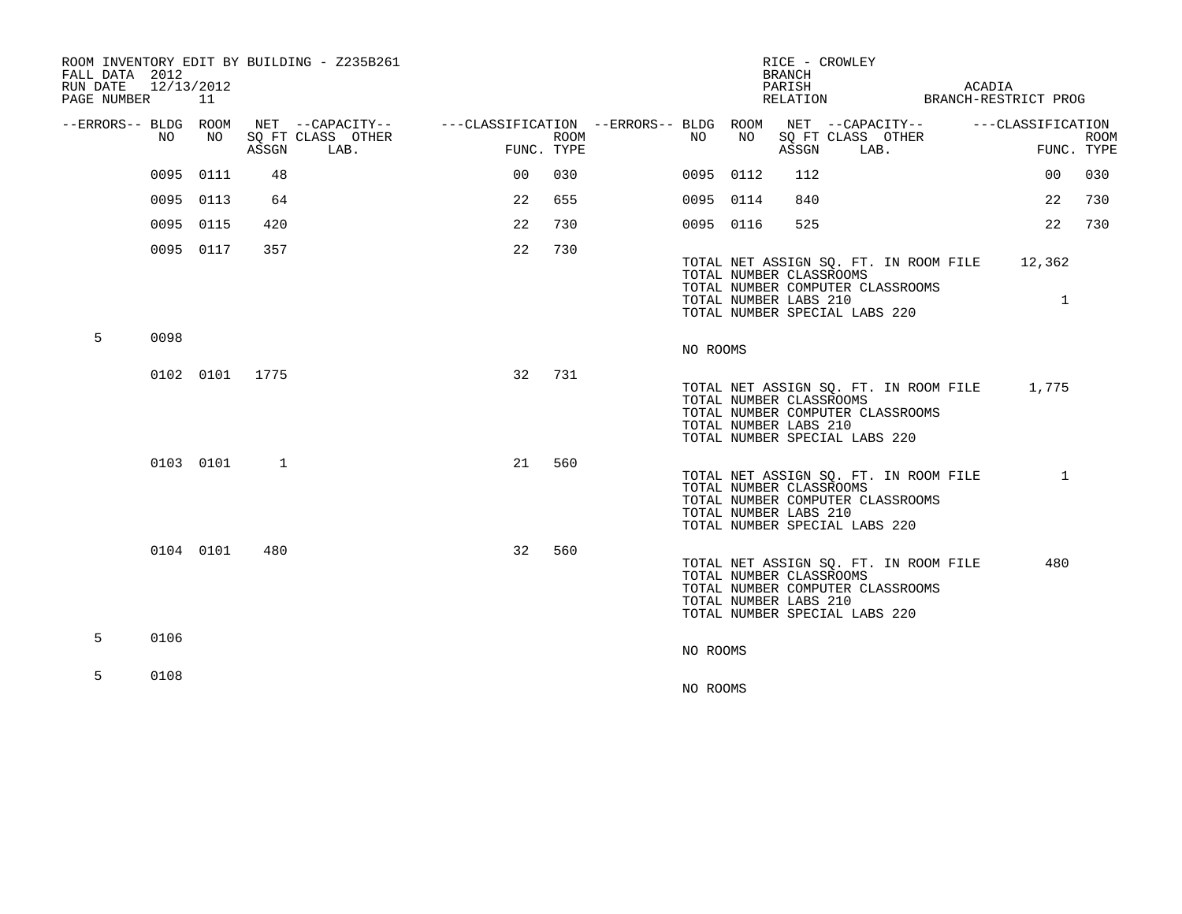ROOM INVENTORY EDIT BY BUILDING - Z235B261
FALL DATA 2012
RUN DATE 12/13/2012
PAGE NUMBER 11

RICE - CROWLEY
BRANCH
PARISH ACADIA
RELATION BRANCH-RESTRICT PROG

| --ERRORS-- | BLDG NO | ROOM NO | NET SQ FT ASSGN | --CAPACITY-- CLASS LAB. | OTHER | ---CLASSIFICATION FUNC. | ROOM TYPE | --ERRORS-- | BLDG NO | ROOM NO | NET SQ FT ASSGN | --CAPACITY-- CLASS LAB. | OTHER | ---CLASSIFICATION FUNC. | ROOM TYPE |
|---|---|---|---|---|---|---|---|---|---|---|---|---|---|---|---|
| | 0095 | 0111 | 48 | | | 00 | 030 | | 0095 | 0112 | 112 | | | 00 | 030 |
| | 0095 | 0113 | 64 | | | 22 | 655 | | 0095 | 0114 | 840 | | | 22 | 730 |
| | 0095 | 0115 | 420 | | | 22 | 730 | | 0095 | 0116 | 525 | | | 22 | 730 |
| | 0095 | 0117 | 357 | | | 22 | 730 | | | | | | | | |

TOTAL NET ASSIGN SQ. FT. IN ROOM FILE 12,362
TOTAL NUMBER CLASSROOMS
TOTAL NUMBER COMPUTER CLASSROOMS
TOTAL NUMBER LABS 210 1
TOTAL NUMBER SPECIAL LABS 220

| --ERRORS-- | BLDG NO | ROOM NO | NET SQ FT ASSGN | FUNC. | ROOM TYPE |
|---|---|---|---|---|---|
| 5 | 0098 | | | | |

NO ROOMS

| --ERRORS-- | BLDG NO | ROOM NO | NET SQ FT ASSGN | FUNC. | ROOM TYPE |
|---|---|---|---|---|---|
| | 0102 | 0101 | 1775 | 32 | 731 |

TOTAL NET ASSIGN SQ. FT. IN ROOM FILE 1,775
TOTAL NUMBER CLASSROOMS
TOTAL NUMBER COMPUTER CLASSROOMS
TOTAL NUMBER LABS 210
TOTAL NUMBER SPECIAL LABS 220

| --ERRORS-- | BLDG NO | ROOM NO | NET SQ FT ASSGN | FUNC. | ROOM TYPE |
|---|---|---|---|---|---|
| | 0103 | 0101 | 1 | 21 | 560 |

TOTAL NET ASSIGN SQ. FT. IN ROOM FILE 1
TOTAL NUMBER CLASSROOMS
TOTAL NUMBER COMPUTER CLASSROOMS
TOTAL NUMBER LABS 210
TOTAL NUMBER SPECIAL LABS 220

| --ERRORS-- | BLDG NO | ROOM NO | NET SQ FT ASSGN | FUNC. | ROOM TYPE |
|---|---|---|---|---|---|
| | 0104 | 0101 | 480 | 32 | 560 |

TOTAL NET ASSIGN SQ. FT. IN ROOM FILE 480
TOTAL NUMBER CLASSROOMS
TOTAL NUMBER COMPUTER CLASSROOMS
TOTAL NUMBER LABS 210
TOTAL NUMBER SPECIAL LABS 220

| --ERRORS-- | BLDG NO |
|---|---|
| 5 | 0106 |

NO ROOMS

| --ERRORS-- | BLDG NO |
|---|---|
| 5 | 0108 |

NO ROOMS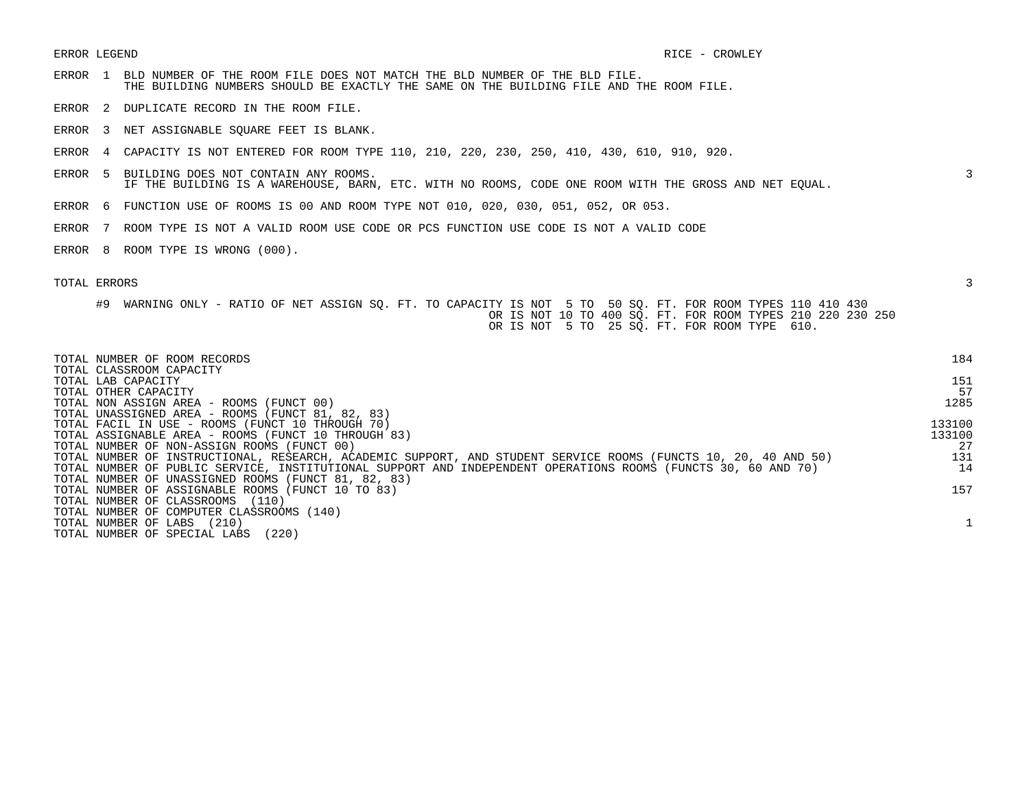ERROR LEGEND

RICE - CROWLEY

| | | |
|---|---|---|
| ERROR 1 | BLD NUMBER OF THE ROOM FILE DOES NOT MATCH THE BLD NUMBER OF THE BLD FILE. THE BUILDING NUMBERS SHOULD BE EXACTLY THE SAME ON THE BUILDING FILE AND THE ROOM FILE. | |
| ERROR 2 | DUPLICATE RECORD IN THE ROOM FILE. | |
| ERROR 3 | NET ASSIGNABLE SQUARE FEET IS BLANK. | |
| ERROR 4 | CAPACITY IS NOT ENTERED FOR ROOM TYPE 110, 210, 220, 230, 250, 410, 430, 610, 910, 920. | |
| ERROR 5 | BUILDING DOES NOT CONTAIN ANY ROOMS. IF THE BUILDING IS A WAREHOUSE, BARN, ETC. WITH NO ROOMS, CODE ONE ROOM WITH THE GROSS AND NET EQUAL. | 3 |
| ERROR 6 | FUNCTION USE OF ROOMS IS 00 AND ROOM TYPE NOT 010, 020, 030, 051, 052, OR 053. | |
| ERROR 7 | ROOM TYPE IS NOT A VALID ROOM USE CODE OR PCS FUNCTION USE CODE IS NOT A VALID CODE | |
| ERROR 8 | ROOM TYPE IS WRONG (000). | |

TOTAL ERRORS 3

#9 WARNING ONLY - RATIO OF NET ASSIGN SQ. FT. TO CAPACITY IS NOT 5 TO 50 SQ. FT. FOR ROOM TYPES 110 410 430
OR IS NOT 10 TO 400 SQ. FT. FOR ROOM TYPES 210 220 230 250
OR IS NOT 5 TO 25 SQ. FT. FOR ROOM TYPE 610.

| | |
|---|---|
| TOTAL NUMBER OF ROOM RECORDS | 184 |
| TOTAL CLASSROOM CAPACITY | |
| TOTAL LAB CAPACITY | 151 |
| TOTAL OTHER CAPACITY | 57 |
| TOTAL NON ASSIGN AREA - ROOMS (FUNCT 00) | 1285 |
| TOTAL UNASSIGNED AREA - ROOMS (FUNCT 81, 82, 83) | |
| TOTAL FACIL IN USE - ROOMS (FUNCT 10 THROUGH 70) | 133100 |
| TOTAL ASSIGNABLE AREA - ROOMS (FUNCT 10 THROUGH 83) | 133100 |
| TOTAL NUMBER OF NON-ASSIGN ROOMS (FUNCT 00) | 27 |
| TOTAL NUMBER OF INSTRUCTIONAL, RESEARCH, ACADEMIC SUPPORT, AND STUDENT SERVICE ROOMS (FUNCTS 10, 20, 40 AND 50) | 131 |
| TOTAL NUMBER OF PUBLIC SERVICE, INSTITUTIONAL SUPPORT AND INDEPENDENT OPERATIONS ROOMS (FUNCTS 30, 60 AND 70) | 14 |
| TOTAL NUMBER OF UNASSIGNED ROOMS (FUNCT 81, 82, 83) | |
| TOTAL NUMBER OF ASSIGNABLE ROOMS (FUNCT 10 TO 83) | 157 |
| TOTAL NUMBER OF CLASSROOMS (110) | |
| TOTAL NUMBER OF COMPUTER CLASSROOMS (140) | |
| TOTAL NUMBER OF LABS (210) | 1 |
| TOTAL NUMBER OF SPECIAL LABS (220) | |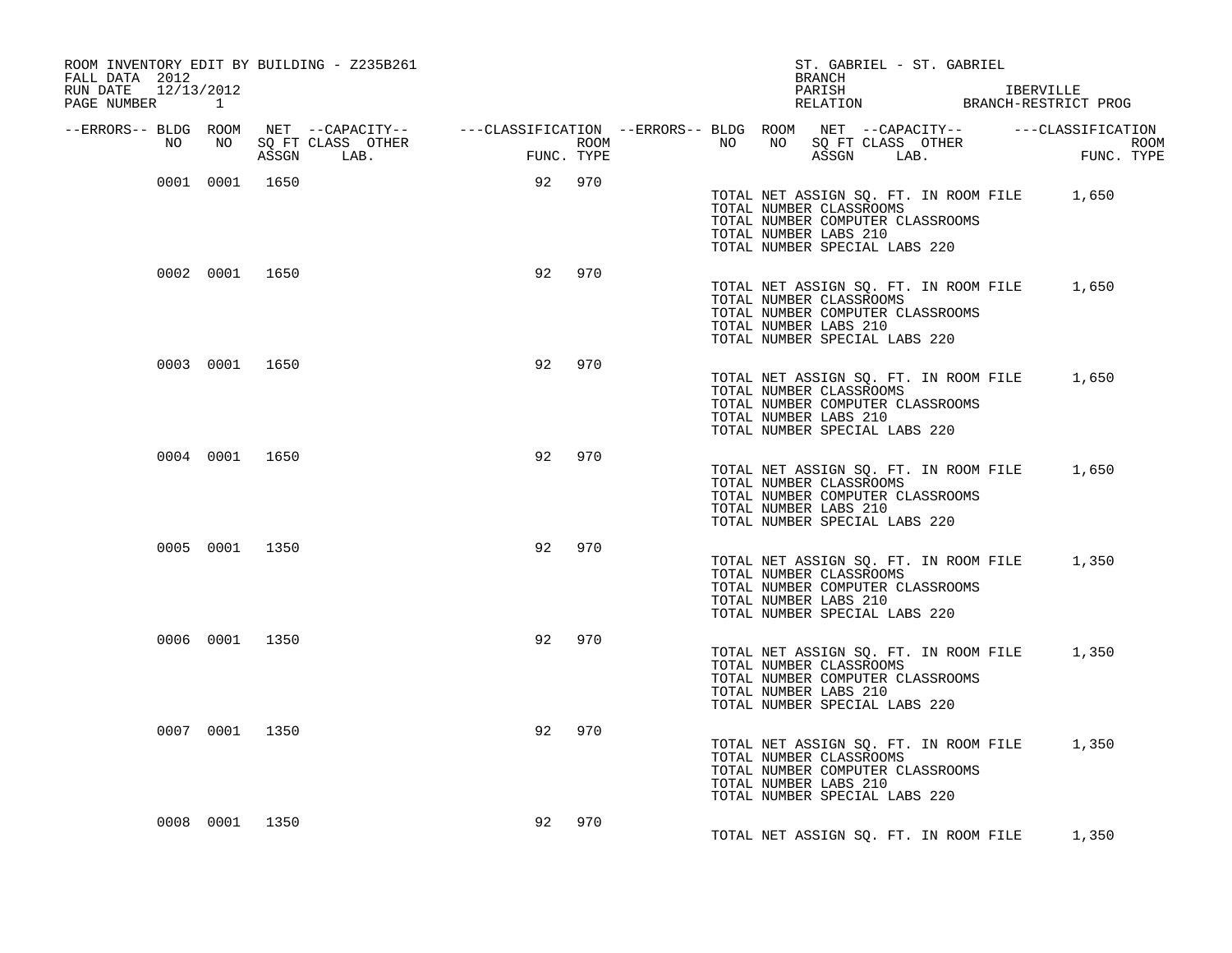ROOM INVENTORY EDIT BY BUILDING - Z235B261
FALL DATA 2012
RUN DATE 12/13/2012
PAGE NUMBER 1

ST. GABRIEL - ST. GABRIEL
BRANCH
PARISH IBERVILLE
RELATION BRANCH-RESTRICT PROG

| --ERRORS-- | BLDG NO | ROOM NO | NET SQ FT ASSGN | --CAPACITY-- CLASS | OTHER LAB. | ---CLASSIFICATION FUNC. | ROOM TYPE |
|---|---|---|---|---|---|---|---|
| | 0001 | 0001 | 1650 | | | 92 | 970 |

TOTAL NET ASSIGN SQ. FT. IN ROOM FILE 1,650
TOTAL NUMBER CLASSROOMS
TOTAL NUMBER COMPUTER CLASSROOMS
TOTAL NUMBER LABS 210
TOTAL NUMBER SPECIAL LABS 220

| --ERRORS-- | BLDG NO | ROOM NO | NET SQ FT ASSGN | --CAPACITY-- CLASS | OTHER LAB. | ---CLASSIFICATION FUNC. | ROOM TYPE |
|---|---|---|---|---|---|---|---|
| | 0002 | 0001 | 1650 | | | 92 | 970 |

TOTAL NET ASSIGN SQ. FT. IN ROOM FILE 1,650
TOTAL NUMBER CLASSROOMS
TOTAL NUMBER COMPUTER CLASSROOMS
TOTAL NUMBER LABS 210
TOTAL NUMBER SPECIAL LABS 220

| --ERRORS-- | BLDG NO | ROOM NO | NET SQ FT ASSGN | --CAPACITY-- CLASS | OTHER LAB. | ---CLASSIFICATION FUNC. | ROOM TYPE |
|---|---|---|---|---|---|---|---|
| | 0003 | 0001 | 1650 | | | 92 | 970 |

TOTAL NET ASSIGN SQ. FT. IN ROOM FILE 1,650
TOTAL NUMBER CLASSROOMS
TOTAL NUMBER COMPUTER CLASSROOMS
TOTAL NUMBER LABS 210
TOTAL NUMBER SPECIAL LABS 220

| --ERRORS-- | BLDG NO | ROOM NO | NET SQ FT ASSGN | --CAPACITY-- CLASS | OTHER LAB. | ---CLASSIFICATION FUNC. | ROOM TYPE |
|---|---|---|---|---|---|---|---|
| | 0004 | 0001 | 1650 | | | 92 | 970 |

TOTAL NET ASSIGN SQ. FT. IN ROOM FILE 1,650
TOTAL NUMBER CLASSROOMS
TOTAL NUMBER COMPUTER CLASSROOMS
TOTAL NUMBER LABS 210
TOTAL NUMBER SPECIAL LABS 220

| --ERRORS-- | BLDG NO | ROOM NO | NET SQ FT ASSGN | --CAPACITY-- CLASS | OTHER LAB. | ---CLASSIFICATION FUNC. | ROOM TYPE |
|---|---|---|---|---|---|---|---|
| | 0005 | 0001 | 1350 | | | 92 | 970 |

TOTAL NET ASSIGN SQ. FT. IN ROOM FILE 1,350
TOTAL NUMBER CLASSROOMS
TOTAL NUMBER COMPUTER CLASSROOMS
TOTAL NUMBER LABS 210
TOTAL NUMBER SPECIAL LABS 220

| --ERRORS-- | BLDG NO | ROOM NO | NET SQ FT ASSGN | --CAPACITY-- CLASS | OTHER LAB. | ---CLASSIFICATION FUNC. | ROOM TYPE |
|---|---|---|---|---|---|---|---|
| | 0006 | 0001 | 1350 | | | 92 | 970 |

TOTAL NET ASSIGN SQ. FT. IN ROOM FILE 1,350
TOTAL NUMBER CLASSROOMS
TOTAL NUMBER COMPUTER CLASSROOMS
TOTAL NUMBER LABS 210
TOTAL NUMBER SPECIAL LABS 220

| --ERRORS-- | BLDG NO | ROOM NO | NET SQ FT ASSGN | --CAPACITY-- CLASS | OTHER LAB. | ---CLASSIFICATION FUNC. | ROOM TYPE |
|---|---|---|---|---|---|---|---|
| | 0007 | 0001 | 1350 | | | 92 | 970 |

TOTAL NET ASSIGN SQ. FT. IN ROOM FILE 1,350
TOTAL NUMBER CLASSROOMS
TOTAL NUMBER COMPUTER CLASSROOMS
TOTAL NUMBER LABS 210
TOTAL NUMBER SPECIAL LABS 220

| --ERRORS-- | BLDG NO | ROOM NO | NET SQ FT ASSGN | --CAPACITY-- CLASS | OTHER LAB. | ---CLASSIFICATION FUNC. | ROOM TYPE |
|---|---|---|---|---|---|---|---|
| | 0008 | 0001 | 1350 | | | 92 | 970 |

TOTAL NET ASSIGN SQ. FT. IN ROOM FILE 1,350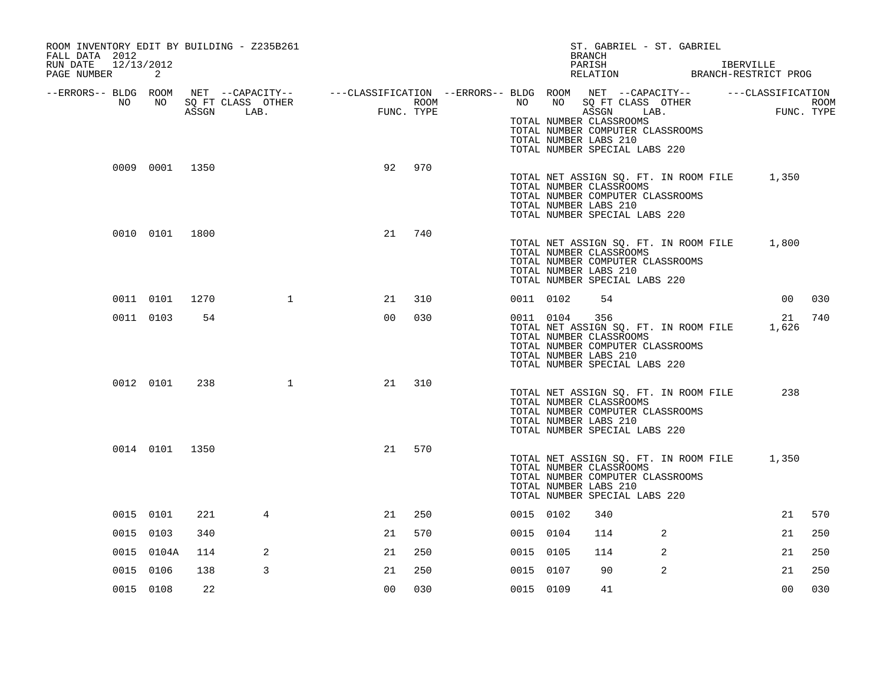ROOM INVENTORY EDIT BY BUILDING - Z235B261
FALL DATA 2012
RUN DATE 12/13/2012
PAGE NUMBER 2

ST. GABRIEL - ST. GABRIEL
BRANCH
PARISH IBERVILLE
RELATION BRANCH-RESTRICT PROG

| --ERRORS-- | BLDG NO | ROOM NO | NET SQ FT ASSGN | --CAPACITY-- CLASS LAB. | OTHER | ---CLASSIFICATION FUNC. | ROOM TYPE | --ERRORS-- | BLDG NO | ROOM NO | NET SQ FT ASSGN | --CAPACITY-- CLASS LAB. | OTHER | ---CLASSIFICATION FUNC. | ROOM TYPE |
|---|---|---|---|---|---|---|---|---|---|---|---|---|---|---|---|
| | | | | | | | | | TOTAL NUMBER CLASSROOMS<br>TOTAL NUMBER COMPUTER CLASSROOMS<br>TOTAL NUMBER LABS 210<br>TOTAL NUMBER SPECIAL LABS 220 | | | | | | |
| | 0009 | 0001 | 1350 | | | 92 | 970 | | | | | | | | |
| | | | | | | | | | TOTAL NET ASSIGN SQ. FT. IN ROOM FILE<br>TOTAL NUMBER CLASSROOMS<br>TOTAL NUMBER COMPUTER CLASSROOMS<br>TOTAL NUMBER LABS 210<br>TOTAL NUMBER SPECIAL LABS 220 | | | | | 1,350 | |
| | 0010 | 0101 | 1800 | | | 21 | 740 | | | | | | | | |
| | | | | | | | | | TOTAL NET ASSIGN SQ. FT. IN ROOM FILE<br>TOTAL NUMBER CLASSROOMS<br>TOTAL NUMBER COMPUTER CLASSROOMS<br>TOTAL NUMBER LABS 210<br>TOTAL NUMBER SPECIAL LABS 220 | | | | | 1,800 | |
| | 0011 | 0101 | 1270 | | 1 | 21 | 310 | | 0011 | 0102 | 54 | | | 00 | 030 |
| | 0011 | 0103 | 54 | | | 00 | 030 | | 0011 | 0104 | 356 | | | 21 | 740 |
| | | | | | | | | | TOTAL NET ASSIGN SQ. FT. IN ROOM FILE<br>TOTAL NUMBER CLASSROOMS<br>TOTAL NUMBER COMPUTER CLASSROOMS<br>TOTAL NUMBER LABS 210<br>TOTAL NUMBER SPECIAL LABS 220 | | | | | 1,626 | |
| | 0012 | 0101 | 238 | | 1 | 21 | 310 | | | | | | | | |
| | | | | | | | | | TOTAL NET ASSIGN SQ. FT. IN ROOM FILE<br>TOTAL NUMBER CLASSROOMS<br>TOTAL NUMBER COMPUTER CLASSROOMS<br>TOTAL NUMBER LABS 210<br>TOTAL NUMBER SPECIAL LABS 220 | | | | | 238 | |
| | 0014 | 0101 | 1350 | | | 21 | 570 | | | | | | | | |
| | | | | | | | | | TOTAL NET ASSIGN SQ. FT. IN ROOM FILE<br>TOTAL NUMBER CLASSROOMS<br>TOTAL NUMBER COMPUTER CLASSROOMS<br>TOTAL NUMBER LABS 210<br>TOTAL NUMBER SPECIAL LABS 220 | | | | | 1,350 | |
| | 0015 | 0101 | 221 | 4 | | 21 | 250 | | 0015 | 0102 | 340 | | | 21 | 570 |
| | 0015 | 0103 | 340 | | | 21 | 570 | | 0015 | 0104 | 114 | 2 | | 21 | 250 |
| | 0015 | 0104A | 114 | 2 | | 21 | 250 | | 0015 | 0105 | 114 | 2 | | 21 | 250 |
| | 0015 | 0106 | 138 | 3 | | 21 | 250 | | 0015 | 0107 | 90 | 2 | | 21 | 250 |
| | 0015 | 0108 | 22 | | | 00 | 030 | | 0015 | 0109 | 41 | | | 00 | 030 |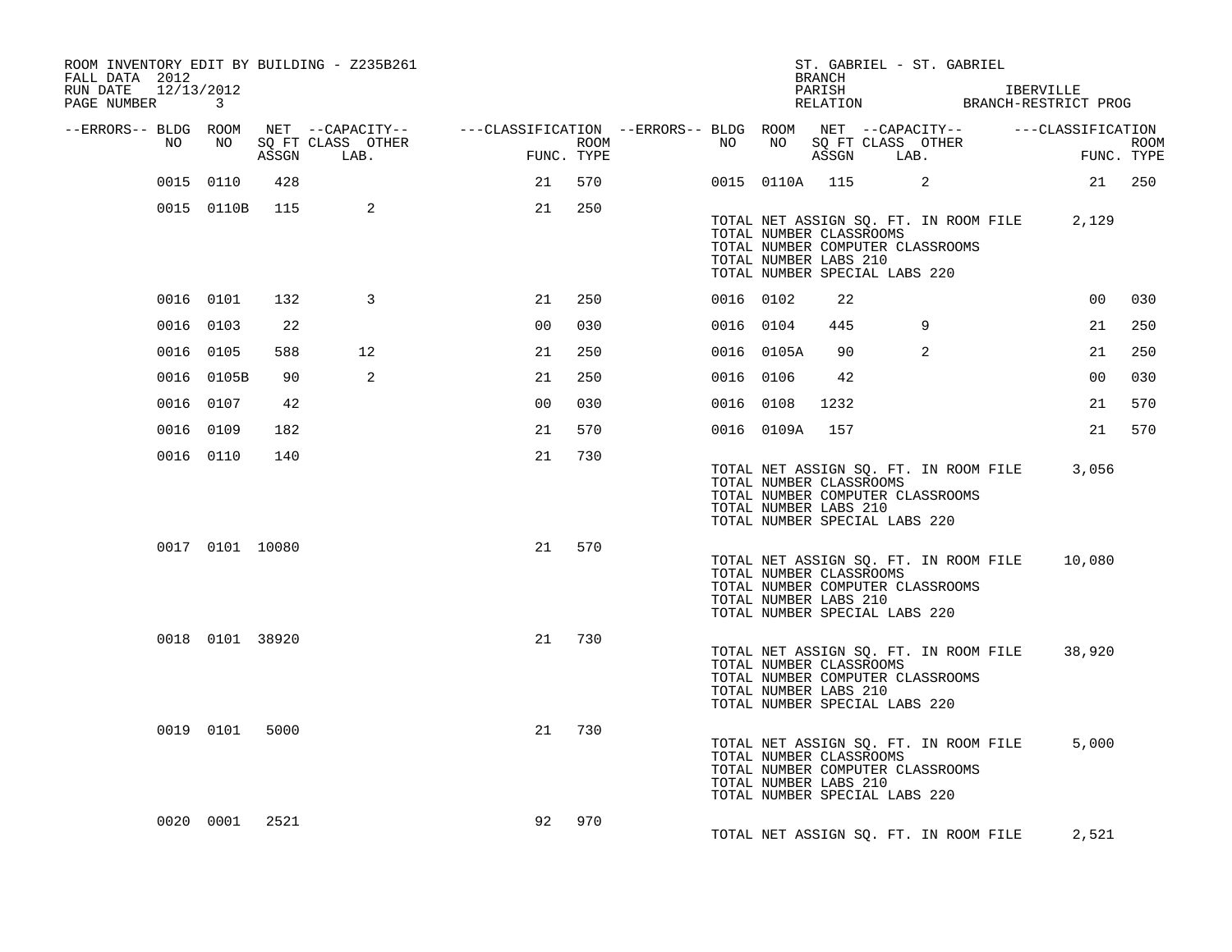ROOM INVENTORY EDIT BY BUILDING - Z235B261
FALL DATA 2012
RUN DATE 12/13/2012
PAGE NUMBER 3

ST. GABRIEL - ST. GABRIEL
BRANCH
PARISH IBERVILLE
RELATION BRANCH-RESTRICT PROG

| --ERRORS-- | BLDG NO | ROOM NO | NET SQ FT ASSGN | --CAPACITY-- CLASS LAB. | OTHER | ---CLASSIFICATION FUNC. | ROOM TYPE | --ERRORS-- | BLDG NO | ROOM NO | NET SQ FT ASSGN | --CAPACITY-- CLASS LAB. | OTHER | ---CLASSIFICATION FUNC. | ROOM TYPE |
|---|---|---|---|---|---|---|---|---|---|---|---|---|---|---|---|
| | 0015 | 0110 | 428 | | | 21 | 570 | | 0015 | 0110A | 115 | | 2 | 21 | 250 |
| | 0015 | 0110B | 115 | | 2 | 21 | 250 | | | | | | | | |

TOTAL NET ASSIGN SQ. FT. IN ROOM FILE 2,129
TOTAL NUMBER CLASSROOMS
TOTAL NUMBER COMPUTER CLASSROOMS
TOTAL NUMBER LABS 210
TOTAL NUMBER SPECIAL LABS 220

| --ERRORS-- | BLDG NO | ROOM NO | NET SQ FT ASSGN | --CAPACITY-- CLASS LAB. | OTHER | ---CLASSIFICATION FUNC. | ROOM TYPE | --ERRORS-- | BLDG NO | ROOM NO | NET SQ FT ASSGN | --CAPACITY-- CLASS LAB. | OTHER | ---CLASSIFICATION FUNC. | ROOM TYPE |
|---|---|---|---|---|---|---|---|---|---|---|---|---|---|---|---|
| | 0016 | 0101 | 132 | | 3 | 21 | 250 | | 0016 | 0102 | 22 | | | 00 | 030 |
| | 0016 | 0103 | 22 | | | 00 | 030 | | 0016 | 0104 | 445 | | 9 | 21 | 250 |
| | 0016 | 0105 | 588 | | 12 | 21 | 250 | | 0016 | 0105A | 90 | | 2 | 21 | 250 |
| | 0016 | 0105B | 90 | | 2 | 21 | 250 | | 0016 | 0106 | 42 | | | 00 | 030 |
| | 0016 | 0107 | 42 | | | 00 | 030 | | 0016 | 0108 | 1232 | | | 21 | 570 |
| | 0016 | 0109 | 182 | | | 21 | 570 | | 0016 | 0109A | 157 | | | 21 | 570 |
| | 0016 | 0110 | 140 | | | 21 | 730 | | | | | | | | |

TOTAL NET ASSIGN SQ. FT. IN ROOM FILE 3,056
TOTAL NUMBER CLASSROOMS
TOTAL NUMBER COMPUTER CLASSROOMS
TOTAL NUMBER LABS 210
TOTAL NUMBER SPECIAL LABS 220

| --ERRORS-- | BLDG NO | ROOM NO | NET SQ FT ASSGN | --CAPACITY-- CLASS LAB. | OTHER | ---CLASSIFICATION FUNC. | ROOM TYPE |
|---|---|---|---|---|---|---|---|
| | 0017 | 0101 | 10080 | | | 21 | 570 |

TOTAL NET ASSIGN SQ. FT. IN ROOM FILE 10,080
TOTAL NUMBER CLASSROOMS
TOTAL NUMBER COMPUTER CLASSROOMS
TOTAL NUMBER LABS 210
TOTAL NUMBER SPECIAL LABS 220

| --ERRORS-- | BLDG NO | ROOM NO | NET SQ FT ASSGN | --CAPACITY-- CLASS LAB. | OTHER | ---CLASSIFICATION FUNC. | ROOM TYPE |
|---|---|---|---|---|---|---|---|
| | 0018 | 0101 | 38920 | | | 21 | 730 |

TOTAL NET ASSIGN SQ. FT. IN ROOM FILE 38,920
TOTAL NUMBER CLASSROOMS
TOTAL NUMBER COMPUTER CLASSROOMS
TOTAL NUMBER LABS 210
TOTAL NUMBER SPECIAL LABS 220

| --ERRORS-- | BLDG NO | ROOM NO | NET SQ FT ASSGN | --CAPACITY-- CLASS LAB. | OTHER | ---CLASSIFICATION FUNC. | ROOM TYPE |
|---|---|---|---|---|---|---|---|
| | 0019 | 0101 | 5000 | | | 21 | 730 |

TOTAL NET ASSIGN SQ. FT. IN ROOM FILE 5,000
TOTAL NUMBER CLASSROOMS
TOTAL NUMBER COMPUTER CLASSROOMS
TOTAL NUMBER LABS 210
TOTAL NUMBER SPECIAL LABS 220

| --ERRORS-- | BLDG NO | ROOM NO | NET SQ FT ASSGN | --CAPACITY-- CLASS LAB. | OTHER | ---CLASSIFICATION FUNC. | ROOM TYPE |
|---|---|---|---|---|---|---|---|
| | 0020 | 0001 | 2521 | | | 92 | 970 |

TOTAL NET ASSIGN SQ. FT. IN ROOM FILE 2,521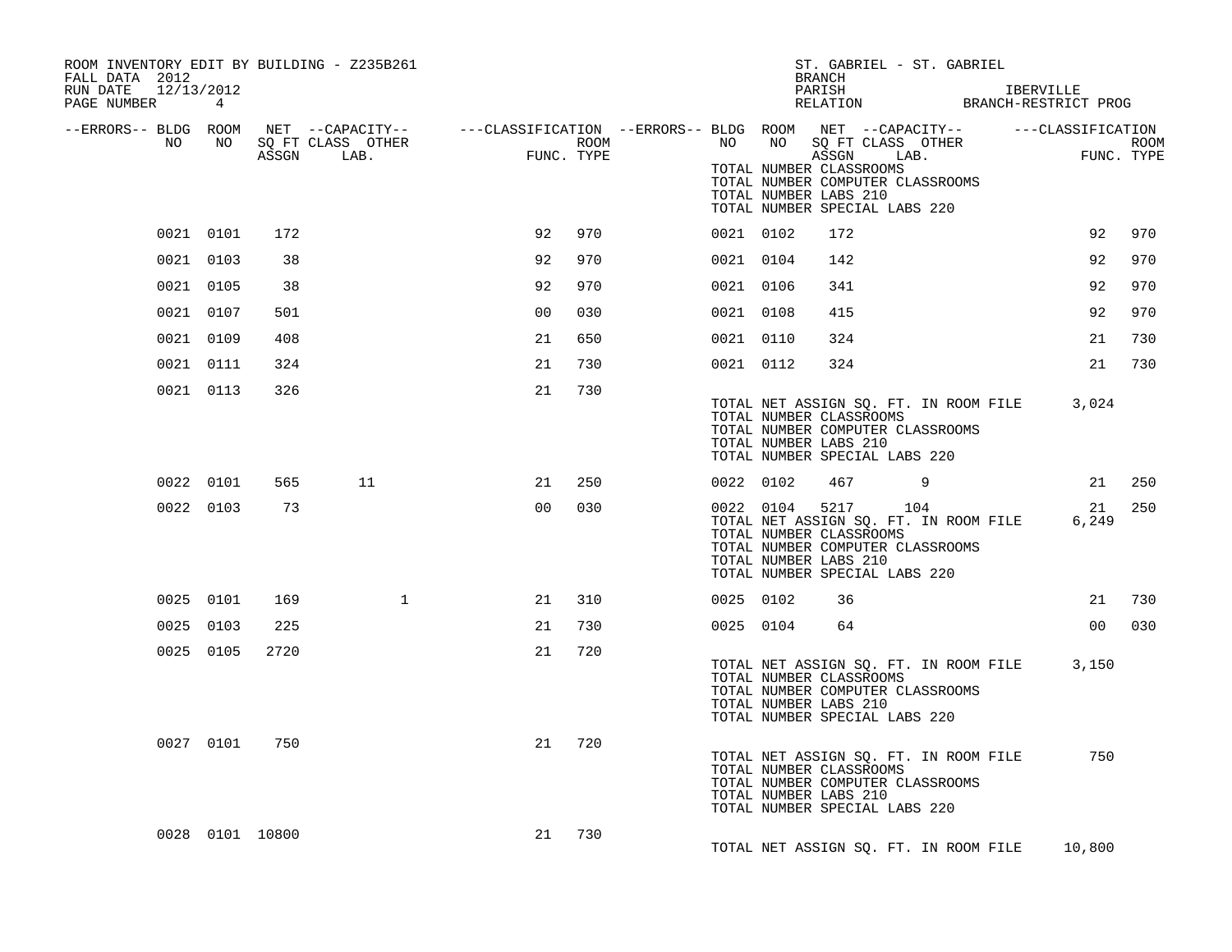ROOM INVENTORY EDIT BY BUILDING - Z235B261
FALL DATA 2012
RUN DATE 12/13/2012
PAGE NUMBER 4

ST. GABRIEL - ST. GABRIEL
BRANCH
PARISH IBERVILLE
RELATION BRANCH-RESTRICT PROG

| --ERRORS-- | BLDG NO | ROOM NO | NET SQ FT ASSGN | --CAPACITY-- CLASS LAB. | OTHER | ---CLASSIFICATION FUNC. | ROOM TYPE | --ERRORS-- | BLDG NO | ROOM NO | NET SQ FT ASSGN | --CAPACITY-- CLASS LAB. | OTHER | ---CLASSIFICATION FUNC. | ROOM TYPE |
|---|---|---|---|---|---|---|---|---|---|---|---|---|---|---|---|
| | | | | | | | | | TOTAL NUMBER CLASSROOMS<br>TOTAL NUMBER COMPUTER CLASSROOMS<br>TOTAL NUMBER LABS 210<br>TOTAL NUMBER SPECIAL LABS 220 | | | | | | |
| | 0021 | 0101 | 172 | | | 92 | 970 | | 0021 | 0102 | 172 | | | 92 | 970 |
| | 0021 | 0103 | 38 | | | 92 | 970 | | 0021 | 0104 | 142 | | | 92 | 970 |
| | 0021 | 0105 | 38 | | | 92 | 970 | | 0021 | 0106 | 341 | | | 92 | 970 |
| | 0021 | 0107 | 501 | | | 00 | 030 | | 0021 | 0108 | 415 | | | 92 | 970 |
| | 0021 | 0109 | 408 | | | 21 | 650 | | 0021 | 0110 | 324 | | | 21 | 730 |
| | 0021 | 0111 | 324 | | | 21 | 730 | | 0021 | 0112 | 324 | | | 21 | 730 |
| | 0021 | 0113 | 326 | | | 21 | 730 | | | | | | | | |
| | | | | | | | | | TOTAL NET ASSIGN SQ. FT. IN ROOM FILE 3,024<br>TOTAL NUMBER CLASSROOMS<br>TOTAL NUMBER COMPUTER CLASSROOMS<br>TOTAL NUMBER LABS 210<br>TOTAL NUMBER SPECIAL LABS 220 | | | | | | |
| | 0022 | 0101 | 565 | 11 | | 21 | 250 | | 0022 | 0102 | 467 | 9 | | 21 | 250 |
| | 0022 | 0103 | 73 | | | 00 | 030 | | 0022 | 0104 | 5217 | 104 | | 21 | 250 |
| | | | | | | | | | TOTAL NET ASSIGN SQ. FT. IN ROOM FILE 6,249<br>TOTAL NUMBER CLASSROOMS<br>TOTAL NUMBER COMPUTER CLASSROOMS<br>TOTAL NUMBER LABS 210<br>TOTAL NUMBER SPECIAL LABS 220 | | | | | | |
| | 0025 | 0101 | 169 | | 1 | 21 | 310 | | 0025 | 0102 | 36 | | | 21 | 730 |
| | 0025 | 0103 | 225 | | | 21 | 730 | | 0025 | 0104 | 64 | | | 00 | 030 |
| | 0025 | 0105 | 2720 | | | 21 | 720 | | | | | | | | |
| | | | | | | | | | TOTAL NET ASSIGN SQ. FT. IN ROOM FILE 3,150<br>TOTAL NUMBER CLASSROOMS<br>TOTAL NUMBER COMPUTER CLASSROOMS<br>TOTAL NUMBER LABS 210<br>TOTAL NUMBER SPECIAL LABS 220 | | | | | | |
| | 0027 | 0101 | 750 | | | 21 | 720 | | | | | | | | |
| | | | | | | | | | TOTAL NET ASSIGN SQ. FT. IN ROOM FILE 750<br>TOTAL NUMBER CLASSROOMS<br>TOTAL NUMBER COMPUTER CLASSROOMS<br>TOTAL NUMBER LABS 210<br>TOTAL NUMBER SPECIAL LABS 220 | | | | | | |
| | 0028 | 0101 | 10800 | | | 21 | 730 | | | | | | | | |
| | | | | | | | | | TOTAL NET ASSIGN SQ. FT. IN ROOM FILE 10,800 | | | | | | |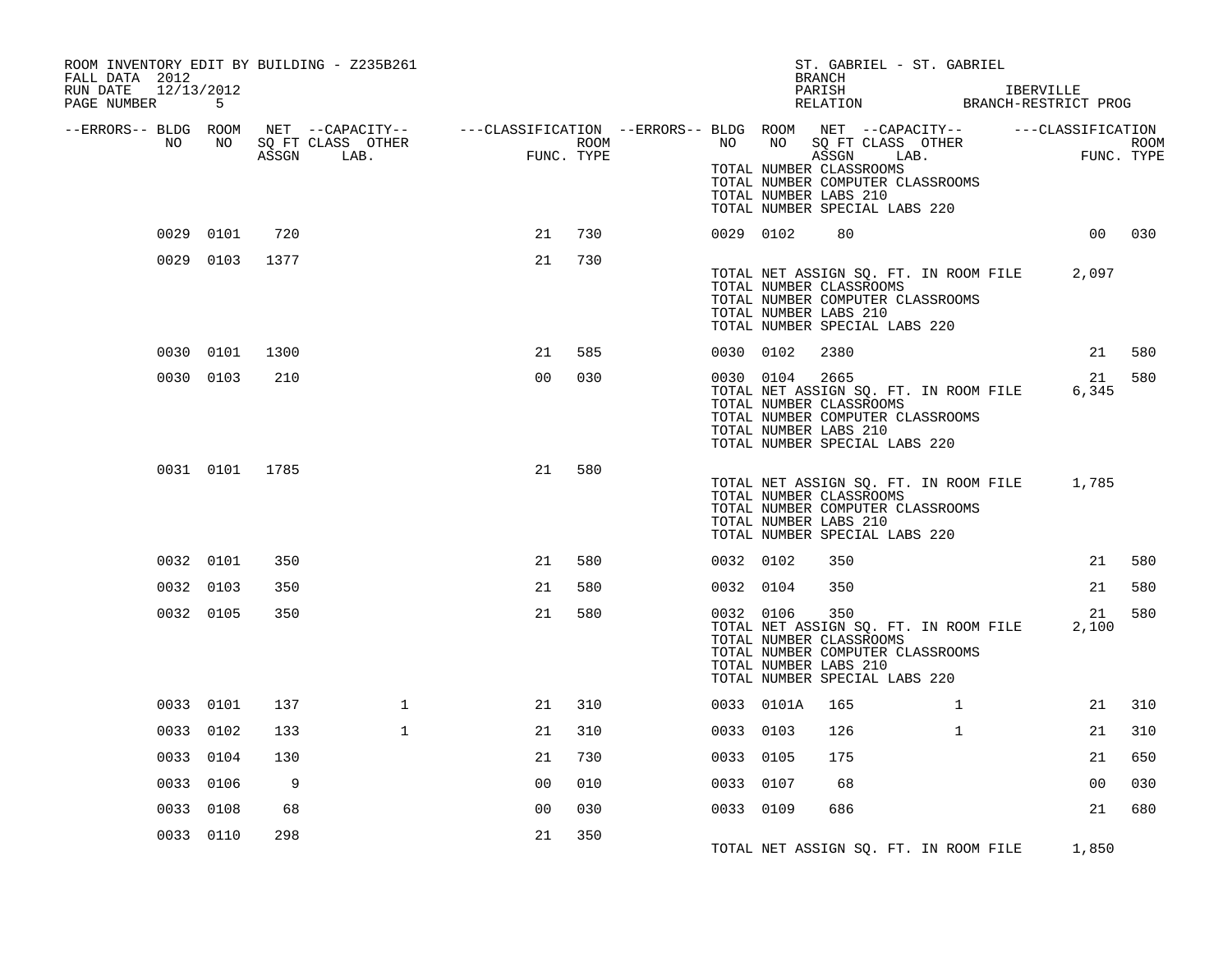ROOM INVENTORY EDIT BY BUILDING - Z235B261
FALL DATA 2012
RUN DATE 12/13/2012

ST. GABRIEL - ST. GABRIEL
BRANCH
PARISH IBERVILLE
RELATION BRANCH-RESTRICT PROG

| --ERRORS-- | BLDG NO | ROOM NO | NET SQ FT ASSGN | --CAPACITY-- CLASS LAB. | OTHER | ---CLASSIFICATION FUNC. | ROOM TYPE | --ERRORS-- | BLDG NO | ROOM NO | NET SQ FT ASSGN | --CAPACITY-- CLASS LAB. | OTHER | ---CLASSIFICATION FUNC. | ROOM TYPE |
|---|---|---|---|---|---|---|---|---|---|---|---|---|---|---|---|
| | | | | | | | | | TOTAL NUMBER CLASSROOMS<br>TOTAL NUMBER COMPUTER CLASSROOMS<br>TOTAL NUMBER LABS 210<br>TOTAL NUMBER SPECIAL LABS 220 | | | | | | |
| | 0029 | 0101 | 720 | | | 21 | 730 | | 0029 | 0102 | 80 | | | 00 | 030 |
| | 0029 | 0103 | 1377 | | | 21 | 730 | | | | | | | | |
| | | | | | | | | | TOTAL NET ASSIGN SQ. FT. IN ROOM FILE<br>TOTAL NUMBER CLASSROOMS<br>TOTAL NUMBER COMPUTER CLASSROOMS<br>TOTAL NUMBER LABS 210<br>TOTAL NUMBER SPECIAL LABS 220 | | | | | 2,097 | |
| | 0030 | 0101 | 1300 | | | 21 | 585 | | 0030 | 0102 | 2380 | | | 21 | 580 |
| | 0030 | 0103 | 210 | | | 00 | 030 | | 0030 | 0104 | 2665 | | | 21 | 580 |
| | | | | | | | | | TOTAL NET ASSIGN SQ. FT. IN ROOM FILE<br>TOTAL NUMBER CLASSROOMS<br>TOTAL NUMBER COMPUTER CLASSROOMS<br>TOTAL NUMBER LABS 210<br>TOTAL NUMBER SPECIAL LABS 220 | | | | | 6,345 | |
| | 0031 | 0101 | 1785 | | | 21 | 580 | | | | | | | | |
| | | | | | | | | | TOTAL NET ASSIGN SQ. FT. IN ROOM FILE<br>TOTAL NUMBER CLASSROOMS<br>TOTAL NUMBER COMPUTER CLASSROOMS<br>TOTAL NUMBER LABS 210<br>TOTAL NUMBER SPECIAL LABS 220 | | | | | 1,785 | |
| | 0032 | 0101 | 350 | | | 21 | 580 | | 0032 | 0102 | 350 | | | 21 | 580 |
| | 0032 | 0103 | 350 | | | 21 | 580 | | 0032 | 0104 | 350 | | | 21 | 580 |
| | 0032 | 0105 | 350 | | | 21 | 580 | | 0032 | 0106 | 350 | | | 21 | 580 |
| | | | | | | | | | TOTAL NET ASSIGN SQ. FT. IN ROOM FILE<br>TOTAL NUMBER CLASSROOMS<br>TOTAL NUMBER COMPUTER CLASSROOMS<br>TOTAL NUMBER LABS 210<br>TOTAL NUMBER SPECIAL LABS 220 | | | | | 2,100 | |
| | 0033 | 0101 | 137 | | 1 | 21 | 310 | | 0033 | 0101A | 165 | | 1 | 21 | 310 |
| | 0033 | 0102 | 133 | | 1 | 21 | 310 | | 0033 | 0103 | 126 | | 1 | 21 | 310 |
| | 0033 | 0104 | 130 | | | 21 | 730 | | 0033 | 0105 | 175 | | | 21 | 650 |
| | 0033 | 0106 | 9 | | | 00 | 010 | | 0033 | 0107 | 68 | | | 00 | 030 |
| | 0033 | 0108 | 68 | | | 00 | 030 | | 0033 | 0109 | 686 | | | 21 | 680 |
| | 0033 | 0110 | 298 | | | 21 | 350 | | | | | | | | |
| | | | | | | | | | TOTAL NET ASSIGN SQ. FT. IN ROOM FILE | | | | | 1,850 | |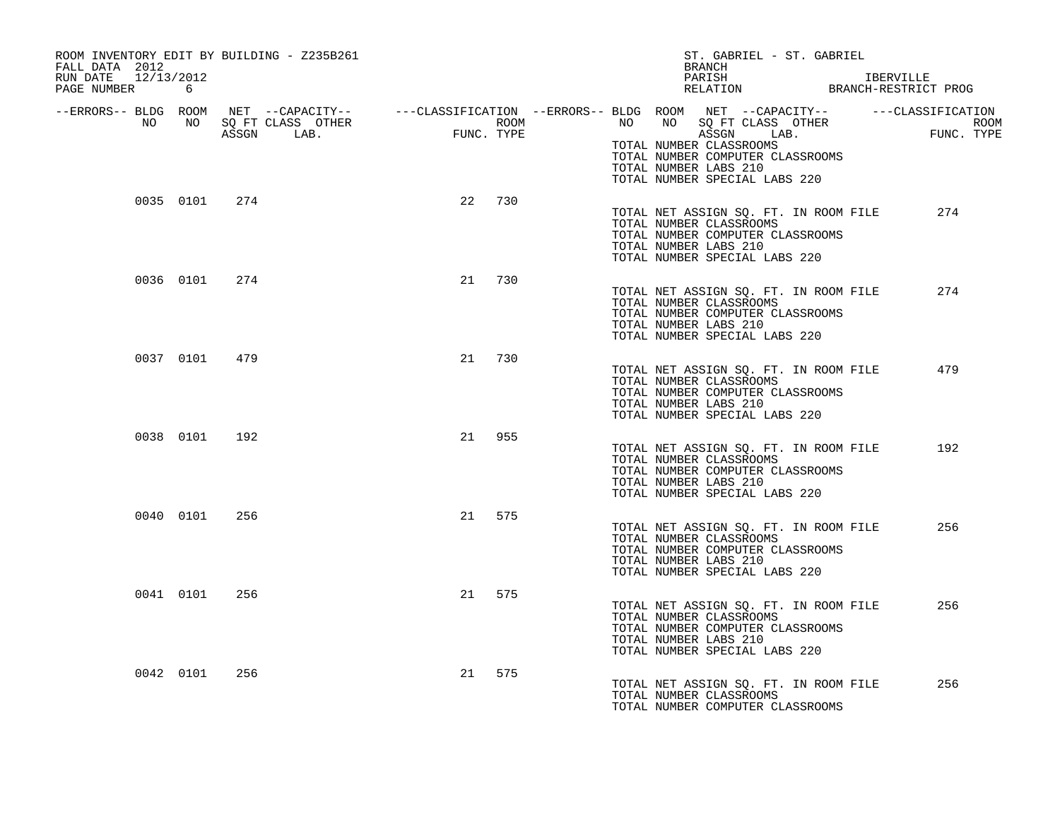ROOM INVENTORY EDIT BY BUILDING - Z235B261
FALL DATA 2012
RUN DATE 12/13/2012
PAGE NUMBER 6

ST. GABRIEL - ST. GABRIEL
BRANCH
PARISH IBERVILLE
RELATION BRANCH-RESTRICT PROG

| --ERRORS-- | BLDG NO | ROOM NO | NET SQ FT ASSGN | --CAPACITY-- CLASS | OTHER LAB. | ---CLASSIFICATION FUNC. | ROOM TYPE |
|---|---|---|---|---|---|---|---|
| | 0035 | 0101 | 274 | | | 22 | 730 |
| | 0036 | 0101 | 274 | | | 21 | 730 |
| | 0037 | 0101 | 479 | | | 21 | 730 |
| | 0038 | 0101 | 192 | | | 21 | 955 |
| | 0040 | 0101 | 256 | | | 21 | 575 |
| | 0041 | 0101 | 256 | | | 21 | 575 |
| | 0042 | 0101 | 256 | | | 21 | 575 |

TOTAL NUMBER CLASSROOMS
TOTAL NUMBER COMPUTER CLASSROOMS
TOTAL NUMBER LABS 210
TOTAL NUMBER SPECIAL LABS 220

TOTAL NET ASSIGN SQ. FT. IN ROOM FILE 274
TOTAL NUMBER CLASSROOMS
TOTAL NUMBER COMPUTER CLASSROOMS
TOTAL NUMBER LABS 210
TOTAL NUMBER SPECIAL LABS 220

TOTAL NET ASSIGN SQ. FT. IN ROOM FILE 274
TOTAL NUMBER CLASSROOMS
TOTAL NUMBER COMPUTER CLASSROOMS
TOTAL NUMBER LABS 210
TOTAL NUMBER SPECIAL LABS 220

TOTAL NET ASSIGN SQ. FT. IN ROOM FILE 479
TOTAL NUMBER CLASSROOMS
TOTAL NUMBER COMPUTER CLASSROOMS
TOTAL NUMBER LABS 210
TOTAL NUMBER SPECIAL LABS 220

TOTAL NET ASSIGN SQ. FT. IN ROOM FILE 192
TOTAL NUMBER CLASSROOMS
TOTAL NUMBER COMPUTER CLASSROOMS
TOTAL NUMBER LABS 210
TOTAL NUMBER SPECIAL LABS 220

TOTAL NET ASSIGN SQ. FT. IN ROOM FILE 256
TOTAL NUMBER CLASSROOMS
TOTAL NUMBER COMPUTER CLASSROOMS
TOTAL NUMBER LABS 210
TOTAL NUMBER SPECIAL LABS 220

TOTAL NET ASSIGN SQ. FT. IN ROOM FILE 256
TOTAL NUMBER CLASSROOMS
TOTAL NUMBER COMPUTER CLASSROOMS
TOTAL NUMBER LABS 210
TOTAL NUMBER SPECIAL LABS 220

TOTAL NET ASSIGN SQ. FT. IN ROOM FILE 256
TOTAL NUMBER CLASSROOMS
TOTAL NUMBER COMPUTER CLASSROOMS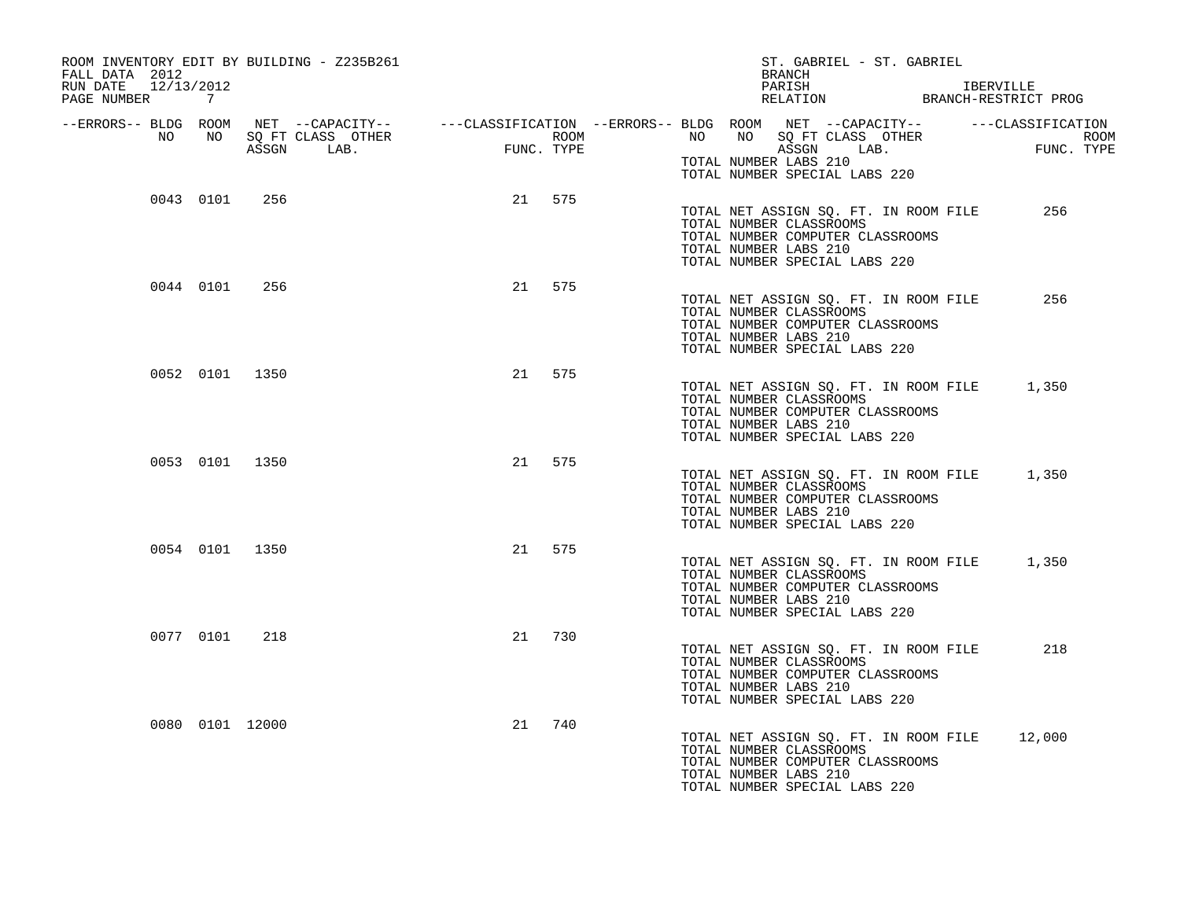ROOM INVENTORY EDIT BY BUILDING - Z235B261
FALL DATA 2012
RUN DATE 12/13/2012

ST. GABRIEL - ST. GABRIEL
BRANCH
PARISH IBERVILLE
RELATION BRANCH-RESTRICT PROG

| --ERRORS-- | BLDG NO | ROOM NO | NET SQ FT ASSGN | --CAPACITY-- CLASS | LAB. | OTHER | ---CLASSIFICATION FUNC. | ROOM TYPE |
|---|---|---|---|---|---|---|---|---|
| | 0043 | 0101 | 256 | | | | 21 | 575 |
| | 0044 | 0101 | 256 | | | | 21 | 575 |
| | 0052 | 0101 | 1350 | | | | 21 | 575 |
| | 0053 | 0101 | 1350 | | | | 21 | 575 |
| | 0054 | 0101 | 1350 | | | | 21 | 575 |
| | 0077 | 0101 | 218 | | | | 21 | 730 |
| | 0080 | 0101 | 12000 | | | | 21 | 740 |

TOTAL NUMBER LABS 210
TOTAL NUMBER SPECIAL LABS 220

Building 0043:
TOTAL NET ASSIGN SQ. FT. IN ROOM FILE 256
TOTAL NUMBER CLASSROOMS
TOTAL NUMBER COMPUTER CLASSROOMS
TOTAL NUMBER LABS 210
TOTAL NUMBER SPECIAL LABS 220

Building 0044:
TOTAL NET ASSIGN SQ. FT. IN ROOM FILE 256
TOTAL NUMBER CLASSROOMS
TOTAL NUMBER COMPUTER CLASSROOMS
TOTAL NUMBER LABS 210
TOTAL NUMBER SPECIAL LABS 220

Building 0052:
TOTAL NET ASSIGN SQ. FT. IN ROOM FILE 1,350
TOTAL NUMBER CLASSROOMS
TOTAL NUMBER COMPUTER CLASSROOMS
TOTAL NUMBER LABS 210
TOTAL NUMBER SPECIAL LABS 220

Building 0053:
TOTAL NET ASSIGN SQ. FT. IN ROOM FILE 1,350
TOTAL NUMBER CLASSROOMS
TOTAL NUMBER COMPUTER CLASSROOMS
TOTAL NUMBER LABS 210
TOTAL NUMBER SPECIAL LABS 220

Building 0054:
TOTAL NET ASSIGN SQ. FT. IN ROOM FILE 1,350
TOTAL NUMBER CLASSROOMS
TOTAL NUMBER COMPUTER CLASSROOMS
TOTAL NUMBER LABS 210
TOTAL NUMBER SPECIAL LABS 220

Building 0077:
TOTAL NET ASSIGN SQ. FT. IN ROOM FILE 218
TOTAL NUMBER CLASSROOMS
TOTAL NUMBER COMPUTER CLASSROOMS
TOTAL NUMBER LABS 210
TOTAL NUMBER SPECIAL LABS 220

Building 0080:
TOTAL NET ASSIGN SQ. FT. IN ROOM FILE 12,000
TOTAL NUMBER CLASSROOMS
TOTAL NUMBER COMPUTER CLASSROOMS
TOTAL NUMBER LABS 210
TOTAL NUMBER SPECIAL LABS 220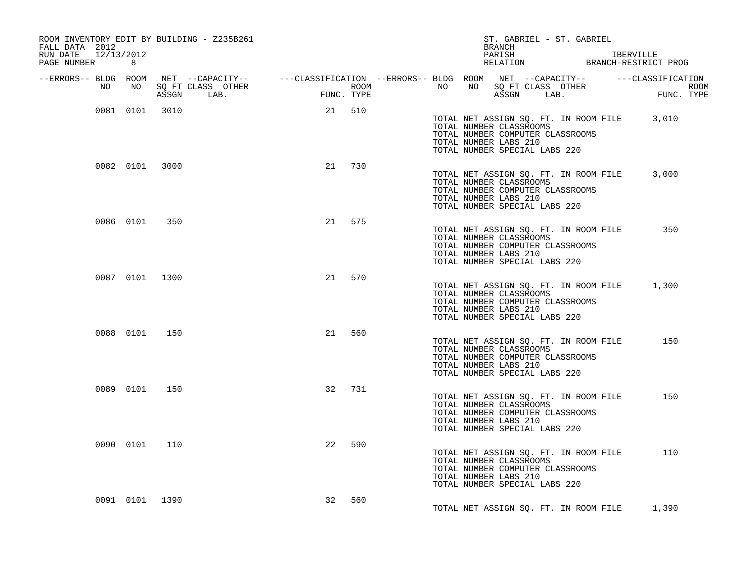ROOM INVENTORY EDIT BY BUILDING - Z235B261
FALL DATA 2012
RUN DATE 12/13/2012
PAGE NUMBER 8

ST. GABRIEL - ST. GABRIEL
BRANCH
PARISH IBERVILLE
RELATION BRANCH-RESTRICT PROG

| --ERRORS-- | BLDG NO | ROOM NO | NET SQ FT ASSGN | --CAPACITY-- CLASS | LAB. | OTHER | ---CLASSIFICATION FUNC. | ROOM TYPE |
|---|---|---|---|---|---|---|---|---|
| | 0081 | 0101 | 3010 | | | | 21 | 510 |
| | 0082 | 0101 | 3000 | | | | 21 | 730 |
| | 0086 | 0101 | 350 | | | | 21 | 575 |
| | 0087 | 0101 | 1300 | | | | 21 | 570 |
| | 0088 | 0101 | 150 | | | | 21 | 560 |
| | 0089 | 0101 | 150 | | | | 32 | 731 |
| | 0090 | 0101 | 110 | | | | 22 | 590 |
| | 0091 | 0101 | 1390 | | | | 32 | 560 |

Building 0081:
TOTAL NET ASSIGN SQ. FT. IN ROOM FILE 3,010
TOTAL NUMBER CLASSROOMS
TOTAL NUMBER COMPUTER CLASSROOMS
TOTAL NUMBER LABS 210
TOTAL NUMBER SPECIAL LABS 220

Building 0082:
TOTAL NET ASSIGN SQ. FT. IN ROOM FILE 3,000
TOTAL NUMBER CLASSROOMS
TOTAL NUMBER COMPUTER CLASSROOMS
TOTAL NUMBER LABS 210
TOTAL NUMBER SPECIAL LABS 220

Building 0086:
TOTAL NET ASSIGN SQ. FT. IN ROOM FILE 350
TOTAL NUMBER CLASSROOMS
TOTAL NUMBER COMPUTER CLASSROOMS
TOTAL NUMBER LABS 210
TOTAL NUMBER SPECIAL LABS 220

Building 0087:
TOTAL NET ASSIGN SQ. FT. IN ROOM FILE 1,300
TOTAL NUMBER CLASSROOMS
TOTAL NUMBER COMPUTER CLASSROOMS
TOTAL NUMBER LABS 210
TOTAL NUMBER SPECIAL LABS 220

Building 0088:
TOTAL NET ASSIGN SQ. FT. IN ROOM FILE 150
TOTAL NUMBER CLASSROOMS
TOTAL NUMBER COMPUTER CLASSROOMS
TOTAL NUMBER LABS 210
TOTAL NUMBER SPECIAL LABS 220

Building 0089:
TOTAL NET ASSIGN SQ. FT. IN ROOM FILE 150
TOTAL NUMBER CLASSROOMS
TOTAL NUMBER COMPUTER CLASSROOMS
TOTAL NUMBER LABS 210
TOTAL NUMBER SPECIAL LABS 220

Building 0090:
TOTAL NET ASSIGN SQ. FT. IN ROOM FILE 110
TOTAL NUMBER CLASSROOMS
TOTAL NUMBER COMPUTER CLASSROOMS
TOTAL NUMBER LABS 210
TOTAL NUMBER SPECIAL LABS 220

Building 0091:
TOTAL NET ASSIGN SQ. FT. IN ROOM FILE 1,390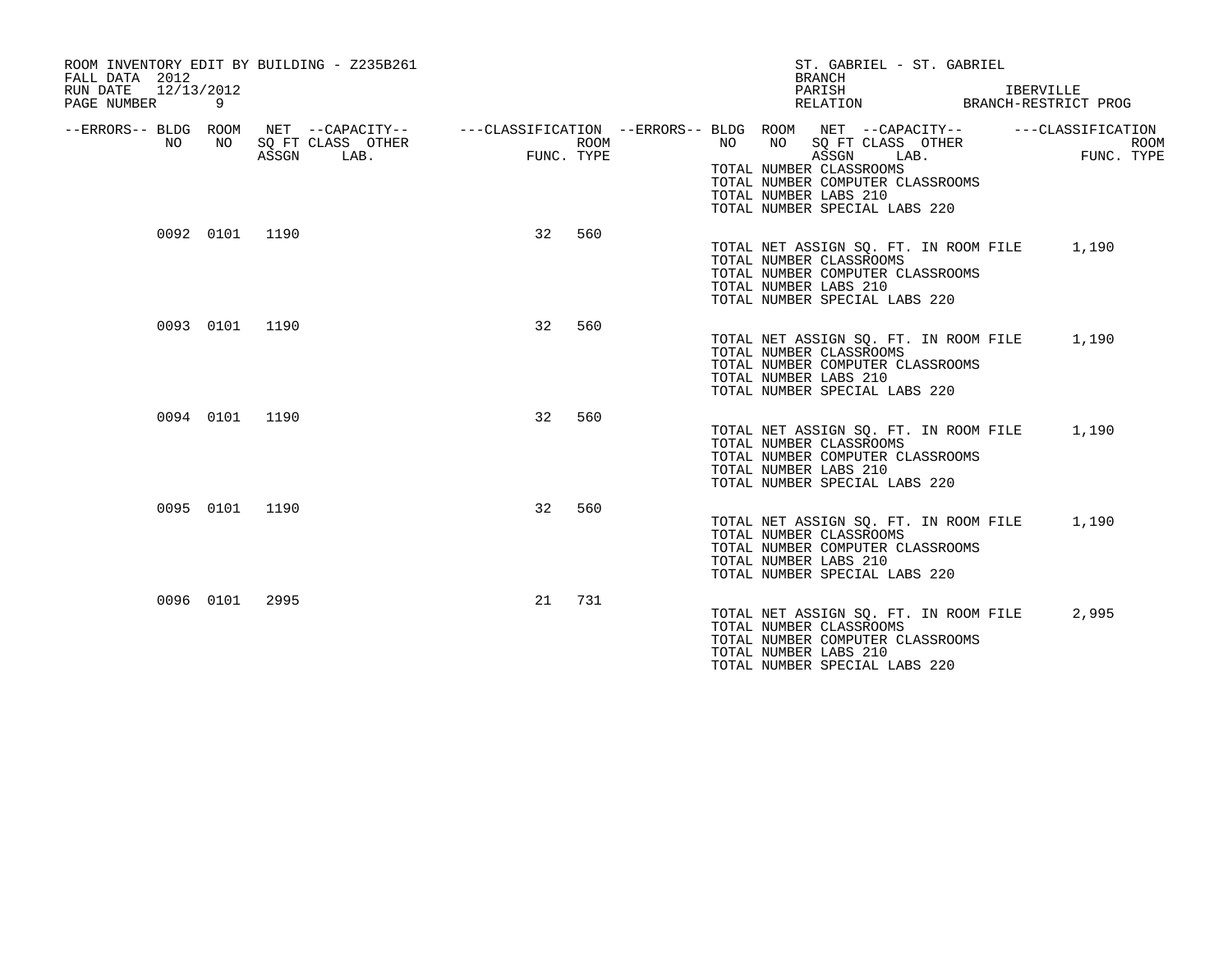ROOM INVENTORY EDIT BY BUILDING - Z235B261
FALL DATA 2012
RUN DATE 12/13/2012

ST. GABRIEL - ST. GABRIEL
BRANCH
PARISH IBERVILLE
RELATION BRANCH-RESTRICT PROG

| --ERRORS-- | BLDG NO | ROOM NO | NET SQ FT ASSGN | --CAPACITY-- CLASS | LAB. | OTHER | ---CLASSIFICATION FUNC. | ROOM TYPE |
|---|---|---|---|---|---|---|---|---|
| | 0092 | 0101 | 1190 | | | | 32 | 560 |
| | 0093 | 0101 | 1190 | | | | 32 | 560 |
| | 0094 | 0101 | 1190 | | | | 32 | 560 |
| | 0095 | 0101 | 1190 | | | | 32 | 560 |
| | 0096 | 0101 | 2995 | | | | 21 | 731 |

TOTAL NUMBER CLASSROOMS
TOTAL NUMBER COMPUTER CLASSROOMS
TOTAL NUMBER LABS 210
TOTAL NUMBER SPECIAL LABS 220

TOTAL NET ASSIGN SQ. FT. IN ROOM FILE 1,190
TOTAL NUMBER CLASSROOMS
TOTAL NUMBER COMPUTER CLASSROOMS
TOTAL NUMBER LABS 210
TOTAL NUMBER SPECIAL LABS 220

TOTAL NET ASSIGN SQ. FT. IN ROOM FILE 1,190
TOTAL NUMBER CLASSROOMS
TOTAL NUMBER COMPUTER CLASSROOMS
TOTAL NUMBER LABS 210
TOTAL NUMBER SPECIAL LABS 220

TOTAL NET ASSIGN SQ. FT. IN ROOM FILE 1,190
TOTAL NUMBER CLASSROOMS
TOTAL NUMBER COMPUTER CLASSROOMS
TOTAL NUMBER LABS 210
TOTAL NUMBER SPECIAL LABS 220

TOTAL NET ASSIGN SQ. FT. IN ROOM FILE 1,190
TOTAL NUMBER CLASSROOMS
TOTAL NUMBER COMPUTER CLASSROOMS
TOTAL NUMBER LABS 210
TOTAL NUMBER SPECIAL LABS 220

TOTAL NET ASSIGN SQ. FT. IN ROOM FILE 2,995
TOTAL NUMBER CLASSROOMS
TOTAL NUMBER COMPUTER CLASSROOMS
TOTAL NUMBER LABS 210
TOTAL NUMBER SPECIAL LABS 220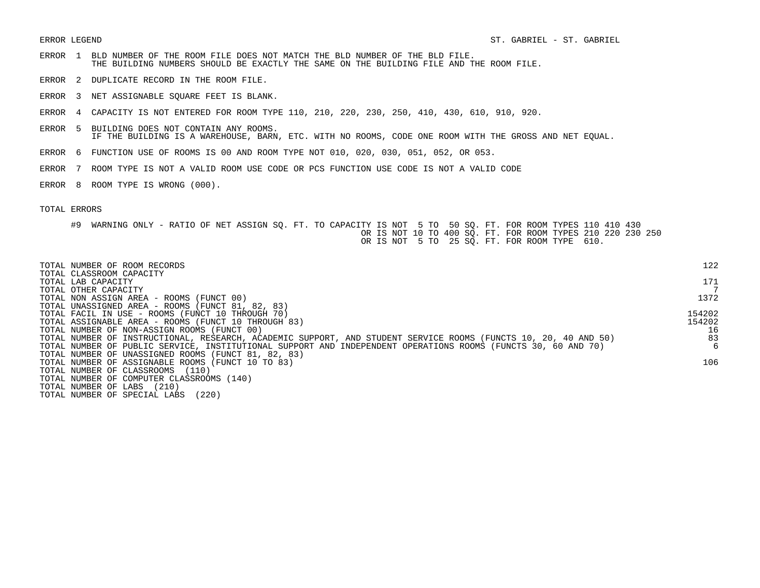ERROR LEGEND

ST. GABRIEL - ST. GABRIEL

ERROR 1 BLD NUMBER OF THE ROOM FILE DOES NOT MATCH THE BLD NUMBER OF THE BLD FILE.
THE BUILDING NUMBERS SHOULD BE EXACTLY THE SAME ON THE BUILDING FILE AND THE ROOM FILE.

ERROR 2 DUPLICATE RECORD IN THE ROOM FILE.

ERROR 3 NET ASSIGNABLE SQUARE FEET IS BLANK.

ERROR 4 CAPACITY IS NOT ENTERED FOR ROOM TYPE 110, 210, 220, 230, 250, 410, 430, 610, 910, 920.

ERROR 5 BUILDING DOES NOT CONTAIN ANY ROOMS.
IF THE BUILDING IS A WAREHOUSE, BARN, ETC. WITH NO ROOMS, CODE ONE ROOM WITH THE GROSS AND NET EQUAL.

ERROR 6 FUNCTION USE OF ROOMS IS 00 AND ROOM TYPE NOT 010, 020, 030, 051, 052, OR 053.

ERROR 7 ROOM TYPE IS NOT A VALID ROOM USE CODE OR PCS FUNCTION USE CODE IS NOT A VALID CODE

ERROR 8 ROOM TYPE IS WRONG (000).

TOTAL ERRORS

#9 WARNING ONLY - RATIO OF NET ASSIGN SQ. FT. TO CAPACITY IS NOT 5 TO 50 SQ. FT. FOR ROOM TYPES 110 410 430
OR IS NOT 10 TO 400 SQ. FT. FOR ROOM TYPES 210 220 230 250
OR IS NOT 5 TO 25 SQ. FT. FOR ROOM TYPE 610.

| | |
|---|---|
| TOTAL NUMBER OF ROOM RECORDS | 122 |
| TOTAL CLASSROOM CAPACITY | |
| TOTAL LAB CAPACITY | 171 |
| TOTAL OTHER CAPACITY | 7 |
| TOTAL NON ASSIGN AREA - ROOMS (FUNCT 00) | 1372 |
| TOTAL UNASSIGNED AREA - ROOMS (FUNCT 81, 82, 83) | |
| TOTAL FACIL IN USE - ROOMS (FUNCT 10 THROUGH 70) | 154202 |
| TOTAL ASSIGNABLE AREA - ROOMS (FUNCT 10 THROUGH 83) | 154202 |
| TOTAL NUMBER OF NON-ASSIGN ROOMS (FUNCT 00) | 16 |
| TOTAL NUMBER OF INSTRUCTIONAL, RESEARCH, ACADEMIC SUPPORT, AND STUDENT SERVICE ROOMS (FUNCTS 10, 20, 40 AND 50) | 83 |
| TOTAL NUMBER OF PUBLIC SERVICE, INSTITUTIONAL SUPPORT AND INDEPENDENT OPERATIONS ROOMS (FUNCTS 30, 60 AND 70) | 6 |
| TOTAL NUMBER OF UNASSIGNED ROOMS (FUNCT 81, 82, 83) | |
| TOTAL NUMBER OF ASSIGNABLE ROOMS (FUNCT 10 TO 83) | 106 |
| TOTAL NUMBER OF CLASSROOMS (110) | |
| TOTAL NUMBER OF COMPUTER CLASSROOMS (140) | |
| TOTAL NUMBER OF LABS (210) | |
| TOTAL NUMBER OF SPECIAL LABS (220) | |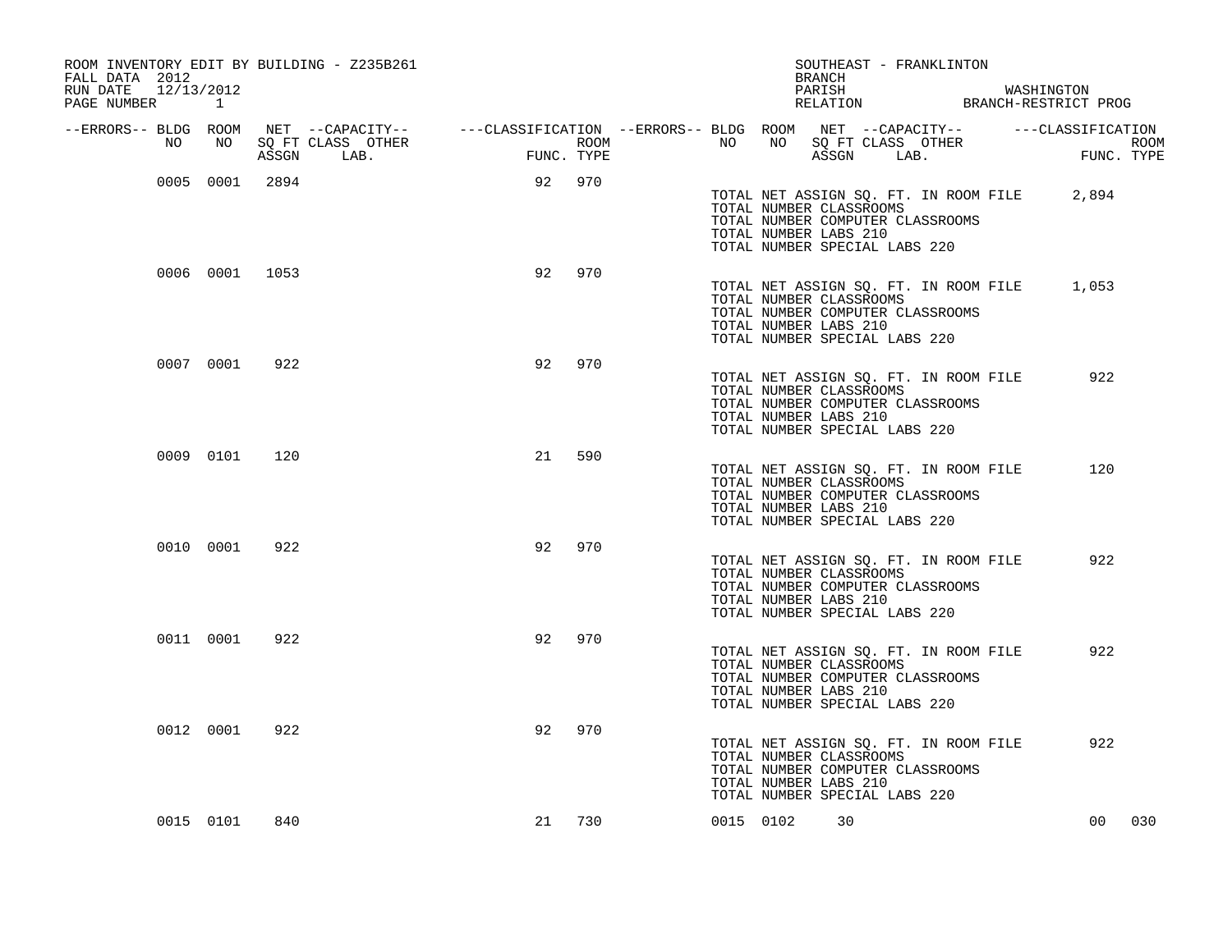ROOM INVENTORY EDIT BY BUILDING - Z235B261
FALL DATA 2012
RUN DATE 12/13/2012
PAGE NUMBER 1

SOUTHEAST - FRANKLINTON
BRANCH
PARISH WASHINGTON
RELATION BRANCH-RESTRICT PROG

| --ERRORS-- | BLDG NO | ROOM NO | NET SQ FT ASSGN | --CAPACITY-- CLASS | LAB. | OTHER | ---CLASSIFICATION FUNC. | ROOM TYPE | --ERRORS-- | BLDG NO | ROOM NO | NET SQ FT ASSGN | --CAPACITY-- CLASS | LAB. | OTHER | ---CLASSIFICATION FUNC. | ROOM TYPE |
|---|---|---|---|---|---|---|---|---|---|---|---|---|---|---|---|---|---|
| | 0005 | 0001 | 2894 | | | | 92 | 970 | | | | | | | | | |

TOTAL NET ASSIGN SQ. FT. IN ROOM FILE 2,894
TOTAL NUMBER CLASSROOMS
TOTAL NUMBER COMPUTER CLASSROOMS
TOTAL NUMBER LABS 210
TOTAL NUMBER SPECIAL LABS 220

| --ERRORS-- | BLDG NO | ROOM NO | NET SQ FT ASSGN | --CAPACITY-- CLASS | LAB. | OTHER | ---CLASSIFICATION FUNC. | ROOM TYPE | --ERRORS-- | BLDG NO | ROOM NO | NET SQ FT ASSGN | --CAPACITY-- CLASS | LAB. | OTHER | ---CLASSIFICATION FUNC. | ROOM TYPE |
|---|---|---|---|---|---|---|---|---|---|---|---|---|---|---|---|---|---|
| | 0006 | 0001 | 1053 | | | | 92 | 970 | | | | | | | | | |

TOTAL NET ASSIGN SQ. FT. IN ROOM FILE 1,053
TOTAL NUMBER CLASSROOMS
TOTAL NUMBER COMPUTER CLASSROOMS
TOTAL NUMBER LABS 210
TOTAL NUMBER SPECIAL LABS 220

| --ERRORS-- | BLDG NO | ROOM NO | NET SQ FT ASSGN | --CAPACITY-- CLASS | LAB. | OTHER | ---CLASSIFICATION FUNC. | ROOM TYPE | --ERRORS-- | BLDG NO | ROOM NO | NET SQ FT ASSGN | --CAPACITY-- CLASS | LAB. | OTHER | ---CLASSIFICATION FUNC. | ROOM TYPE |
|---|---|---|---|---|---|---|---|---|---|---|---|---|---|---|---|---|---|
| | 0007 | 0001 | 922 | | | | 92 | 970 | | | | | | | | | |

TOTAL NET ASSIGN SQ. FT. IN ROOM FILE 922
TOTAL NUMBER CLASSROOMS
TOTAL NUMBER COMPUTER CLASSROOMS
TOTAL NUMBER LABS 210
TOTAL NUMBER SPECIAL LABS 220

| --ERRORS-- | BLDG NO | ROOM NO | NET SQ FT ASSGN | --CAPACITY-- CLASS | LAB. | OTHER | ---CLASSIFICATION FUNC. | ROOM TYPE | --ERRORS-- | BLDG NO | ROOM NO | NET SQ FT ASSGN | --CAPACITY-- CLASS | LAB. | OTHER | ---CLASSIFICATION FUNC. | ROOM TYPE |
|---|---|---|---|---|---|---|---|---|---|---|---|---|---|---|---|---|---|
| | 0009 | 0101 | 120 | | | | 21 | 590 | | | | | | | | | |

TOTAL NET ASSIGN SQ. FT. IN ROOM FILE 120
TOTAL NUMBER CLASSROOMS
TOTAL NUMBER COMPUTER CLASSROOMS
TOTAL NUMBER LABS 210
TOTAL NUMBER SPECIAL LABS 220

| --ERRORS-- | BLDG NO | ROOM NO | NET SQ FT ASSGN | --CAPACITY-- CLASS | LAB. | OTHER | ---CLASSIFICATION FUNC. | ROOM TYPE | --ERRORS-- | BLDG NO | ROOM NO | NET SQ FT ASSGN | --CAPACITY-- CLASS | LAB. | OTHER | ---CLASSIFICATION FUNC. | ROOM TYPE |
|---|---|---|---|---|---|---|---|---|---|---|---|---|---|---|---|---|---|
| | 0010 | 0001 | 922 | | | | 92 | 970 | | | | | | | | | |

TOTAL NET ASSIGN SQ. FT. IN ROOM FILE 922
TOTAL NUMBER CLASSROOMS
TOTAL NUMBER COMPUTER CLASSROOMS
TOTAL NUMBER LABS 210
TOTAL NUMBER SPECIAL LABS 220

| --ERRORS-- | BLDG NO | ROOM NO | NET SQ FT ASSGN | --CAPACITY-- CLASS | LAB. | OTHER | ---CLASSIFICATION FUNC. | ROOM TYPE | --ERRORS-- | BLDG NO | ROOM NO | NET SQ FT ASSGN | --CAPACITY-- CLASS | LAB. | OTHER | ---CLASSIFICATION FUNC. | ROOM TYPE |
|---|---|---|---|---|---|---|---|---|---|---|---|---|---|---|---|---|---|
| | 0011 | 0001 | 922 | | | | 92 | 970 | | | | | | | | | |

TOTAL NET ASSIGN SQ. FT. IN ROOM FILE 922
TOTAL NUMBER CLASSROOMS
TOTAL NUMBER COMPUTER CLASSROOMS
TOTAL NUMBER LABS 210
TOTAL NUMBER SPECIAL LABS 220

| --ERRORS-- | BLDG NO | ROOM NO | NET SQ FT ASSGN | --CAPACITY-- CLASS | LAB. | OTHER | ---CLASSIFICATION FUNC. | ROOM TYPE | --ERRORS-- | BLDG NO | ROOM NO | NET SQ FT ASSGN | --CAPACITY-- CLASS | LAB. | OTHER | ---CLASSIFICATION FUNC. | ROOM TYPE |
|---|---|---|---|---|---|---|---|---|---|---|---|---|---|---|---|---|---|
| | 0012 | 0001 | 922 | | | | 92 | 970 | | | | | | | | | |

TOTAL NET ASSIGN SQ. FT. IN ROOM FILE 922
TOTAL NUMBER CLASSROOMS
TOTAL NUMBER COMPUTER CLASSROOMS
TOTAL NUMBER LABS 210
TOTAL NUMBER SPECIAL LABS 220

| --ERRORS-- | BLDG NO | ROOM NO | NET SQ FT ASSGN | --CAPACITY-- CLASS | LAB. | OTHER | ---CLASSIFICATION FUNC. | ROOM TYPE | --ERRORS-- | BLDG NO | ROOM NO | NET SQ FT ASSGN | --CAPACITY-- CLASS | LAB. | OTHER | ---CLASSIFICATION FUNC. | ROOM TYPE |
|---|---|---|---|---|---|---|---|---|---|---|---|---|---|---|---|---|---|
| | 0015 | 0101 | 840 | | | | 21 | 730 | | 0015 | 0102 | 30 | | | | 00 | 030 |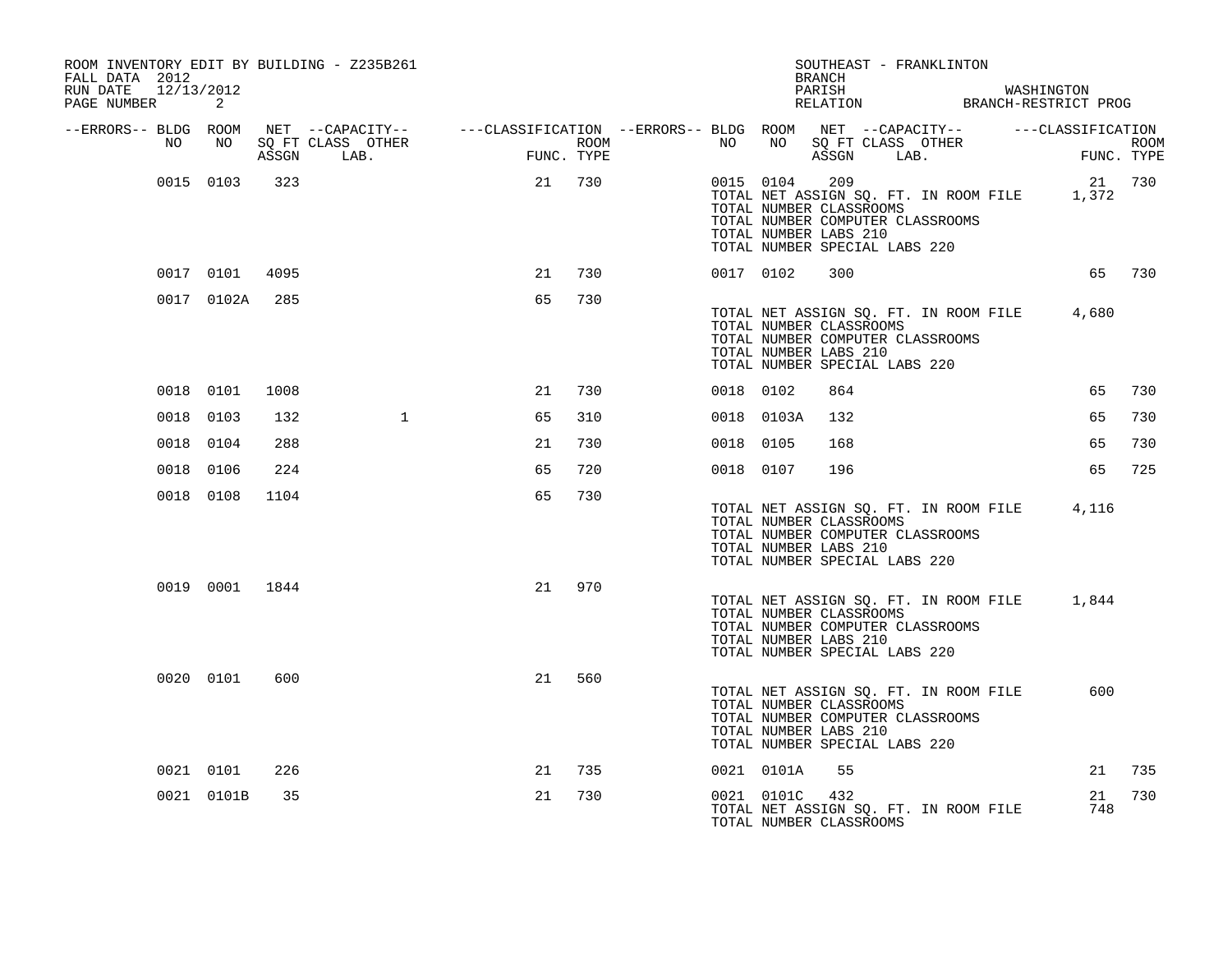ROOM INVENTORY EDIT BY BUILDING - Z235B261
FALL DATA 2012
RUN DATE 12/13/2012
PAGE NUMBER 2

SOUTHEAST - FRANKLINTON
BRANCH
PARISH WASHINGTON
RELATION BRANCH-RESTRICT PROG

| --ERRORS-- | BLDG NO | ROOM NO | NET SQ FT ASSGN | --CAPACITY-- CLASS LAB. | OTHER | ---CLASSIFICATION FUNC. | ROOM TYPE | --ERRORS-- | BLDG NO | ROOM NO | NET SQ FT ASSGN | --CAPACITY-- CLASS LAB. | OTHER | ---CLASSIFICATION FUNC. | ROOM TYPE |
|---|---|---|---|---|---|---|---|---|---|---|---|---|---|---|---|
| | 0015 | 0103 | 323 | | | 21 | 730 | | 0015 | 0104 | 209 | | | 21 | 730 |
| | | | | | | | | | TOTAL NET ASSIGN SQ. FT. IN ROOM FILE | | | | | 1,372 | |
| | | | | | | | | | TOTAL NUMBER CLASSROOMS | | | | | | |
| | | | | | | | | | TOTAL NUMBER COMPUTER CLASSROOMS | | | | | | |
| | | | | | | | | | TOTAL NUMBER LABS 210 | | | | | | |
| | | | | | | | | | TOTAL NUMBER SPECIAL LABS 220 | | | | | | |
| | 0017 | 0101 | 4095 | | | 21 | 730 | | 0017 | 0102 | 300 | | | 65 | 730 |
| | 0017 | 0102A | 285 | | | 65 | 730 | | | | | | | | |
| | | | | | | | | | TOTAL NET ASSIGN SQ. FT. IN ROOM FILE | | | | | 4,680 | |
| | | | | | | | | | TOTAL NUMBER CLASSROOMS | | | | | | |
| | | | | | | | | | TOTAL NUMBER COMPUTER CLASSROOMS | | | | | | |
| | | | | | | | | | TOTAL NUMBER LABS 210 | | | | | | |
| | | | | | | | | | TOTAL NUMBER SPECIAL LABS 220 | | | | | | |
| | 0018 | 0101 | 1008 | | | 21 | 730 | | 0018 | 0102 | 864 | | | 65 | 730 |
| | 0018 | 0103 | 132 | | 1 | 65 | 310 | | 0018 | 0103A | 132 | | | 65 | 730 |
| | 0018 | 0104 | 288 | | | 21 | 730 | | 0018 | 0105 | 168 | | | 65 | 730 |
| | 0018 | 0106 | 224 | | | 65 | 720 | | 0018 | 0107 | 196 | | | 65 | 725 |
| | 0018 | 0108 | 1104 | | | 65 | 730 | | | | | | | | |
| | | | | | | | | | TOTAL NET ASSIGN SQ. FT. IN ROOM FILE | | | | | 4,116 | |
| | | | | | | | | | TOTAL NUMBER CLASSROOMS | | | | | | |
| | | | | | | | | | TOTAL NUMBER COMPUTER CLASSROOMS | | | | | | |
| | | | | | | | | | TOTAL NUMBER LABS 210 | | | | | | |
| | | | | | | | | | TOTAL NUMBER SPECIAL LABS 220 | | | | | | |
| | 0019 | 0001 | 1844 | | | 21 | 970 | | | | | | | | |
| | | | | | | | | | TOTAL NET ASSIGN SQ. FT. IN ROOM FILE | | | | | 1,844 | |
| | | | | | | | | | TOTAL NUMBER CLASSROOMS | | | | | | |
| | | | | | | | | | TOTAL NUMBER COMPUTER CLASSROOMS | | | | | | |
| | | | | | | | | | TOTAL NUMBER LABS 210 | | | | | | |
| | | | | | | | | | TOTAL NUMBER SPECIAL LABS 220 | | | | | | |
| | 0020 | 0101 | 600 | | | 21 | 560 | | | | | | | | |
| | | | | | | | | | TOTAL NET ASSIGN SQ. FT. IN ROOM FILE | | | | | 600 | |
| | | | | | | | | | TOTAL NUMBER CLASSROOMS | | | | | | |
| | | | | | | | | | TOTAL NUMBER COMPUTER CLASSROOMS | | | | | | |
| | | | | | | | | | TOTAL NUMBER LABS 210 | | | | | | |
| | | | | | | | | | TOTAL NUMBER SPECIAL LABS 220 | | | | | | |
| | 0021 | 0101 | 226 | | | 21 | 735 | | 0021 | 0101A | 55 | | | 21 | 735 |
| | 0021 | 0101B | 35 | | | 21 | 730 | | 0021 | 0101C | 432 | | | 21 | 730 |
| | | | | | | | | | TOTAL NET ASSIGN SQ. FT. IN ROOM FILE | | | | | 748 | |
| | | | | | | | | | TOTAL NUMBER CLASSROOMS | | | | | | |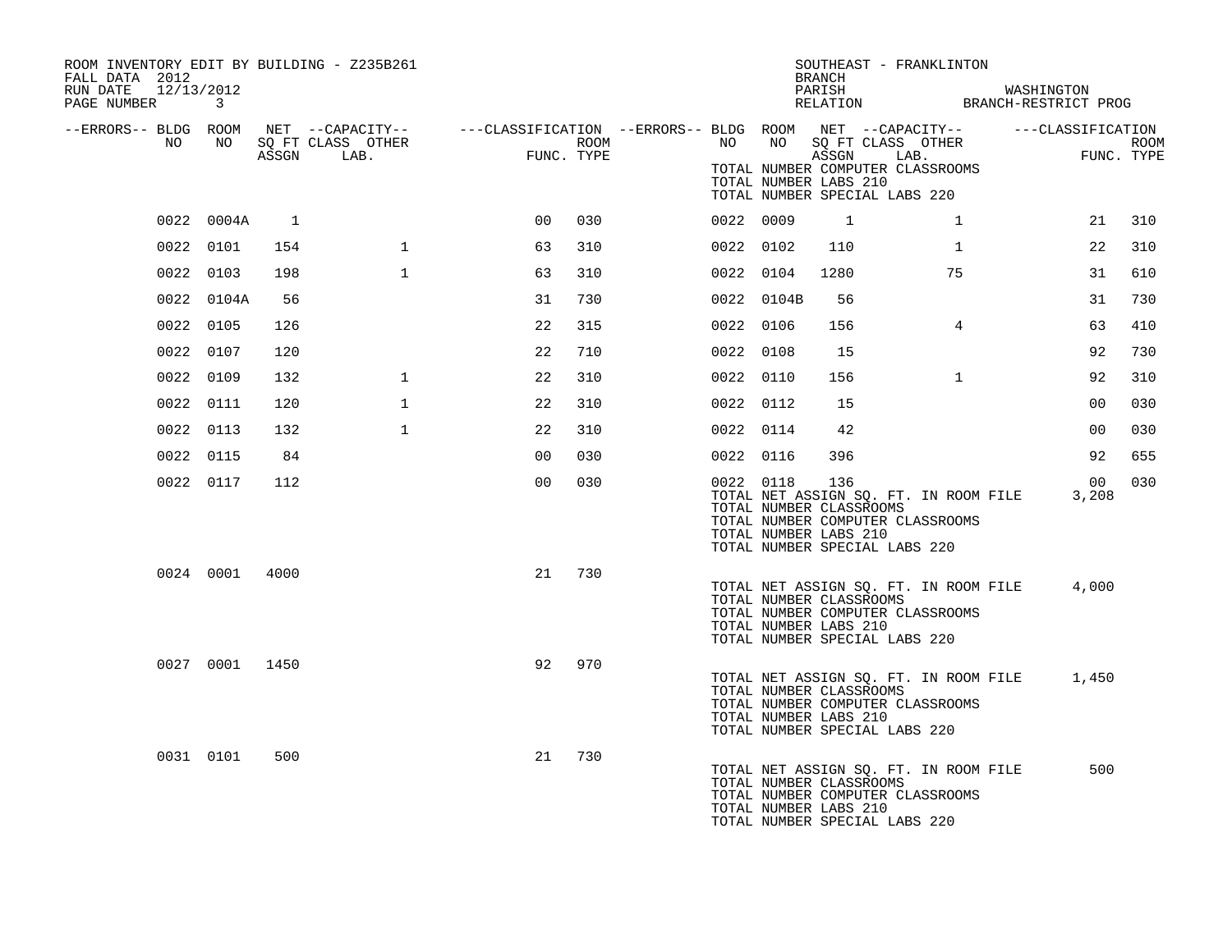ROOM INVENTORY EDIT BY BUILDING - Z235B261
FALL DATA 2012
RUN DATE 12/13/2012
PAGE NUMBER 3

SOUTHEAST - FRANKLINTON
BRANCH
PARISH WASHINGTON
RELATION BRANCH-RESTRICT PROG

| --ERRORS-- | BLDG NO | ROOM NO | NET SQ FT ASSGN | CAPACITY CLASS | CAPACITY OTHER LAB. | FUNC. | ROOM TYPE | --ERRORS-- | BLDG NO | ROOM NO | NET SQ FT ASSGN | CAPACITY CLASS | CAPACITY OTHER LAB. | FUNC. | ROOM TYPE |
|---|---|---|---|---|---|---|---|---|---|---|---|---|---|---|---|
| | | | | | | | | | | | TOTAL NUMBER COMPUTER CLASSROOMS | | | | |
| | | | | | | | | | | | TOTAL NUMBER LABS 210 | | | | |
| | | | | | | | | | | | TOTAL NUMBER SPECIAL LABS 220 | | | | |
| | 0022 | 0004A | 1 | | | 00 | 030 | | 0022 | 0009 | 1 | | 1 | 21 | 310 |
| | 0022 | 0101 | 154 | | 1 | 63 | 310 | | 0022 | 0102 | 110 | | 1 | 22 | 310 |
| | 0022 | 0103 | 198 | | 1 | 63 | 310 | | 0022 | 0104 | 1280 | | 75 | 31 | 610 |
| | 0022 | 0104A | 56 | | | 31 | 730 | | 0022 | 0104B | 56 | | | 31 | 730 |
| | 0022 | 0105 | 126 | | | 22 | 315 | | 0022 | 0106 | 156 | | 4 | 63 | 410 |
| | 0022 | 0107 | 120 | | | 22 | 710 | | 0022 | 0108 | 15 | | | 92 | 730 |
| | 0022 | 0109 | 132 | | 1 | 22 | 310 | | 0022 | 0110 | 156 | | 1 | 92 | 310 |
| | 0022 | 0111 | 120 | | 1 | 22 | 310 | | 0022 | 0112 | 15 | | | 00 | 030 |
| | 0022 | 0113 | 132 | | 1 | 22 | 310 | | 0022 | 0114 | 42 | | | 00 | 030 |
| | 0022 | 0115 | 84 | | | 00 | 030 | | 0022 | 0116 | 396 | | | 92 | 655 |
| | 0022 | 0117 | 112 | | | 00 | 030 | | 0022 | 0118 | 136 | | | 00 | 030 |
| | | | | | | | | | | | TOTAL NET ASSIGN SQ. FT. IN ROOM FILE | | | 3,208 | |
| | | | | | | | | | | | TOTAL NUMBER CLASSROOMS | | | | |
| | | | | | | | | | | | TOTAL NUMBER COMPUTER CLASSROOMS | | | | |
| | | | | | | | | | | | TOTAL NUMBER LABS 210 | | | | |
| | | | | | | | | | | | TOTAL NUMBER SPECIAL LABS 220 | | | | |
| | 0024 | 0001 | 4000 | | | 21 | 730 | | | | | | | | |
| | | | | | | | | | | | TOTAL NET ASSIGN SQ. FT. IN ROOM FILE | | | 4,000 | |
| | | | | | | | | | | | TOTAL NUMBER CLASSROOMS | | | | |
| | | | | | | | | | | | TOTAL NUMBER COMPUTER CLASSROOMS | | | | |
| | | | | | | | | | | | TOTAL NUMBER LABS 210 | | | | |
| | | | | | | | | | | | TOTAL NUMBER SPECIAL LABS 220 | | | | |
| | 0027 | 0001 | 1450 | | | 92 | 970 | | | | | | | | |
| | | | | | | | | | | | TOTAL NET ASSIGN SQ. FT. IN ROOM FILE | | | 1,450 | |
| | | | | | | | | | | | TOTAL NUMBER CLASSROOMS | | | | |
| | | | | | | | | | | | TOTAL NUMBER COMPUTER CLASSROOMS | | | | |
| | | | | | | | | | | | TOTAL NUMBER LABS 210 | | | | |
| | | | | | | | | | | | TOTAL NUMBER SPECIAL LABS 220 | | | | |
| | 0031 | 0101 | 500 | | | 21 | 730 | | | | | | | | |
| | | | | | | | | | | | TOTAL NET ASSIGN SQ. FT. IN ROOM FILE | | | 500 | |
| | | | | | | | | | | | TOTAL NUMBER CLASSROOMS | | | | |
| | | | | | | | | | | | TOTAL NUMBER COMPUTER CLASSROOMS | | | | |
| | | | | | | | | | | | TOTAL NUMBER LABS 210 | | | | |
| | | | | | | | | | | | TOTAL NUMBER SPECIAL LABS 220 | | | | |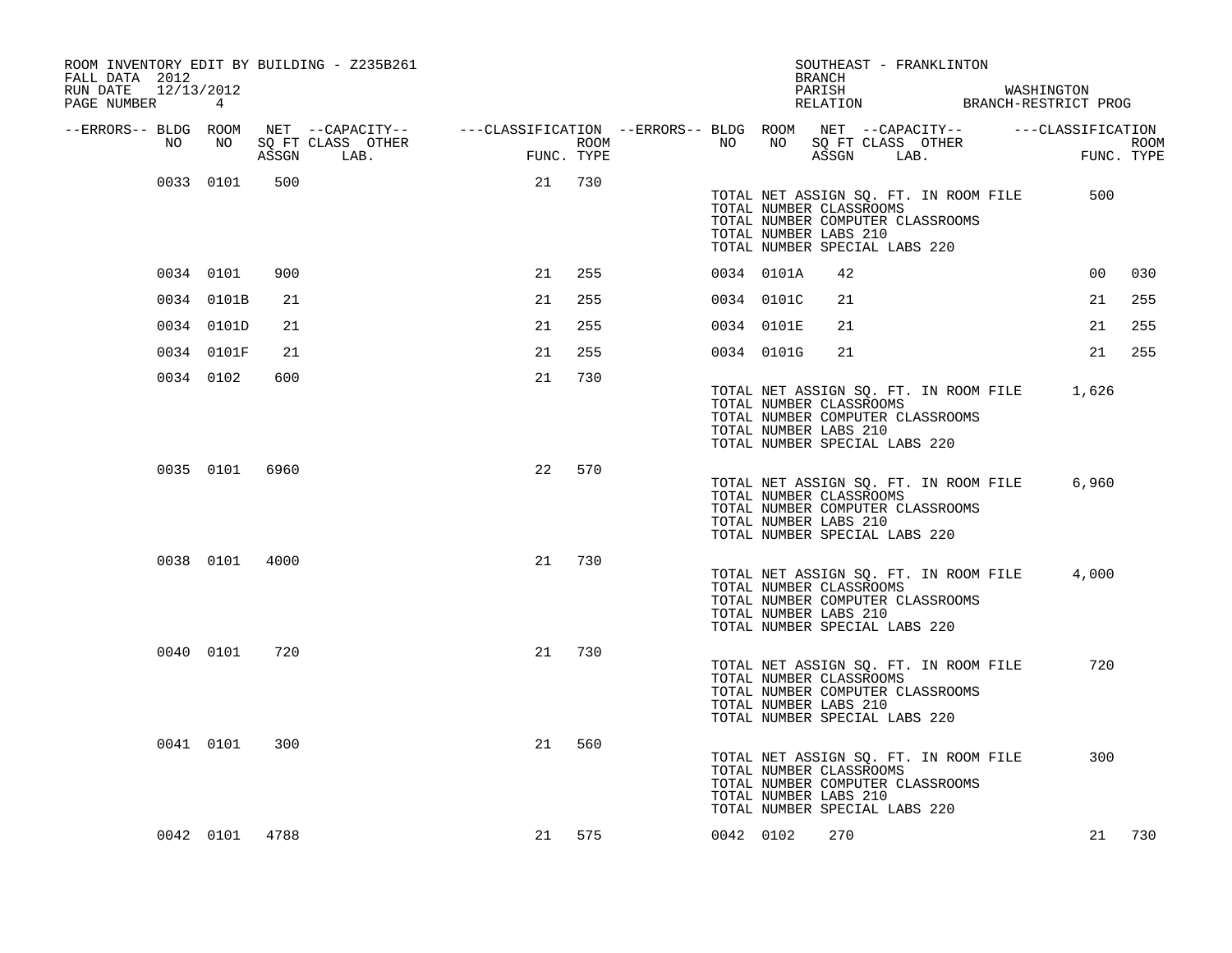ROOM INVENTORY EDIT BY BUILDING - Z235B261
FALL DATA 2012
RUN DATE 12/13/2012
PAGE NUMBER 4

SOUTHEAST - FRANKLINTON
BRANCH
PARISH WASHINGTON
RELATION BRANCH-RESTRICT PROG

| --ERRORS-- | BLDG NO | ROOM NO | NET SQ FT ASSGN | --CAPACITY-- CLASS LAB. | OTHER | ---CLASSIFICATION FUNC. | ROOM TYPE | --ERRORS-- | BLDG NO | ROOM NO | NET SQ FT ASSGN | --CAPACITY-- CLASS LAB. | OTHER | ---CLASSIFICATION FUNC. | ROOM TYPE |
|---|---|---|---|---|---|---|---|---|---|---|---|---|---|---|---|
| | 0033 | 0101 | 500 | | | 21 | 730 | | | | | | | | |

TOTAL NET ASSIGN SQ. FT. IN ROOM FILE 500
TOTAL NUMBER CLASSROOMS
TOTAL NUMBER COMPUTER CLASSROOMS
TOTAL NUMBER LABS 210
TOTAL NUMBER SPECIAL LABS 220

| --ERRORS-- | BLDG NO | ROOM NO | NET SQ FT ASSGN | --CAPACITY-- CLASS LAB. | OTHER | ---CLASSIFICATION FUNC. | ROOM TYPE | --ERRORS-- | BLDG NO | ROOM NO | NET SQ FT ASSGN | --CAPACITY-- CLASS LAB. | OTHER | ---CLASSIFICATION FUNC. | ROOM TYPE |
|---|---|---|---|---|---|---|---|---|---|---|---|---|---|---|---|
| | 0034 | 0101 | 900 | | | 21 | 255 | | 0034 | 0101A | 42 | | | 00 | 030 |
| | 0034 | 0101B | 21 | | | 21 | 255 | | 0034 | 0101C | 21 | | | 21 | 255 |
| | 0034 | 0101D | 21 | | | 21 | 255 | | 0034 | 0101E | 21 | | | 21 | 255 |
| | 0034 | 0101F | 21 | | | 21 | 255 | | 0034 | 0101G | 21 | | | 21 | 255 |
| | 0034 | 0102 | 600 | | | 21 | 730 | | | | | | | | |

TOTAL NET ASSIGN SQ. FT. IN ROOM FILE 1,626
TOTAL NUMBER CLASSROOMS
TOTAL NUMBER COMPUTER CLASSROOMS
TOTAL NUMBER LABS 210
TOTAL NUMBER SPECIAL LABS 220

| --ERRORS-- | BLDG NO | ROOM NO | NET SQ FT ASSGN | --CAPACITY-- CLASS LAB. | OTHER | ---CLASSIFICATION FUNC. | ROOM TYPE |
|---|---|---|---|---|---|---|---|
| | 0035 | 0101 | 6960 | | | 22 | 570 |

TOTAL NET ASSIGN SQ. FT. IN ROOM FILE 6,960
TOTAL NUMBER CLASSROOMS
TOTAL NUMBER COMPUTER CLASSROOMS
TOTAL NUMBER LABS 210
TOTAL NUMBER SPECIAL LABS 220

| --ERRORS-- | BLDG NO | ROOM NO | NET SQ FT ASSGN | --CAPACITY-- CLASS LAB. | OTHER | ---CLASSIFICATION FUNC. | ROOM TYPE |
|---|---|---|---|---|---|---|---|
| | 0038 | 0101 | 4000 | | | 21 | 730 |

TOTAL NET ASSIGN SQ. FT. IN ROOM FILE 4,000
TOTAL NUMBER CLASSROOMS
TOTAL NUMBER COMPUTER CLASSROOMS
TOTAL NUMBER LABS 210
TOTAL NUMBER SPECIAL LABS 220

| --ERRORS-- | BLDG NO | ROOM NO | NET SQ FT ASSGN | --CAPACITY-- CLASS LAB. | OTHER | ---CLASSIFICATION FUNC. | ROOM TYPE |
|---|---|---|---|---|---|---|---|
| | 0040 | 0101 | 720 | | | 21 | 730 |

TOTAL NET ASSIGN SQ. FT. IN ROOM FILE 720
TOTAL NUMBER CLASSROOMS
TOTAL NUMBER COMPUTER CLASSROOMS
TOTAL NUMBER LABS 210
TOTAL NUMBER SPECIAL LABS 220

| --ERRORS-- | BLDG NO | ROOM NO | NET SQ FT ASSGN | --CAPACITY-- CLASS LAB. | OTHER | ---CLASSIFICATION FUNC. | ROOM TYPE |
|---|---|---|---|---|---|---|---|
| | 0041 | 0101 | 300 | | | 21 | 560 |

TOTAL NET ASSIGN SQ. FT. IN ROOM FILE 300
TOTAL NUMBER CLASSROOMS
TOTAL NUMBER COMPUTER CLASSROOMS
TOTAL NUMBER LABS 210
TOTAL NUMBER SPECIAL LABS 220

| --ERRORS-- | BLDG NO | ROOM NO | NET SQ FT ASSGN | --CAPACITY-- CLASS LAB. | OTHER | ---CLASSIFICATION FUNC. | ROOM TYPE | --ERRORS-- | BLDG NO | ROOM NO | NET SQ FT ASSGN | --CAPACITY-- CLASS LAB. | OTHER | ---CLASSIFICATION FUNC. | ROOM TYPE |
|---|---|---|---|---|---|---|---|---|---|---|---|---|---|---|---|
| | 0042 | 0101 | 4788 | | | 21 | 575 | | 0042 | 0102 | 270 | | | 21 | 730 |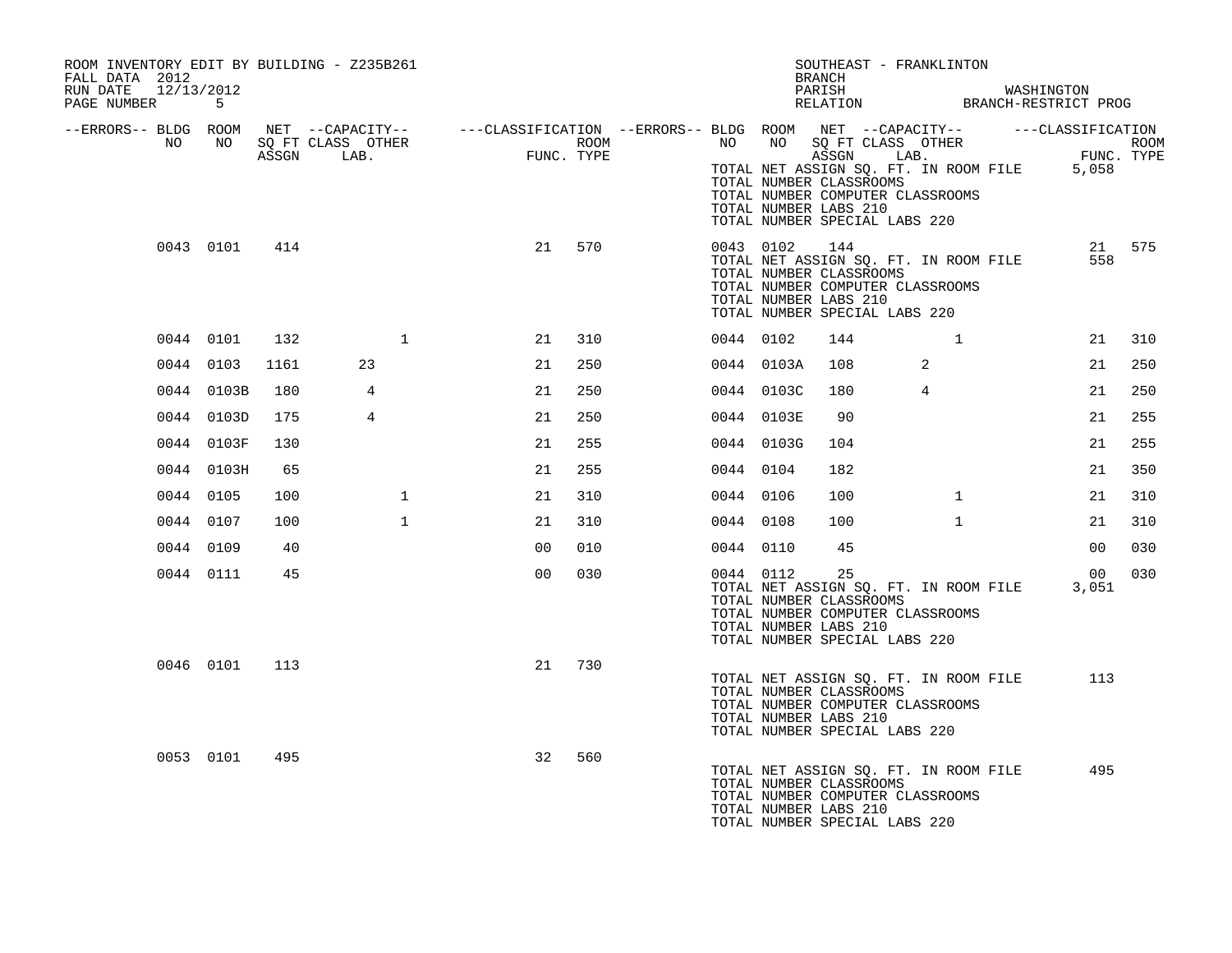ROOM INVENTORY EDIT BY BUILDING - Z235B261
FALL DATA 2012
RUN DATE 12/13/2012
PAGE NUMBER 5

SOUTHEAST - FRANKLINTON
BRANCH
PARISH WASHINGTON
RELATION BRANCH-RESTRICT PROG

| --ERRORS-- | BLDG NO | ROOM NO | NET SQ FT ASSGN | --CAPACITY-- CLASS LAB. | OTHER | ---CLASSIFICATION FUNC. | ROOM TYPE | --ERRORS-- | BLDG NO | ROOM NO | NET SQ FT ASSGN | --CAPACITY-- CLASS LAB. | OTHER | ---CLASSIFICATION FUNC. | ROOM TYPE |
|---|---|---|---|---|---|---|---|---|---|---|---|---|---|---|---|
| | | | | | | | | | TOTAL NET ASSIGN SQ. FT. IN ROOM FILE | | | | | 5,058 | |
| | | | | | | | | | TOTAL NUMBER CLASSROOMS | | | | | | |
| | | | | | | | | | TOTAL NUMBER COMPUTER CLASSROOMS | | | | | | |
| | | | | | | | | | TOTAL NUMBER LABS 210 | | | | | | |
| | | | | | | | | | TOTAL NUMBER SPECIAL LABS 220 | | | | | | |
| | 0043 | 0101 | 414 | | | 21 | 570 | | 0043 | 0102 | 144 | | | 21 | 575 |
| | | | | | | | | | TOTAL NET ASSIGN SQ. FT. IN ROOM FILE | | | | | 558 | |
| | | | | | | | | | TOTAL NUMBER CLASSROOMS | | | | | | |
| | | | | | | | | | TOTAL NUMBER COMPUTER CLASSROOMS | | | | | | |
| | | | | | | | | | TOTAL NUMBER LABS 210 | | | | | | |
| | | | | | | | | | TOTAL NUMBER SPECIAL LABS 220 | | | | | | |
| | 0044 | 0101 | 132 | | 1 | 21 | 310 | | 0044 | 0102 | 144 | | 1 | 21 | 310 |
| | 0044 | 0103 | 1161 | 23 | | 21 | 250 | | 0044 | 0103A | 108 | 2 | | 21 | 250 |
| | 0044 | 0103B | 180 | 4 | | 21 | 250 | | 0044 | 0103C | 180 | 4 | | 21 | 250 |
| | 0044 | 0103D | 175 | 4 | | 21 | 250 | | 0044 | 0103E | 90 | | | 21 | 255 |
| | 0044 | 0103F | 130 | | | 21 | 255 | | 0044 | 0103G | 104 | | | 21 | 255 |
| | 0044 | 0103H | 65 | | | 21 | 255 | | 0044 | 0104 | 182 | | | 21 | 350 |
| | 0044 | 0105 | 100 | | 1 | 21 | 310 | | 0044 | 0106 | 100 | | 1 | 21 | 310 |
| | 0044 | 0107 | 100 | | 1 | 21 | 310 | | 0044 | 0108 | 100 | | 1 | 21 | 310 |
| | 0044 | 0109 | 40 | | | 00 | 010 | | 0044 | 0110 | 45 | | | 00 | 030 |
| | 0044 | 0111 | 45 | | | 00 | 030 | | 0044 | 0112 | 25 | | | 00 | 030 |
| | | | | | | | | | TOTAL NET ASSIGN SQ. FT. IN ROOM FILE | | | | | 3,051 | |
| | | | | | | | | | TOTAL NUMBER CLASSROOMS | | | | | | |
| | | | | | | | | | TOTAL NUMBER COMPUTER CLASSROOMS | | | | | | |
| | | | | | | | | | TOTAL NUMBER LABS 210 | | | | | | |
| | | | | | | | | | TOTAL NUMBER SPECIAL LABS 220 | | | | | | |
| | 0046 | 0101 | 113 | | | 21 | 730 | | | | | | | | |
| | | | | | | | | | TOTAL NET ASSIGN SQ. FT. IN ROOM FILE | | | | | 113 | |
| | | | | | | | | | TOTAL NUMBER CLASSROOMS | | | | | | |
| | | | | | | | | | TOTAL NUMBER COMPUTER CLASSROOMS | | | | | | |
| | | | | | | | | | TOTAL NUMBER LABS 210 | | | | | | |
| | | | | | | | | | TOTAL NUMBER SPECIAL LABS 220 | | | | | | |
| | 0053 | 0101 | 495 | | | 32 | 560 | | | | | | | | |
| | | | | | | | | | TOTAL NET ASSIGN SQ. FT. IN ROOM FILE | | | | | 495 | |
| | | | | | | | | | TOTAL NUMBER CLASSROOMS | | | | | | |
| | | | | | | | | | TOTAL NUMBER COMPUTER CLASSROOMS | | | | | | |
| | | | | | | | | | TOTAL NUMBER LABS 210 | | | | | | |
| | | | | | | | | | TOTAL NUMBER SPECIAL LABS 220 | | | | | | |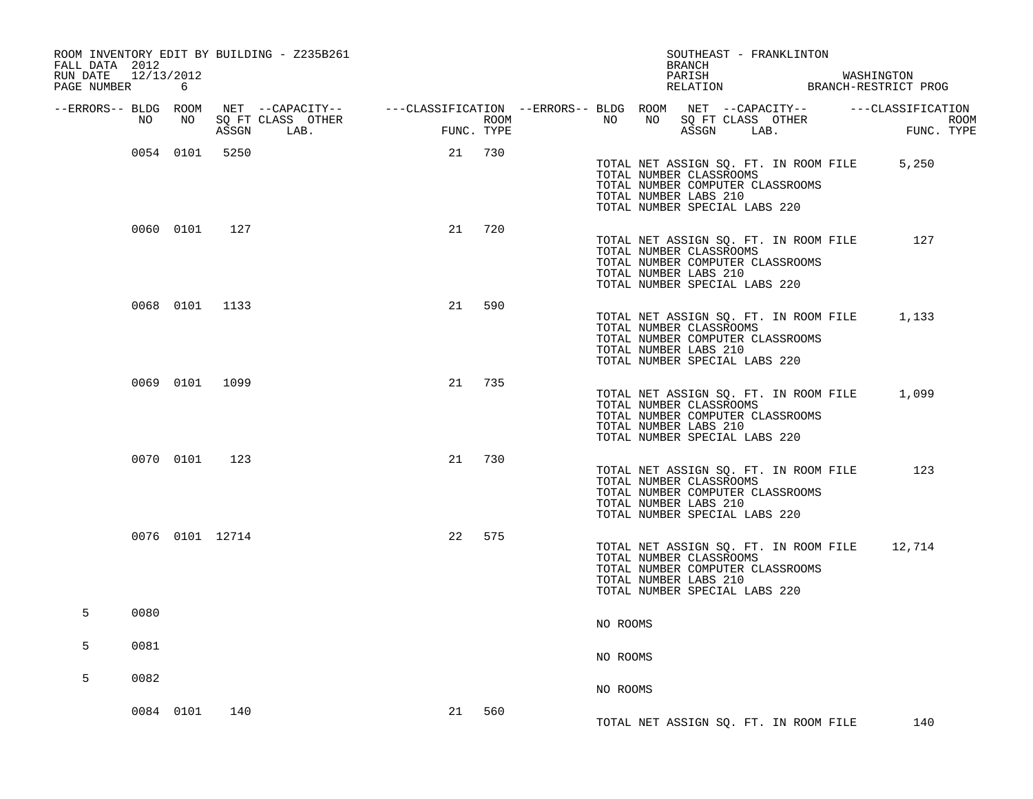ROOM INVENTORY EDIT BY BUILDING - Z235B261
FALL DATA 2012
RUN DATE 12/13/2012

SOUTHEAST - FRANKLINTON
BRANCH
PARISH WASHINGTON
RELATION BRANCH-RESTRICT PROG

| --ERRORS-- | BLDG NO | ROOM NO | NET SQ FT ASSGN | --CAPACITY-- CLASS LAB. | OTHER | ---CLASSIFICATION FUNC. | ROOM TYPE | |
|---|---|---|---|---|---|---|---|---|
| | 0054 | 0101 | 5250 | | | 21 | 730 | TOTAL NET ASSIGN SQ. FT. IN ROOM FILE 5,250<br>TOTAL NUMBER CLASSROOMS<br>TOTAL NUMBER COMPUTER CLASSROOMS<br>TOTAL NUMBER LABS 210<br>TOTAL NUMBER SPECIAL LABS 220 |
| | 0060 | 0101 | 127 | | | 21 | 720 | TOTAL NET ASSIGN SQ. FT. IN ROOM FILE 127<br>TOTAL NUMBER CLASSROOMS<br>TOTAL NUMBER COMPUTER CLASSROOMS<br>TOTAL NUMBER LABS 210<br>TOTAL NUMBER SPECIAL LABS 220 |
| | 0068 | 0101 | 1133 | | | 21 | 590 | TOTAL NET ASSIGN SQ. FT. IN ROOM FILE 1,133<br>TOTAL NUMBER CLASSROOMS<br>TOTAL NUMBER COMPUTER CLASSROOMS<br>TOTAL NUMBER LABS 210<br>TOTAL NUMBER SPECIAL LABS 220 |
| | 0069 | 0101 | 1099 | | | 21 | 735 | TOTAL NET ASSIGN SQ. FT. IN ROOM FILE 1,099<br>TOTAL NUMBER CLASSROOMS<br>TOTAL NUMBER COMPUTER CLASSROOMS<br>TOTAL NUMBER LABS 210<br>TOTAL NUMBER SPECIAL LABS 220 |
| | 0070 | 0101 | 123 | | | 21 | 730 | TOTAL NET ASSIGN SQ. FT. IN ROOM FILE 123<br>TOTAL NUMBER CLASSROOMS<br>TOTAL NUMBER COMPUTER CLASSROOMS<br>TOTAL NUMBER LABS 210<br>TOTAL NUMBER SPECIAL LABS 220 |
| | 0076 | 0101 | 12714 | | | 22 | 575 | TOTAL NET ASSIGN SQ. FT. IN ROOM FILE 12,714<br>TOTAL NUMBER CLASSROOMS<br>TOTAL NUMBER COMPUTER CLASSROOMS<br>TOTAL NUMBER LABS 210<br>TOTAL NUMBER SPECIAL LABS 220 |
| 5 | 0080 | | | | | | | NO ROOMS |
| 5 | 0081 | | | | | | | NO ROOMS |
| 5 | 0082 | | | | | | | NO ROOMS |
| | 0084 | 0101 | 140 | | | 21 | 560 | TOTAL NET ASSIGN SQ. FT. IN ROOM FILE 140 |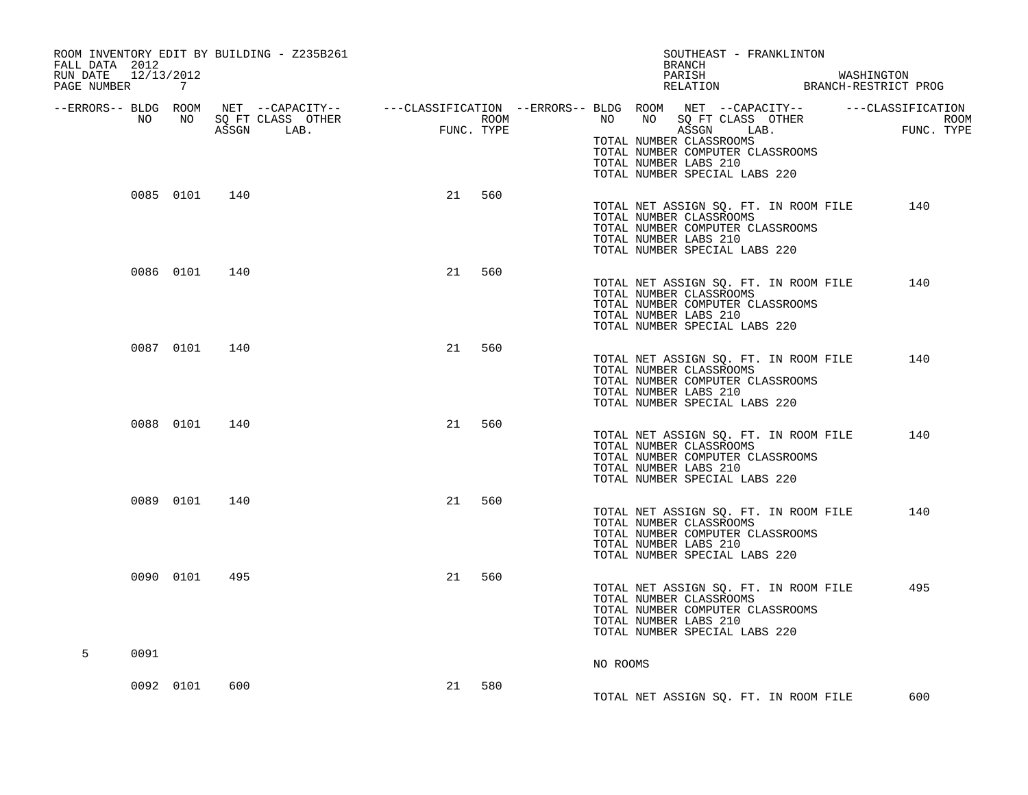ROOM INVENTORY EDIT BY BUILDING - Z235B261
FALL DATA 2012
RUN DATE 12/13/2012
PAGE NUMBER 7

SOUTHEAST - FRANKLINTON
BRANCH
PARISH WASHINGTON
RELATION BRANCH-RESTRICT PROG

| --ERRORS-- | BLDG NO | ROOM NO | NET SQ FT ASSGN | --CAPACITY-- CLASS LAB. | OTHER | ---CLASSIFICATION FUNC. | ROOM TYPE | |
|---|---|---|---|---|---|---|---|---|
| | | | | | | | | TOTAL NUMBER CLASSROOMS<br>TOTAL NUMBER COMPUTER CLASSROOMS<br>TOTAL NUMBER LABS 210<br>TOTAL NUMBER SPECIAL LABS 220 |
| | 0085 | 0101 | 140 | | | 21 | 560 | TOTAL NET ASSIGN SQ. FT. IN ROOM FILE 140<br>TOTAL NUMBER CLASSROOMS<br>TOTAL NUMBER COMPUTER CLASSROOMS<br>TOTAL NUMBER LABS 210<br>TOTAL NUMBER SPECIAL LABS 220 |
| | 0086 | 0101 | 140 | | | 21 | 560 | TOTAL NET ASSIGN SQ. FT. IN ROOM FILE 140<br>TOTAL NUMBER CLASSROOMS<br>TOTAL NUMBER COMPUTER CLASSROOMS<br>TOTAL NUMBER LABS 210<br>TOTAL NUMBER SPECIAL LABS 220 |
| | 0087 | 0101 | 140 | | | 21 | 560 | TOTAL NET ASSIGN SQ. FT. IN ROOM FILE 140<br>TOTAL NUMBER CLASSROOMS<br>TOTAL NUMBER COMPUTER CLASSROOMS<br>TOTAL NUMBER LABS 210<br>TOTAL NUMBER SPECIAL LABS 220 |
| | 0088 | 0101 | 140 | | | 21 | 560 | TOTAL NET ASSIGN SQ. FT. IN ROOM FILE 140<br>TOTAL NUMBER CLASSROOMS<br>TOTAL NUMBER COMPUTER CLASSROOMS<br>TOTAL NUMBER LABS 210<br>TOTAL NUMBER SPECIAL LABS 220 |
| | 0089 | 0101 | 140 | | | 21 | 560 | TOTAL NET ASSIGN SQ. FT. IN ROOM FILE 140<br>TOTAL NUMBER CLASSROOMS<br>TOTAL NUMBER COMPUTER CLASSROOMS<br>TOTAL NUMBER LABS 210<br>TOTAL NUMBER SPECIAL LABS 220 |
| | 0090 | 0101 | 495 | | | 21 | 560 | TOTAL NET ASSIGN SQ. FT. IN ROOM FILE 495<br>TOTAL NUMBER CLASSROOMS<br>TOTAL NUMBER COMPUTER CLASSROOMS<br>TOTAL NUMBER LABS 210<br>TOTAL NUMBER SPECIAL LABS 220 |
| 5 | 0091 | | | | | | | NO ROOMS |
| | 0092 | 0101 | 600 | | | 21 | 580 | TOTAL NET ASSIGN SQ. FT. IN ROOM FILE 600 |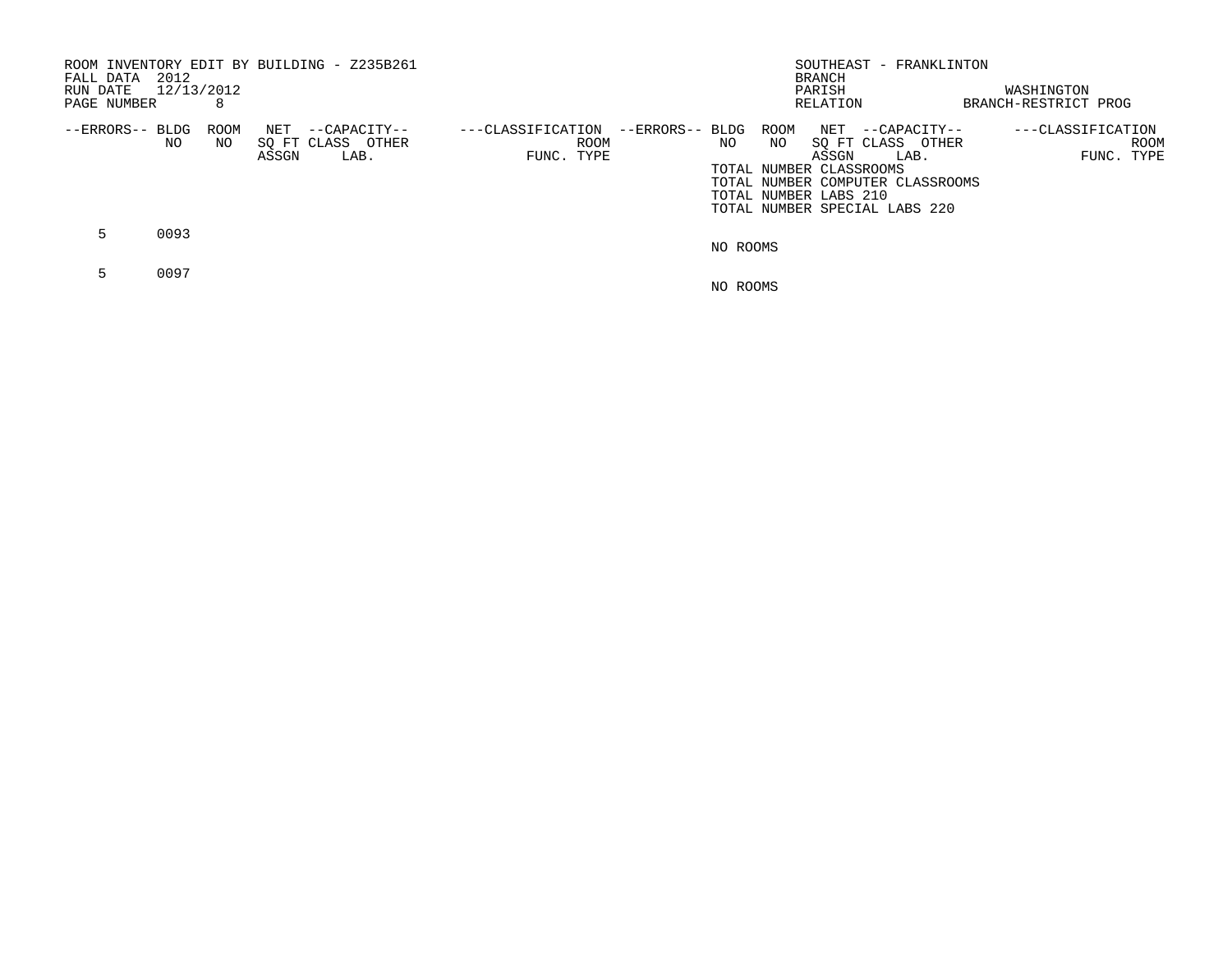ROOM INVENTORY EDIT BY BUILDING - Z235B261
FALL DATA 2012
RUN DATE 12/13/2012
PAGE NUMBER 8

SOUTHEAST - FRANKLINTON
BRANCH
PARISH WASHINGTON
RELATION BRANCH-RESTRICT PROG

| --ERRORS-- | BLDG NO | ROOM NO | NET SQ FT ASSGN | --CAPACITY-- CLASS | OTHER LAB. | ---CLASSIFICATION FUNC. | ROOM TYPE |
|---|---|---|---|---|---|---|---|
| 5 | 0093 | | | | | | |
| | | NO ROOMS | | | | | |
| 5 | 0097 | | | | | | |
| | | NO ROOMS | | | | | |

TOTAL NUMBER CLASSROOMS
TOTAL NUMBER COMPUTER CLASSROOMS
TOTAL NUMBER LABS 210
TOTAL NUMBER SPECIAL LABS 220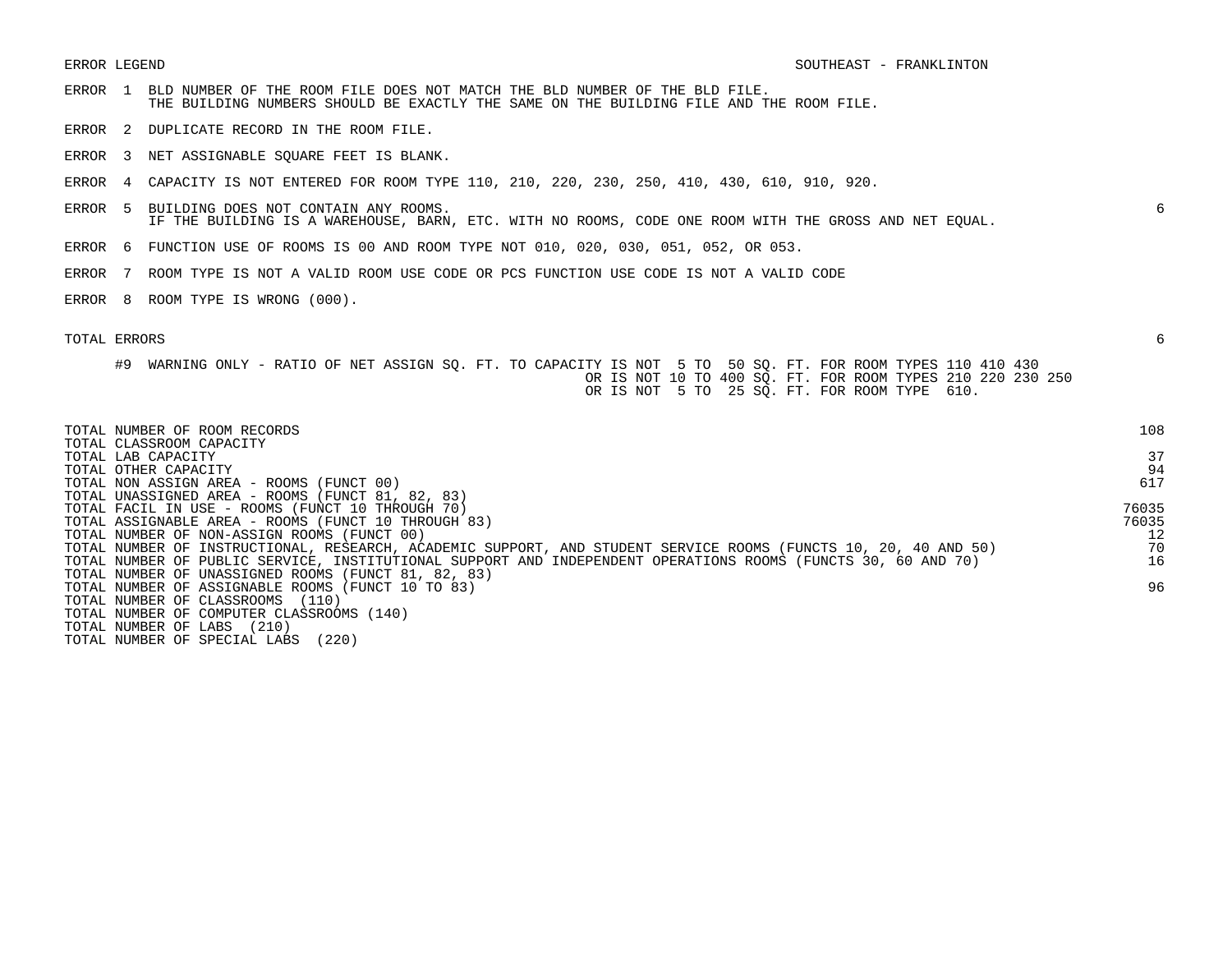ERROR LEGEND | SOUTHEAST - FRANKLINTON

| | |
|---|---|
| ERROR 1 BLD NUMBER OF THE ROOM FILE DOES NOT MATCH THE BLD NUMBER OF THE BLD FILE. THE BUILDING NUMBERS SHOULD BE EXACTLY THE SAME ON THE BUILDING FILE AND THE ROOM FILE. | |
| ERROR 2 DUPLICATE RECORD IN THE ROOM FILE. | |
| ERROR 3 NET ASSIGNABLE SQUARE FEET IS BLANK. | |
| ERROR 4 CAPACITY IS NOT ENTERED FOR ROOM TYPE 110, 210, 220, 230, 250, 410, 430, 610, 910, 920. | |
| ERROR 5 BUILDING DOES NOT CONTAIN ANY ROOMS. IF THE BUILDING IS A WAREHOUSE, BARN, ETC. WITH NO ROOMS, CODE ONE ROOM WITH THE GROSS AND NET EQUAL. | 6 |
| ERROR 6 FUNCTION USE OF ROOMS IS 00 AND ROOM TYPE NOT 010, 020, 030, 051, 052, OR 053. | |
| ERROR 7 ROOM TYPE IS NOT A VALID ROOM USE CODE OR PCS FUNCTION USE CODE IS NOT A VALID CODE | |
| ERROR 8 ROOM TYPE IS WRONG (000). | |
| TOTAL ERRORS | 6 |

#9 WARNING ONLY - RATIO OF NET ASSIGN SQ. FT. TO CAPACITY IS NOT 5 TO 50 SQ. FT. FOR ROOM TYPES 110 410 430
OR IS NOT 10 TO 400 SQ. FT. FOR ROOM TYPES 210 220 230 250
OR IS NOT 5 TO 25 SQ. FT. FOR ROOM TYPE 610.

| | |
|---|---|
| TOTAL NUMBER OF ROOM RECORDS | 108 |
| TOTAL CLASSROOM CAPACITY | |
| TOTAL LAB CAPACITY | 37 |
| TOTAL OTHER CAPACITY | 94 |
| TOTAL NON ASSIGN AREA - ROOMS (FUNCT 00) | 617 |
| TOTAL UNASSIGNED AREA - ROOMS (FUNCT 81, 82, 83) | |
| TOTAL FACIL IN USE - ROOMS (FUNCT 10 THROUGH 70) | 76035 |
| TOTAL ASSIGNABLE AREA - ROOMS (FUNCT 10 THROUGH 83) | 76035 |
| TOTAL NUMBER OF NON-ASSIGN ROOMS (FUNCT 00) | 12 |
| TOTAL NUMBER OF INSTRUCTIONAL, RESEARCH, ACADEMIC SUPPORT, AND STUDENT SERVICE ROOMS (FUNCTS 10, 20, 40 AND 50) | 70 |
| TOTAL NUMBER OF PUBLIC SERVICE, INSTITUTIONAL SUPPORT AND INDEPENDENT OPERATIONS ROOMS (FUNCTS 30, 60 AND 70) | 16 |
| TOTAL NUMBER OF UNASSIGNED ROOMS (FUNCT 81, 82, 83) | |
| TOTAL NUMBER OF ASSIGNABLE ROOMS (FUNCT 10 TO 83) | 96 |
| TOTAL NUMBER OF CLASSROOMS (110) | |
| TOTAL NUMBER OF COMPUTER CLASSROOMS (140) | |
| TOTAL NUMBER OF LABS (210) | |
| TOTAL NUMBER OF SPECIAL LABS (220) | |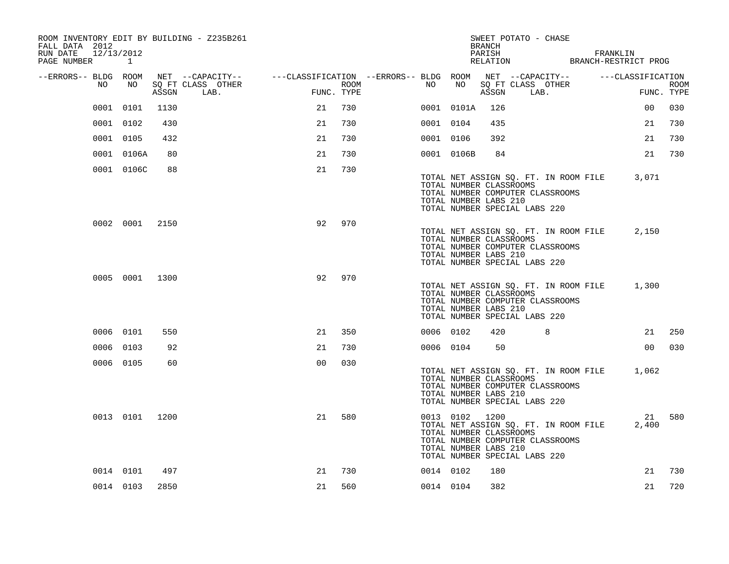ROOM INVENTORY EDIT BY BUILDING - Z235B261
FALL DATA 2012
RUN DATE 12/13/2012
PAGE NUMBER 1

SWEET POTATO - CHASE
BRANCH
PARISH FRANKLIN
RELATION BRANCH-RESTRICT PROG

| --ERRORS-- | BLDG NO | ROOM NO | NET SQ FT ASSGN | CAPACITY CLASS LAB. | CAPACITY OTHER | CLASSIFICATION FUNC. | ROOM TYPE | --ERRORS-- | BLDG NO | ROOM NO | NET SQ FT ASSGN | CAPACITY CLASS LAB. | CAPACITY OTHER | CLASSIFICATION FUNC. | ROOM TYPE |
|---|---|---|---|---|---|---|---|---|---|---|---|---|---|---|---|
| | 0001 | 0101 | 1130 | | | 21 | 730 | | 0001 | 0101A | 126 | | | 00 | 030 |
| | 0001 | 0102 | 430 | | | 21 | 730 | | 0001 | 0104 | 435 | | | 21 | 730 |
| | 0001 | 0105 | 432 | | | 21 | 730 | | 0001 | 0106 | 392 | | | 21 | 730 |
| | 0001 | 0106A | 80 | | | 21 | 730 | | 0001 | 0106B | 84 | | | 21 | 730 |
| | 0001 | 0106C | 88 | | | 21 | 730 | | | | | | | | |

TOTAL NET ASSIGN SQ. FT. IN ROOM FILE 3,071
TOTAL NUMBER CLASSROOMS
TOTAL NUMBER COMPUTER CLASSROOMS
TOTAL NUMBER LABS 210
TOTAL NUMBER SPECIAL LABS 220

| --ERRORS-- | BLDG NO | ROOM NO | NET SQ FT ASSGN | CAPACITY CLASS LAB. | CAPACITY OTHER | CLASSIFICATION FUNC. | ROOM TYPE |
|---|---|---|---|---|---|---|---|
| | 0002 | 0001 | 2150 | | | 92 | 970 |

TOTAL NET ASSIGN SQ. FT. IN ROOM FILE 2,150
TOTAL NUMBER CLASSROOMS
TOTAL NUMBER COMPUTER CLASSROOMS
TOTAL NUMBER LABS 210
TOTAL NUMBER SPECIAL LABS 220

| --ERRORS-- | BLDG NO | ROOM NO | NET SQ FT ASSGN | CAPACITY CLASS LAB. | CAPACITY OTHER | CLASSIFICATION FUNC. | ROOM TYPE |
|---|---|---|---|---|---|---|---|
| | 0005 | 0001 | 1300 | | | 92 | 970 |

TOTAL NET ASSIGN SQ. FT. IN ROOM FILE 1,300
TOTAL NUMBER CLASSROOMS
TOTAL NUMBER COMPUTER CLASSROOMS
TOTAL NUMBER LABS 210
TOTAL NUMBER SPECIAL LABS 220

| --ERRORS-- | BLDG NO | ROOM NO | NET SQ FT ASSGN | CAPACITY CLASS LAB. | CAPACITY OTHER | CLASSIFICATION FUNC. | ROOM TYPE | --ERRORS-- | BLDG NO | ROOM NO | NET SQ FT ASSGN | CAPACITY CLASS LAB. | CAPACITY OTHER | CLASSIFICATION FUNC. | ROOM TYPE |
|---|---|---|---|---|---|---|---|---|---|---|---|---|---|---|---|
| | 0006 | 0101 | 550 | | | 21 | 350 | | 0006 | 0102 | 420 | 8 | | 21 | 250 |
| | 0006 | 0103 | 92 | | | 21 | 730 | | 0006 | 0104 | 50 | | | 00 | 030 |
| | 0006 | 0105 | 60 | | | 00 | 030 | | | | | | | | |

TOTAL NET ASSIGN SQ. FT. IN ROOM FILE 1,062
TOTAL NUMBER CLASSROOMS
TOTAL NUMBER COMPUTER CLASSROOMS
TOTAL NUMBER LABS 210
TOTAL NUMBER SPECIAL LABS 220

| --ERRORS-- | BLDG NO | ROOM NO | NET SQ FT ASSGN | CAPACITY CLASS LAB. | CAPACITY OTHER | CLASSIFICATION FUNC. | ROOM TYPE | --ERRORS-- | BLDG NO | ROOM NO | NET SQ FT ASSGN | CAPACITY CLASS LAB. | CAPACITY OTHER | CLASSIFICATION FUNC. | ROOM TYPE |
|---|---|---|---|---|---|---|---|---|---|---|---|---|---|---|---|
| | 0013 | 0101 | 1200 | | | 21 | 580 | | 0013 | 0102 | 1200 | | | 21 | 580 |

TOTAL NET ASSIGN SQ. FT. IN ROOM FILE 2,400
TOTAL NUMBER CLASSROOMS
TOTAL NUMBER COMPUTER CLASSROOMS
TOTAL NUMBER LABS 210
TOTAL NUMBER SPECIAL LABS 220

| --ERRORS-- | BLDG NO | ROOM NO | NET SQ FT ASSGN | CAPACITY CLASS LAB. | CAPACITY OTHER | CLASSIFICATION FUNC. | ROOM TYPE | --ERRORS-- | BLDG NO | ROOM NO | NET SQ FT ASSGN | CAPACITY CLASS LAB. | CAPACITY OTHER | CLASSIFICATION FUNC. | ROOM TYPE |
|---|---|---|---|---|---|---|---|---|---|---|---|---|---|---|---|
| | 0014 | 0101 | 497 | | | 21 | 730 | | 0014 | 0102 | 180 | | | 21 | 730 |
| | 0014 | 0103 | 2850 | | | 21 | 560 | | 0014 | 0104 | 382 | | | 21 | 720 |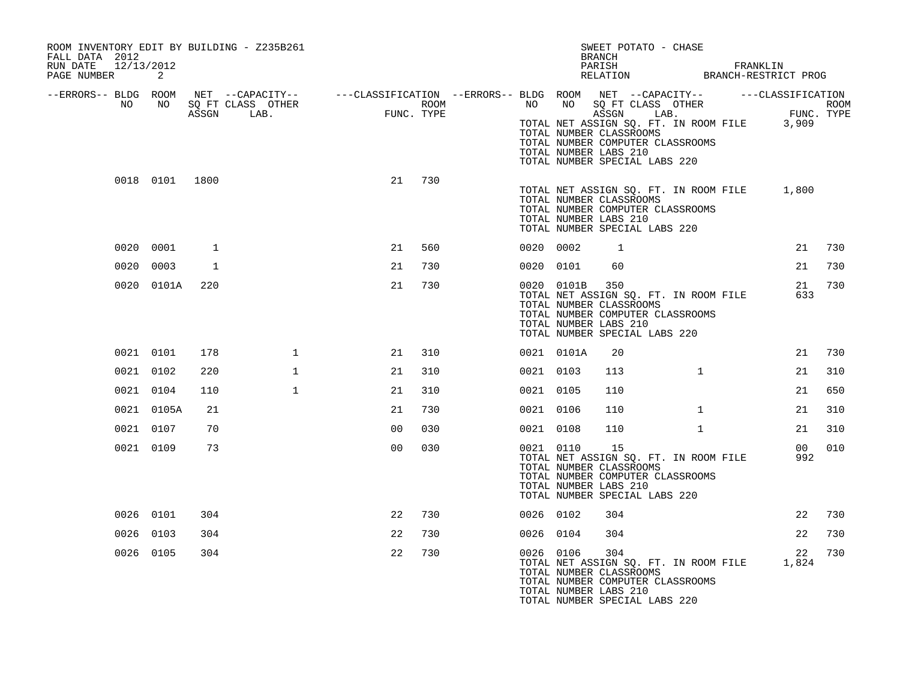ROOM INVENTORY EDIT BY BUILDING - Z235B261
FALL DATA 2012
RUN DATE 12/13/2012
PAGE NUMBER 2

SWEET POTATO - CHASE
BRANCH
PARISH FRANKLIN
RELATION BRANCH-RESTRICT PROG

| --ERRORS-- | BLDG NO | ROOM NO | NET SQ FT ASSGN | --CAPACITY-- CLASS LAB. | OTHER | ---CLASSIFICATION FUNC. | ROOM TYPE | --ERRORS-- | BLDG NO | ROOM NO | NET SQ FT ASSGN | --CAPACITY-- CLASS LAB. | OTHER | ---CLASSIFICATION FUNC. | ROOM TYPE |
|---|---|---|---|---|---|---|---|---|---|---|---|---|---|---|---|
| | | | | | | | | | TOTAL NET ASSIGN SQ. FT. IN ROOM FILE | | | | | 3,909 | |
| | | | | | | | | | TOTAL NUMBER CLASSROOMS | | | | | | |
| | | | | | | | | | TOTAL NUMBER COMPUTER CLASSROOMS | | | | | | |
| | | | | | | | | | TOTAL NUMBER LABS 210 | | | | | | |
| | | | | | | | | | TOTAL NUMBER SPECIAL LABS 220 | | | | | | |
| | 0018 | 0101 | 1800 | | | 21 | 730 | | | | | | | | |
| | | | | | | | | | TOTAL NET ASSIGN SQ. FT. IN ROOM FILE | | | | | 1,800 | |
| | | | | | | | | | TOTAL NUMBER CLASSROOMS | | | | | | |
| | | | | | | | | | TOTAL NUMBER COMPUTER CLASSROOMS | | | | | | |
| | | | | | | | | | TOTAL NUMBER LABS 210 | | | | | | |
| | | | | | | | | | TOTAL NUMBER SPECIAL LABS 220 | | | | | | |
| | 0020 | 0001 | 1 | | | 21 | 560 | | 0020 | 0002 | 1 | | | 21 | 730 |
| | 0020 | 0003 | 1 | | | 21 | 730 | | 0020 | 0101 | 60 | | | 21 | 730 |
| | 0020 | 0101A | 220 | | | 21 | 730 | | 0020 | 0101B | 350 | | | 21 | 730 |
| | | | | | | | | | TOTAL NET ASSIGN SQ. FT. IN ROOM FILE | | | | | 633 | |
| | | | | | | | | | TOTAL NUMBER CLASSROOMS | | | | | | |
| | | | | | | | | | TOTAL NUMBER COMPUTER CLASSROOMS | | | | | | |
| | | | | | | | | | TOTAL NUMBER LABS 210 | | | | | | |
| | | | | | | | | | TOTAL NUMBER SPECIAL LABS 220 | | | | | | |
| | 0021 | 0101 | 178 | | 1 | 21 | 310 | | 0021 | 0101A | 20 | | | 21 | 730 |
| | 0021 | 0102 | 220 | | 1 | 21 | 310 | | 0021 | 0103 | 113 | | 1 | 21 | 310 |
| | 0021 | 0104 | 110 | | 1 | 21 | 310 | | 0021 | 0105 | 110 | | | 21 | 650 |
| | 0021 | 0105A | 21 | | | 21 | 730 | | 0021 | 0106 | 110 | | 1 | 21 | 310 |
| | 0021 | 0107 | 70 | | | 00 | 030 | | 0021 | 0108 | 110 | | 1 | 21 | 310 |
| | 0021 | 0109 | 73 | | | 00 | 030 | | 0021 | 0110 | 15 | | | 00 | 010 |
| | | | | | | | | | TOTAL NET ASSIGN SQ. FT. IN ROOM FILE | | | | | 992 | |
| | | | | | | | | | TOTAL NUMBER CLASSROOMS | | | | | | |
| | | | | | | | | | TOTAL NUMBER COMPUTER CLASSROOMS | | | | | | |
| | | | | | | | | | TOTAL NUMBER LABS 210 | | | | | | |
| | | | | | | | | | TOTAL NUMBER SPECIAL LABS 220 | | | | | | |
| | 0026 | 0101 | 304 | | | 22 | 730 | | 0026 | 0102 | 304 | | | 22 | 730 |
| | 0026 | 0103 | 304 | | | 22 | 730 | | 0026 | 0104 | 304 | | | 22 | 730 |
| | 0026 | 0105 | 304 | | | 22 | 730 | | 0026 | 0106 | 304 | | | 22 | 730 |
| | | | | | | | | | TOTAL NET ASSIGN SQ. FT. IN ROOM FILE | | | | | 1,824 | |
| | | | | | | | | | TOTAL NUMBER CLASSROOMS | | | | | | |
| | | | | | | | | | TOTAL NUMBER COMPUTER CLASSROOMS | | | | | | |
| | | | | | | | | | TOTAL NUMBER LABS 210 | | | | | | |
| | | | | | | | | | TOTAL NUMBER SPECIAL LABS 220 | | | | | | |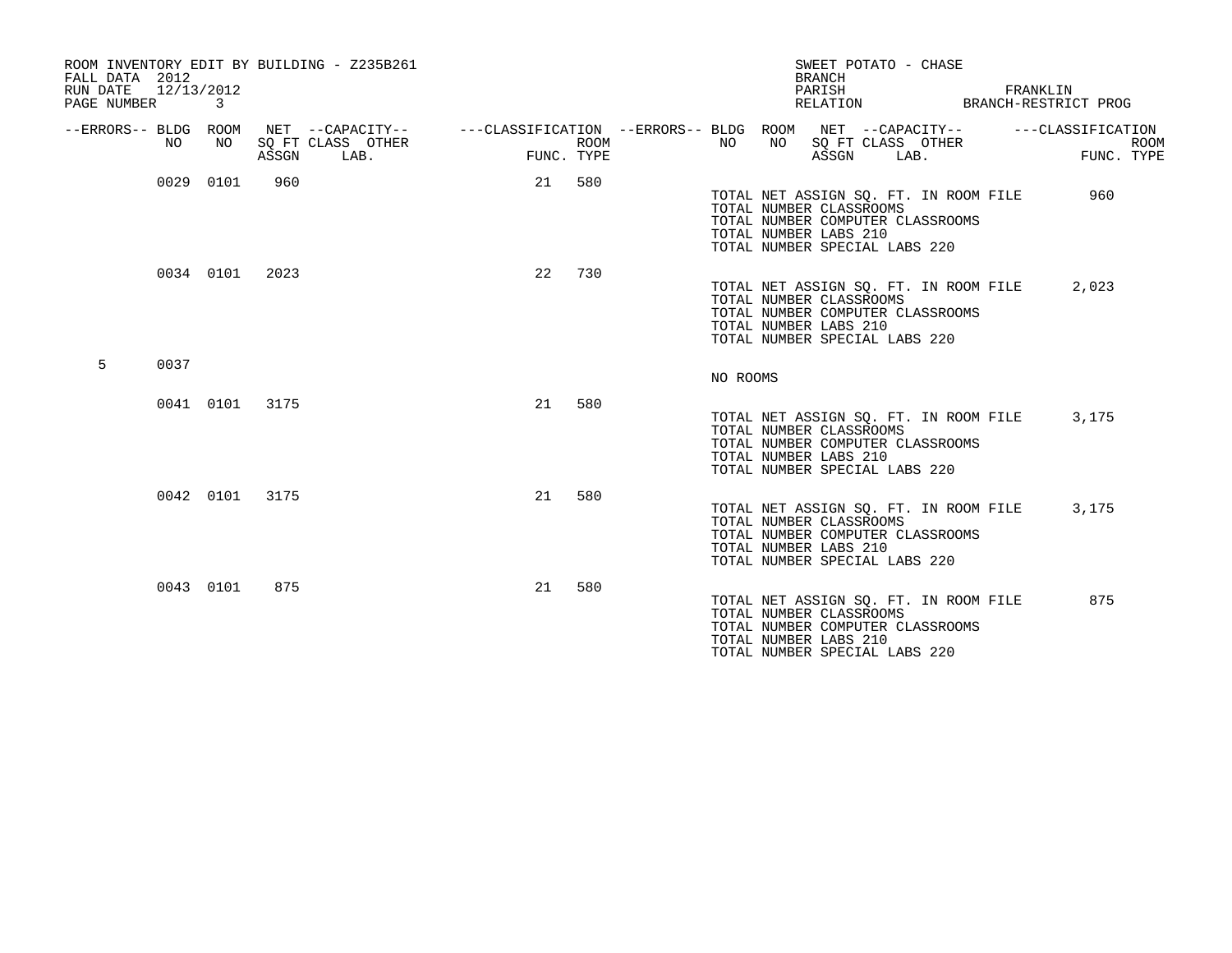ROOM INVENTORY EDIT BY BUILDING - Z235B261
FALL DATA 2012
RUN DATE 12/13/2012
PAGE NUMBER 3

SWEET POTATO - CHASE
BRANCH
PARISH FRANKLIN
RELATION BRANCH-RESTRICT PROG

| --ERRORS-- | BLDG NO | ROOM NO | NET SQ FT ASSGN | --CAPACITY-- CLASS LAB. | OTHER | ---CLASSIFICATION FUNC. | ROOM TYPE |
|---|---|---|---|---|---|---|---|
| | 0029 | 0101 | 960 | | | 21 | 580 |
| | 0034 | 0101 | 2023 | | | 22 | 730 |
| 5 | 0037 | | | | | | |
| | 0041 | 0101 | 3175 | | | 21 | 580 |
| | 0042 | 0101 | 3175 | | | 21 | 580 |
| | 0043 | 0101 | 875 | | | 21 | 580 |

**BLDG 0029**

TOTAL NET ASSIGN SQ. FT. IN ROOM FILE 960
TOTAL NUMBER CLASSROOMS
TOTAL NUMBER COMPUTER CLASSROOMS
TOTAL NUMBER LABS 210
TOTAL NUMBER SPECIAL LABS 220

**BLDG 0034**

TOTAL NET ASSIGN SQ. FT. IN ROOM FILE 2,023
TOTAL NUMBER CLASSROOMS
TOTAL NUMBER COMPUTER CLASSROOMS
TOTAL NUMBER LABS 210
TOTAL NUMBER SPECIAL LABS 220

**BLDG 0037**

NO ROOMS

**BLDG 0041**

TOTAL NET ASSIGN SQ. FT. IN ROOM FILE 3,175
TOTAL NUMBER CLASSROOMS
TOTAL NUMBER COMPUTER CLASSROOMS
TOTAL NUMBER LABS 210
TOTAL NUMBER SPECIAL LABS 220

**BLDG 0042**

TOTAL NET ASSIGN SQ. FT. IN ROOM FILE 3,175
TOTAL NUMBER CLASSROOMS
TOTAL NUMBER COMPUTER CLASSROOMS
TOTAL NUMBER LABS 210
TOTAL NUMBER SPECIAL LABS 220

**BLDG 0043**

TOTAL NET ASSIGN SQ. FT. IN ROOM FILE 875
TOTAL NUMBER CLASSROOMS
TOTAL NUMBER COMPUTER CLASSROOMS
TOTAL NUMBER LABS 210
TOTAL NUMBER SPECIAL LABS 220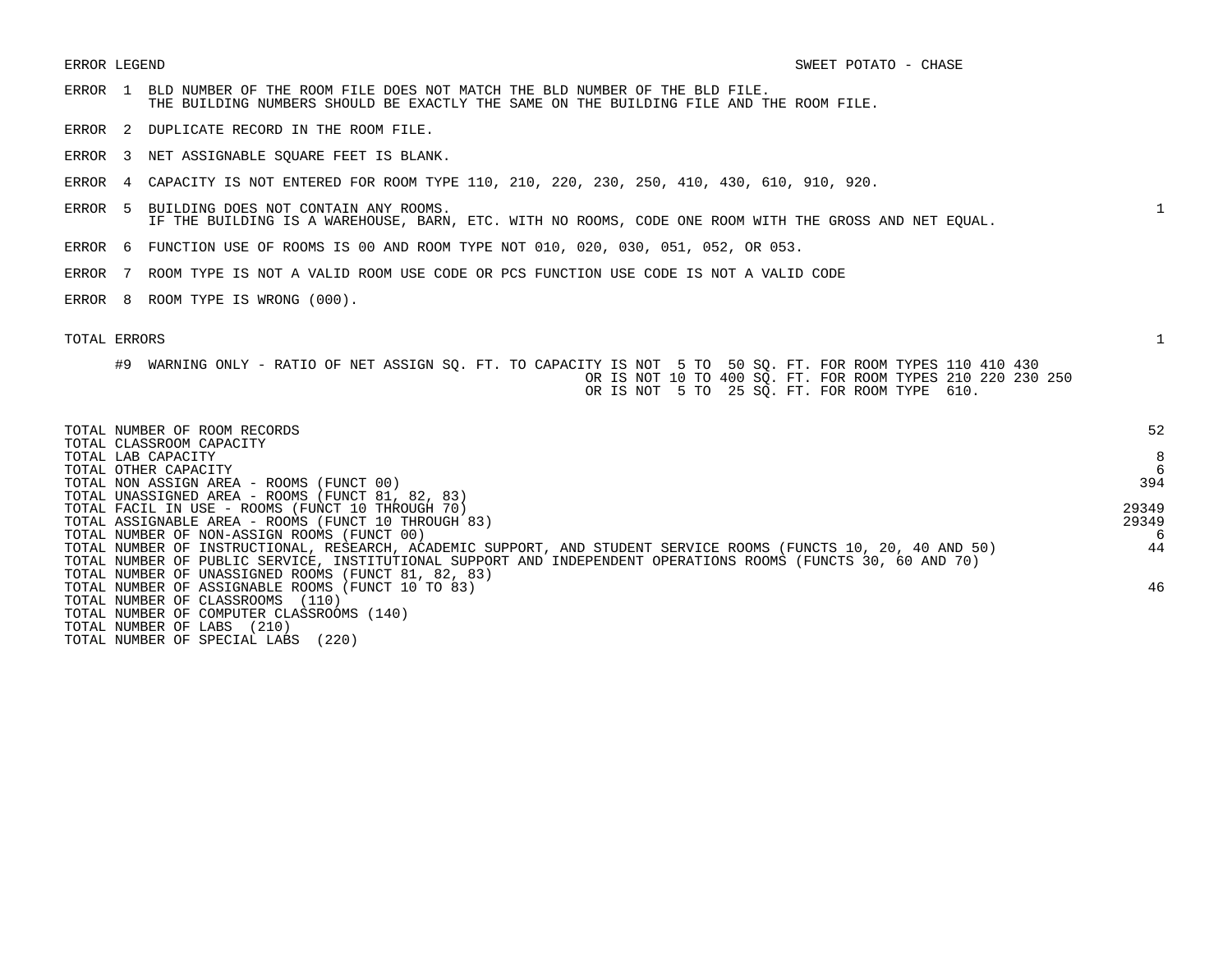ERROR LEGEND — SWEET POTATO - CHASE

| Error | Description | Count |
|---|---|---|
| ERROR 1 | BLD NUMBER OF THE ROOM FILE DOES NOT MATCH THE BLD NUMBER OF THE BLD FILE. THE BUILDING NUMBERS SHOULD BE EXACTLY THE SAME ON THE BUILDING FILE AND THE ROOM FILE. | |
| ERROR 2 | DUPLICATE RECORD IN THE ROOM FILE. | |
| ERROR 3 | NET ASSIGNABLE SQUARE FEET IS BLANK. | |
| ERROR 4 | CAPACITY IS NOT ENTERED FOR ROOM TYPE 110, 210, 220, 230, 250, 410, 430, 610, 910, 920. | |
| ERROR 5 | BUILDING DOES NOT CONTAIN ANY ROOMS. IF THE BUILDING IS A WAREHOUSE, BARN, ETC. WITH NO ROOMS, CODE ONE ROOM WITH THE GROSS AND NET EQUAL. | 1 |
| ERROR 6 | FUNCTION USE OF ROOMS IS 00 AND ROOM TYPE NOT 010, 020, 030, 051, 052, OR 053. | |
| ERROR 7 | ROOM TYPE IS NOT A VALID ROOM USE CODE OR PCS FUNCTION USE CODE IS NOT A VALID CODE | |
| ERROR 8 | ROOM TYPE IS WRONG (000). | |
| TOTAL ERRORS | | 1 |

#9 WARNING ONLY - RATIO OF NET ASSIGN SQ. FT. TO CAPACITY IS NOT 5 TO 50 SQ. FT. FOR ROOM TYPES 110 410 430
OR IS NOT 10 TO 400 SQ. FT. FOR ROOM TYPES 210 220 230 250
OR IS NOT 5 TO 25 SQ. FT. FOR ROOM TYPE 610.

| Item | Value |
|---|---|
| TOTAL NUMBER OF ROOM RECORDS | 52 |
| TOTAL CLASSROOM CAPACITY | |
| TOTAL LAB CAPACITY | 8 |
| TOTAL OTHER CAPACITY | 6 |
| TOTAL NON ASSIGN AREA - ROOMS (FUNCT 00) | 394 |
| TOTAL UNASSIGNED AREA - ROOMS (FUNCT 81, 82, 83) | |
| TOTAL FACIL IN USE - ROOMS (FUNCT 10 THROUGH 70) | 29349 |
| TOTAL ASSIGNABLE AREA - ROOMS (FUNCT 10 THROUGH 83) | 29349 |
| TOTAL NUMBER OF NON-ASSIGN ROOMS (FUNCT 00) | 6 |
| TOTAL NUMBER OF INSTRUCTIONAL, RESEARCH, ACADEMIC SUPPORT, AND STUDENT SERVICE ROOMS (FUNCTS 10, 20, 40 AND 50) | 44 |
| TOTAL NUMBER OF PUBLIC SERVICE, INSTITUTIONAL SUPPORT AND INDEPENDENT OPERATIONS ROOMS (FUNCTS 30, 60 AND 70) | |
| TOTAL NUMBER OF UNASSIGNED ROOMS (FUNCT 81, 82, 83) | |
| TOTAL NUMBER OF ASSIGNABLE ROOMS (FUNCT 10 TO 83) | 46 |
| TOTAL NUMBER OF CLASSROOMS (110) | |
| TOTAL NUMBER OF COMPUTER CLASSROOMS (140) | |
| TOTAL NUMBER OF LABS (210) | |
| TOTAL NUMBER OF SPECIAL LABS (220) | |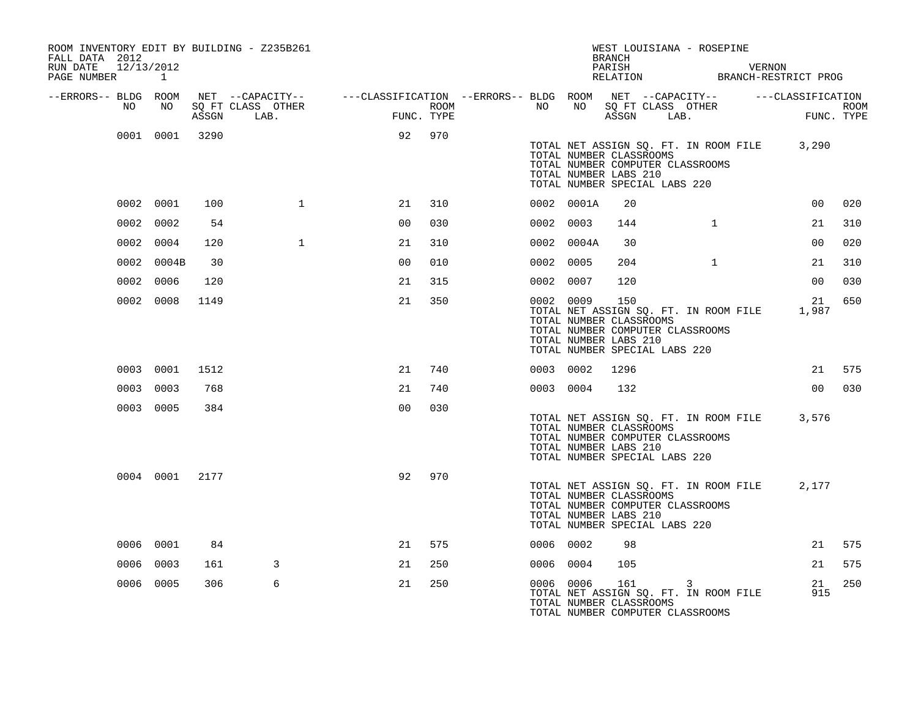ROOM INVENTORY EDIT BY BUILDING - Z235B261
FALL DATA 2012
RUN DATE 12/13/2012
PAGE NUMBER 1

WEST LOUISIANA - ROSEPINE
BRANCH
PARISH VERNON
RELATION BRANCH-RESTRICT PROG

| --ERRORS-- | BLDG NO | ROOM NO | NET SQ FT ASSGN | --CAPACITY-- CLASS | OTHER LAB. | ---CLASSIFICATION FUNC. | ROOM TYPE | --ERRORS-- | BLDG NO | ROOM NO | NET SQ FT ASSGN | --CAPACITY-- CLASS | OTHER LAB. | ---CLASSIFICATION FUNC. | ROOM TYPE |
|---|---|---|---|---|---|---|---|---|---|---|---|---|---|---|---|
| | 0001 | 0001 | 3290 | | | 92 | 970 | | | | | | | | |
| | | | | | | | | | TOTAL NET ASSIGN SQ. FT. IN ROOM FILE | | | | | 3,290 | |
| | | | | | | | | | TOTAL NUMBER CLASSROOMS | | | | | | |
| | | | | | | | | | TOTAL NUMBER COMPUTER CLASSROOMS | | | | | | |
| | | | | | | | | | TOTAL NUMBER LABS 210 | | | | | | |
| | | | | | | | | | TOTAL NUMBER SPECIAL LABS 220 | | | | | | |
| | 0002 | 0001 | 100 | 1 | | 21 | 310 | | 0002 | 0001A | 20 | | | 00 | 020 |
| | 0002 | 0002 | 54 | | | 00 | 030 | | 0002 | 0003 | 144 | 1 | | 21 | 310 |
| | 0002 | 0004 | 120 | 1 | | 21 | 310 | | 0002 | 0004A | 30 | | | 00 | 020 |
| | 0002 | 0004B | 30 | | | 00 | 010 | | 0002 | 0005 | 204 | 1 | | 21 | 310 |
| | 0002 | 0006 | 120 | | | 21 | 315 | | 0002 | 0007 | 120 | | | 00 | 030 |
| | 0002 | 0008 | 1149 | | | 21 | 350 | | 0002 | 0009 | 150 | | | 21 | 650 |
| | | | | | | | | | TOTAL NET ASSIGN SQ. FT. IN ROOM FILE | | | | | 1,987 | |
| | | | | | | | | | TOTAL NUMBER CLASSROOMS | | | | | | |
| | | | | | | | | | TOTAL NUMBER COMPUTER CLASSROOMS | | | | | | |
| | | | | | | | | | TOTAL NUMBER LABS 210 | | | | | | |
| | | | | | | | | | TOTAL NUMBER SPECIAL LABS 220 | | | | | | |
| | 0003 | 0001 | 1512 | | | 21 | 740 | | 0003 | 0002 | 1296 | | | 21 | 575 |
| | 0003 | 0003 | 768 | | | 21 | 740 | | 0003 | 0004 | 132 | | | 00 | 030 |
| | 0003 | 0005 | 384 | | | 00 | 030 | | | | | | | | |
| | | | | | | | | | TOTAL NET ASSIGN SQ. FT. IN ROOM FILE | | | | | 3,576 | |
| | | | | | | | | | TOTAL NUMBER CLASSROOMS | | | | | | |
| | | | | | | | | | TOTAL NUMBER COMPUTER CLASSROOMS | | | | | | |
| | | | | | | | | | TOTAL NUMBER LABS 210 | | | | | | |
| | | | | | | | | | TOTAL NUMBER SPECIAL LABS 220 | | | | | | |
| | 0004 | 0001 | 2177 | | | 92 | 970 | | | | | | | | |
| | | | | | | | | | TOTAL NET ASSIGN SQ. FT. IN ROOM FILE | | | | | 2,177 | |
| | | | | | | | | | TOTAL NUMBER CLASSROOMS | | | | | | |
| | | | | | | | | | TOTAL NUMBER COMPUTER CLASSROOMS | | | | | | |
| | | | | | | | | | TOTAL NUMBER LABS 210 | | | | | | |
| | | | | | | | | | TOTAL NUMBER SPECIAL LABS 220 | | | | | | |
| | 0006 | 0001 | 84 | | | 21 | 575 | | 0006 | 0002 | 98 | | | 21 | 575 |
| | 0006 | 0003 | 161 | 3 | | 21 | 250 | | 0006 | 0004 | 105 | | | 21 | 575 |
| | 0006 | 0005 | 306 | 6 | | 21 | 250 | | 0006 | 0006 | 161 | 3 | | 21 | 250 |
| | | | | | | | | | TOTAL NET ASSIGN SQ. FT. IN ROOM FILE | | | | | 915 | |
| | | | | | | | | | TOTAL NUMBER CLASSROOMS | | | | | | |
| | | | | | | | | | TOTAL NUMBER COMPUTER CLASSROOMS | | | | | | |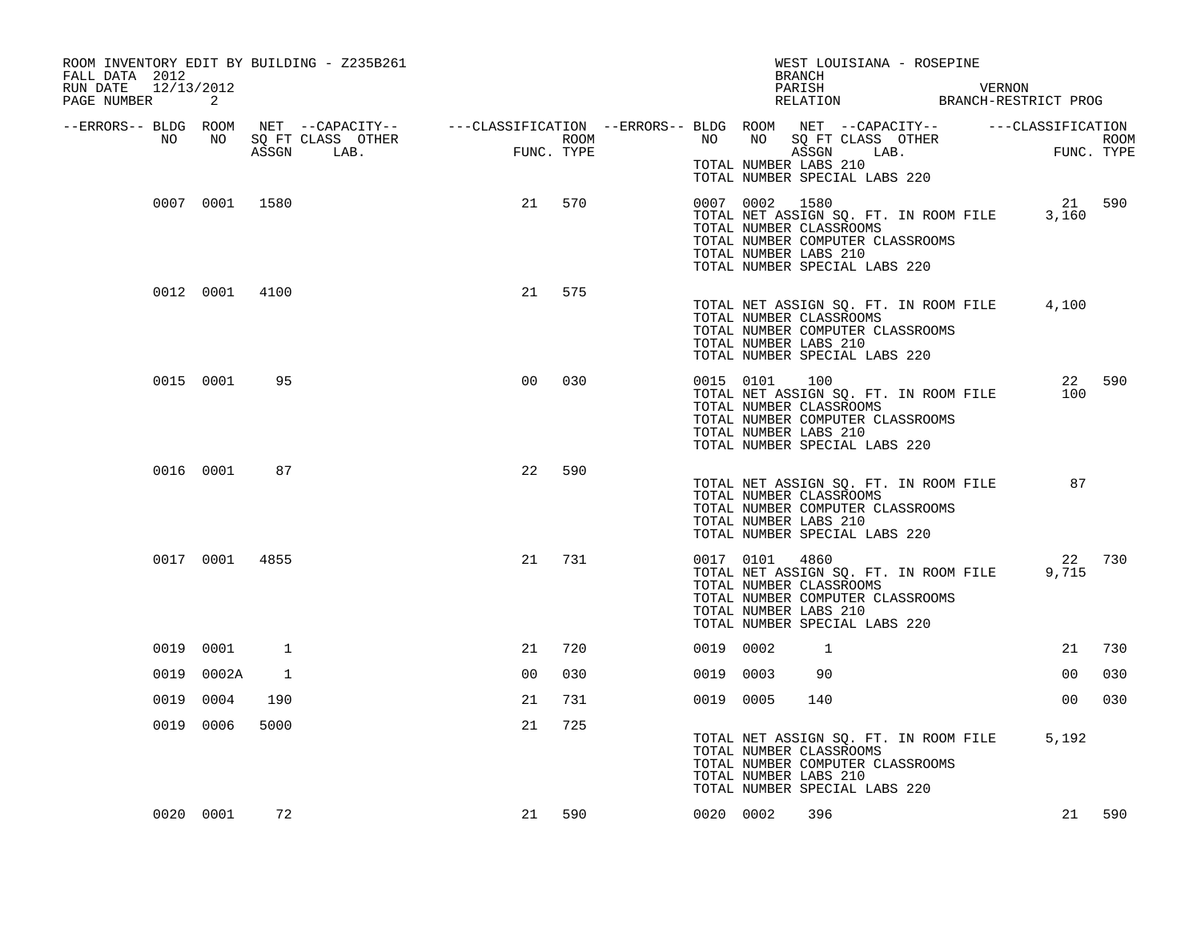ROOM INVENTORY EDIT BY BUILDING - Z235B261
FALL DATA 2012
RUN DATE 12/13/2012
PAGE NUMBER 2

WEST LOUISIANA - ROSEPINE
BRANCH
PARISH VERNON
RELATION BRANCH-RESTRICT PROG

| --ERRORS-- | BLDG NO | ROOM NO | NET SQ FT ASSGN | --CAPACITY-- CLASS LAB. | OTHER | ---CLASSIFICATION FUNC. | ROOM TYPE | --ERRORS-- | BLDG NO | ROOM NO | NET SQ FT ASSGN | --CAPACITY-- CLASS LAB. | OTHER | ---CLASSIFICATION FUNC. | ROOM TYPE |
|---|---|---|---|---|---|---|---|---|---|---|---|---|---|---|---|
| | | | | | | | | | TOTAL NUMBER LABS 210 | | | | | | |
| | | | | | | | | | TOTAL NUMBER SPECIAL LABS 220 | | | | | | |
| | 0007 | 0001 | 1580 | | | 21 | 570 | | 0007 | 0002 | 1580 | | | 21 | 590 |
| | | | | | | | | | TOTAL NET ASSIGN SQ. FT. IN ROOM FILE | | | | | 3,160 | |
| | | | | | | | | | TOTAL NUMBER CLASSROOMS | | | | | | |
| | | | | | | | | | TOTAL NUMBER COMPUTER CLASSROOMS | | | | | | |
| | | | | | | | | | TOTAL NUMBER LABS 210 | | | | | | |
| | | | | | | | | | TOTAL NUMBER SPECIAL LABS 220 | | | | | | |
| | 0012 | 0001 | 4100 | | | 21 | 575 | | | | | | | | |
| | | | | | | | | | TOTAL NET ASSIGN SQ. FT. IN ROOM FILE | | | | | 4,100 | |
| | | | | | | | | | TOTAL NUMBER CLASSROOMS | | | | | | |
| | | | | | | | | | TOTAL NUMBER COMPUTER CLASSROOMS | | | | | | |
| | | | | | | | | | TOTAL NUMBER LABS 210 | | | | | | |
| | | | | | | | | | TOTAL NUMBER SPECIAL LABS 220 | | | | | | |
| | 0015 | 0001 | 95 | | | 00 | 030 | | 0015 | 0101 | 100 | | | 22 | 590 |
| | | | | | | | | | TOTAL NET ASSIGN SQ. FT. IN ROOM FILE | | | | | 100 | |
| | | | | | | | | | TOTAL NUMBER CLASSROOMS | | | | | | |
| | | | | | | | | | TOTAL NUMBER COMPUTER CLASSROOMS | | | | | | |
| | | | | | | | | | TOTAL NUMBER LABS 210 | | | | | | |
| | | | | | | | | | TOTAL NUMBER SPECIAL LABS 220 | | | | | | |
| | 0016 | 0001 | 87 | | | 22 | 590 | | | | | | | | |
| | | | | | | | | | TOTAL NET ASSIGN SQ. FT. IN ROOM FILE | | | | | 87 | |
| | | | | | | | | | TOTAL NUMBER CLASSROOMS | | | | | | |
| | | | | | | | | | TOTAL NUMBER COMPUTER CLASSROOMS | | | | | | |
| | | | | | | | | | TOTAL NUMBER LABS 210 | | | | | | |
| | | | | | | | | | TOTAL NUMBER SPECIAL LABS 220 | | | | | | |
| | 0017 | 0001 | 4855 | | | 21 | 731 | | 0017 | 0101 | 4860 | | | 22 | 730 |
| | | | | | | | | | TOTAL NET ASSIGN SQ. FT. IN ROOM FILE | | | | | 9,715 | |
| | | | | | | | | | TOTAL NUMBER CLASSROOMS | | | | | | |
| | | | | | | | | | TOTAL NUMBER COMPUTER CLASSROOMS | | | | | | |
| | | | | | | | | | TOTAL NUMBER LABS 210 | | | | | | |
| | | | | | | | | | TOTAL NUMBER SPECIAL LABS 220 | | | | | | |
| | 0019 | 0001 | 1 | | | 21 | 720 | | 0019 | 0002 | 1 | | | 21 | 730 |
| | 0019 | 0002A | 1 | | | 00 | 030 | | 0019 | 0003 | 90 | | | 00 | 030 |
| | 0019 | 0004 | 190 | | | 21 | 731 | | 0019 | 0005 | 140 | | | 00 | 030 |
| | 0019 | 0006 | 5000 | | | 21 | 725 | | | | | | | | |
| | | | | | | | | | TOTAL NET ASSIGN SQ. FT. IN ROOM FILE | | | | | 5,192 | |
| | | | | | | | | | TOTAL NUMBER CLASSROOMS | | | | | | |
| | | | | | | | | | TOTAL NUMBER COMPUTER CLASSROOMS | | | | | | |
| | | | | | | | | | TOTAL NUMBER LABS 210 | | | | | | |
| | | | | | | | | | TOTAL NUMBER SPECIAL LABS 220 | | | | | | |
| | 0020 | 0001 | 72 | | | 21 | 590 | | 0020 | 0002 | 396 | | | 21 | 590 |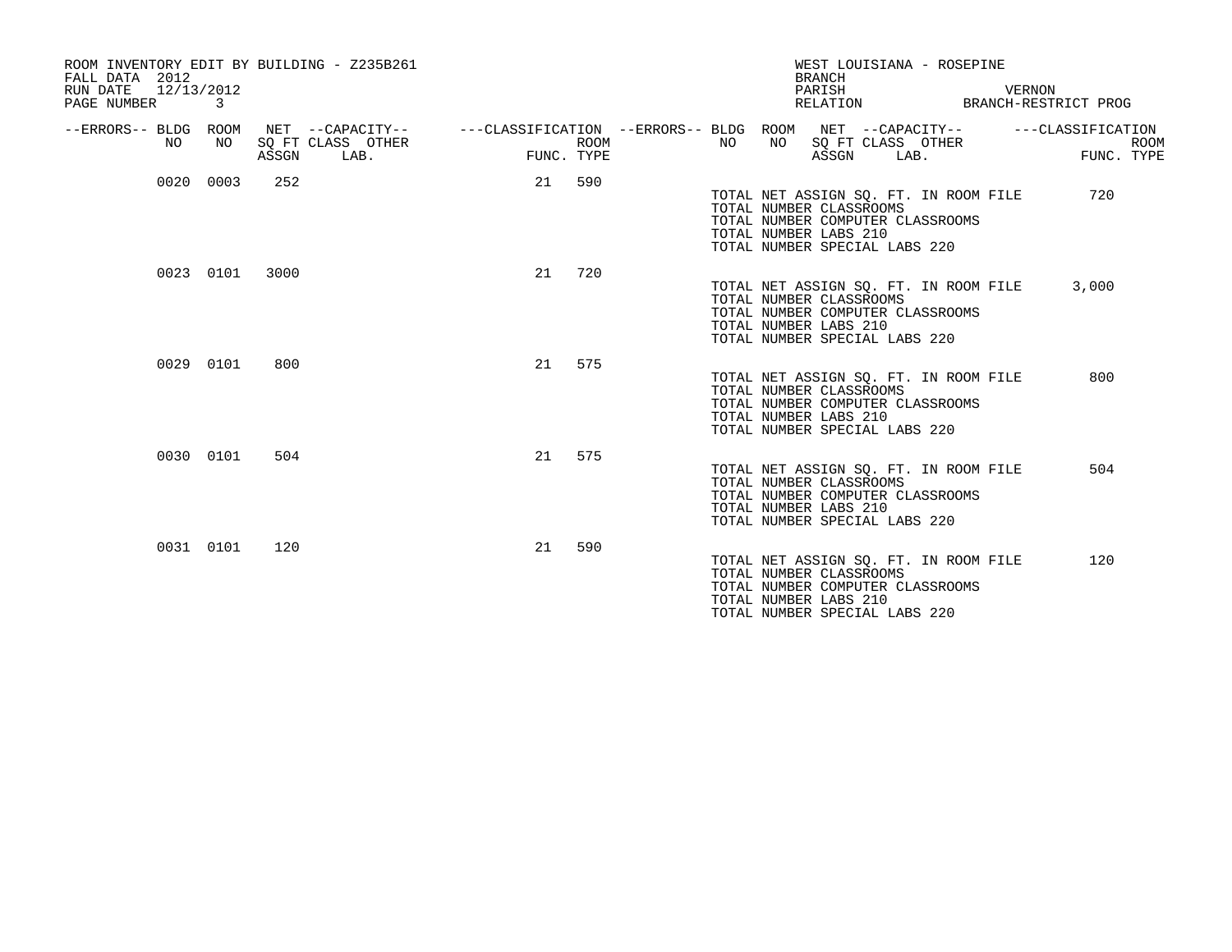ROOM INVENTORY EDIT BY BUILDING - Z235B261
FALL DATA 2012
RUN DATE 12/13/2012
PAGE NUMBER 3

WEST LOUISIANA - ROSEPINE
BRANCH
PARISH VERNON
RELATION BRANCH-RESTRICT PROG

| --ERRORS-- | BLDG NO | ROOM NO | NET SQ FT ASSGN | --CAPACITY-- CLASS LAB. | OTHER | ---CLASSIFICATION FUNC. | ROOM TYPE |
|---|---|---|---|---|---|---|---|
| | 0020 | 0003 | 252 | | | 21 | 590 |
| | 0023 | 0101 | 3000 | | | 21 | 720 |
| | 0029 | 0101 | 800 | | | 21 | 575 |
| | 0030 | 0101 | 504 | | | 21 | 575 |
| | 0031 | 0101 | 120 | | | 21 | 590 |

Building 0020:
TOTAL NET ASSIGN SQ. FT. IN ROOM FILE 720
TOTAL NUMBER CLASSROOMS
TOTAL NUMBER COMPUTER CLASSROOMS
TOTAL NUMBER LABS 210
TOTAL NUMBER SPECIAL LABS 220

Building 0023:
TOTAL NET ASSIGN SQ. FT. IN ROOM FILE 3,000
TOTAL NUMBER CLASSROOMS
TOTAL NUMBER COMPUTER CLASSROOMS
TOTAL NUMBER LABS 210
TOTAL NUMBER SPECIAL LABS 220

Building 0029:
TOTAL NET ASSIGN SQ. FT. IN ROOM FILE 800
TOTAL NUMBER CLASSROOMS
TOTAL NUMBER COMPUTER CLASSROOMS
TOTAL NUMBER LABS 210
TOTAL NUMBER SPECIAL LABS 220

Building 0030:
TOTAL NET ASSIGN SQ. FT. IN ROOM FILE 504
TOTAL NUMBER CLASSROOMS
TOTAL NUMBER COMPUTER CLASSROOMS
TOTAL NUMBER LABS 210
TOTAL NUMBER SPECIAL LABS 220

Building 0031:
TOTAL NET ASSIGN SQ. FT. IN ROOM FILE 120
TOTAL NUMBER CLASSROOMS
TOTAL NUMBER COMPUTER CLASSROOMS
TOTAL NUMBER LABS 210
TOTAL NUMBER SPECIAL LABS 220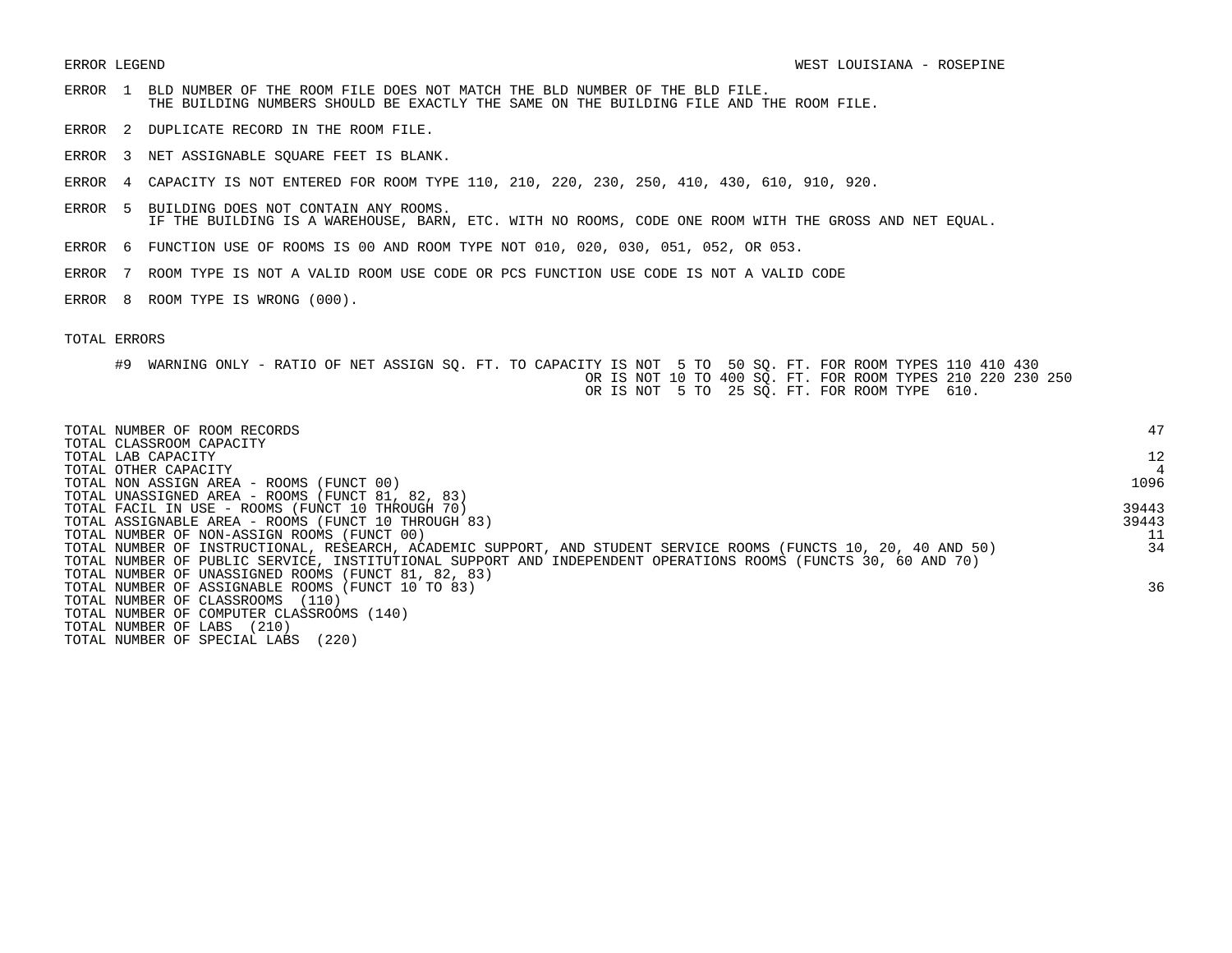ERROR LEGEND — WEST LOUISIANA - ROSEPINE

ERROR 1 BLD NUMBER OF THE ROOM FILE DOES NOT MATCH THE BLD NUMBER OF THE BLD FILE.
THE BUILDING NUMBERS SHOULD BE EXACTLY THE SAME ON THE BUILDING FILE AND THE ROOM FILE.

ERROR 2 DUPLICATE RECORD IN THE ROOM FILE.

ERROR 3 NET ASSIGNABLE SQUARE FEET IS BLANK.

ERROR 4 CAPACITY IS NOT ENTERED FOR ROOM TYPE 110, 210, 220, 230, 250, 410, 430, 610, 910, 920.

ERROR 5 BUILDING DOES NOT CONTAIN ANY ROOMS.
IF THE BUILDING IS A WAREHOUSE, BARN, ETC. WITH NO ROOMS, CODE ONE ROOM WITH THE GROSS AND NET EQUAL.

ERROR 6 FUNCTION USE OF ROOMS IS 00 AND ROOM TYPE NOT 010, 020, 030, 051, 052, OR 053.

ERROR 7 ROOM TYPE IS NOT A VALID ROOM USE CODE OR PCS FUNCTION USE CODE IS NOT A VALID CODE

ERROR 8 ROOM TYPE IS WRONG (000).

TOTAL ERRORS

#9 WARNING ONLY - RATIO OF NET ASSIGN SQ. FT. TO CAPACITY IS NOT 5 TO 50 SQ. FT. FOR ROOM TYPES 110 410 430
OR IS NOT 10 TO 400 SQ. FT. FOR ROOM TYPES 210 220 230 250
OR IS NOT 5 TO 25 SQ. FT. FOR ROOM TYPE 610.

| | |
|---|---|
| TOTAL NUMBER OF ROOM RECORDS | 47 |
| TOTAL CLASSROOM CAPACITY | |
| TOTAL LAB CAPACITY | 12 |
| TOTAL OTHER CAPACITY | 4 |
| TOTAL NON ASSIGN AREA - ROOMS (FUNCT 00) | 1096 |
| TOTAL UNASSIGNED AREA - ROOMS (FUNCT 81, 82, 83) | |
| TOTAL FACIL IN USE - ROOMS (FUNCT 10 THROUGH 70) | 39443 |
| TOTAL ASSIGNABLE AREA - ROOMS (FUNCT 10 THROUGH 83) | 39443 |
| TOTAL NUMBER OF NON-ASSIGN ROOMS (FUNCT 00) | 11 |
| TOTAL NUMBER OF INSTRUCTIONAL, RESEARCH, ACADEMIC SUPPORT, AND STUDENT SERVICE ROOMS (FUNCTS 10, 20, 40 AND 50) | 34 |
| TOTAL NUMBER OF PUBLIC SERVICE, INSTITUTIONAL SUPPORT AND INDEPENDENT OPERATIONS ROOMS (FUNCTS 30, 60 AND 70) | |
| TOTAL NUMBER OF UNASSIGNED ROOMS (FUNCT 81, 82, 83) | |
| TOTAL NUMBER OF ASSIGNABLE ROOMS (FUNCT 10 TO 83) | 36 |
| TOTAL NUMBER OF CLASSROOMS (110) | |
| TOTAL NUMBER OF COMPUTER CLASSROOMS (140) | |
| TOTAL NUMBER OF LABS (210) | |
| TOTAL NUMBER OF SPECIAL LABS (220) | |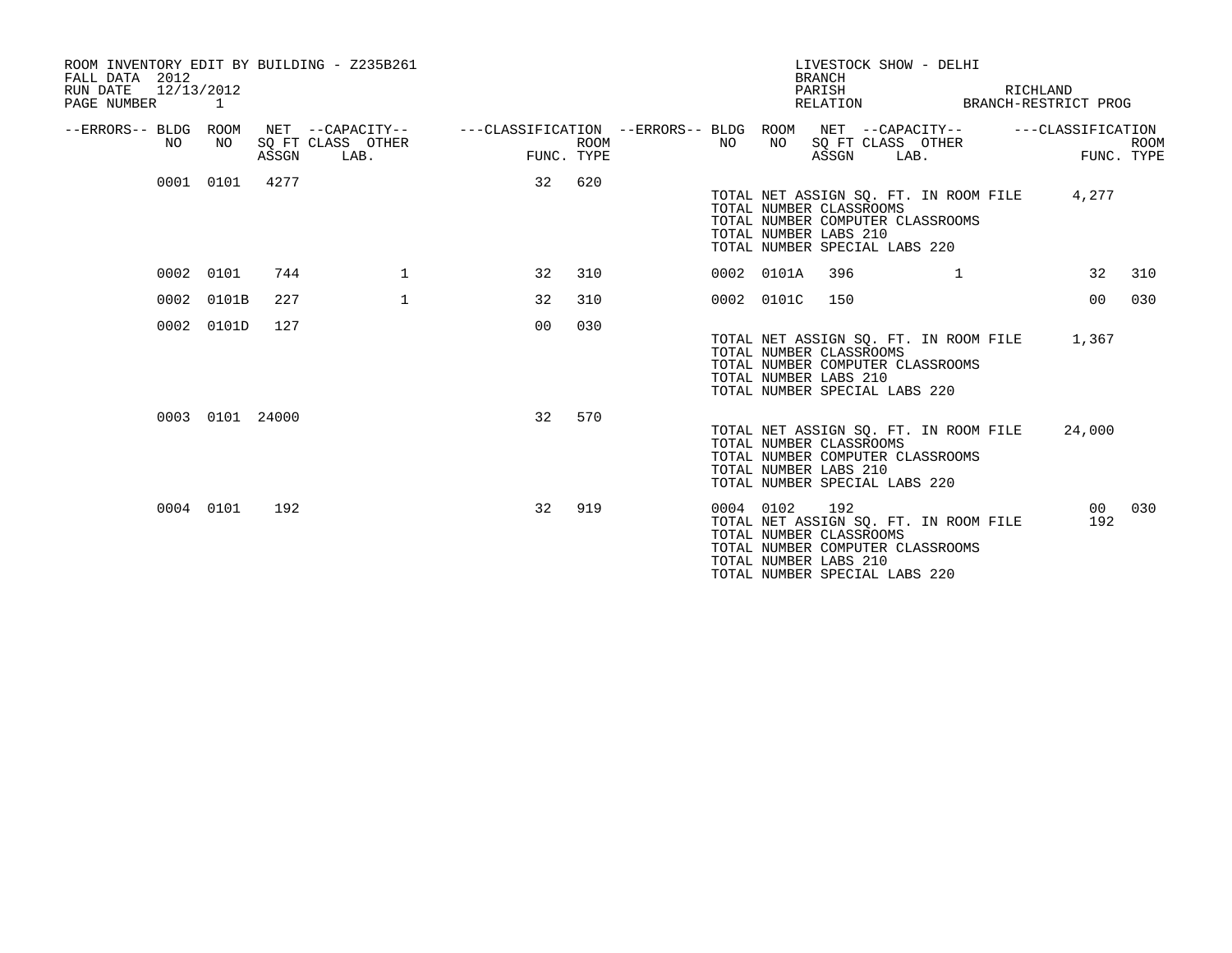ROOM INVENTORY EDIT BY BUILDING - Z235B261
FALL DATA 2012
RUN DATE 12/13/2012
PAGE NUMBER 1

LIVESTOCK SHOW - DELHI
BRANCH
PARISH RICHLAND
RELATION BRANCH-RESTRICT PROG

| --ERRORS-- | BLDG NO | ROOM NO | NET SQ FT ASSGN | --CAPACITY-- CLASS | LAB. | OTHER | ---CLASSIFICATION FUNC. | ROOM TYPE | --ERRORS-- | BLDG NO | ROOM NO | NET SQ FT ASSGN | --CAPACITY-- CLASS | LAB. | OTHER | ---CLASSIFICATION FUNC. | ROOM TYPE |
|---|---|---|---|---|---|---|---|---|---|---|---|---|---|---|---|---|---|
| | 0001 | 0101 | 4277 | | | | 32 | 620 | | | | | | | | | |

TOTAL NET ASSIGN SQ. FT. IN ROOM FILE 4,277
TOTAL NUMBER CLASSROOMS
TOTAL NUMBER COMPUTER CLASSROOMS
TOTAL NUMBER LABS 210
TOTAL NUMBER SPECIAL LABS 220

| --ERRORS-- | BLDG NO | ROOM NO | NET SQ FT ASSGN | --CAPACITY-- CLASS | LAB. | OTHER | ---CLASSIFICATION FUNC. | ROOM TYPE | --ERRORS-- | BLDG NO | ROOM NO | NET SQ FT ASSGN | --CAPACITY-- CLASS | LAB. | OTHER | ---CLASSIFICATION FUNC. | ROOM TYPE |
|---|---|---|---|---|---|---|---|---|---|---|---|---|---|---|---|---|---|
| | 0002 | 0101 | 744 | | | 1 | 32 | 310 | | 0002 | 0101A | 396 | | | 1 | 32 | 310 |
| | 0002 | 0101B | 227 | | | 1 | 32 | 310 | | 0002 | 0101C | 150 | | | | 00 | 030 |
| | 0002 | 0101D | 127 | | | | 00 | 030 | | | | | | | | | |

TOTAL NET ASSIGN SQ. FT. IN ROOM FILE 1,367
TOTAL NUMBER CLASSROOMS
TOTAL NUMBER COMPUTER CLASSROOMS
TOTAL NUMBER LABS 210
TOTAL NUMBER SPECIAL LABS 220

| --ERRORS-- | BLDG NO | ROOM NO | NET SQ FT ASSGN | --CAPACITY-- CLASS | LAB. | OTHER | ---CLASSIFICATION FUNC. | ROOM TYPE | --ERRORS-- | BLDG NO | ROOM NO | NET SQ FT ASSGN | --CAPACITY-- CLASS | LAB. | OTHER | ---CLASSIFICATION FUNC. | ROOM TYPE |
|---|---|---|---|---|---|---|---|---|---|---|---|---|---|---|---|---|---|
| | 0003 | 0101 | 24000 | | | | 32 | 570 | | | | | | | | | |

TOTAL NET ASSIGN SQ. FT. IN ROOM FILE 24,000
TOTAL NUMBER CLASSROOMS
TOTAL NUMBER COMPUTER CLASSROOMS
TOTAL NUMBER LABS 210
TOTAL NUMBER SPECIAL LABS 220

| --ERRORS-- | BLDG NO | ROOM NO | NET SQ FT ASSGN | --CAPACITY-- CLASS | LAB. | OTHER | ---CLASSIFICATION FUNC. | ROOM TYPE | --ERRORS-- | BLDG NO | ROOM NO | NET SQ FT ASSGN | --CAPACITY-- CLASS | LAB. | OTHER | ---CLASSIFICATION FUNC. | ROOM TYPE |
|---|---|---|---|---|---|---|---|---|---|---|---|---|---|---|---|---|---|
| | 0004 | 0101 | 192 | | | | 32 | 919 | | 0004 | 0102 | 192 | | | | 00 | 030 |

TOTAL NET ASSIGN SQ. FT. IN ROOM FILE 192
TOTAL NUMBER CLASSROOMS
TOTAL NUMBER COMPUTER CLASSROOMS
TOTAL NUMBER LABS 210
TOTAL NUMBER SPECIAL LABS 220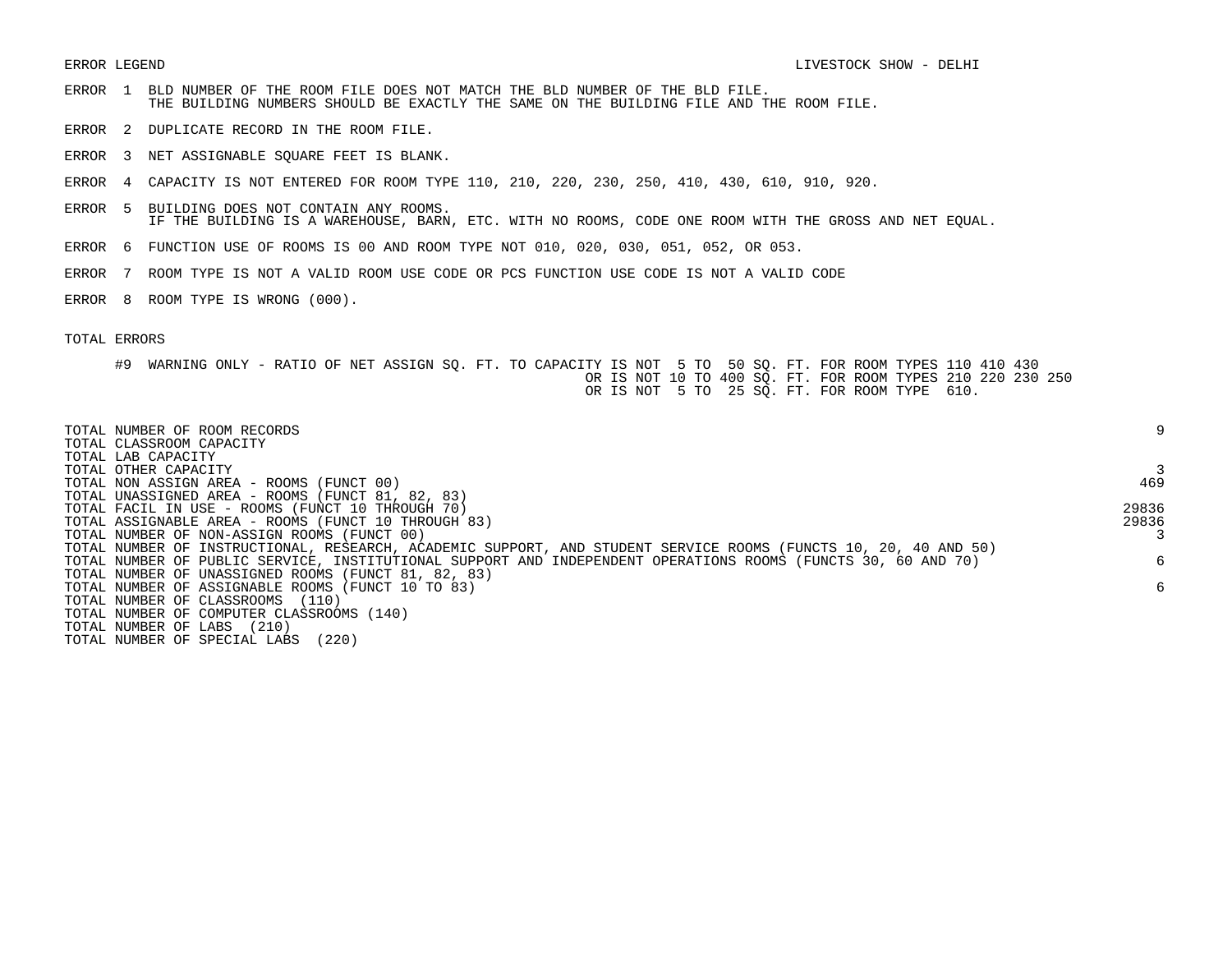ERROR LEGEND

LIVESTOCK SHOW - DELHI

ERROR 1 BLD NUMBER OF THE ROOM FILE DOES NOT MATCH THE BLD NUMBER OF THE BLD FILE.
THE BUILDING NUMBERS SHOULD BE EXACTLY THE SAME ON THE BUILDING FILE AND THE ROOM FILE.

ERROR 2 DUPLICATE RECORD IN THE ROOM FILE.

ERROR 3 NET ASSIGNABLE SQUARE FEET IS BLANK.

ERROR 4 CAPACITY IS NOT ENTERED FOR ROOM TYPE 110, 210, 220, 230, 250, 410, 430, 610, 910, 920.

ERROR 5 BUILDING DOES NOT CONTAIN ANY ROOMS.
IF THE BUILDING IS A WAREHOUSE, BARN, ETC. WITH NO ROOMS, CODE ONE ROOM WITH THE GROSS AND NET EQUAL.

ERROR 6 FUNCTION USE OF ROOMS IS 00 AND ROOM TYPE NOT 010, 020, 030, 051, 052, OR 053.

ERROR 7 ROOM TYPE IS NOT A VALID ROOM USE CODE OR PCS FUNCTION USE CODE IS NOT A VALID CODE

ERROR 8 ROOM TYPE IS WRONG (000).

TOTAL ERRORS

#9 WARNING ONLY - RATIO OF NET ASSIGN SQ. FT. TO CAPACITY IS NOT 5 TO 50 SQ. FT. FOR ROOM TYPES 110 410 430
OR IS NOT 10 TO 400 SQ. FT. FOR ROOM TYPES 210 220 230 250
OR IS NOT 5 TO 25 SQ. FT. FOR ROOM TYPE 610.

| | |
|---|---|
| TOTAL NUMBER OF ROOM RECORDS | 9 |
| TOTAL CLASSROOM CAPACITY | |
| TOTAL LAB CAPACITY | |
| TOTAL OTHER CAPACITY | 3 |
| TOTAL NON ASSIGN AREA - ROOMS (FUNCT 00) | 469 |
| TOTAL UNASSIGNED AREA - ROOMS (FUNCT 81, 82, 83) | |
| TOTAL FACIL IN USE - ROOMS (FUNCT 10 THROUGH 70) | 29836 |
| TOTAL ASSIGNABLE AREA - ROOMS (FUNCT 10 THROUGH 83) | 29836 |
| TOTAL NUMBER OF NON-ASSIGN ROOMS (FUNCT 00) | 3 |
| TOTAL NUMBER OF INSTRUCTIONAL, RESEARCH, ACADEMIC SUPPORT, AND STUDENT SERVICE ROOMS (FUNCTS 10, 20, 40 AND 50) | |
| TOTAL NUMBER OF PUBLIC SERVICE, INSTITUTIONAL SUPPORT AND INDEPENDENT OPERATIONS ROOMS (FUNCTS 30, 60 AND 70) | 6 |
| TOTAL NUMBER OF UNASSIGNED ROOMS (FUNCT 81, 82, 83) | |
| TOTAL NUMBER OF ASSIGNABLE ROOMS (FUNCT 10 TO 83) | 6 |
| TOTAL NUMBER OF CLASSROOMS (110) | |
| TOTAL NUMBER OF COMPUTER CLASSROOMS (140) | |
| TOTAL NUMBER OF LABS (210) | |
| TOTAL NUMBER OF SPECIAL LABS (220) | |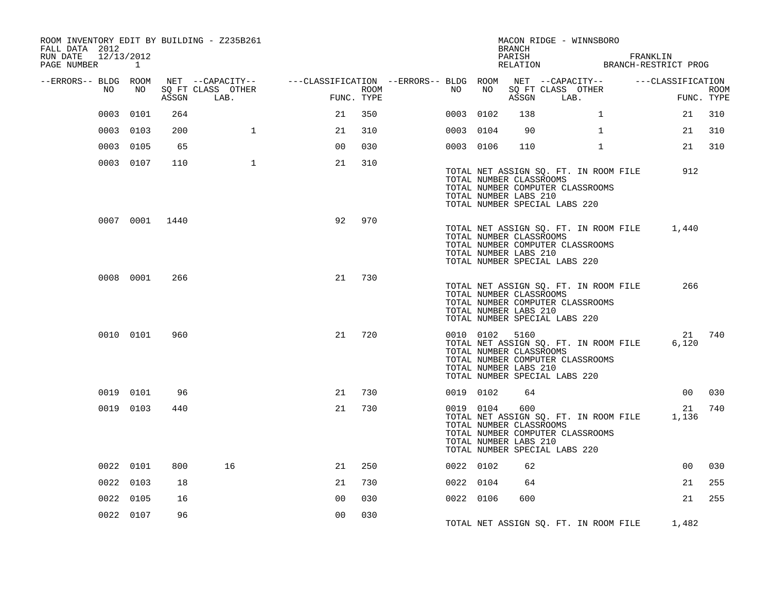ROOM INVENTORY EDIT BY BUILDING - Z235B261
FALL DATA 2012
RUN DATE 12/13/2012
PAGE NUMBER 1

MACON RIDGE - WINNSBORO
BRANCH
PARISH FRANKLIN
RELATION BRANCH-RESTRICT PROG

| --ERRORS-- | BLDG NO | ROOM NO | NET SQ FT ASSGN | --CAPACITY-- CLASS LAB. | OTHER | ---CLASSIFICATION FUNC. | ROOM TYPE | --ERRORS-- | BLDG NO | ROOM NO | NET SQ FT ASSGN | --CAPACITY-- CLASS LAB. | OTHER | ---CLASSIFICATION FUNC. | ROOM TYPE |
|---|---|---|---|---|---|---|---|---|---|---|---|---|---|---|---|
| | 0003 | 0101 | 264 | | | 21 | 350 | | 0003 | 0102 | 138 | | 1 | 21 | 310 |
| | 0003 | 0103 | 200 | | 1 | 21 | 310 | | 0003 | 0104 | 90 | | 1 | 21 | 310 |
| | 0003 | 0105 | 65 | | | 00 | 030 | | 0003 | 0106 | 110 | | 1 | 21 | 310 |
| | 0003 | 0107 | 110 | | 1 | 21 | 310 | | | | | | | | |
| | | | | | | | | | TOTAL NET ASSIGN SQ. FT. IN ROOM FILE | | | | | 912 | |
| | | | | | | | | | TOTAL NUMBER CLASSROOMS | | | | | | |
| | | | | | | | | | TOTAL NUMBER COMPUTER CLASSROOMS | | | | | | |
| | | | | | | | | | TOTAL NUMBER LABS 210 | | | | | | |
| | | | | | | | | | TOTAL NUMBER SPECIAL LABS 220 | | | | | | |
| | 0007 | 0001 | 1440 | | | 92 | 970 | | | | | | | | |
| | | | | | | | | | TOTAL NET ASSIGN SQ. FT. IN ROOM FILE | | | | | 1,440 | |
| | | | | | | | | | TOTAL NUMBER CLASSROOMS | | | | | | |
| | | | | | | | | | TOTAL NUMBER COMPUTER CLASSROOMS | | | | | | |
| | | | | | | | | | TOTAL NUMBER LABS 210 | | | | | | |
| | | | | | | | | | TOTAL NUMBER SPECIAL LABS 220 | | | | | | |
| | 0008 | 0001 | 266 | | | 21 | 730 | | | | | | | | |
| | | | | | | | | | TOTAL NET ASSIGN SQ. FT. IN ROOM FILE | | | | | 266 | |
| | | | | | | | | | TOTAL NUMBER CLASSROOMS | | | | | | |
| | | | | | | | | | TOTAL NUMBER COMPUTER CLASSROOMS | | | | | | |
| | | | | | | | | | TOTAL NUMBER LABS 210 | | | | | | |
| | | | | | | | | | TOTAL NUMBER SPECIAL LABS 220 | | | | | | |
| | 0010 | 0101 | 960 | | | 21 | 720 | | 0010 | 0102 | 5160 | | | 21 | 740 |
| | | | | | | | | | TOTAL NET ASSIGN SQ. FT. IN ROOM FILE | | | | | 6,120 | |
| | | | | | | | | | TOTAL NUMBER CLASSROOMS | | | | | | |
| | | | | | | | | | TOTAL NUMBER COMPUTER CLASSROOMS | | | | | | |
| | | | | | | | | | TOTAL NUMBER LABS 210 | | | | | | |
| | | | | | | | | | TOTAL NUMBER SPECIAL LABS 220 | | | | | | |
| | 0019 | 0101 | 96 | | | 21 | 730 | | 0019 | 0102 | 64 | | | 00 | 030 |
| | 0019 | 0103 | 440 | | | 21 | 730 | | 0019 | 0104 | 600 | | | 21 | 740 |
| | | | | | | | | | TOTAL NET ASSIGN SQ. FT. IN ROOM FILE | | | | | 1,136 | |
| | | | | | | | | | TOTAL NUMBER CLASSROOMS | | | | | | |
| | | | | | | | | | TOTAL NUMBER COMPUTER CLASSROOMS | | | | | | |
| | | | | | | | | | TOTAL NUMBER LABS 210 | | | | | | |
| | | | | | | | | | TOTAL NUMBER SPECIAL LABS 220 | | | | | | |
| | 0022 | 0101 | 800 | 16 | | 21 | 250 | | 0022 | 0102 | 62 | | | 00 | 030 |
| | 0022 | 0103 | 18 | | | 21 | 730 | | 0022 | 0104 | 64 | | | 21 | 255 |
| | 0022 | 0105 | 16 | | | 00 | 030 | | 0022 | 0106 | 600 | | | 21 | 255 |
| | 0022 | 0107 | 96 | | | 00 | 030 | | | | | | | | |
| | | | | | | | | | TOTAL NET ASSIGN SQ. FT. IN ROOM FILE | | | | | 1,482 | |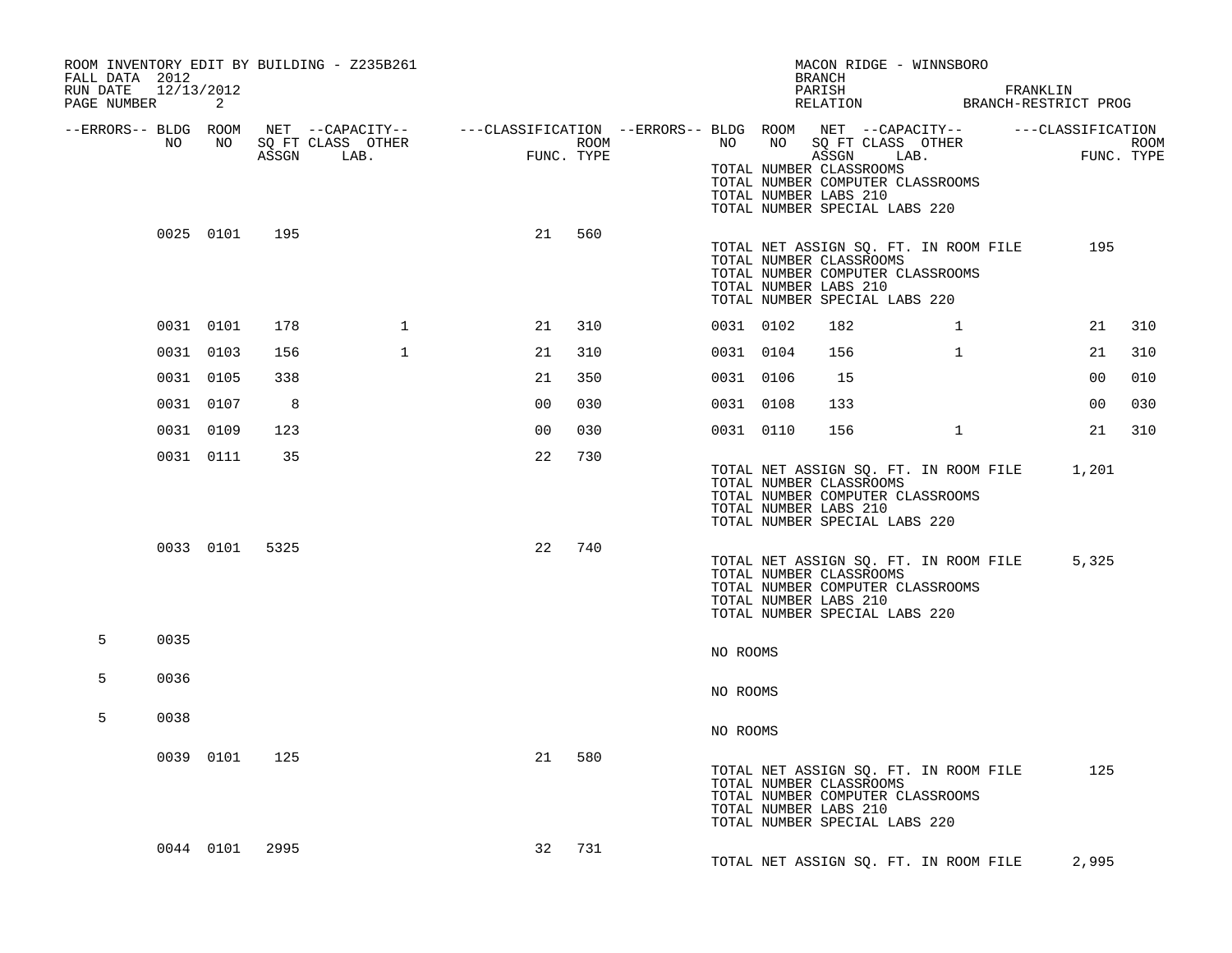ROOM INVENTORY EDIT BY BUILDING - Z235B261
FALL DATA 2012
RUN DATE 12/13/2012
PAGE NUMBER 2

MACON RIDGE - WINNSBORO
BRANCH
PARISH FRANKLIN
RELATION BRANCH-RESTRICT PROG

| --ERRORS-- | BLDG NO | ROOM NO | NET SQ FT ASSGN | --CAPACITY-- CLASS LAB. | OTHER | ---CLASSIFICATION FUNC. | ROOM TYPE | --ERRORS-- | BLDG NO | ROOM NO | NET SQ FT ASSGN | --CAPACITY-- CLASS LAB. | OTHER | ---CLASSIFICATION FUNC. | ROOM TYPE |
|---|---|---|---|---|---|---|---|---|---|---|---|---|---|---|---|
| | | | | | | | | | TOTAL NUMBER CLASSROOMS<br>TOTAL NUMBER COMPUTER CLASSROOMS<br>TOTAL NUMBER LABS 210<br>TOTAL NUMBER SPECIAL LABS 220 | | | | | | |
| | 0025 | 0101 | 195 | | | 21 | 560 | | TOTAL NET ASSIGN SQ. FT. IN ROOM FILE<br>TOTAL NUMBER CLASSROOMS<br>TOTAL NUMBER COMPUTER CLASSROOMS<br>TOTAL NUMBER LABS 210<br>TOTAL NUMBER SPECIAL LABS 220 | | | | | 195 | |
| | 0031 | 0101 | 178 | | 1 | 21 | 310 | | 0031 | 0102 | 182 | | 1 | 21 | 310 |
| | 0031 | 0103 | 156 | | 1 | 21 | 310 | | 0031 | 0104 | 156 | | 1 | 21 | 310 |
| | 0031 | 0105 | 338 | | | 21 | 350 | | 0031 | 0106 | 15 | | | 00 | 010 |
| | 0031 | 0107 | 8 | | | 00 | 030 | | 0031 | 0108 | 133 | | | 00 | 030 |
| | 0031 | 0109 | 123 | | | 00 | 030 | | 0031 | 0110 | 156 | | 1 | 21 | 310 |
| | 0031 | 0111 | 35 | | | 22 | 730 | | TOTAL NET ASSIGN SQ. FT. IN ROOM FILE<br>TOTAL NUMBER CLASSROOMS<br>TOTAL NUMBER COMPUTER CLASSROOMS<br>TOTAL NUMBER LABS 210<br>TOTAL NUMBER SPECIAL LABS 220 | | | | | 1,201 | |
| | 0033 | 0101 | 5325 | | | 22 | 740 | | TOTAL NET ASSIGN SQ. FT. IN ROOM FILE<br>TOTAL NUMBER CLASSROOMS<br>TOTAL NUMBER COMPUTER CLASSROOMS<br>TOTAL NUMBER LABS 210<br>TOTAL NUMBER SPECIAL LABS 220 | | | | | 5,325 | |
| 5 | 0035 | | | | | | | | NO ROOMS | | | | | | |
| 5 | 0036 | | | | | | | | NO ROOMS | | | | | | |
| 5 | 0038 | | | | | | | | NO ROOMS | | | | | | |
| | 0039 | 0101 | 125 | | | 21 | 580 | | TOTAL NET ASSIGN SQ. FT. IN ROOM FILE<br>TOTAL NUMBER CLASSROOMS<br>TOTAL NUMBER COMPUTER CLASSROOMS<br>TOTAL NUMBER LABS 210<br>TOTAL NUMBER SPECIAL LABS 220 | | | | | 125 | |
| | 0044 | 0101 | 2995 | | | 32 | 731 | | TOTAL NET ASSIGN SQ. FT. IN ROOM FILE | | | | | 2,995 | |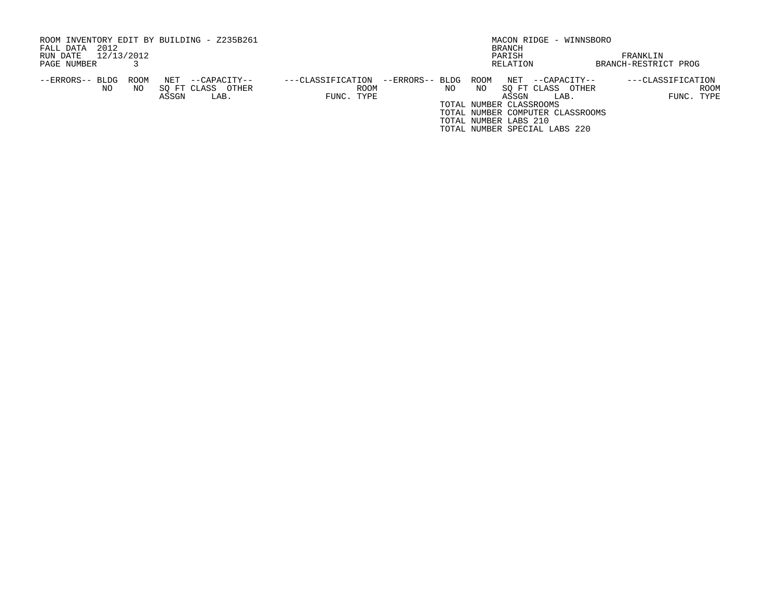ROOM INVENTORY EDIT BY BUILDING - Z235B261
FALL DATA 2012
RUN DATE 12/13/2012
PAGE NUMBER 3

MACON RIDGE - WINNSBORO
BRANCH
PARISH FRANKLIN
RELATION BRANCH-RESTRICT PROG

| --ERRORS-- | BLDG NO | ROOM NO | NET SQ FT ASSGN | --CAPACITY-- CLASS | OTHER LAB. | ---CLASSIFICATION FUNC. | ROOM TYPE |
|---|---|---|---|---|---|---|---|

| --ERRORS-- | BLDG NO | ROOM NO | NET SQ FT ASSGN | --CAPACITY-- CLASS | OTHER LAB. | ---CLASSIFICATION FUNC. | ROOM TYPE |
|---|---|---|---|---|---|---|---|

TOTAL NUMBER CLASSROOMS
TOTAL NUMBER COMPUTER CLASSROOMS
TOTAL NUMBER LABS 210
TOTAL NUMBER SPECIAL LABS 220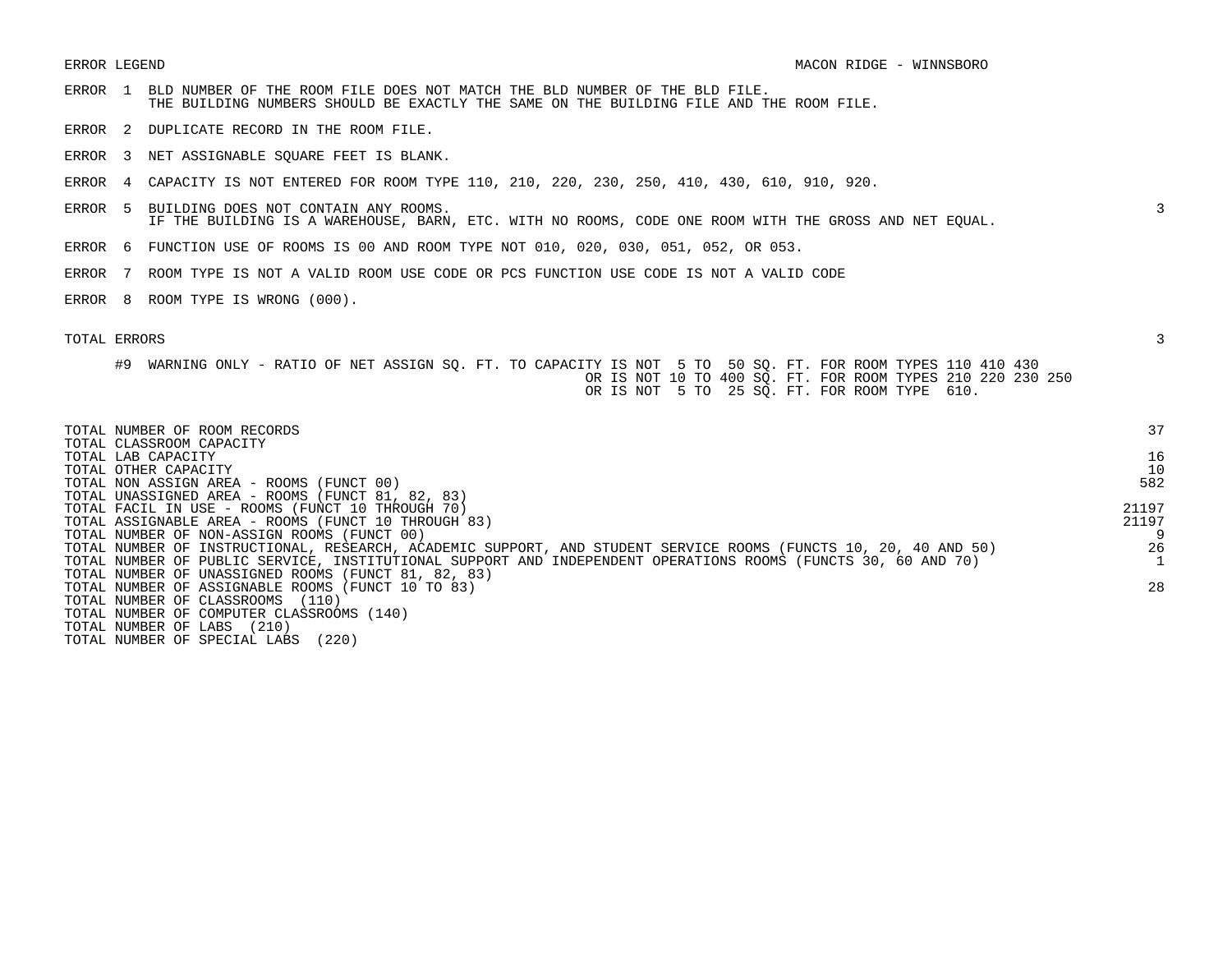ERROR LEGEND

MACON RIDGE - WINNSBORO

| | | |
|---|---|---|
| ERROR 1 | BLD NUMBER OF THE ROOM FILE DOES NOT MATCH THE BLD NUMBER OF THE BLD FILE. THE BUILDING NUMBERS SHOULD BE EXACTLY THE SAME ON THE BUILDING FILE AND THE ROOM FILE. | |
| ERROR 2 | DUPLICATE RECORD IN THE ROOM FILE. | |
| ERROR 3 | NET ASSIGNABLE SQUARE FEET IS BLANK. | |
| ERROR 4 | CAPACITY IS NOT ENTERED FOR ROOM TYPE 110, 210, 220, 230, 250, 410, 430, 610, 910, 920. | |
| ERROR 5 | BUILDING DOES NOT CONTAIN ANY ROOMS. IF THE BUILDING IS A WAREHOUSE, BARN, ETC. WITH NO ROOMS, CODE ONE ROOM WITH THE GROSS AND NET EQUAL. | 3 |
| ERROR 6 | FUNCTION USE OF ROOMS IS 00 AND ROOM TYPE NOT 010, 020, 030, 051, 052, OR 053. | |
| ERROR 7 | ROOM TYPE IS NOT A VALID ROOM USE CODE OR PCS FUNCTION USE CODE IS NOT A VALID CODE | |
| ERROR 8 | ROOM TYPE IS WRONG (000). | |

TOTAL ERRORS 3

#9 WARNING ONLY - RATIO OF NET ASSIGN SQ. FT. TO CAPACITY IS NOT 5 TO 50 SQ. FT. FOR ROOM TYPES 110 410 430
OR IS NOT 10 TO 400 SQ. FT. FOR ROOM TYPES 210 220 230 250
OR IS NOT 5 TO 25 SQ. FT. FOR ROOM TYPE 610.

| | |
|---|---|
| TOTAL NUMBER OF ROOM RECORDS | 37 |
| TOTAL CLASSROOM CAPACITY | |
| TOTAL LAB CAPACITY | 16 |
| TOTAL OTHER CAPACITY | 10 |
| TOTAL NON ASSIGN AREA - ROOMS (FUNCT 00) | 582 |
| TOTAL UNASSIGNED AREA - ROOMS (FUNCT 81, 82, 83) | |
| TOTAL FACIL IN USE - ROOMS (FUNCT 10 THROUGH 70) | 21197 |
| TOTAL ASSIGNABLE AREA - ROOMS (FUNCT 10 THROUGH 83) | 21197 |
| TOTAL NUMBER OF NON-ASSIGN ROOMS (FUNCT 00) | 9 |
| TOTAL NUMBER OF INSTRUCTIONAL, RESEARCH, ACADEMIC SUPPORT, AND STUDENT SERVICE ROOMS (FUNCTS 10, 20, 40 AND 50) | 26 |
| TOTAL NUMBER OF PUBLIC SERVICE, INSTITUTIONAL SUPPORT AND INDEPENDENT OPERATIONS ROOMS (FUNCTS 30, 60 AND 70) | 1 |
| TOTAL NUMBER OF UNASSIGNED ROOMS (FUNCT 81, 82, 83) | |
| TOTAL NUMBER OF ASSIGNABLE ROOMS (FUNCT 10 TO 83) | 28 |
| TOTAL NUMBER OF CLASSROOMS (110) | |
| TOTAL NUMBER OF COMPUTER CLASSROOMS (140) | |
| TOTAL NUMBER OF LABS (210) | |
| TOTAL NUMBER OF SPECIAL LABS (220) | |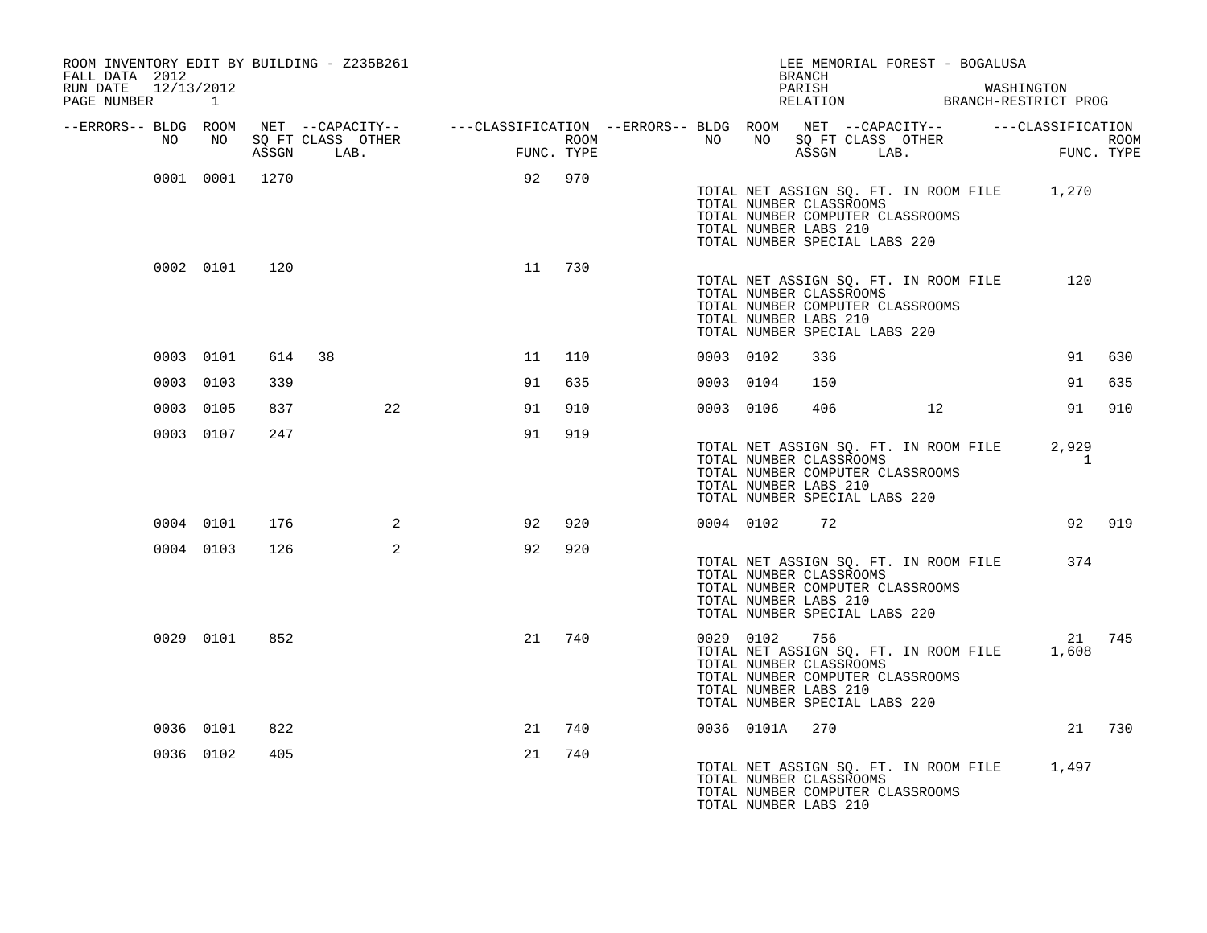ROOM INVENTORY EDIT BY BUILDING - Z235B261
FALL DATA 2012
RUN DATE 12/13/2012
PAGE NUMBER 1

LEE MEMORIAL FOREST - BOGALUSA
BRANCH
PARISH WASHINGTON
RELATION BRANCH-RESTRICT PROG

| --ERRORS-- | BLDG NO | ROOM NO | NET SQ FT ASSGN | --CAPACITY-- CLASS | LAB. | OTHER | ---CLASSIFICATION FUNC. | ROOM TYPE | --ERRORS-- | BLDG NO | ROOM NO | NET SQ FT ASSGN | --CAPACITY-- CLASS | LAB. | OTHER | ---CLASSIFICATION FUNC. | ROOM TYPE |
|---|---|---|---|---|---|---|---|---|---|---|---|---|---|---|---|---|---|
| | 0001 | 0001 | 1270 | | | | 92 | 970 | | | | | | | | | |
| | | | | | | | | | | TOTAL NET ASSIGN SQ. FT. IN ROOM FILE | | | | | | 1,270 | |
| | | | | | | | | | | TOTAL NUMBER CLASSROOMS | | | | | | | |
| | | | | | | | | | | TOTAL NUMBER COMPUTER CLASSROOMS | | | | | | | |
| | | | | | | | | | | TOTAL NUMBER LABS 210 | | | | | | | |
| | | | | | | | | | | TOTAL NUMBER SPECIAL LABS 220 | | | | | | | |
| | 0002 | 0101 | 120 | | | | 11 | 730 | | | | | | | | | |
| | | | | | | | | | | TOTAL NET ASSIGN SQ. FT. IN ROOM FILE | | | | | | 120 | |
| | | | | | | | | | | TOTAL NUMBER CLASSROOMS | | | | | | | |
| | | | | | | | | | | TOTAL NUMBER COMPUTER CLASSROOMS | | | | | | | |
| | | | | | | | | | | TOTAL NUMBER LABS 210 | | | | | | | |
| | | | | | | | | | | TOTAL NUMBER SPECIAL LABS 220 | | | | | | | |
| | 0003 | 0101 | 614 | 38 | | | 11 | 110 | | 0003 | 0102 | 336 | | | | 91 | 630 |
| | 0003 | 0103 | 339 | | | | 91 | 635 | | 0003 | 0104 | 150 | | | | 91 | 635 |
| | 0003 | 0105 | 837 | | | 22 | 91 | 910 | | 0003 | 0106 | 406 | | | 12 | 91 | 910 |
| | 0003 | 0107 | 247 | | | | 91 | 919 | | | | | | | | | |
| | | | | | | | | | | TOTAL NET ASSIGN SQ. FT. IN ROOM FILE | | | | | | 2,929 | |
| | | | | | | | | | | TOTAL NUMBER CLASSROOMS | | | | | | 1 | |
| | | | | | | | | | | TOTAL NUMBER COMPUTER CLASSROOMS | | | | | | | |
| | | | | | | | | | | TOTAL NUMBER LABS 210 | | | | | | | |
| | | | | | | | | | | TOTAL NUMBER SPECIAL LABS 220 | | | | | | | |
| | 0004 | 0101 | 176 | | | 2 | 92 | 920 | | 0004 | 0102 | 72 | | | | 92 | 919 |
| | 0004 | 0103 | 126 | | | 2 | 92 | 920 | | | | | | | | | |
| | | | | | | | | | | TOTAL NET ASSIGN SQ. FT. IN ROOM FILE | | | | | | 374 | |
| | | | | | | | | | | TOTAL NUMBER CLASSROOMS | | | | | | | |
| | | | | | | | | | | TOTAL NUMBER COMPUTER CLASSROOMS | | | | | | | |
| | | | | | | | | | | TOTAL NUMBER LABS 210 | | | | | | | |
| | | | | | | | | | | TOTAL NUMBER SPECIAL LABS 220 | | | | | | | |
| | 0029 | 0101 | 852 | | | | 21 | 740 | | 0029 | 0102 | 756 | | | | 21 | 745 |
| | | | | | | | | | | TOTAL NET ASSIGN SQ. FT. IN ROOM FILE | | | | | | 1,608 | |
| | | | | | | | | | | TOTAL NUMBER CLASSROOMS | | | | | | | |
| | | | | | | | | | | TOTAL NUMBER COMPUTER CLASSROOMS | | | | | | | |
| | | | | | | | | | | TOTAL NUMBER LABS 210 | | | | | | | |
| | | | | | | | | | | TOTAL NUMBER SPECIAL LABS 220 | | | | | | | |
| | 0036 | 0101 | 822 | | | | 21 | 740 | | 0036 | 0101A | 270 | | | | 21 | 730 |
| | 0036 | 0102 | 405 | | | | 21 | 740 | | | | | | | | | |
| | | | | | | | | | | TOTAL NET ASSIGN SQ. FT. IN ROOM FILE | | | | | | 1,497 | |
| | | | | | | | | | | TOTAL NUMBER CLASSROOMS | | | | | | | |
| | | | | | | | | | | TOTAL NUMBER COMPUTER CLASSROOMS | | | | | | | |
| | | | | | | | | | | TOTAL NUMBER LABS 210 | | | | | | | |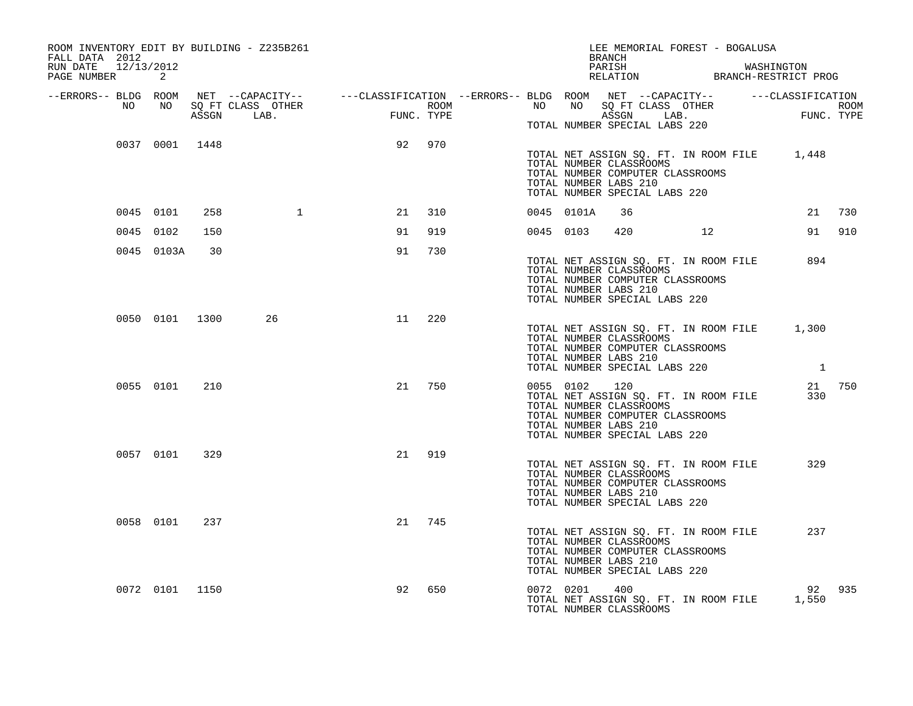ROOM INVENTORY EDIT BY BUILDING - Z235B261
FALL DATA 2012
RUN DATE 12/13/2012
PAGE NUMBER 2

LEE MEMORIAL FOREST - BOGALUSA
BRANCH
PARISH WASHINGTON
RELATION BRANCH-RESTRICT PROG

| --ERRORS-- | BLDG NO | ROOM NO | NET SQ FT ASSGN | CAPACITY CLASS LAB. | CAPACITY OTHER | FUNC. | ROOM TYPE | --ERRORS-- | BLDG NO | ROOM NO | NET SQ FT ASSGN | CAPACITY CLASS LAB. | CAPACITY OTHER | FUNC. | ROOM TYPE |
|---|---|---|---|---|---|---|---|---|---|---|---|---|---|---|---|
| | | | | | | | | | TOTAL NUMBER SPECIAL LABS 220 | | | | | | |
| | 0037 | 0001 | 1448 | | | 92 | 970 | | | | | | | | |
| | | | | | | | | | TOTAL NET ASSIGN SQ. FT. IN ROOM FILE | | | | | 1,448 | |
| | | | | | | | | | TOTAL NUMBER CLASSROOMS | | | | | | |
| | | | | | | | | | TOTAL NUMBER COMPUTER CLASSROOMS | | | | | | |
| | | | | | | | | | TOTAL NUMBER LABS 210 | | | | | | |
| | | | | | | | | | TOTAL NUMBER SPECIAL LABS 220 | | | | | | |
| | 0045 | 0101 | 258 | | 1 | 21 | 310 | | 0045 | 0101A | 36 | | | 21 | 730 |
| | 0045 | 0102 | 150 | | | 91 | 919 | | 0045 | 0103 | 420 | | 12 | 91 | 910 |
| | 0045 | 0103A | 30 | | | 91 | 730 | | | | | | | | |
| | | | | | | | | | TOTAL NET ASSIGN SQ. FT. IN ROOM FILE | | | | | 894 | |
| | | | | | | | | | TOTAL NUMBER CLASSROOMS | | | | | | |
| | | | | | | | | | TOTAL NUMBER COMPUTER CLASSROOMS | | | | | | |
| | | | | | | | | | TOTAL NUMBER LABS 210 | | | | | | |
| | | | | | | | | | TOTAL NUMBER SPECIAL LABS 220 | | | | | | |
| | 0050 | 0101 | 1300 | 26 | | 11 | 220 | | | | | | | | |
| | | | | | | | | | TOTAL NET ASSIGN SQ. FT. IN ROOM FILE | | | | | 1,300 | |
| | | | | | | | | | TOTAL NUMBER CLASSROOMS | | | | | | |
| | | | | | | | | | TOTAL NUMBER COMPUTER CLASSROOMS | | | | | | |
| | | | | | | | | | TOTAL NUMBER LABS 210 | | | | | | |
| | | | | | | | | | TOTAL NUMBER SPECIAL LABS 220 | | | | | 1 | |
| | 0055 | 0101 | 210 | | | 21 | 750 | | 0055 | 0102 | 120 | | | 21 | 750 |
| | | | | | | | | | TOTAL NET ASSIGN SQ. FT. IN ROOM FILE | | | | | 330 | |
| | | | | | | | | | TOTAL NUMBER CLASSROOMS | | | | | | |
| | | | | | | | | | TOTAL NUMBER COMPUTER CLASSROOMS | | | | | | |
| | | | | | | | | | TOTAL NUMBER LABS 210 | | | | | | |
| | | | | | | | | | TOTAL NUMBER SPECIAL LABS 220 | | | | | | |
| | 0057 | 0101 | 329 | | | 21 | 919 | | | | | | | | |
| | | | | | | | | | TOTAL NET ASSIGN SQ. FT. IN ROOM FILE | | | | | 329 | |
| | | | | | | | | | TOTAL NUMBER CLASSROOMS | | | | | | |
| | | | | | | | | | TOTAL NUMBER COMPUTER CLASSROOMS | | | | | | |
| | | | | | | | | | TOTAL NUMBER LABS 210 | | | | | | |
| | | | | | | | | | TOTAL NUMBER SPECIAL LABS 220 | | | | | | |
| | 0058 | 0101 | 237 | | | 21 | 745 | | | | | | | | |
| | | | | | | | | | TOTAL NET ASSIGN SQ. FT. IN ROOM FILE | | | | | 237 | |
| | | | | | | | | | TOTAL NUMBER CLASSROOMS | | | | | | |
| | | | | | | | | | TOTAL NUMBER COMPUTER CLASSROOMS | | | | | | |
| | | | | | | | | | TOTAL NUMBER LABS 210 | | | | | | |
| | | | | | | | | | TOTAL NUMBER SPECIAL LABS 220 | | | | | | |
| | 0072 | 0101 | 1150 | | | 92 | 650 | | 0072 | 0201 | 400 | | | 92 | 935 |
| | | | | | | | | | TOTAL NET ASSIGN SQ. FT. IN ROOM FILE | | | | | 1,550 | |
| | | | | | | | | | TOTAL NUMBER CLASSROOMS | | | | | | |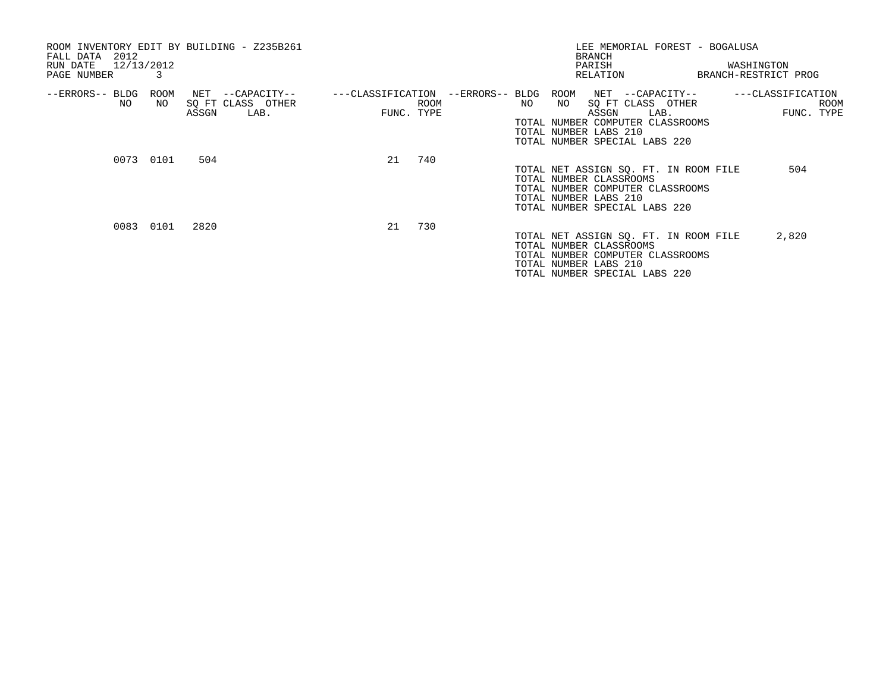ROOM INVENTORY EDIT BY BUILDING - Z235B261
FALL DATA 2012
RUN DATE 12/13/2012
PAGE NUMBER 3

LEE MEMORIAL FOREST - BOGALUSA
BRANCH
PARISH WASHINGTON
RELATION BRANCH-RESTRICT PROG

| --ERRORS-- | BLDG NO | ROOM NO | NET SQ FT ASSGN | --CAPACITY-- CLASS | OTHER LAB. | ---CLASSIFICATION FUNC. | ROOM TYPE |
|---|---|---|---|---|---|---|---|
| | 0073 | 0101 | 504 | | | 21 | 740 |
| | 0083 | 0101 | 2820 | | | 21 | 730 |

TOTAL NUMBER COMPUTER CLASSROOMS
TOTAL NUMBER LABS 210
TOTAL NUMBER SPECIAL LABS 220

TOTAL NET ASSIGN SQ. FT. IN ROOM FILE 504
TOTAL NUMBER CLASSROOMS
TOTAL NUMBER COMPUTER CLASSROOMS
TOTAL NUMBER LABS 210
TOTAL NUMBER SPECIAL LABS 220

TOTAL NET ASSIGN SQ. FT. IN ROOM FILE 2,820
TOTAL NUMBER CLASSROOMS
TOTAL NUMBER COMPUTER CLASSROOMS
TOTAL NUMBER LABS 210
TOTAL NUMBER SPECIAL LABS 220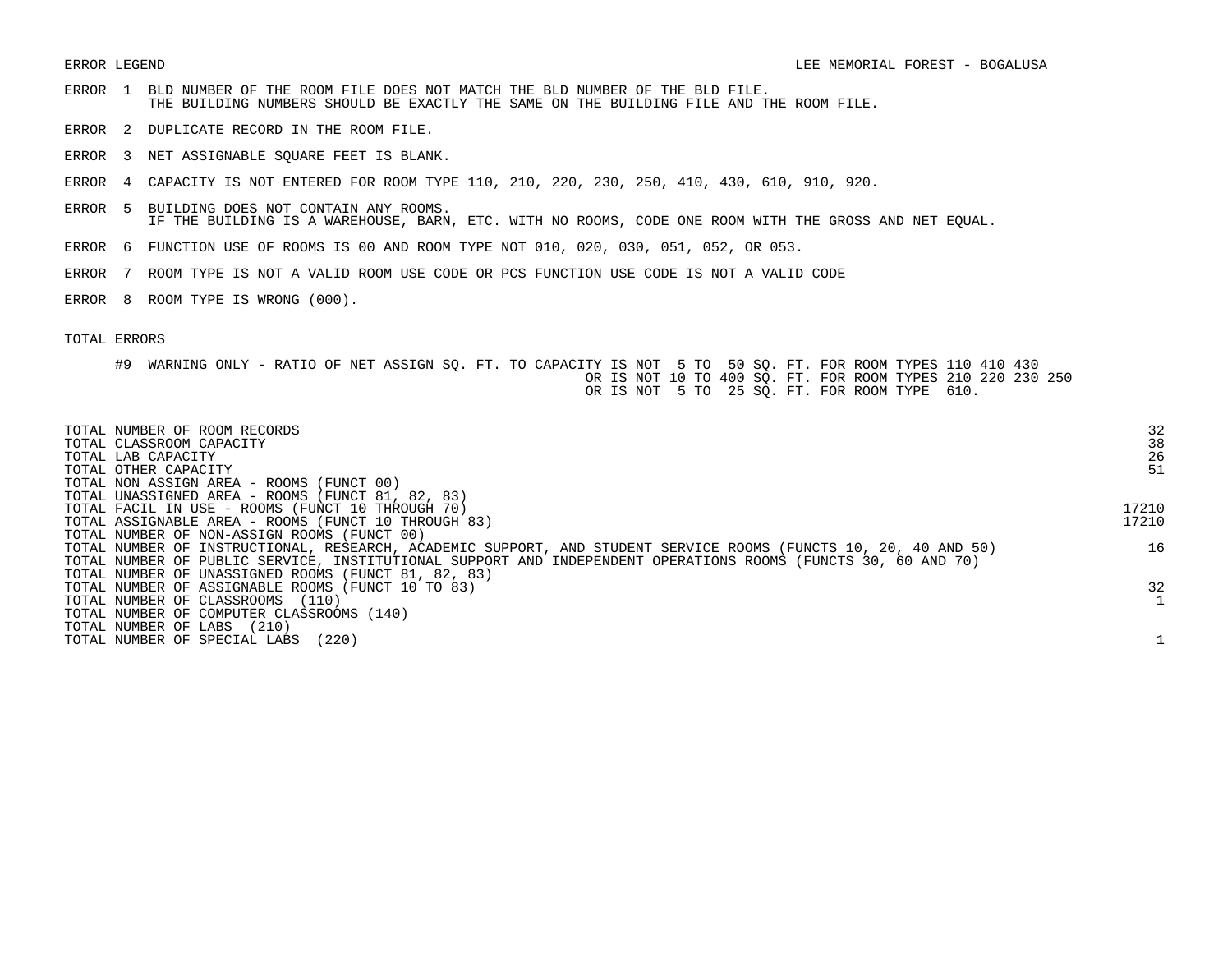ERROR LEGEND

LEE MEMORIAL FOREST - BOGALUSA

ERROR 1 BLD NUMBER OF THE ROOM FILE DOES NOT MATCH THE BLD NUMBER OF THE BLD FILE.
THE BUILDING NUMBERS SHOULD BE EXACTLY THE SAME ON THE BUILDING FILE AND THE ROOM FILE.

ERROR 2 DUPLICATE RECORD IN THE ROOM FILE.

ERROR 3 NET ASSIGNABLE SQUARE FEET IS BLANK.

ERROR 4 CAPACITY IS NOT ENTERED FOR ROOM TYPE 110, 210, 220, 230, 250, 410, 430, 610, 910, 920.

ERROR 5 BUILDING DOES NOT CONTAIN ANY ROOMS.
IF THE BUILDING IS A WAREHOUSE, BARN, ETC. WITH NO ROOMS, CODE ONE ROOM WITH THE GROSS AND NET EQUAL.

ERROR 6 FUNCTION USE OF ROOMS IS 00 AND ROOM TYPE NOT 010, 020, 030, 051, 052, OR 053.

ERROR 7 ROOM TYPE IS NOT A VALID ROOM USE CODE OR PCS FUNCTION USE CODE IS NOT A VALID CODE

ERROR 8 ROOM TYPE IS WRONG (000).

TOTAL ERRORS

#9 WARNING ONLY - RATIO OF NET ASSIGN SQ. FT. TO CAPACITY IS NOT 5 TO 50 SQ. FT. FOR ROOM TYPES 110 410 430
OR IS NOT 10 TO 400 SQ. FT. FOR ROOM TYPES 210 220 230 250
OR IS NOT 5 TO 25 SQ. FT. FOR ROOM TYPE 610.

| | |
|---|---|
| TOTAL NUMBER OF ROOM RECORDS | 32 |
| TOTAL CLASSROOM CAPACITY | 38 |
| TOTAL LAB CAPACITY | 26 |
| TOTAL OTHER CAPACITY | 51 |
| TOTAL NON ASSIGN AREA - ROOMS (FUNCT 00) | |
| TOTAL UNASSIGNED AREA - ROOMS (FUNCT 81, 82, 83) | |
| TOTAL FACIL IN USE - ROOMS (FUNCT 10 THROUGH 70) | 17210 |
| TOTAL ASSIGNABLE AREA - ROOMS (FUNCT 10 THROUGH 83) | 17210 |
| TOTAL NUMBER OF NON-ASSIGN ROOMS (FUNCT 00) | |
| TOTAL NUMBER OF INSTRUCTIONAL, RESEARCH, ACADEMIC SUPPORT, AND STUDENT SERVICE ROOMS (FUNCTS 10, 20, 40 AND 50) | 16 |
| TOTAL NUMBER OF PUBLIC SERVICE, INSTITUTIONAL SUPPORT AND INDEPENDENT OPERATIONS ROOMS (FUNCTS 30, 60 AND 70) | |
| TOTAL NUMBER OF UNASSIGNED ROOMS (FUNCT 81, 82, 83) | |
| TOTAL NUMBER OF ASSIGNABLE ROOMS (FUNCT 10 TO 83) | 32 |
| TOTAL NUMBER OF CLASSROOMS (110) | 1 |
| TOTAL NUMBER OF COMPUTER CLASSROOMS (140) | |
| TOTAL NUMBER OF LABS (210) | |
| TOTAL NUMBER OF SPECIAL LABS (220) | 1 |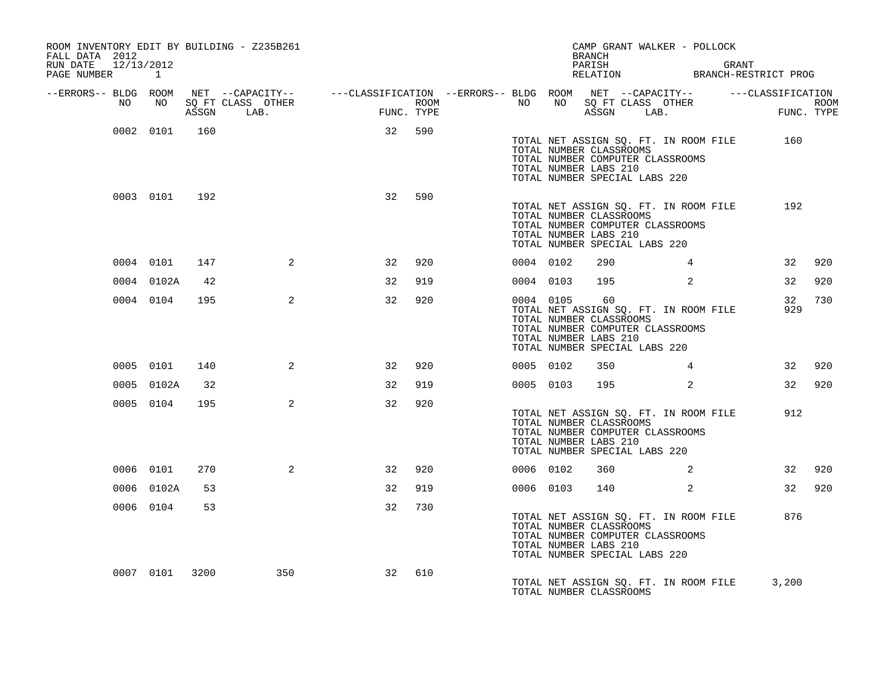ROOM INVENTORY EDIT BY BUILDING - Z235B261
FALL DATA 2012
RUN DATE 12/13/2012
PAGE NUMBER 1

CAMP GRANT WALKER - POLLOCK
BRANCH
PARISH GRANT
RELATION BRANCH-RESTRICT PROG

| --ERRORS-- | BLDG NO | ROOM NO | NET SQ FT ASSGN | --CAPACITY-- CLASS LAB. | OTHER | ---CLASSIFICATION FUNC. | ROOM TYPE | --ERRORS-- | BLDG NO | ROOM NO | NET SQ FT ASSGN | --CAPACITY-- CLASS LAB. | OTHER | ---CLASSIFICATION FUNC. | ROOM TYPE |
|---|---|---|---|---|---|---|---|---|---|---|---|---|---|---|---|
| | 0002 | 0101 | 160 | | | 32 | 590 | | | | | | | | |
| | | | | | | | | | TOTAL NET ASSIGN SQ. FT. IN ROOM FILE | | | | | 160 | |
| | | | | | | | | | TOTAL NUMBER CLASSROOMS | | | | | | |
| | | | | | | | | | TOTAL NUMBER COMPUTER CLASSROOMS | | | | | | |
| | | | | | | | | | TOTAL NUMBER LABS 210 | | | | | | |
| | | | | | | | | | TOTAL NUMBER SPECIAL LABS 220 | | | | | | |
| | 0003 | 0101 | 192 | | | 32 | 590 | | | | | | | | |
| | | | | | | | | | TOTAL NET ASSIGN SQ. FT. IN ROOM FILE | | | | | 192 | |
| | | | | | | | | | TOTAL NUMBER CLASSROOMS | | | | | | |
| | | | | | | | | | TOTAL NUMBER COMPUTER CLASSROOMS | | | | | | |
| | | | | | | | | | TOTAL NUMBER LABS 210 | | | | | | |
| | | | | | | | | | TOTAL NUMBER SPECIAL LABS 220 | | | | | | |
| | 0004 | 0101 | 147 | | 2 | 32 | 920 | | 0004 | 0102 | 290 | | 4 | 32 | 920 |
| | 0004 | 0102A | 42 | | | 32 | 919 | | 0004 | 0103 | 195 | | 2 | 32 | 920 |
| | 0004 | 0104 | 195 | | 2 | 32 | 920 | | 0004 | 0105 | 60 | | | 32 | 730 |
| | | | | | | | | | TOTAL NET ASSIGN SQ. FT. IN ROOM FILE | | | | | 929 | |
| | | | | | | | | | TOTAL NUMBER CLASSROOMS | | | | | | |
| | | | | | | | | | TOTAL NUMBER COMPUTER CLASSROOMS | | | | | | |
| | | | | | | | | | TOTAL NUMBER LABS 210 | | | | | | |
| | | | | | | | | | TOTAL NUMBER SPECIAL LABS 220 | | | | | | |
| | 0005 | 0101 | 140 | | 2 | 32 | 920 | | 0005 | 0102 | 350 | | 4 | 32 | 920 |
| | 0005 | 0102A | 32 | | | 32 | 919 | | 0005 | 0103 | 195 | | 2 | 32 | 920 |
| | 0005 | 0104 | 195 | | 2 | 32 | 920 | | | | | | | | |
| | | | | | | | | | TOTAL NET ASSIGN SQ. FT. IN ROOM FILE | | | | | 912 | |
| | | | | | | | | | TOTAL NUMBER CLASSROOMS | | | | | | |
| | | | | | | | | | TOTAL NUMBER COMPUTER CLASSROOMS | | | | | | |
| | | | | | | | | | TOTAL NUMBER LABS 210 | | | | | | |
| | | | | | | | | | TOTAL NUMBER SPECIAL LABS 220 | | | | | | |
| | 0006 | 0101 | 270 | | 2 | 32 | 920 | | 0006 | 0102 | 360 | | 2 | 32 | 920 |
| | 0006 | 0102A | 53 | | | 32 | 919 | | 0006 | 0103 | 140 | | 2 | 32 | 920 |
| | 0006 | 0104 | 53 | | | 32 | 730 | | | | | | | | |
| | | | | | | | | | TOTAL NET ASSIGN SQ. FT. IN ROOM FILE | | | | | 876 | |
| | | | | | | | | | TOTAL NUMBER CLASSROOMS | | | | | | |
| | | | | | | | | | TOTAL NUMBER COMPUTER CLASSROOMS | | | | | | |
| | | | | | | | | | TOTAL NUMBER LABS 210 | | | | | | |
| | | | | | | | | | TOTAL NUMBER SPECIAL LABS 220 | | | | | | |
| | 0007 | 0101 | 3200 | | 350 | 32 | 610 | | | | | | | | |
| | | | | | | | | | TOTAL NET ASSIGN SQ. FT. IN ROOM FILE | | | | | 3,200 | |
| | | | | | | | | | TOTAL NUMBER CLASSROOMS | | | | | | |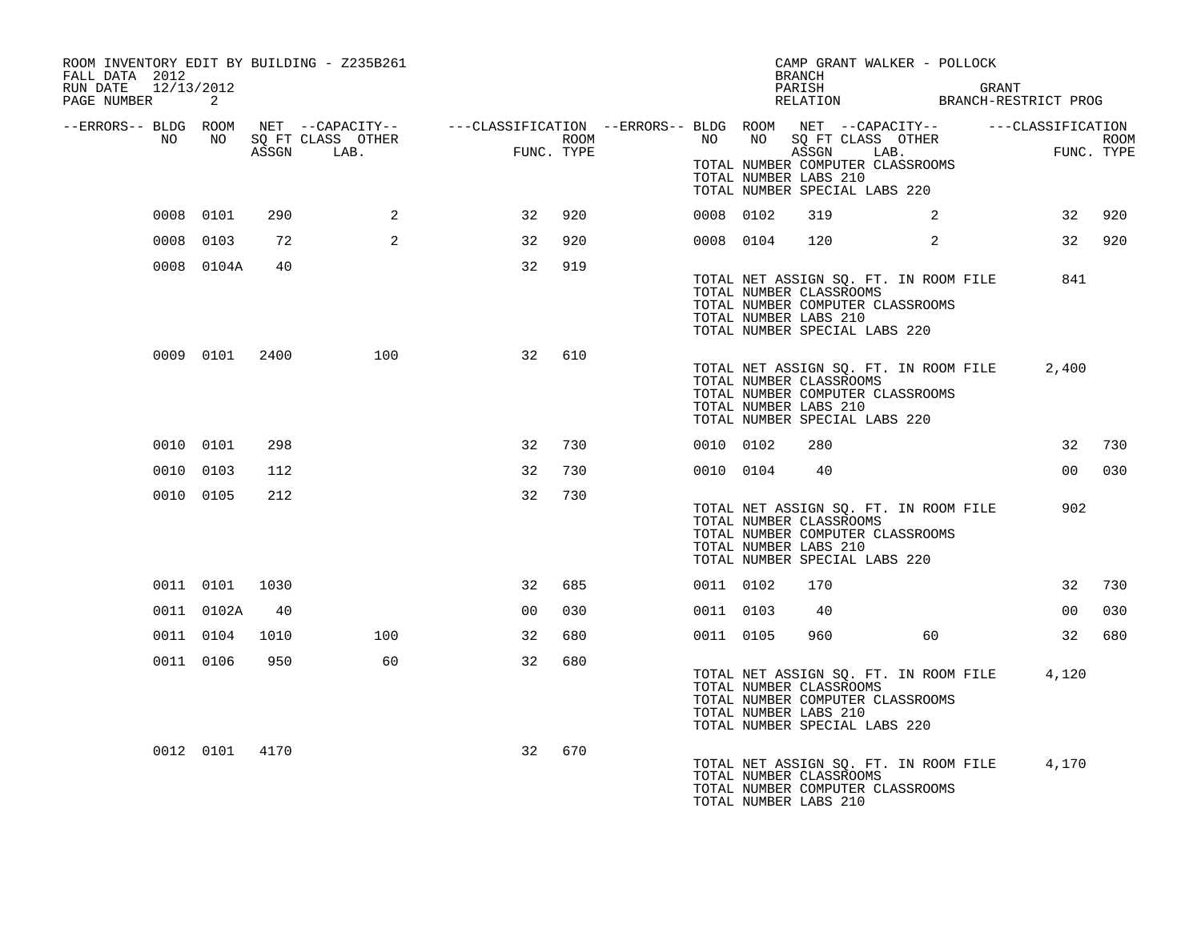ROOM INVENTORY EDIT BY BUILDING - Z235B261
FALL DATA 2012
RUN DATE 12/13/2012
PAGE NUMBER 2

CAMP GRANT WALKER - POLLOCK
BRANCH
PARISH GRANT
RELATION BRANCH-RESTRICT PROG

| --ERRORS-- | BLDG NO | ROOM NO | NET ASSGN SQ FT | CAPACITY CLASS | CAPACITY LAB. | CAPACITY OTHER | FUNC. | ROOM TYPE | --ERRORS-- | BLDG NO | ROOM NO | NET ASSGN SQ FT | CAPACITY CLASS | CAPACITY LAB. | CAPACITY OTHER | FUNC. | ROOM TYPE |
|---|---|---|---|---|---|---|---|---|---|---|---|---|---|---|---|---|---|
| | | | | | | | | | | | | | | | | | |
| | 0008 | 0101 | 290 | | 2 | | 32 | 920 | | 0008 | 0102 | 319 | | 2 | | 32 | 920 |
| | 0008 | 0103 | 72 | | 2 | | 32 | 920 | | 0008 | 0104 | 120 | | 2 | | 32 | 920 |
| | 0008 | 0104A | 40 | | | | 32 | 919 | | | | | | | | | |
| | 0009 | 0101 | 2400 | | 100 | | 32 | 610 | | | | | | | | | |
| | 0010 | 0101 | 298 | | | | 32 | 730 | | 0010 | 0102 | 280 | | | | 32 | 730 |
| | 0010 | 0103 | 112 | | | | 32 | 730 | | 0010 | 0104 | 40 | | | | 00 | 030 |
| | 0010 | 0105 | 212 | | | | 32 | 730 | | | | | | | | | |
| | 0011 | 0101 | 1030 | | | | 32 | 685 | | 0011 | 0102 | 170 | | | | 32 | 730 |
| | 0011 | 0102A | 40 | | | | 00 | 030 | | 0011 | 0103 | 40 | | | | 00 | 030 |
| | 0011 | 0104 | 1010 | | 100 | | 32 | 680 | | 0011 | 0105 | 960 | | 60 | | 32 | 680 |
| | 0011 | 0106 | 950 | | 60 | | 32 | 680 | | | | | | | | | |
| | 0012 | 0101 | 4170 | | | | 32 | 670 | | | | | | | | | |

(Top of page, continued from previous building:)
TOTAL NUMBER COMPUTER CLASSROOMS
TOTAL NUMBER LABS 210
TOTAL NUMBER SPECIAL LABS 220

Building 0008:
TOTAL NET ASSIGN SQ. FT. IN ROOM FILE 841
TOTAL NUMBER CLASSROOMS
TOTAL NUMBER COMPUTER CLASSROOMS
TOTAL NUMBER LABS 210
TOTAL NUMBER SPECIAL LABS 220

Building 0009:
TOTAL NET ASSIGN SQ. FT. IN ROOM FILE 2,400
TOTAL NUMBER CLASSROOMS
TOTAL NUMBER COMPUTER CLASSROOMS
TOTAL NUMBER LABS 210
TOTAL NUMBER SPECIAL LABS 220

Building 0010:
TOTAL NET ASSIGN SQ. FT. IN ROOM FILE 902
TOTAL NUMBER CLASSROOMS
TOTAL NUMBER COMPUTER CLASSROOMS
TOTAL NUMBER LABS 210
TOTAL NUMBER SPECIAL LABS 220

Building 0011:
TOTAL NET ASSIGN SQ. FT. IN ROOM FILE 4,120
TOTAL NUMBER CLASSROOMS
TOTAL NUMBER COMPUTER CLASSROOMS
TOTAL NUMBER LABS 210
TOTAL NUMBER SPECIAL LABS 220

Building 0012:
TOTAL NET ASSIGN SQ. FT. IN ROOM FILE 4,170
TOTAL NUMBER CLASSROOMS
TOTAL NUMBER COMPUTER CLASSROOMS
TOTAL NUMBER LABS 210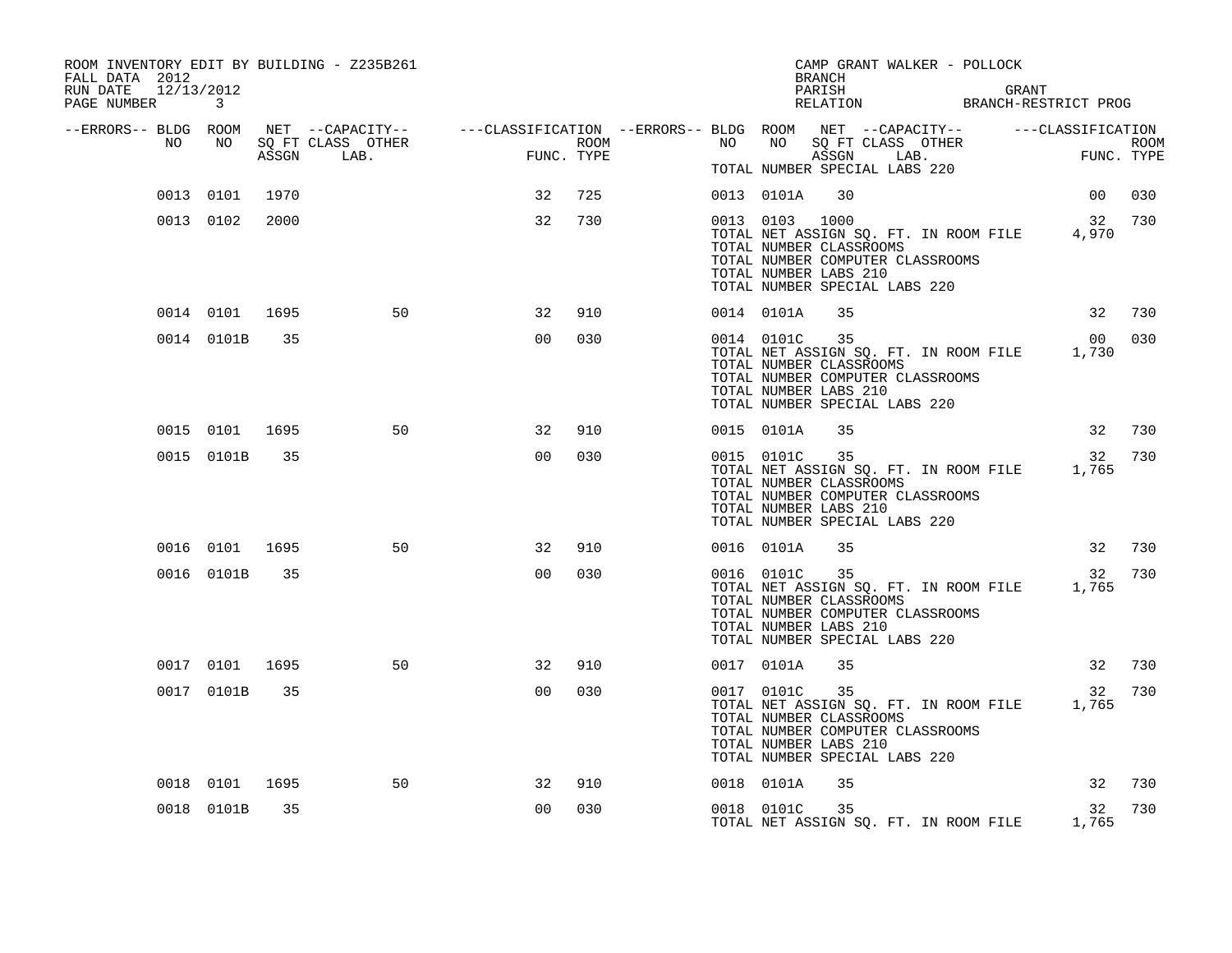ROOM INVENTORY EDIT BY BUILDING - Z235B261
FALL DATA 2012
RUN DATE 12/13/2012
PAGE NUMBER 3

CAMP GRANT WALKER - POLLOCK
BRANCH
PARISH GRANT
RELATION BRANCH-RESTRICT PROG

| --ERRORS-- | BLDG NO | ROOM NO | NET SQ FT ASSGN | --CAPACITY-- CLASS LAB. | OTHER | ---CLASSIFICATION FUNC. | ROOM TYPE | --ERRORS-- | BLDG NO | ROOM NO | NET SQ FT ASSGN | --CAPACITY-- CLASS LAB. | OTHER | ---CLASSIFICATION FUNC. | ROOM TYPE |
|---|---|---|---|---|---|---|---|---|---|---|---|---|---|---|---|
| | | | | | | | | | TOTAL NUMBER SPECIAL LABS 220 | | | | | | |
| | 0013 | 0101 | 1970 | | | 32 | 725 | | 0013 | 0101A | 30 | | | 00 | 030 |
| | 0013 | 0102 | 2000 | | | 32 | 730 | | 0013 | 0103 | 1000 | | | 32 | 730 |
| | | | | | | | | | TOTAL NET ASSIGN SQ. FT. IN ROOM FILE | | | | | 4,970 | |
| | | | | | | | | | TOTAL NUMBER CLASSROOMS | | | | | | |
| | | | | | | | | | TOTAL NUMBER COMPUTER CLASSROOMS | | | | | | |
| | | | | | | | | | TOTAL NUMBER LABS 210 | | | | | | |
| | | | | | | | | | TOTAL NUMBER SPECIAL LABS 220 | | | | | | |
| | 0014 | 0101 | 1695 | | 50 | 32 | 910 | | 0014 | 0101A | 35 | | | 32 | 730 |
| | 0014 | 0101B | 35 | | | 00 | 030 | | 0014 | 0101C | 35 | | | 00 | 030 |
| | | | | | | | | | TOTAL NET ASSIGN SQ. FT. IN ROOM FILE | | | | | 1,730 | |
| | | | | | | | | | TOTAL NUMBER CLASSROOMS | | | | | | |
| | | | | | | | | | TOTAL NUMBER COMPUTER CLASSROOMS | | | | | | |
| | | | | | | | | | TOTAL NUMBER LABS 210 | | | | | | |
| | | | | | | | | | TOTAL NUMBER SPECIAL LABS 220 | | | | | | |
| | 0015 | 0101 | 1695 | | 50 | 32 | 910 | | 0015 | 0101A | 35 | | | 32 | 730 |
| | 0015 | 0101B | 35 | | | 00 | 030 | | 0015 | 0101C | 35 | | | 32 | 730 |
| | | | | | | | | | TOTAL NET ASSIGN SQ. FT. IN ROOM FILE | | | | | 1,765 | |
| | | | | | | | | | TOTAL NUMBER CLASSROOMS | | | | | | |
| | | | | | | | | | TOTAL NUMBER COMPUTER CLASSROOMS | | | | | | |
| | | | | | | | | | TOTAL NUMBER LABS 210 | | | | | | |
| | | | | | | | | | TOTAL NUMBER SPECIAL LABS 220 | | | | | | |
| | 0016 | 0101 | 1695 | | 50 | 32 | 910 | | 0016 | 0101A | 35 | | | 32 | 730 |
| | 0016 | 0101B | 35 | | | 00 | 030 | | 0016 | 0101C | 35 | | | 32 | 730 |
| | | | | | | | | | TOTAL NET ASSIGN SQ. FT. IN ROOM FILE | | | | | 1,765 | |
| | | | | | | | | | TOTAL NUMBER CLASSROOMS | | | | | | |
| | | | | | | | | | TOTAL NUMBER COMPUTER CLASSROOMS | | | | | | |
| | | | | | | | | | TOTAL NUMBER LABS 210 | | | | | | |
| | | | | | | | | | TOTAL NUMBER SPECIAL LABS 220 | | | | | | |
| | 0017 | 0101 | 1695 | | 50 | 32 | 910 | | 0017 | 0101A | 35 | | | 32 | 730 |
| | 0017 | 0101B | 35 | | | 00 | 030 | | 0017 | 0101C | 35 | | | 32 | 730 |
| | | | | | | | | | TOTAL NET ASSIGN SQ. FT. IN ROOM FILE | | | | | 1,765 | |
| | | | | | | | | | TOTAL NUMBER CLASSROOMS | | | | | | |
| | | | | | | | | | TOTAL NUMBER COMPUTER CLASSROOMS | | | | | | |
| | | | | | | | | | TOTAL NUMBER LABS 210 | | | | | | |
| | | | | | | | | | TOTAL NUMBER SPECIAL LABS 220 | | | | | | |
| | 0018 | 0101 | 1695 | | 50 | 32 | 910 | | 0018 | 0101A | 35 | | | 32 | 730 |
| | 0018 | 0101B | 35 | | | 00 | 030 | | 0018 | 0101C | 35 | | | 32 | 730 |
| | | | | | | | | | TOTAL NET ASSIGN SQ. FT. IN ROOM FILE | | | | | 1,765 | |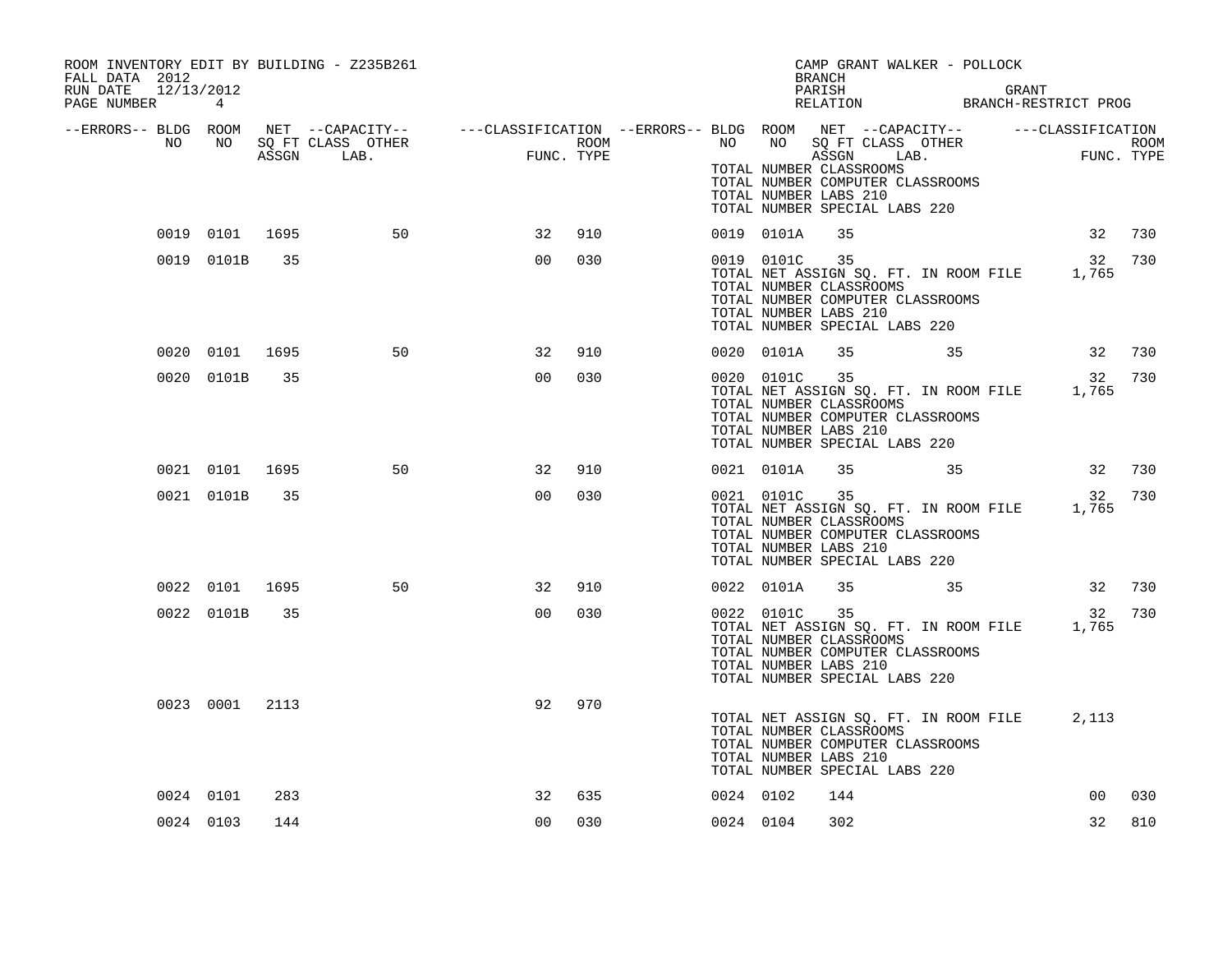ROOM INVENTORY EDIT BY BUILDING - Z235B261
FALL DATA 2012
RUN DATE 12/13/2012
PAGE NUMBER 4

CAMP GRANT WALKER - POLLOCK
BRANCH
PARISH GRANT
RELATION BRANCH-RESTRICT PROG

| --ERRORS-- | BLDG NO | ROOM NO | NET SQ FT ASSGN | --CAPACITY-- CLASS LAB. | OTHER | ---CLASSIFICATION FUNC. | ROOM TYPE | --ERRORS-- | BLDG NO | ROOM NO | NET SQ FT ASSGN | --CAPACITY-- CLASS LAB. | OTHER | ---CLASSIFICATION FUNC. | ROOM TYPE |
|---|---|---|---|---|---|---|---|---|---|---|---|---|---|---|---|
| | | | | | | | | | TOTAL NUMBER CLASSROOMS<br>TOTAL NUMBER COMPUTER CLASSROOMS<br>TOTAL NUMBER LABS 210<br>TOTAL NUMBER SPECIAL LABS 220 | | | | | | |
| | 0019 | 0101 | 1695 | | 50 | 32 | 910 | | 0019 | 0101A | 35 | | | 32 | 730 |
| | 0019 | 0101B | 35 | | | 00 | 030 | | 0019 | 0101C | 35 | | | 32 | 730 |
| | | | | | | | | | TOTAL NET ASSIGN SQ. FT. IN ROOM FILE<br>TOTAL NUMBER CLASSROOMS<br>TOTAL NUMBER COMPUTER CLASSROOMS<br>TOTAL NUMBER LABS 210<br>TOTAL NUMBER SPECIAL LABS 220 | | | | | 1,765 | |
| | 0020 | 0101 | 1695 | | 50 | 32 | 910 | | 0020 | 0101A | 35 | | 35 | 32 | 730 |
| | 0020 | 0101B | 35 | | | 00 | 030 | | 0020 | 0101C | 35 | | | 32 | 730 |
| | | | | | | | | | TOTAL NET ASSIGN SQ. FT. IN ROOM FILE<br>TOTAL NUMBER CLASSROOMS<br>TOTAL NUMBER COMPUTER CLASSROOMS<br>TOTAL NUMBER LABS 210<br>TOTAL NUMBER SPECIAL LABS 220 | | | | | 1,765 | |
| | 0021 | 0101 | 1695 | | 50 | 32 | 910 | | 0021 | 0101A | 35 | | 35 | 32 | 730 |
| | 0021 | 0101B | 35 | | | 00 | 030 | | 0021 | 0101C | 35 | | | 32 | 730 |
| | | | | | | | | | TOTAL NET ASSIGN SQ. FT. IN ROOM FILE<br>TOTAL NUMBER CLASSROOMS<br>TOTAL NUMBER COMPUTER CLASSROOMS<br>TOTAL NUMBER LABS 210<br>TOTAL NUMBER SPECIAL LABS 220 | | | | | 1,765 | |
| | 0022 | 0101 | 1695 | | 50 | 32 | 910 | | 0022 | 0101A | 35 | | 35 | 32 | 730 |
| | 0022 | 0101B | 35 | | | 00 | 030 | | 0022 | 0101C | 35 | | | 32 | 730 |
| | | | | | | | | | TOTAL NET ASSIGN SQ. FT. IN ROOM FILE<br>TOTAL NUMBER CLASSROOMS<br>TOTAL NUMBER COMPUTER CLASSROOMS<br>TOTAL NUMBER LABS 210<br>TOTAL NUMBER SPECIAL LABS 220 | | | | | 1,765 | |
| | 0023 | 0001 | 2113 | | | 92 | 970 | | | | | | | | |
| | | | | | | | | | TOTAL NET ASSIGN SQ. FT. IN ROOM FILE<br>TOTAL NUMBER CLASSROOMS<br>TOTAL NUMBER COMPUTER CLASSROOMS<br>TOTAL NUMBER LABS 210<br>TOTAL NUMBER SPECIAL LABS 220 | | | | | 2,113 | |
| | 0024 | 0101 | 283 | | | 32 | 635 | | 0024 | 0102 | 144 | | | 00 | 030 |
| | 0024 | 0103 | 144 | | | 00 | 030 | | 0024 | 0104 | 302 | | | 32 | 810 |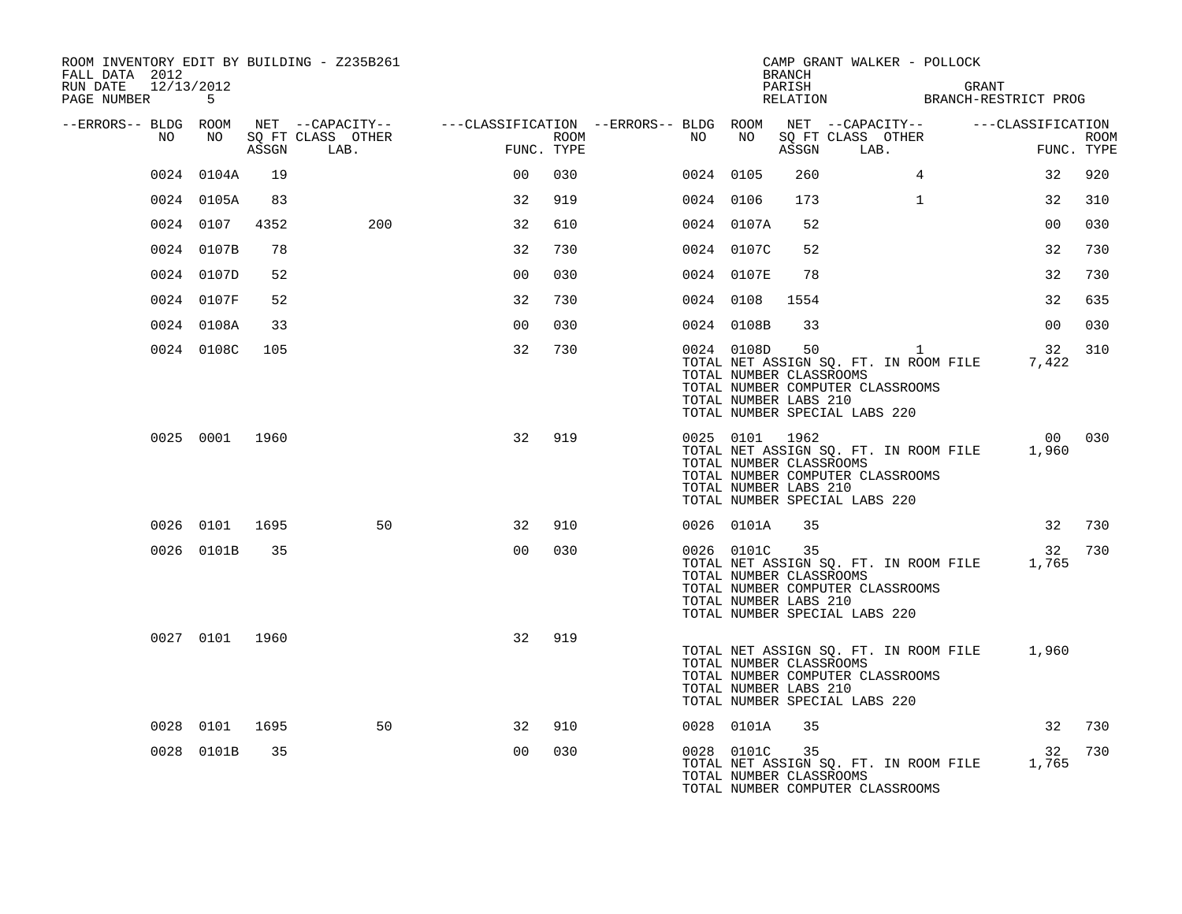ROOM INVENTORY EDIT BY BUILDING - Z235B261
FALL DATA 2012
RUN DATE 12/13/2012
PAGE NUMBER 5

CAMP GRANT WALKER - POLLOCK
BRANCH
PARISH GRANT
RELATION BRANCH-RESTRICT PROG

| --ERRORS-- | BLDG NO | ROOM NO | NET SQ FT ASSGN | --CAPACITY-- CLASS | LAB. | OTHER | ---CLASSIFICATION FUNC. | ROOM TYPE | --ERRORS-- | BLDG NO | ROOM NO | NET SQ FT ASSGN | --CAPACITY-- CLASS | LAB. | OTHER | ---CLASSIFICATION FUNC. | ROOM TYPE |
|---|---|---|---|---|---|---|---|---|---|---|---|---|---|---|---|---|---|
| | 0024 | 0104A | 19 | | | | 00 | 030 | | 0024 | 0105 | 260 | | | 4 | 32 | 920 |
| | 0024 | 0105A | 83 | | | | 32 | 919 | | 0024 | 0106 | 173 | | | 1 | 32 | 310 |
| | 0024 | 0107 | 4352 | | | 200 | 32 | 610 | | 0024 | 0107A | 52 | | | | 00 | 030 |
| | 0024 | 0107B | 78 | | | | 32 | 730 | | 0024 | 0107C | 52 | | | | 32 | 730 |
| | 0024 | 0107D | 52 | | | | 00 | 030 | | 0024 | 0107E | 78 | | | | 32 | 730 |
| | 0024 | 0107F | 52 | | | | 32 | 730 | | 0024 | 0108 | 1554 | | | | 32 | 635 |
| | 0024 | 0108A | 33 | | | | 00 | 030 | | 0024 | 0108B | 33 | | | | 00 | 030 |
| | 0024 | 0108C | 105 | | | | 32 | 730 | | 0024 | 0108D | 50 | | | 1 | 32 | 310 |
| | | | | | | | | | | TOTAL NET ASSIGN SQ. FT. IN ROOM FILE | | | | | | 7,422 | |
| | | | | | | | | | | TOTAL NUMBER CLASSROOMS | | | | | | | |
| | | | | | | | | | | TOTAL NUMBER COMPUTER CLASSROOMS | | | | | | | |
| | | | | | | | | | | TOTAL NUMBER LABS 210 | | | | | | | |
| | | | | | | | | | | TOTAL NUMBER SPECIAL LABS 220 | | | | | | | |
| | 0025 | 0001 | 1960 | | | | 32 | 919 | | 0025 | 0101 | 1962 | | | | 00 | 030 |
| | | | | | | | | | | TOTAL NET ASSIGN SQ. FT. IN ROOM FILE | | | | | | 1,960 | |
| | | | | | | | | | | TOTAL NUMBER CLASSROOMS | | | | | | | |
| | | | | | | | | | | TOTAL NUMBER COMPUTER CLASSROOMS | | | | | | | |
| | | | | | | | | | | TOTAL NUMBER LABS 210 | | | | | | | |
| | | | | | | | | | | TOTAL NUMBER SPECIAL LABS 220 | | | | | | | |
| | 0026 | 0101 | 1695 | | | 50 | 32 | 910 | | 0026 | 0101A | 35 | | | | 32 | 730 |
| | 0026 | 0101B | 35 | | | | 00 | 030 | | 0026 | 0101C | 35 | | | | 32 | 730 |
| | | | | | | | | | | TOTAL NET ASSIGN SQ. FT. IN ROOM FILE | | | | | | 1,765 | |
| | | | | | | | | | | TOTAL NUMBER CLASSROOMS | | | | | | | |
| | | | | | | | | | | TOTAL NUMBER COMPUTER CLASSROOMS | | | | | | | |
| | | | | | | | | | | TOTAL NUMBER LABS 210 | | | | | | | |
| | | | | | | | | | | TOTAL NUMBER SPECIAL LABS 220 | | | | | | | |
| | 0027 | 0101 | 1960 | | | | 32 | 919 | | | | | | | | | |
| | | | | | | | | | | TOTAL NET ASSIGN SQ. FT. IN ROOM FILE | | | | | | 1,960 | |
| | | | | | | | | | | TOTAL NUMBER CLASSROOMS | | | | | | | |
| | | | | | | | | | | TOTAL NUMBER COMPUTER CLASSROOMS | | | | | | | |
| | | | | | | | | | | TOTAL NUMBER LABS 210 | | | | | | | |
| | | | | | | | | | | TOTAL NUMBER SPECIAL LABS 220 | | | | | | | |
| | 0028 | 0101 | 1695 | | | 50 | 32 | 910 | | 0028 | 0101A | 35 | | | | 32 | 730 |
| | 0028 | 0101B | 35 | | | | 00 | 030 | | 0028 | 0101C | 35 | | | | 32 | 730 |
| | | | | | | | | | | TOTAL NET ASSIGN SQ. FT. IN ROOM FILE | | | | | | 1,765 | |
| | | | | | | | | | | TOTAL NUMBER CLASSROOMS | | | | | | | |
| | | | | | | | | | | TOTAL NUMBER COMPUTER CLASSROOMS | | | | | | | |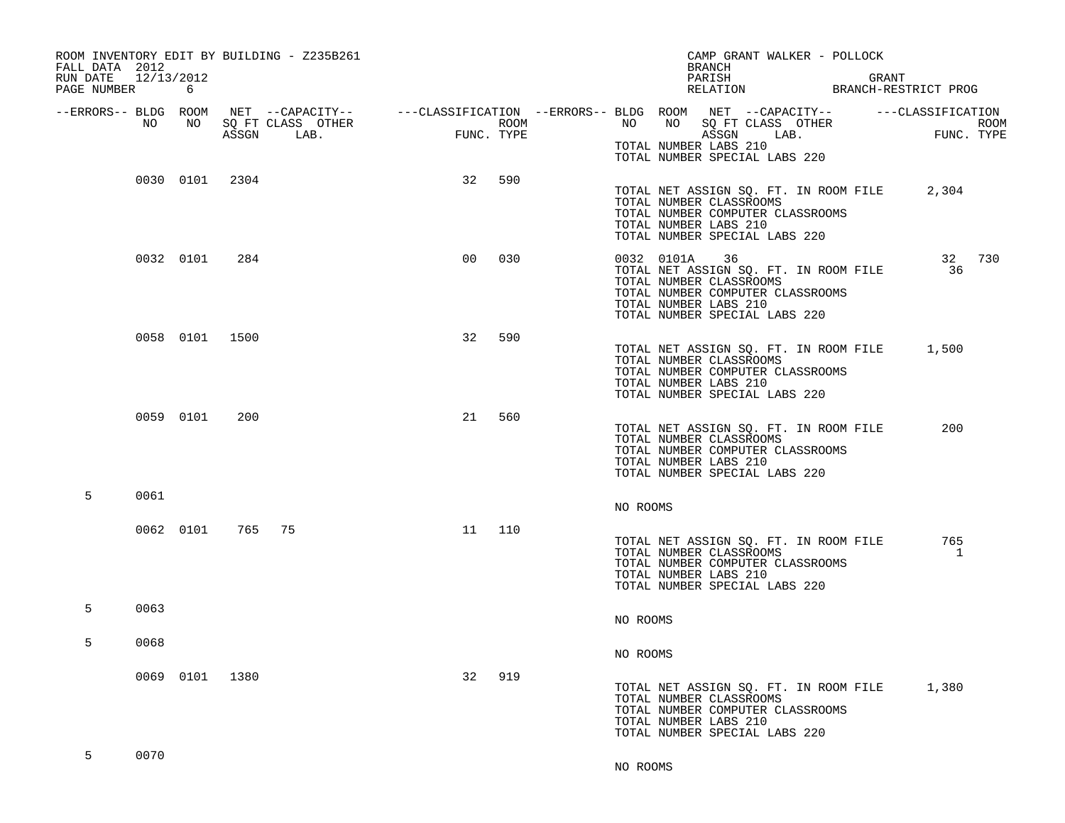ROOM INVENTORY EDIT BY BUILDING - Z235B261
FALL DATA 2012
RUN DATE 12/13/2012
PAGE NUMBER 6

CAMP GRANT WALKER - POLLOCK
BRANCH
PARISH GRANT
RELATION BRANCH-RESTRICT PROG

| --ERRORS-- | BLDG NO | ROOM NO | NET SQ FT ASSGN | --CAPACITY-- CLASS | LAB. | OTHER | ---CLASSIFICATION FUNC. | ROOM TYPE | --ERRORS-- | BLDG NO | ROOM NO | NET SQ FT ASSGN | --CAPACITY-- CLASS | LAB. | OTHER | ---CLASSIFICATION FUNC. | ROOM TYPE |
|---|---|---|---|---|---|---|---|---|---|---|---|---|---|---|---|---|---|
| | | | | | | | | | | TOTAL NUMBER LABS 210 | | | | | | | |
| | | | | | | | | | | TOTAL NUMBER SPECIAL LABS 220 | | | | | | | |
| | 0030 | 0101 | 2304 | | | | 32 | 590 | | | | | | | | | |
| | | | | | | | | | | TOTAL NET ASSIGN SQ. FT. IN ROOM FILE | | | | | | 2,304 | |
| | | | | | | | | | | TOTAL NUMBER CLASSROOMS | | | | | | | |
| | | | | | | | | | | TOTAL NUMBER COMPUTER CLASSROOMS | | | | | | | |
| | | | | | | | | | | TOTAL NUMBER LABS 210 | | | | | | | |
| | | | | | | | | | | TOTAL NUMBER SPECIAL LABS 220 | | | | | | | |
| | 0032 | 0101 | 284 | | | | 00 | 030 | | 0032 | 0101A | 36 | | | | 32 | 730 |
| | | | | | | | | | | TOTAL NET ASSIGN SQ. FT. IN ROOM FILE | | | | | | 36 | |
| | | | | | | | | | | TOTAL NUMBER CLASSROOMS | | | | | | | |
| | | | | | | | | | | TOTAL NUMBER COMPUTER CLASSROOMS | | | | | | | |
| | | | | | | | | | | TOTAL NUMBER LABS 210 | | | | | | | |
| | | | | | | | | | | TOTAL NUMBER SPECIAL LABS 220 | | | | | | | |
| | 0058 | 0101 | 1500 | | | | 32 | 590 | | | | | | | | | |
| | | | | | | | | | | TOTAL NET ASSIGN SQ. FT. IN ROOM FILE | | | | | | 1,500 | |
| | | | | | | | | | | TOTAL NUMBER CLASSROOMS | | | | | | | |
| | | | | | | | | | | TOTAL NUMBER COMPUTER CLASSROOMS | | | | | | | |
| | | | | | | | | | | TOTAL NUMBER LABS 210 | | | | | | | |
| | | | | | | | | | | TOTAL NUMBER SPECIAL LABS 220 | | | | | | | |
| | 0059 | 0101 | 200 | | | | 21 | 560 | | | | | | | | | |
| | | | | | | | | | | TOTAL NET ASSIGN SQ. FT. IN ROOM FILE | | | | | | 200 | |
| | | | | | | | | | | TOTAL NUMBER CLASSROOMS | | | | | | | |
| | | | | | | | | | | TOTAL NUMBER COMPUTER CLASSROOMS | | | | | | | |
| | | | | | | | | | | TOTAL NUMBER LABS 210 | | | | | | | |
| | | | | | | | | | | TOTAL NUMBER SPECIAL LABS 220 | | | | | | | |
| 5 | 0061 | | | | | | | | | NO ROOMS | | | | | | | |
| | 0062 | 0101 | 765 | 75 | | | 11 | 110 | | | | | | | | | |
| | | | | | | | | | | TOTAL NET ASSIGN SQ. FT. IN ROOM FILE | | | | | | 765 | |
| | | | | | | | | | | TOTAL NUMBER CLASSROOMS | | | | | | 1 | |
| | | | | | | | | | | TOTAL NUMBER COMPUTER CLASSROOMS | | | | | | | |
| | | | | | | | | | | TOTAL NUMBER LABS 210 | | | | | | | |
| | | | | | | | | | | TOTAL NUMBER SPECIAL LABS 220 | | | | | | | |
| 5 | 0063 | | | | | | | | | NO ROOMS | | | | | | | |
| 5 | 0068 | | | | | | | | | NO ROOMS | | | | | | | |
| | 0069 | 0101 | 1380 | | | | 32 | 919 | | | | | | | | | |
| | | | | | | | | | | TOTAL NET ASSIGN SQ. FT. IN ROOM FILE | | | | | | 1,380 | |
| | | | | | | | | | | TOTAL NUMBER CLASSROOMS | | | | | | | |
| | | | | | | | | | | TOTAL NUMBER COMPUTER CLASSROOMS | | | | | | | |
| | | | | | | | | | | TOTAL NUMBER LABS 210 | | | | | | | |
| | | | | | | | | | | TOTAL NUMBER SPECIAL LABS 220 | | | | | | | |
| 5 | 0070 | | | | | | | | | NO ROOMS | | | | | | | |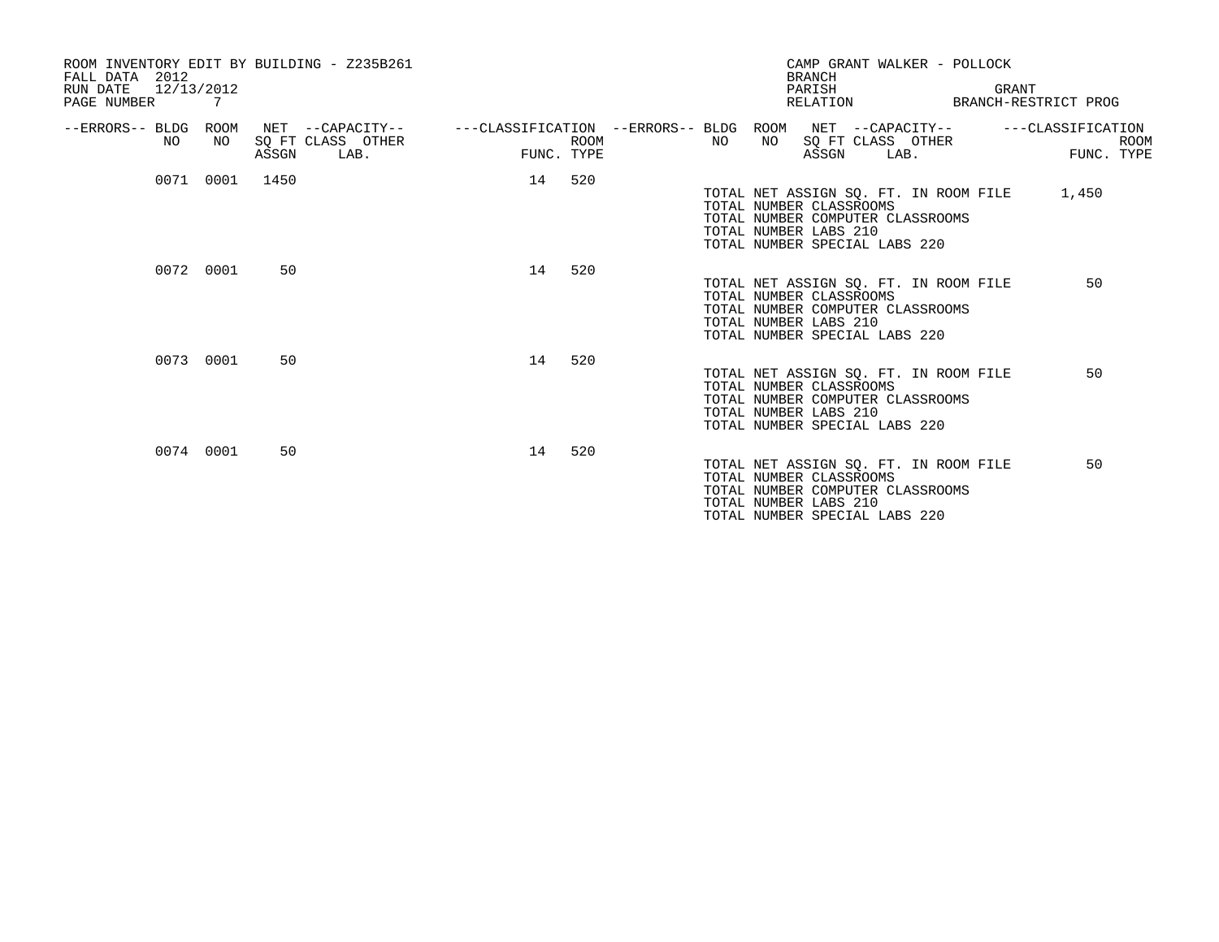ROOM INVENTORY EDIT BY BUILDING - Z235B261
FALL DATA 2012
RUN DATE 12/13/2012
PAGE NUMBER 7

CAMP GRANT WALKER - POLLOCK
BRANCH
PARISH GRANT
RELATION BRANCH-RESTRICT PROG

| --ERRORS-- | BLDG NO | ROOM NO | NET SQ FT ASSGN | --CAPACITY-- CLASS | LAB. | OTHER | ---CLASSIFICATION FUNC. | ROOM TYPE |
|---|---|---|---|---|---|---|---|---|
| | 0071 | 0001 | 1450 | | | | 14 | 520 |
| | 0072 | 0001 | 50 | | | | 14 | 520 |
| | 0073 | 0001 | 50 | | | | 14 | 520 |
| | 0074 | 0001 | 50 | | | | 14 | 520 |

**Building 0071**

TOTAL NET ASSIGN SQ. FT. IN ROOM FILE 1,450
TOTAL NUMBER CLASSROOMS
TOTAL NUMBER COMPUTER CLASSROOMS
TOTAL NUMBER LABS 210
TOTAL NUMBER SPECIAL LABS 220

**Building 0072**

TOTAL NET ASSIGN SQ. FT. IN ROOM FILE 50
TOTAL NUMBER CLASSROOMS
TOTAL NUMBER COMPUTER CLASSROOMS
TOTAL NUMBER LABS 210
TOTAL NUMBER SPECIAL LABS 220

**Building 0073**

TOTAL NET ASSIGN SQ. FT. IN ROOM FILE 50
TOTAL NUMBER CLASSROOMS
TOTAL NUMBER COMPUTER CLASSROOMS
TOTAL NUMBER LABS 210
TOTAL NUMBER SPECIAL LABS 220

**Building 0074**

TOTAL NET ASSIGN SQ. FT. IN ROOM FILE 50
TOTAL NUMBER CLASSROOMS
TOTAL NUMBER COMPUTER CLASSROOMS
TOTAL NUMBER LABS 210
TOTAL NUMBER SPECIAL LABS 220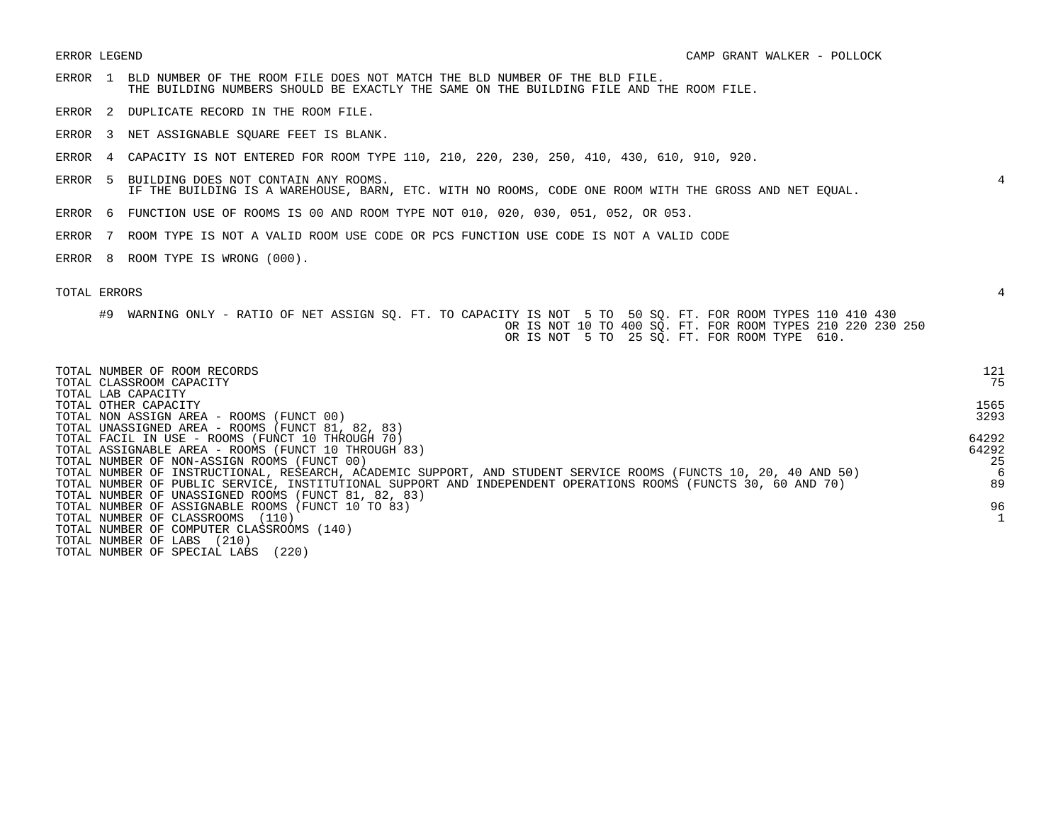ERROR LEGEND — CAMP GRANT WALKER - POLLOCK

| | | |
|---|---|---|
| ERROR 1 | BLD NUMBER OF THE ROOM FILE DOES NOT MATCH THE BLD NUMBER OF THE BLD FILE. THE BUILDING NUMBERS SHOULD BE EXACTLY THE SAME ON THE BUILDING FILE AND THE ROOM FILE. | |
| ERROR 2 | DUPLICATE RECORD IN THE ROOM FILE. | |
| ERROR 3 | NET ASSIGNABLE SQUARE FEET IS BLANK. | |
| ERROR 4 | CAPACITY IS NOT ENTERED FOR ROOM TYPE 110, 210, 220, 230, 250, 410, 430, 610, 910, 920. | |
| ERROR 5 | BUILDING DOES NOT CONTAIN ANY ROOMS. IF THE BUILDING IS A WAREHOUSE, BARN, ETC. WITH NO ROOMS, CODE ONE ROOM WITH THE GROSS AND NET EQUAL. | 4 |
| ERROR 6 | FUNCTION USE OF ROOMS IS 00 AND ROOM TYPE NOT 010, 020, 030, 051, 052, OR 053. | |
| ERROR 7 | ROOM TYPE IS NOT A VALID ROOM USE CODE OR PCS FUNCTION USE CODE IS NOT A VALID CODE | |
| ERROR 8 | ROOM TYPE IS WRONG (000). | |

TOTAL ERRORS 4

#9 WARNING ONLY - RATIO OF NET ASSIGN SQ. FT. TO CAPACITY IS NOT 5 TO 50 SQ. FT. FOR ROOM TYPES 110 410 430
OR IS NOT 10 TO 400 SQ. FT. FOR ROOM TYPES 210 220 230 250
OR IS NOT 5 TO 25 SQ. FT. FOR ROOM TYPE 610.

| | |
|---|---|
| TOTAL NUMBER OF ROOM RECORDS | 121 |
| TOTAL CLASSROOM CAPACITY | 75 |
| TOTAL LAB CAPACITY | |
| TOTAL OTHER CAPACITY | 1565 |
| TOTAL NON ASSIGN AREA - ROOMS (FUNCT 00) | 3293 |
| TOTAL UNASSIGNED AREA - ROOMS (FUNCT 81, 82, 83) | |
| TOTAL FACIL IN USE - ROOMS (FUNCT 10 THROUGH 70) | 64292 |
| TOTAL ASSIGNABLE AREA - ROOMS (FUNCT 10 THROUGH 83) | 64292 |
| TOTAL NUMBER OF NON-ASSIGN ROOMS (FUNCT 00) | 25 |
| TOTAL NUMBER OF INSTRUCTIONAL, RESEARCH, ACADEMIC SUPPORT, AND STUDENT SERVICE ROOMS (FUNCTS 10, 20, 40 AND 50) | 6 |
| TOTAL NUMBER OF PUBLIC SERVICE, INSTITUTIONAL SUPPORT AND INDEPENDENT OPERATIONS ROOMS (FUNCTS 30, 60 AND 70) | 89 |
| TOTAL NUMBER OF UNASSIGNED ROOMS (FUNCT 81, 82, 83) | |
| TOTAL NUMBER OF ASSIGNABLE ROOMS (FUNCT 10 TO 83) | 96 |
| TOTAL NUMBER OF CLASSROOMS (110) | 1 |
| TOTAL NUMBER OF COMPUTER CLASSROOMS (140) | |
| TOTAL NUMBER OF LABS (210) | |
| TOTAL NUMBER OF SPECIAL LABS (220) | |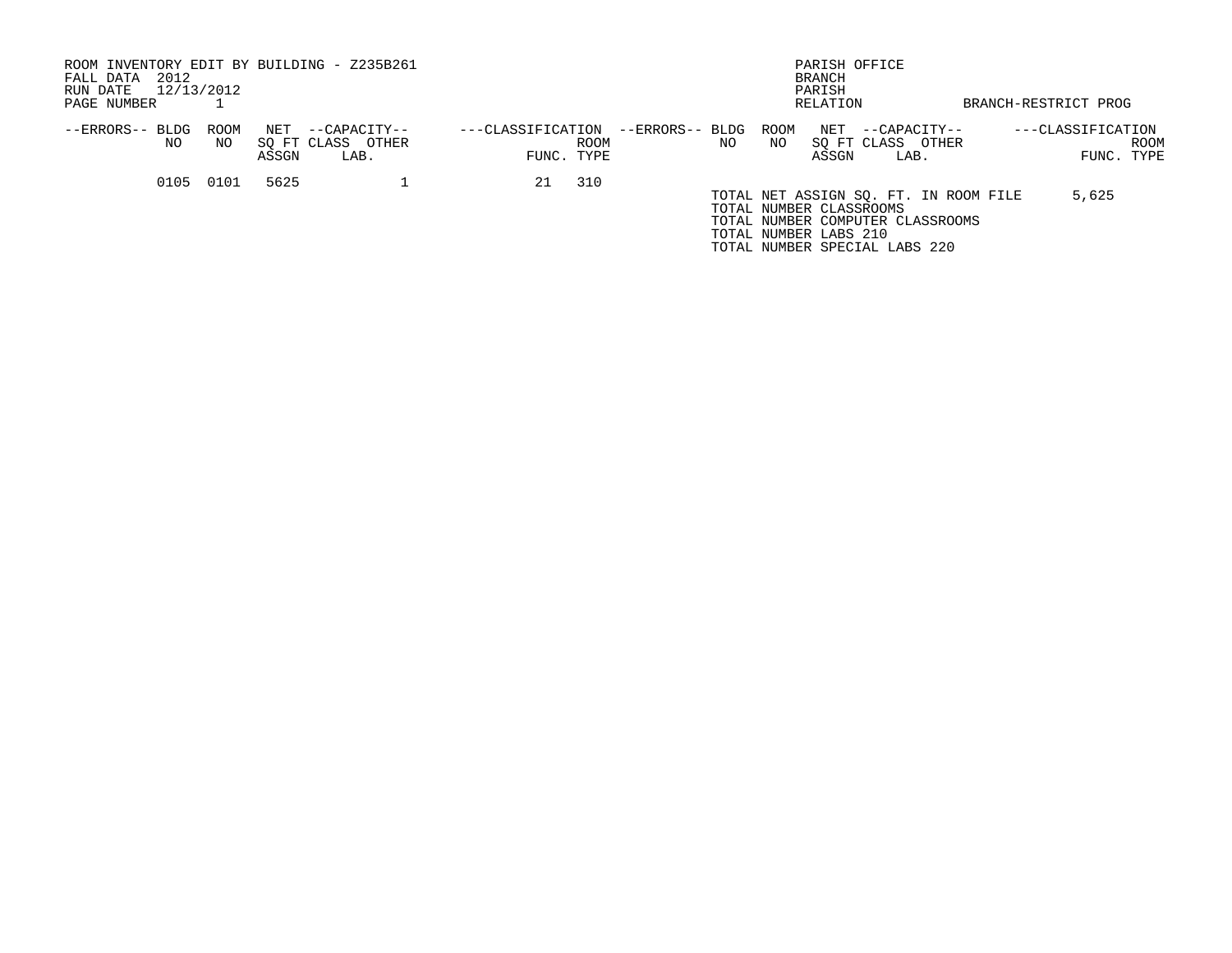ROOM INVENTORY EDIT BY BUILDING - Z235B261
FALL DATA 2012
RUN DATE 12/13/2012
PAGE NUMBER 1

PARISH OFFICE
BRANCH
PARISH
RELATION

BRANCH-RESTRICT PROG

| --ERRORS-- | BLDG NO | ROOM NO | NET SQ FT ASSGN | --CAPACITY-- CLASS | OTHER LAB. | ---CLASSIFICATION FUNC. | ROOM TYPE |
|---|---|---|---|---|---|---|---|
| | 0105 | 0101 | 5625 | | 1 | 21 | 310 |

TOTAL NET ASSIGN SQ. FT. IN ROOM FILE 5,625
TOTAL NUMBER CLASSROOMS
TOTAL NUMBER COMPUTER CLASSROOMS
TOTAL NUMBER LABS 210
TOTAL NUMBER SPECIAL LABS 220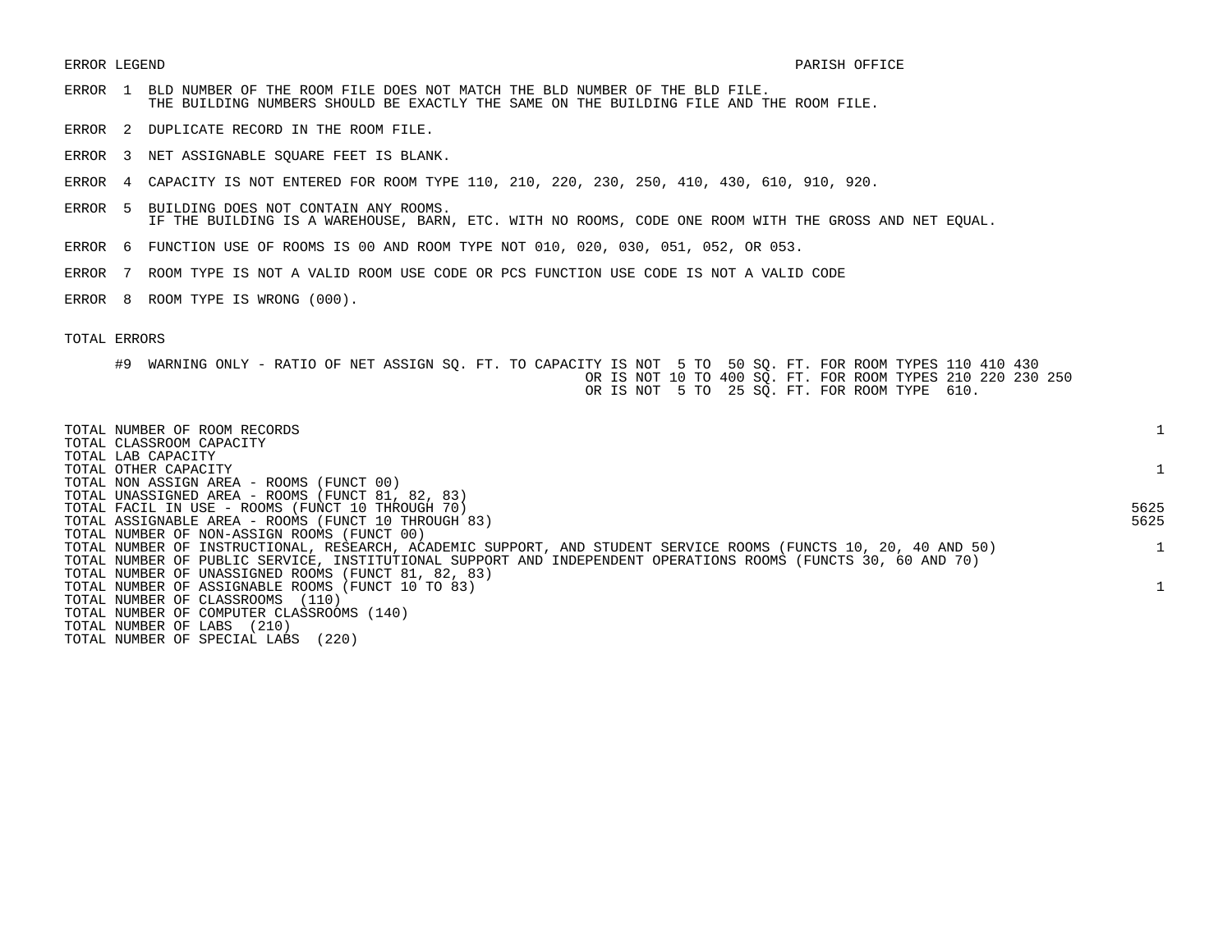ERROR LEGEND PARISH OFFICE

ERROR 1 BLD NUMBER OF THE ROOM FILE DOES NOT MATCH THE BLD NUMBER OF THE BLD FILE.
THE BUILDING NUMBERS SHOULD BE EXACTLY THE SAME ON THE BUILDING FILE AND THE ROOM FILE.

ERROR 2 DUPLICATE RECORD IN THE ROOM FILE.

ERROR 3 NET ASSIGNABLE SQUARE FEET IS BLANK.

ERROR 4 CAPACITY IS NOT ENTERED FOR ROOM TYPE 110, 210, 220, 230, 250, 410, 430, 610, 910, 920.

ERROR 5 BUILDING DOES NOT CONTAIN ANY ROOMS.
IF THE BUILDING IS A WAREHOUSE, BARN, ETC. WITH NO ROOMS, CODE ONE ROOM WITH THE GROSS AND NET EQUAL.

ERROR 6 FUNCTION USE OF ROOMS IS 00 AND ROOM TYPE NOT 010, 020, 030, 051, 052, OR 053.

ERROR 7 ROOM TYPE IS NOT A VALID ROOM USE CODE OR PCS FUNCTION USE CODE IS NOT A VALID CODE

ERROR 8 ROOM TYPE IS WRONG (000).

TOTAL ERRORS

#9 WARNING ONLY - RATIO OF NET ASSIGN SQ. FT. TO CAPACITY IS NOT 5 TO 50 SQ. FT. FOR ROOM TYPES 110 410 430
OR IS NOT 10 TO 400 SQ. FT. FOR ROOM TYPES 210 220 230 250
OR IS NOT 5 TO 25 SQ. FT. FOR ROOM TYPE 610.

| | |
|---|---|
| TOTAL NUMBER OF ROOM RECORDS | 1 |
| TOTAL CLASSROOM CAPACITY | |
| TOTAL LAB CAPACITY | |
| TOTAL OTHER CAPACITY | 1 |
| TOTAL NON ASSIGN AREA - ROOMS (FUNCT 00) | |
| TOTAL UNASSIGNED AREA - ROOMS (FUNCT 81, 82, 83) | |
| TOTAL FACIL IN USE - ROOMS (FUNCT 10 THROUGH 70) | 5625 |
| TOTAL ASSIGNABLE AREA - ROOMS (FUNCT 10 THROUGH 83) | 5625 |
| TOTAL NUMBER OF NON-ASSIGN ROOMS (FUNCT 00) | |
| TOTAL NUMBER OF INSTRUCTIONAL, RESEARCH, ACADEMIC SUPPORT, AND STUDENT SERVICE ROOMS (FUNCTS 10, 20, 40 AND 50) | 1 |
| TOTAL NUMBER OF PUBLIC SERVICE, INSTITUTIONAL SUPPORT AND INDEPENDENT OPERATIONS ROOMS (FUNCTS 30, 60 AND 70) | |
| TOTAL NUMBER OF UNASSIGNED ROOMS (FUNCT 81, 82, 83) | |
| TOTAL NUMBER OF ASSIGNABLE ROOMS (FUNCT 10 TO 83) | 1 |
| TOTAL NUMBER OF CLASSROOMS (110) | |
| TOTAL NUMBER OF COMPUTER CLASSROOMS (140) | |
| TOTAL NUMBER OF LABS (210) | |
| TOTAL NUMBER OF SPECIAL LABS (220) | |